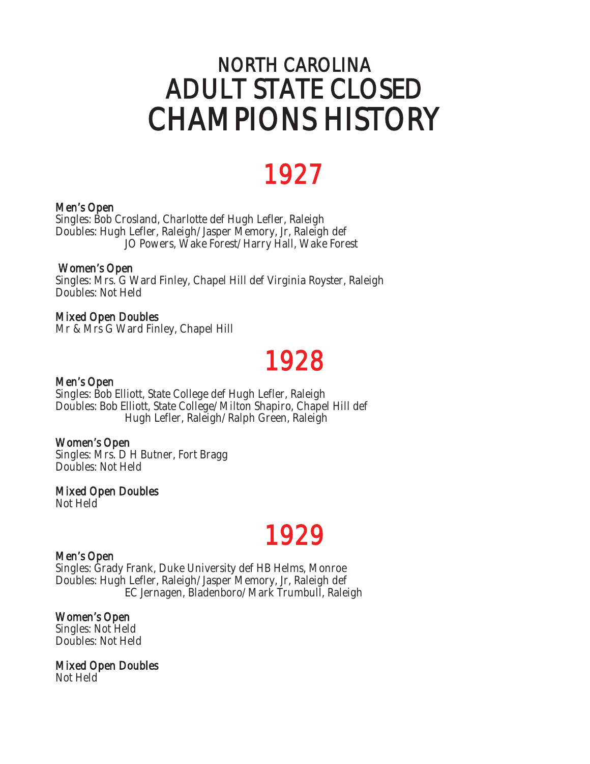# NORTH CAROLINA
# ADULT STATE CLOSED CHAMPIONS HISTORY

## 1927

### Men's Open

Singles: Bob Crosland, Charlotte def Hugh Lefler, Raleigh
Doubles: Hugh Lefler, Raleigh/Jasper Memory, Jr, Raleigh def
JO Powers, Wake Forest/Harry Hall, Wake Forest

### Women's Open

Singles: Mrs. G Ward Finley, Chapel Hill def Virginia Royster, Raleigh
Doubles: Not Held

### Mixed Open Doubles

Mr & Mrs G Ward Finley, Chapel Hill

## 1928

### Men's Open

Singles: Bob Elliott, State College def Hugh Lefler, Raleigh
Doubles: Bob Elliott, State College/Milton Shapiro, Chapel Hill def
Hugh Lefler, Raleigh/Ralph Green, Raleigh

### Women's Open

Singles: Mrs. D H Butner, Fort Bragg
Doubles: Not Held

### Mixed Open Doubles

Not Held

## 1929

### Men's Open

Singles: Grady Frank, Duke University def HB Helms, Monroe
Doubles: Hugh Lefler, Raleigh/Jasper Memory, Jr, Raleigh def
EC Jernagen, Bladenboro/Mark Trumbull, Raleigh

### Women's Open

Singles: Not Held
Doubles: Not Held

### Mixed Open Doubles

Not Held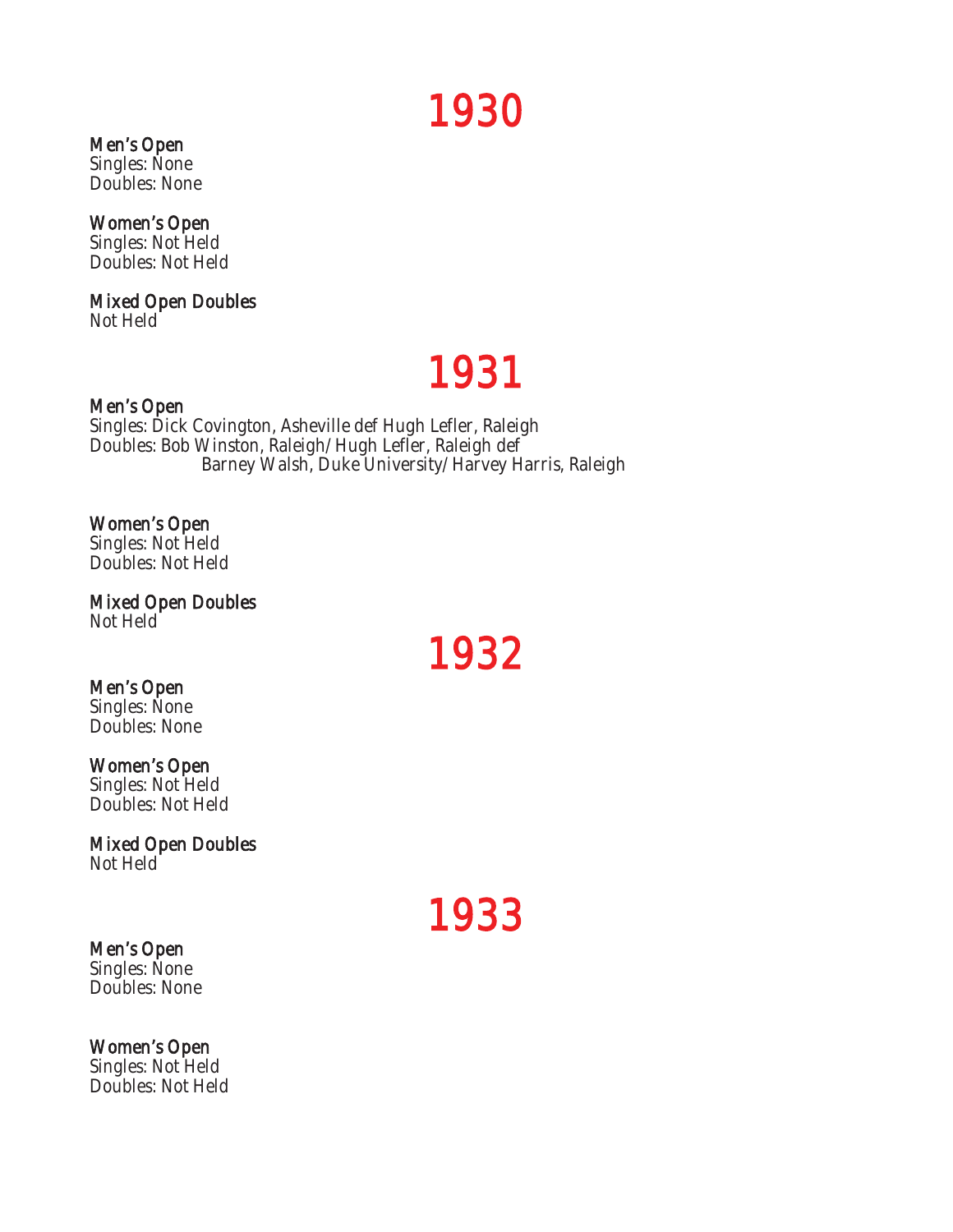# 1930

**Men's Open**
Singles: None
Doubles: None

**Women's Open**
Singles: Not Held
Doubles: Not Held

**Mixed Open Doubles**
Not Held

# 1931

**Men's Open**
Singles: Dick Covington, Asheville def Hugh Lefler, Raleigh
Doubles: Bob Winston, Raleigh/Hugh Lefler, Raleigh def
Barney Walsh, Duke University/Harvey Harris, Raleigh

**Women's Open**
Singles: Not Held
Doubles: Not Held

**Mixed Open Doubles**
Not Held

# 1932

**Men's Open**
Singles: None
Doubles: None

**Women's Open**
Singles: Not Held
Doubles: Not Held

**Mixed Open Doubles**
Not Held

# 1933

**Men's Open**
Singles: None
Doubles: None

**Women's Open**
Singles: Not Held
Doubles: Not Held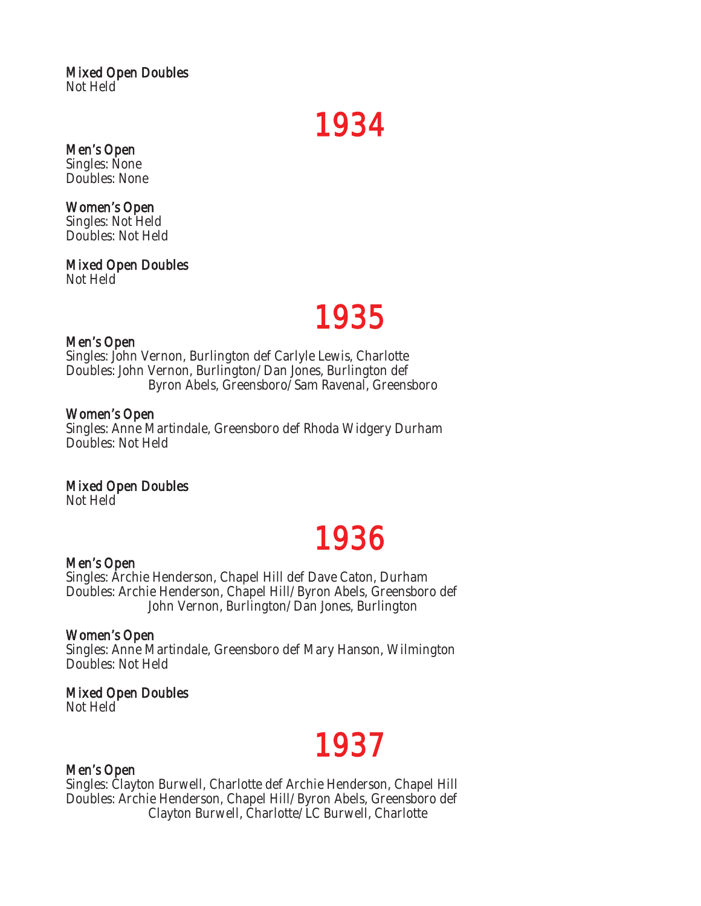### Mixed Open Doubles
Not Held

# 1934

### Men's Open
Singles: None
Doubles: None

### Women's Open
Singles: Not Held
Doubles: Not Held

### Mixed Open Doubles
Not Held

# 1935

### Men's Open
Singles: John Vernon, Burlington def Carlyle Lewis, Charlotte
Doubles: John Vernon, Burlington/Dan Jones, Burlington def
Byron Abels, Greensboro/Sam Ravenal, Greensboro

### Women's Open
Singles: Anne Martindale, Greensboro def Rhoda Widgery Durham
Doubles: Not Held

### Mixed Open Doubles
Not Held

# 1936

### Men's Open
Singles: Archie Henderson, Chapel Hill def Dave Caton, Durham
Doubles: Archie Henderson, Chapel Hill/Byron Abels, Greensboro def
John Vernon, Burlington/Dan Jones, Burlington

### Women's Open
Singles: Anne Martindale, Greensboro def Mary Hanson, Wilmington
Doubles: Not Held

### Mixed Open Doubles
Not Held

# 1937

### Men's Open
Singles: Clayton Burwell, Charlotte def Archie Henderson, Chapel Hill
Doubles: Archie Henderson, Chapel Hill/Byron Abels, Greensboro def
Clayton Burwell, Charlotte/LC Burwell, Charlotte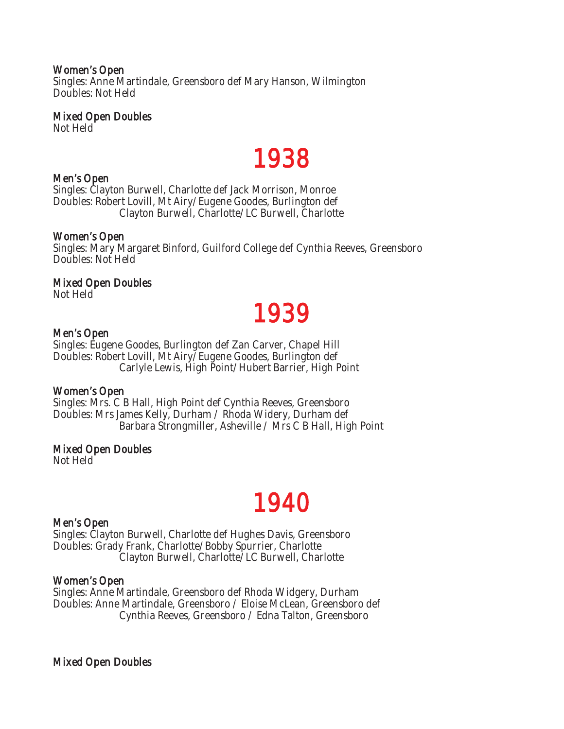### Women's Open

Singles: Anne Martindale, Greensboro def Mary Hanson, Wilmington
Doubles: Not Held

### Mixed Open Doubles

Not Held

# 1938

### Men's Open

Singles: Clayton Burwell, Charlotte def Jack Morrison, Monroe
Doubles: Robert Lovill, Mt Airy/Eugene Goodes, Burlington def
Clayton Burwell, Charlotte/LC Burwell, Charlotte

### Women's Open

Singles: Mary Margaret Binford, Guilford College def Cynthia Reeves, Greensboro
Doubles: Not Held

### Mixed Open Doubles

Not Held

# 1939

### Men's Open

Singles: Eugene Goodes, Burlington def Zan Carver, Chapel Hill
Doubles: Robert Lovill, Mt Airy/Eugene Goodes, Burlington def
Carlyle Lewis, High Point/Hubert Barrier, High Point

### Women's Open

Singles: Mrs. C B Hall, High Point def Cynthia Reeves, Greensboro
Doubles: Mrs James Kelly, Durham / Rhoda Widery, Durham def
Barbara Strongmiller, Asheville / Mrs C B Hall, High Point

### Mixed Open Doubles

Not Held

# 1940

### Men's Open

Singles: Clayton Burwell, Charlotte def Hughes Davis, Greensboro
Doubles: Grady Frank, Charlotte/Bobby Spurrier, Charlotte
Clayton Burwell, Charlotte/LC Burwell, Charlotte

### Women's Open

Singles: Anne Martindale, Greensboro def Rhoda Widgery, Durham
Doubles: Anne Martindale, Greensboro / Eloise McLean, Greensboro def
Cynthia Reeves, Greensboro / Edna Talton, Greensboro

### Mixed Open Doubles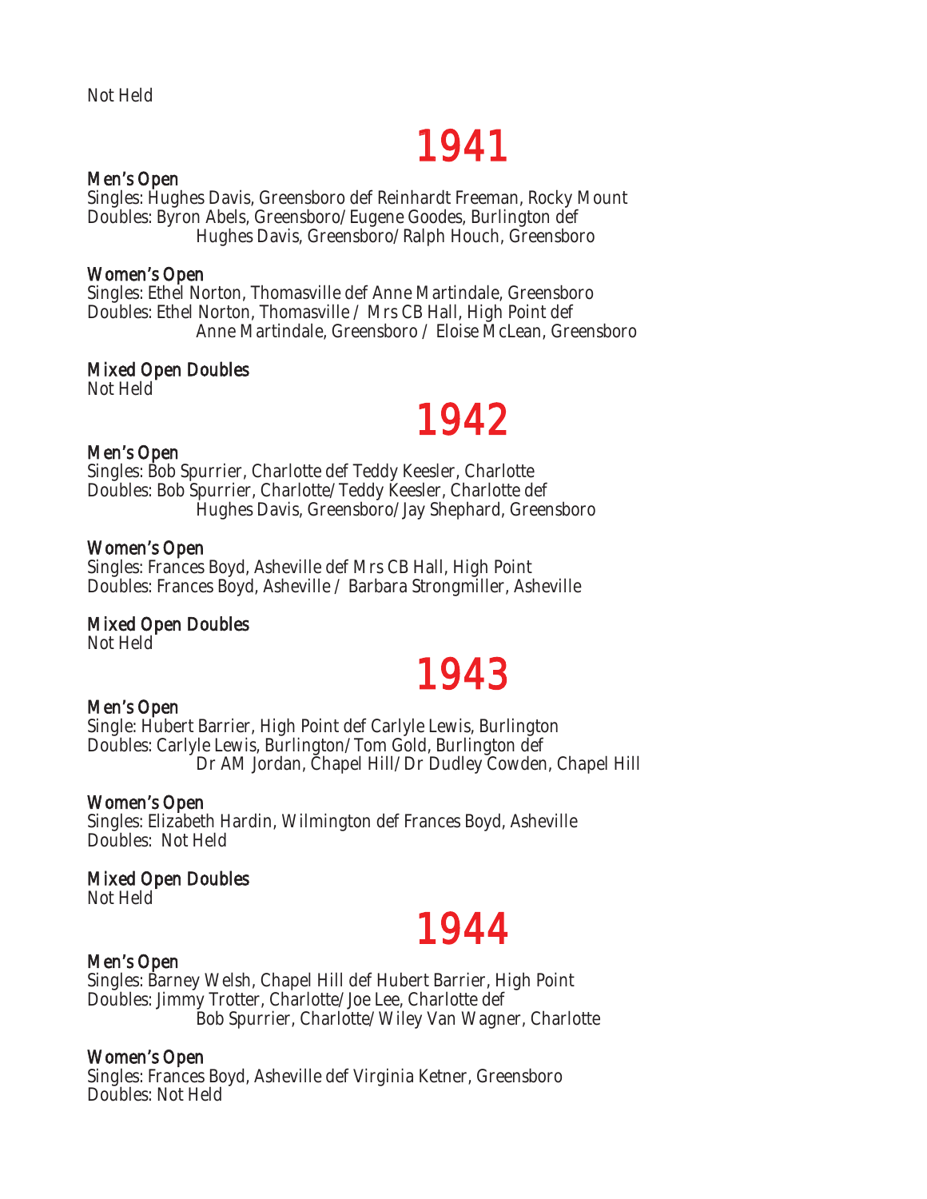Not Held

# 1941

### Men's Open

Singles: Hughes Davis, Greensboro def Reinhardt Freeman, Rocky Mount
Doubles: Byron Abels, Greensboro/Eugene Goodes, Burlington def
Hughes Davis, Greensboro/Ralph Houch, Greensboro

### Women's Open

Singles: Ethel Norton, Thomasville def Anne Martindale, Greensboro
Doubles: Ethel Norton, Thomasville / Mrs CB Hall, High Point def
Anne Martindale, Greensboro / Eloise McLean, Greensboro

### Mixed Open Doubles

Not Held

# 1942

### Men's Open

Singles: Bob Spurrier, Charlotte def Teddy Keesler, Charlotte
Doubles: Bob Spurrier, Charlotte/Teddy Keesler, Charlotte def
Hughes Davis, Greensboro/Jay Shephard, Greensboro

### Women's Open

Singles: Frances Boyd, Asheville def Mrs CB Hall, High Point
Doubles: Frances Boyd, Asheville / Barbara Strongmiller, Asheville

### Mixed Open Doubles

Not Held

# 1943

### Men's Open

Single: Hubert Barrier, High Point def Carlyle Lewis, Burlington
Doubles: Carlyle Lewis, Burlington/Tom Gold, Burlington def
Dr AM Jordan, Chapel Hill/Dr Dudley Cowden, Chapel Hill

### Women's Open

Singles: Elizabeth Hardin, Wilmington def Frances Boyd, Asheville
Doubles: Not Held

### Mixed Open Doubles

Not Held

# 1944

### Men's Open

Singles: Barney Welsh, Chapel Hill def Hubert Barrier, High Point
Doubles: Jimmy Trotter, Charlotte/Joe Lee, Charlotte def
Bob Spurrier, Charlotte/Wiley Van Wagner, Charlotte

### Women's Open

Singles: Frances Boyd, Asheville def Virginia Ketner, Greensboro
Doubles: Not Held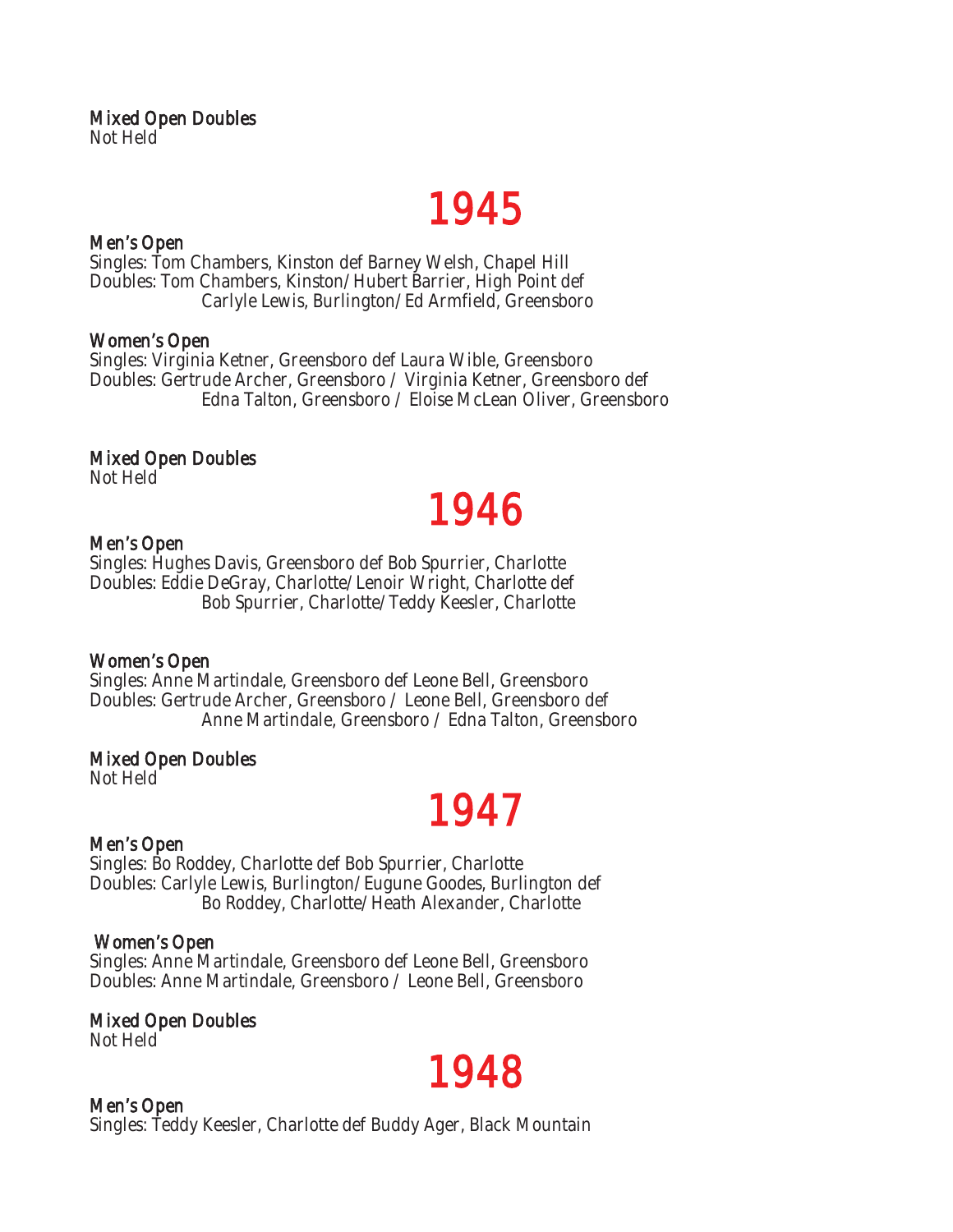### Mixed Open Doubles
Not Held

# 1945

### Men's Open
Singles: Tom Chambers, Kinston def Barney Welsh, Chapel Hill
Doubles: Tom Chambers, Kinston/Hubert Barrier, High Point def
Carlyle Lewis, Burlington/Ed Armfield, Greensboro

### Women's Open
Singles: Virginia Ketner, Greensboro def Laura Wible, Greensboro
Doubles: Gertrude Archer, Greensboro / Virginia Ketner, Greensboro def
Edna Talton, Greensboro / Eloise McLean Oliver, Greensboro

### Mixed Open Doubles
Not Held

# 1946

### Men's Open
Singles: Hughes Davis, Greensboro def Bob Spurrier, Charlotte
Doubles: Eddie DeGray, Charlotte/Lenoir Wright, Charlotte def
Bob Spurrier, Charlotte/Teddy Keesler, Charlotte

### Women's Open
Singles: Anne Martindale, Greensboro def Leone Bell, Greensboro
Doubles: Gertrude Archer, Greensboro / Leone Bell, Greensboro def
Anne Martindale, Greensboro / Edna Talton, Greensboro

### Mixed Open Doubles
Not Held

# 1947

### Men's Open
Singles: Bo Roddey, Charlotte def Bob Spurrier, Charlotte
Doubles: Carlyle Lewis, Burlington/Eugune Goodes, Burlington def
Bo Roddey, Charlotte/Heath Alexander, Charlotte

### Women's Open
Singles: Anne Martindale, Greensboro def Leone Bell, Greensboro
Doubles: Anne Martindale, Greensboro / Leone Bell, Greensboro

### Mixed Open Doubles
Not Held

# 1948

### Men's Open
Singles: Teddy Keesler, Charlotte def Buddy Ager, Black Mountain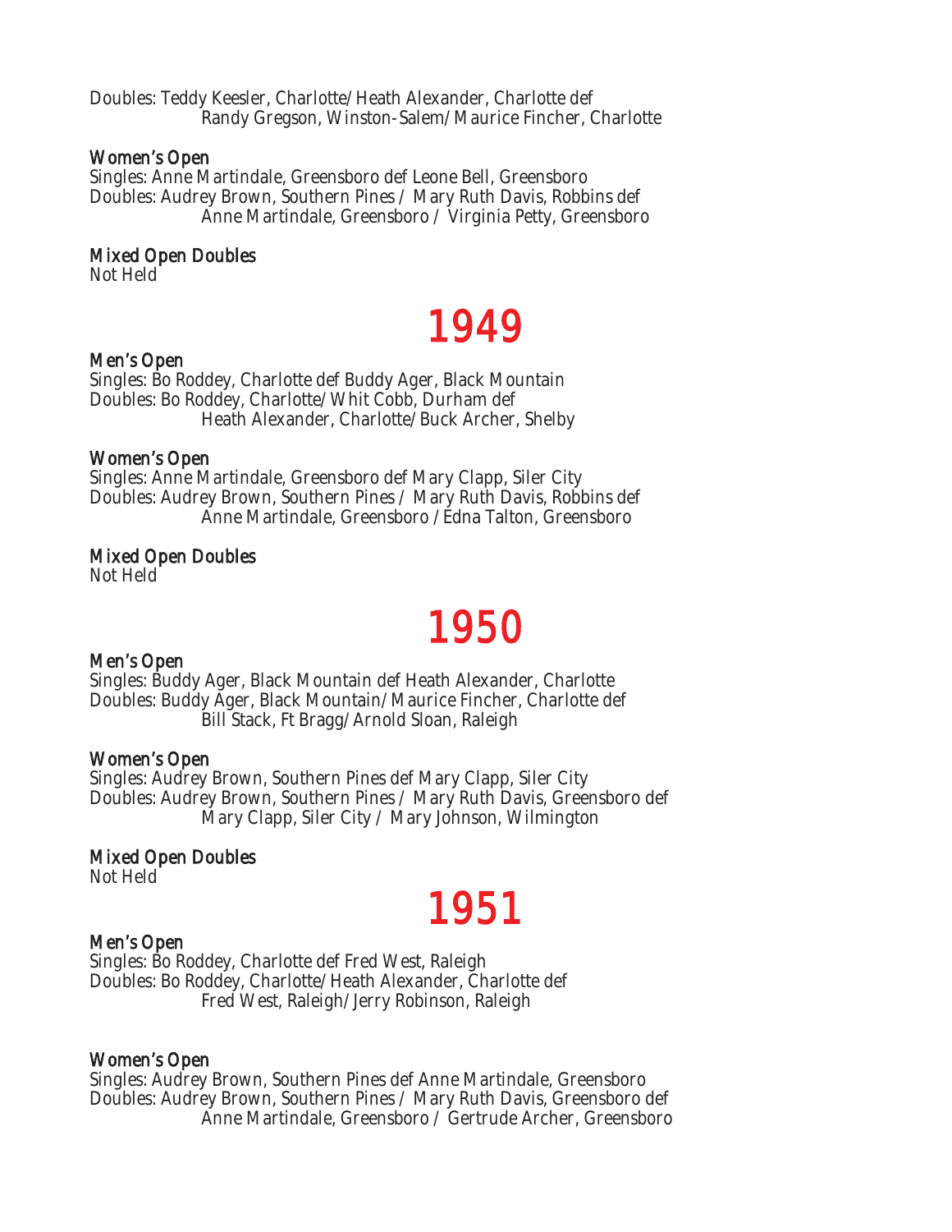Doubles: Teddy Keesler, Charlotte/Heath Alexander, Charlotte def
Randy Gregson, Winston-Salem/Maurice Fincher, Charlotte

### Women's Open

Singles: Anne Martindale, Greensboro def Leone Bell, Greensboro
Doubles: Audrey Brown, Southern Pines / Mary Ruth Davis, Robbins def
Anne Martindale, Greensboro / Virginia Petty, Greensboro

### Mixed Open Doubles

Not Held

## 1949

### Men's Open

Singles: Bo Roddey, Charlotte def Buddy Ager, Black Mountain
Doubles: Bo Roddey, Charlotte/Whit Cobb, Durham def
Heath Alexander, Charlotte/Buck Archer, Shelby

### Women's Open

Singles: Anne Martindale, Greensboro def Mary Clapp, Siler City
Doubles: Audrey Brown, Southern Pines / Mary Ruth Davis, Robbins def
Anne Martindale, Greensboro /Edna Talton, Greensboro

### Mixed Open Doubles

Not Held

## 1950

### Men's Open

Singles: Buddy Ager, Black Mountain def Heath Alexander, Charlotte
Doubles: Buddy Ager, Black Mountain/Maurice Fincher, Charlotte def
Bill Stack, Ft Bragg/Arnold Sloan, Raleigh

### Women's Open

Singles: Audrey Brown, Southern Pines def Mary Clapp, Siler City
Doubles: Audrey Brown, Southern Pines / Mary Ruth Davis, Greensboro def
Mary Clapp, Siler City / Mary Johnson, Wilmington

### Mixed Open Doubles

Not Held

## 1951

### Men's Open

Singles: Bo Roddey, Charlotte def Fred West, Raleigh
Doubles: Bo Roddey, Charlotte/Heath Alexander, Charlotte def
Fred West, Raleigh/Jerry Robinson, Raleigh

### Women's Open

Singles: Audrey Brown, Southern Pines def Anne Martindale, Greensboro
Doubles: Audrey Brown, Southern Pines / Mary Ruth Davis, Greensboro def
Anne Martindale, Greensboro / Gertrude Archer, Greensboro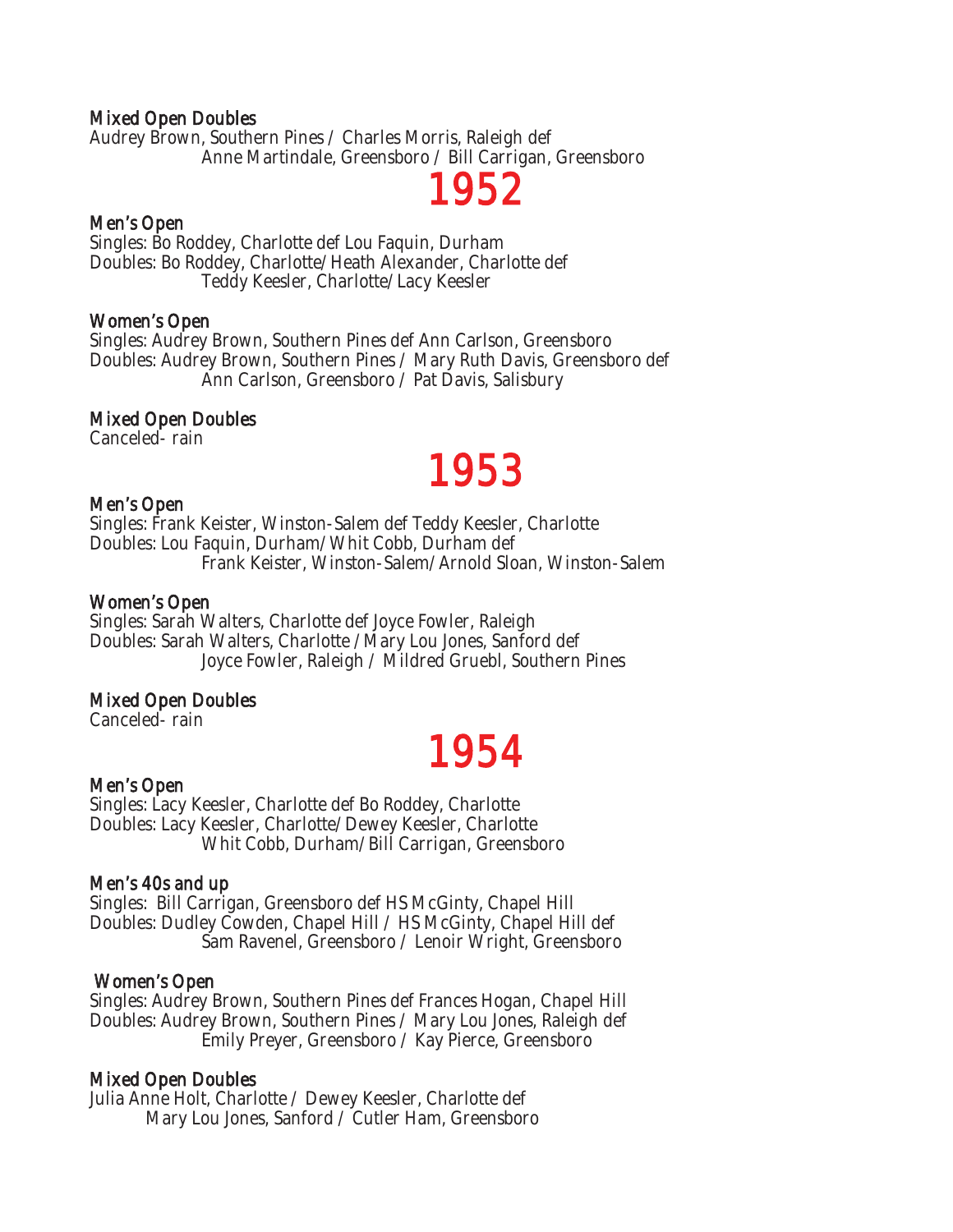### Mixed Open Doubles

Audrey Brown, Southern Pines / Charles Morris, Raleigh def
Anne Martindale, Greensboro / Bill Carrigan, Greensboro

# 1952

### Men's Open

Singles: Bo Roddey, Charlotte def Lou Faquin, Durham
Doubles: Bo Roddey, Charlotte/Heath Alexander, Charlotte def
Teddy Keesler, Charlotte/Lacy Keesler

### Women's Open

Singles: Audrey Brown, Southern Pines def Ann Carlson, Greensboro
Doubles: Audrey Brown, Southern Pines / Mary Ruth Davis, Greensboro def
Ann Carlson, Greensboro / Pat Davis, Salisbury

### Mixed Open Doubles

Canceled- rain

# 1953

### Men's Open

Singles: Frank Keister, Winston-Salem def Teddy Keesler, Charlotte
Doubles: Lou Faquin, Durham/Whit Cobb, Durham def
Frank Keister, Winston-Salem/Arnold Sloan, Winston-Salem

### Women's Open

Singles: Sarah Walters, Charlotte def Joyce Fowler, Raleigh
Doubles: Sarah Walters, Charlotte /Mary Lou Jones, Sanford def
Joyce Fowler, Raleigh / Mildred Gruebl, Southern Pines

### Mixed Open Doubles

Canceled- rain

# 1954

### Men's Open

Singles: Lacy Keesler, Charlotte def Bo Roddey, Charlotte
Doubles: Lacy Keesler, Charlotte/Dewey Keesler, Charlotte
Whit Cobb, Durham/Bill Carrigan, Greensboro

### Men's 40s and up

Singles: Bill Carrigan, Greensboro def HS McGinty, Chapel Hill
Doubles: Dudley Cowden, Chapel Hill / HS McGinty, Chapel Hill def
Sam Ravenel, Greensboro / Lenoir Wright, Greensboro

### Women's Open

Singles: Audrey Brown, Southern Pines def Frances Hogan, Chapel Hill
Doubles: Audrey Brown, Southern Pines / Mary Lou Jones, Raleigh def
Emily Preyer, Greensboro / Kay Pierce, Greensboro

### Mixed Open Doubles

Julia Anne Holt, Charlotte / Dewey Keesler, Charlotte def
Mary Lou Jones, Sanford / Cutler Ham, Greensboro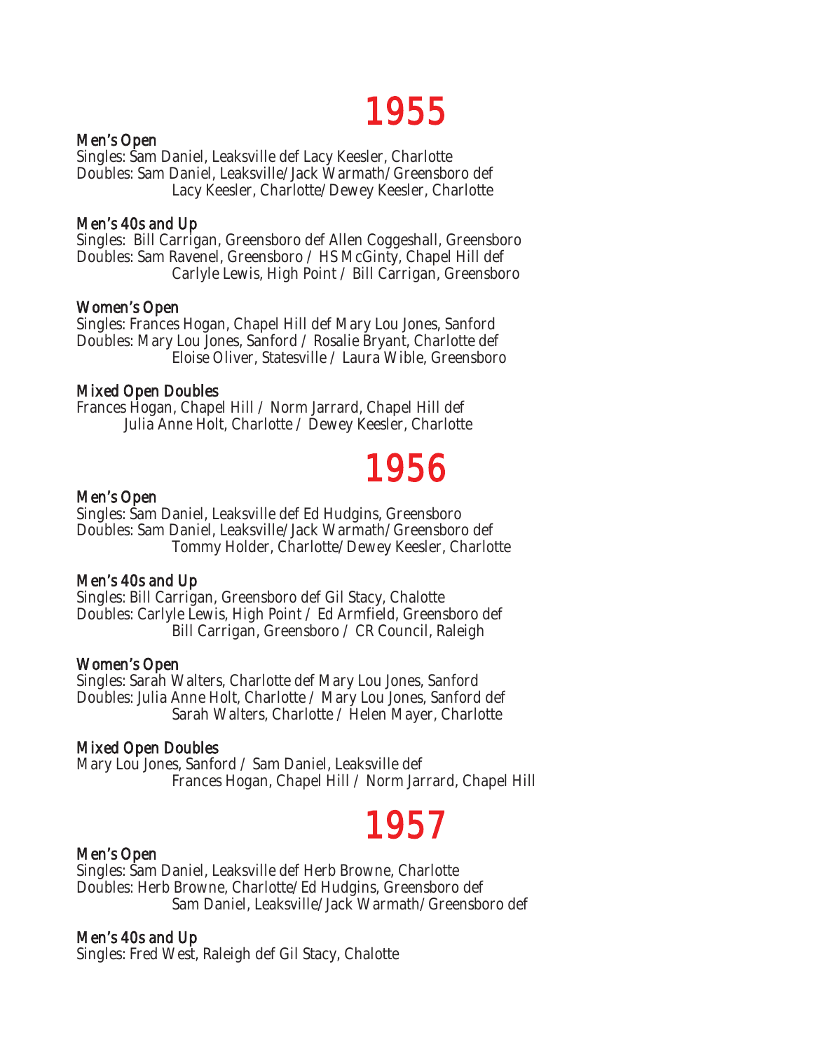# 1955

### Men's Open

Singles: Sam Daniel, Leaksville def Lacy Keesler, Charlotte
Doubles: Sam Daniel, Leaksville/Jack Warmath/Greensboro def
Lacy Keesler, Charlotte/Dewey Keesler, Charlotte

### Men's 40s and Up

Singles: Bill Carrigan, Greensboro def Allen Coggeshall, Greensboro
Doubles: Sam Ravenel, Greensboro / HS McGinty, Chapel Hill def
Carlyle Lewis, High Point / Bill Carrigan, Greensboro

### Women's Open

Singles: Frances Hogan, Chapel Hill def Mary Lou Jones, Sanford
Doubles: Mary Lou Jones, Sanford / Rosalie Bryant, Charlotte def
Eloise Oliver, Statesville / Laura Wible, Greensboro

### Mixed Open Doubles

Frances Hogan, Chapel Hill / Norm Jarrard, Chapel Hill def
Julia Anne Holt, Charlotte / Dewey Keesler, Charlotte

# 1956

### Men's Open

Singles: Sam Daniel, Leaksville def Ed Hudgins, Greensboro
Doubles: Sam Daniel, Leaksville/Jack Warmath/Greensboro def
Tommy Holder, Charlotte/Dewey Keesler, Charlotte

### Men's 40s and Up

Singles: Bill Carrigan, Greensboro def Gil Stacy, Chalotte
Doubles: Carlyle Lewis, High Point / Ed Armfield, Greensboro def
Bill Carrigan, Greensboro / CR Council, Raleigh

### Women's Open

Singles: Sarah Walters, Charlotte def Mary Lou Jones, Sanford
Doubles: Julia Anne Holt, Charlotte / Mary Lou Jones, Sanford def
Sarah Walters, Charlotte / Helen Mayer, Charlotte

### Mixed Open Doubles

Mary Lou Jones, Sanford / Sam Daniel, Leaksville def
Frances Hogan, Chapel Hill / Norm Jarrard, Chapel Hill

# 1957

### Men's Open

Singles: Sam Daniel, Leaksville def Herb Browne, Charlotte
Doubles: Herb Browne, Charlotte/Ed Hudgins, Greensboro def
Sam Daniel, Leaksville/Jack Warmath/Greensboro def

### Men's 40s and Up

Singles: Fred West, Raleigh def Gil Stacy, Chalotte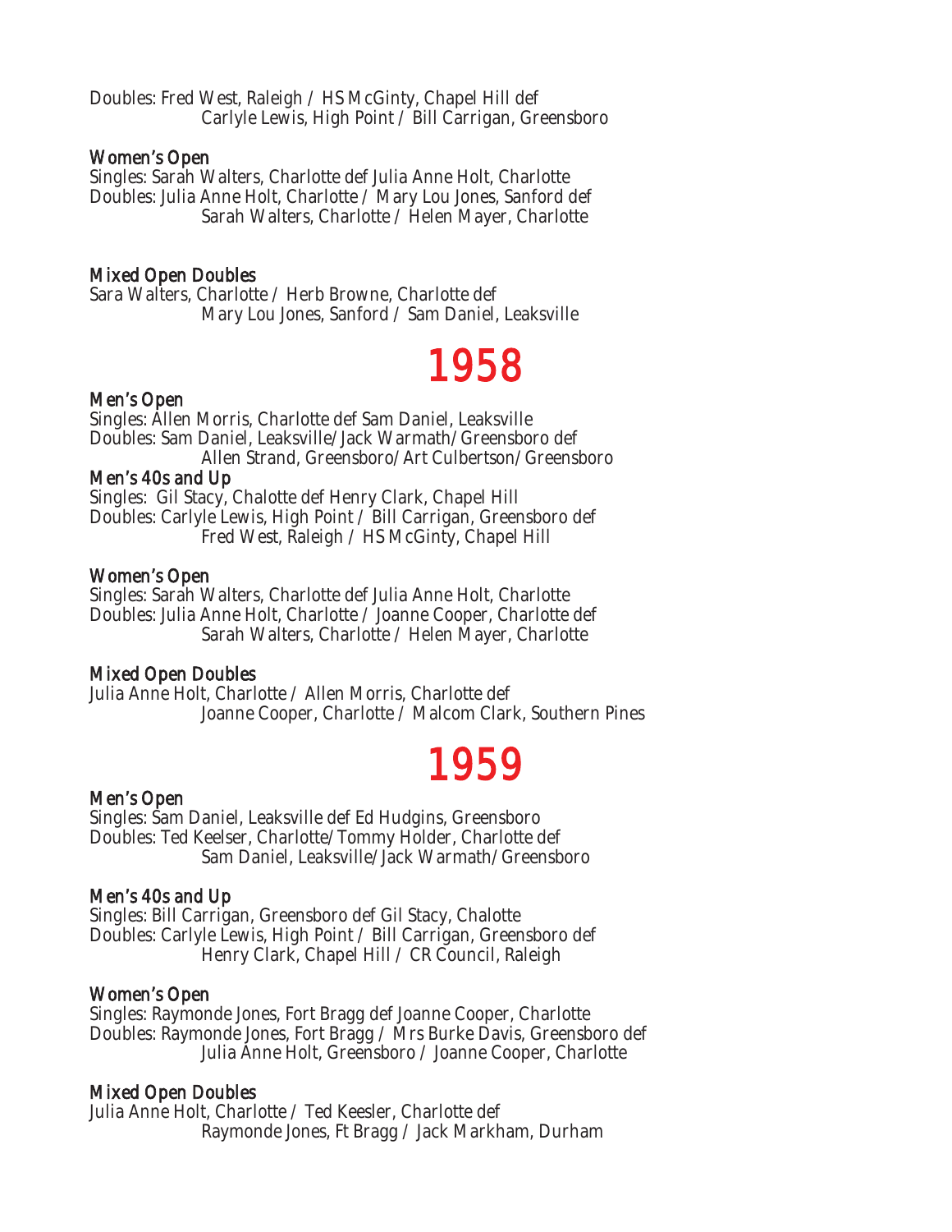Doubles: Fred West, Raleigh / HS McGinty, Chapel Hill def
Carlyle Lewis, High Point / Bill Carrigan, Greensboro

### Women's Open

Singles: Sarah Walters, Charlotte def Julia Anne Holt, Charlotte
Doubles: Julia Anne Holt, Charlotte / Mary Lou Jones, Sanford def
Sarah Walters, Charlotte / Helen Mayer, Charlotte

### Mixed Open Doubles

Sara Walters, Charlotte / Herb Browne, Charlotte def
Mary Lou Jones, Sanford / Sam Daniel, Leaksville

# 1958

### Men's Open

Singles: Allen Morris, Charlotte def Sam Daniel, Leaksville
Doubles: Sam Daniel, Leaksville/Jack Warmath/Greensboro def
Allen Strand, Greensboro/Art Culbertson/Greensboro

### Men's 40s and Up

Singles: Gil Stacy, Chalotte def Henry Clark, Chapel Hill
Doubles: Carlyle Lewis, High Point / Bill Carrigan, Greensboro def
Fred West, Raleigh / HS McGinty, Chapel Hill

### Women's Open

Singles: Sarah Walters, Charlotte def Julia Anne Holt, Charlotte
Doubles: Julia Anne Holt, Charlotte / Joanne Cooper, Charlotte def
Sarah Walters, Charlotte / Helen Mayer, Charlotte

### Mixed Open Doubles

Julia Anne Holt, Charlotte / Allen Morris, Charlotte def
Joanne Cooper, Charlotte / Malcom Clark, Southern Pines

# 1959

### Men's Open

Singles: Sam Daniel, Leaksville def Ed Hudgins, Greensboro
Doubles: Ted Keelser, Charlotte/Tommy Holder, Charlotte def
Sam Daniel, Leaksville/Jack Warmath/Greensboro

### Men's 40s and Up

Singles: Bill Carrigan, Greensboro def Gil Stacy, Chalotte
Doubles: Carlyle Lewis, High Point / Bill Carrigan, Greensboro def
Henry Clark, Chapel Hill / CR Council, Raleigh

### Women's Open

Singles: Raymonde Jones, Fort Bragg def Joanne Cooper, Charlotte
Doubles: Raymonde Jones, Fort Bragg / Mrs Burke Davis, Greensboro def
Julia Anne Holt, Greensboro / Joanne Cooper, Charlotte

### Mixed Open Doubles

Julia Anne Holt, Charlotte / Ted Keesler, Charlotte def
Raymonde Jones, Ft Bragg / Jack Markham, Durham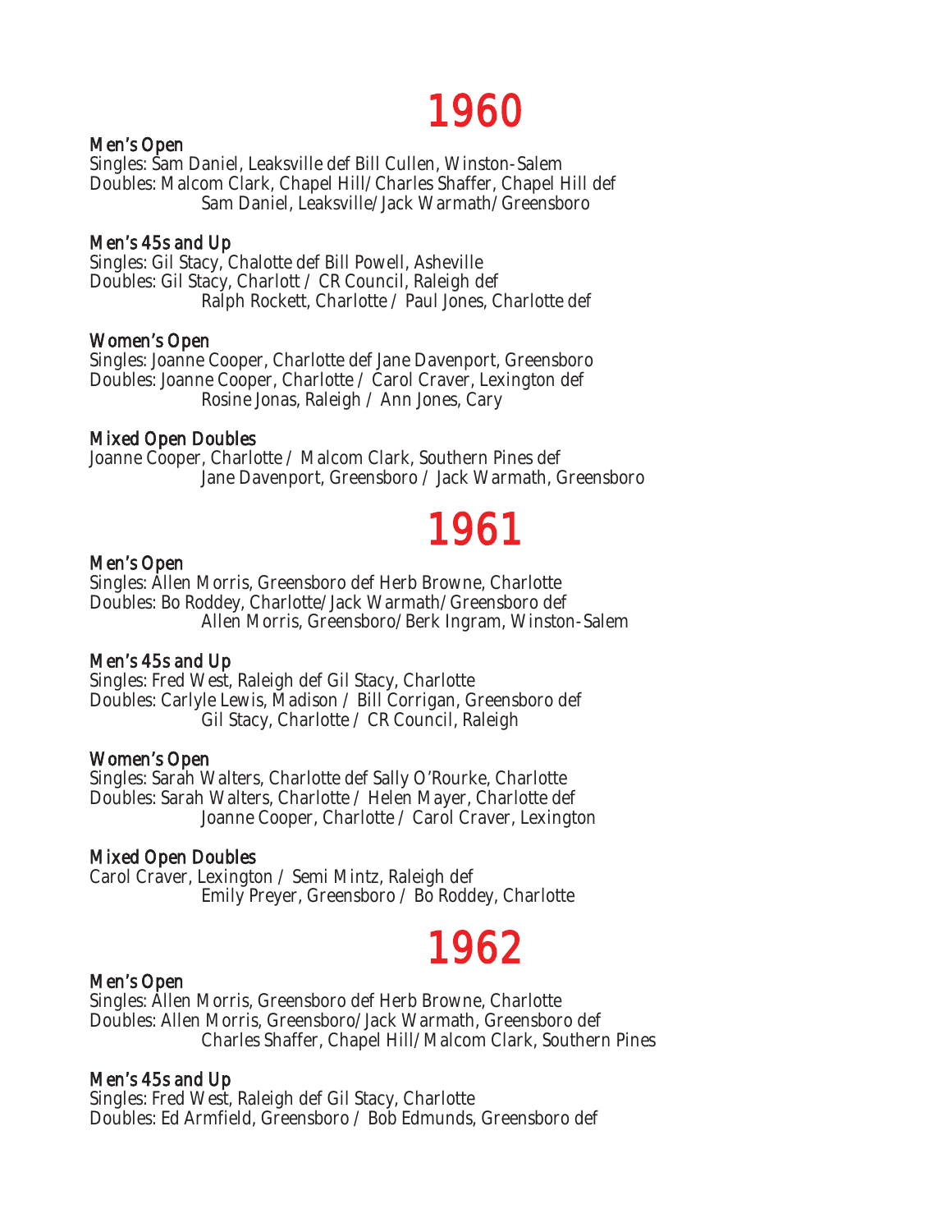# 1960

### Men's Open

Singles: Sam Daniel, Leaksville def Bill Cullen, Winston-Salem
Doubles: Malcom Clark, Chapel Hill/Charles Shaffer, Chapel Hill def
Sam Daniel, Leaksville/Jack Warmath/Greensboro

### Men's 45s and Up

Singles: Gil Stacy, Chalotte def Bill Powell, Asheville
Doubles: Gil Stacy, Charlott / CR Council, Raleigh def
Ralph Rockett, Charlotte / Paul Jones, Charlotte def

### Women's Open

Singles: Joanne Cooper, Charlotte def Jane Davenport, Greensboro
Doubles: Joanne Cooper, Charlotte / Carol Craver, Lexington def
Rosine Jonas, Raleigh / Ann Jones, Cary

### Mixed Open Doubles

Joanne Cooper, Charlotte / Malcom Clark, Southern Pines def
Jane Davenport, Greensboro / Jack Warmath, Greensboro

# 1961

### Men's Open

Singles: Allen Morris, Greensboro def Herb Browne, Charlotte
Doubles: Bo Roddey, Charlotte/Jack Warmath/Greensboro def
Allen Morris, Greensboro/Berk Ingram, Winston-Salem

### Men's 45s and Up

Singles: Fred West, Raleigh def Gil Stacy, Charlotte
Doubles: Carlyle Lewis, Madison / Bill Corrigan, Greensboro def
Gil Stacy, Charlotte / CR Council, Raleigh

### Women's Open

Singles: Sarah Walters, Charlotte def Sally O'Rourke, Charlotte
Doubles: Sarah Walters, Charlotte / Helen Mayer, Charlotte def
Joanne Cooper, Charlotte / Carol Craver, Lexington

### Mixed Open Doubles

Carol Craver, Lexington / Semi Mintz, Raleigh def
Emily Preyer, Greensboro / Bo Roddey, Charlotte

# 1962

### Men's Open

Singles: Allen Morris, Greensboro def Herb Browne, Charlotte
Doubles: Allen Morris, Greensboro/Jack Warmath, Greensboro def
Charles Shaffer, Chapel Hill/Malcom Clark, Southern Pines

### Men's 45s and Up

Singles: Fred West, Raleigh def Gil Stacy, Charlotte
Doubles: Ed Armfield, Greensboro / Bob Edmunds, Greensboro def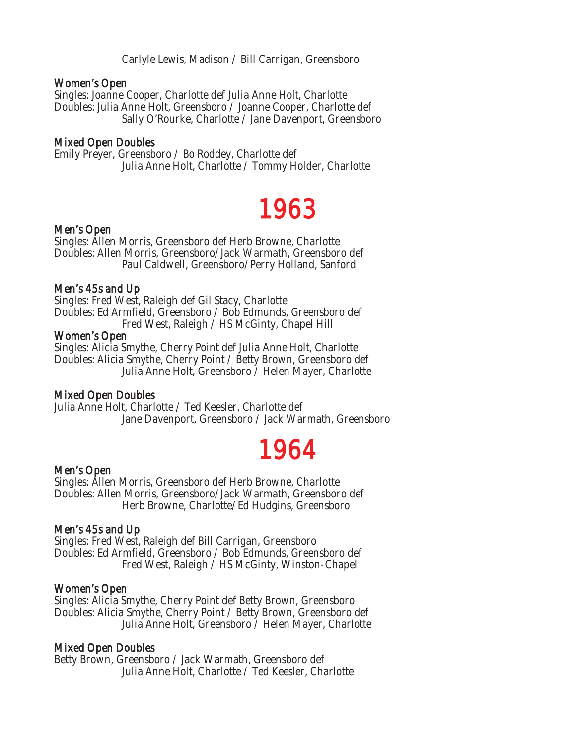Carlyle Lewis, Madison / Bill Carrigan, Greensboro

### Women's Open

Singles: Joanne Cooper, Charlotte def Julia Anne Holt, Charlotte
Doubles: Julia Anne Holt, Greensboro / Joanne Cooper, Charlotte def
Sally O'Rourke, Charlotte / Jane Davenport, Greensboro

### Mixed Open Doubles

Emily Preyer, Greensboro / Bo Roddey, Charlotte def
Julia Anne Holt, Charlotte / Tommy Holder, Charlotte

# 1963

### Men's Open

Singles: Allen Morris, Greensboro def Herb Browne, Charlotte
Doubles: Allen Morris, Greensboro/Jack Warmath, Greensboro def
Paul Caldwell, Greensboro/Perry Holland, Sanford

### Men's 45s and Up

Singles: Fred West, Raleigh def Gil Stacy, Charlotte
Doubles: Ed Armfield, Greensboro / Bob Edmunds, Greensboro def
Fred West, Raleigh / HS McGinty, Chapel Hill

### Women's Open

Singles: Alicia Smythe, Cherry Point def Julia Anne Holt, Charlotte
Doubles: Alicia Smythe, Cherry Point / Betty Brown, Greensboro def
Julia Anne Holt, Greensboro / Helen Mayer, Charlotte

### Mixed Open Doubles

Julia Anne Holt, Charlotte / Ted Keesler, Charlotte def
Jane Davenport, Greensboro / Jack Warmath, Greensboro

# 1964

### Men's Open

Singles: Allen Morris, Greensboro def Herb Browne, Charlotte
Doubles: Allen Morris, Greensboro/Jack Warmath, Greensboro def
Herb Browne, Charlotte/Ed Hudgins, Greensboro

### Men's 45s and Up

Singles: Fred West, Raleigh def Bill Carrigan, Greensboro
Doubles: Ed Armfield, Greensboro / Bob Edmunds, Greensboro def
Fred West, Raleigh / HS McGinty, Winston-Chapel

### Women's Open

Singles: Alicia Smythe, Cherry Point def Betty Brown, Greensboro
Doubles: Alicia Smythe, Cherry Point / Betty Brown, Greensboro def
Julia Anne Holt, Greensboro / Helen Mayer, Charlotte

### Mixed Open Doubles

Betty Brown, Greensboro / Jack Warmath, Greensboro def
Julia Anne Holt, Charlotte / Ted Keesler, Charlotte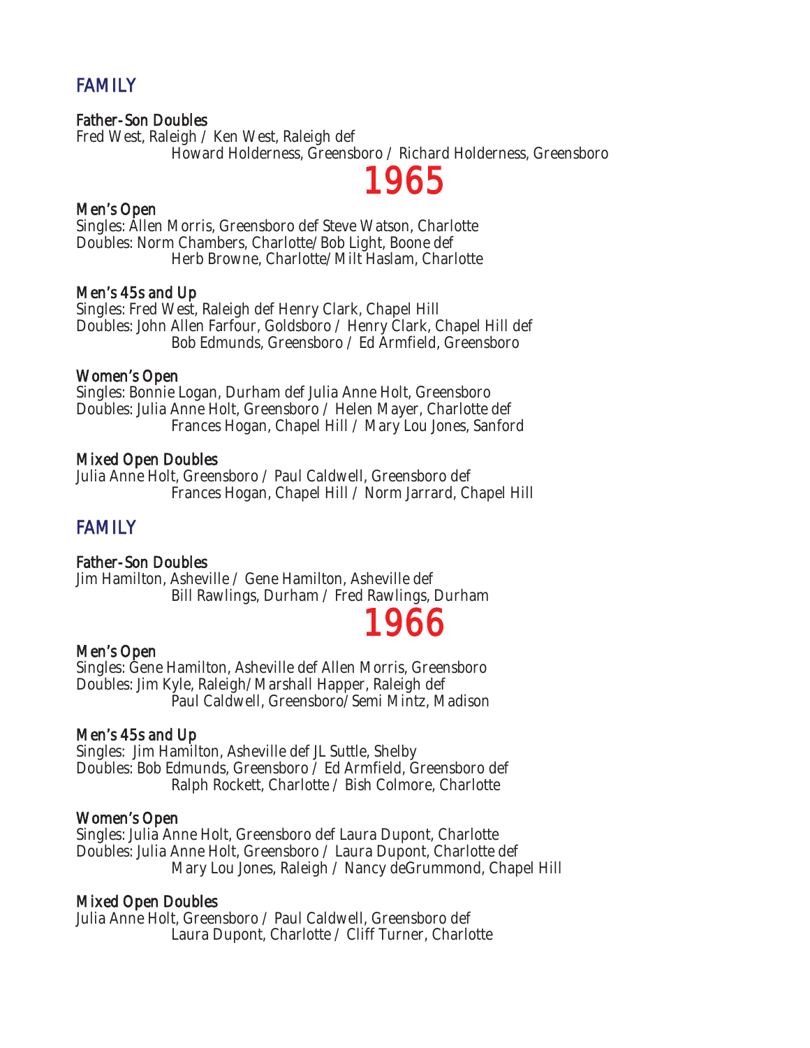## FAMILY

### Father-Son Doubles

Fred West, Raleigh / Ken West, Raleigh def
Howard Holderness, Greensboro / Richard Holderness, Greensboro

# 1965

### Men's Open

Singles: Allen Morris, Greensboro def Steve Watson, Charlotte
Doubles: Norm Chambers, Charlotte/Bob Light, Boone def
Herb Browne, Charlotte/Milt Haslam, Charlotte

### Men's 45s and Up

Singles: Fred West, Raleigh def Henry Clark, Chapel Hill
Doubles: John Allen Farfour, Goldsboro / Henry Clark, Chapel Hill def
Bob Edmunds, Greensboro / Ed Armfield, Greensboro

### Women's Open

Singles: Bonnie Logan, Durham def Julia Anne Holt, Greensboro
Doubles: Julia Anne Holt, Greensboro / Helen Mayer, Charlotte def
Frances Hogan, Chapel Hill / Mary Lou Jones, Sanford

### Mixed Open Doubles

Julia Anne Holt, Greensboro / Paul Caldwell, Greensboro def
Frances Hogan, Chapel Hill / Norm Jarrard, Chapel Hill

## FAMILY

### Father-Son Doubles

Jim Hamilton, Asheville / Gene Hamilton, Asheville def
Bill Rawlings, Durham / Fred Rawlings, Durham

# 1966

### Men's Open

Singles: Gene Hamilton, Asheville def Allen Morris, Greensboro
Doubles: Jim Kyle, Raleigh/Marshall Happer, Raleigh def
Paul Caldwell, Greensboro/Semi Mintz, Madison

### Men's 45s and Up

Singles: Jim Hamilton, Asheville def JL Suttle, Shelby
Doubles: Bob Edmunds, Greensboro / Ed Armfield, Greensboro def
Ralph Rockett, Charlotte / Bish Colmore, Charlotte

### Women's Open

Singles: Julia Anne Holt, Greensboro def Laura Dupont, Charlotte
Doubles: Julia Anne Holt, Greensboro / Laura Dupont, Charlotte def
Mary Lou Jones, Raleigh / Nancy deGrummond, Chapel Hill

### Mixed Open Doubles

Julia Anne Holt, Greensboro / Paul Caldwell, Greensboro def
Laura Dupont, Charlotte / Cliff Turner, Charlotte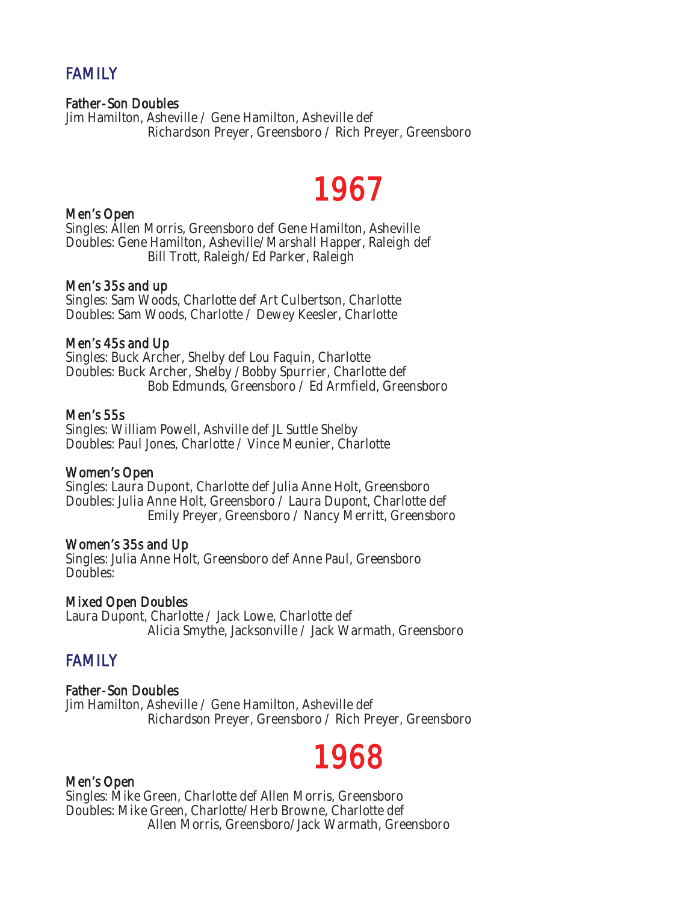## FAMILY

### Father-Son Doubles

Jim Hamilton, Asheville / Gene Hamilton, Asheville def
Richardson Preyer, Greensboro / Rich Preyer, Greensboro

# 1967

### Men's Open

Singles: Allen Morris, Greensboro def Gene Hamilton, Asheville
Doubles: Gene Hamilton, Asheville/Marshall Happer, Raleigh def
Bill Trott, Raleigh/Ed Parker, Raleigh

### Men's 35s and up

Singles: Sam Woods, Charlotte def Art Culbertson, Charlotte
Doubles: Sam Woods, Charlotte / Dewey Keesler, Charlotte

### Men's 45s and Up

Singles: Buck Archer, Shelby def Lou Faquin, Charlotte
Doubles: Buck Archer, Shelby /Bobby Spurrier, Charlotte def
Bob Edmunds, Greensboro / Ed Armfield, Greensboro

### Men's 55s

Singles: William Powell, Ashville def JL Suttle Shelby
Doubles: Paul Jones, Charlotte / Vince Meunier, Charlotte

### Women's Open

Singles: Laura Dupont, Charlotte def Julia Anne Holt, Greensboro
Doubles: Julia Anne Holt, Greensboro / Laura Dupont, Charlotte def
Emily Preyer, Greensboro / Nancy Merritt, Greensboro

### Women's 35s and Up

Singles: Julia Anne Holt, Greensboro def Anne Paul, Greensboro
Doubles:

### Mixed Open Doubles

Laura Dupont, Charlotte / Jack Lowe, Charlotte def
Alicia Smythe, Jacksonville / Jack Warmath, Greensboro

## FAMILY

### Father-Son Doubles

Jim Hamilton, Asheville / Gene Hamilton, Asheville def
Richardson Preyer, Greensboro / Rich Preyer, Greensboro

# 1968

### Men's Open

Singles: Mike Green, Charlotte def Allen Morris, Greensboro
Doubles: Mike Green, Charlotte/Herb Browne, Charlotte def
Allen Morris, Greensboro/Jack Warmath, Greensboro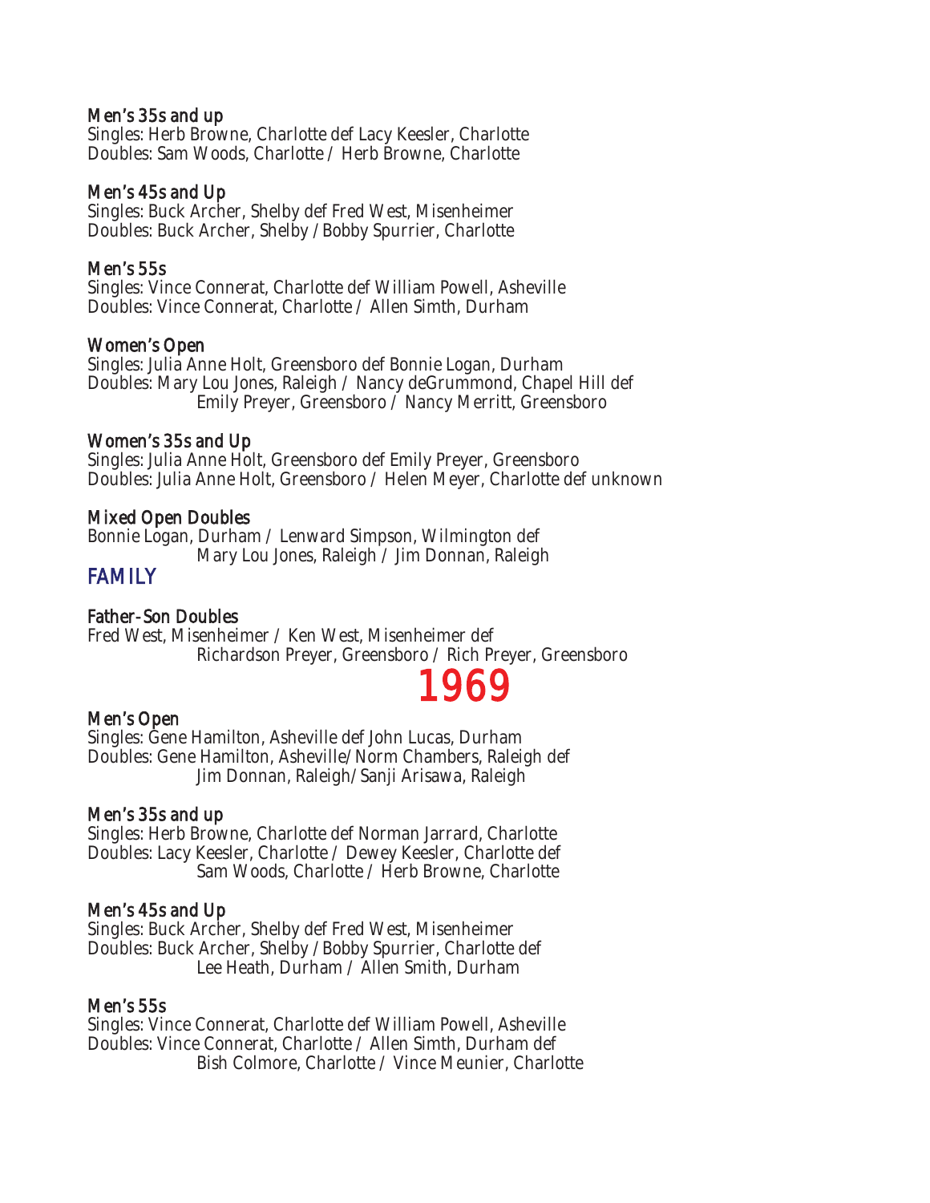### Men's 35s and up

Singles: Herb Browne, Charlotte def Lacy Keesler, Charlotte
Doubles: Sam Woods, Charlotte / Herb Browne, Charlotte

### Men's 45s and Up

Singles: Buck Archer, Shelby def Fred West, Misenheimer
Doubles: Buck Archer, Shelby / Bobby Spurrier, Charlotte

### Men's 55s

Singles: Vince Connerat, Charlotte def William Powell, Asheville
Doubles: Vince Connerat, Charlotte / Allen Simth, Durham

### Women's Open

Singles: Julia Anne Holt, Greensboro def Bonnie Logan, Durham
Doubles: Mary Lou Jones, Raleigh / Nancy deGrummond, Chapel Hill def
Emily Preyer, Greensboro / Nancy Merritt, Greensboro

### Women's 35s and Up

Singles: Julia Anne Holt, Greensboro def Emily Preyer, Greensboro
Doubles: Julia Anne Holt, Greensboro / Helen Meyer, Charlotte def unknown

### Mixed Open Doubles

Bonnie Logan, Durham / Lenward Simpson, Wilmington def
Mary Lou Jones, Raleigh / Jim Donnan, Raleigh

## FAMILY

### Father-Son Doubles

Fred West, Misenheimer / Ken West, Misenheimer def
Richardson Preyer, Greensboro / Rich Preyer, Greensboro

# 1969

### Men's Open

Singles: Gene Hamilton, Asheville def John Lucas, Durham
Doubles: Gene Hamilton, Asheville/Norm Chambers, Raleigh def
Jim Donnan, Raleigh/Sanji Arisawa, Raleigh

### Men's 35s and up

Singles: Herb Browne, Charlotte def Norman Jarrard, Charlotte
Doubles: Lacy Keesler, Charlotte / Dewey Keesler, Charlotte def
Sam Woods, Charlotte / Herb Browne, Charlotte

### Men's 45s and Up

Singles: Buck Archer, Shelby def Fred West, Misenheimer
Doubles: Buck Archer, Shelby / Bobby Spurrier, Charlotte def
Lee Heath, Durham / Allen Smith, Durham

### Men's 55s

Singles: Vince Connerat, Charlotte def William Powell, Asheville
Doubles: Vince Connerat, Charlotte / Allen Simth, Durham def
Bish Colmore, Charlotte / Vince Meunier, Charlotte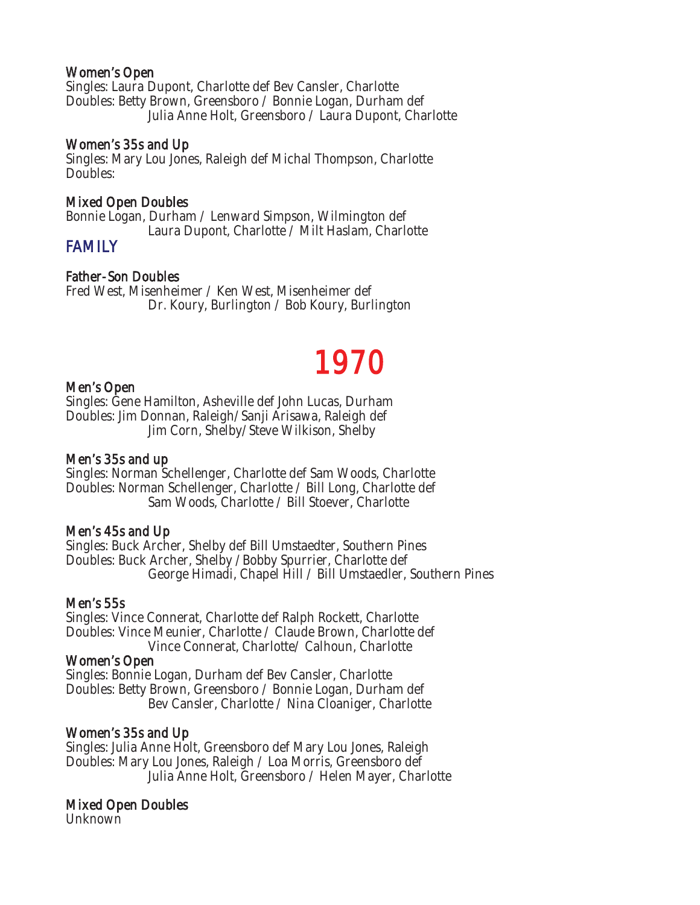### Women's Open

Singles: Laura Dupont, Charlotte def Bev Cansler, Charlotte
Doubles: Betty Brown, Greensboro / Bonnie Logan, Durham def
Julia Anne Holt, Greensboro / Laura Dupont, Charlotte

### Women's 35s and Up

Singles: Mary Lou Jones, Raleigh def Michal Thompson, Charlotte
Doubles:

### Mixed Open Doubles

Bonnie Logan, Durham / Lenward Simpson, Wilmington def
Laura Dupont, Charlotte / Milt Haslam, Charlotte

## FAMILY

### Father-Son Doubles

Fred West, Misenheimer / Ken West, Misenheimer def
Dr. Koury, Burlington / Bob Koury, Burlington

# 1970

### Men's Open

Singles: Gene Hamilton, Asheville def John Lucas, Durham
Doubles: Jim Donnan, Raleigh/Sanji Arisawa, Raleigh def
Jim Corn, Shelby/Steve Wilkison, Shelby

### Men's 35s and up

Singles: Norman Schellenger, Charlotte def Sam Woods, Charlotte
Doubles: Norman Schellenger, Charlotte / Bill Long, Charlotte def
Sam Woods, Charlotte / Bill Stoever, Charlotte

### Men's 45s and Up

Singles: Buck Archer, Shelby def Bill Umstaedter, Southern Pines
Doubles: Buck Archer, Shelby /Bobby Spurrier, Charlotte def
George Himadi, Chapel Hill / Bill Umstaedler, Southern Pines

### Men's 55s

Singles: Vince Connerat, Charlotte def Ralph Rockett, Charlotte
Doubles: Vince Meunier, Charlotte / Claude Brown, Charlotte def
Vince Connerat, Charlotte/ Calhoun, Charlotte

### Women's Open

Singles: Bonnie Logan, Durham def Bev Cansler, Charlotte
Doubles: Betty Brown, Greensboro / Bonnie Logan, Durham def
Bev Cansler, Charlotte / Nina Cloaniger, Charlotte

### Women's 35s and Up

Singles: Julia Anne Holt, Greensboro def Mary Lou Jones, Raleigh
Doubles: Mary Lou Jones, Raleigh / Loa Morris, Greensboro def
Julia Anne Holt, Greensboro / Helen Mayer, Charlotte

### Mixed Open Doubles

Unknown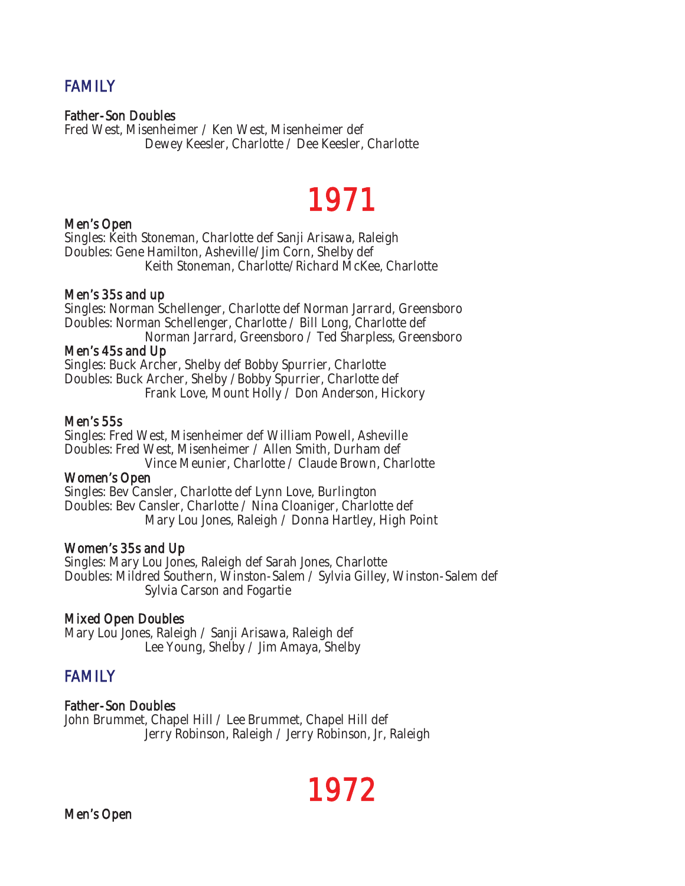## FAMILY

**Father-Son Doubles**
Fred West, Misenheimer / Ken West, Misenheimer def
Dewey Keesler, Charlotte / Dee Keesler, Charlotte

# 1971

**Men's Open**
Singles: Keith Stoneman, Charlotte def Sanji Arisawa, Raleigh
Doubles: Gene Hamilton, Asheville/Jim Corn, Shelby def
Keith Stoneman, Charlotte/Richard McKee, Charlotte

**Men's 35s and up**
Singles: Norman Schellenger, Charlotte def Norman Jarrard, Greensboro
Doubles: Norman Schellenger, Charlotte / Bill Long, Charlotte def
Norman Jarrard, Greensboro / Ted Sharpless, Greensboro

**Men's 45s and Up**
Singles: Buck Archer, Shelby def Bobby Spurrier, Charlotte
Doubles: Buck Archer, Shelby /Bobby Spurrier, Charlotte def
Frank Love, Mount Holly / Don Anderson, Hickory

**Men's 55s**
Singles: Fred West, Misenheimer def William Powell, Asheville
Doubles: Fred West, Misenheimer / Allen Smith, Durham def
Vince Meunier, Charlotte / Claude Brown, Charlotte

**Women's Open**
Singles: Bev Cansler, Charlotte def Lynn Love, Burlington
Doubles: Bev Cansler, Charlotte / Nina Cloaniger, Charlotte def
Mary Lou Jones, Raleigh / Donna Hartley, High Point

**Women's 35s and Up**
Singles: Mary Lou Jones, Raleigh def Sarah Jones, Charlotte
Doubles: Mildred Southern, Winston-Salem / Sylvia Gilley, Winston-Salem def
Sylvia Carson and Fogartie

**Mixed Open Doubles**
Mary Lou Jones, Raleigh / Sanji Arisawa, Raleigh def
Lee Young, Shelby / Jim Amaya, Shelby

## FAMILY

**Father-Son Doubles**
John Brummet, Chapel Hill / Lee Brummet, Chapel Hill def
Jerry Robinson, Raleigh / Jerry Robinson, Jr, Raleigh

# 1972

**Men's Open**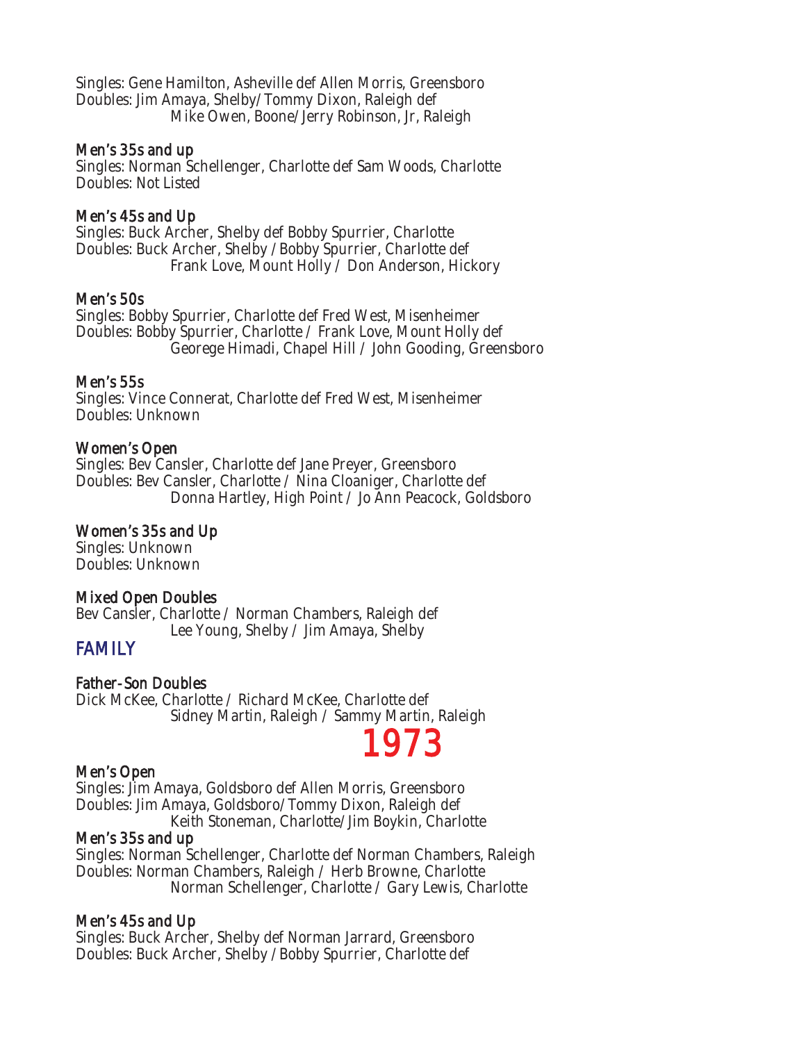Singles: Gene Hamilton, Asheville def Allen Morris, Greensboro
Doubles: Jim Amaya, Shelby/Tommy Dixon, Raleigh def
Mike Owen, Boone/Jerry Robinson, Jr, Raleigh

### Men's 35s and up

Singles: Norman Schellenger, Charlotte def Sam Woods, Charlotte
Doubles: Not Listed

### Men's 45s and Up

Singles: Buck Archer, Shelby def Bobby Spurrier, Charlotte
Doubles: Buck Archer, Shelby / Bobby Spurrier, Charlotte def
Frank Love, Mount Holly / Don Anderson, Hickory

### Men's 50s

Singles: Bobby Spurrier, Charlotte def Fred West, Misenheimer
Doubles: Bobby Spurrier, Charlotte / Frank Love, Mount Holly def
Georege Himadi, Chapel Hill / John Gooding, Greensboro

### Men's 55s

Singles: Vince Connerat, Charlotte def Fred West, Misenheimer
Doubles: Unknown

### Women's Open

Singles: Bev Cansler, Charlotte def Jane Preyer, Greensboro
Doubles: Bev Cansler, Charlotte / Nina Cloaniger, Charlotte def
Donna Hartley, High Point / Jo Ann Peacock, Goldsboro

### Women's 35s and Up

Singles: Unknown
Doubles: Unknown

### Mixed Open Doubles

Bev Cansler, Charlotte / Norman Chambers, Raleigh def
Lee Young, Shelby / Jim Amaya, Shelby

## FAMILY

### Father-Son Doubles

Dick McKee, Charlotte / Richard McKee, Charlotte def
Sidney Martin, Raleigh / Sammy Martin, Raleigh

# 1973

### Men's Open

Singles: Jim Amaya, Goldsboro def Allen Morris, Greensboro
Doubles: Jim Amaya, Goldsboro/Tommy Dixon, Raleigh def
Keith Stoneman, Charlotte/Jim Boykin, Charlotte

### Men's 35s and up

Singles: Norman Schellenger, Charlotte def Norman Chambers, Raleigh
Doubles: Norman Chambers, Raleigh / Herb Browne, Charlotte
Norman Schellenger, Charlotte / Gary Lewis, Charlotte

### Men's 45s and Up

Singles: Buck Archer, Shelby def Norman Jarrard, Greensboro
Doubles: Buck Archer, Shelby / Bobby Spurrier, Charlotte def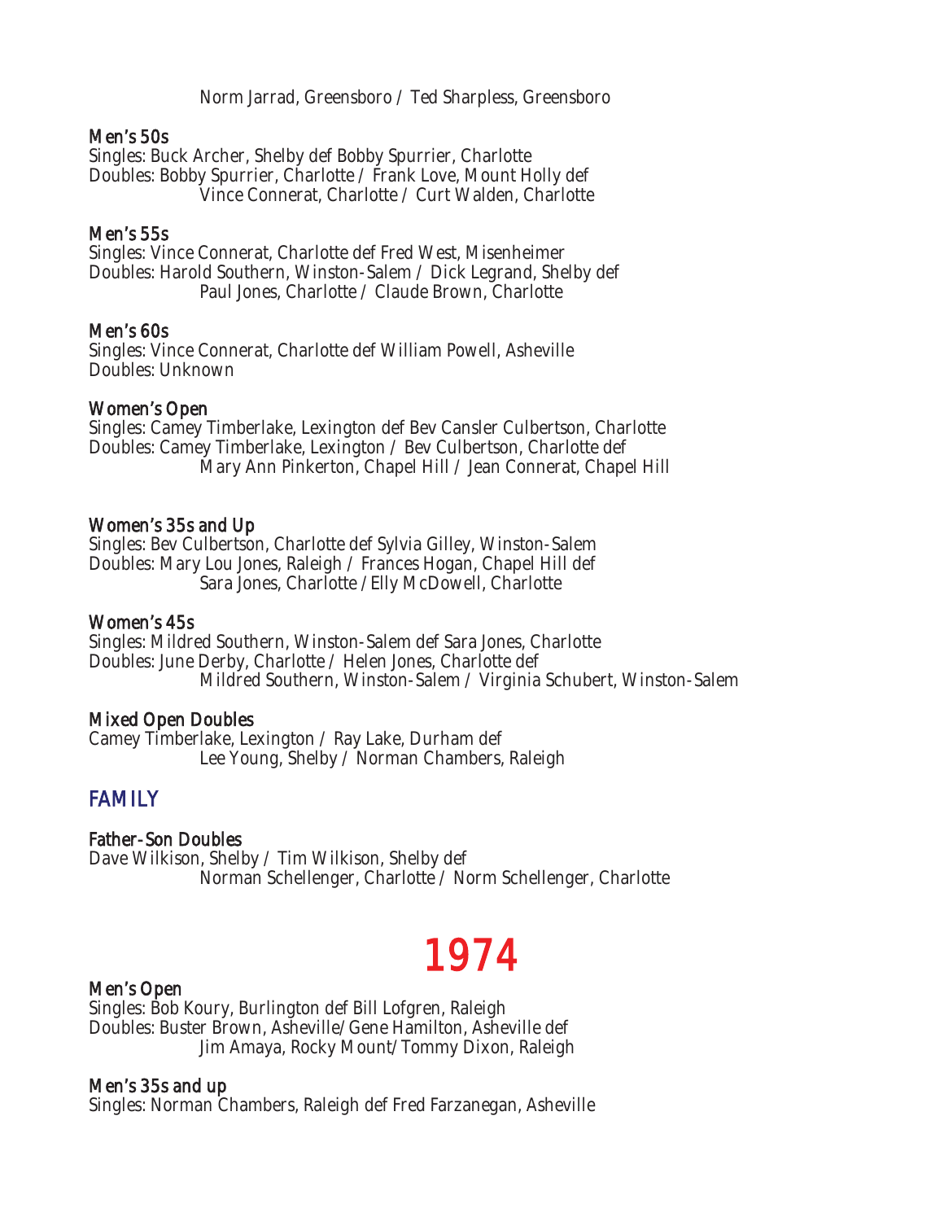Norm Jarrad, Greensboro / Ted Sharpless, Greensboro

### Men's 50s

Singles: Buck Archer, Shelby def Bobby Spurrier, Charlotte
Doubles: Bobby Spurrier, Charlotte / Frank Love, Mount Holly def
Vince Connerat, Charlotte / Curt Walden, Charlotte

### Men's 55s

Singles: Vince Connerat, Charlotte def Fred West, Misenheimer
Doubles: Harold Southern, Winston-Salem / Dick Legrand, Shelby def
Paul Jones, Charlotte / Claude Brown, Charlotte

### Men's 60s

Singles: Vince Connerat, Charlotte def William Powell, Asheville
Doubles: Unknown

### Women's Open

Singles: Camey Timberlake, Lexington def Bev Cansler Culbertson, Charlotte
Doubles: Camey Timberlake, Lexington / Bev Culbertson, Charlotte def
Mary Ann Pinkerton, Chapel Hill / Jean Connerat, Chapel Hill

### Women's 35s and Up

Singles: Bev Culbertson, Charlotte def Sylvia Gilley, Winston-Salem
Doubles: Mary Lou Jones, Raleigh / Frances Hogan, Chapel Hill def
Sara Jones, Charlotte / Elly McDowell, Charlotte

### Women's 45s

Singles: Mildred Southern, Winston-Salem def Sara Jones, Charlotte
Doubles: June Derby, Charlotte / Helen Jones, Charlotte def
Mildred Southern, Winston-Salem / Virginia Schubert, Winston-Salem

### Mixed Open Doubles

Camey Timberlake, Lexington / Ray Lake, Durham def
Lee Young, Shelby / Norman Chambers, Raleigh

## FAMILY

### Father-Son Doubles

Dave Wilkison, Shelby / Tim Wilkison, Shelby def
Norman Schellenger, Charlotte / Norm Schellenger, Charlotte

# 1974

### Men's Open

Singles: Bob Koury, Burlington def Bill Lofgren, Raleigh
Doubles: Buster Brown, Asheville/Gene Hamilton, Asheville def
Jim Amaya, Rocky Mount/Tommy Dixon, Raleigh

### Men's 35s and up

Singles: Norman Chambers, Raleigh def Fred Farzanegan, Asheville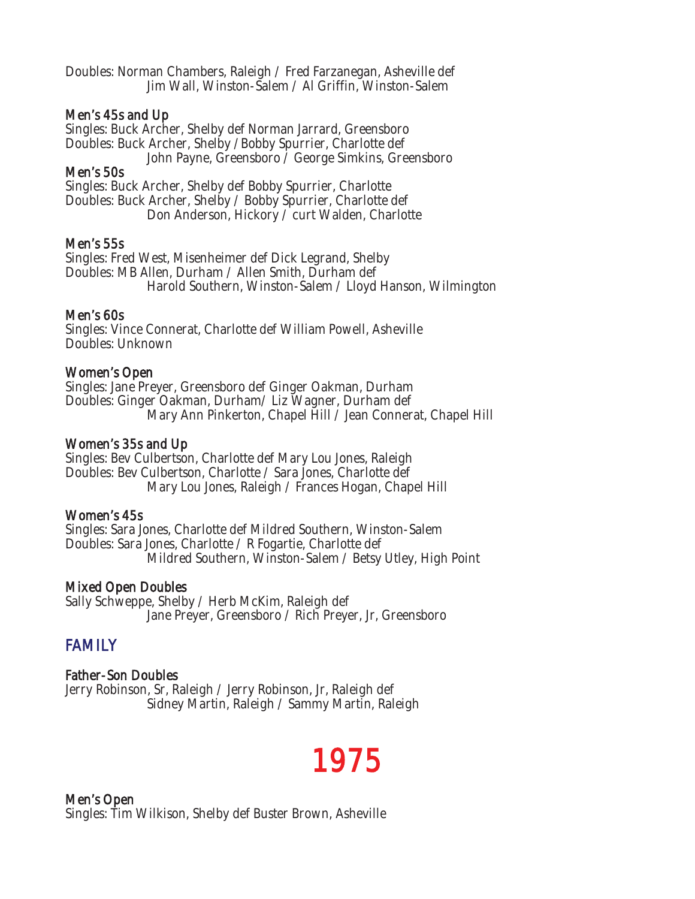Doubles: Norman Chambers, Raleigh / Fred Farzanegan, Asheville def
Jim Wall, Winston-Salem / Al Griffin, Winston-Salem

### Men's 45s and Up

Singles: Buck Archer, Shelby def Norman Jarrard, Greensboro
Doubles: Buck Archer, Shelby /Bobby Spurrier, Charlotte def
John Payne, Greensboro / George Simkins, Greensboro

### Men's 50s

Singles: Buck Archer, Shelby def Bobby Spurrier, Charlotte
Doubles: Buck Archer, Shelby / Bobby Spurrier, Charlotte def
Don Anderson, Hickory / curt Walden, Charlotte

### Men's 55s

Singles: Fred West, Misenheimer def Dick Legrand, Shelby
Doubles: MB Allen, Durham / Allen Smith, Durham def
Harold Southern, Winston-Salem / Lloyd Hanson, Wilmington

### Men's 60s

Singles: Vince Connerat, Charlotte def William Powell, Asheville
Doubles: Unknown

### Women's Open

Singles: Jane Preyer, Greensboro def Ginger Oakman, Durham
Doubles: Ginger Oakman, Durham/ Liz Wagner, Durham def
Mary Ann Pinkerton, Chapel Hill / Jean Connerat, Chapel Hill

### Women's 35s and Up

Singles: Bev Culbertson, Charlotte def Mary Lou Jones, Raleigh
Doubles: Bev Culbertson, Charlotte / Sara Jones, Charlotte def
Mary Lou Jones, Raleigh / Frances Hogan, Chapel Hill

### Women's 45s

Singles: Sara Jones, Charlotte def Mildred Southern, Winston-Salem
Doubles: Sara Jones, Charlotte / R Fogartie, Charlotte def
Mildred Southern, Winston-Salem / Betsy Utley, High Point

### Mixed Open Doubles

Sally Schweppe, Shelby / Herb McKim, Raleigh def
Jane Preyer, Greensboro / Rich Preyer, Jr, Greensboro

## FAMILY

### Father-Son Doubles

Jerry Robinson, Sr, Raleigh / Jerry Robinson, Jr, Raleigh def
Sidney Martin, Raleigh / Sammy Martin, Raleigh

# 1975

### Men's Open

Singles: Tim Wilkison, Shelby def Buster Brown, Asheville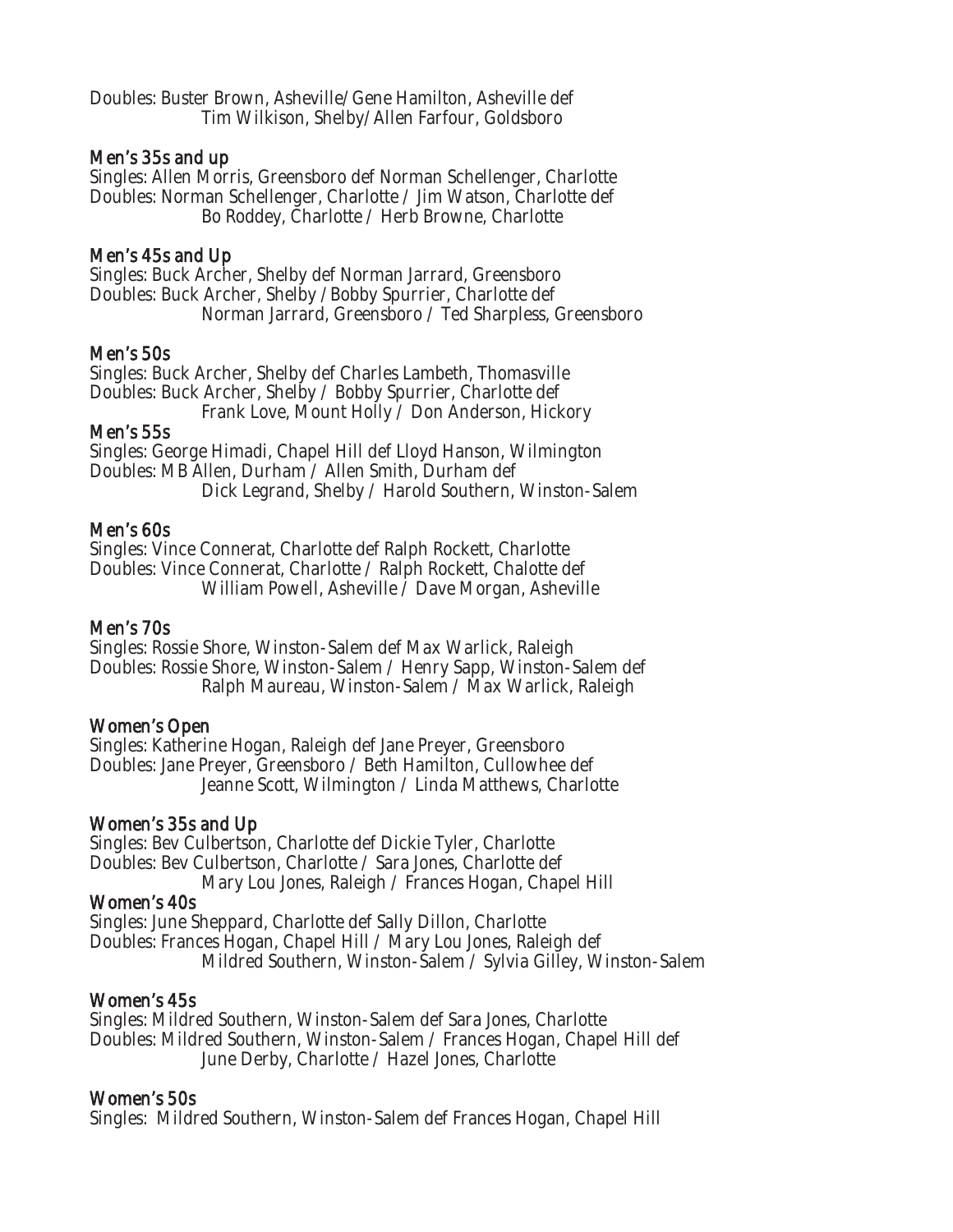Doubles: Buster Brown, Asheville/Gene Hamilton, Asheville def
Tim Wilkison, Shelby/Allen Farfour, Goldsboro

### Men's 35s and up

Singles: Allen Morris, Greensboro def Norman Schellenger, Charlotte
Doubles: Norman Schellenger, Charlotte / Jim Watson, Charlotte def
Bo Roddey, Charlotte / Herb Browne, Charlotte

### Men's 45s and Up

Singles: Buck Archer, Shelby def Norman Jarrard, Greensboro
Doubles: Buck Archer, Shelby /Bobby Spurrier, Charlotte def
Norman Jarrard, Greensboro / Ted Sharpless, Greensboro

### Men's 50s

Singles: Buck Archer, Shelby def Charles Lambeth, Thomasville
Doubles: Buck Archer, Shelby / Bobby Spurrier, Charlotte def
Frank Love, Mount Holly / Don Anderson, Hickory

### Men's 55s

Singles: George Himadi, Chapel Hill def Lloyd Hanson, Wilmington
Doubles: MB Allen, Durham / Allen Smith, Durham def
Dick Legrand, Shelby / Harold Southern, Winston-Salem

### Men's 60s

Singles: Vince Connerat, Charlotte def Ralph Rockett, Charlotte
Doubles: Vince Connerat, Charlotte / Ralph Rockett, Chalotte def
William Powell, Asheville / Dave Morgan, Asheville

### Men's 70s

Singles: Rossie Shore, Winston-Salem def Max Warlick, Raleigh
Doubles: Rossie Shore, Winston-Salem / Henry Sapp, Winston-Salem def
Ralph Maureau, Winston-Salem / Max Warlick, Raleigh

### Women's Open

Singles: Katherine Hogan, Raleigh def Jane Preyer, Greensboro
Doubles: Jane Preyer, Greensboro / Beth Hamilton, Cullowhee def
Jeanne Scott, Wilmington / Linda Matthews, Charlotte

### Women's 35s and Up

Singles: Bev Culbertson, Charlotte def Dickie Tyler, Charlotte
Doubles: Bev Culbertson, Charlotte / Sara Jones, Charlotte def
Mary Lou Jones, Raleigh / Frances Hogan, Chapel Hill

### Women's 40s

Singles: June Sheppard, Charlotte def Sally Dillon, Charlotte
Doubles: Frances Hogan, Chapel Hill / Mary Lou Jones, Raleigh def
Mildred Southern, Winston-Salem / Sylvia Gilley, Winston-Salem

### Women's 45s

Singles: Mildred Southern, Winston-Salem def Sara Jones, Charlotte
Doubles: Mildred Southern, Winston-Salem / Frances Hogan, Chapel Hill def
June Derby, Charlotte / Hazel Jones, Charlotte

### Women's 50s

Singles: Mildred Southern, Winston-Salem def Frances Hogan, Chapel Hill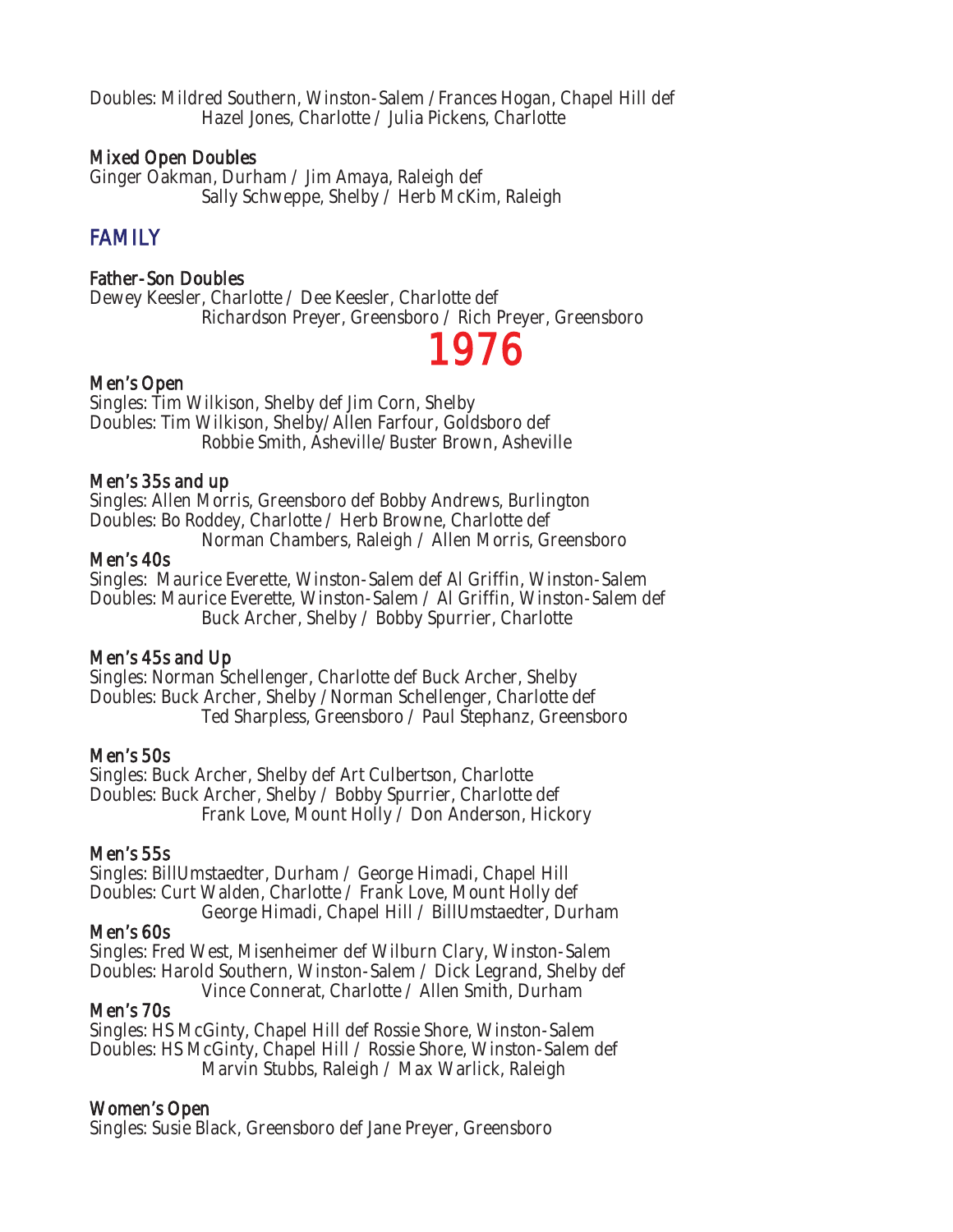Doubles: Mildred Southern, Winston-Salem / Frances Hogan, Chapel Hill def
    Hazel Jones, Charlotte / Julia Pickens, Charlotte

### Mixed Open Doubles

Ginger Oakman, Durham / Jim Amaya, Raleigh def
    Sally Schweppe, Shelby / Herb McKim, Raleigh

## FAMILY

### Father-Son Doubles

Dewey Keesler, Charlotte / Dee Keesler, Charlotte def
    Richardson Preyer, Greensboro / Rich Preyer, Greensboro

# 1976

### Men's Open

Singles: Tim Wilkison, Shelby def Jim Corn, Shelby
Doubles: Tim Wilkison, Shelby/Allen Farfour, Goldsboro def
    Robbie Smith, Asheville/Buster Brown, Asheville

### Men's 35s and up

Singles: Allen Morris, Greensboro def Bobby Andrews, Burlington
Doubles: Bo Roddey, Charlotte / Herb Browne, Charlotte def
    Norman Chambers, Raleigh / Allen Morris, Greensboro

### Men's 40s

Singles: Maurice Everette, Winston-Salem def Al Griffin, Winston-Salem
Doubles: Maurice Everette, Winston-Salem / Al Griffin, Winston-Salem def
    Buck Archer, Shelby / Bobby Spurrier, Charlotte

### Men's 45s and Up

Singles: Norman Schellenger, Charlotte def Buck Archer, Shelby
Doubles: Buck Archer, Shelby / Norman Schellenger, Charlotte def
    Ted Sharpless, Greensboro / Paul Stephanz, Greensboro

### Men's 50s

Singles: Buck Archer, Shelby def Art Culbertson, Charlotte
Doubles: Buck Archer, Shelby / Bobby Spurrier, Charlotte def
    Frank Love, Mount Holly / Don Anderson, Hickory

### Men's 55s

Singles: BillUmstaedter, Durham / George Himadi, Chapel Hill
Doubles: Curt Walden, Charlotte / Frank Love, Mount Holly def
    George Himadi, Chapel Hill / BillUmstaedter, Durham

### Men's 60s

Singles: Fred West, Misenheimer def Wilburn Clary, Winston-Salem
Doubles: Harold Southern, Winston-Salem / Dick Legrand, Shelby def
    Vince Connerat, Charlotte / Allen Smith, Durham

### Men's 70s

Singles: HS McGinty, Chapel Hill def Rossie Shore, Winston-Salem
Doubles: HS McGinty, Chapel Hill / Rossie Shore, Winston-Salem def
    Marvin Stubbs, Raleigh / Max Warlick, Raleigh

### Women's Open

Singles: Susie Black, Greensboro def Jane Preyer, Greensboro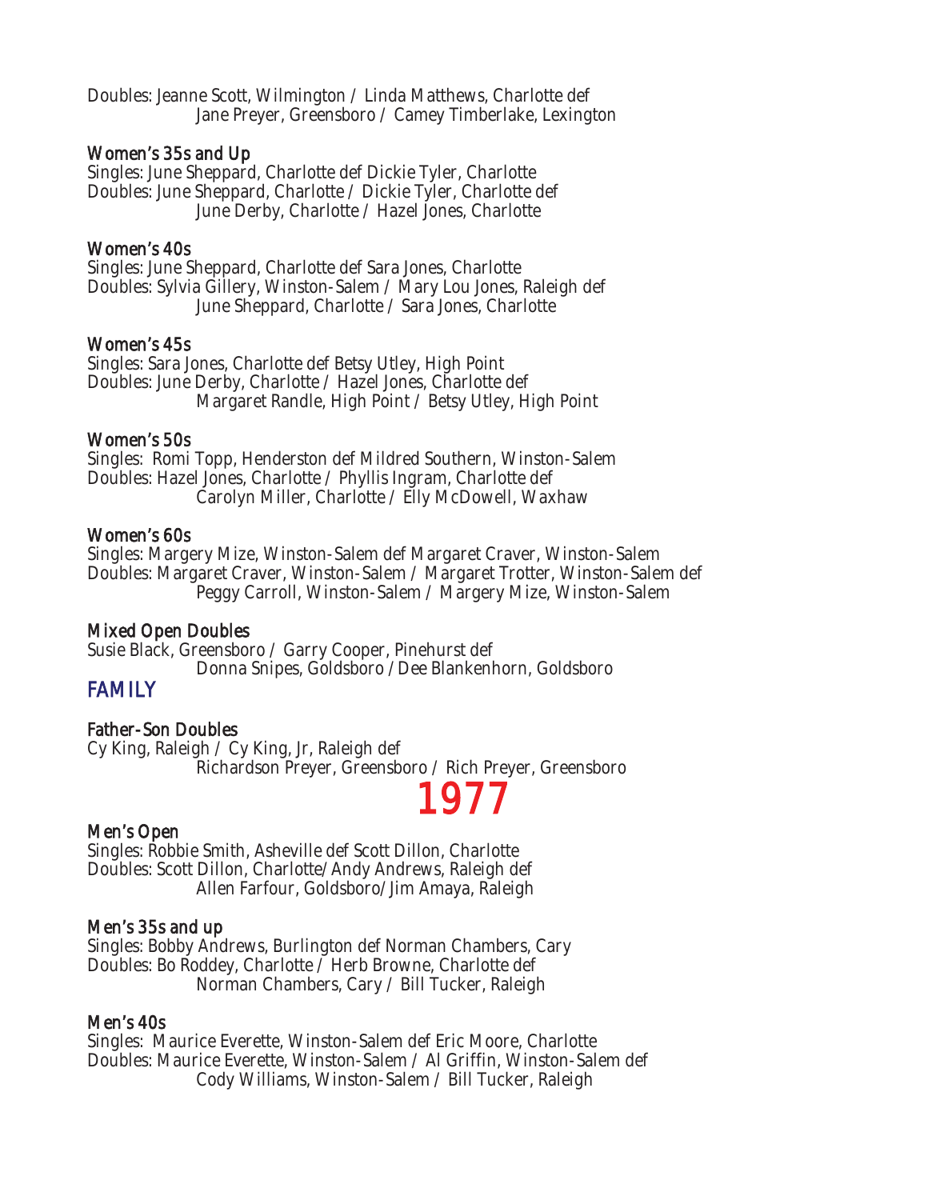Doubles: Jeanne Scott, Wilmington / Linda Matthews, Charlotte def
Jane Preyer, Greensboro / Camey Timberlake, Lexington

### Women's 35s and Up

Singles: June Sheppard, Charlotte def Dickie Tyler, Charlotte
Doubles: June Sheppard, Charlotte / Dickie Tyler, Charlotte def
June Derby, Charlotte / Hazel Jones, Charlotte

### Women's 40s

Singles: June Sheppard, Charlotte def Sara Jones, Charlotte
Doubles: Sylvia Gillery, Winston-Salem / Mary Lou Jones, Raleigh def
June Sheppard, Charlotte / Sara Jones, Charlotte

### Women's 45s

Singles: Sara Jones, Charlotte def Betsy Utley, High Point
Doubles: June Derby, Charlotte / Hazel Jones, Charlotte def
Margaret Randle, High Point / Betsy Utley, High Point

### Women's 50s

Singles: Romi Topp, Henderston def Mildred Southern, Winston-Salem
Doubles: Hazel Jones, Charlotte / Phyllis Ingram, Charlotte def
Carolyn Miller, Charlotte / Elly McDowell, Waxhaw

### Women's 60s

Singles: Margery Mize, Winston-Salem def Margaret Craver, Winston-Salem
Doubles: Margaret Craver, Winston-Salem / Margaret Trotter, Winston-Salem def
Peggy Carroll, Winston-Salem / Margery Mize, Winston-Salem

### Mixed Open Doubles

Susie Black, Greensboro / Garry Cooper, Pinehurst def
Donna Snipes, Goldsboro / Dee Blankenhorn, Goldsboro

## FAMILY

### Father-Son Doubles

Cy King, Raleigh / Cy King, Jr, Raleigh def
Richardson Preyer, Greensboro / Rich Preyer, Greensboro

# 1977

### Men's Open

Singles: Robbie Smith, Asheville def Scott Dillon, Charlotte
Doubles: Scott Dillon, Charlotte/Andy Andrews, Raleigh def
Allen Farfour, Goldsboro/Jim Amaya, Raleigh

### Men's 35s and up

Singles: Bobby Andrews, Burlington def Norman Chambers, Cary
Doubles: Bo Roddey, Charlotte / Herb Browne, Charlotte def
Norman Chambers, Cary / Bill Tucker, Raleigh

### Men's 40s

Singles: Maurice Everette, Winston-Salem def Eric Moore, Charlotte
Doubles: Maurice Everette, Winston-Salem / Al Griffin, Winston-Salem def
Cody Williams, Winston-Salem / Bill Tucker, Raleigh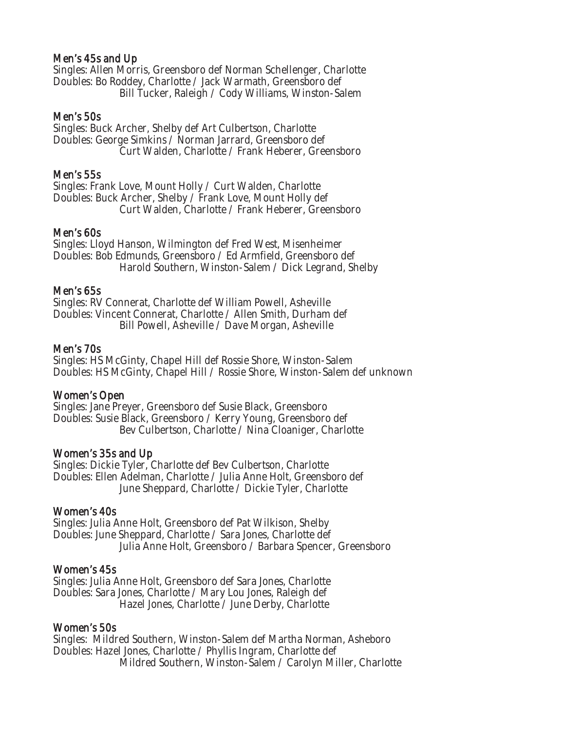### Men's 45s and Up

Singles: Allen Morris, Greensboro def Norman Schellenger, Charlotte
Doubles: Bo Roddey, Charlotte / Jack Warmath, Greensboro def
Bill Tucker, Raleigh / Cody Williams, Winston-Salem

### Men's 50s

Singles: Buck Archer, Shelby def Art Culbertson, Charlotte
Doubles: George Simkins / Norman Jarrard, Greensboro def
Curt Walden, Charlotte / Frank Heberer, Greensboro

### Men's 55s

Singles: Frank Love, Mount Holly / Curt Walden, Charlotte
Doubles: Buck Archer, Shelby / Frank Love, Mount Holly def
Curt Walden, Charlotte / Frank Heberer, Greensboro

### Men's 60s

Singles: Lloyd Hanson, Wilmington def Fred West, Misenheimer
Doubles: Bob Edmunds, Greensboro / Ed Armfield, Greensboro def
Harold Southern, Winston-Salem / Dick Legrand, Shelby

### Men's 65s

Singles: RV Connerat, Charlotte def William Powell, Asheville
Doubles: Vincent Connerat, Charlotte / Allen Smith, Durham def
Bill Powell, Asheville / Dave Morgan, Asheville

### Men's 70s

Singles: HS McGinty, Chapel Hill def Rossie Shore, Winston-Salem
Doubles: HS McGinty, Chapel Hill / Rossie Shore, Winston-Salem def unknown

### Women's Open

Singles: Jane Preyer, Greensboro def Susie Black, Greensboro
Doubles: Susie Black, Greensboro / Kerry Young, Greensboro def
Bev Culbertson, Charlotte / Nina Cloaniger, Charlotte

### Women's 35s and Up

Singles: Dickie Tyler, Charlotte def Bev Culbertson, Charlotte
Doubles: Ellen Adelman, Charlotte / Julia Anne Holt, Greensboro def
June Sheppard, Charlotte / Dickie Tyler, Charlotte

### Women's 40s

Singles: Julia Anne Holt, Greensboro def Pat Wilkison, Shelby
Doubles: June Sheppard, Charlotte / Sara Jones, Charlotte def
Julia Anne Holt, Greensboro / Barbara Spencer, Greensboro

### Women's 45s

Singles: Julia Anne Holt, Greensboro def Sara Jones, Charlotte
Doubles: Sara Jones, Charlotte / Mary Lou Jones, Raleigh def
Hazel Jones, Charlotte / June Derby, Charlotte

### Women's 50s

Singles: Mildred Southern, Winston-Salem def Martha Norman, Asheboro
Doubles: Hazel Jones, Charlotte / Phyllis Ingram, Charlotte def
Mildred Southern, Winston-Salem / Carolyn Miller, Charlotte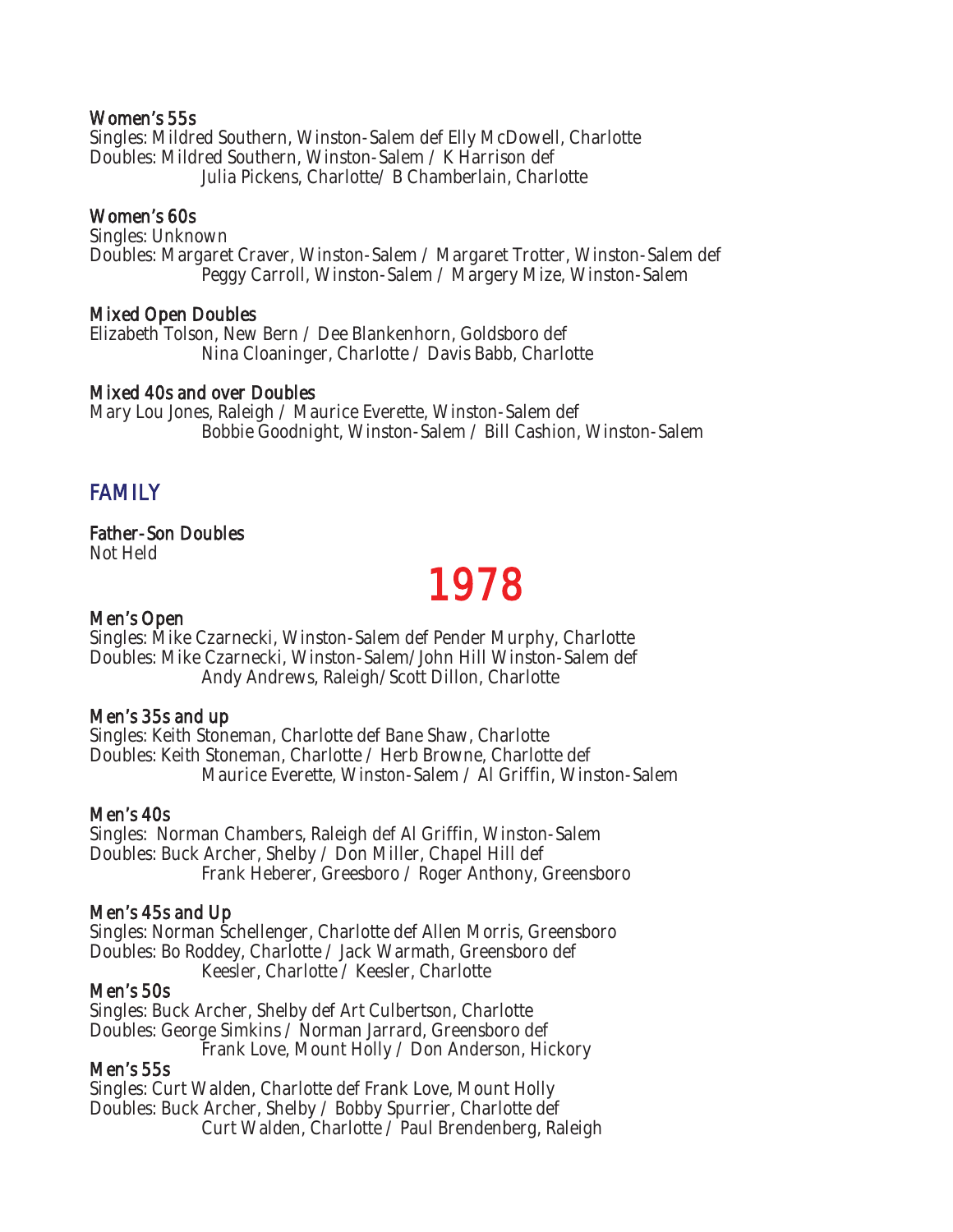#### Women's 55s

Singles: Mildred Southern, Winston-Salem def Elly McDowell, Charlotte
Doubles: Mildred Southern, Winston-Salem / K Harrison def
Julia Pickens, Charlotte/ B Chamberlain, Charlotte

#### Women's 60s

Singles: Unknown
Doubles: Margaret Craver, Winston-Salem / Margaret Trotter, Winston-Salem def
Peggy Carroll, Winston-Salem / Margery Mize, Winston-Salem

#### Mixed Open Doubles

Elizabeth Tolson, New Bern / Dee Blankenhorn, Goldsboro def
Nina Cloaninger, Charlotte / Davis Babb, Charlotte

#### Mixed 40s and over Doubles

Mary Lou Jones, Raleigh / Maurice Everette, Winston-Salem def
Bobbie Goodnight, Winston-Salem / Bill Cashion, Winston-Salem

## FAMILY

#### Father-Son Doubles

Not Held

# 1978

#### Men's Open

Singles: Mike Czarnecki, Winston-Salem def Pender Murphy, Charlotte
Doubles: Mike Czarnecki, Winston-Salem/John Hill Winston-Salem def
Andy Andrews, Raleigh/Scott Dillon, Charlotte

#### Men's 35s and up

Singles: Keith Stoneman, Charlotte def Bane Shaw, Charlotte
Doubles: Keith Stoneman, Charlotte / Herb Browne, Charlotte def
Maurice Everette, Winston-Salem / Al Griffin, Winston-Salem

#### Men's 40s

Singles: Norman Chambers, Raleigh def Al Griffin, Winston-Salem
Doubles: Buck Archer, Shelby / Don Miller, Chapel Hill def
Frank Heberer, Greesboro / Roger Anthony, Greensboro

#### Men's 45s and Up

Singles: Norman Schellenger, Charlotte def Allen Morris, Greensboro
Doubles: Bo Roddey, Charlotte / Jack Warmath, Greensboro def
Keesler, Charlotte / Keesler, Charlotte

#### Men's 50s

Singles: Buck Archer, Shelby def Art Culbertson, Charlotte
Doubles: George Simkins / Norman Jarrard, Greensboro def
Frank Love, Mount Holly / Don Anderson, Hickory

#### Men's 55s

Singles: Curt Walden, Charlotte def Frank Love, Mount Holly
Doubles: Buck Archer, Shelby / Bobby Spurrier, Charlotte def
Curt Walden, Charlotte / Paul Brendenberg, Raleigh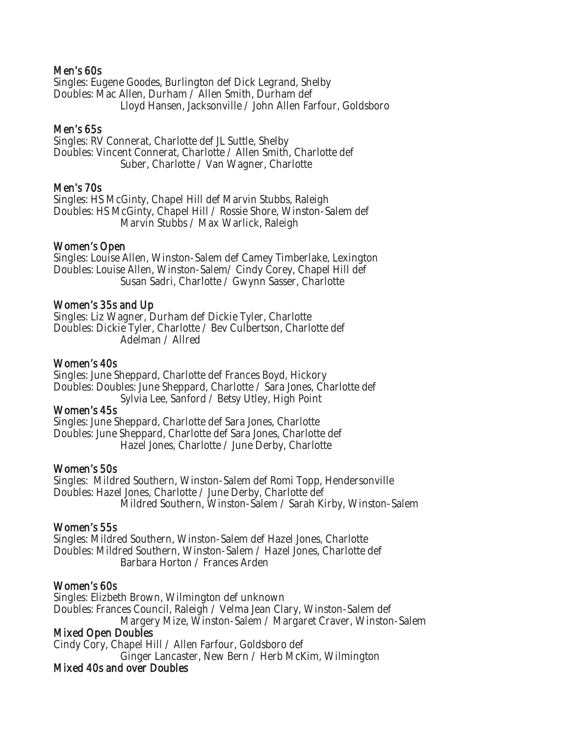### Men's 60s

Singles: Eugene Goodes, Burlington def Dick Legrand, Shelby
Doubles: Mac Allen, Durham / Allen Smith, Durham def
Lloyd Hansen, Jacksonville / John Allen Farfour, Goldsboro

### Men's 65s

Singles: RV Connerat, Charlotte def JL Suttle, Shelby
Doubles: Vincent Connerat, Charlotte / Allen Smith, Charlotte def
Suber, Charlotte / Van Wagner, Charlotte

### Men's 70s

Singles: HS McGinty, Chapel Hill def Marvin Stubbs, Raleigh
Doubles: HS McGinty, Chapel Hill / Rossie Shore, Winston-Salem def
Marvin Stubbs / Max Warlick, Raleigh

### Women's Open

Singles: Louise Allen, Winston-Salem def Camey Timberlake, Lexington
Doubles: Louise Allen, Winston-Salem/ Cindy Corey, Chapel Hill def
Susan Sadri, Charlotte / Gwynn Sasser, Charlotte

### Women's 35s and Up

Singles: Liz Wagner, Durham def Dickie Tyler, Charlotte
Doubles: Dickie Tyler, Charlotte / Bev Culbertson, Charlotte def
Adelman / Allred

### Women's 40s

Singles: June Sheppard, Charlotte def Frances Boyd, Hickory
Doubles: Doubles: June Sheppard, Charlotte / Sara Jones, Charlotte def
Sylvia Lee, Sanford / Betsy Utley, High Point

### Women's 45s

Singles: June Sheppard, Charlotte def Sara Jones, Charlotte
Doubles: June Sheppard, Charlotte def Sara Jones, Charlotte def
Hazel Jones, Charlotte / June Derby, Charlotte

### Women's 50s

Singles: Mildred Southern, Winston-Salem def Romi Topp, Hendersonville
Doubles: Hazel Jones, Charlotte / June Derby, Charlotte def
Mildred Southern, Winston-Salem / Sarah Kirby, Winston-Salem

### Women's 55s

Singles: Mildred Southern, Winston-Salem def Hazel Jones, Charlotte
Doubles: Mildred Southern, Winston-Salem / Hazel Jones, Charlotte def
Barbara Horton / Frances Arden

### Women's 60s

Singles: Elizbeth Brown, Wilmington def unknown
Doubles: Frances Council, Raleigh / Velma Jean Clary, Winston-Salem def
Margery Mize, Winston-Salem / Margaret Craver, Winston-Salem

### Mixed Open Doubles

Cindy Cory, Chapel Hill / Allen Farfour, Goldsboro def
Ginger Lancaster, New Bern / Herb McKim, Wilmington

### Mixed 40s and over Doubles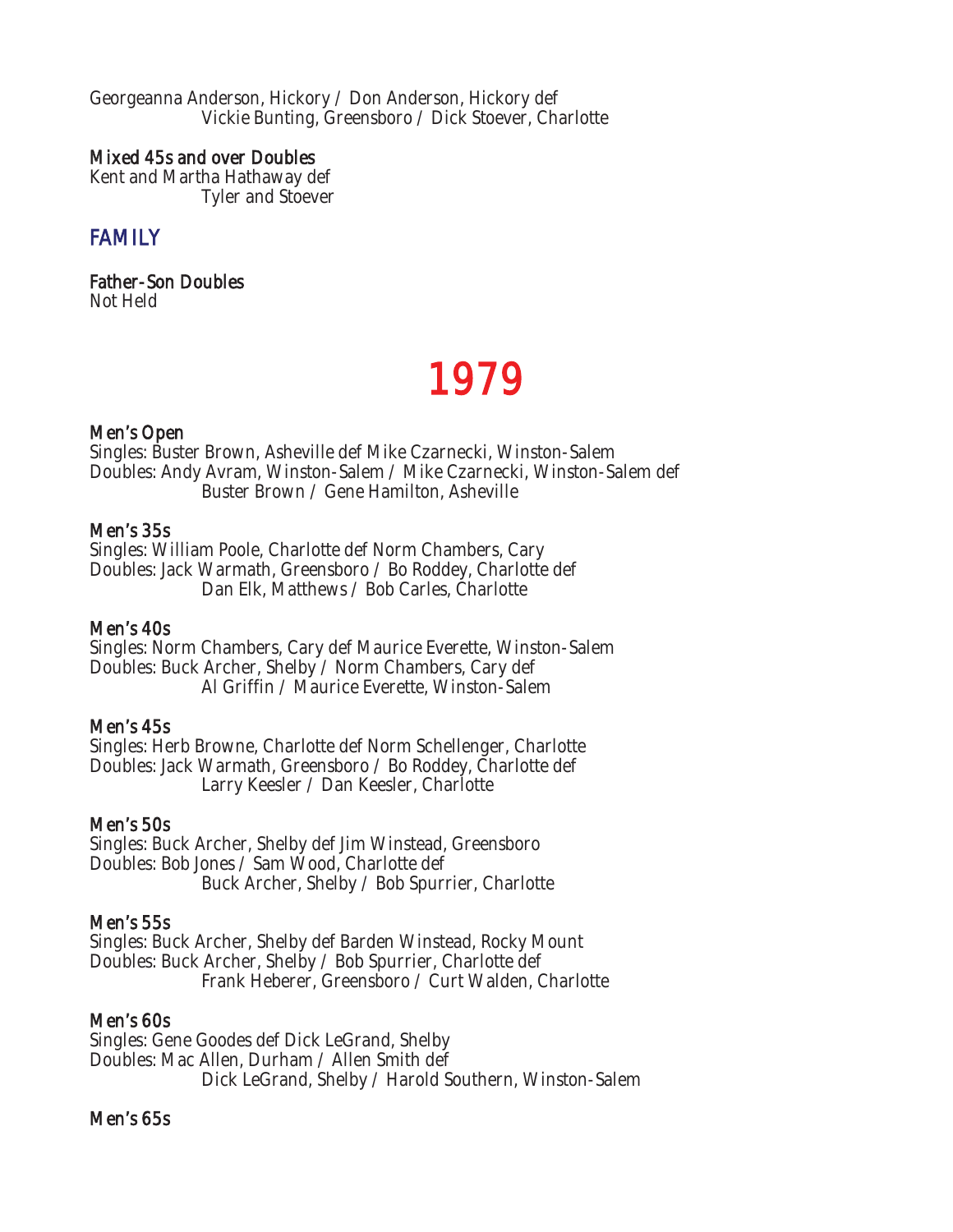Georgeanna Anderson, Hickory / Don Anderson, Hickory def
Vickie Bunting, Greensboro / Dick Stoever, Charlotte

**Mixed 45s and over Doubles**
Kent and Martha Hathaway def
Tyler and Stoever

## FAMILY

**Father-Son Doubles**
Not Held

# 1979

**Men's Open**
Singles: Buster Brown, Asheville def Mike Czarnecki, Winston-Salem
Doubles: Andy Avram, Winston-Salem / Mike Czarnecki, Winston-Salem def
Buster Brown / Gene Hamilton, Asheville

**Men's 35s**
Singles: William Poole, Charlotte def Norm Chambers, Cary
Doubles: Jack Warmath, Greensboro / Bo Roddey, Charlotte def
Dan Elk, Matthews / Bob Carles, Charlotte

**Men's 40s**
Singles: Norm Chambers, Cary def Maurice Everette, Winston-Salem
Doubles: Buck Archer, Shelby / Norm Chambers, Cary def
Al Griffin / Maurice Everette, Winston-Salem

**Men's 45s**
Singles: Herb Browne, Charlotte def Norm Schellenger, Charlotte
Doubles: Jack Warmath, Greensboro / Bo Roddey, Charlotte def
Larry Keesler / Dan Keesler, Charlotte

**Men's 50s**
Singles: Buck Archer, Shelby def Jim Winstead, Greensboro
Doubles: Bob Jones / Sam Wood, Charlotte def
Buck Archer, Shelby / Bob Spurrier, Charlotte

**Men's 55s**
Singles: Buck Archer, Shelby def Barden Winstead, Rocky Mount
Doubles: Buck Archer, Shelby / Bob Spurrier, Charlotte def
Frank Heberer, Greensboro / Curt Walden, Charlotte

**Men's 60s**
Singles: Gene Goodes def Dick LeGrand, Shelby
Doubles: Mac Allen, Durham / Allen Smith def
Dick LeGrand, Shelby / Harold Southern, Winston-Salem

**Men's 65s**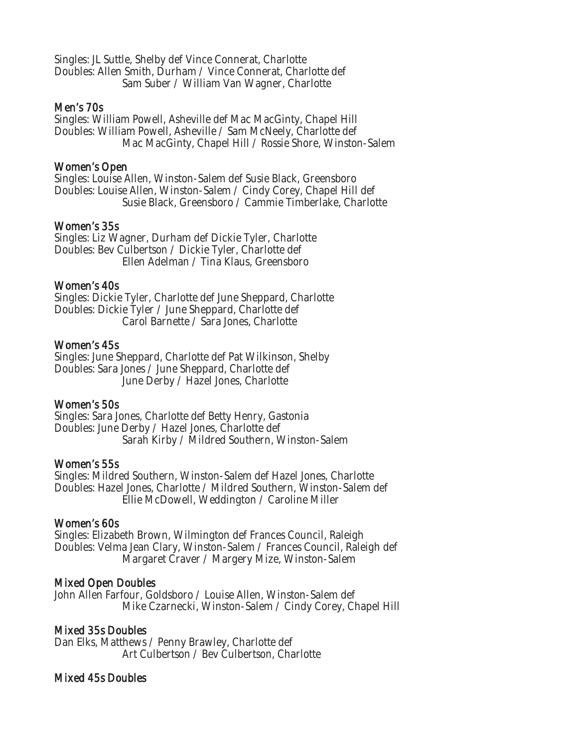Singles: JL Suttle, Shelby def Vince Connerat, Charlotte
Doubles: Allen Smith, Durham / Vince Connerat, Charlotte def
Sam Suber / William Van Wagner, Charlotte

### Men's 70s

Singles: William Powell, Asheville def Mac MacGinty, Chapel Hill
Doubles: William Powell, Asheville / Sam McNeely, Charlotte def
Mac MacGinty, Chapel Hill / Rossie Shore, Winston-Salem

### Women's Open

Singles: Louise Allen, Winston-Salem def Susie Black, Greensboro
Doubles: Louise Allen, Winston-Salem / Cindy Corey, Chapel Hill def
Susie Black, Greensboro / Cammie Timberlake, Charlotte

### Women's 35s

Singles: Liz Wagner, Durham def Dickie Tyler, Charlotte
Doubles: Bev Culbertson / Dickie Tyler, Charlotte def
Ellen Adelman / Tina Klaus, Greensboro

### Women's 40s

Singles: Dickie Tyler, Charlotte def June Sheppard, Charlotte
Doubles: Dickie Tyler / June Sheppard, Charlotte def
Carol Barnette / Sara Jones, Charlotte

### Women's 45s

Singles: June Sheppard, Charlotte def Pat Wilkinson, Shelby
Doubles: Sara Jones / June Sheppard, Charlotte def
June Derby / Hazel Jones, Charlotte

### Women's 50s

Singles: Sara Jones, Charlotte def Betty Henry, Gastonia
Doubles: June Derby / Hazel Jones, Charlotte def
Sarah Kirby / Mildred Southern, Winston-Salem

### Women's 55s

Singles: Mildred Southern, Winston-Salem def Hazel Jones, Charlotte
Doubles: Hazel Jones, Charlotte / Mildred Southern, Winston-Salem def
Ellie McDowell, Weddington / Caroline Miller

### Women's 60s

Singles: Elizabeth Brown, Wilmington def Frances Council, Raleigh
Doubles: Velma Jean Clary, Winston-Salem / Frances Council, Raleigh def
Margaret Craver / Margery Mize, Winston-Salem

### Mixed Open Doubles

John Allen Farfour, Goldsboro / Louise Allen, Winston-Salem def
Mike Czarnecki, Winston-Salem / Cindy Corey, Chapel Hill

### Mixed 35s Doubles

Dan Elks, Matthews / Penny Brawley, Charlotte def
Art Culbertson / Bev Culbertson, Charlotte

### Mixed 45s Doubles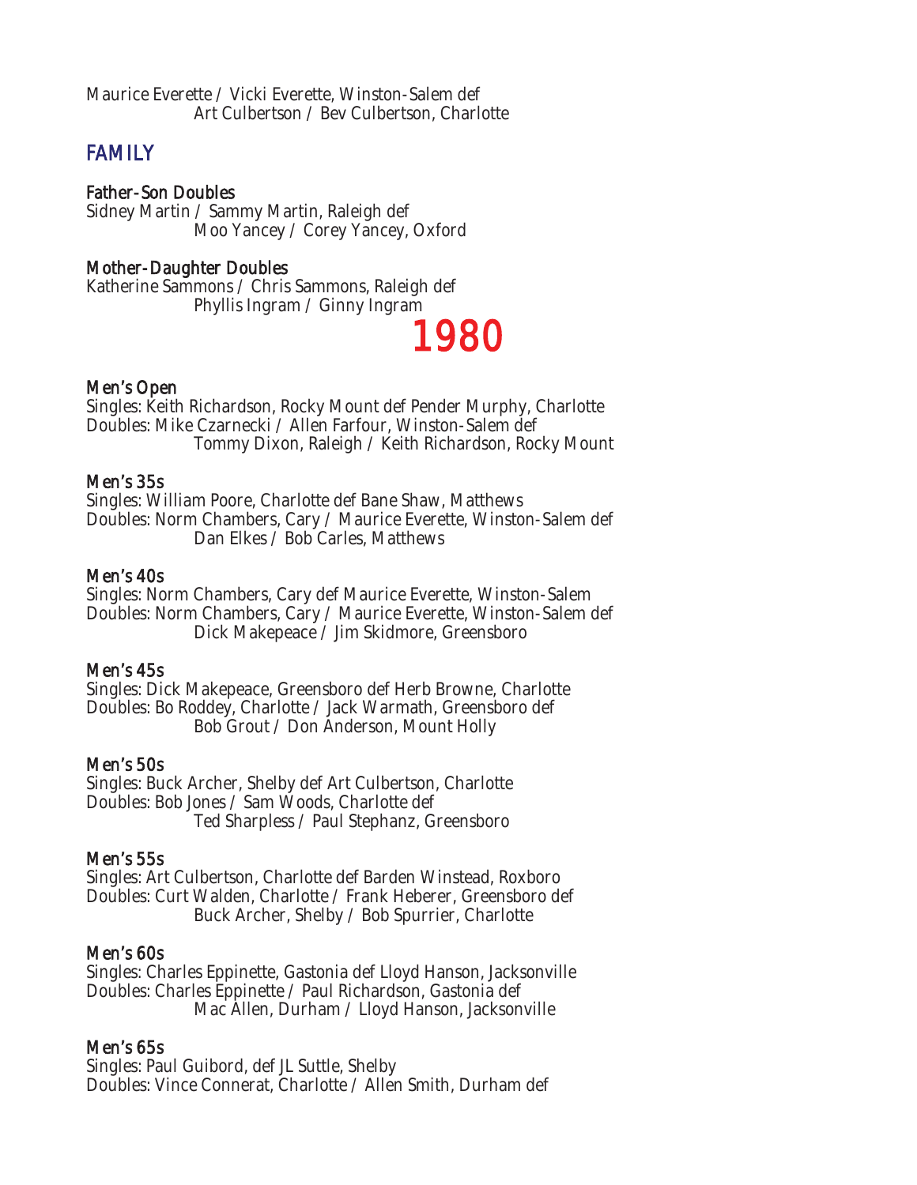Maurice Everette / Vicki Everette, Winston-Salem def
Art Culbertson / Bev Culbertson, Charlotte

## FAMILY

**Father-Son Doubles**
Sidney Martin / Sammy Martin, Raleigh def
Moo Yancey / Corey Yancey, Oxford

**Mother-Daughter Doubles**
Katherine Sammons / Chris Sammons, Raleigh def
Phyllis Ingram / Ginny Ingram

# 1980

**Men's Open**
Singles: Keith Richardson, Rocky Mount def Pender Murphy, Charlotte
Doubles: Mike Czarnecki / Allen Farfour, Winston-Salem def
Tommy Dixon, Raleigh / Keith Richardson, Rocky Mount

**Men's 35s**
Singles: William Poore, Charlotte def Bane Shaw, Matthews
Doubles: Norm Chambers, Cary / Maurice Everette, Winston-Salem def
Dan Elkes / Bob Carles, Matthews

**Men's 40s**
Singles: Norm Chambers, Cary def Maurice Everette, Winston-Salem
Doubles: Norm Chambers, Cary / Maurice Everette, Winston-Salem def
Dick Makepeace / Jim Skidmore, Greensboro

**Men's 45s**
Singles: Dick Makepeace, Greensboro def Herb Browne, Charlotte
Doubles: Bo Roddey, Charlotte / Jack Warmath, Greensboro def
Bob Grout / Don Anderson, Mount Holly

**Men's 50s**
Singles: Buck Archer, Shelby def Art Culbertson, Charlotte
Doubles: Bob Jones / Sam Woods, Charlotte def
Ted Sharpless / Paul Stephanz, Greensboro

**Men's 55s**
Singles: Art Culbertson, Charlotte def Barden Winstead, Roxboro
Doubles: Curt Walden, Charlotte / Frank Heberer, Greensboro def
Buck Archer, Shelby / Bob Spurrier, Charlotte

**Men's 60s**
Singles: Charles Eppinette, Gastonia def Lloyd Hanson, Jacksonville
Doubles: Charles Eppinette / Paul Richardson, Gastonia def
Mac Allen, Durham / Lloyd Hanson, Jacksonville

**Men's 65s**
Singles: Paul Guibord, def JL Suttle, Shelby
Doubles: Vince Connerat, Charlotte / Allen Smith, Durham def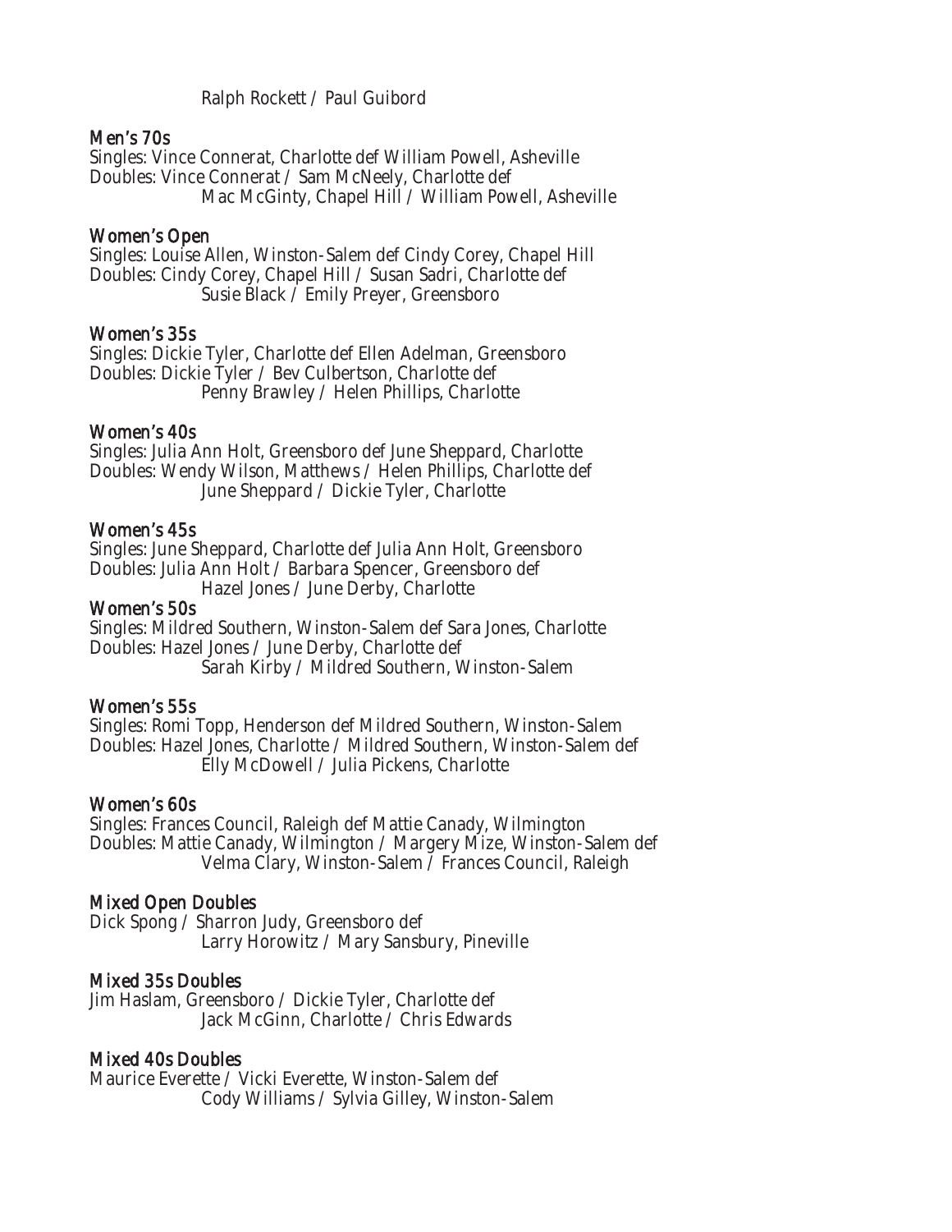Ralph Rockett / Paul Guibord

### Men's 70s

Singles: Vince Connerat, Charlotte def William Powell, Asheville
Doubles: Vince Connerat / Sam McNeely, Charlotte def
Mac McGinty, Chapel Hill / William Powell, Asheville

### Women's Open

Singles: Louise Allen, Winston-Salem def Cindy Corey, Chapel Hill
Doubles: Cindy Corey, Chapel Hill / Susan Sadri, Charlotte def
Susie Black / Emily Preyer, Greensboro

### Women's 35s

Singles: Dickie Tyler, Charlotte def Ellen Adelman, Greensboro
Doubles: Dickie Tyler / Bev Culbertson, Charlotte def
Penny Brawley / Helen Phillips, Charlotte

### Women's 40s

Singles: Julia Ann Holt, Greensboro def June Sheppard, Charlotte
Doubles: Wendy Wilson, Matthews / Helen Phillips, Charlotte def
June Sheppard / Dickie Tyler, Charlotte

### Women's 45s

Singles: June Sheppard, Charlotte def Julia Ann Holt, Greensboro
Doubles: Julia Ann Holt / Barbara Spencer, Greensboro def
Hazel Jones / June Derby, Charlotte

### Women's 50s

Singles: Mildred Southern, Winston-Salem def Sara Jones, Charlotte
Doubles: Hazel Jones / June Derby, Charlotte def
Sarah Kirby / Mildred Southern, Winston-Salem

### Women's 55s

Singles: Romi Topp, Henderson def Mildred Southern, Winston-Salem
Doubles: Hazel Jones, Charlotte / Mildred Southern, Winston-Salem def
Elly McDowell / Julia Pickens, Charlotte

### Women's 60s

Singles: Frances Council, Raleigh def Mattie Canady, Wilmington
Doubles: Mattie Canady, Wilmington / Margery Mize, Winston-Salem def
Velma Clary, Winston-Salem / Frances Council, Raleigh

### Mixed Open Doubles

Dick Spong / Sharron Judy, Greensboro def
Larry Horowitz / Mary Sansbury, Pineville

### Mixed 35s Doubles

Jim Haslam, Greensboro / Dickie Tyler, Charlotte def
Jack McGinn, Charlotte / Chris Edwards

### Mixed 40s Doubles

Maurice Everette / Vicki Everette, Winston-Salem def
Cody Williams / Sylvia Gilley, Winston-Salem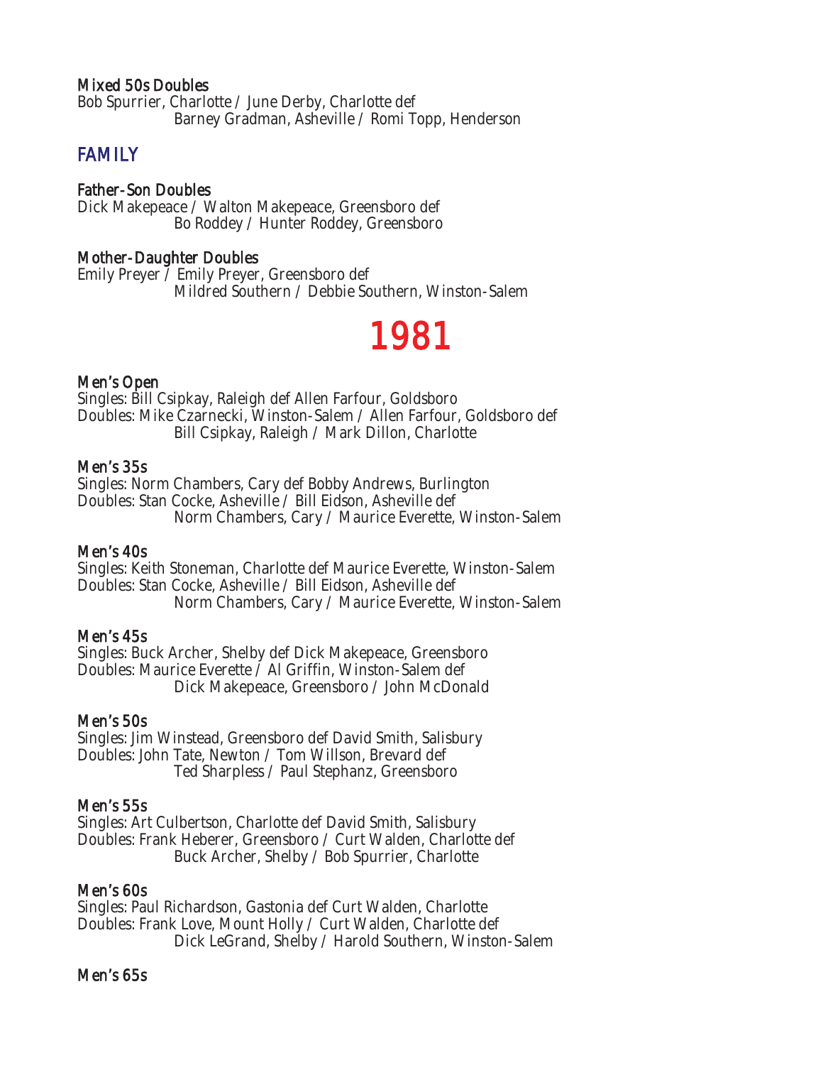### Mixed 50s Doubles

Bob Spurrier, Charlotte / June Derby, Charlotte def
Barney Gradman, Asheville / Romi Topp, Henderson

## FAMILY

### Father-Son Doubles

Dick Makepeace / Walton Makepeace, Greensboro def
Bo Roddey / Hunter Roddey, Greensboro

### Mother-Daughter Doubles

Emily Preyer / Emily Preyer, Greensboro def
Mildred Southern / Debbie Southern, Winston-Salem

# 1981

### Men's Open

Singles: Bill Csipkay, Raleigh def Allen Farfour, Goldsboro
Doubles: Mike Czarnecki, Winston-Salem / Allen Farfour, Goldsboro def
Bill Csipkay, Raleigh / Mark Dillon, Charlotte

### Men's 35s

Singles: Norm Chambers, Cary def Bobby Andrews, Burlington
Doubles: Stan Cocke, Asheville / Bill Eidson, Asheville def
Norm Chambers, Cary / Maurice Everette, Winston-Salem

### Men's 40s

Singles: Keith Stoneman, Charlotte def Maurice Everette, Winston-Salem
Doubles: Stan Cocke, Asheville / Bill Eidson, Asheville def
Norm Chambers, Cary / Maurice Everette, Winston-Salem

### Men's 45s

Singles: Buck Archer, Shelby def Dick Makepeace, Greensboro
Doubles: Maurice Everette / Al Griffin, Winston-Salem def
Dick Makepeace, Greensboro / John McDonald

### Men's 50s

Singles: Jim Winstead, Greensboro def David Smith, Salisbury
Doubles: John Tate, Newton / Tom Willson, Brevard def
Ted Sharpless / Paul Stephanz, Greensboro

### Men's 55s

Singles: Art Culbertson, Charlotte def David Smith, Salisbury
Doubles: Frank Heberer, Greensboro / Curt Walden, Charlotte def
Buck Archer, Shelby / Bob Spurrier, Charlotte

### Men's 60s

Singles: Paul Richardson, Gastonia def Curt Walden, Charlotte
Doubles: Frank Love, Mount Holly / Curt Walden, Charlotte def
Dick LeGrand, Shelby / Harold Southern, Winston-Salem

### Men's 65s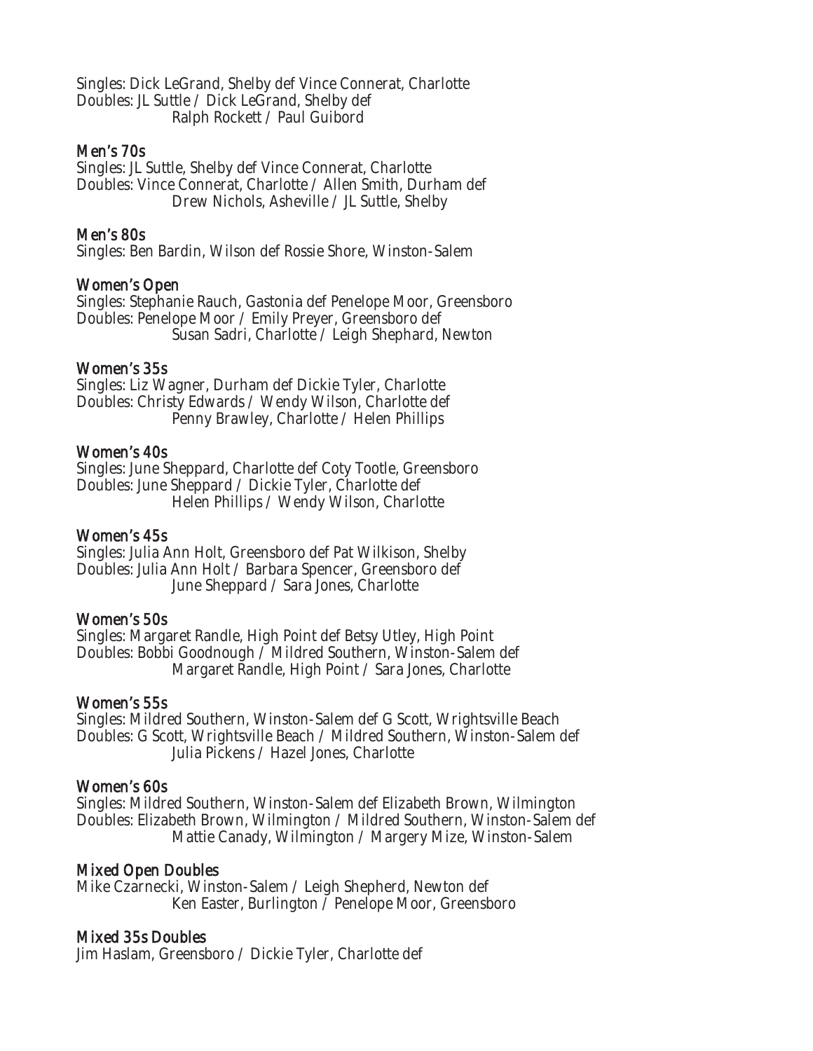Singles: Dick LeGrand, Shelby def Vince Connerat, Charlotte
Doubles: JL Suttle / Dick LeGrand, Shelby def
Ralph Rockett / Paul Guibord

### Men's 70s

Singles: JL Suttle, Shelby def Vince Connerat, Charlotte
Doubles: Vince Connerat, Charlotte / Allen Smith, Durham def
Drew Nichols, Asheville / JL Suttle, Shelby

### Men's 80s

Singles: Ben Bardin, Wilson def Rossie Shore, Winston-Salem

### Women's Open

Singles: Stephanie Rauch, Gastonia def Penelope Moor, Greensboro
Doubles: Penelope Moor / Emily Preyer, Greensboro def
Susan Sadri, Charlotte / Leigh Shephard, Newton

### Women's 35s

Singles: Liz Wagner, Durham def Dickie Tyler, Charlotte
Doubles: Christy Edwards / Wendy Wilson, Charlotte def
Penny Brawley, Charlotte / Helen Phillips

### Women's 40s

Singles: June Sheppard, Charlotte def Coty Tootle, Greensboro
Doubles: June Sheppard / Dickie Tyler, Charlotte def
Helen Phillips / Wendy Wilson, Charlotte

### Women's 45s

Singles: Julia Ann Holt, Greensboro def Pat Wilkison, Shelby
Doubles: Julia Ann Holt / Barbara Spencer, Greensboro def
June Sheppard / Sara Jones, Charlotte

### Women's 50s

Singles: Margaret Randle, High Point def Betsy Utley, High Point
Doubles: Bobbi Goodnough / Mildred Southern, Winston-Salem def
Margaret Randle, High Point / Sara Jones, Charlotte

### Women's 55s

Singles: Mildred Southern, Winston-Salem def G Scott, Wrightsville Beach
Doubles: G Scott, Wrightsville Beach / Mildred Southern, Winston-Salem def
Julia Pickens / Hazel Jones, Charlotte

### Women's 60s

Singles: Mildred Southern, Winston-Salem def Elizabeth Brown, Wilmington
Doubles: Elizabeth Brown, Wilmington / Mildred Southern, Winston-Salem def
Mattie Canady, Wilmington / Margery Mize, Winston-Salem

### Mixed Open Doubles

Mike Czarnecki, Winston-Salem / Leigh Shepherd, Newton def
Ken Easter, Burlington / Penelope Moor, Greensboro

### Mixed 35s Doubles

Jim Haslam, Greensboro / Dickie Tyler, Charlotte def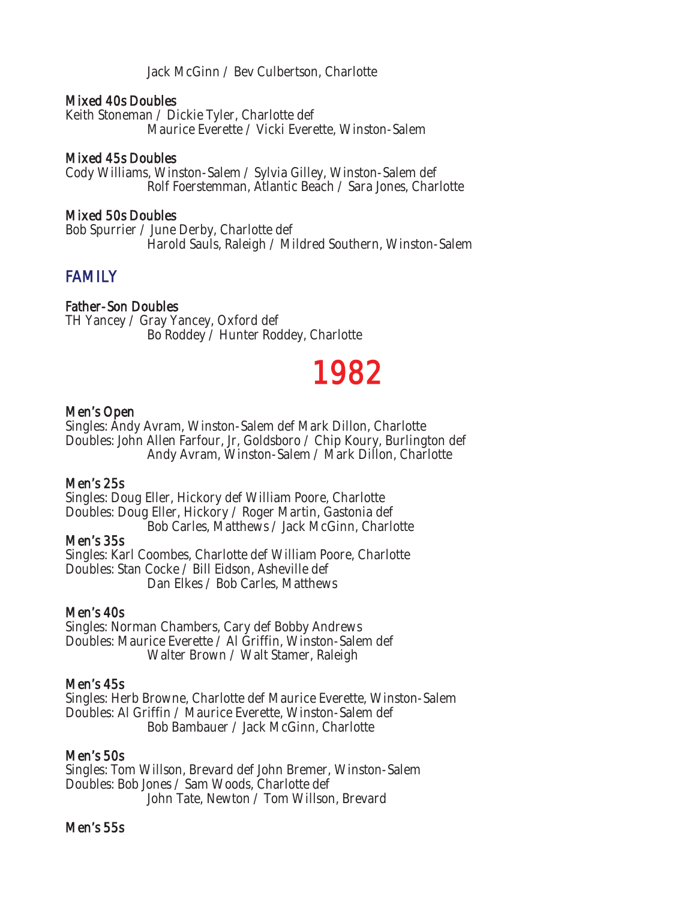Jack McGinn / Bev Culbertson, Charlotte

**Mixed 40s Doubles**
Keith Stoneman / Dickie Tyler, Charlotte def
Maurice Everette / Vicki Everette, Winston-Salem

**Mixed 45s Doubles**
Cody Williams, Winston-Salem / Sylvia Gilley, Winston-Salem def
Rolf Foerstemman, Atlantic Beach / Sara Jones, Charlotte

**Mixed 50s Doubles**
Bob Spurrier / June Derby, Charlotte def
Harold Sauls, Raleigh / Mildred Southern, Winston-Salem

## FAMILY

**Father-Son Doubles**
TH Yancey / Gray Yancey, Oxford def
Bo Roddey / Hunter Roddey, Charlotte

# 1982

**Men's Open**
Singles: Andy Avram, Winston-Salem def Mark Dillon, Charlotte
Doubles: John Allen Farfour, Jr, Goldsboro / Chip Koury, Burlington def
Andy Avram, Winston-Salem / Mark Dillon, Charlotte

**Men's 25s**
Singles: Doug Eller, Hickory def William Poore, Charlotte
Doubles: Doug Eller, Hickory / Roger Martin, Gastonia def
Bob Carles, Matthews / Jack McGinn, Charlotte

**Men's 35s**
Singles: Karl Coombes, Charlotte def William Poore, Charlotte
Doubles: Stan Cocke / Bill Eidson, Asheville def
Dan Elkes / Bob Carles, Matthews

**Men's 40s**
Singles: Norman Chambers, Cary def Bobby Andrews
Doubles: Maurice Everette / Al Griffin, Winston-Salem def
Walter Brown / Walt Stamer, Raleigh

**Men's 45s**
Singles: Herb Browne, Charlotte def Maurice Everette, Winston-Salem
Doubles: Al Griffin / Maurice Everette, Winston-Salem def
Bob Bambauer / Jack McGinn, Charlotte

**Men's 50s**
Singles: Tom Willson, Brevard def John Bremer, Winston-Salem
Doubles: Bob Jones / Sam Woods, Charlotte def
John Tate, Newton / Tom Willson, Brevard

**Men's 55s**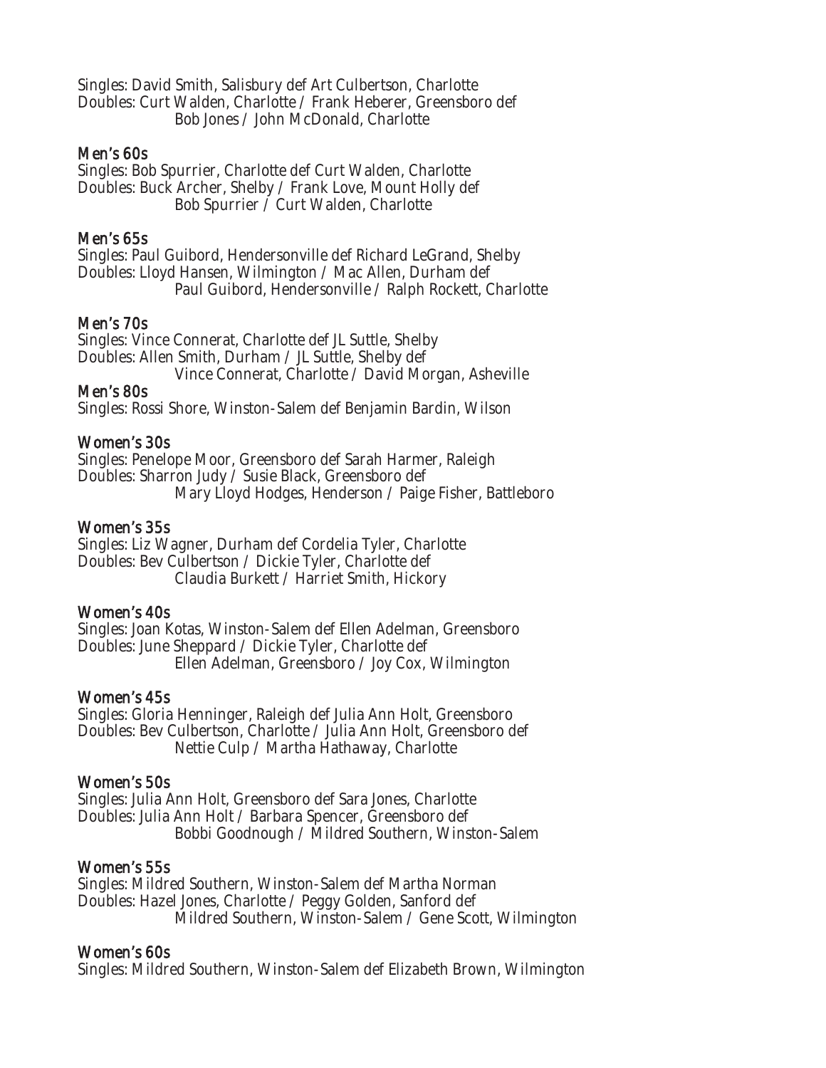Singles: David Smith, Salisbury def Art Culbertson, Charlotte
Doubles: Curt Walden, Charlotte / Frank Heberer, Greensboro def
Bob Jones / John McDonald, Charlotte

### Men's 60s

Singles: Bob Spurrier, Charlotte def Curt Walden, Charlotte
Doubles: Buck Archer, Shelby / Frank Love, Mount Holly def
Bob Spurrier / Curt Walden, Charlotte

### Men's 65s

Singles: Paul Guibord, Hendersonville def Richard LeGrand, Shelby
Doubles: Lloyd Hansen, Wilmington / Mac Allen, Durham def
Paul Guibord, Hendersonville / Ralph Rockett, Charlotte

### Men's 70s

Singles: Vince Connerat, Charlotte def JL Suttle, Shelby
Doubles: Allen Smith, Durham / JL Suttle, Shelby def
Vince Connerat, Charlotte / David Morgan, Asheville

### Men's 80s

Singles: Rossi Shore, Winston-Salem def Benjamin Bardin, Wilson

### Women's 30s

Singles: Penelope Moor, Greensboro def Sarah Harmer, Raleigh
Doubles: Sharron Judy / Susie Black, Greensboro def
Mary Lloyd Hodges, Henderson / Paige Fisher, Battleboro

### Women's 35s

Singles: Liz Wagner, Durham def Cordelia Tyler, Charlotte
Doubles: Bev Culbertson / Dickie Tyler, Charlotte def
Claudia Burkett / Harriet Smith, Hickory

### Women's 40s

Singles: Joan Kotas, Winston-Salem def Ellen Adelman, Greensboro
Doubles: June Sheppard / Dickie Tyler, Charlotte def
Ellen Adelman, Greensboro / Joy Cox, Wilmington

### Women's 45s

Singles: Gloria Henninger, Raleigh def Julia Ann Holt, Greensboro
Doubles: Bev Culbertson, Charlotte / Julia Ann Holt, Greensboro def
Nettie Culp / Martha Hathaway, Charlotte

### Women's 50s

Singles: Julia Ann Holt, Greensboro def Sara Jones, Charlotte
Doubles: Julia Ann Holt / Barbara Spencer, Greensboro def
Bobbi Goodnough / Mildred Southern, Winston-Salem

### Women's 55s

Singles: Mildred Southern, Winston-Salem def Martha Norman
Doubles: Hazel Jones, Charlotte / Peggy Golden, Sanford def
Mildred Southern, Winston-Salem / Gene Scott, Wilmington

### Women's 60s

Singles: Mildred Southern, Winston-Salem def Elizabeth Brown, Wilmington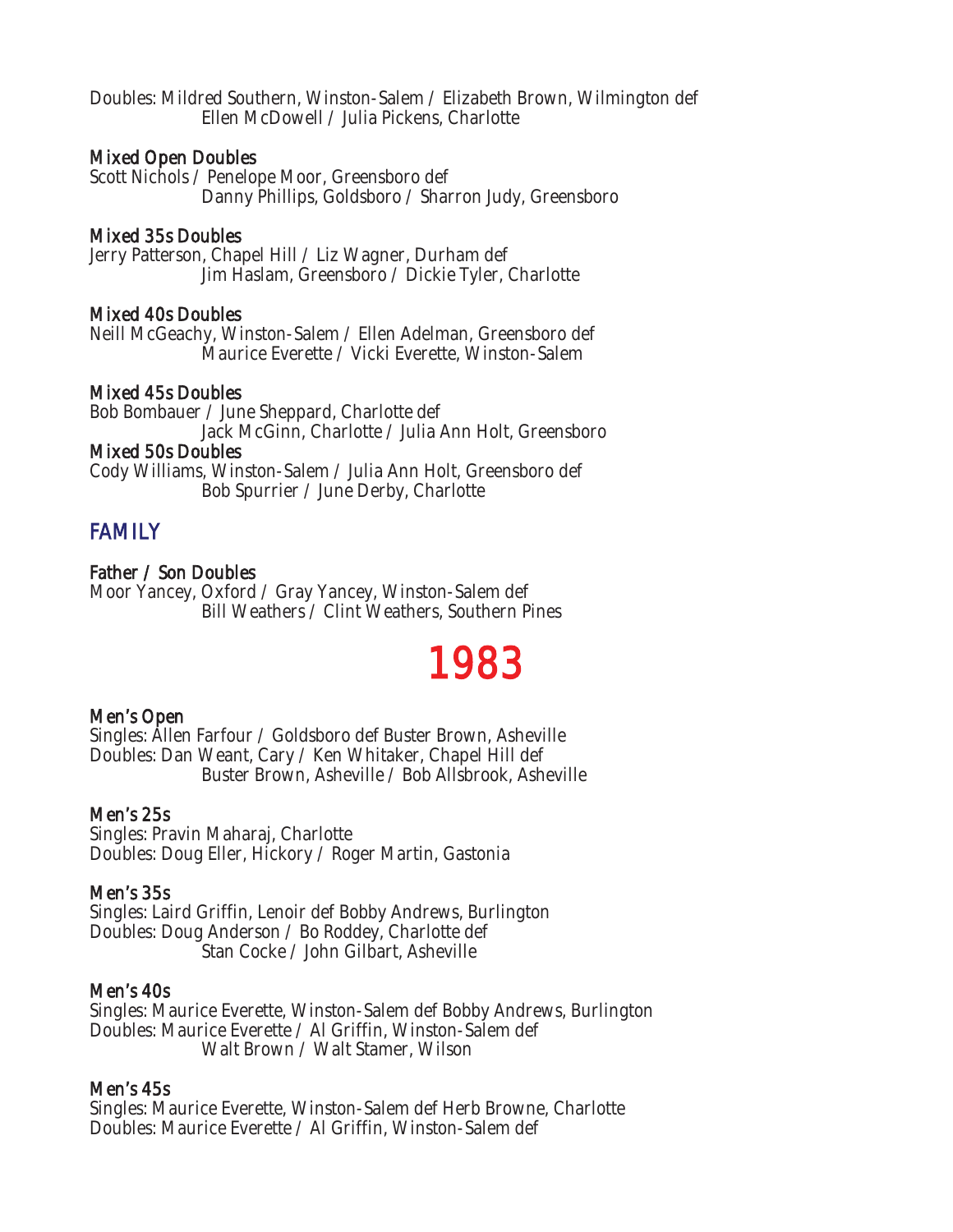Doubles: Mildred Southern, Winston-Salem / Elizabeth Brown, Wilmington def
Ellen McDowell / Julia Pickens, Charlotte

### Mixed Open Doubles

Scott Nichols / Penelope Moor, Greensboro def
Danny Phillips, Goldsboro / Sharron Judy, Greensboro

### Mixed 35s Doubles

Jerry Patterson, Chapel Hill / Liz Wagner, Durham def
Jim Haslam, Greensboro / Dickie Tyler, Charlotte

### Mixed 40s Doubles

Neill McGeachy, Winston-Salem / Ellen Adelman, Greensboro def
Maurice Everette / Vicki Everette, Winston-Salem

### Mixed 45s Doubles

Bob Bombauer / June Sheppard, Charlotte def
Jack McGinn, Charlotte / Julia Ann Holt, Greensboro

### Mixed 50s Doubles

Cody Williams, Winston-Salem / Julia Ann Holt, Greensboro def
Bob Spurrier / June Derby, Charlotte

## FAMILY

### Father / Son Doubles

Moor Yancey, Oxford / Gray Yancey, Winston-Salem def
Bill Weathers / Clint Weathers, Southern Pines

# 1983

### Men's Open

Singles: Allen Farfour / Goldsboro def Buster Brown, Asheville
Doubles: Dan Weant, Cary / Ken Whitaker, Chapel Hill def
Buster Brown, Asheville / Bob Allsbrook, Asheville

### Men's 25s

Singles: Pravin Maharaj, Charlotte
Doubles: Doug Eller, Hickory / Roger Martin, Gastonia

### Men's 35s

Singles: Laird Griffin, Lenoir def Bobby Andrews, Burlington
Doubles: Doug Anderson / Bo Roddey, Charlotte def
Stan Cocke / John Gilbart, Asheville

### Men's 40s

Singles: Maurice Everette, Winston-Salem def Bobby Andrews, Burlington
Doubles: Maurice Everette / Al Griffin, Winston-Salem def
Walt Brown / Walt Stamer, Wilson

### Men's 45s

Singles: Maurice Everette, Winston-Salem def Herb Browne, Charlotte
Doubles: Maurice Everette / Al Griffin, Winston-Salem def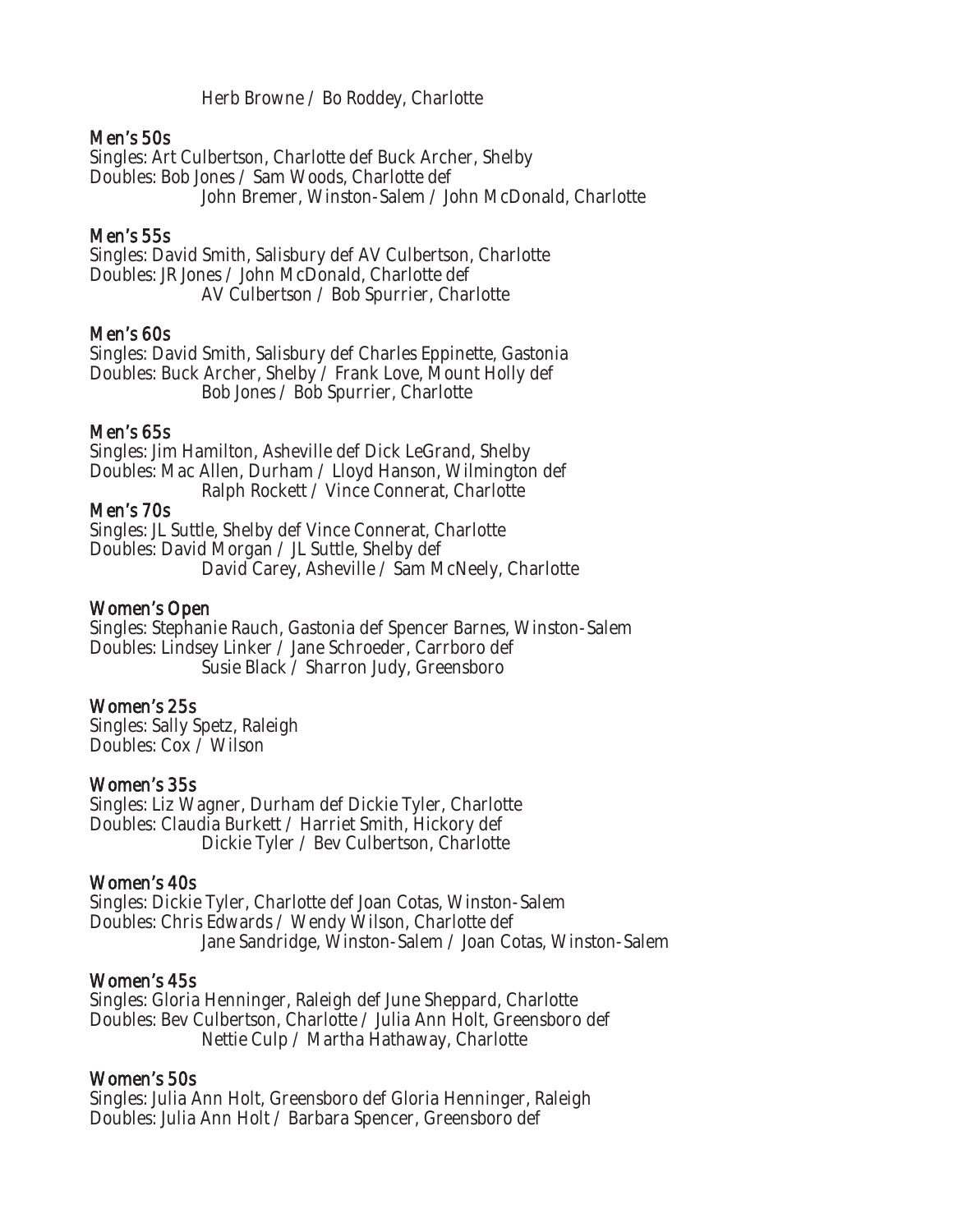Herb Browne / Bo Roddey, Charlotte

### Men's 50s

Singles: Art Culbertson, Charlotte def Buck Archer, Shelby
Doubles: Bob Jones / Sam Woods, Charlotte def
John Bremer, Winston-Salem / John McDonald, Charlotte

### Men's 55s

Singles: David Smith, Salisbury def AV Culbertson, Charlotte
Doubles: JR Jones / John McDonald, Charlotte def
AV Culbertson / Bob Spurrier, Charlotte

### Men's 60s

Singles: David Smith, Salisbury def Charles Eppinette, Gastonia
Doubles: Buck Archer, Shelby / Frank Love, Mount Holly def
Bob Jones / Bob Spurrier, Charlotte

### Men's 65s

Singles: Jim Hamilton, Asheville def Dick LeGrand, Shelby
Doubles: Mac Allen, Durham / Lloyd Hanson, Wilmington def
Ralph Rockett / Vince Connerat, Charlotte

### Men's 70s

Singles: JL Suttle, Shelby def Vince Connerat, Charlotte
Doubles: David Morgan / JL Suttle, Shelby def
David Carey, Asheville / Sam McNeely, Charlotte

### Women's Open

Singles: Stephanie Rauch, Gastonia def Spencer Barnes, Winston-Salem
Doubles: Lindsey Linker / Jane Schroeder, Carrboro def
Susie Black / Sharron Judy, Greensboro

### Women's 25s

Singles: Sally Spetz, Raleigh
Doubles: Cox / Wilson

### Women's 35s

Singles: Liz Wagner, Durham def Dickie Tyler, Charlotte
Doubles: Claudia Burkett / Harriet Smith, Hickory def
Dickie Tyler / Bev Culbertson, Charlotte

### Women's 40s

Singles: Dickie Tyler, Charlotte def Joan Cotas, Winston-Salem
Doubles: Chris Edwards / Wendy Wilson, Charlotte def
Jane Sandridge, Winston-Salem / Joan Cotas, Winston-Salem

### Women's 45s

Singles: Gloria Henninger, Raleigh def June Sheppard, Charlotte
Doubles: Bev Culbertson, Charlotte / Julia Ann Holt, Greensboro def
Nettie Culp / Martha Hathaway, Charlotte

### Women's 50s

Singles: Julia Ann Holt, Greensboro def Gloria Henninger, Raleigh
Doubles: Julia Ann Holt / Barbara Spencer, Greensboro def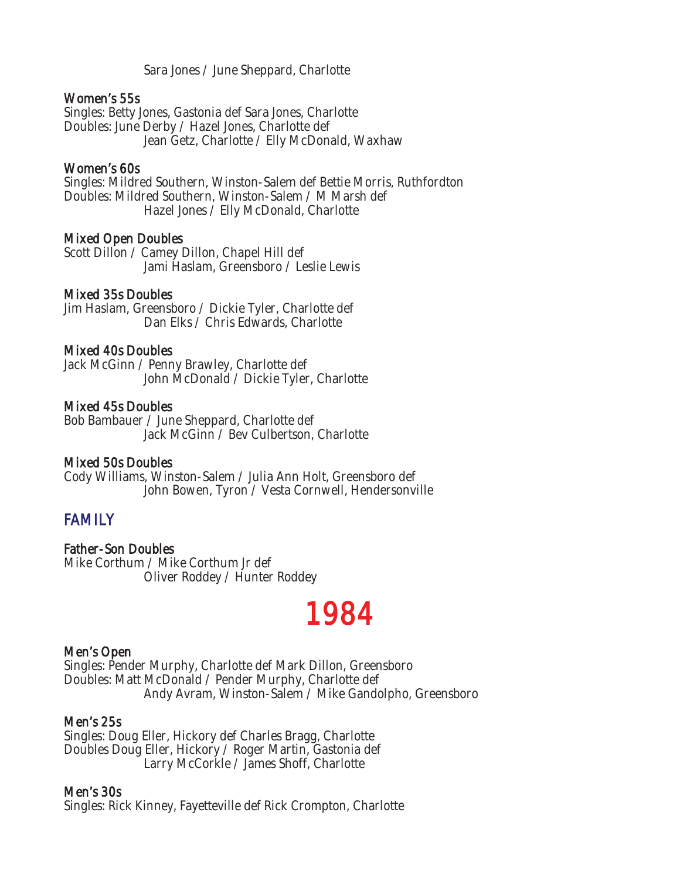Sara Jones / June Sheppard, Charlotte

### Women's 55s
Singles: Betty Jones, Gastonia def Sara Jones, Charlotte
Doubles: June Derby / Hazel Jones, Charlotte def
Jean Getz, Charlotte / Elly McDonald, Waxhaw

### Women's 60s
Singles: Mildred Southern, Winston-Salem def Bettie Morris, Ruthfordton
Doubles: Mildred Southern, Winston-Salem / M Marsh def
Hazel Jones / Elly McDonald, Charlotte

### Mixed Open Doubles
Scott Dillon / Camey Dillon, Chapel Hill def
Jami Haslam, Greensboro / Leslie Lewis

### Mixed 35s Doubles
Jim Haslam, Greensboro / Dickie Tyler, Charlotte def
Dan Elks / Chris Edwards, Charlotte

### Mixed 40s Doubles
Jack McGinn / Penny Brawley, Charlotte def
John McDonald / Dickie Tyler, Charlotte

### Mixed 45s Doubles
Bob Bambauer / June Sheppard, Charlotte def
Jack McGinn / Bev Culbertson, Charlotte

### Mixed 50s Doubles
Cody Williams, Winston-Salem / Julia Ann Holt, Greensboro def
John Bowen, Tyron / Vesta Cornwell, Hendersonville

## FAMILY

### Father-Son Doubles
Mike Corthum / Mike Corthum Jr def
Oliver Roddey / Hunter Roddey

# 1984

### Men's Open
Singles: Pender Murphy, Charlotte def Mark Dillon, Greensboro
Doubles: Matt McDonald / Pender Murphy, Charlotte def
Andy Avram, Winston-Salem / Mike Gandolpho, Greensboro

### Men's 25s
Singles: Doug Eller, Hickory def Charles Bragg, Charlotte
Doubles Doug Eller, Hickory / Roger Martin, Gastonia def
Larry McCorkle / James Shoff, Charlotte

### Men's 30s
Singles: Rick Kinney, Fayetteville def Rick Crompton, Charlotte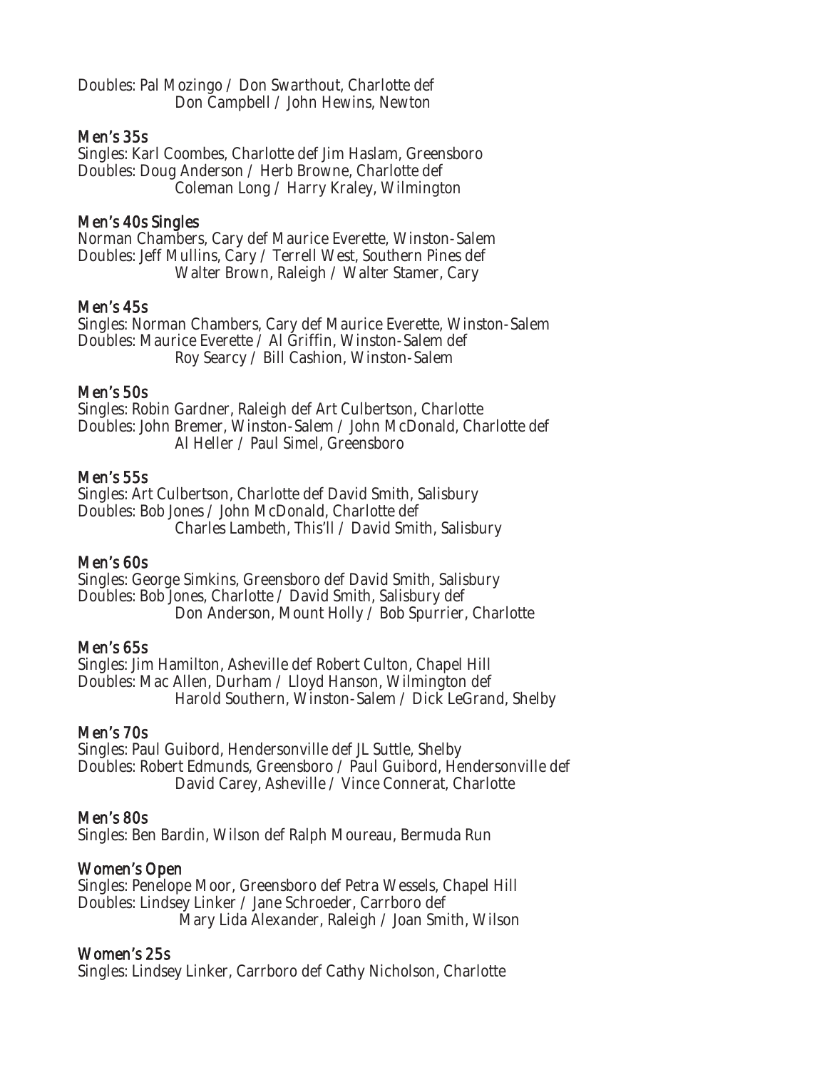Doubles: Pal Mozingo / Don Swarthout, Charlotte def
Don Campbell / John Hewins, Newton

### Men's 35s

Singles: Karl Coombes, Charlotte def Jim Haslam, Greensboro
Doubles: Doug Anderson / Herb Browne, Charlotte def
Coleman Long / Harry Kraley, Wilmington

### Men's 40s Singles

Norman Chambers, Cary def Maurice Everette, Winston-Salem
Doubles: Jeff Mullins, Cary / Terrell West, Southern Pines def
Walter Brown, Raleigh / Walter Stamer, Cary

### Men's 45s

Singles: Norman Chambers, Cary def Maurice Everette, Winston-Salem
Doubles: Maurice Everette / Al Griffin, Winston-Salem def
Roy Searcy / Bill Cashion, Winston-Salem

### Men's 50s

Singles: Robin Gardner, Raleigh def Art Culbertson, Charlotte
Doubles: John Bremer, Winston-Salem / John McDonald, Charlotte def
Al Heller / Paul Simel, Greensboro

### Men's 55s

Singles: Art Culbertson, Charlotte def David Smith, Salisbury
Doubles: Bob Jones / John McDonald, Charlotte def
Charles Lambeth, This'll / David Smith, Salisbury

### Men's 60s

Singles: George Simkins, Greensboro def David Smith, Salisbury
Doubles: Bob Jones, Charlotte / David Smith, Salisbury def
Don Anderson, Mount Holly / Bob Spurrier, Charlotte

### Men's 65s

Singles: Jim Hamilton, Asheville def Robert Culton, Chapel Hill
Doubles: Mac Allen, Durham / Lloyd Hanson, Wilmington def
Harold Southern, Winston-Salem / Dick LeGrand, Shelby

### Men's 70s

Singles: Paul Guibord, Hendersonville def JL Suttle, Shelby
Doubles: Robert Edmunds, Greensboro / Paul Guibord, Hendersonville def
David Carey, Asheville / Vince Connerat, Charlotte

### Men's 80s

Singles: Ben Bardin, Wilson def Ralph Moureau, Bermuda Run

### Women's Open

Singles: Penelope Moor, Greensboro def Petra Wessels, Chapel Hill
Doubles: Lindsey Linker / Jane Schroeder, Carrboro def
Mary Lida Alexander, Raleigh / Joan Smith, Wilson

### Women's 25s

Singles: Lindsey Linker, Carrboro def Cathy Nicholson, Charlotte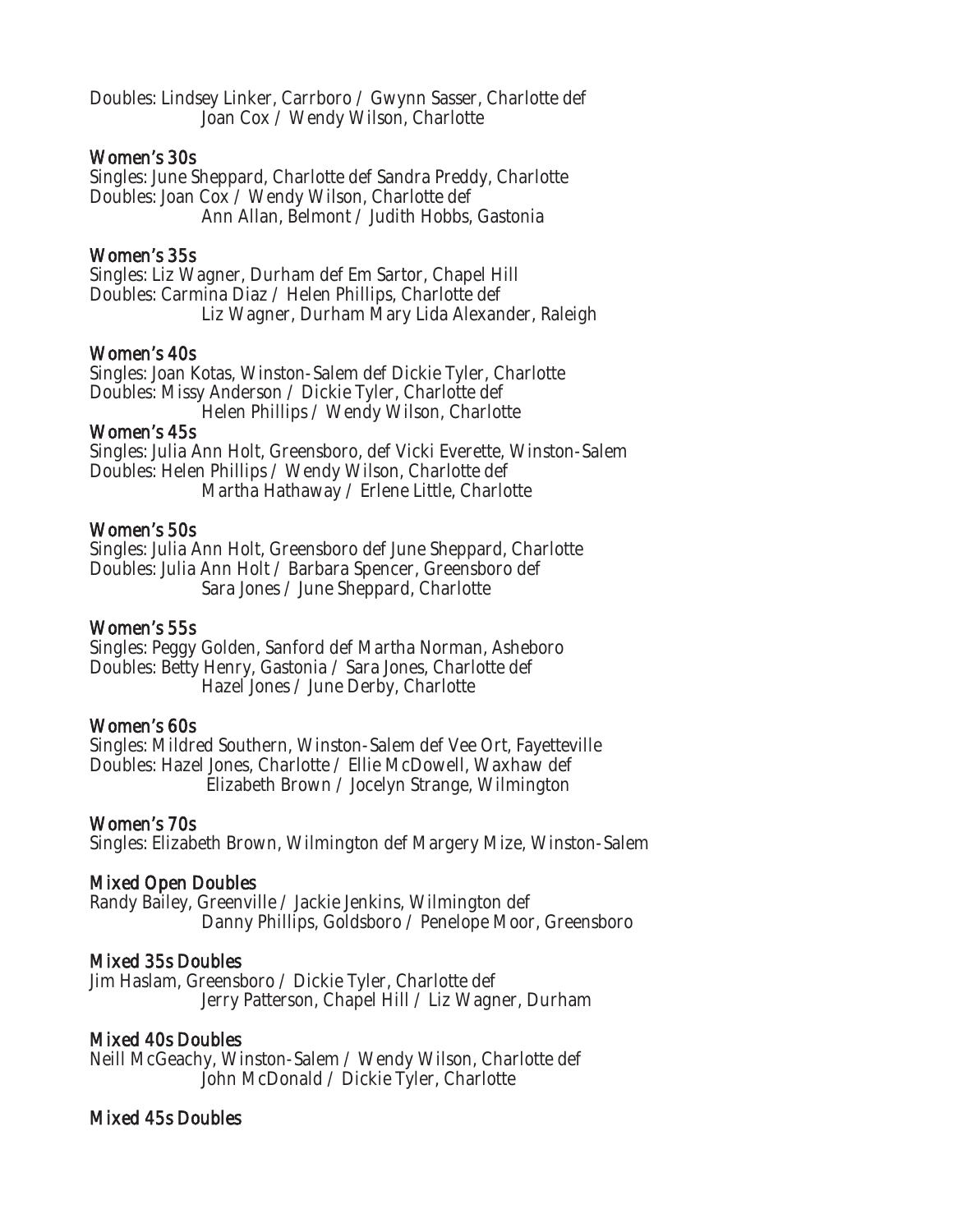Doubles: Lindsey Linker, Carrboro / Gwynn Sasser, Charlotte def
Joan Cox / Wendy Wilson, Charlotte

### Women's 30s

Singles: June Sheppard, Charlotte def Sandra Preddy, Charlotte
Doubles: Joan Cox / Wendy Wilson, Charlotte def
Ann Allan, Belmont / Judith Hobbs, Gastonia

### Women's 35s

Singles: Liz Wagner, Durham def Em Sartor, Chapel Hill
Doubles: Carmina Diaz / Helen Phillips, Charlotte def
Liz Wagner, Durham Mary Lida Alexander, Raleigh

### Women's 40s

Singles: Joan Kotas, Winston-Salem def Dickie Tyler, Charlotte
Doubles: Missy Anderson / Dickie Tyler, Charlotte def
Helen Phillips / Wendy Wilson, Charlotte

### Women's 45s

Singles: Julia Ann Holt, Greensboro, def Vicki Everette, Winston-Salem
Doubles: Helen Phillips / Wendy Wilson, Charlotte def
Martha Hathaway / Erlene Little, Charlotte

### Women's 50s

Singles: Julia Ann Holt, Greensboro def June Sheppard, Charlotte
Doubles: Julia Ann Holt / Barbara Spencer, Greensboro def
Sara Jones / June Sheppard, Charlotte

### Women's 55s

Singles: Peggy Golden, Sanford def Martha Norman, Asheboro
Doubles: Betty Henry, Gastonia / Sara Jones, Charlotte def
Hazel Jones / June Derby, Charlotte

### Women's 60s

Singles: Mildred Southern, Winston-Salem def Vee Ort, Fayetteville
Doubles: Hazel Jones, Charlotte / Ellie McDowell, Waxhaw def
Elizabeth Brown / Jocelyn Strange, Wilmington

### Women's 70s

Singles: Elizabeth Brown, Wilmington def Margery Mize, Winston-Salem

### Mixed Open Doubles

Randy Bailey, Greenville / Jackie Jenkins, Wilmington def
Danny Phillips, Goldsboro / Penelope Moor, Greensboro

### Mixed 35s Doubles

Jim Haslam, Greensboro / Dickie Tyler, Charlotte def
Jerry Patterson, Chapel Hill / Liz Wagner, Durham

### Mixed 40s Doubles

Neill McGeachy, Winston-Salem / Wendy Wilson, Charlotte def
John McDonald / Dickie Tyler, Charlotte

### Mixed 45s Doubles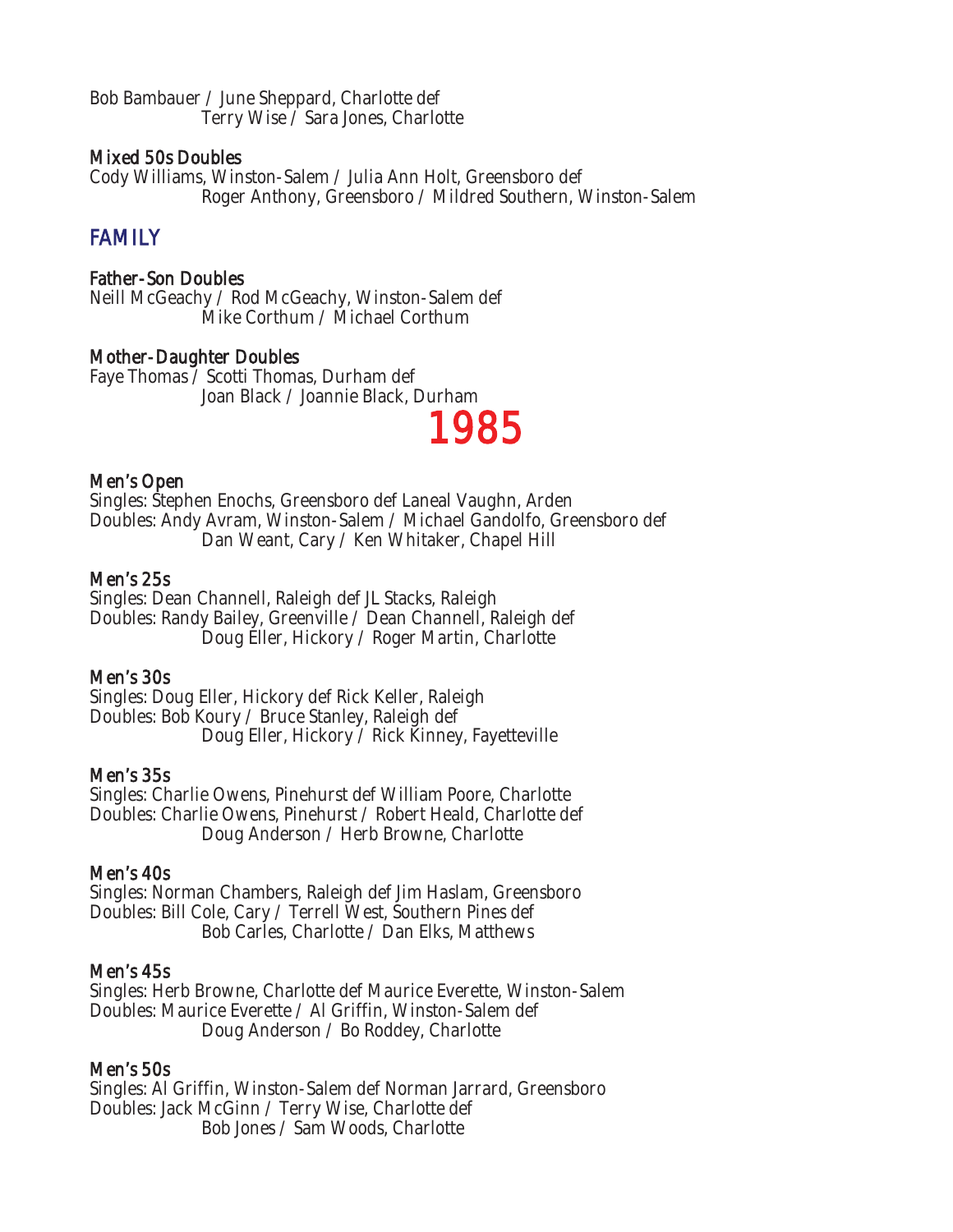Bob Bambauer / June Sheppard, Charlotte def
Terry Wise / Sara Jones, Charlotte

### Mixed 50s Doubles
Cody Williams, Winston-Salem / Julia Ann Holt, Greensboro def
Roger Anthony, Greensboro / Mildred Southern, Winston-Salem

## FAMILY

### Father-Son Doubles
Neill McGeachy / Rod McGeachy, Winston-Salem def
Mike Corthum / Michael Corthum

### Mother-Daughter Doubles
Faye Thomas / Scotti Thomas, Durham def
Joan Black / Joannie Black, Durham

# 1985

### Men's Open
Singles: Stephen Enochs, Greensboro def Laneal Vaughn, Arden
Doubles: Andy Avram, Winston-Salem / Michael Gandolfo, Greensboro def
Dan Weant, Cary / Ken Whitaker, Chapel Hill

### Men's 25s
Singles: Dean Channell, Raleigh def JL Stacks, Raleigh
Doubles: Randy Bailey, Greenville / Dean Channell, Raleigh def
Doug Eller, Hickory / Roger Martin, Charlotte

### Men's 30s
Singles: Doug Eller, Hickory def Rick Keller, Raleigh
Doubles: Bob Koury / Bruce Stanley, Raleigh def
Doug Eller, Hickory / Rick Kinney, Fayetteville

### Men's 35s
Singles: Charlie Owens, Pinehurst def William Poore, Charlotte
Doubles: Charlie Owens, Pinehurst / Robert Heald, Charlotte def
Doug Anderson / Herb Browne, Charlotte

### Men's 40s
Singles: Norman Chambers, Raleigh def Jim Haslam, Greensboro
Doubles: Bill Cole, Cary / Terrell West, Southern Pines def
Bob Carles, Charlotte / Dan Elks, Matthews

### Men's 45s
Singles: Herb Browne, Charlotte def Maurice Everette, Winston-Salem
Doubles: Maurice Everette / Al Griffin, Winston-Salem def
Doug Anderson / Bo Roddey, Charlotte

### Men's 50s
Singles: Al Griffin, Winston-Salem def Norman Jarrard, Greensboro
Doubles: Jack McGinn / Terry Wise, Charlotte def
Bob Jones / Sam Woods, Charlotte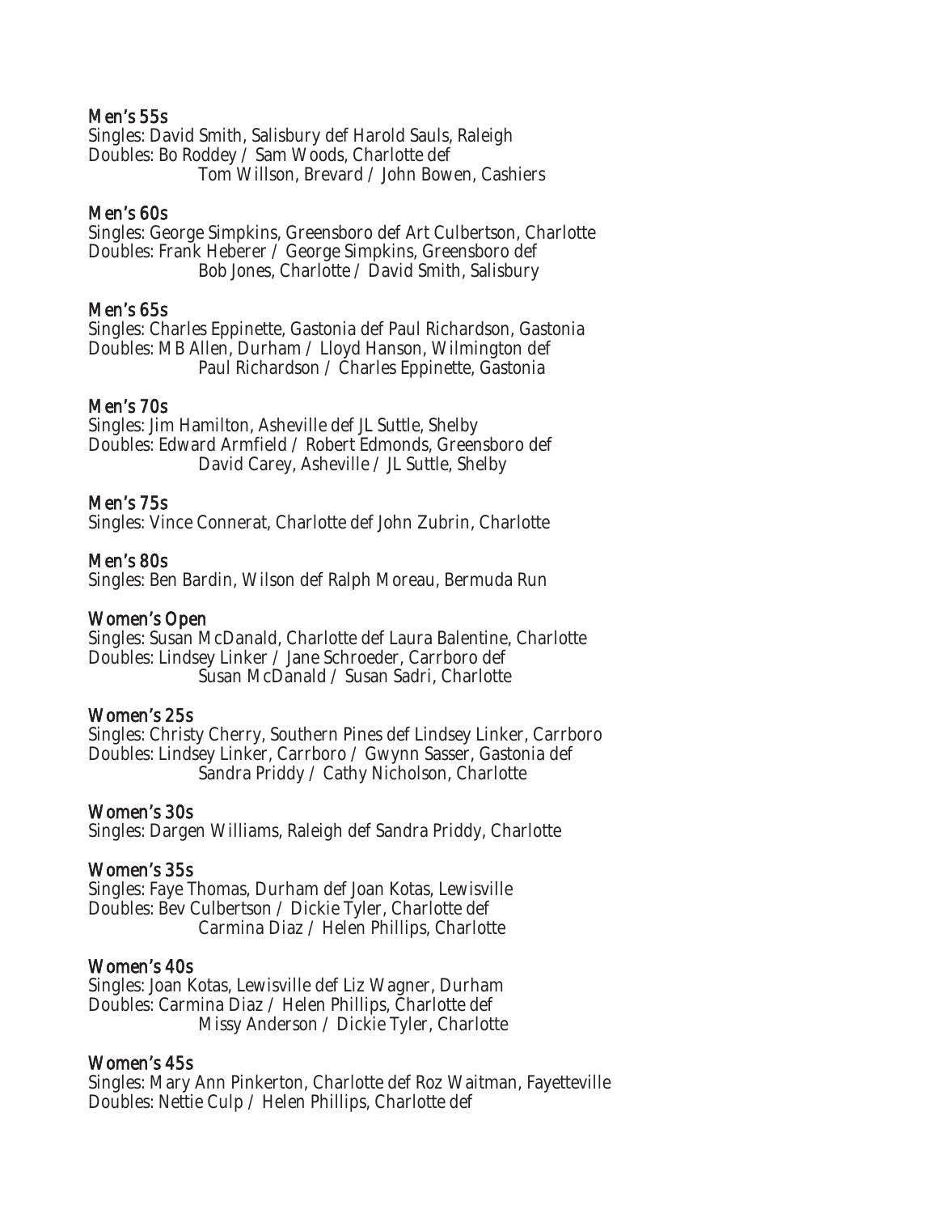### Men's 55s

Singles: David Smith, Salisbury def Harold Sauls, Raleigh
Doubles: Bo Roddey / Sam Woods, Charlotte def
Tom Willson, Brevard / John Bowen, Cashiers

### Men's 60s

Singles: George Simpkins, Greensboro def Art Culbertson, Charlotte
Doubles: Frank Heberer / George Simpkins, Greensboro def
Bob Jones, Charlotte / David Smith, Salisbury

### Men's 65s

Singles: Charles Eppinette, Gastonia def Paul Richardson, Gastonia
Doubles: MB Allen, Durham / Lloyd Hanson, Wilmington def
Paul Richardson / Charles Eppinette, Gastonia

### Men's 70s

Singles: Jim Hamilton, Asheville def JL Suttle, Shelby
Doubles: Edward Armfield / Robert Edmonds, Greensboro def
David Carey, Asheville / JL Suttle, Shelby

### Men's 75s

Singles: Vince Connerat, Charlotte def John Zubrin, Charlotte

### Men's 80s

Singles: Ben Bardin, Wilson def Ralph Moreau, Bermuda Run

### Women's Open

Singles: Susan McDanald, Charlotte def Laura Balentine, Charlotte
Doubles: Lindsey Linker / Jane Schroeder, Carrboro def
Susan McDanald / Susan Sadri, Charlotte

### Women's 25s

Singles: Christy Cherry, Southern Pines def Lindsey Linker, Carrboro
Doubles: Lindsey Linker, Carrboro / Gwynn Sasser, Gastonia def
Sandra Priddy / Cathy Nicholson, Charlotte

### Women's 30s

Singles: Dargen Williams, Raleigh def Sandra Priddy, Charlotte

### Women's 35s

Singles: Faye Thomas, Durham def Joan Kotas, Lewisville
Doubles: Bev Culbertson / Dickie Tyler, Charlotte def
Carmina Diaz / Helen Phillips, Charlotte

### Women's 40s

Singles: Joan Kotas, Lewisville def Liz Wagner, Durham
Doubles: Carmina Diaz / Helen Phillips, Charlotte def
Missy Anderson / Dickie Tyler, Charlotte

### Women's 45s

Singles: Mary Ann Pinkerton, Charlotte def Roz Waitman, Fayetteville
Doubles: Nettie Culp / Helen Phillips, Charlotte def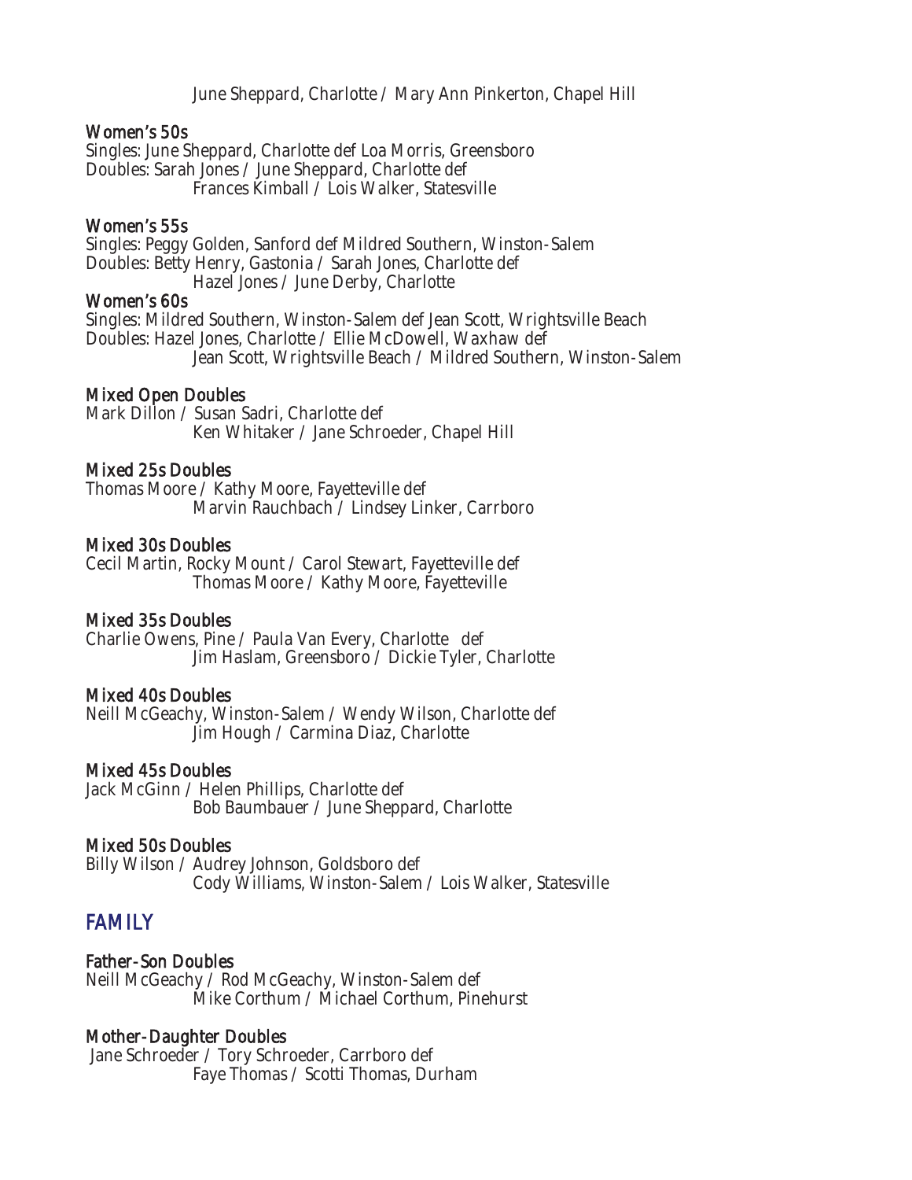June Sheppard, Charlotte / Mary Ann Pinkerton, Chapel Hill

### Women's 50s

Singles: June Sheppard, Charlotte def Loa Morris, Greensboro
Doubles: Sarah Jones / June Sheppard, Charlotte def
Frances Kimball / Lois Walker, Statesville

### Women's 55s

Singles: Peggy Golden, Sanford def Mildred Southern, Winston-Salem
Doubles: Betty Henry, Gastonia / Sarah Jones, Charlotte def
Hazel Jones / June Derby, Charlotte

### Women's 60s

Singles: Mildred Southern, Winston-Salem def Jean Scott, Wrightsville Beach
Doubles: Hazel Jones, Charlotte / Ellie McDowell, Waxhaw def
Jean Scott, Wrightsville Beach / Mildred Southern, Winston-Salem

### Mixed Open Doubles

Mark Dillon / Susan Sadri, Charlotte def
Ken Whitaker / Jane Schroeder, Chapel Hill

### Mixed 25s Doubles

Thomas Moore / Kathy Moore, Fayetteville def
Marvin Rauchbach / Lindsey Linker, Carrboro

### Mixed 30s Doubles

Cecil Martin, Rocky Mount / Carol Stewart, Fayetteville def
Thomas Moore / Kathy Moore, Fayetteville

### Mixed 35s Doubles

Charlie Owens, Pine / Paula Van Every, Charlotte def
Jim Haslam, Greensboro / Dickie Tyler, Charlotte

### Mixed 40s Doubles

Neill McGeachy, Winston-Salem / Wendy Wilson, Charlotte def
Jim Hough / Carmina Diaz, Charlotte

### Mixed 45s Doubles

Jack McGinn / Helen Phillips, Charlotte def
Bob Baumbauer / June Sheppard, Charlotte

### Mixed 50s Doubles

Billy Wilson / Audrey Johnson, Goldsboro def
Cody Williams, Winston-Salem / Lois Walker, Statesville

## FAMILY

### Father-Son Doubles

Neill McGeachy / Rod McGeachy, Winston-Salem def
Mike Corthum / Michael Corthum, Pinehurst

### Mother-Daughter Doubles

Jane Schroeder / Tory Schroeder, Carrboro def
Faye Thomas / Scotti Thomas, Durham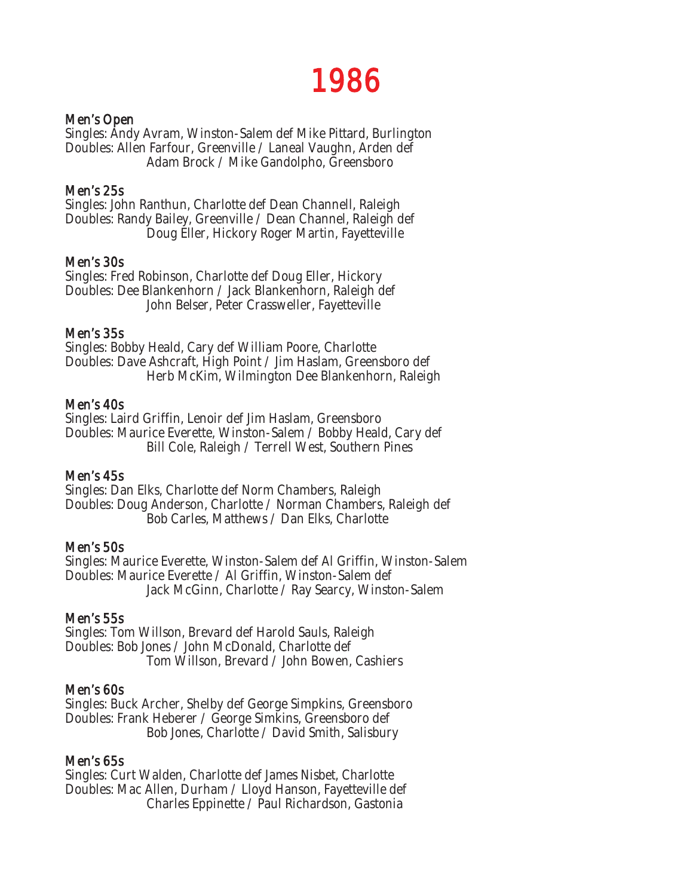# 1986

### Men's Open

Singles: Andy Avram, Winston-Salem def Mike Pittard, Burlington
Doubles: Allen Farfour, Greenville / Laneal Vaughn, Arden def
Adam Brock / Mike Gandolpho, Greensboro

### Men's 25s

Singles: John Ranthun, Charlotte def Dean Channell, Raleigh
Doubles: Randy Bailey, Greenville / Dean Channel, Raleigh def
Doug Eller, Hickory Roger Martin, Fayetteville

### Men's 30s

Singles: Fred Robinson, Charlotte def Doug Eller, Hickory
Doubles: Dee Blankenhorn / Jack Blankenhorn, Raleigh def
John Belser, Peter Crassweller, Fayetteville

### Men's 35s

Singles: Bobby Heald, Cary def William Poore, Charlotte
Doubles: Dave Ashcraft, High Point / Jim Haslam, Greensboro def
Herb McKim, Wilmington Dee Blankenhorn, Raleigh

### Men's 40s

Singles: Laird Griffin, Lenoir def Jim Haslam, Greensboro
Doubles: Maurice Everette, Winston-Salem / Bobby Heald, Cary def
Bill Cole, Raleigh / Terrell West, Southern Pines

### Men's 45s

Singles: Dan Elks, Charlotte def Norm Chambers, Raleigh
Doubles: Doug Anderson, Charlotte / Norman Chambers, Raleigh def
Bob Carles, Matthews / Dan Elks, Charlotte

### Men's 50s

Singles: Maurice Everette, Winston-Salem def Al Griffin, Winston-Salem
Doubles: Maurice Everette / Al Griffin, Winston-Salem def
Jack McGinn, Charlotte / Ray Searcy, Winston-Salem

### Men's 55s

Singles: Tom Willson, Brevard def Harold Sauls, Raleigh
Doubles: Bob Jones / John McDonald, Charlotte def
Tom Willson, Brevard / John Bowen, Cashiers

### Men's 60s

Singles: Buck Archer, Shelby def George Simpkins, Greensboro
Doubles: Frank Heberer / George Simkins, Greensboro def
Bob Jones, Charlotte / David Smith, Salisbury

### Men's 65s

Singles: Curt Walden, Charlotte def James Nisbet, Charlotte
Doubles: Mac Allen, Durham / Lloyd Hanson, Fayetteville def
Charles Eppinette / Paul Richardson, Gastonia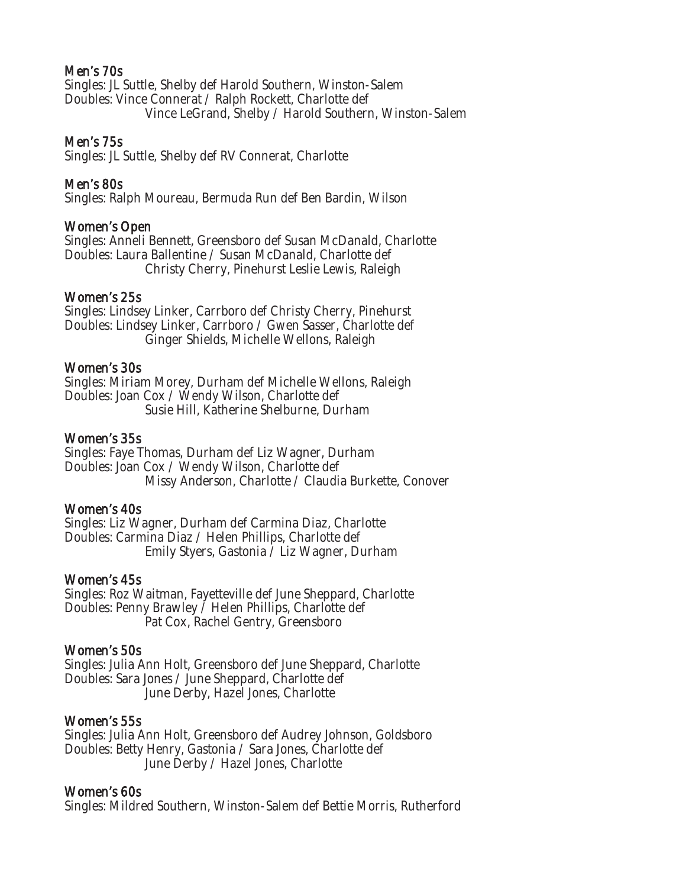### Men's 70s

Singles: JL Suttle, Shelby def Harold Southern, Winston-Salem
Doubles: Vince Connerat / Ralph Rockett, Charlotte def
Vince LeGrand, Shelby / Harold Southern, Winston-Salem

### Men's 75s

Singles: JL Suttle, Shelby def RV Connerat, Charlotte

### Men's 80s

Singles: Ralph Moureau, Bermuda Run def Ben Bardin, Wilson

### Women's Open

Singles: Anneli Bennett, Greensboro def Susan McDanald, Charlotte
Doubles: Laura Ballentine / Susan McDanald, Charlotte def
Christy Cherry, Pinehurst Leslie Lewis, Raleigh

### Women's 25s

Singles: Lindsey Linker, Carrboro def Christy Cherry, Pinehurst
Doubles: Lindsey Linker, Carrboro / Gwen Sasser, Charlotte def
Ginger Shields, Michelle Wellons, Raleigh

### Women's 30s

Singles: Miriam Morey, Durham def Michelle Wellons, Raleigh
Doubles: Joan Cox / Wendy Wilson, Charlotte def
Susie Hill, Katherine Shelburne, Durham

### Women's 35s

Singles: Faye Thomas, Durham def Liz Wagner, Durham
Doubles: Joan Cox / Wendy Wilson, Charlotte def
Missy Anderson, Charlotte / Claudia Burkette, Conover

### Women's 40s

Singles: Liz Wagner, Durham def Carmina Diaz, Charlotte
Doubles: Carmina Diaz / Helen Phillips, Charlotte def
Emily Styers, Gastonia / Liz Wagner, Durham

### Women's 45s

Singles: Roz Waitman, Fayetteville def June Sheppard, Charlotte
Doubles: Penny Brawley / Helen Phillips, Charlotte def
Pat Cox, Rachel Gentry, Greensboro

### Women's 50s

Singles: Julia Ann Holt, Greensboro def June Sheppard, Charlotte
Doubles: Sara Jones / June Sheppard, Charlotte def
June Derby, Hazel Jones, Charlotte

### Women's 55s

Singles: Julia Ann Holt, Greensboro def Audrey Johnson, Goldsboro
Doubles: Betty Henry, Gastonia / Sara Jones, Charlotte def
June Derby / Hazel Jones, Charlotte

### Women's 60s

Singles: Mildred Southern, Winston-Salem def Bettie Morris, Rutherford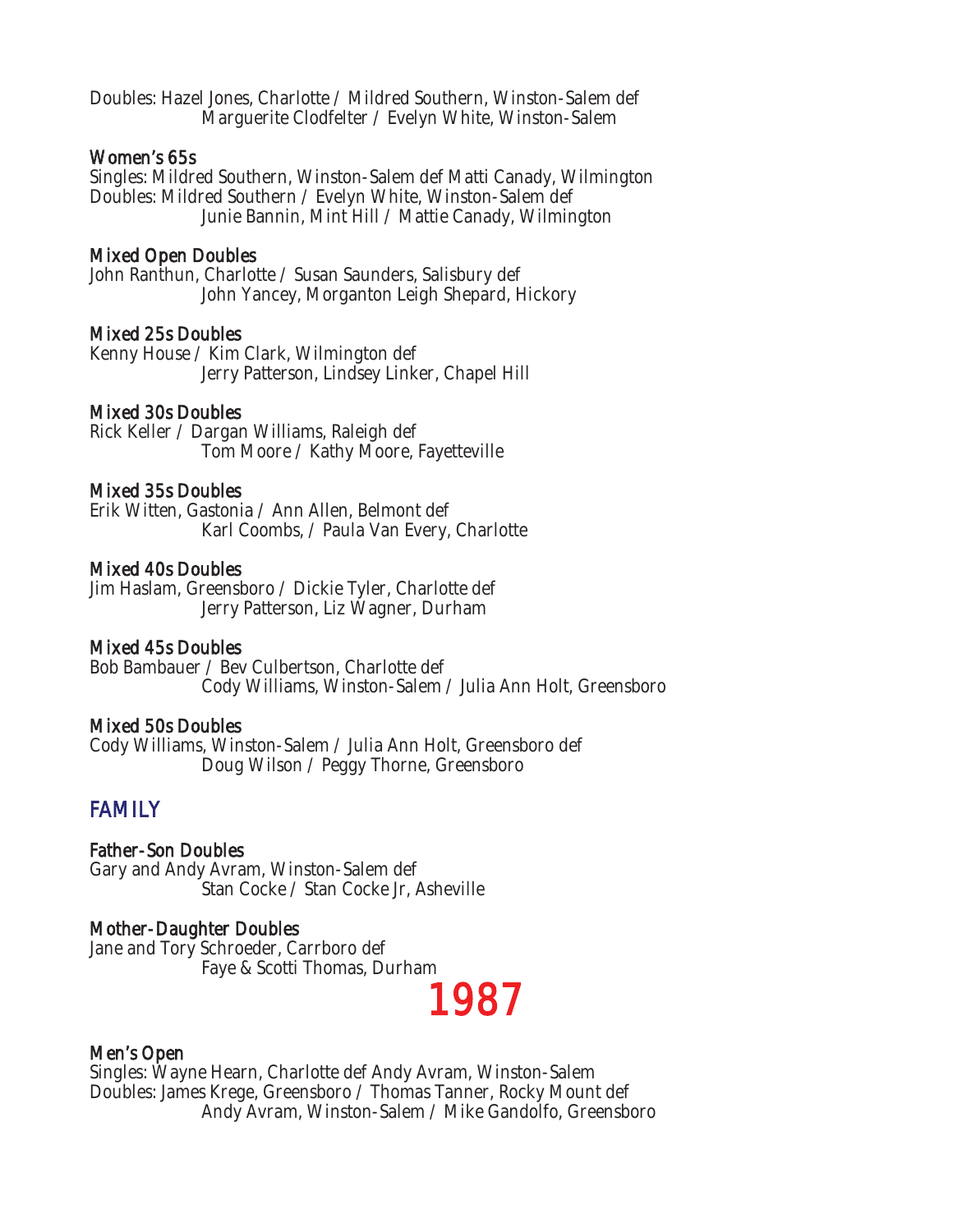Doubles: Hazel Jones, Charlotte / Mildred Southern, Winston-Salem def
Marguerite Clodfelter / Evelyn White, Winston-Salem

### Women's 65s

Singles: Mildred Southern, Winston-Salem def Matti Canady, Wilmington
Doubles: Mildred Southern / Evelyn White, Winston-Salem def
Junie Bannin, Mint Hill / Mattie Canady, Wilmington

### Mixed Open Doubles

John Ranthun, Charlotte / Susan Saunders, Salisbury def
John Yancey, Morganton Leigh Shepard, Hickory

### Mixed 25s Doubles

Kenny House / Kim Clark, Wilmington def
Jerry Patterson, Lindsey Linker, Chapel Hill

### Mixed 30s Doubles

Rick Keller / Dargan Williams, Raleigh def
Tom Moore / Kathy Moore, Fayetteville

### Mixed 35s Doubles

Erik Witten, Gastonia / Ann Allen, Belmont def
Karl Coombs, / Paula Van Every, Charlotte

### Mixed 40s Doubles

Jim Haslam, Greensboro / Dickie Tyler, Charlotte def
Jerry Patterson, Liz Wagner, Durham

### Mixed 45s Doubles

Bob Bambauer / Bev Culbertson, Charlotte def
Cody Williams, Winston-Salem / Julia Ann Holt, Greensboro

### Mixed 50s Doubles

Cody Williams, Winston-Salem / Julia Ann Holt, Greensboro def
Doug Wilson / Peggy Thorne, Greensboro

## FAMILY

### Father-Son Doubles

Gary and Andy Avram, Winston-Salem def
Stan Cocke / Stan Cocke Jr, Asheville

### Mother-Daughter Doubles

Jane and Tory Schroeder, Carrboro def
Faye & Scotti Thomas, Durham

# 1987

### Men's Open

Singles: Wayne Hearn, Charlotte def Andy Avram, Winston-Salem
Doubles: James Krege, Greensboro / Thomas Tanner, Rocky Mount def
Andy Avram, Winston-Salem / Mike Gandolfo, Greensboro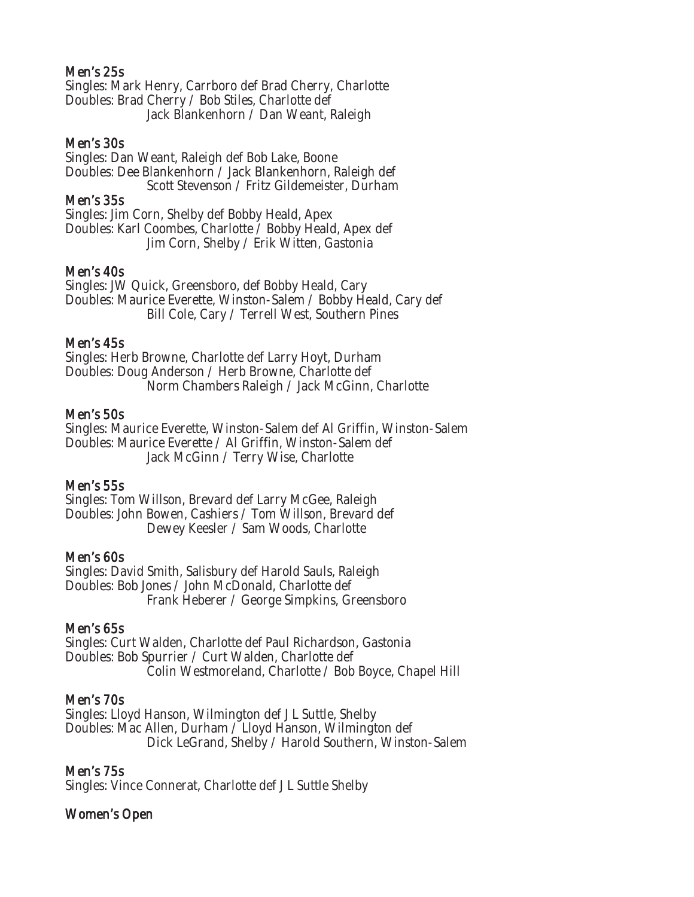### Men's 25s

Singles: Mark Henry, Carrboro def Brad Cherry, Charlotte
Doubles: Brad Cherry / Bob Stiles, Charlotte def
Jack Blankenhorn / Dan Weant, Raleigh

### Men's 30s

Singles: Dan Weant, Raleigh def Bob Lake, Boone
Doubles: Dee Blankenhorn / Jack Blankenhorn, Raleigh def
Scott Stevenson / Fritz Gildemeister, Durham

### Men's 35s

Singles: Jim Corn, Shelby def Bobby Heald, Apex
Doubles: Karl Coombes, Charlotte / Bobby Heald, Apex def
Jim Corn, Shelby / Erik Witten, Gastonia

### Men's 40s

Singles: JW Quick, Greensboro, def Bobby Heald, Cary
Doubles: Maurice Everette, Winston-Salem / Bobby Heald, Cary def
Bill Cole, Cary / Terrell West, Southern Pines

### Men's 45s

Singles: Herb Browne, Charlotte def Larry Hoyt, Durham
Doubles: Doug Anderson / Herb Browne, Charlotte def
Norm Chambers Raleigh / Jack McGinn, Charlotte

### Men's 50s

Singles: Maurice Everette, Winston-Salem def Al Griffin, Winston-Salem
Doubles: Maurice Everette / Al Griffin, Winston-Salem def
Jack McGinn / Terry Wise, Charlotte

### Men's 55s

Singles: Tom Willson, Brevard def Larry McGee, Raleigh
Doubles: John Bowen, Cashiers / Tom Willson, Brevard def
Dewey Keesler / Sam Woods, Charlotte

### Men's 60s

Singles: David Smith, Salisbury def Harold Sauls, Raleigh
Doubles: Bob Jones / John McDonald, Charlotte def
Frank Heberer / George Simpkins, Greensboro

### Men's 65s

Singles: Curt Walden, Charlotte def Paul Richardson, Gastonia
Doubles: Bob Spurrier / Curt Walden, Charlotte def
Colin Westmoreland, Charlotte / Bob Boyce, Chapel Hill

### Men's 70s

Singles: Lloyd Hanson, Wilmington def J L Suttle, Shelby
Doubles: Mac Allen, Durham / Lloyd Hanson, Wilmington def
Dick LeGrand, Shelby / Harold Southern, Winston-Salem

### Men's 75s

Singles: Vince Connerat, Charlotte def J L Suttle Shelby

### Women's Open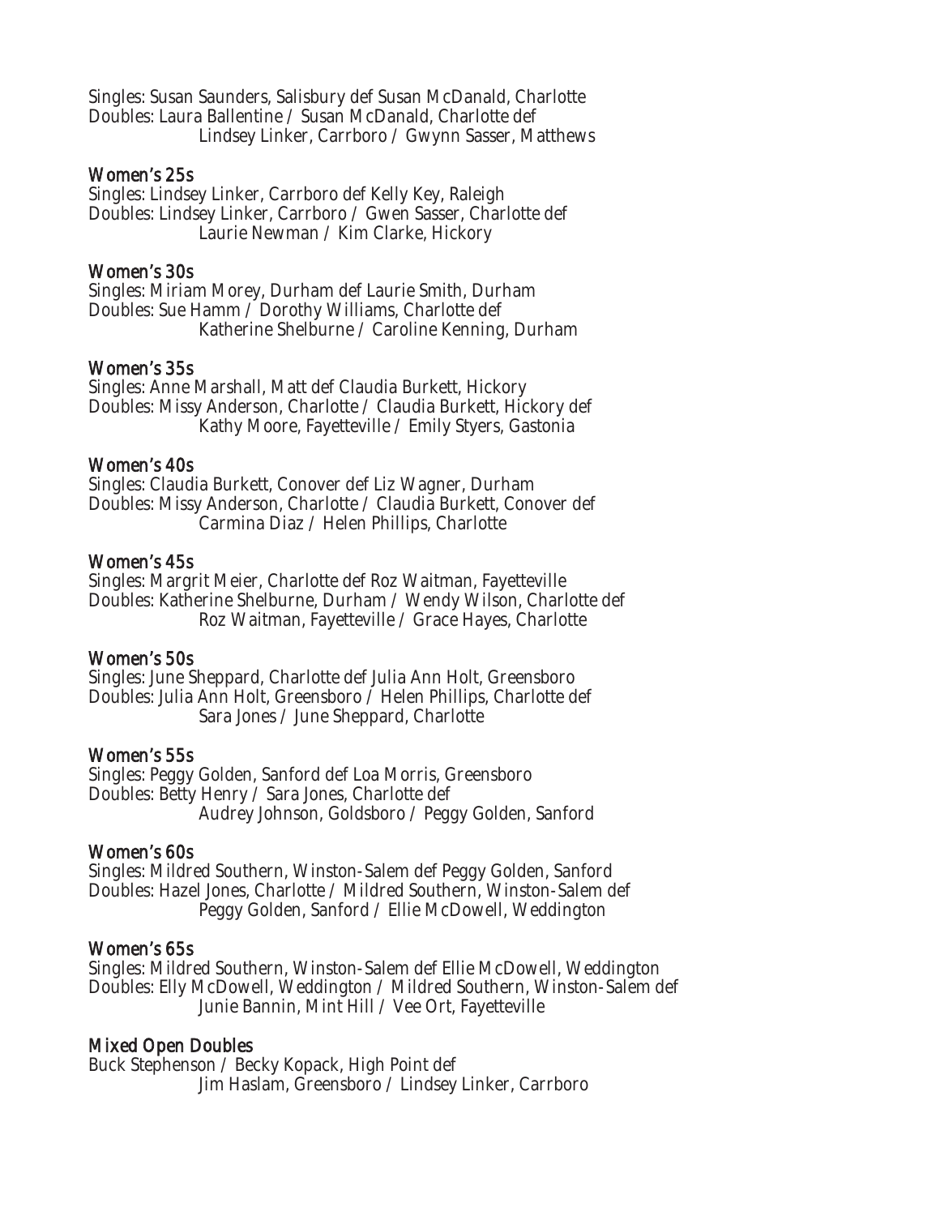Singles: Susan Saunders, Salisbury def Susan McDanald, Charlotte
Doubles: Laura Ballentine / Susan McDanald, Charlotte def
Lindsey Linker, Carrboro / Gwynn Sasser, Matthews

### Women's 25s

Singles: Lindsey Linker, Carrboro def Kelly Key, Raleigh
Doubles: Lindsey Linker, Carrboro / Gwen Sasser, Charlotte def
Laurie Newman / Kim Clarke, Hickory

### Women's 30s

Singles: Miriam Morey, Durham def Laurie Smith, Durham
Doubles: Sue Hamm / Dorothy Williams, Charlotte def
Katherine Shelburne / Caroline Kenning, Durham

### Women's 35s

Singles: Anne Marshall, Matt def Claudia Burkett, Hickory
Doubles: Missy Anderson, Charlotte / Claudia Burkett, Hickory def
Kathy Moore, Fayetteville / Emily Styers, Gastonia

### Women's 40s

Singles: Claudia Burkett, Conover def Liz Wagner, Durham
Doubles: Missy Anderson, Charlotte / Claudia Burkett, Conover def
Carmina Diaz / Helen Phillips, Charlotte

### Women's 45s

Singles: Margrit Meier, Charlotte def Roz Waitman, Fayetteville
Doubles: Katherine Shelburne, Durham / Wendy Wilson, Charlotte def
Roz Waitman, Fayetteville / Grace Hayes, Charlotte

### Women's 50s

Singles: June Sheppard, Charlotte def Julia Ann Holt, Greensboro
Doubles: Julia Ann Holt, Greensboro / Helen Phillips, Charlotte def
Sara Jones / June Sheppard, Charlotte

### Women's 55s

Singles: Peggy Golden, Sanford def Loa Morris, Greensboro
Doubles: Betty Henry / Sara Jones, Charlotte def
Audrey Johnson, Goldsboro / Peggy Golden, Sanford

### Women's 60s

Singles: Mildred Southern, Winston-Salem def Peggy Golden, Sanford
Doubles: Hazel Jones, Charlotte / Mildred Southern, Winston-Salem def
Peggy Golden, Sanford / Ellie McDowell, Weddington

### Women's 65s

Singles: Mildred Southern, Winston-Salem def Ellie McDowell, Weddington
Doubles: Elly McDowell, Weddington / Mildred Southern, Winston-Salem def
Junie Bannin, Mint Hill / Vee Ort, Fayetteville

### Mixed Open Doubles

Buck Stephenson / Becky Kopack, High Point def
Jim Haslam, Greensboro / Lindsey Linker, Carrboro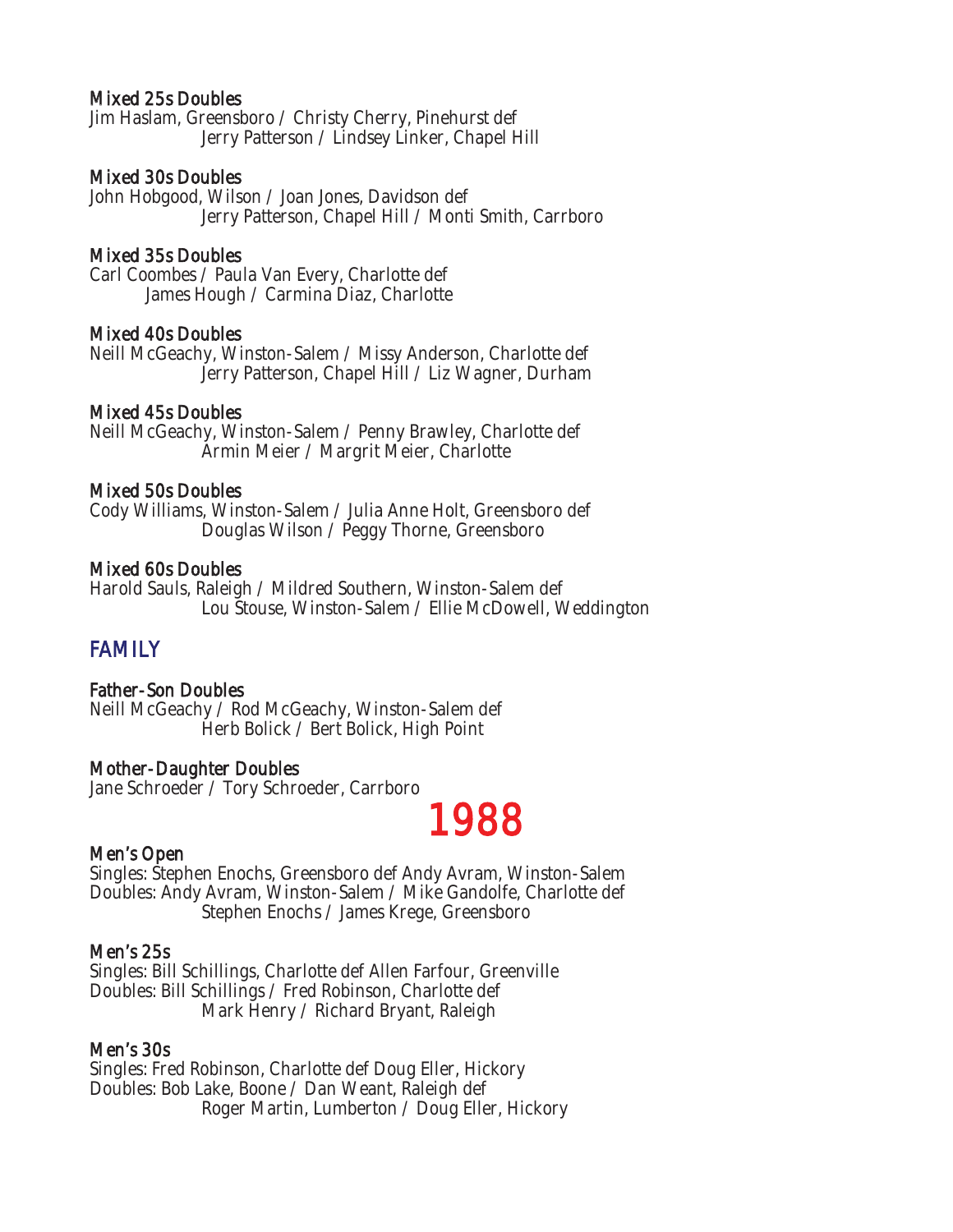**Mixed 25s Doubles**
Jim Haslam, Greensboro / Christy Cherry, Pinehurst def
Jerry Patterson / Lindsey Linker, Chapel Hill

**Mixed 30s Doubles**
John Hobgood, Wilson / Joan Jones, Davidson def
Jerry Patterson, Chapel Hill / Monti Smith, Carrboro

**Mixed 35s Doubles**
Carl Coombes / Paula Van Every, Charlotte def
James Hough / Carmina Diaz, Charlotte

**Mixed 40s Doubles**
Neill McGeachy, Winston-Salem / Missy Anderson, Charlotte def
Jerry Patterson, Chapel Hill / Liz Wagner, Durham

**Mixed 45s Doubles**
Neill McGeachy, Winston-Salem / Penny Brawley, Charlotte def
Armin Meier / Margrit Meier, Charlotte

**Mixed 50s Doubles**
Cody Williams, Winston-Salem / Julia Anne Holt, Greensboro def
Douglas Wilson / Peggy Thorne, Greensboro

**Mixed 60s Doubles**
Harold Sauls, Raleigh / Mildred Southern, Winston-Salem def
Lou Stouse, Winston-Salem / Ellie McDowell, Weddington

## FAMILY

**Father-Son Doubles**
Neill McGeachy / Rod McGeachy, Winston-Salem def
Herb Bolick / Bert Bolick, High Point

**Mother-Daughter Doubles**
Jane Schroeder / Tory Schroeder, Carrboro

# 1988

**Men's Open**
Singles: Stephen Enochs, Greensboro def Andy Avram, Winston-Salem
Doubles: Andy Avram, Winston-Salem / Mike Gandolfe, Charlotte def
Stephen Enochs / James Krege, Greensboro

**Men's 25s**
Singles: Bill Schillings, Charlotte def Allen Farfour, Greenville
Doubles: Bill Schillings / Fred Robinson, Charlotte def
Mark Henry / Richard Bryant, Raleigh

**Men's 30s**
Singles: Fred Robinson, Charlotte def Doug Eller, Hickory
Doubles: Bob Lake, Boone / Dan Weant, Raleigh def
Roger Martin, Lumberton / Doug Eller, Hickory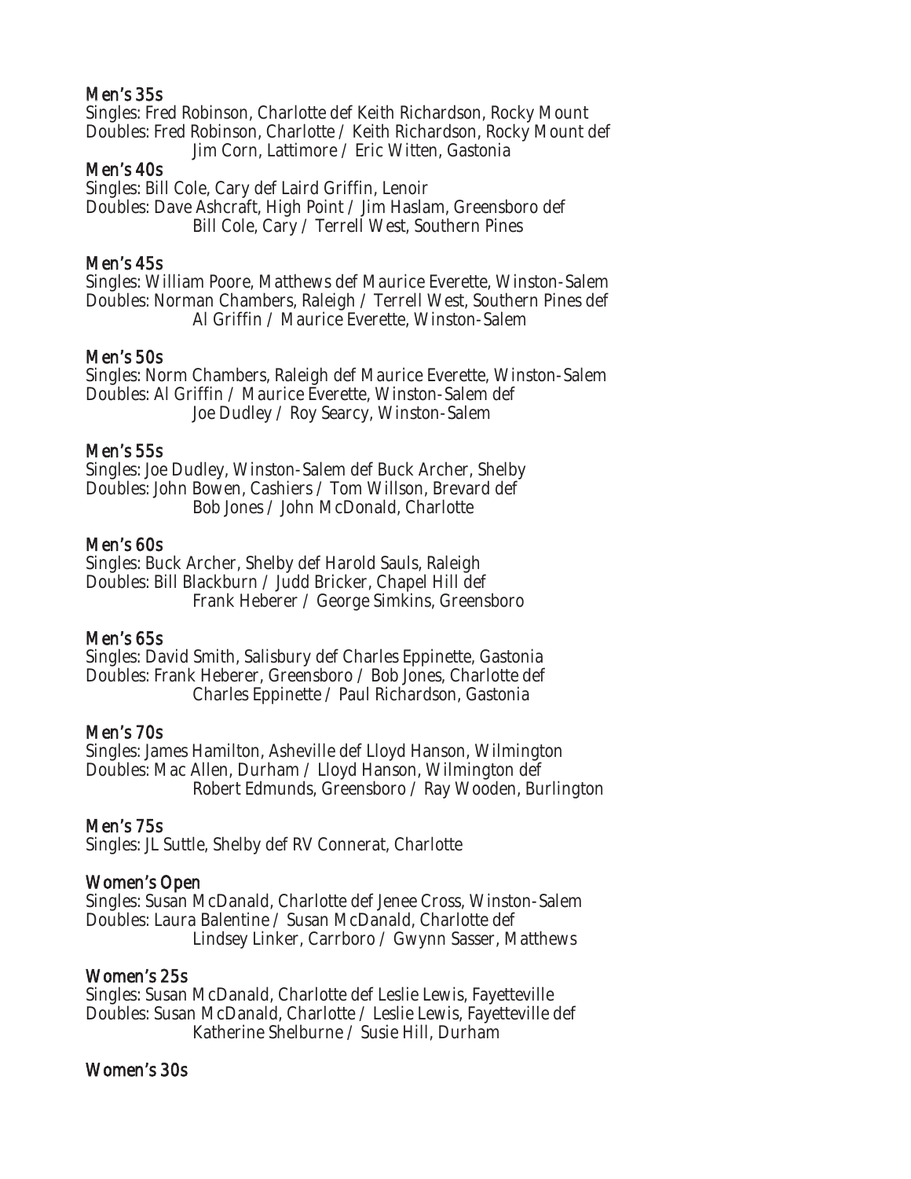### Men's 35s

Singles: Fred Robinson, Charlotte def Keith Richardson, Rocky Mount
Doubles: Fred Robinson, Charlotte / Keith Richardson, Rocky Mount def
Jim Corn, Lattimore / Eric Witten, Gastonia

### Men's 40s

Singles: Bill Cole, Cary def Laird Griffin, Lenoir
Doubles: Dave Ashcraft, High Point / Jim Haslam, Greensboro def
Bill Cole, Cary / Terrell West, Southern Pines

### Men's 45s

Singles: William Poore, Matthews def Maurice Everette, Winston-Salem
Doubles: Norman Chambers, Raleigh / Terrell West, Southern Pines def
Al Griffin / Maurice Everette, Winston-Salem

### Men's 50s

Singles: Norm Chambers, Raleigh def Maurice Everette, Winston-Salem
Doubles: Al Griffin / Maurice Everette, Winston-Salem def
Joe Dudley / Roy Searcy, Winston-Salem

### Men's 55s

Singles: Joe Dudley, Winston-Salem def Buck Archer, Shelby
Doubles: John Bowen, Cashiers / Tom Willson, Brevard def
Bob Jones / John McDonald, Charlotte

### Men's 60s

Singles: Buck Archer, Shelby def Harold Sauls, Raleigh
Doubles: Bill Blackburn / Judd Bricker, Chapel Hill def
Frank Heberer / George Simkins, Greensboro

### Men's 65s

Singles: David Smith, Salisbury def Charles Eppinette, Gastonia
Doubles: Frank Heberer, Greensboro / Bob Jones, Charlotte def
Charles Eppinette / Paul Richardson, Gastonia

### Men's 70s

Singles: James Hamilton, Asheville def Lloyd Hanson, Wilmington
Doubles: Mac Allen, Durham / Lloyd Hanson, Wilmington def
Robert Edmunds, Greensboro / Ray Wooden, Burlington

### Men's 75s

Singles: JL Suttle, Shelby def RV Connerat, Charlotte

### Women's Open

Singles: Susan McDanald, Charlotte def Jenee Cross, Winston-Salem
Doubles: Laura Balentine / Susan McDanald, Charlotte def
Lindsey Linker, Carrboro / Gwynn Sasser, Matthews

### Women's 25s

Singles: Susan McDanald, Charlotte def Leslie Lewis, Fayetteville
Doubles: Susan McDanald, Charlotte / Leslie Lewis, Fayetteville def
Katherine Shelburne / Susie Hill, Durham

### Women's 30s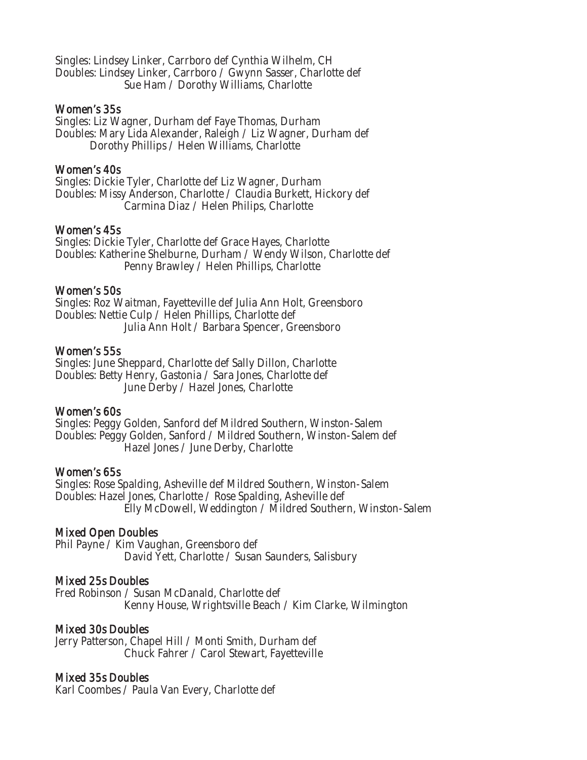Singles: Lindsey Linker, Carrboro def Cynthia Wilhelm, CH
Doubles: Lindsey Linker, Carrboro / Gwynn Sasser, Charlotte def
Sue Ham / Dorothy Williams, Charlotte

### Women's 35s

Singles: Liz Wagner, Durham def Faye Thomas, Durham
Doubles: Mary Lida Alexander, Raleigh / Liz Wagner, Durham def
Dorothy Phillips / Helen Williams, Charlotte

### Women's 40s

Singles: Dickie Tyler, Charlotte def Liz Wagner, Durham
Doubles: Missy Anderson, Charlotte / Claudia Burkett, Hickory def
Carmina Diaz / Helen Philips, Charlotte

### Women's 45s

Singles: Dickie Tyler, Charlotte def Grace Hayes, Charlotte
Doubles: Katherine Shelburne, Durham / Wendy Wilson, Charlotte def
Penny Brawley / Helen Phillips, Charlotte

### Women's 50s

Singles: Roz Waitman, Fayetteville def Julia Ann Holt, Greensboro
Doubles: Nettie Culp / Helen Phillips, Charlotte def
Julia Ann Holt / Barbara Spencer, Greensboro

### Women's 55s

Singles: June Sheppard, Charlotte def Sally Dillon, Charlotte
Doubles: Betty Henry, Gastonia / Sara Jones, Charlotte def
June Derby / Hazel Jones, Charlotte

### Women's 60s

Singles: Peggy Golden, Sanford def Mildred Southern, Winston-Salem
Doubles: Peggy Golden, Sanford / Mildred Southern, Winston-Salem def
Hazel Jones / June Derby, Charlotte

### Women's 65s

Singles: Rose Spalding, Asheville def Mildred Southern, Winston-Salem
Doubles: Hazel Jones, Charlotte / Rose Spalding, Asheville def
Elly McDowell, Weddington / Mildred Southern, Winston-Salem

### Mixed Open Doubles

Phil Payne / Kim Vaughan, Greensboro def
David Yett, Charlotte / Susan Saunders, Salisbury

### Mixed 25s Doubles

Fred Robinson / Susan McDanald, Charlotte def
Kenny House, Wrightsville Beach / Kim Clarke, Wilmington

### Mixed 30s Doubles

Jerry Patterson, Chapel Hill / Monti Smith, Durham def
Chuck Fahrer / Carol Stewart, Fayetteville

### Mixed 35s Doubles

Karl Coombes / Paula Van Every, Charlotte def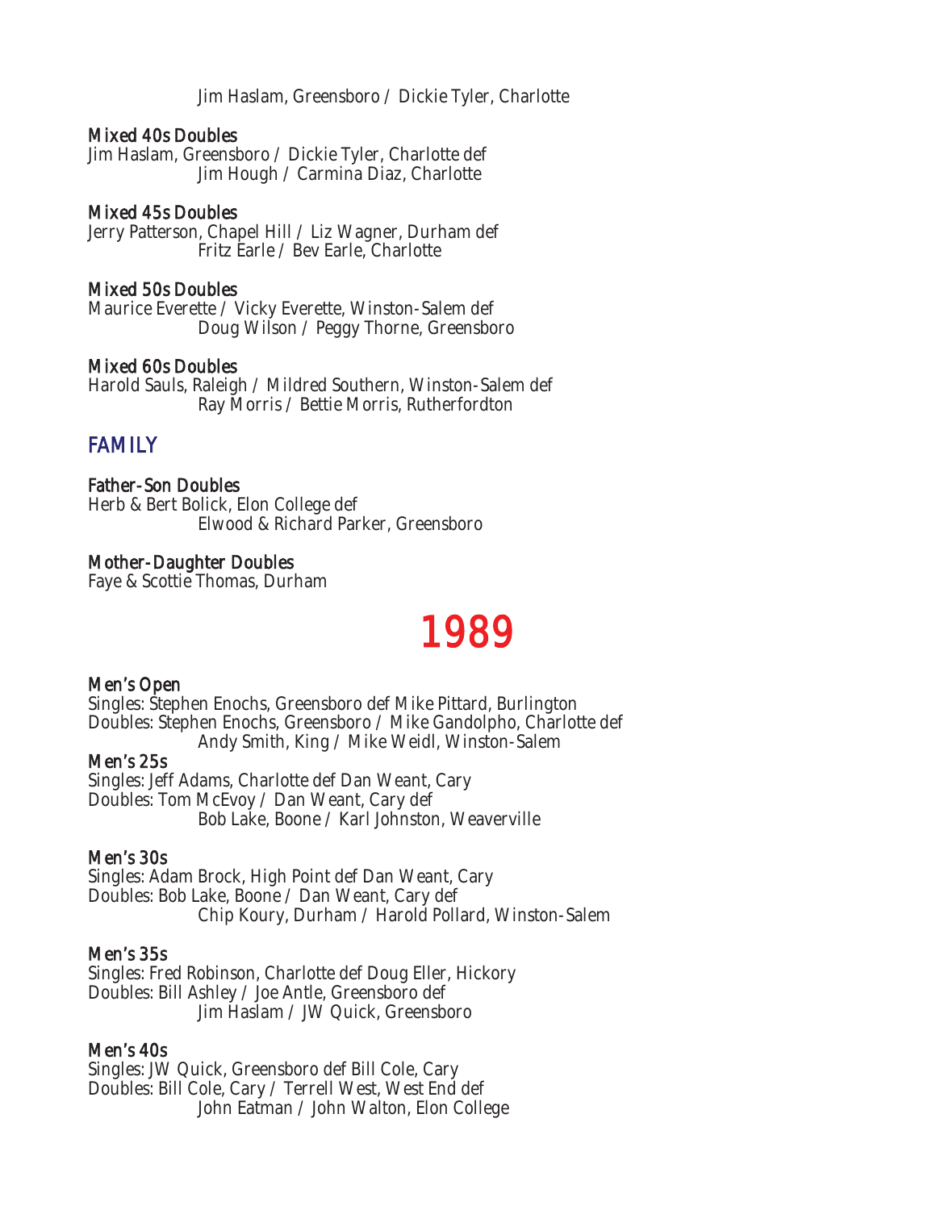Jim Haslam, Greensboro / Dickie Tyler, Charlotte

**Mixed 40s Doubles**
Jim Haslam, Greensboro / Dickie Tyler, Charlotte def
Jim Hough / Carmina Diaz, Charlotte

**Mixed 45s Doubles**
Jerry Patterson, Chapel Hill / Liz Wagner, Durham def
Fritz Earle / Bev Earle, Charlotte

**Mixed 50s Doubles**
Maurice Everette / Vicky Everette, Winston-Salem def
Doug Wilson / Peggy Thorne, Greensboro

**Mixed 60s Doubles**
Harold Sauls, Raleigh / Mildred Southern, Winston-Salem def
Ray Morris / Bettie Morris, Rutherfordton

## FAMILY

**Father-Son Doubles**
Herb & Bert Bolick, Elon College def
Elwood & Richard Parker, Greensboro

**Mother-Daughter Doubles**
Faye & Scottie Thomas, Durham

# 1989

**Men's Open**
Singles: Stephen Enochs, Greensboro def Mike Pittard, Burlington
Doubles: Stephen Enochs, Greensboro / Mike Gandolpho, Charlotte def
Andy Smith, King / Mike Weidl, Winston-Salem

**Men's 25s**
Singles: Jeff Adams, Charlotte def Dan Weant, Cary
Doubles: Tom McEvoy / Dan Weant, Cary def
Bob Lake, Boone / Karl Johnston, Weaverville

**Men's 30s**
Singles: Adam Brock, High Point def Dan Weant, Cary
Doubles: Bob Lake, Boone / Dan Weant, Cary def
Chip Koury, Durham / Harold Pollard, Winston-Salem

**Men's 35s**
Singles: Fred Robinson, Charlotte def Doug Eller, Hickory
Doubles: Bill Ashley / Joe Antle, Greensboro def
Jim Haslam / JW Quick, Greensboro

**Men's 40s**
Singles: JW Quick, Greensboro def Bill Cole, Cary
Doubles: Bill Cole, Cary / Terrell West, West End def
John Eatman / John Walton, Elon College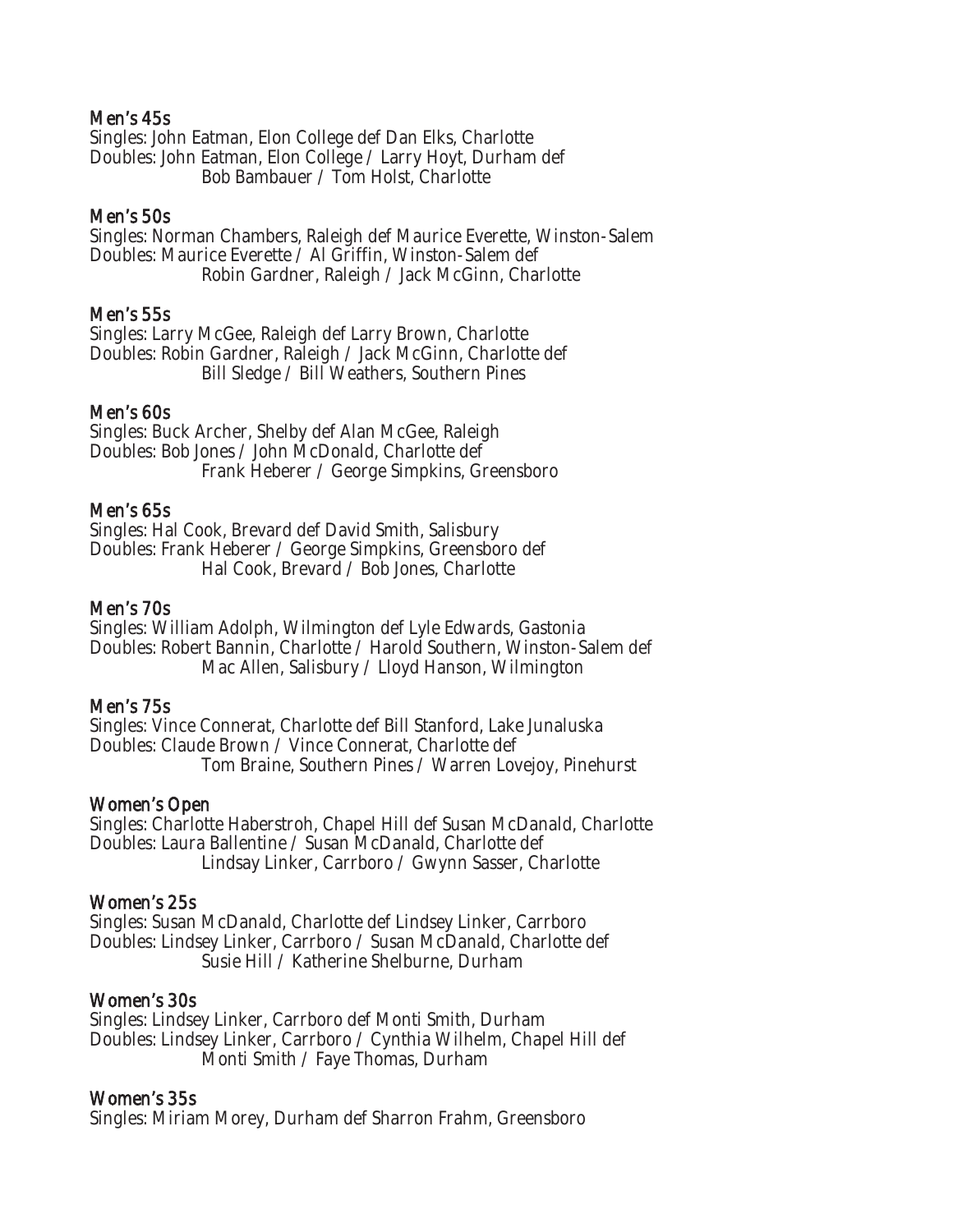### Men's 45s

Singles: John Eatman, Elon College def Dan Elks, Charlotte
Doubles: John Eatman, Elon College / Larry Hoyt, Durham def
Bob Bambauer / Tom Holst, Charlotte

### Men's 50s

Singles: Norman Chambers, Raleigh def Maurice Everette, Winston-Salem
Doubles: Maurice Everette / Al Griffin, Winston-Salem def
Robin Gardner, Raleigh / Jack McGinn, Charlotte

### Men's 55s

Singles: Larry McGee, Raleigh def Larry Brown, Charlotte
Doubles: Robin Gardner, Raleigh / Jack McGinn, Charlotte def
Bill Sledge / Bill Weathers, Southern Pines

### Men's 60s

Singles: Buck Archer, Shelby def Alan McGee, Raleigh
Doubles: Bob Jones / John McDonald, Charlotte def
Frank Heberer / George Simpkins, Greensboro

### Men's 65s

Singles: Hal Cook, Brevard def David Smith, Salisbury
Doubles: Frank Heberer / George Simpkins, Greensboro def
Hal Cook, Brevard / Bob Jones, Charlotte

### Men's 70s

Singles: William Adolph, Wilmington def Lyle Edwards, Gastonia
Doubles: Robert Bannin, Charlotte / Harold Southern, Winston-Salem def
Mac Allen, Salisbury / Lloyd Hanson, Wilmington

### Men's 75s

Singles: Vince Connerat, Charlotte def Bill Stanford, Lake Junaluska
Doubles: Claude Brown / Vince Connerat, Charlotte def
Tom Braine, Southern Pines / Warren Lovejoy, Pinehurst

### Women's Open

Singles: Charlotte Haberstroh, Chapel Hill def Susan McDanald, Charlotte
Doubles: Laura Ballentine / Susan McDanald, Charlotte def
Lindsay Linker, Carrboro / Gwynn Sasser, Charlotte

### Women's 25s

Singles: Susan McDanald, Charlotte def Lindsey Linker, Carrboro
Doubles: Lindsey Linker, Carrboro / Susan McDanald, Charlotte def
Susie Hill / Katherine Shelburne, Durham

### Women's 30s

Singles: Lindsey Linker, Carrboro def Monti Smith, Durham
Doubles: Lindsey Linker, Carrboro / Cynthia Wilhelm, Chapel Hill def
Monti Smith / Faye Thomas, Durham

### Women's 35s

Singles: Miriam Morey, Durham def Sharron Frahm, Greensboro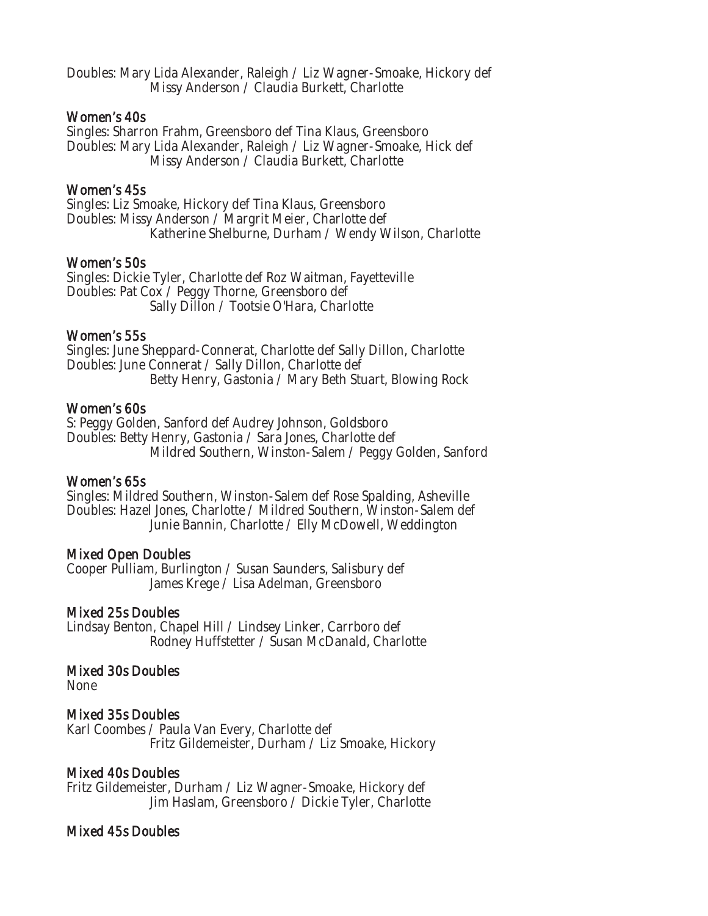Doubles: Mary Lida Alexander, Raleigh / Liz Wagner-Smoake, Hickory def
  Missy Anderson / Claudia Burkett, Charlotte

### Women's 40s

Singles: Sharron Frahm, Greensboro def Tina Klaus, Greensboro
Doubles: Mary Lida Alexander, Raleigh / Liz Wagner-Smoake, Hick def
  Missy Anderson / Claudia Burkett, Charlotte

### Women's 45s

Singles: Liz Smoake, Hickory def Tina Klaus, Greensboro
Doubles: Missy Anderson / Margrit Meier, Charlotte def
  Katherine Shelburne, Durham / Wendy Wilson, Charlotte

### Women's 50s

Singles: Dickie Tyler, Charlotte def Roz Waitman, Fayetteville
Doubles: Pat Cox / Peggy Thorne, Greensboro def
  Sally Dillon / Tootsie O'Hara, Charlotte

### Women's 55s

Singles: June Sheppard-Connerat, Charlotte def Sally Dillon, Charlotte
Doubles: June Connerat / Sally Dillon, Charlotte def
  Betty Henry, Gastonia / Mary Beth Stuart, Blowing Rock

### Women's 60s

S: Peggy Golden, Sanford def Audrey Johnson, Goldsboro
Doubles: Betty Henry, Gastonia / Sara Jones, Charlotte def
  Mildred Southern, Winston-Salem / Peggy Golden, Sanford

### Women's 65s

Singles: Mildred Southern, Winston-Salem def Rose Spalding, Asheville
Doubles: Hazel Jones, Charlotte / Mildred Southern, Winston-Salem def
  Junie Bannin, Charlotte / Elly McDowell, Weddington

### Mixed Open Doubles

Cooper Pulliam, Burlington / Susan Saunders, Salisbury def
  James Krege / Lisa Adelman, Greensboro

### Mixed 25s Doubles

Lindsay Benton, Chapel Hill / Lindsey Linker, Carrboro def
  Rodney Huffstetter / Susan McDanald, Charlotte

### Mixed 30s Doubles

None

### Mixed 35s Doubles

Karl Coombes / Paula Van Every, Charlotte def
  Fritz Gildemeister, Durham / Liz Smoake, Hickory

### Mixed 40s Doubles

Fritz Gildemeister, Durham / Liz Wagner-Smoake, Hickory def
  Jim Haslam, Greensboro / Dickie Tyler, Charlotte

### Mixed 45s Doubles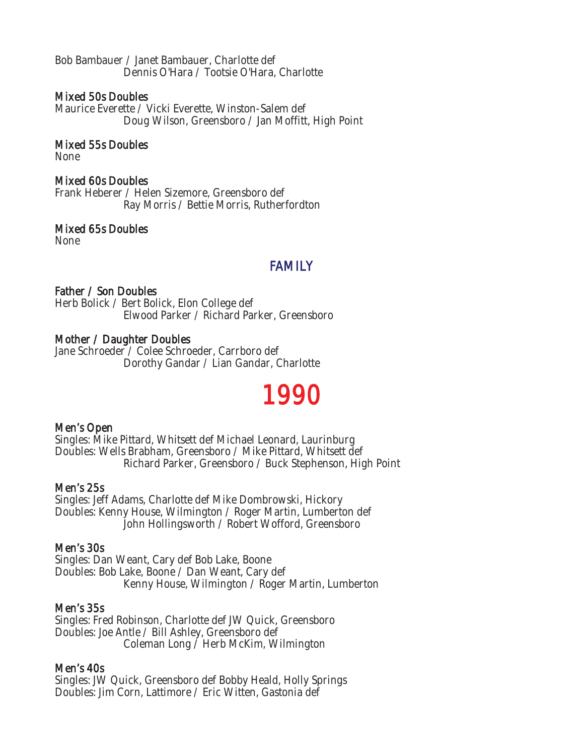Bob Bambauer / Janet Bambauer, Charlotte def
Dennis O'Hara / Tootsie O'Hara, Charlotte

### Mixed 50s Doubles

Maurice Everette / Vicki Everette, Winston-Salem def
Doug Wilson, Greensboro / Jan Moffitt, High Point

### Mixed 55s Doubles

None

### Mixed 60s Doubles

Frank Heberer / Helen Sizemore, Greensboro def
Ray Morris / Bettie Morris, Rutherfordton

### Mixed 65s Doubles

None

## FAMILY

### Father / Son Doubles

Herb Bolick / Bert Bolick, Elon College def
Elwood Parker / Richard Parker, Greensboro

### Mother / Daughter Doubles

Jane Schroeder / Colee Schroeder, Carrboro def
Dorothy Gandar / Lian Gandar, Charlotte

# 1990

### Men's Open

Singles: Mike Pittard, Whitsett def Michael Leonard, Laurinburg
Doubles: Wells Brabham, Greensboro / Mike Pittard, Whitsett def
Richard Parker, Greensboro / Buck Stephenson, High Point

### Men's 25s

Singles: Jeff Adams, Charlotte def Mike Dombrowski, Hickory
Doubles: Kenny House, Wilmington / Roger Martin, Lumberton def
John Hollingsworth / Robert Wofford, Greensboro

### Men's 30s

Singles: Dan Weant, Cary def Bob Lake, Boone
Doubles: Bob Lake, Boone / Dan Weant, Cary def
Kenny House, Wilmington / Roger Martin, Lumberton

### Men's 35s

Singles: Fred Robinson, Charlotte def JW Quick, Greensboro
Doubles: Joe Antle / Bill Ashley, Greensboro def
Coleman Long / Herb McKim, Wilmington

### Men's 40s

Singles: JW Quick, Greensboro def Bobby Heald, Holly Springs
Doubles: Jim Corn, Lattimore / Eric Witten, Gastonia def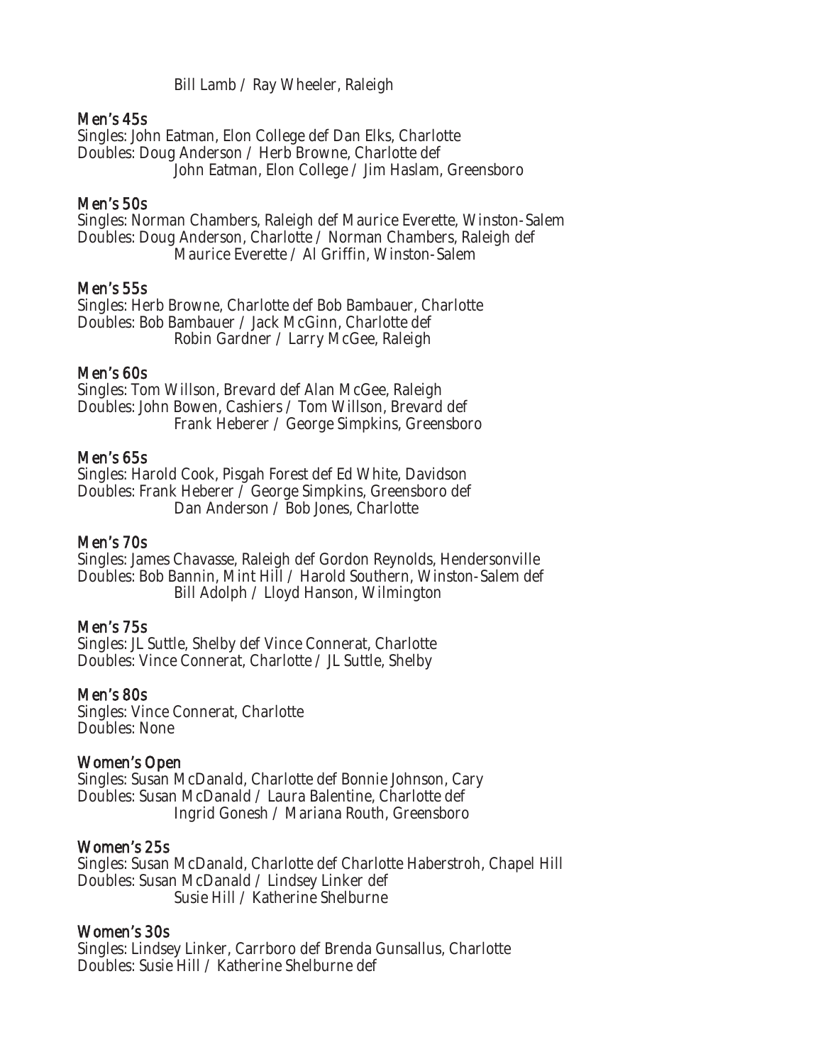Bill Lamb / Ray Wheeler, Raleigh

### Men's 45s

Singles: John Eatman, Elon College def Dan Elks, Charlotte
Doubles: Doug Anderson / Herb Browne, Charlotte def
John Eatman, Elon College / Jim Haslam, Greensboro

### Men's 50s

Singles: Norman Chambers, Raleigh def Maurice Everette, Winston-Salem
Doubles: Doug Anderson, Charlotte / Norman Chambers, Raleigh def
Maurice Everette / Al Griffin, Winston-Salem

### Men's 55s

Singles: Herb Browne, Charlotte def Bob Bambauer, Charlotte
Doubles: Bob Bambauer / Jack McGinn, Charlotte def
Robin Gardner / Larry McGee, Raleigh

### Men's 60s

Singles: Tom Willson, Brevard def Alan McGee, Raleigh
Doubles: John Bowen, Cashiers / Tom Willson, Brevard def
Frank Heberer / George Simpkins, Greensboro

### Men's 65s

Singles: Harold Cook, Pisgah Forest def Ed White, Davidson
Doubles: Frank Heberer / George Simpkins, Greensboro def
Dan Anderson / Bob Jones, Charlotte

### Men's 70s

Singles: James Chavasse, Raleigh def Gordon Reynolds, Hendersonville
Doubles: Bob Bannin, Mint Hill / Harold Southern, Winston-Salem def
Bill Adolph / Lloyd Hanson, Wilmington

### Men's 75s

Singles: JL Suttle, Shelby def Vince Connerat, Charlotte
Doubles: Vince Connerat, Charlotte / JL Suttle, Shelby

### Men's 80s

Singles: Vince Connerat, Charlotte
Doubles: None

### Women's Open

Singles: Susan McDanald, Charlotte def Bonnie Johnson, Cary
Doubles: Susan McDanald / Laura Balentine, Charlotte def
Ingrid Gonesh / Mariana Routh, Greensboro

### Women's 25s

Singles: Susan McDanald, Charlotte def Charlotte Haberstroh, Chapel Hill
Doubles: Susan McDanald / Lindsey Linker def
Susie Hill / Katherine Shelburne

### Women's 30s

Singles: Lindsey Linker, Carrboro def Brenda Gunsallus, Charlotte
Doubles: Susie Hill / Katherine Shelburne def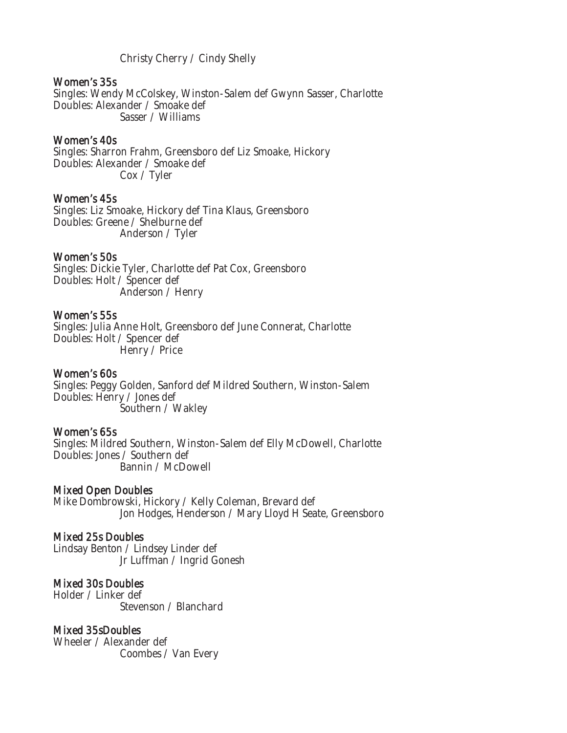Christy Cherry / Cindy Shelly

### Women's 35s

Singles: Wendy McColskey, Winston-Salem def Gwynn Sasser, Charlotte
Doubles: Alexander / Smoake def
Sasser / Williams

### Women's 40s

Singles: Sharron Frahm, Greensboro def Liz Smoake, Hickory
Doubles: Alexander / Smoake def
Cox / Tyler

### Women's 45s

Singles: Liz Smoake, Hickory def Tina Klaus, Greensboro
Doubles: Greene / Shelburne def
Anderson / Tyler

### Women's 50s

Singles: Dickie Tyler, Charlotte def Pat Cox, Greensboro
Doubles: Holt / Spencer def
Anderson / Henry

### Women's 55s

Singles: Julia Anne Holt, Greensboro def June Connerat, Charlotte
Doubles: Holt / Spencer def
Henry / Price

### Women's 60s

Singles: Peggy Golden, Sanford def Mildred Southern, Winston-Salem
Doubles: Henry / Jones def
Southern / Wakley

### Women's 65s

Singles: Mildred Southern, Winston-Salem def Elly McDowell, Charlotte
Doubles: Jones / Southern def
Bannin / McDowell

### Mixed Open Doubles

Mike Dombrowski, Hickory / Kelly Coleman, Brevard def
Jon Hodges, Henderson / Mary Lloyd H Seate, Greensboro

### Mixed 25s Doubles

Lindsay Benton / Lindsey Linder def
Jr Luffman / Ingrid Gonesh

### Mixed 30s Doubles

Holder / Linker def
Stevenson / Blanchard

### Mixed 35sDoubles

Wheeler / Alexander def
Coombes / Van Every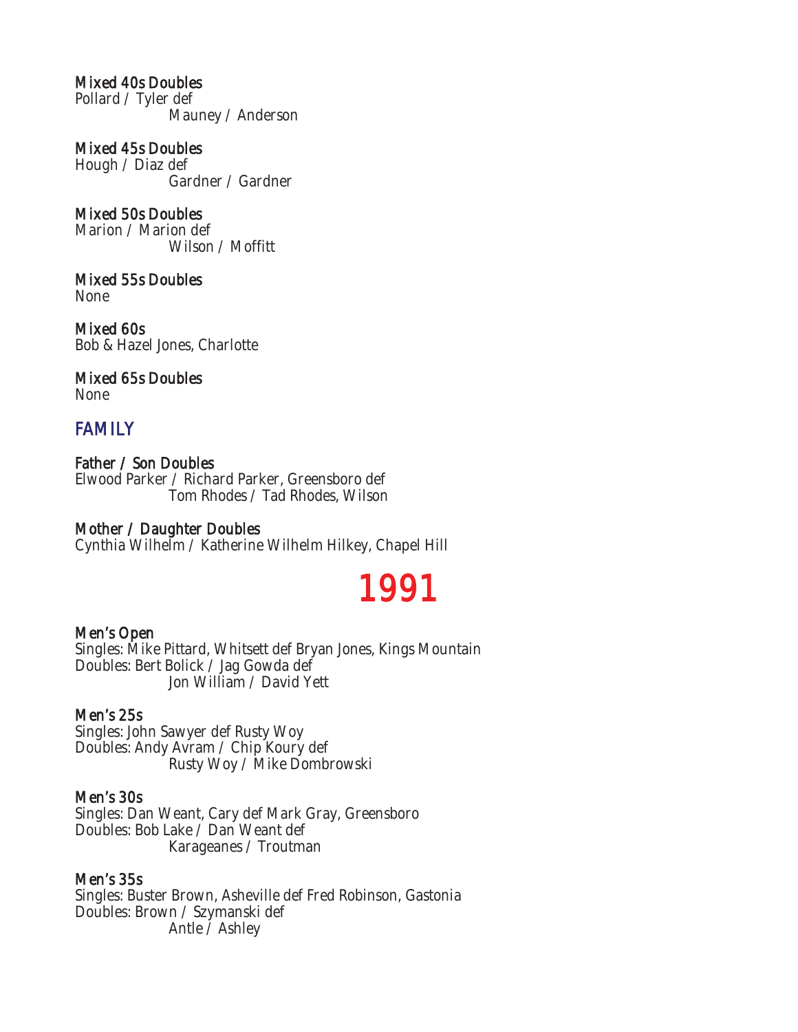**Mixed 40s Doubles**
Pollard / Tyler def
Mauney / Anderson

**Mixed 45s Doubles**
Hough / Diaz def
Gardner / Gardner

**Mixed 50s Doubles**
Marion / Marion def
Wilson / Moffitt

**Mixed 55s Doubles**
None

**Mixed 60s**
Bob & Hazel Jones, Charlotte

**Mixed 65s Doubles**
None

## FAMILY

**Father / Son Doubles**
Elwood Parker / Richard Parker, Greensboro def
Tom Rhodes / Tad Rhodes, Wilson

**Mother / Daughter Doubles**
Cynthia Wilhelm / Katherine Wilhelm Hilkey, Chapel Hill

# 1991

**Men's Open**
Singles: Mike Pittard, Whitsett def Bryan Jones, Kings Mountain
Doubles: Bert Bolick / Jag Gowda def
Jon William / David Yett

**Men's 25s**
Singles: John Sawyer def Rusty Woy
Doubles: Andy Avram / Chip Koury def
Rusty Woy / Mike Dombrowski

**Men's 30s**
Singles: Dan Weant, Cary def Mark Gray, Greensboro
Doubles: Bob Lake / Dan Weant def
Karageanes / Troutman

**Men's 35s**
Singles: Buster Brown, Asheville def Fred Robinson, Gastonia
Doubles: Brown / Szymanski def
Antle / Ashley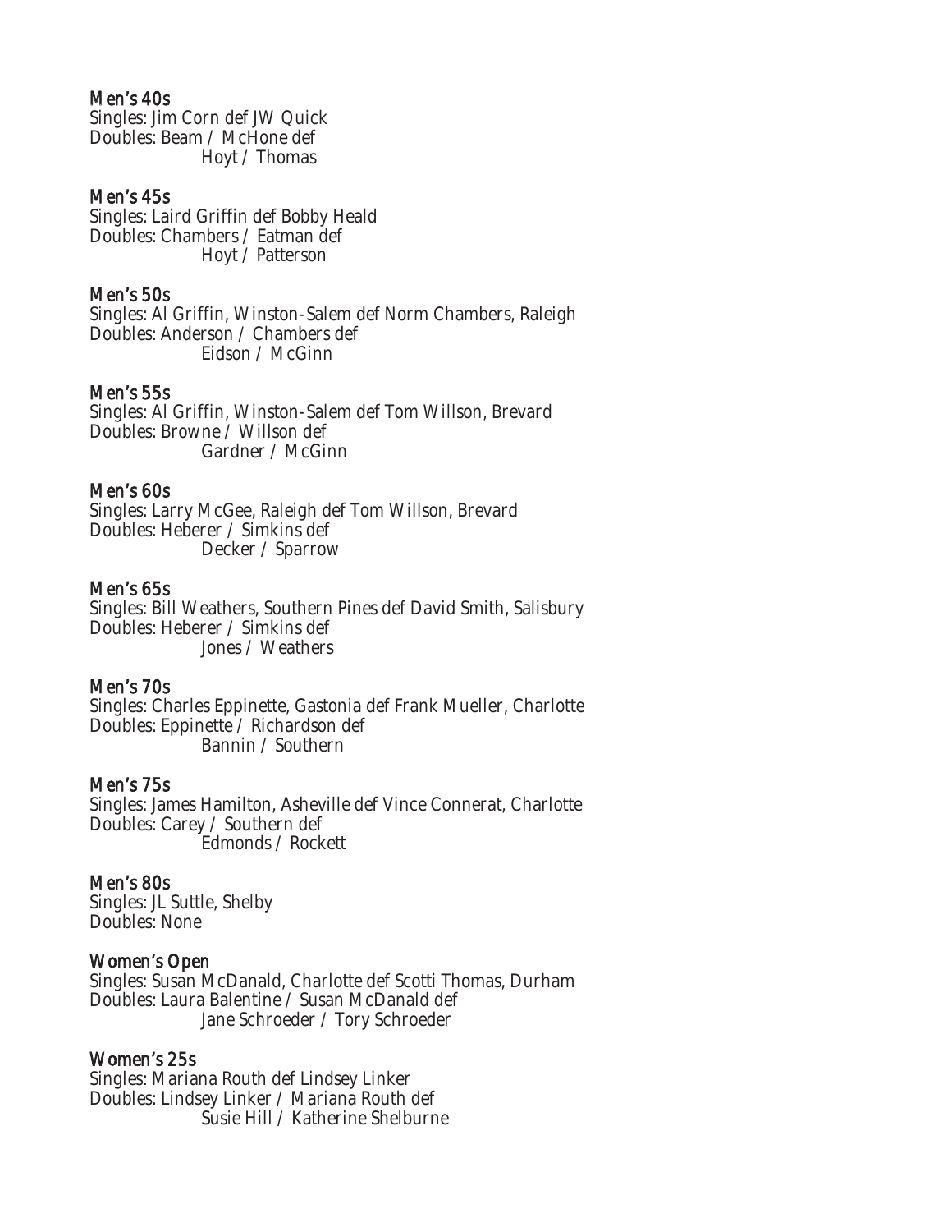### Men's 40s

Singles: Jim Corn def JW Quick
Doubles: Beam / McHone def
Hoyt / Thomas

### Men's 45s

Singles: Laird Griffin def Bobby Heald
Doubles: Chambers / Eatman def
Hoyt / Patterson

### Men's 50s

Singles: Al Griffin, Winston-Salem def Norm Chambers, Raleigh
Doubles: Anderson / Chambers def
Eidson / McGinn

### Men's 55s

Singles: Al Griffin, Winston-Salem def Tom Willson, Brevard
Doubles: Browne / Willson def
Gardner / McGinn

### Men's 60s

Singles: Larry McGee, Raleigh def Tom Willson, Brevard
Doubles: Heberer / Simkins def
Decker / Sparrow

### Men's 65s

Singles: Bill Weathers, Southern Pines def David Smith, Salisbury
Doubles: Heberer / Simkins def
Jones / Weathers

### Men's 70s

Singles: Charles Eppinette, Gastonia def Frank Mueller, Charlotte
Doubles: Eppinette / Richardson def
Bannin / Southern

### Men's 75s

Singles: James Hamilton, Asheville def Vince Connerat, Charlotte
Doubles: Carey / Southern def
Edmonds / Rockett

### Men's 80s

Singles: JL Suttle, Shelby
Doubles: None

### Women's Open

Singles: Susan McDanald, Charlotte def Scotti Thomas, Durham
Doubles: Laura Balentine / Susan McDanald def
Jane Schroeder / Tory Schroeder

### Women's 25s

Singles: Mariana Routh def Lindsey Linker
Doubles: Lindsey Linker / Mariana Routh def
Susie Hill / Katherine Shelburne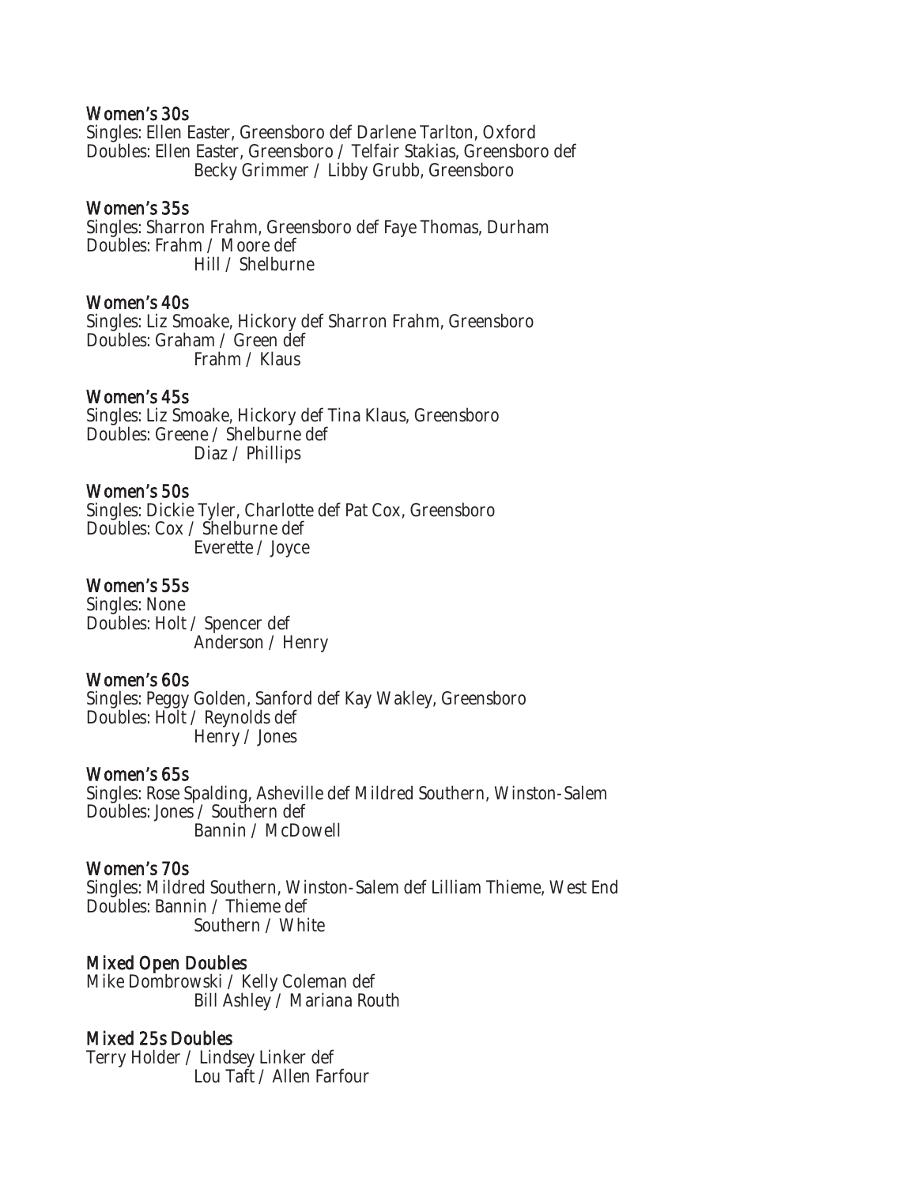### Women's 30s

Singles: Ellen Easter, Greensboro def Darlene Tarlton, Oxford
Doubles: Ellen Easter, Greensboro / Telfair Stakias, Greensboro def
Becky Grimmer / Libby Grubb, Greensboro

### Women's 35s

Singles: Sharron Frahm, Greensboro def Faye Thomas, Durham
Doubles: Frahm / Moore def
Hill / Shelburne

### Women's 40s

Singles: Liz Smoake, Hickory def Sharron Frahm, Greensboro
Doubles: Graham / Green def
Frahm / Klaus

### Women's 45s

Singles: Liz Smoake, Hickory def Tina Klaus, Greensboro
Doubles: Greene / Shelburne def
Diaz / Phillips

### Women's 50s

Singles: Dickie Tyler, Charlotte def Pat Cox, Greensboro
Doubles: Cox / Shelburne def
Everette / Joyce

### Women's 55s

Singles: None
Doubles: Holt / Spencer def
Anderson / Henry

### Women's 60s

Singles: Peggy Golden, Sanford def Kay Wakley, Greensboro
Doubles: Holt / Reynolds def
Henry / Jones

### Women's 65s

Singles: Rose Spalding, Asheville def Mildred Southern, Winston-Salem
Doubles: Jones / Southern def
Bannin / McDowell

### Women's 70s

Singles: Mildred Southern, Winston-Salem def Lilliam Thieme, West End
Doubles: Bannin / Thieme def
Southern / White

### Mixed Open Doubles

Mike Dombrowski / Kelly Coleman def
Bill Ashley / Mariana Routh

### Mixed 25s Doubles

Terry Holder / Lindsey Linker def
Lou Taft / Allen Farfour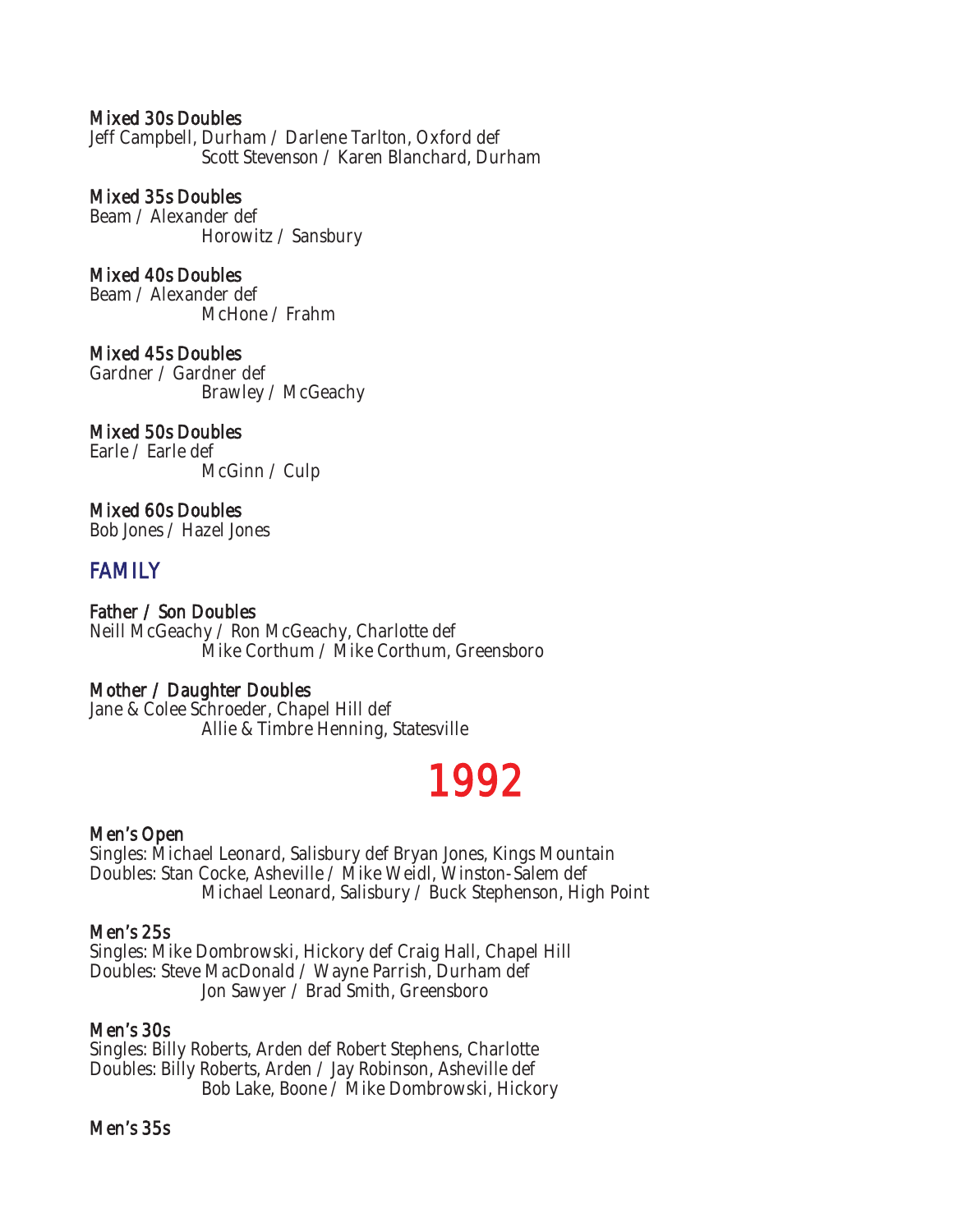**Mixed 30s Doubles**
Jeff Campbell, Durham / Darlene Tarlton, Oxford def
Scott Stevenson / Karen Blanchard, Durham

**Mixed 35s Doubles**
Beam / Alexander def
Horowitz / Sansbury

**Mixed 40s Doubles**
Beam / Alexander def
McHone / Frahm

**Mixed 45s Doubles**
Gardner / Gardner def
Brawley / McGeachy

**Mixed 50s Doubles**
Earle / Earle def
McGinn / Culp

**Mixed 60s Doubles**
Bob Jones / Hazel Jones

## FAMILY

**Father / Son Doubles**
Neill McGeachy / Ron McGeachy, Charlotte def
Mike Corthum / Mike Corthum, Greensboro

**Mother / Daughter Doubles**
Jane & Colee Schroeder, Chapel Hill def
Allie & Timbre Henning, Statesville

# 1992

**Men's Open**
Singles: Michael Leonard, Salisbury def Bryan Jones, Kings Mountain
Doubles: Stan Cocke, Asheville / Mike Weidl, Winston-Salem def
Michael Leonard, Salisbury / Buck Stephenson, High Point

**Men's 25s**
Singles: Mike Dombrowski, Hickory def Craig Hall, Chapel Hill
Doubles: Steve MacDonald / Wayne Parrish, Durham def
Jon Sawyer / Brad Smith, Greensboro

**Men's 30s**
Singles: Billy Roberts, Arden def Robert Stephens, Charlotte
Doubles: Billy Roberts, Arden / Jay Robinson, Asheville def
Bob Lake, Boone / Mike Dombrowski, Hickory

**Men's 35s**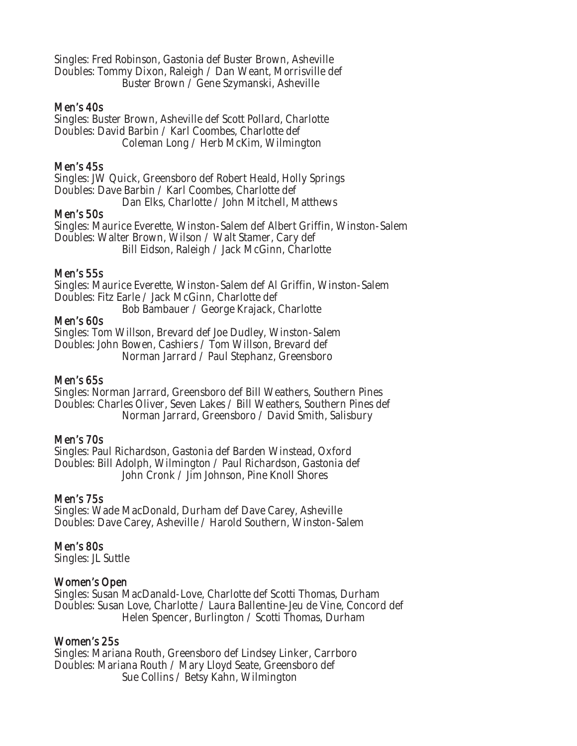Singles: Fred Robinson, Gastonia def Buster Brown, Asheville
Doubles: Tommy Dixon, Raleigh / Dan Weant, Morrisville def
Buster Brown / Gene Szymanski, Asheville

### Men's 40s

Singles: Buster Brown, Asheville def Scott Pollard, Charlotte
Doubles: David Barbin / Karl Coombes, Charlotte def
Coleman Long / Herb McKim, Wilmington

### Men's 45s

Singles: JW Quick, Greensboro def Robert Heald, Holly Springs
Doubles: Dave Barbin / Karl Coombes, Charlotte def
Dan Elks, Charlotte / John Mitchell, Matthews

### Men's 50s

Singles: Maurice Everette, Winston-Salem def Albert Griffin, Winston-Salem
Doubles: Walter Brown, Wilson / Walt Stamer, Cary def
Bill Eidson, Raleigh / Jack McGinn, Charlotte

### Men's 55s

Singles: Maurice Everette, Winston-Salem def Al Griffin, Winston-Salem
Doubles: Fitz Earle / Jack McGinn, Charlotte def
Bob Bambauer / George Krajack, Charlotte

### Men's 60s

Singles: Tom Willson, Brevard def Joe Dudley, Winston-Salem
Doubles: John Bowen, Cashiers / Tom Willson, Brevard def
Norman Jarrard / Paul Stephanz, Greensboro

### Men's 65s

Singles: Norman Jarrard, Greensboro def Bill Weathers, Southern Pines
Doubles: Charles Oliver, Seven Lakes / Bill Weathers, Southern Pines def
Norman Jarrard, Greensboro / David Smith, Salisbury

### Men's 70s

Singles: Paul Richardson, Gastonia def Barden Winstead, Oxford
Doubles: Bill Adolph, Wilmington / Paul Richardson, Gastonia def
John Cronk / Jim Johnson, Pine Knoll Shores

### Men's 75s

Singles: Wade MacDonald, Durham def Dave Carey, Asheville
Doubles: Dave Carey, Asheville / Harold Southern, Winston-Salem

### Men's 80s

Singles: JL Suttle

### Women's Open

Singles: Susan MacDanald-Love, Charlotte def Scotti Thomas, Durham
Doubles: Susan Love, Charlotte / Laura Ballentine-Jeu de Vine, Concord def
Helen Spencer, Burlington / Scotti Thomas, Durham

### Women's 25s

Singles: Mariana Routh, Greensboro def Lindsey Linker, Carrboro
Doubles: Mariana Routh / Mary Lloyd Seate, Greensboro def
Sue Collins / Betsy Kahn, Wilmington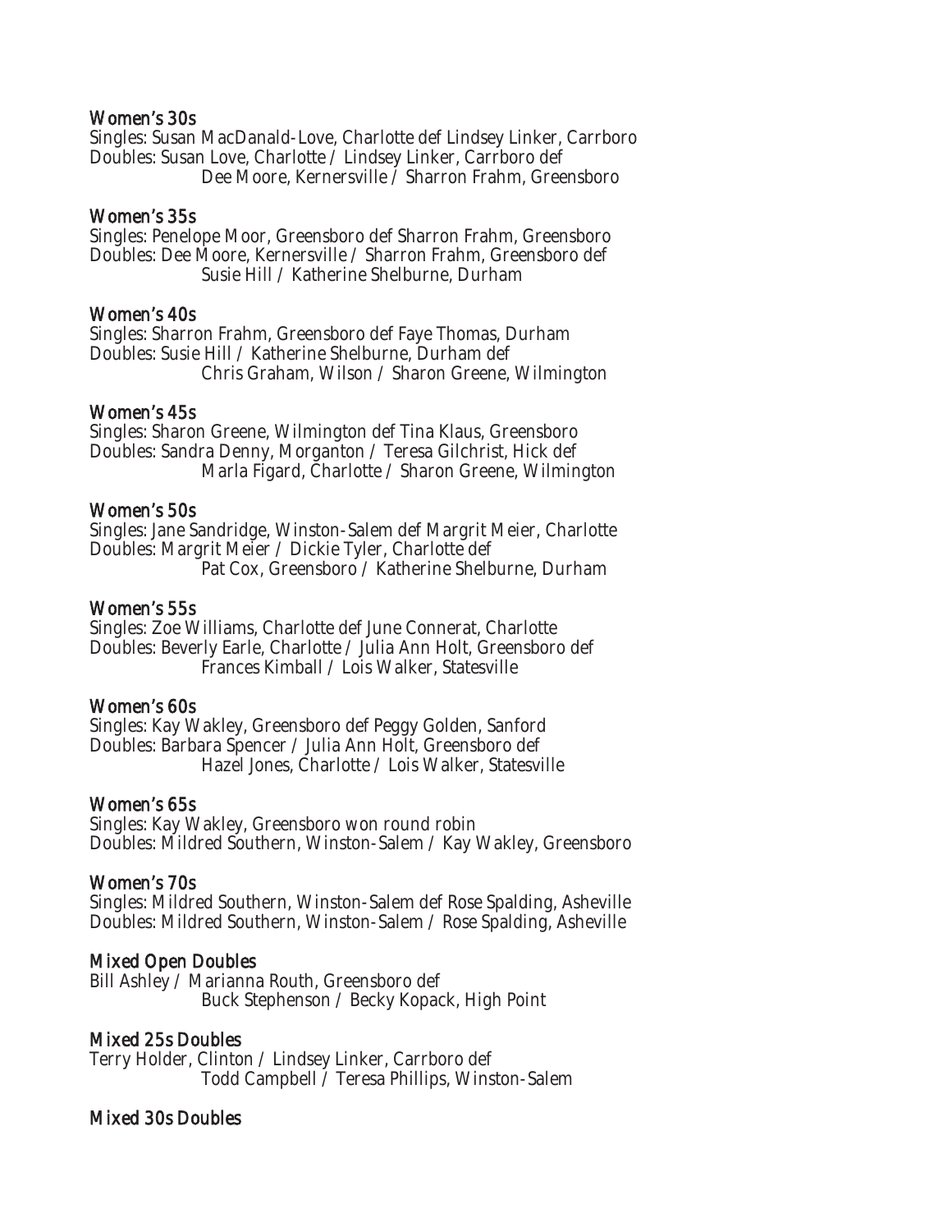### Women's 30s

Singles: Susan MacDanald-Love, Charlotte def Lindsey Linker, Carrboro
Doubles: Susan Love, Charlotte / Lindsey Linker, Carrboro def
Dee Moore, Kernersville / Sharron Frahm, Greensboro

### Women's 35s

Singles: Penelope Moor, Greensboro def Sharron Frahm, Greensboro
Doubles: Dee Moore, Kernersville / Sharron Frahm, Greensboro def
Susie Hill / Katherine Shelburne, Durham

### Women's 40s

Singles: Sharron Frahm, Greensboro def Faye Thomas, Durham
Doubles: Susie Hill / Katherine Shelburne, Durham def
Chris Graham, Wilson / Sharon Greene, Wilmington

### Women's 45s

Singles: Sharon Greene, Wilmington def Tina Klaus, Greensboro
Doubles: Sandra Denny, Morganton / Teresa Gilchrist, Hick def
Marla Figard, Charlotte / Sharon Greene, Wilmington

### Women's 50s

Singles: Jane Sandridge, Winston-Salem def Margrit Meier, Charlotte
Doubles: Margrit Meier / Dickie Tyler, Charlotte def
Pat Cox, Greensboro / Katherine Shelburne, Durham

### Women's 55s

Singles: Zoe Williams, Charlotte def June Connerat, Charlotte
Doubles: Beverly Earle, Charlotte / Julia Ann Holt, Greensboro def
Frances Kimball / Lois Walker, Statesville

### Women's 60s

Singles: Kay Wakley, Greensboro def Peggy Golden, Sanford
Doubles: Barbara Spencer / Julia Ann Holt, Greensboro def
Hazel Jones, Charlotte / Lois Walker, Statesville

### Women's 65s

Singles: Kay Wakley, Greensboro won round robin
Doubles: Mildred Southern, Winston-Salem / Kay Wakley, Greensboro

### Women's 70s

Singles: Mildred Southern, Winston-Salem def Rose Spalding, Asheville
Doubles: Mildred Southern, Winston-Salem / Rose Spalding, Asheville

### Mixed Open Doubles

Bill Ashley / Marianna Routh, Greensboro def
Buck Stephenson / Becky Kopack, High Point

### Mixed 25s Doubles

Terry Holder, Clinton / Lindsey Linker, Carrboro def
Todd Campbell / Teresa Phillips, Winston-Salem

### Mixed 30s Doubles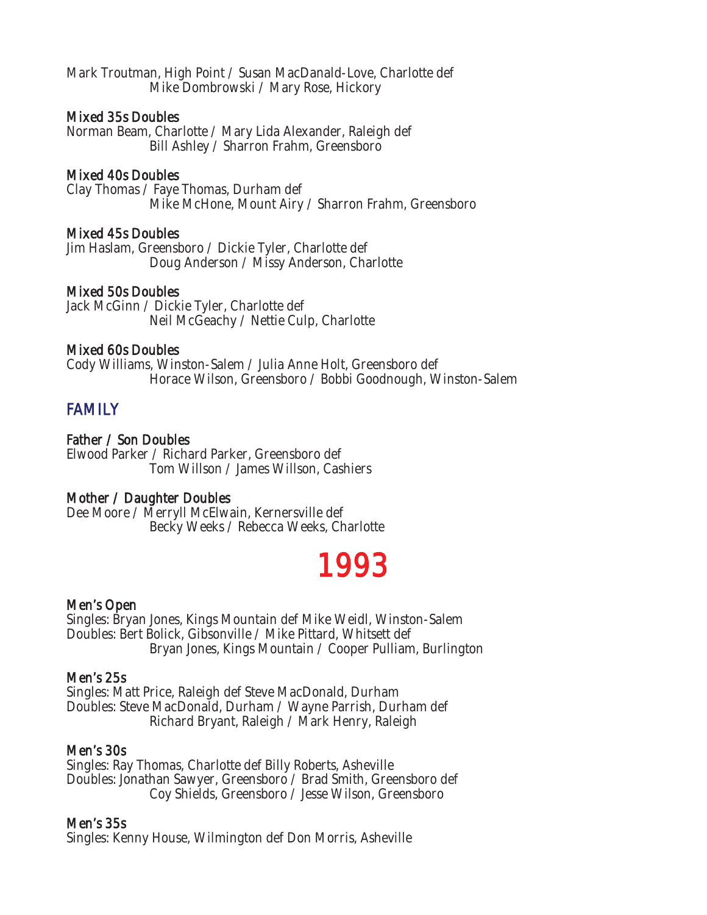Mark Troutman, High Point / Susan MacDanald-Love, Charlotte def
Mike Dombrowski / Mary Rose, Hickory

**Mixed 35s Doubles**
Norman Beam, Charlotte / Mary Lida Alexander, Raleigh def
Bill Ashley / Sharron Frahm, Greensboro

**Mixed 40s Doubles**
Clay Thomas / Faye Thomas, Durham def
Mike McHone, Mount Airy / Sharron Frahm, Greensboro

**Mixed 45s Doubles**
Jim Haslam, Greensboro / Dickie Tyler, Charlotte def
Doug Anderson / Missy Anderson, Charlotte

**Mixed 50s Doubles**
Jack McGinn / Dickie Tyler, Charlotte def
Neil McGeachy / Nettie Culp, Charlotte

**Mixed 60s Doubles**
Cody Williams, Winston-Salem / Julia Anne Holt, Greensboro def
Horace Wilson, Greensboro / Bobbi Goodnough, Winston-Salem

## FAMILY

**Father / Son Doubles**
Elwood Parker / Richard Parker, Greensboro def
Tom Willson / James Willson, Cashiers

**Mother / Daughter Doubles**
Dee Moore / Merryll McElwain, Kernersville def
Becky Weeks / Rebecca Weeks, Charlotte

# 1993

**Men's Open**
Singles: Bryan Jones, Kings Mountain def Mike Weidl, Winston-Salem
Doubles: Bert Bolick, Gibsonville / Mike Pittard, Whitsett def
Bryan Jones, Kings Mountain / Cooper Pulliam, Burlington

**Men's 25s**
Singles: Matt Price, Raleigh def Steve MacDonald, Durham
Doubles: Steve MacDonald, Durham / Wayne Parrish, Durham def
Richard Bryant, Raleigh / Mark Henry, Raleigh

**Men's 30s**
Singles: Ray Thomas, Charlotte def Billy Roberts, Asheville
Doubles: Jonathan Sawyer, Greensboro / Brad Smith, Greensboro def
Coy Shields, Greensboro / Jesse Wilson, Greensboro

**Men's 35s**
Singles: Kenny House, Wilmington def Don Morris, Asheville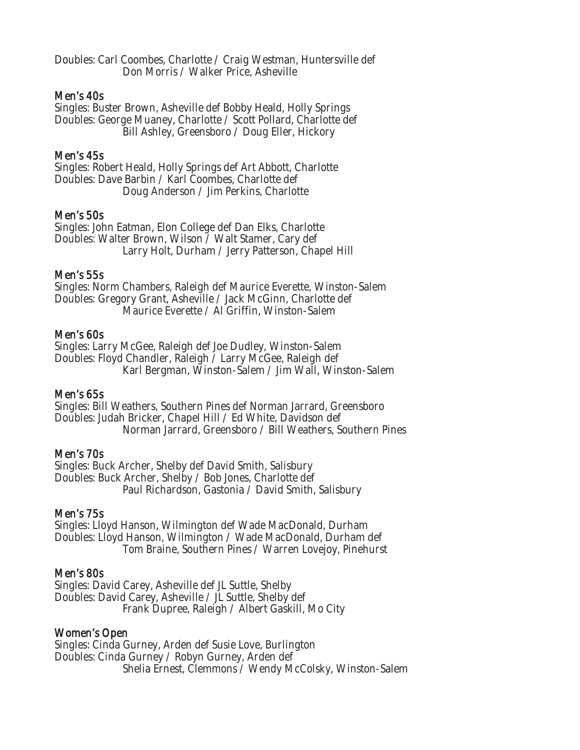Doubles: Carl Coombes, Charlotte / Craig Westman, Huntersville def
Don Morris / Walker Price, Asheville

### Men's 40s

Singles: Buster Brown, Asheville def Bobby Heald, Holly Springs
Doubles: George Muaney, Charlotte / Scott Pollard, Charlotte def
Bill Ashley, Greensboro / Doug Eller, Hickory

### Men's 45s

Singles: Robert Heald, Holly Springs def Art Abbott, Charlotte
Doubles: Dave Barbin / Karl Coombes, Charlotte def
Doug Anderson / Jim Perkins, Charlotte

### Men's 50s

Singles: John Eatman, Elon College def Dan Elks, Charlotte
Doubles: Walter Brown, Wilson / Walt Stamer, Cary def
Larry Holt, Durham / Jerry Patterson, Chapel Hill

### Men's 55s

Singles: Norm Chambers, Raleigh def Maurice Everette, Winston-Salem
Doubles: Gregory Grant, Asheville / Jack McGinn, Charlotte def
Maurice Everette / Al Griffin, Winston-Salem

### Men's 60s

Singles: Larry McGee, Raleigh def Joe Dudley, Winston-Salem
Doubles: Floyd Chandler, Raleigh / Larry McGee, Raleigh def
Karl Bergman, Winston-Salem / Jim Wall, Winston-Salem

### Men's 65s

Singles: Bill Weathers, Southern Pines def Norman Jarrard, Greensboro
Doubles: Judah Bricker, Chapel Hill / Ed White, Davidson def
Norman Jarrard, Greensboro / Bill Weathers, Southern Pines

### Men's 70s

Singles: Buck Archer, Shelby def David Smith, Salisbury
Doubles: Buck Archer, Shelby / Bob Jones, Charlotte def
Paul Richardson, Gastonia / David Smith, Salisbury

### Men's 75s

Singles: Lloyd Hanson, Wilmington def Wade MacDonald, Durham
Doubles: Lloyd Hanson, Wilmington / Wade MacDonald, Durham def
Tom Braine, Southern Pines / Warren Lovejoy, Pinehurst

### Men's 80s

Singles: David Carey, Asheville def JL Suttle, Shelby
Doubles: David Carey, Asheville / JL Suttle, Shelby def
Frank Dupree, Raleigh / Albert Gaskill, Mo City

### Women's Open

Singles: Cinda Gurney, Arden def Susie Love, Burlington
Doubles: Cinda Gurney / Robyn Gurney, Arden def
Shelia Ernest, Clemmons / Wendy McColsky, Winston-Salem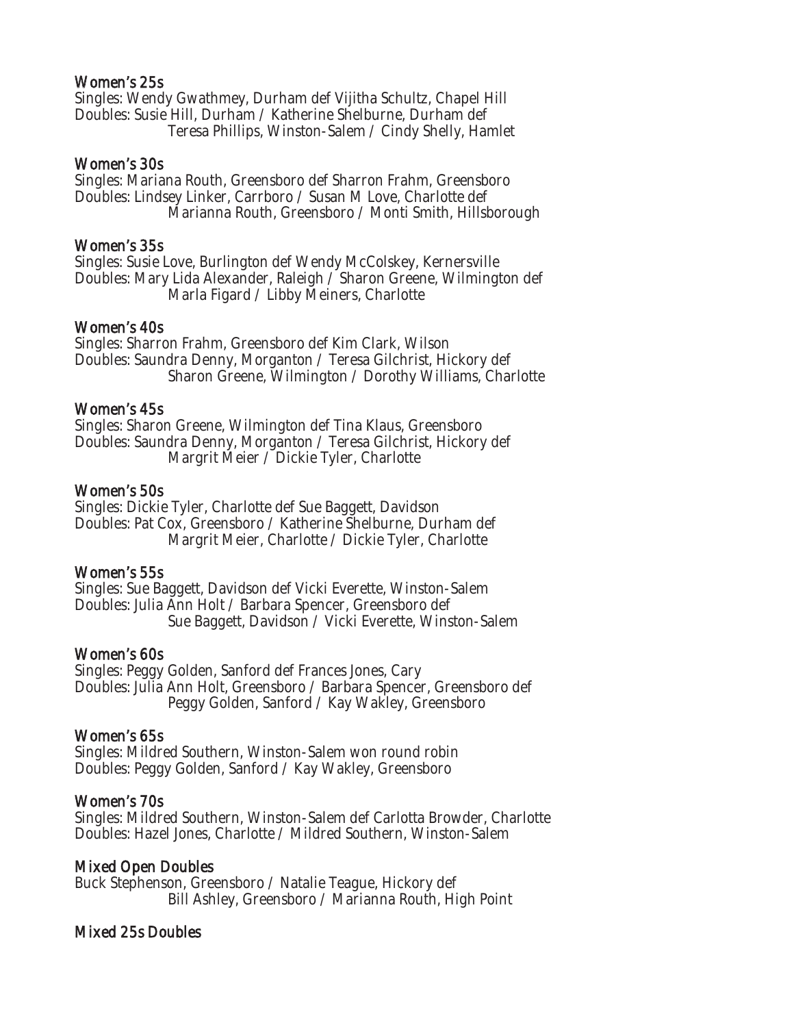### Women's 25s

Singles: Wendy Gwathmey, Durham def Vijitha Schultz, Chapel Hill
Doubles: Susie Hill, Durham / Katherine Shelburne, Durham def
Teresa Phillips, Winston-Salem / Cindy Shelly, Hamlet

### Women's 30s

Singles: Mariana Routh, Greensboro def Sharron Frahm, Greensboro
Doubles: Lindsey Linker, Carrboro / Susan M Love, Charlotte def
Marianna Routh, Greensboro / Monti Smith, Hillsborough

### Women's 35s

Singles: Susie Love, Burlington def Wendy McColskey, Kernersville
Doubles: Mary Lida Alexander, Raleigh / Sharon Greene, Wilmington def
Marla Figard / Libby Meiners, Charlotte

### Women's 40s

Singles: Sharron Frahm, Greensboro def Kim Clark, Wilson
Doubles: Saundra Denny, Morganton / Teresa Gilchrist, Hickory def
Sharon Greene, Wilmington / Dorothy Williams, Charlotte

### Women's 45s

Singles: Sharon Greene, Wilmington def Tina Klaus, Greensboro
Doubles: Saundra Denny, Morganton / Teresa Gilchrist, Hickory def
Margrit Meier / Dickie Tyler, Charlotte

### Women's 50s

Singles: Dickie Tyler, Charlotte def Sue Baggett, Davidson
Doubles: Pat Cox, Greensboro / Katherine Shelburne, Durham def
Margrit Meier, Charlotte / Dickie Tyler, Charlotte

### Women's 55s

Singles: Sue Baggett, Davidson def Vicki Everette, Winston-Salem
Doubles: Julia Ann Holt / Barbara Spencer, Greensboro def
Sue Baggett, Davidson / Vicki Everette, Winston-Salem

### Women's 60s

Singles: Peggy Golden, Sanford def Frances Jones, Cary
Doubles: Julia Ann Holt, Greensboro / Barbara Spencer, Greensboro def
Peggy Golden, Sanford / Kay Wakley, Greensboro

### Women's 65s

Singles: Mildred Southern, Winston-Salem won round robin
Doubles: Peggy Golden, Sanford / Kay Wakley, Greensboro

### Women's 70s

Singles: Mildred Southern, Winston-Salem def Carlotta Browder, Charlotte
Doubles: Hazel Jones, Charlotte / Mildred Southern, Winston-Salem

### Mixed Open Doubles

Buck Stephenson, Greensboro / Natalie Teague, Hickory def
Bill Ashley, Greensboro / Marianna Routh, High Point

### Mixed 25s Doubles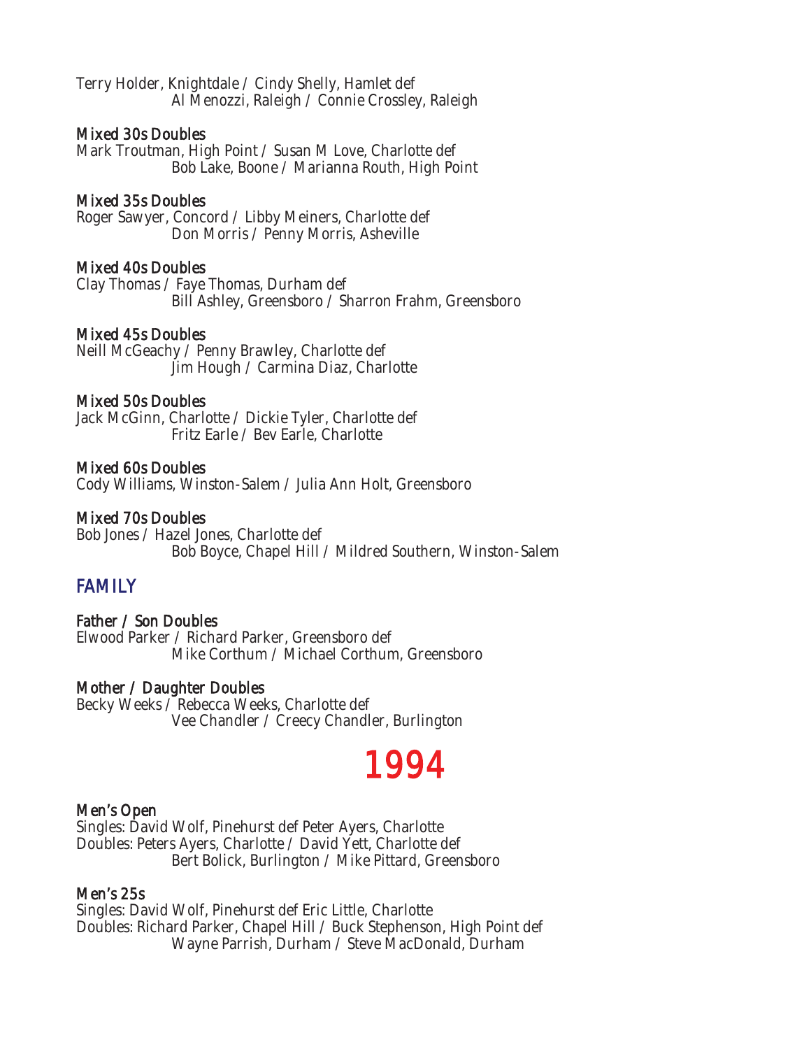Terry Holder, Knightdale / Cindy Shelly, Hamlet def
Al Menozzi, Raleigh / Connie Crossley, Raleigh

**Mixed 30s Doubles**
Mark Troutman, High Point / Susan M Love, Charlotte def
Bob Lake, Boone / Marianna Routh, High Point

**Mixed 35s Doubles**
Roger Sawyer, Concord / Libby Meiners, Charlotte def
Don Morris / Penny Morris, Asheville

**Mixed 40s Doubles**
Clay Thomas / Faye Thomas, Durham def
Bill Ashley, Greensboro / Sharron Frahm, Greensboro

**Mixed 45s Doubles**
Neill McGeachy / Penny Brawley, Charlotte def
Jim Hough / Carmina Diaz, Charlotte

**Mixed 50s Doubles**
Jack McGinn, Charlotte / Dickie Tyler, Charlotte def
Fritz Earle / Bev Earle, Charlotte

**Mixed 60s Doubles**
Cody Williams, Winston-Salem / Julia Ann Holt, Greensboro

**Mixed 70s Doubles**
Bob Jones / Hazel Jones, Charlotte def
Bob Boyce, Chapel Hill / Mildred Southern, Winston-Salem

## FAMILY

**Father / Son Doubles**
Elwood Parker / Richard Parker, Greensboro def
Mike Corthum / Michael Corthum, Greensboro

**Mother / Daughter Doubles**
Becky Weeks / Rebecca Weeks, Charlotte def
Vee Chandler / Creecy Chandler, Burlington

# 1994

**Men's Open**
Singles: David Wolf, Pinehurst def Peter Ayers, Charlotte
Doubles: Peters Ayers, Charlotte / David Yett, Charlotte def
Bert Bolick, Burlington / Mike Pittard, Greensboro

**Men's 25s**
Singles: David Wolf, Pinehurst def Eric Little, Charlotte
Doubles: Richard Parker, Chapel Hill / Buck Stephenson, High Point def
Wayne Parrish, Durham / Steve MacDonald, Durham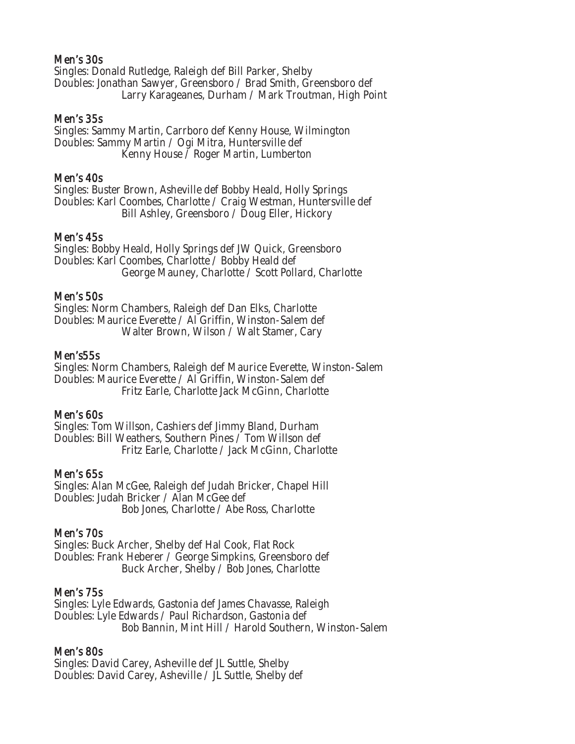### Men's 30s

Singles: Donald Rutledge, Raleigh def Bill Parker, Shelby
Doubles: Jonathan Sawyer, Greensboro / Brad Smith, Greensboro def
Larry Karageanes, Durham / Mark Troutman, High Point

### Men's 35s

Singles: Sammy Martin, Carrboro def Kenny House, Wilmington
Doubles: Sammy Martin / Ogi Mitra, Huntersville def
Kenny House / Roger Martin, Lumberton

### Men's 40s

Singles: Buster Brown, Asheville def Bobby Heald, Holly Springs
Doubles: Karl Coombes, Charlotte / Craig Westman, Huntersville def
Bill Ashley, Greensboro / Doug Eller, Hickory

### Men's 45s

Singles: Bobby Heald, Holly Springs def JW Quick, Greensboro
Doubles: Karl Coombes, Charlotte / Bobby Heald def
George Mauney, Charlotte / Scott Pollard, Charlotte

### Men's 50s

Singles: Norm Chambers, Raleigh def Dan Elks, Charlotte
Doubles: Maurice Everette / Al Griffin, Winston-Salem def
Walter Brown, Wilson / Walt Stamer, Cary

### Men's55s

Singles: Norm Chambers, Raleigh def Maurice Everette, Winston-Salem
Doubles: Maurice Everette / Al Griffin, Winston-Salem def
Fritz Earle, Charlotte Jack McGinn, Charlotte

### Men's 60s

Singles: Tom Willson, Cashiers def Jimmy Bland, Durham
Doubles: Bill Weathers, Southern Pines / Tom Willson def
Fritz Earle, Charlotte / Jack McGinn, Charlotte

### Men's 65s

Singles: Alan McGee, Raleigh def Judah Bricker, Chapel Hill
Doubles: Judah Bricker / Alan McGee def
Bob Jones, Charlotte / Abe Ross, Charlotte

### Men's 70s

Singles: Buck Archer, Shelby def Hal Cook, Flat Rock
Doubles: Frank Heberer / George Simpkins, Greensboro def
Buck Archer, Shelby / Bob Jones, Charlotte

### Men's 75s

Singles: Lyle Edwards, Gastonia def James Chavasse, Raleigh
Doubles: Lyle Edwards / Paul Richardson, Gastonia def
Bob Bannin, Mint Hill / Harold Southern, Winston-Salem

### Men's 80s

Singles: David Carey, Asheville def JL Suttle, Shelby
Doubles: David Carey, Asheville / JL Suttle, Shelby def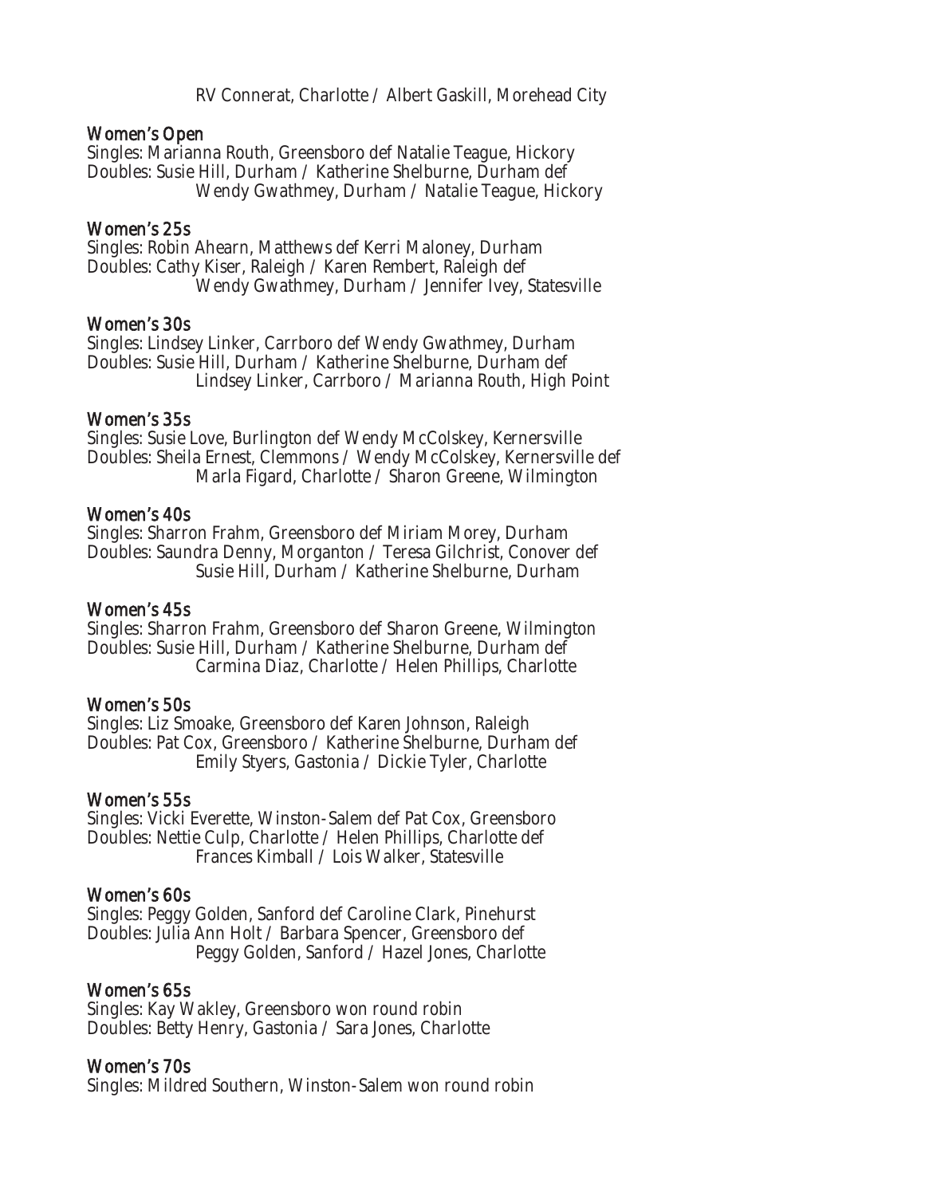RV Connerat, Charlotte / Albert Gaskill, Morehead City

### Women's Open

Singles: Marianna Routh, Greensboro def Natalie Teague, Hickory
Doubles: Susie Hill, Durham / Katherine Shelburne, Durham def
Wendy Gwathmey, Durham / Natalie Teague, Hickory

### Women's 25s

Singles: Robin Ahearn, Matthews def Kerri Maloney, Durham
Doubles: Cathy Kiser, Raleigh / Karen Rembert, Raleigh def
Wendy Gwathmey, Durham / Jennifer Ivey, Statesville

### Women's 30s

Singles: Lindsey Linker, Carrboro def Wendy Gwathmey, Durham
Doubles: Susie Hill, Durham / Katherine Shelburne, Durham def
Lindsey Linker, Carrboro / Marianna Routh, High Point

### Women's 35s

Singles: Susie Love, Burlington def Wendy McColskey, Kernersville
Doubles: Sheila Ernest, Clemmons / Wendy McColskey, Kernersville def
Marla Figard, Charlotte / Sharon Greene, Wilmington

### Women's 40s

Singles: Sharron Frahm, Greensboro def Miriam Morey, Durham
Doubles: Saundra Denny, Morganton / Teresa Gilchrist, Conover def
Susie Hill, Durham / Katherine Shelburne, Durham

### Women's 45s

Singles: Sharron Frahm, Greensboro def Sharon Greene, Wilmington
Doubles: Susie Hill, Durham / Katherine Shelburne, Durham def
Carmina Diaz, Charlotte / Helen Phillips, Charlotte

### Women's 50s

Singles: Liz Smoake, Greensboro def Karen Johnson, Raleigh
Doubles: Pat Cox, Greensboro / Katherine Shelburne, Durham def
Emily Styers, Gastonia / Dickie Tyler, Charlotte

### Women's 55s

Singles: Vicki Everette, Winston-Salem def Pat Cox, Greensboro
Doubles: Nettie Culp, Charlotte / Helen Phillips, Charlotte def
Frances Kimball / Lois Walker, Statesville

### Women's 60s

Singles: Peggy Golden, Sanford def Caroline Clark, Pinehurst
Doubles: Julia Ann Holt / Barbara Spencer, Greensboro def
Peggy Golden, Sanford / Hazel Jones, Charlotte

### Women's 65s

Singles: Kay Wakley, Greensboro won round robin
Doubles: Betty Henry, Gastonia / Sara Jones, Charlotte

### Women's 70s

Singles: Mildred Southern, Winston-Salem won round robin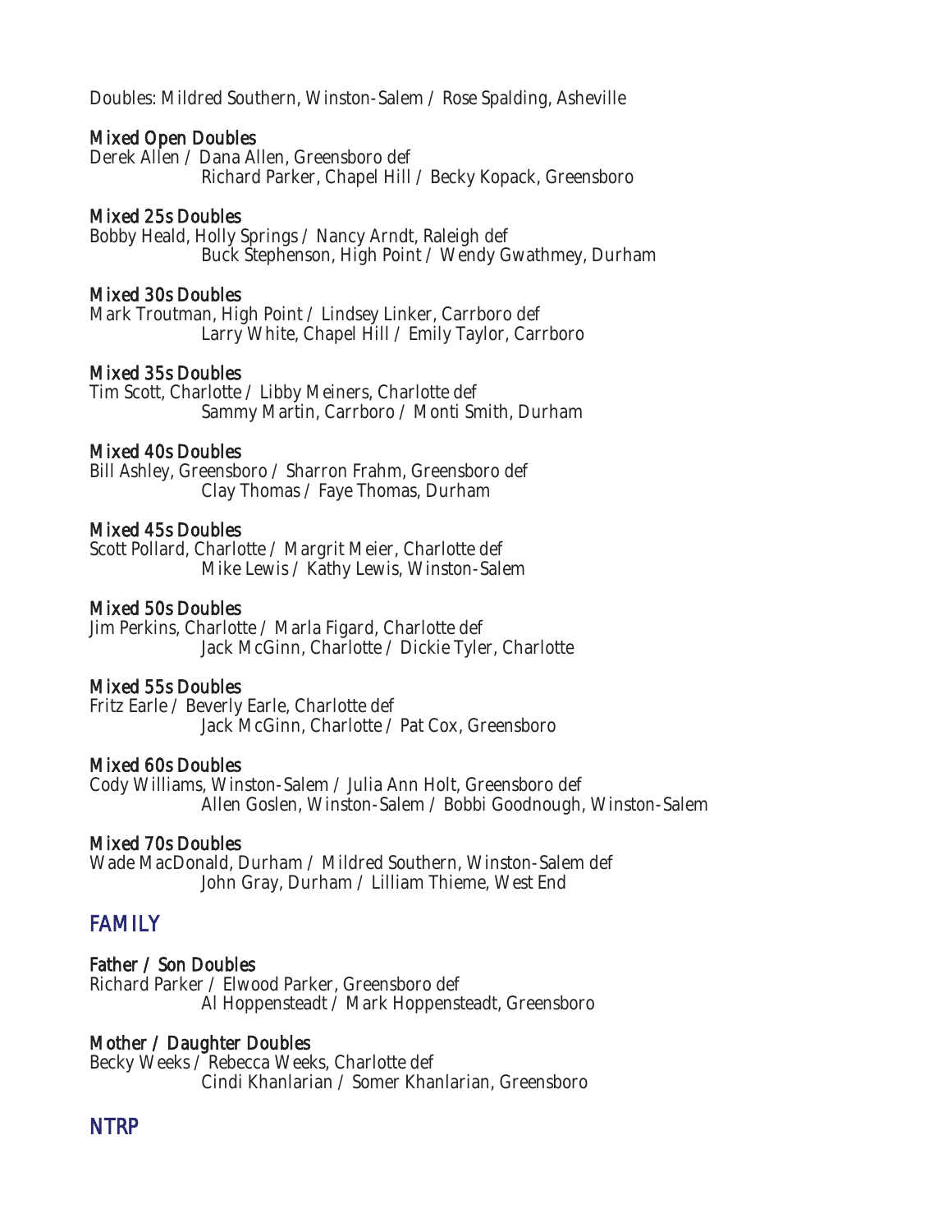Doubles: Mildred Southern, Winston-Salem / Rose Spalding, Asheville

### Mixed Open Doubles

Derek Allen / Dana Allen, Greensboro def
Richard Parker, Chapel Hill / Becky Kopack, Greensboro

### Mixed 25s Doubles

Bobby Heald, Holly Springs / Nancy Arndt, Raleigh def
Buck Stephenson, High Point / Wendy Gwathmey, Durham

### Mixed 30s Doubles

Mark Troutman, High Point / Lindsey Linker, Carrboro def
Larry White, Chapel Hill / Emily Taylor, Carrboro

### Mixed 35s Doubles

Tim Scott, Charlotte / Libby Meiners, Charlotte def
Sammy Martin, Carrboro / Monti Smith, Durham

### Mixed 40s Doubles

Bill Ashley, Greensboro / Sharron Frahm, Greensboro def
Clay Thomas / Faye Thomas, Durham

### Mixed 45s Doubles

Scott Pollard, Charlotte / Margrit Meier, Charlotte def
Mike Lewis / Kathy Lewis, Winston-Salem

### Mixed 50s Doubles

Jim Perkins, Charlotte / Marla Figard, Charlotte def
Jack McGinn, Charlotte / Dickie Tyler, Charlotte

### Mixed 55s Doubles

Fritz Earle / Beverly Earle, Charlotte def
Jack McGinn, Charlotte / Pat Cox, Greensboro

### Mixed 60s Doubles

Cody Williams, Winston-Salem / Julia Ann Holt, Greensboro def
Allen Goslen, Winston-Salem / Bobbi Goodnough, Winston-Salem

### Mixed 70s Doubles

Wade MacDonald, Durham / Mildred Southern, Winston-Salem def
John Gray, Durham / Lilliam Thieme, West End

## FAMILY

### Father / Son Doubles

Richard Parker / Elwood Parker, Greensboro def
Al Hoppensteadt / Mark Hoppensteadt, Greensboro

### Mother / Daughter Doubles

Becky Weeks / Rebecca Weeks, Charlotte def
Cindi Khanlarian / Somer Khanlarian, Greensboro

## NTRP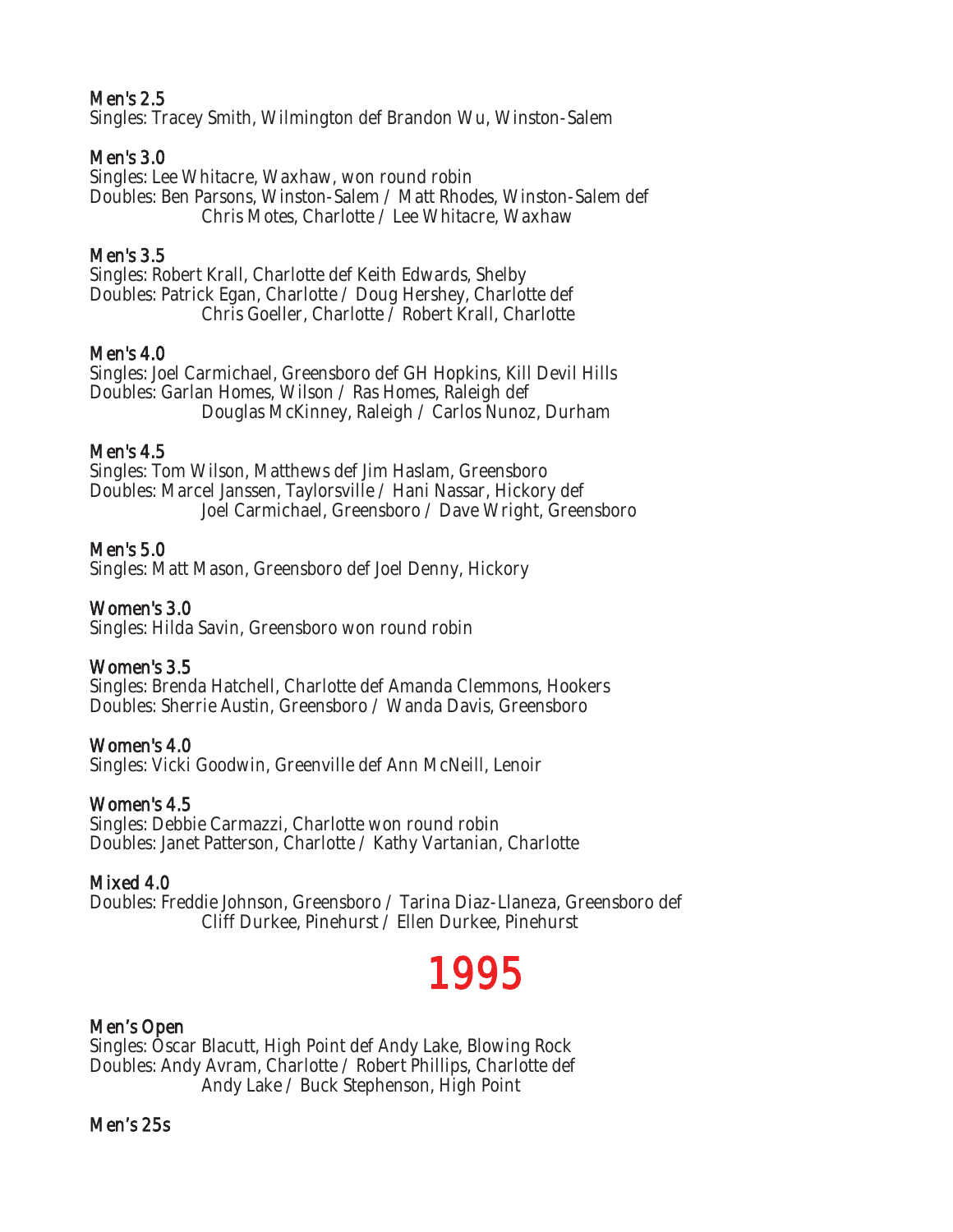**Men's 2.5**
Singles: Tracey Smith, Wilmington def Brandon Wu, Winston-Salem

**Men's 3.0**
Singles: Lee Whitacre, Waxhaw, won round robin
Doubles: Ben Parsons, Winston-Salem / Matt Rhodes, Winston-Salem def
Chris Motes, Charlotte / Lee Whitacre, Waxhaw

**Men's 3.5**
Singles: Robert Krall, Charlotte def Keith Edwards, Shelby
Doubles: Patrick Egan, Charlotte / Doug Hershey, Charlotte def
Chris Goeller, Charlotte / Robert Krall, Charlotte

**Men's 4.0**
Singles: Joel Carmichael, Greensboro def GH Hopkins, Kill Devil Hills
Doubles: Garlan Homes, Wilson / Ras Homes, Raleigh def
Douglas McKinney, Raleigh / Carlos Nunoz, Durham

**Men's 4.5**
Singles: Tom Wilson, Matthews def Jim Haslam, Greensboro
Doubles: Marcel Janssen, Taylorsville / Hani Nassar, Hickory def
Joel Carmichael, Greensboro / Dave Wright, Greensboro

**Men's 5.0**
Singles: Matt Mason, Greensboro def Joel Denny, Hickory

**Women's 3.0**
Singles: Hilda Savin, Greensboro won round robin

**Women's 3.5**
Singles: Brenda Hatchell, Charlotte def Amanda Clemmons, Hookers
Doubles: Sherrie Austin, Greensboro / Wanda Davis, Greensboro

**Women's 4.0**
Singles: Vicki Goodwin, Greenville def Ann McNeill, Lenoir

**Women's 4.5**
Singles: Debbie Carmazzi, Charlotte won round robin
Doubles: Janet Patterson, Charlotte / Kathy Vartanian, Charlotte

**Mixed 4.0**
Doubles: Freddie Johnson, Greensboro / Tarina Diaz-Llaneza, Greensboro def
Cliff Durkee, Pinehurst / Ellen Durkee, Pinehurst

# 1995

**Men's Open**
Singles: Oscar Blacutt, High Point def Andy Lake, Blowing Rock
Doubles: Andy Avram, Charlotte / Robert Phillips, Charlotte def
Andy Lake / Buck Stephenson, High Point

**Men's 25s**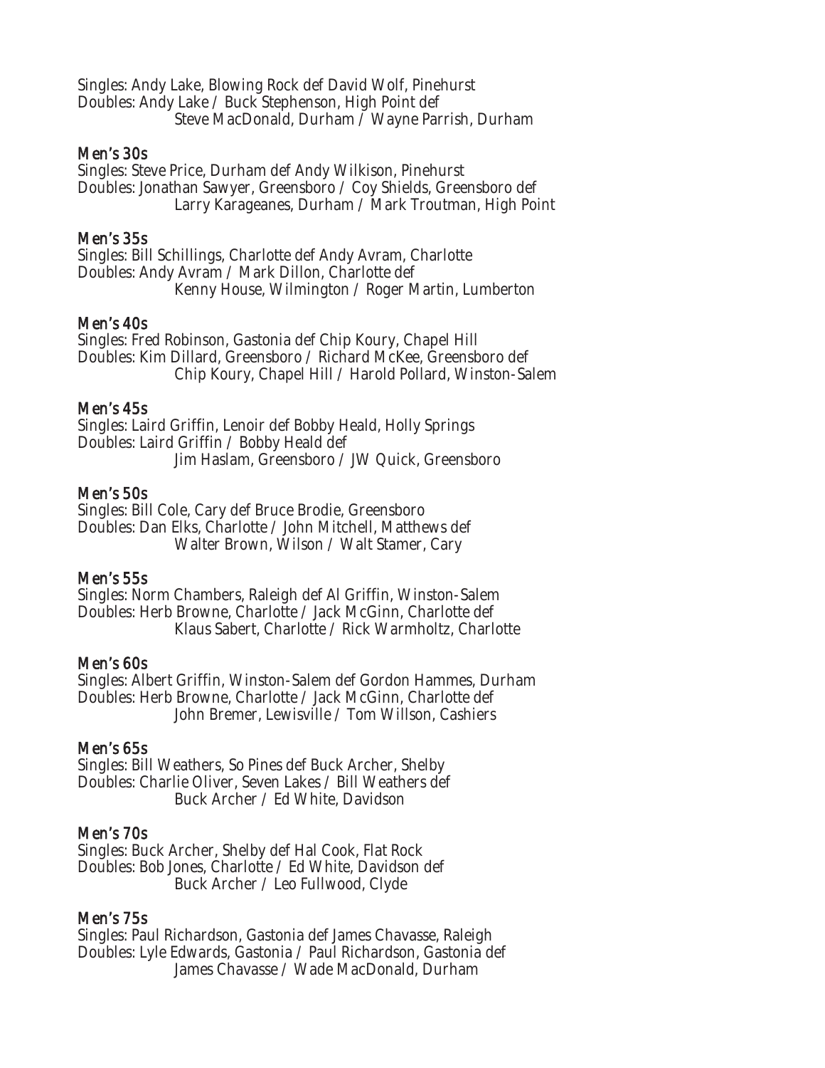Singles: Andy Lake, Blowing Rock def David Wolf, Pinehurst
Doubles: Andy Lake / Buck Stephenson, High Point def
Steve MacDonald, Durham / Wayne Parrish, Durham

### Men's 30s

Singles: Steve Price, Durham def Andy Wilkison, Pinehurst
Doubles: Jonathan Sawyer, Greensboro / Coy Shields, Greensboro def
Larry Karageanes, Durham / Mark Troutman, High Point

### Men's 35s

Singles: Bill Schillings, Charlotte def Andy Avram, Charlotte
Doubles: Andy Avram / Mark Dillon, Charlotte def
Kenny House, Wilmington / Roger Martin, Lumberton

### Men's 40s

Singles: Fred Robinson, Gastonia def Chip Koury, Chapel Hill
Doubles: Kim Dillard, Greensboro / Richard McKee, Greensboro def
Chip Koury, Chapel Hill / Harold Pollard, Winston-Salem

### Men's 45s

Singles: Laird Griffin, Lenoir def Bobby Heald, Holly Springs
Doubles: Laird Griffin / Bobby Heald def
Jim Haslam, Greensboro / JW Quick, Greensboro

### Men's 50s

Singles: Bill Cole, Cary def Bruce Brodie, Greensboro
Doubles: Dan Elks, Charlotte / John Mitchell, Matthews def
Walter Brown, Wilson / Walt Stamer, Cary

### Men's 55s

Singles: Norm Chambers, Raleigh def Al Griffin, Winston-Salem
Doubles: Herb Browne, Charlotte / Jack McGinn, Charlotte def
Klaus Sabert, Charlotte / Rick Warmholtz, Charlotte

### Men's 60s

Singles: Albert Griffin, Winston-Salem def Gordon Hammes, Durham
Doubles: Herb Browne, Charlotte / Jack McGinn, Charlotte def
John Bremer, Lewisville / Tom Willson, Cashiers

### Men's 65s

Singles: Bill Weathers, So Pines def Buck Archer, Shelby
Doubles: Charlie Oliver, Seven Lakes / Bill Weathers def
Buck Archer / Ed White, Davidson

### Men's 70s

Singles: Buck Archer, Shelby def Hal Cook, Flat Rock
Doubles: Bob Jones, Charlotte / Ed White, Davidson def
Buck Archer / Leo Fullwood, Clyde

### Men's 75s

Singles: Paul Richardson, Gastonia def James Chavasse, Raleigh
Doubles: Lyle Edwards, Gastonia / Paul Richardson, Gastonia def
James Chavasse / Wade MacDonald, Durham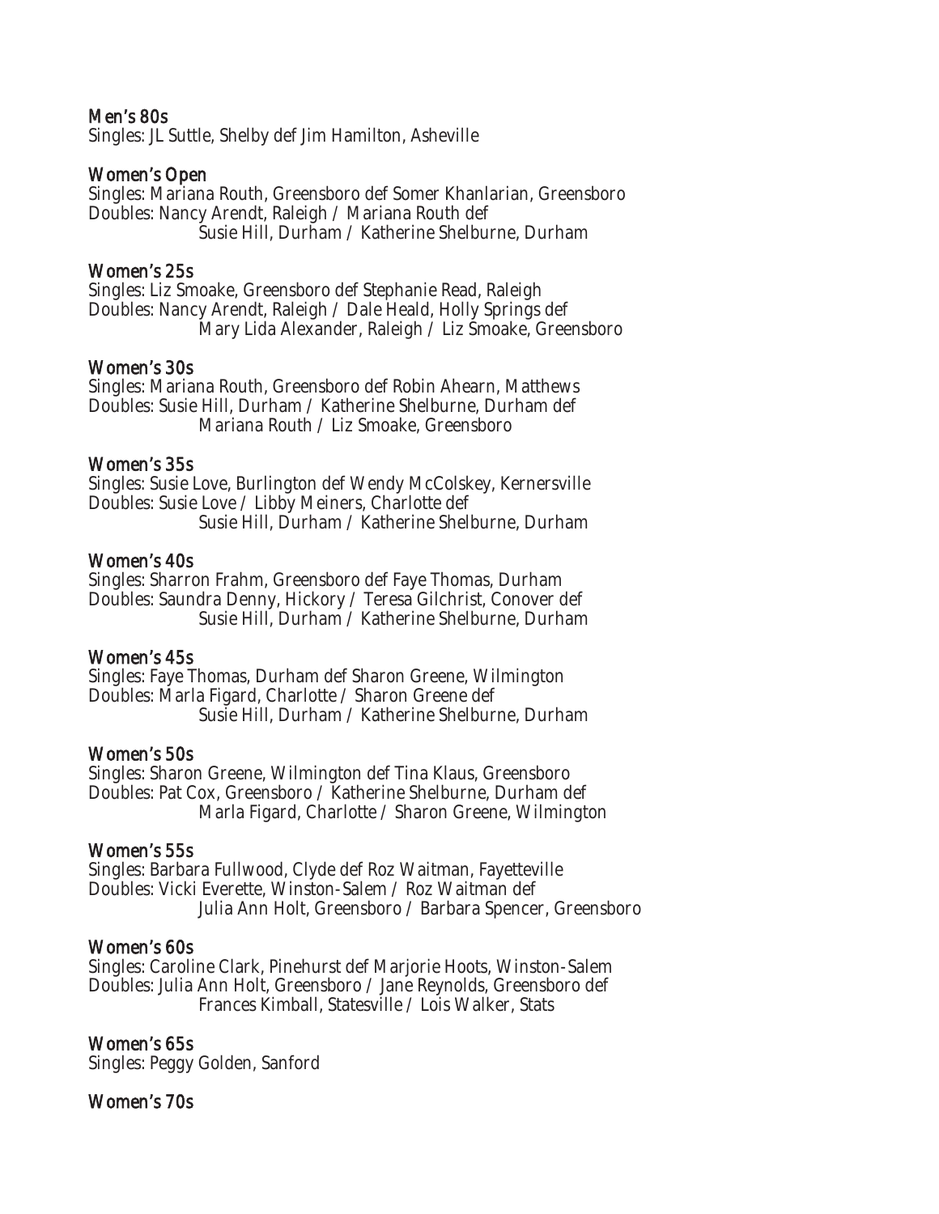**Men's 80s**

Singles: JL Suttle, Shelby def Jim Hamilton, Asheville

**Women's Open**

Singles: Mariana Routh, Greensboro def Somer Khanlarian, Greensboro
Doubles: Nancy Arendt, Raleigh / Mariana Routh def
Susie Hill, Durham / Katherine Shelburne, Durham

**Women's 25s**

Singles: Liz Smoake, Greensboro def Stephanie Read, Raleigh
Doubles: Nancy Arendt, Raleigh / Dale Heald, Holly Springs def
Mary Lida Alexander, Raleigh / Liz Smoake, Greensboro

**Women's 30s**

Singles: Mariana Routh, Greensboro def Robin Ahearn, Matthews
Doubles: Susie Hill, Durham / Katherine Shelburne, Durham def
Mariana Routh / Liz Smoake, Greensboro

**Women's 35s**

Singles: Susie Love, Burlington def Wendy McColskey, Kernersville
Doubles: Susie Love / Libby Meiners, Charlotte def
Susie Hill, Durham / Katherine Shelburne, Durham

**Women's 40s**

Singles: Sharron Frahm, Greensboro def Faye Thomas, Durham
Doubles: Saundra Denny, Hickory / Teresa Gilchrist, Conover def
Susie Hill, Durham / Katherine Shelburne, Durham

**Women's 45s**

Singles: Faye Thomas, Durham def Sharon Greene, Wilmington
Doubles: Marla Figard, Charlotte / Sharon Greene def
Susie Hill, Durham / Katherine Shelburne, Durham

**Women's 50s**

Singles: Sharon Greene, Wilmington def Tina Klaus, Greensboro
Doubles: Pat Cox, Greensboro / Katherine Shelburne, Durham def
Marla Figard, Charlotte / Sharon Greene, Wilmington

**Women's 55s**

Singles: Barbara Fullwood, Clyde def Roz Waitman, Fayetteville
Doubles: Vicki Everette, Winston-Salem / Roz Waitman def
Julia Ann Holt, Greensboro / Barbara Spencer, Greensboro

**Women's 60s**

Singles: Caroline Clark, Pinehurst def Marjorie Hoots, Winston-Salem
Doubles: Julia Ann Holt, Greensboro / Jane Reynolds, Greensboro def
Frances Kimball, Statesville / Lois Walker, Stats

**Women's 65s**

Singles: Peggy Golden, Sanford

**Women's 70s**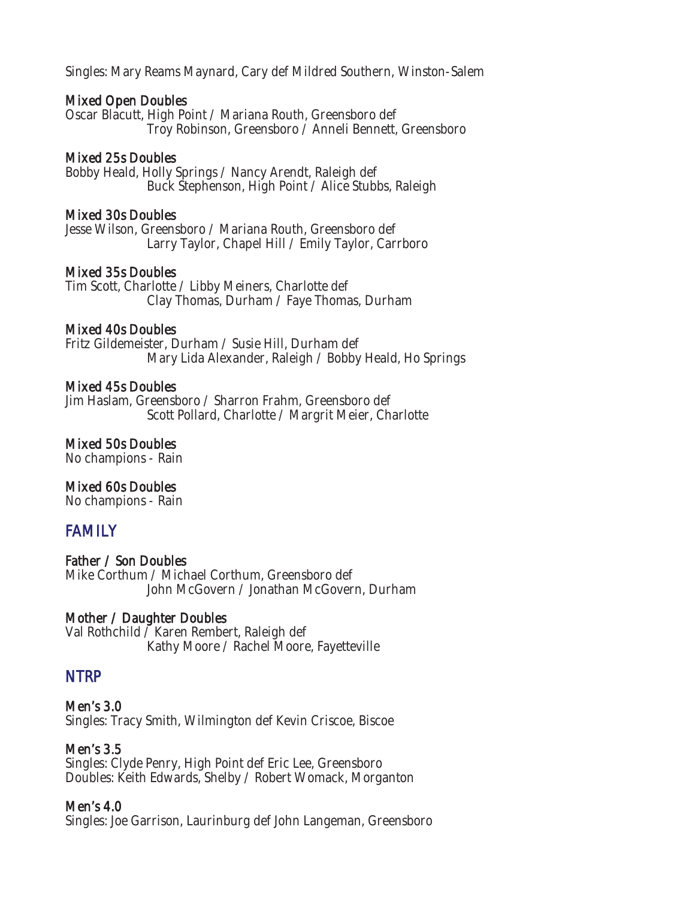Singles: Mary Reams Maynard, Cary def Mildred Southern, Winston-Salem

### Mixed Open Doubles

Oscar Blacutt, High Point / Mariana Routh, Greensboro def
Troy Robinson, Greensboro / Anneli Bennett, Greensboro

### Mixed 25s Doubles

Bobby Heald, Holly Springs / Nancy Arendt, Raleigh def
Buck Stephenson, High Point / Alice Stubbs, Raleigh

### Mixed 30s Doubles

Jesse Wilson, Greensboro / Mariana Routh, Greensboro def
Larry Taylor, Chapel Hill / Emily Taylor, Carrboro

### Mixed 35s Doubles

Tim Scott, Charlotte / Libby Meiners, Charlotte def
Clay Thomas, Durham / Faye Thomas, Durham

### Mixed 40s Doubles

Fritz Gildemeister, Durham / Susie Hill, Durham def
Mary Lida Alexander, Raleigh / Bobby Heald, Ho Springs

### Mixed 45s Doubles

Jim Haslam, Greensboro / Sharron Frahm, Greensboro def
Scott Pollard, Charlotte / Margrit Meier, Charlotte

### Mixed 50s Doubles

No champions - Rain

### Mixed 60s Doubles

No champions - Rain

## FAMILY

### Father / Son Doubles

Mike Corthum / Michael Corthum, Greensboro def
John McGovern / Jonathan McGovern, Durham

### Mother / Daughter Doubles

Val Rothchild / Karen Rembert, Raleigh def
Kathy Moore / Rachel Moore, Fayetteville

## NTRP

### Men's 3.0

Singles: Tracy Smith, Wilmington def Kevin Criscoe, Biscoe

### Men's 3.5

Singles: Clyde Penry, High Point def Eric Lee, Greensboro
Doubles: Keith Edwards, Shelby / Robert Womack, Morganton

### Men's 4.0

Singles: Joe Garrison, Laurinburg def John Langeman, Greensboro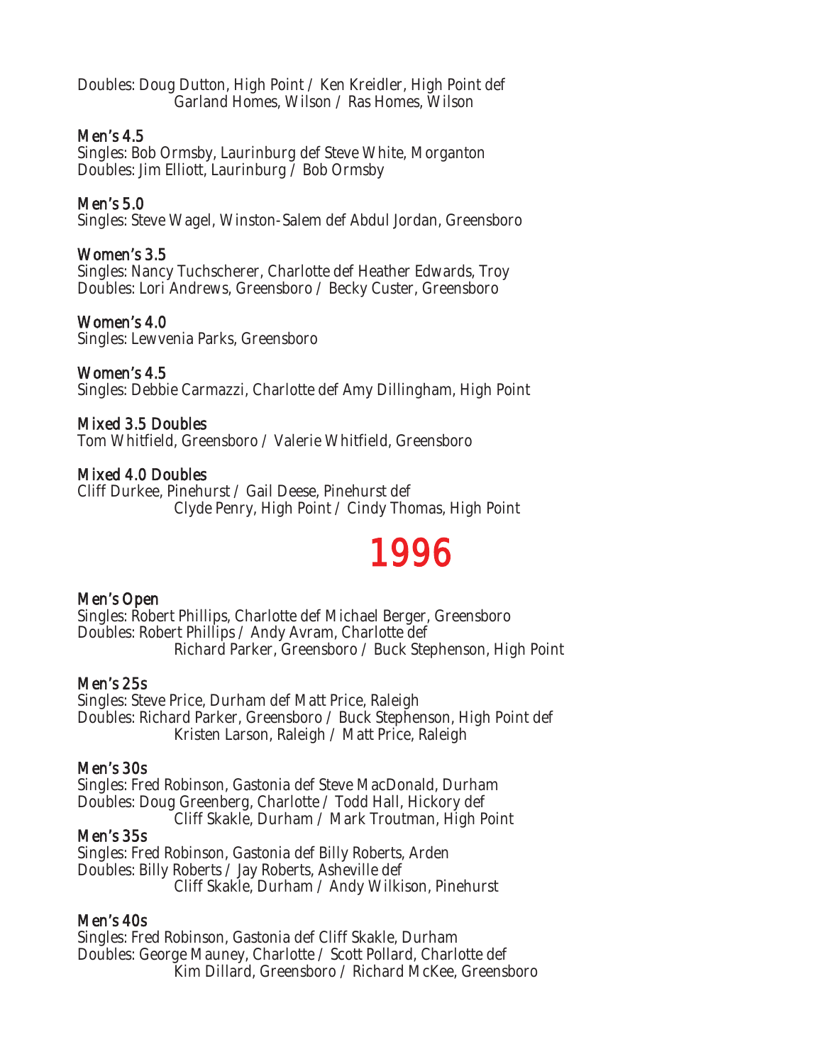Doubles: Doug Dutton, High Point / Ken Kreidler, High Point def
Garland Homes, Wilson / Ras Homes, Wilson

### Men's 4.5

Singles: Bob Ormsby, Laurinburg def Steve White, Morganton
Doubles: Jim Elliott, Laurinburg / Bob Ormsby

### Men's 5.0

Singles: Steve Wagel, Winston-Salem def Abdul Jordan, Greensboro

### Women's 3.5

Singles: Nancy Tuchscherer, Charlotte def Heather Edwards, Troy
Doubles: Lori Andrews, Greensboro / Becky Custer, Greensboro

### Women's 4.0

Singles: Lewvenia Parks, Greensboro

### Women's 4.5

Singles: Debbie Carmazzi, Charlotte def Amy Dillingham, High Point

### Mixed 3.5 Doubles

Tom Whitfield, Greensboro / Valerie Whitfield, Greensboro

### Mixed 4.0 Doubles

Cliff Durkee, Pinehurst / Gail Deese, Pinehurst def
Clyde Penry, High Point / Cindy Thomas, High Point

# 1996

### Men's Open

Singles: Robert Phillips, Charlotte def Michael Berger, Greensboro
Doubles: Robert Phillips / Andy Avram, Charlotte def
Richard Parker, Greensboro / Buck Stephenson, High Point

### Men's 25s

Singles: Steve Price, Durham def Matt Price, Raleigh
Doubles: Richard Parker, Greensboro / Buck Stephenson, High Point def
Kristen Larson, Raleigh / Matt Price, Raleigh

### Men's 30s

Singles: Fred Robinson, Gastonia def Steve MacDonald, Durham
Doubles: Doug Greenberg, Charlotte / Todd Hall, Hickory def
Cliff Skakle, Durham / Mark Troutman, High Point

### Men's 35s

Singles: Fred Robinson, Gastonia def Billy Roberts, Arden
Doubles: Billy Roberts / Jay Roberts, Asheville def
Cliff Skakle, Durham / Andy Wilkison, Pinehurst

### Men's 40s

Singles: Fred Robinson, Gastonia def Cliff Skakle, Durham
Doubles: George Mauney, Charlotte / Scott Pollard, Charlotte def
Kim Dillard, Greensboro / Richard McKee, Greensboro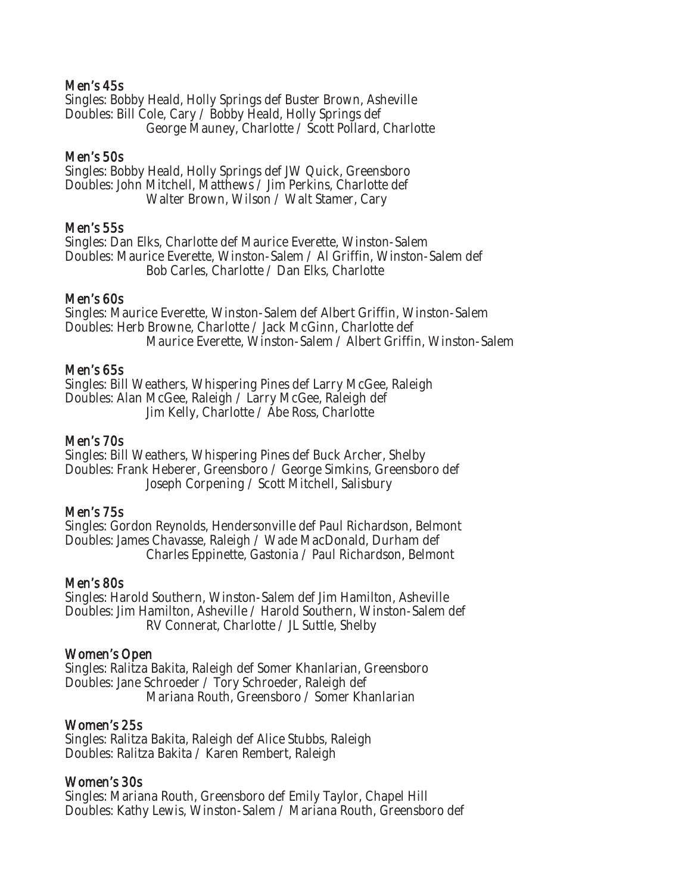### Men's 45s

Singles: Bobby Heald, Holly Springs def Buster Brown, Asheville
Doubles: Bill Cole, Cary / Bobby Heald, Holly Springs def
George Mauney, Charlotte / Scott Pollard, Charlotte

### Men's 50s

Singles: Bobby Heald, Holly Springs def JW Quick, Greensboro
Doubles: John Mitchell, Matthews / Jim Perkins, Charlotte def
Walter Brown, Wilson / Walt Stamer, Cary

### Men's 55s

Singles: Dan Elks, Charlotte def Maurice Everette, Winston-Salem
Doubles: Maurice Everette, Winston-Salem / Al Griffin, Winston-Salem def
Bob Carles, Charlotte / Dan Elks, Charlotte

### Men's 60s

Singles: Maurice Everette, Winston-Salem def Albert Griffin, Winston-Salem
Doubles: Herb Browne, Charlotte / Jack McGinn, Charlotte def
Maurice Everette, Winston-Salem / Albert Griffin, Winston-Salem

### Men's 65s

Singles: Bill Weathers, Whispering Pines def Larry McGee, Raleigh
Doubles: Alan McGee, Raleigh / Larry McGee, Raleigh def
Jim Kelly, Charlotte / Abe Ross, Charlotte

### Men's 70s

Singles: Bill Weathers, Whispering Pines def Buck Archer, Shelby
Doubles: Frank Heberer, Greensboro / George Simkins, Greensboro def
Joseph Corpening / Scott Mitchell, Salisbury

### Men's 75s

Singles: Gordon Reynolds, Hendersonville def Paul Richardson, Belmont
Doubles: James Chavasse, Raleigh / Wade MacDonald, Durham def
Charles Eppinette, Gastonia / Paul Richardson, Belmont

### Men's 80s

Singles: Harold Southern, Winston-Salem def Jim Hamilton, Asheville
Doubles: Jim Hamilton, Asheville / Harold Southern, Winston-Salem def
RV Connerat, Charlotte / JL Suttle, Shelby

### Women's Open

Singles: Ralitza Bakita, Raleigh def Somer Khanlarian, Greensboro
Doubles: Jane Schroeder / Tory Schroeder, Raleigh def
Mariana Routh, Greensboro / Somer Khanlarian

### Women's 25s

Singles: Ralitza Bakita, Raleigh def Alice Stubbs, Raleigh
Doubles: Ralitza Bakita / Karen Rembert, Raleigh

### Women's 30s

Singles: Mariana Routh, Greensboro def Emily Taylor, Chapel Hill
Doubles: Kathy Lewis, Winston-Salem / Mariana Routh, Greensboro def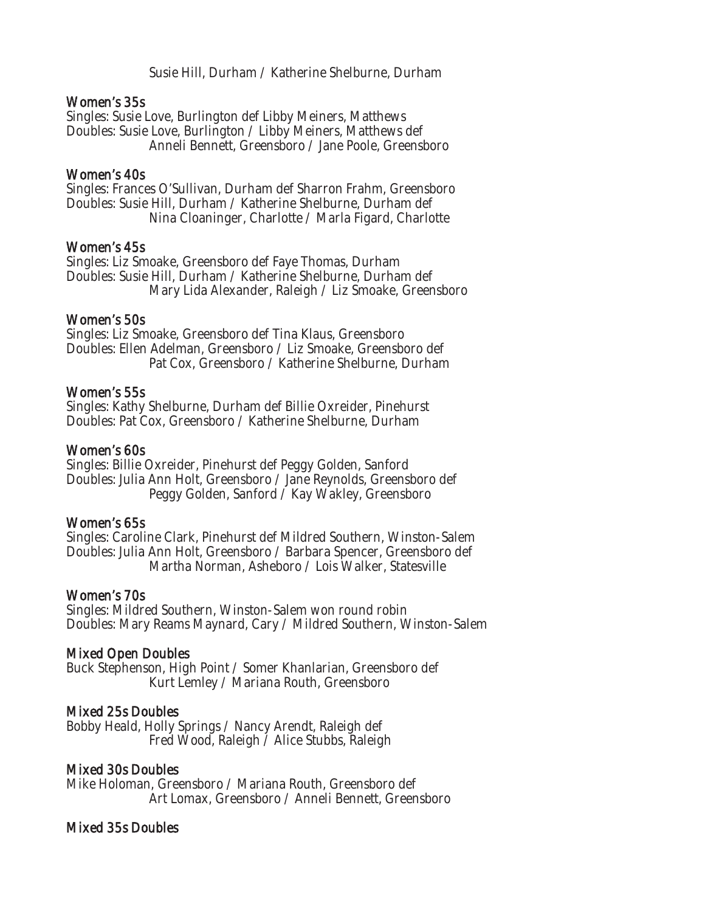Susie Hill, Durham / Katherine Shelburne, Durham

### Women's 35s

Singles: Susie Love, Burlington def Libby Meiners, Matthews
Doubles: Susie Love, Burlington / Libby Meiners, Matthews def
Anneli Bennett, Greensboro / Jane Poole, Greensboro

### Women's 40s

Singles: Frances O'Sullivan, Durham def Sharron Frahm, Greensboro
Doubles: Susie Hill, Durham / Katherine Shelburne, Durham def
Nina Cloaninger, Charlotte / Marla Figard, Charlotte

### Women's 45s

Singles: Liz Smoake, Greensboro def Faye Thomas, Durham
Doubles: Susie Hill, Durham / Katherine Shelburne, Durham def
Mary Lida Alexander, Raleigh / Liz Smoake, Greensboro

### Women's 50s

Singles: Liz Smoake, Greensboro def Tina Klaus, Greensboro
Doubles: Ellen Adelman, Greensboro / Liz Smoake, Greensboro def
Pat Cox, Greensboro / Katherine Shelburne, Durham

### Women's 55s

Singles: Kathy Shelburne, Durham def Billie Oxreider, Pinehurst
Doubles: Pat Cox, Greensboro / Katherine Shelburne, Durham

### Women's 60s

Singles: Billie Oxreider, Pinehurst def Peggy Golden, Sanford
Doubles: Julia Ann Holt, Greensboro / Jane Reynolds, Greensboro def
Peggy Golden, Sanford / Kay Wakley, Greensboro

### Women's 65s

Singles: Caroline Clark, Pinehurst def Mildred Southern, Winston-Salem
Doubles: Julia Ann Holt, Greensboro / Barbara Spencer, Greensboro def
Martha Norman, Asheboro / Lois Walker, Statesville

### Women's 70s

Singles: Mildred Southern, Winston-Salem won round robin
Doubles: Mary Reams Maynard, Cary / Mildred Southern, Winston-Salem

### Mixed Open Doubles

Buck Stephenson, High Point / Somer Khanlarian, Greensboro def
Kurt Lemley / Mariana Routh, Greensboro

### Mixed 25s Doubles

Bobby Heald, Holly Springs / Nancy Arendt, Raleigh def
Fred Wood, Raleigh / Alice Stubbs, Raleigh

### Mixed 30s Doubles

Mike Holoman, Greensboro / Mariana Routh, Greensboro def
Art Lomax, Greensboro / Anneli Bennett, Greensboro

### Mixed 35s Doubles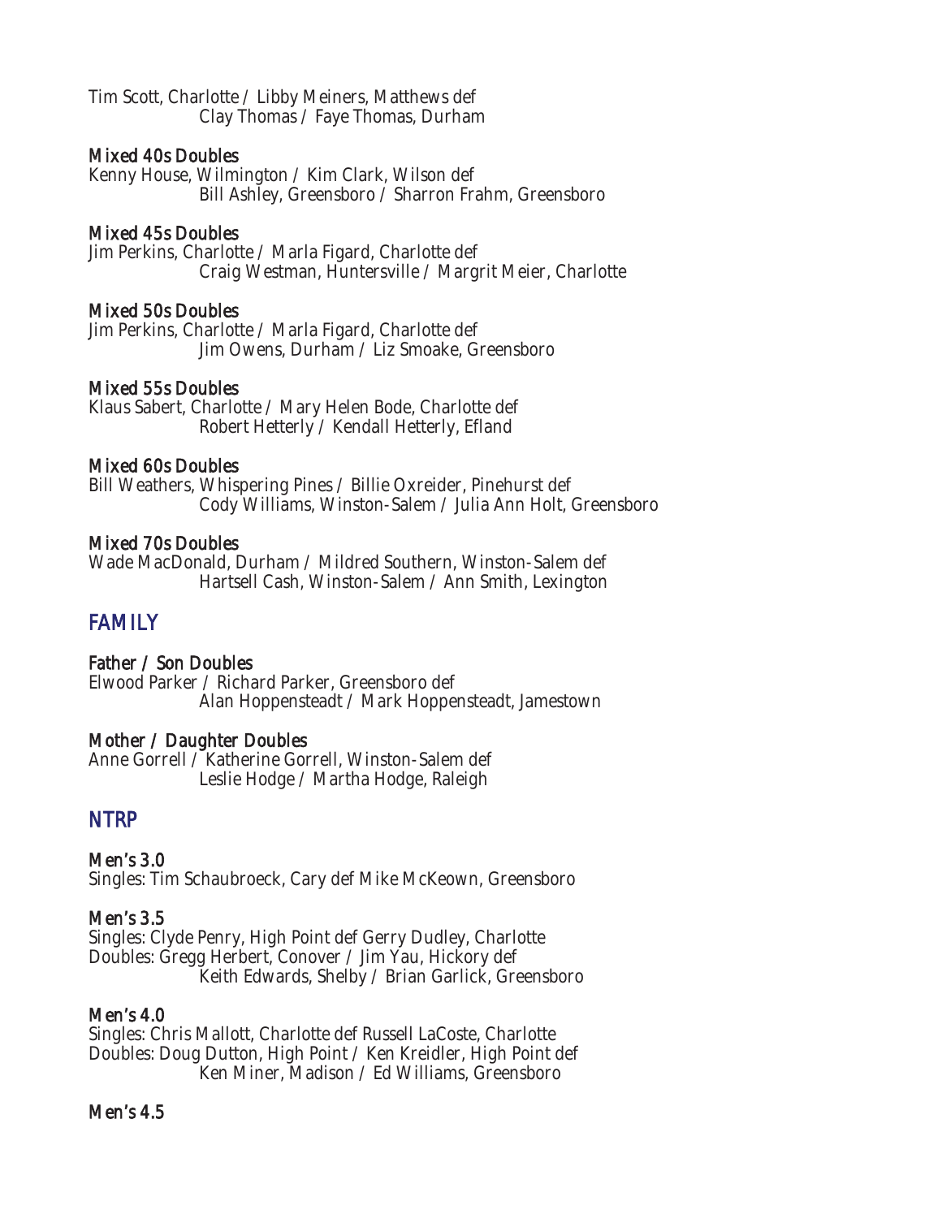Tim Scott, Charlotte / Libby Meiners, Matthews def
Clay Thomas / Faye Thomas, Durham

### Mixed 40s Doubles

Kenny House, Wilmington / Kim Clark, Wilson def
Bill Ashley, Greensboro / Sharron Frahm, Greensboro

### Mixed 45s Doubles

Jim Perkins, Charlotte / Marla Figard, Charlotte def
Craig Westman, Huntersville / Margrit Meier, Charlotte

### Mixed 50s Doubles

Jim Perkins, Charlotte / Marla Figard, Charlotte def
Jim Owens, Durham / Liz Smoake, Greensboro

### Mixed 55s Doubles

Klaus Sabert, Charlotte / Mary Helen Bode, Charlotte def
Robert Hetterly / Kendall Hetterly, Efland

### Mixed 60s Doubles

Bill Weathers, Whispering Pines / Billie Oxreider, Pinehurst def
Cody Williams, Winston-Salem / Julia Ann Holt, Greensboro

### Mixed 70s Doubles

Wade MacDonald, Durham / Mildred Southern, Winston-Salem def
Hartsell Cash, Winston-Salem / Ann Smith, Lexington

## FAMILY

### Father / Son Doubles

Elwood Parker / Richard Parker, Greensboro def
Alan Hoppensteadt / Mark Hoppensteadt, Jamestown

### Mother / Daughter Doubles

Anne Gorrell / Katherine Gorrell, Winston-Salem def
Leslie Hodge / Martha Hodge, Raleigh

## NTRP

### Men's 3.0

Singles: Tim Schaubroeck, Cary def Mike McKeown, Greensboro

### Men's 3.5

Singles: Clyde Penry, High Point def Gerry Dudley, Charlotte
Doubles: Gregg Herbert, Conover / Jim Yau, Hickory def
Keith Edwards, Shelby / Brian Garlick, Greensboro

### Men's 4.0

Singles: Chris Mallott, Charlotte def Russell LaCoste, Charlotte
Doubles: Doug Dutton, High Point / Ken Kreidler, High Point def
Ken Miner, Madison / Ed Williams, Greensboro

### Men's 4.5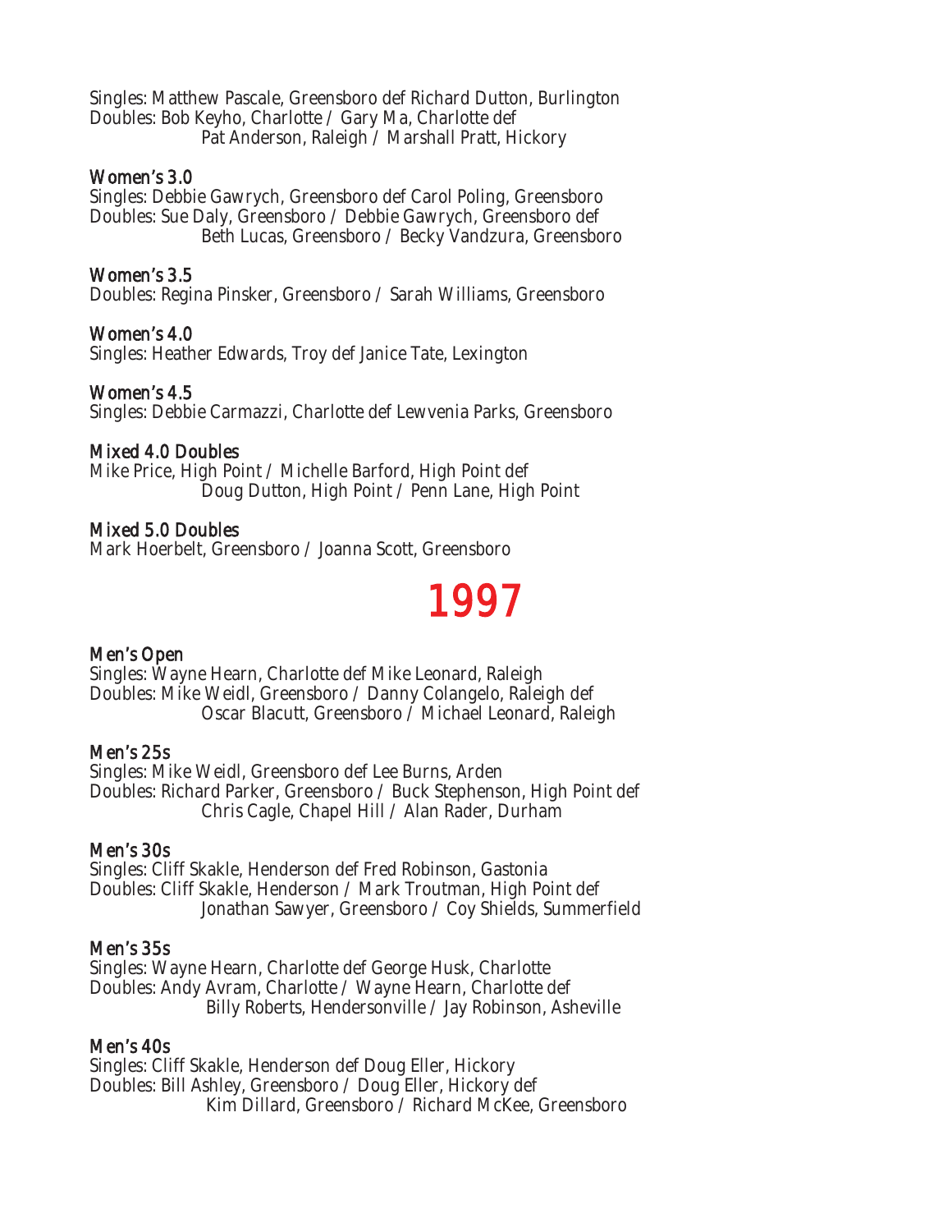Singles: Matthew Pascale, Greensboro def Richard Dutton, Burlington
Doubles: Bob Keyho, Charlotte / Gary Ma, Charlotte def
Pat Anderson, Raleigh / Marshall Pratt, Hickory

### Women's 3.0
Singles: Debbie Gawrych, Greensboro def Carol Poling, Greensboro
Doubles: Sue Daly, Greensboro / Debbie Gawrych, Greensboro def
Beth Lucas, Greensboro / Becky Vandzura, Greensboro

### Women's 3.5
Doubles: Regina Pinsker, Greensboro / Sarah Williams, Greensboro

### Women's 4.0
Singles: Heather Edwards, Troy def Janice Tate, Lexington

### Women's 4.5
Singles: Debbie Carmazzi, Charlotte def Lewvenia Parks, Greensboro

### Mixed 4.0 Doubles
Mike Price, High Point / Michelle Barford, High Point def
Doug Dutton, High Point / Penn Lane, High Point

### Mixed 5.0 Doubles
Mark Hoerbelt, Greensboro / Joanna Scott, Greensboro

# 1997

### Men's Open
Singles: Wayne Hearn, Charlotte def Mike Leonard, Raleigh
Doubles: Mike Weidl, Greensboro / Danny Colangelo, Raleigh def
Oscar Blacutt, Greensboro / Michael Leonard, Raleigh

### Men's 25s
Singles: Mike Weidl, Greensboro def Lee Burns, Arden
Doubles: Richard Parker, Greensboro / Buck Stephenson, High Point def
Chris Cagle, Chapel Hill / Alan Rader, Durham

### Men's 30s
Singles: Cliff Skakle, Henderson def Fred Robinson, Gastonia
Doubles: Cliff Skakle, Henderson / Mark Troutman, High Point def
Jonathan Sawyer, Greensboro / Coy Shields, Summerfield

### Men's 35s
Singles: Wayne Hearn, Charlotte def George Husk, Charlotte
Doubles: Andy Avram, Charlotte / Wayne Hearn, Charlotte def
Billy Roberts, Hendersonville / Jay Robinson, Asheville

### Men's 40s
Singles: Cliff Skakle, Henderson def Doug Eller, Hickory
Doubles: Bill Ashley, Greensboro / Doug Eller, Hickory def
Kim Dillard, Greensboro / Richard McKee, Greensboro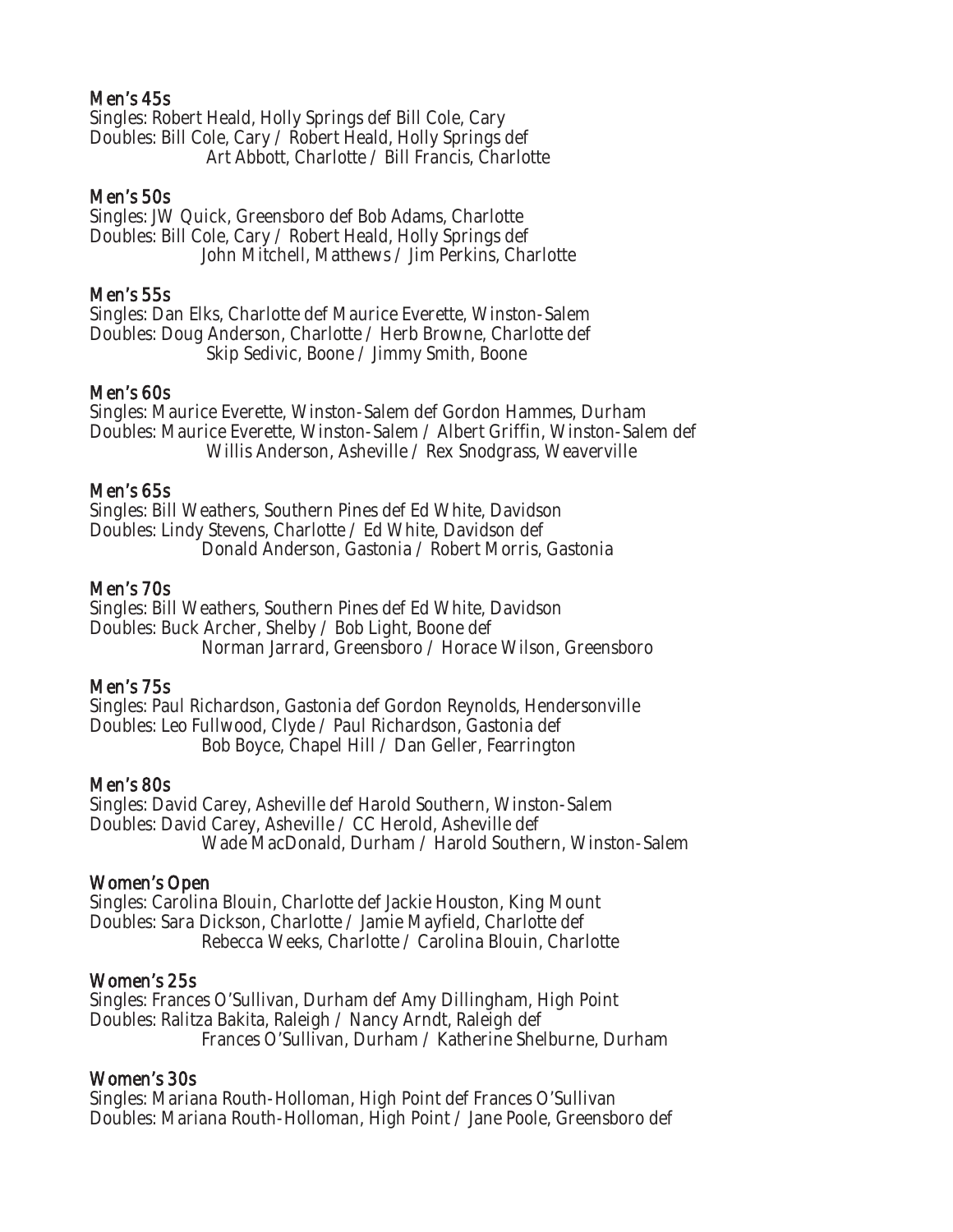### Men's 45s

Singles: Robert Heald, Holly Springs def Bill Cole, Cary
Doubles: Bill Cole, Cary / Robert Heald, Holly Springs def
Art Abbott, Charlotte / Bill Francis, Charlotte

### Men's 50s

Singles: JW Quick, Greensboro def Bob Adams, Charlotte
Doubles: Bill Cole, Cary / Robert Heald, Holly Springs def
John Mitchell, Matthews / Jim Perkins, Charlotte

### Men's 55s

Singles: Dan Elks, Charlotte def Maurice Everette, Winston-Salem
Doubles: Doug Anderson, Charlotte / Herb Browne, Charlotte def
Skip Sedivic, Boone / Jimmy Smith, Boone

### Men's 60s

Singles: Maurice Everette, Winston-Salem def Gordon Hammes, Durham
Doubles: Maurice Everette, Winston-Salem / Albert Griffin, Winston-Salem def
Willis Anderson, Asheville / Rex Snodgrass, Weaverville

### Men's 65s

Singles: Bill Weathers, Southern Pines def Ed White, Davidson
Doubles: Lindy Stevens, Charlotte / Ed White, Davidson def
Donald Anderson, Gastonia / Robert Morris, Gastonia

### Men's 70s

Singles: Bill Weathers, Southern Pines def Ed White, Davidson
Doubles: Buck Archer, Shelby / Bob Light, Boone def
Norman Jarrard, Greensboro / Horace Wilson, Greensboro

### Men's 75s

Singles: Paul Richardson, Gastonia def Gordon Reynolds, Hendersonville
Doubles: Leo Fullwood, Clyde / Paul Richardson, Gastonia def
Bob Boyce, Chapel Hill / Dan Geller, Fearrington

### Men's 80s

Singles: David Carey, Asheville def Harold Southern, Winston-Salem
Doubles: David Carey, Asheville / CC Herold, Asheville def
Wade MacDonald, Durham / Harold Southern, Winston-Salem

### Women's Open

Singles: Carolina Blouin, Charlotte def Jackie Houston, King Mount
Doubles: Sara Dickson, Charlotte / Jamie Mayfield, Charlotte def
Rebecca Weeks, Charlotte / Carolina Blouin, Charlotte

### Women's 25s

Singles: Frances O'Sullivan, Durham def Amy Dillingham, High Point
Doubles: Ralitza Bakita, Raleigh / Nancy Arndt, Raleigh def
Frances O'Sullivan, Durham / Katherine Shelburne, Durham

### Women's 30s

Singles: Mariana Routh-Holloman, High Point def Frances O'Sullivan
Doubles: Mariana Routh-Holloman, High Point / Jane Poole, Greensboro def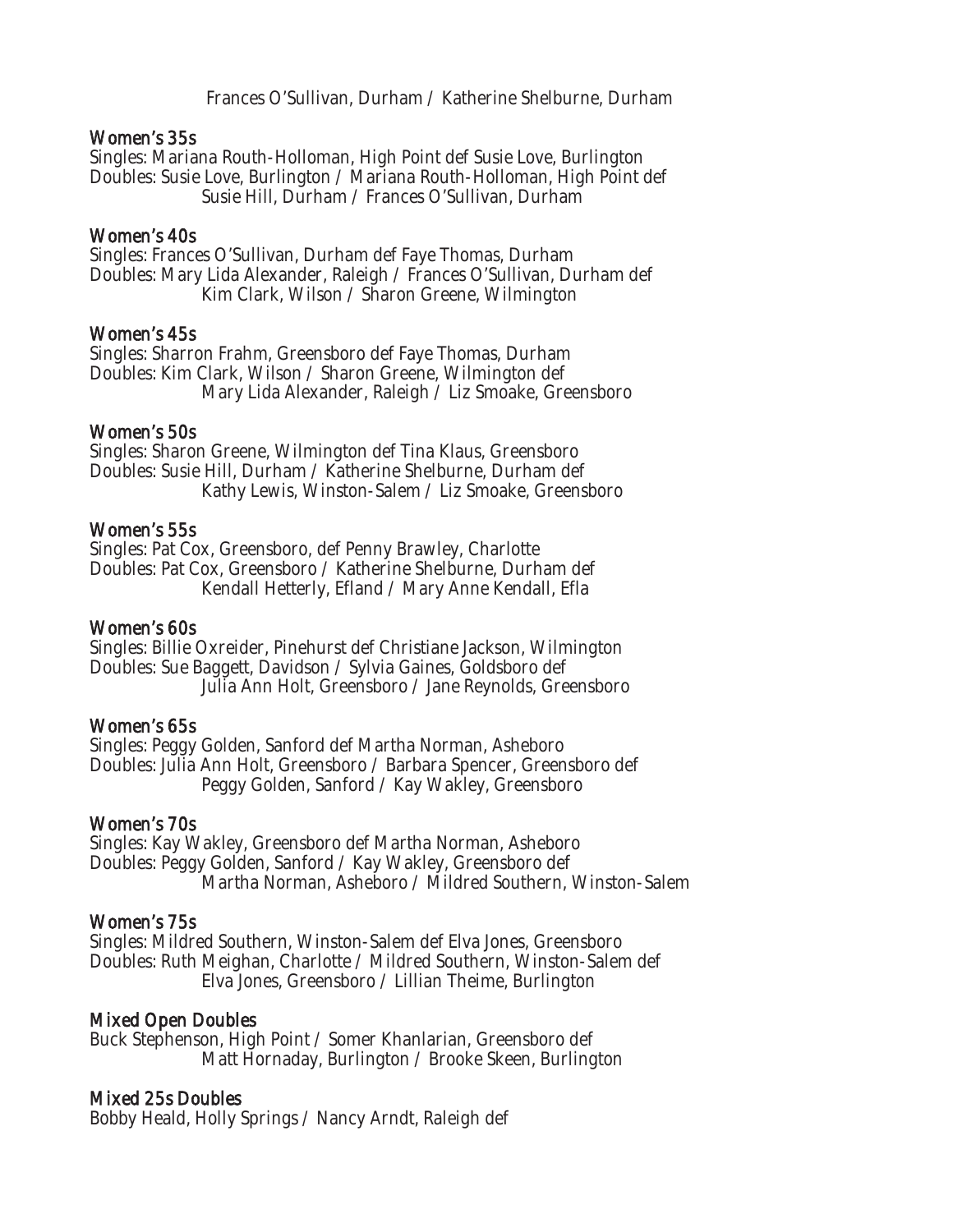Frances O'Sullivan, Durham / Katherine Shelburne, Durham

### Women's 35s

Singles: Mariana Routh-Holloman, High Point def Susie Love, Burlington
Doubles: Susie Love, Burlington / Mariana Routh-Holloman, High Point def
Susie Hill, Durham / Frances O'Sullivan, Durham

### Women's 40s

Singles: Frances O'Sullivan, Durham def Faye Thomas, Durham
Doubles: Mary Lida Alexander, Raleigh / Frances O'Sullivan, Durham def
Kim Clark, Wilson / Sharon Greene, Wilmington

### Women's 45s

Singles: Sharron Frahm, Greensboro def Faye Thomas, Durham
Doubles: Kim Clark, Wilson / Sharon Greene, Wilmington def
Mary Lida Alexander, Raleigh / Liz Smoake, Greensboro

### Women's 50s

Singles: Sharon Greene, Wilmington def Tina Klaus, Greensboro
Doubles: Susie Hill, Durham / Katherine Shelburne, Durham def
Kathy Lewis, Winston-Salem / Liz Smoake, Greensboro

### Women's 55s

Singles: Pat Cox, Greensboro, def Penny Brawley, Charlotte
Doubles: Pat Cox, Greensboro / Katherine Shelburne, Durham def
Kendall Hetterly, Efland / Mary Anne Kendall, Efla

### Women's 60s

Singles: Billie Oxreider, Pinehurst def Christiane Jackson, Wilmington
Doubles: Sue Baggett, Davidson / Sylvia Gaines, Goldsboro def
Julia Ann Holt, Greensboro / Jane Reynolds, Greensboro

### Women's 65s

Singles: Peggy Golden, Sanford def Martha Norman, Asheboro
Doubles: Julia Ann Holt, Greensboro / Barbara Spencer, Greensboro def
Peggy Golden, Sanford / Kay Wakley, Greensboro

### Women's 70s

Singles: Kay Wakley, Greensboro def Martha Norman, Asheboro
Doubles: Peggy Golden, Sanford / Kay Wakley, Greensboro def
Martha Norman, Asheboro / Mildred Southern, Winston-Salem

### Women's 75s

Singles: Mildred Southern, Winston-Salem def Elva Jones, Greensboro
Doubles: Ruth Meighan, Charlotte / Mildred Southern, Winston-Salem def
Elva Jones, Greensboro / Lillian Theime, Burlington

### Mixed Open Doubles

Buck Stephenson, High Point / Somer Khanlarian, Greensboro def
Matt Hornaday, Burlington / Brooke Skeen, Burlington

### Mixed 25s Doubles

Bobby Heald, Holly Springs / Nancy Arndt, Raleigh def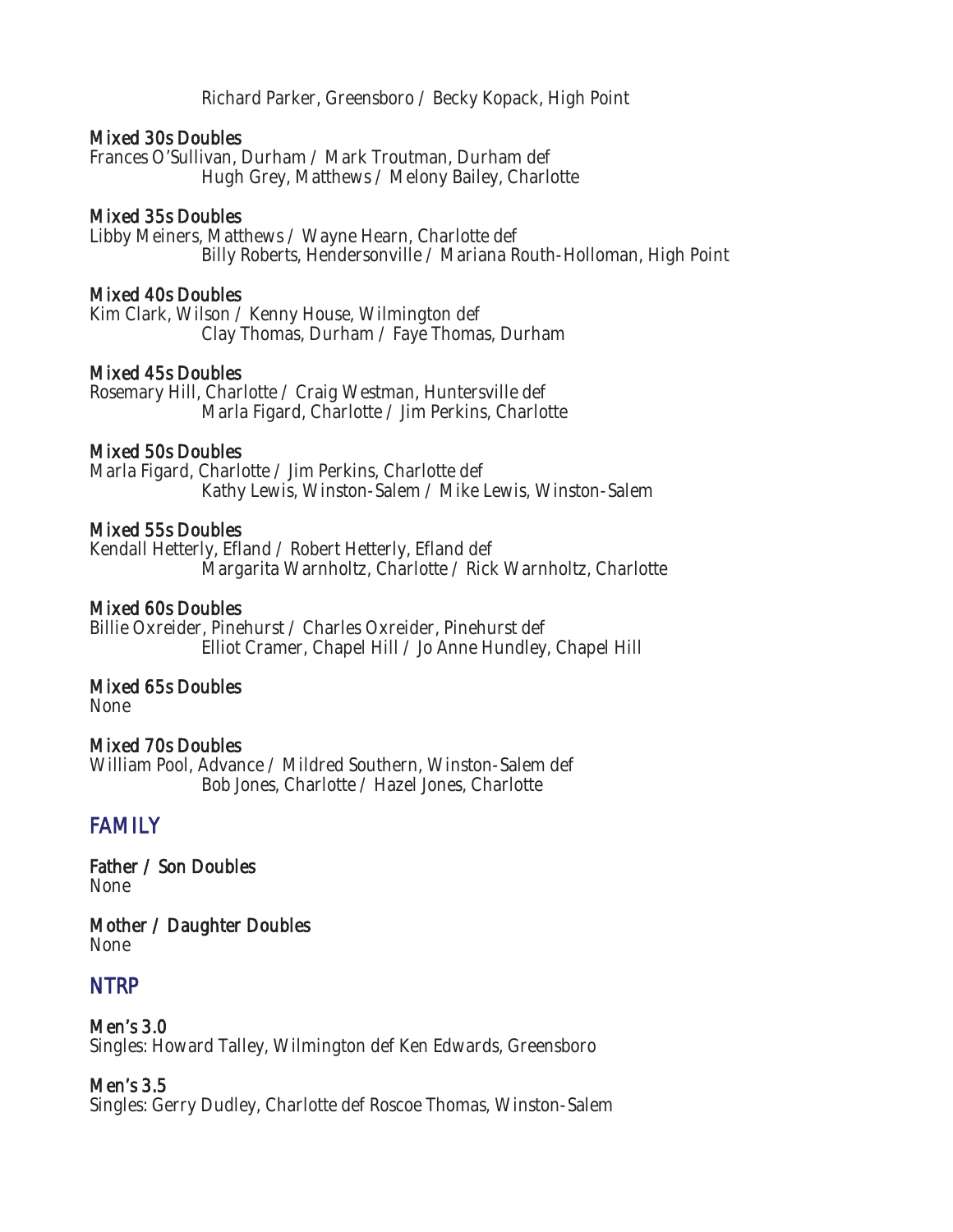Richard Parker, Greensboro / Becky Kopack, High Point

**Mixed 30s Doubles**
Frances O'Sullivan, Durham / Mark Troutman, Durham def
Hugh Grey, Matthews / Melony Bailey, Charlotte

**Mixed 35s Doubles**
Libby Meiners, Matthews / Wayne Hearn, Charlotte def
Billy Roberts, Hendersonville / Mariana Routh-Holloman, High Point

**Mixed 40s Doubles**
Kim Clark, Wilson / Kenny House, Wilmington def
Clay Thomas, Durham / Faye Thomas, Durham

**Mixed 45s Doubles**
Rosemary Hill, Charlotte / Craig Westman, Huntersville def
Marla Figard, Charlotte / Jim Perkins, Charlotte

**Mixed 50s Doubles**
Marla Figard, Charlotte / Jim Perkins, Charlotte def
Kathy Lewis, Winston-Salem / Mike Lewis, Winston-Salem

**Mixed 55s Doubles**
Kendall Hetterly, Efland / Robert Hetterly, Efland def
Margarita Warnholtz, Charlotte / Rick Warnholtz, Charlotte

**Mixed 60s Doubles**
Billie Oxreider, Pinehurst / Charles Oxreider, Pinehurst def
Elliot Cramer, Chapel Hill / Jo Anne Hundley, Chapel Hill

**Mixed 65s Doubles**
None

**Mixed 70s Doubles**
William Pool, Advance / Mildred Southern, Winston-Salem def
Bob Jones, Charlotte / Hazel Jones, Charlotte

## FAMILY

**Father / Son Doubles**
None

**Mother / Daughter Doubles**
None

## NTRP

**Men's 3.0**
Singles: Howard Talley, Wilmington def Ken Edwards, Greensboro

**Men's 3.5**
Singles: Gerry Dudley, Charlotte def Roscoe Thomas, Winston-Salem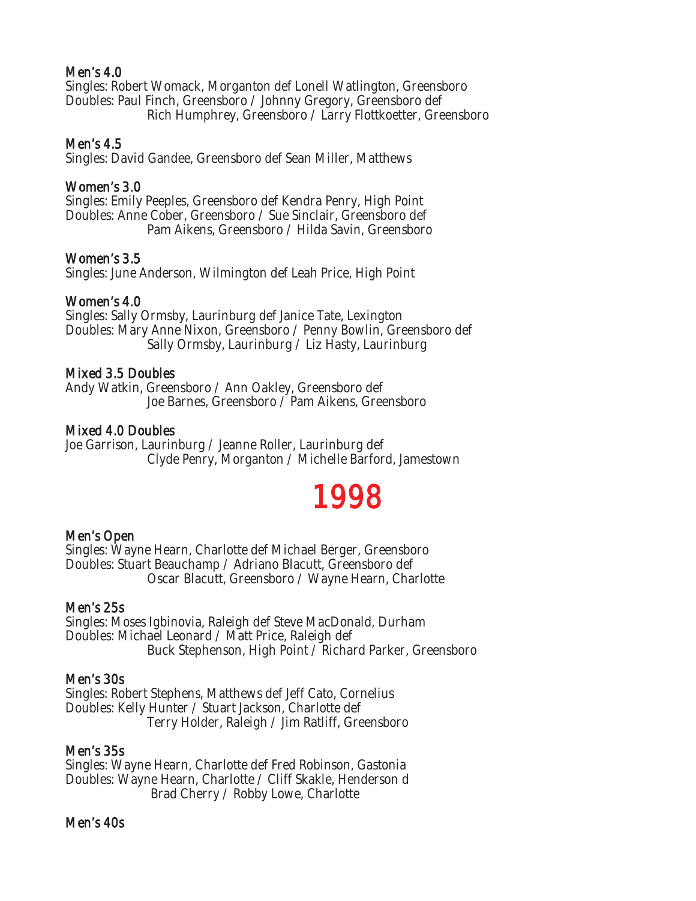### Men's 4.0

Singles: Robert Womack, Morganton def Lonell Watlington, Greensboro
Doubles: Paul Finch, Greensboro / Johnny Gregory, Greensboro def
Rich Humphrey, Greensboro / Larry Flottkoetter, Greensboro

### Men's 4.5

Singles: David Gandee, Greensboro def Sean Miller, Matthews

### Women's 3.0

Singles: Emily Peeples, Greensboro def Kendra Penry, High Point
Doubles: Anne Cober, Greensboro / Sue Sinclair, Greensboro def
Pam Aikens, Greensboro / Hilda Savin, Greensboro

### Women's 3.5

Singles: June Anderson, Wilmington def Leah Price, High Point

### Women's 4.0

Singles: Sally Ormsby, Laurinburg def Janice Tate, Lexington
Doubles: Mary Anne Nixon, Greensboro / Penny Bowlin, Greensboro def
Sally Ormsby, Laurinburg / Liz Hasty, Laurinburg

### Mixed 3.5 Doubles

Andy Watkin, Greensboro / Ann Oakley, Greensboro def
Joe Barnes, Greensboro / Pam Aikens, Greensboro

### Mixed 4.0 Doubles

Joe Garrison, Laurinburg / Jeanne Roller, Laurinburg def
Clyde Penry, Morganton / Michelle Barford, Jamestown

# 1998

### Men's Open

Singles: Wayne Hearn, Charlotte def Michael Berger, Greensboro
Doubles: Stuart Beauchamp / Adriano Blacutt, Greensboro def
Oscar Blacutt, Greensboro / Wayne Hearn, Charlotte

### Men's 25s

Singles: Moses Igbinovia, Raleigh def Steve MacDonald, Durham
Doubles: Michael Leonard / Matt Price, Raleigh def
Buck Stephenson, High Point / Richard Parker, Greensboro

### Men's 30s

Singles: Robert Stephens, Matthews def Jeff Cato, Cornelius
Doubles: Kelly Hunter / Stuart Jackson, Charlotte def
Terry Holder, Raleigh / Jim Ratliff, Greensboro

### Men's 35s

Singles: Wayne Hearn, Charlotte def Fred Robinson, Gastonia
Doubles: Wayne Hearn, Charlotte / Cliff Skakle, Henderson d
Brad Cherry / Robby Lowe, Charlotte

### Men's 40s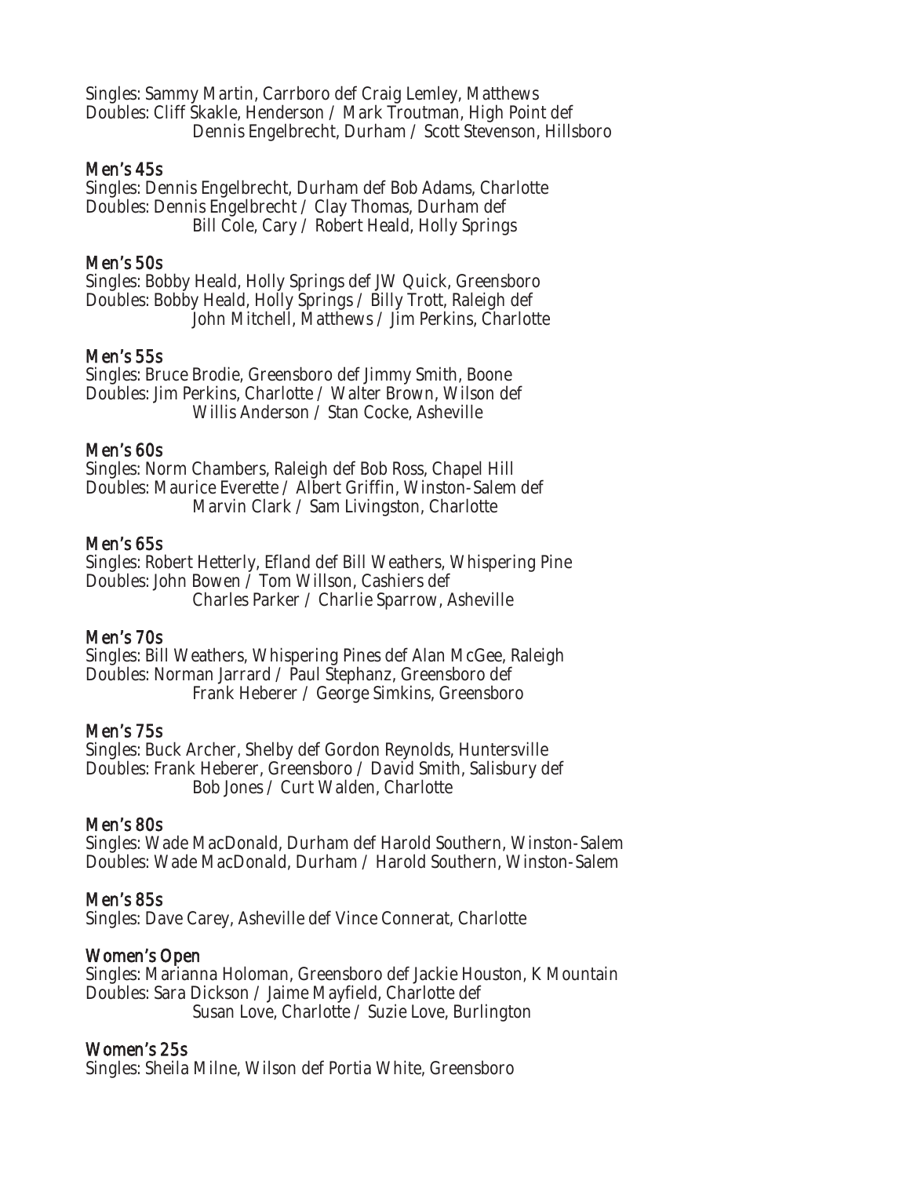Singles: Sammy Martin, Carrboro def Craig Lemley, Matthews
Doubles: Cliff Skakle, Henderson / Mark Troutman, High Point def
Dennis Engelbrecht, Durham / Scott Stevenson, Hillsboro

### Men's 45s

Singles: Dennis Engelbrecht, Durham def Bob Adams, Charlotte
Doubles: Dennis Engelbrecht / Clay Thomas, Durham def
Bill Cole, Cary / Robert Heald, Holly Springs

### Men's 50s

Singles: Bobby Heald, Holly Springs def JW Quick, Greensboro
Doubles: Bobby Heald, Holly Springs / Billy Trott, Raleigh def
John Mitchell, Matthews / Jim Perkins, Charlotte

### Men's 55s

Singles: Bruce Brodie, Greensboro def Jimmy Smith, Boone
Doubles: Jim Perkins, Charlotte / Walter Brown, Wilson def
Willis Anderson / Stan Cocke, Asheville

### Men's 60s

Singles: Norm Chambers, Raleigh def Bob Ross, Chapel Hill
Doubles: Maurice Everette / Albert Griffin, Winston-Salem def
Marvin Clark / Sam Livingston, Charlotte

### Men's 65s

Singles: Robert Hetterly, Efland def Bill Weathers, Whispering Pine
Doubles: John Bowen / Tom Willson, Cashiers def
Charles Parker / Charlie Sparrow, Asheville

### Men's 70s

Singles: Bill Weathers, Whispering Pines def Alan McGee, Raleigh
Doubles: Norman Jarrard / Paul Stephanz, Greensboro def
Frank Heberer / George Simkins, Greensboro

### Men's 75s

Singles: Buck Archer, Shelby def Gordon Reynolds, Huntersville
Doubles: Frank Heberer, Greensboro / David Smith, Salisbury def
Bob Jones / Curt Walden, Charlotte

### Men's 80s

Singles: Wade MacDonald, Durham def Harold Southern, Winston-Salem
Doubles: Wade MacDonald, Durham / Harold Southern, Winston-Salem

### Men's 85s

Singles: Dave Carey, Asheville def Vince Connerat, Charlotte

### Women's Open

Singles: Marianna Holoman, Greensboro def Jackie Houston, K Mountain
Doubles: Sara Dickson / Jaime Mayfield, Charlotte def
Susan Love, Charlotte / Suzie Love, Burlington

### Women's 25s

Singles: Sheila Milne, Wilson def Portia White, Greensboro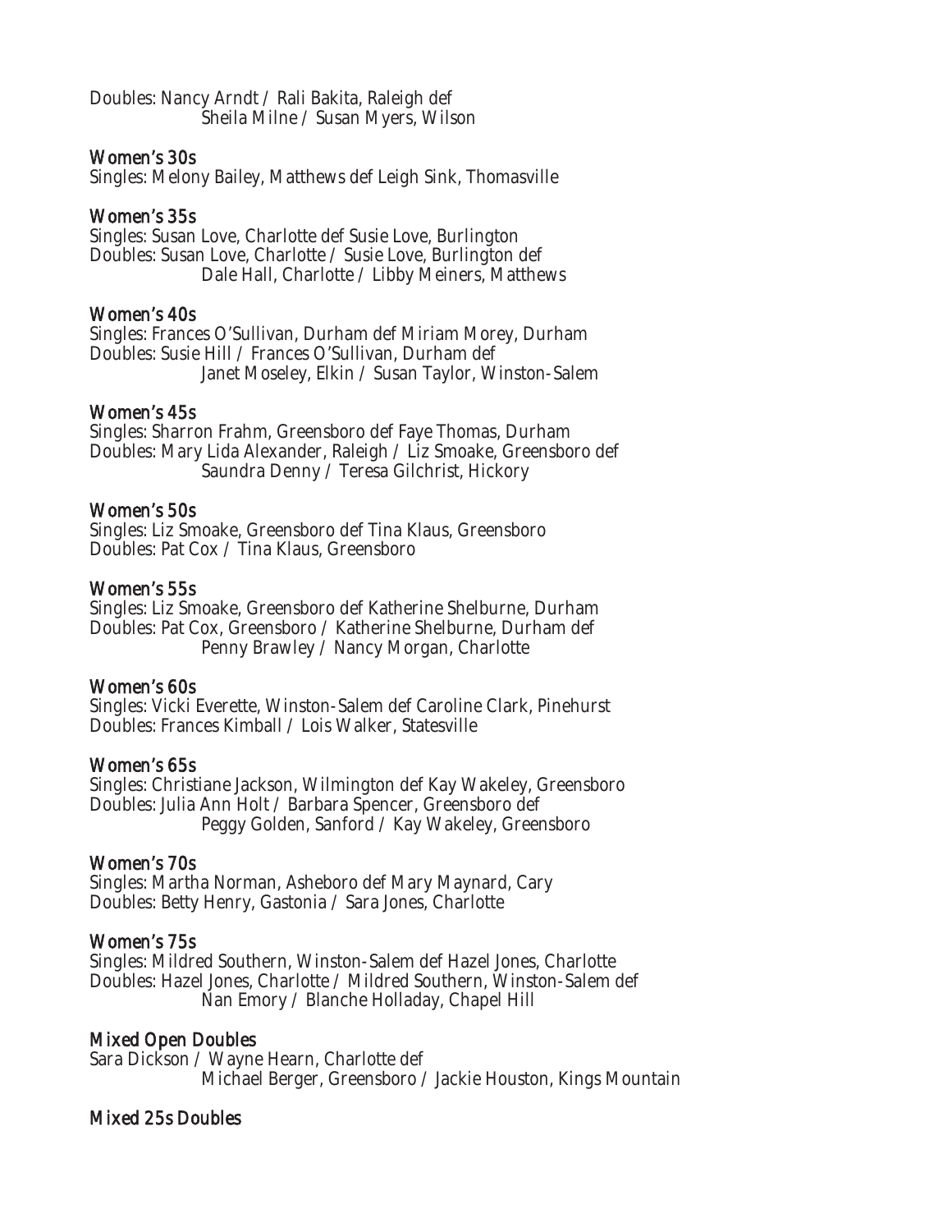Doubles: Nancy Arndt / Rali Bakita, Raleigh def
Sheila Milne / Susan Myers, Wilson

### Women's 30s

Singles: Melony Bailey, Matthews def Leigh Sink, Thomasville

### Women's 35s

Singles: Susan Love, Charlotte def Susie Love, Burlington
Doubles: Susan Love, Charlotte / Susie Love, Burlington def
Dale Hall, Charlotte / Libby Meiners, Matthews

### Women's 40s

Singles: Frances O'Sullivan, Durham def Miriam Morey, Durham
Doubles: Susie Hill / Frances O'Sullivan, Durham def
Janet Moseley, Elkin / Susan Taylor, Winston-Salem

### Women's 45s

Singles: Sharron Frahm, Greensboro def Faye Thomas, Durham
Doubles: Mary Lida Alexander, Raleigh / Liz Smoake, Greensboro def
Saundra Denny / Teresa Gilchrist, Hickory

### Women's 50s

Singles: Liz Smoake, Greensboro def Tina Klaus, Greensboro
Doubles: Pat Cox / Tina Klaus, Greensboro

### Women's 55s

Singles: Liz Smoake, Greensboro def Katherine Shelburne, Durham
Doubles: Pat Cox, Greensboro / Katherine Shelburne, Durham def
Penny Brawley / Nancy Morgan, Charlotte

### Women's 60s

Singles: Vicki Everette, Winston-Salem def Caroline Clark, Pinehurst
Doubles: Frances Kimball / Lois Walker, Statesville

### Women's 65s

Singles: Christiane Jackson, Wilmington def Kay Wakeley, Greensboro
Doubles: Julia Ann Holt / Barbara Spencer, Greensboro def
Peggy Golden, Sanford / Kay Wakeley, Greensboro

### Women's 70s

Singles: Martha Norman, Asheboro def Mary Maynard, Cary
Doubles: Betty Henry, Gastonia / Sara Jones, Charlotte

### Women's 75s

Singles: Mildred Southern, Winston-Salem def Hazel Jones, Charlotte
Doubles: Hazel Jones, Charlotte / Mildred Southern, Winston-Salem def
Nan Emory / Blanche Holladay, Chapel Hill

### Mixed Open Doubles

Sara Dickson / Wayne Hearn, Charlotte def
Michael Berger, Greensboro / Jackie Houston, Kings Mountain

### Mixed 25s Doubles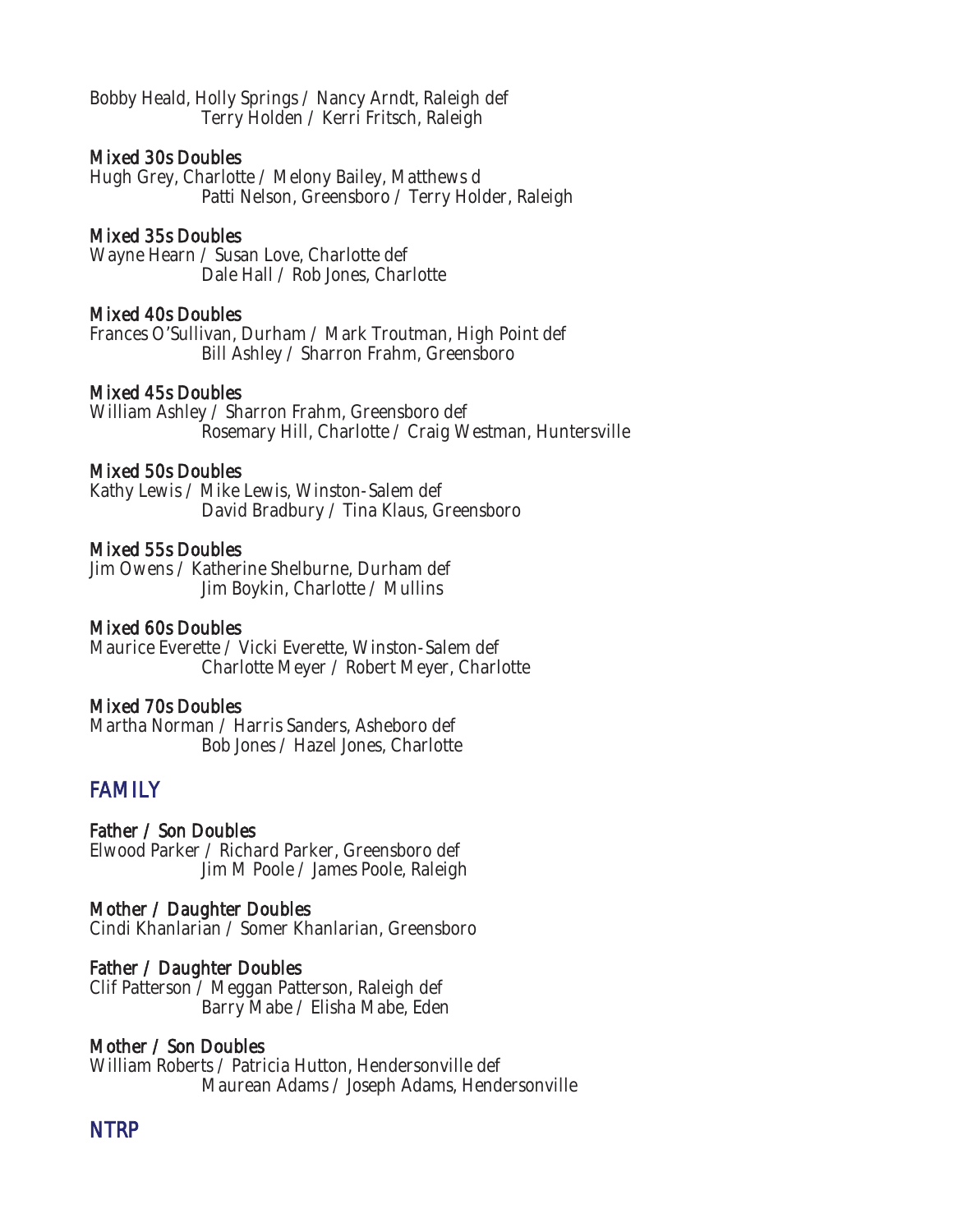Bobby Heald, Holly Springs / Nancy Arndt, Raleigh def
Terry Holden / Kerri Fritsch, Raleigh

### Mixed 30s Doubles

Hugh Grey, Charlotte / Melony Bailey, Matthews d
Patti Nelson, Greensboro / Terry Holder, Raleigh

### Mixed 35s Doubles

Wayne Hearn / Susan Love, Charlotte def
Dale Hall / Rob Jones, Charlotte

### Mixed 40s Doubles

Frances O'Sullivan, Durham / Mark Troutman, High Point def
Bill Ashley / Sharron Frahm, Greensboro

### Mixed 45s Doubles

William Ashley / Sharron Frahm, Greensboro def
Rosemary Hill, Charlotte / Craig Westman, Huntersville

### Mixed 50s Doubles

Kathy Lewis / Mike Lewis, Winston-Salem def
David Bradbury / Tina Klaus, Greensboro

### Mixed 55s Doubles

Jim Owens / Katherine Shelburne, Durham def
Jim Boykin, Charlotte / Mullins

### Mixed 60s Doubles

Maurice Everette / Vicki Everette, Winston-Salem def
Charlotte Meyer / Robert Meyer, Charlotte

### Mixed 70s Doubles

Martha Norman / Harris Sanders, Asheboro def
Bob Jones / Hazel Jones, Charlotte

## FAMILY

### Father / Son Doubles

Elwood Parker / Richard Parker, Greensboro def
Jim M Poole / James Poole, Raleigh

### Mother / Daughter Doubles

Cindi Khanlarian / Somer Khanlarian, Greensboro

### Father / Daughter Doubles

Clif Patterson / Meggan Patterson, Raleigh def
Barry Mabe / Elisha Mabe, Eden

### Mother / Son Doubles

William Roberts / Patricia Hutton, Hendersonville def
Maurean Adams / Joseph Adams, Hendersonville

## NTRP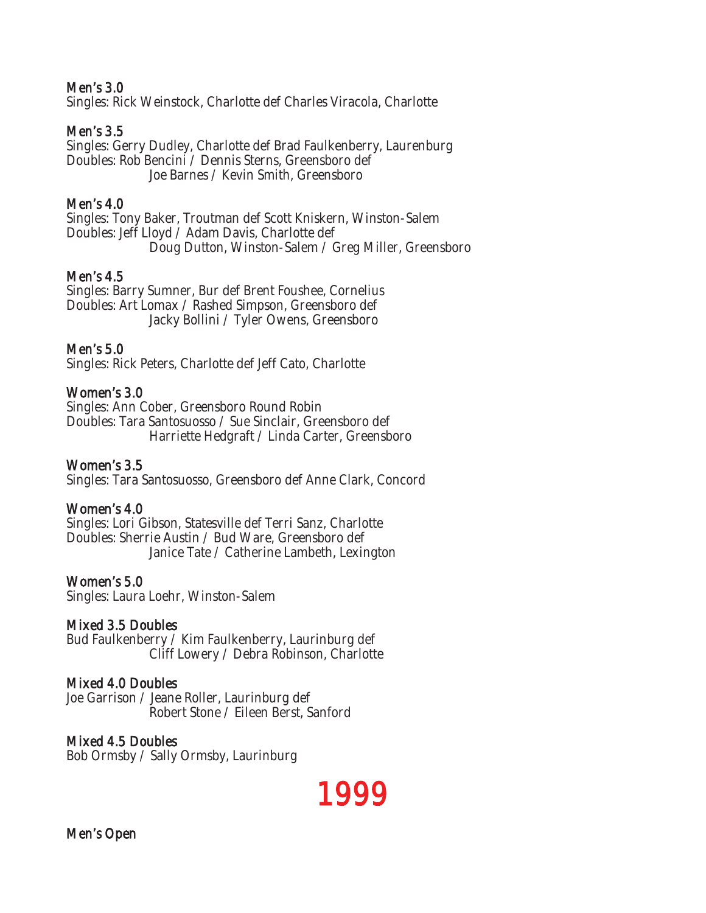### Men's 3.0

Singles: Rick Weinstock, Charlotte def Charles Viracola, Charlotte

### Men's 3.5

Singles: Gerry Dudley, Charlotte def Brad Faulkenberry, Laurenburg
Doubles: Rob Bencini / Dennis Sterns, Greensboro def
Joe Barnes / Kevin Smith, Greensboro

### Men's 4.0

Singles: Tony Baker, Troutman def Scott Kniskern, Winston-Salem
Doubles: Jeff Lloyd / Adam Davis, Charlotte def
Doug Dutton, Winston-Salem / Greg Miller, Greensboro

### Men's 4.5

Singles: Barry Sumner, Bur def Brent Foushee, Cornelius
Doubles: Art Lomax / Rashed Simpson, Greensboro def
Jacky Bollini / Tyler Owens, Greensboro

### Men's 5.0

Singles: Rick Peters, Charlotte def Jeff Cato, Charlotte

### Women's 3.0

Singles: Ann Cober, Greensboro Round Robin
Doubles: Tara Santosuosso / Sue Sinclair, Greensboro def
Harriette Hedgraft / Linda Carter, Greensboro

### Women's 3.5

Singles: Tara Santosuosso, Greensboro def Anne Clark, Concord

### Women's 4.0

Singles: Lori Gibson, Statesville def Terri Sanz, Charlotte
Doubles: Sherrie Austin / Bud Ware, Greensboro def
Janice Tate / Catherine Lambeth, Lexington

### Women's 5.0

Singles: Laura Loehr, Winston-Salem

### Mixed 3.5 Doubles

Bud Faulkenberry / Kim Faulkenberry, Laurinburg def
Cliff Lowery / Debra Robinson, Charlotte

### Mixed 4.0 Doubles

Joe Garrison / Jeane Roller, Laurinburg def
Robert Stone / Eileen Berst, Sanford

### Mixed 4.5 Doubles

Bob Ormsby / Sally Ormsby, Laurinburg

# 1999

### Men's Open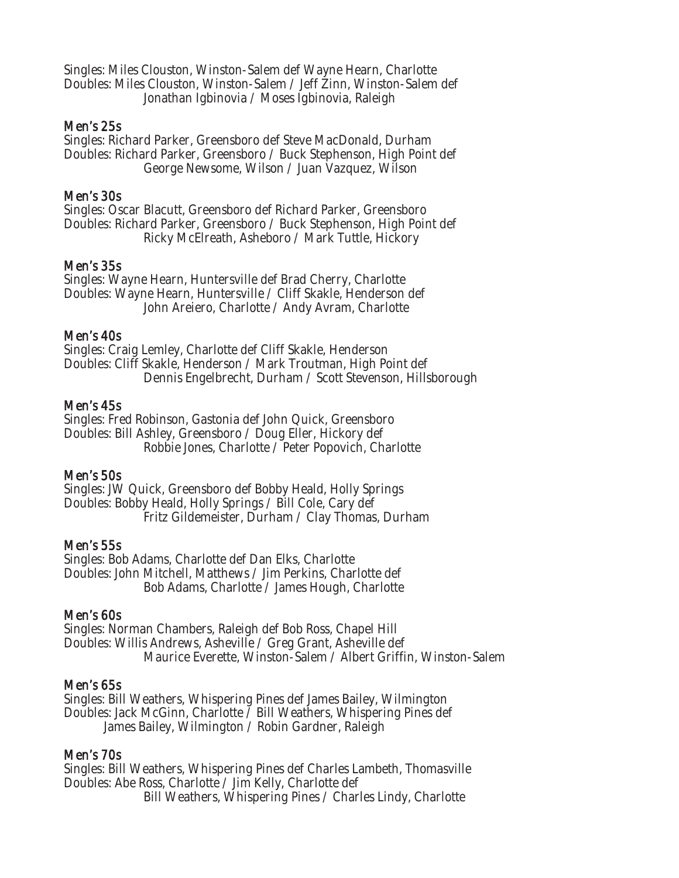Singles: Miles Clouston, Winston-Salem def Wayne Hearn, Charlotte
Doubles: Miles Clouston, Winston-Salem / Jeff Zinn, Winston-Salem def
Jonathan Igbinovia / Moses Igbinovia, Raleigh

### Men's 25s

Singles: Richard Parker, Greensboro def Steve MacDonald, Durham
Doubles: Richard Parker, Greensboro / Buck Stephenson, High Point def
George Newsome, Wilson / Juan Vazquez, Wilson

### Men's 30s

Singles: Oscar Blacutt, Greensboro def Richard Parker, Greensboro
Doubles: Richard Parker, Greensboro / Buck Stephenson, High Point def
Ricky McElreath, Asheboro / Mark Tuttle, Hickory

### Men's 35s

Singles: Wayne Hearn, Huntersville def Brad Cherry, Charlotte
Doubles: Wayne Hearn, Huntersville / Cliff Skakle, Henderson def
John Areiero, Charlotte / Andy Avram, Charlotte

### Men's 40s

Singles: Craig Lemley, Charlotte def Cliff Skakle, Henderson
Doubles: Cliff Skakle, Henderson / Mark Troutman, High Point def
Dennis Engelbrecht, Durham / Scott Stevenson, Hillsborough

### Men's 45s

Singles: Fred Robinson, Gastonia def John Quick, Greensboro
Doubles: Bill Ashley, Greensboro / Doug Eller, Hickory def
Robbie Jones, Charlotte / Peter Popovich, Charlotte

### Men's 50s

Singles: JW Quick, Greensboro def Bobby Heald, Holly Springs
Doubles: Bobby Heald, Holly Springs / Bill Cole, Cary def
Fritz Gildemeister, Durham / Clay Thomas, Durham

### Men's 55s

Singles: Bob Adams, Charlotte def Dan Elks, Charlotte
Doubles: John Mitchell, Matthews / Jim Perkins, Charlotte def
Bob Adams, Charlotte / James Hough, Charlotte

### Men's 60s

Singles: Norman Chambers, Raleigh def Bob Ross, Chapel Hill
Doubles: Willis Andrews, Asheville / Greg Grant, Asheville def
Maurice Everette, Winston-Salem / Albert Griffin, Winston-Salem

### Men's 65s

Singles: Bill Weathers, Whispering Pines def James Bailey, Wilmington
Doubles: Jack McGinn, Charlotte / Bill Weathers, Whispering Pines def
James Bailey, Wilmington / Robin Gardner, Raleigh

### Men's 70s

Singles: Bill Weathers, Whispering Pines def Charles Lambeth, Thomasville
Doubles: Abe Ross, Charlotte / Jim Kelly, Charlotte def
Bill Weathers, Whispering Pines / Charles Lindy, Charlotte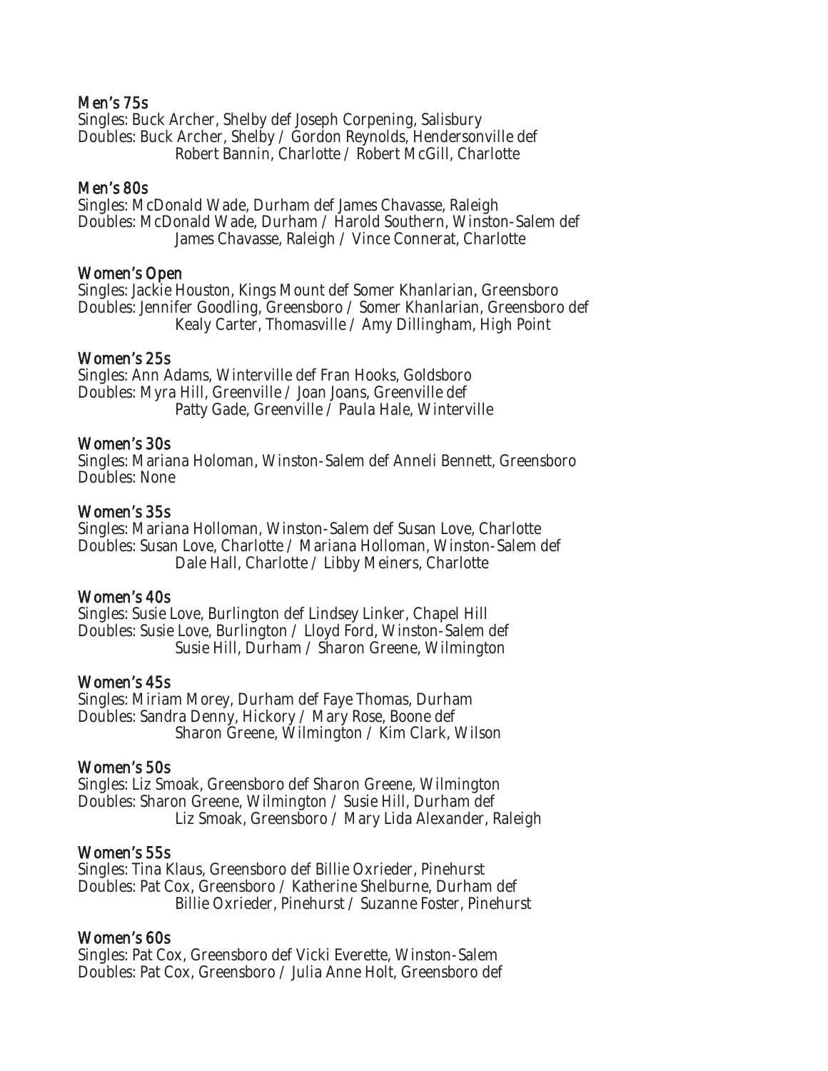### Men's 75s

Singles: Buck Archer, Shelby def Joseph Corpening, Salisbury
Doubles: Buck Archer, Shelby / Gordon Reynolds, Hendersonville def
Robert Bannin, Charlotte / Robert McGill, Charlotte

### Men's 80s

Singles: McDonald Wade, Durham def James Chavasse, Raleigh
Doubles: McDonald Wade, Durham / Harold Southern, Winston-Salem def
James Chavasse, Raleigh / Vince Connerat, Charlotte

### Women's Open

Singles: Jackie Houston, Kings Mount def Somer Khanlarian, Greensboro
Doubles: Jennifer Goodling, Greensboro / Somer Khanlarian, Greensboro def
Kealy Carter, Thomasville / Amy Dillingham, High Point

### Women's 25s

Singles: Ann Adams, Winterville def Fran Hooks, Goldsboro
Doubles: Myra Hill, Greenville / Joan Joans, Greenville def
Patty Gade, Greenville / Paula Hale, Winterville

### Women's 30s

Singles: Mariana Holoman, Winston-Salem def Anneli Bennett, Greensboro
Doubles: None

### Women's 35s

Singles: Mariana Holloman, Winston-Salem def Susan Love, Charlotte
Doubles: Susan Love, Charlotte / Mariana Holloman, Winston-Salem def
Dale Hall, Charlotte / Libby Meiners, Charlotte

### Women's 40s

Singles: Susie Love, Burlington def Lindsey Linker, Chapel Hill
Doubles: Susie Love, Burlington / Lloyd Ford, Winston-Salem def
Susie Hill, Durham / Sharon Greene, Wilmington

### Women's 45s

Singles: Miriam Morey, Durham def Faye Thomas, Durham
Doubles: Sandra Denny, Hickory / Mary Rose, Boone def
Sharon Greene, Wilmington / Kim Clark, Wilson

### Women's 50s

Singles: Liz Smoak, Greensboro def Sharon Greene, Wilmington
Doubles: Sharon Greene, Wilmington / Susie Hill, Durham def
Liz Smoak, Greensboro / Mary Lida Alexander, Raleigh

### Women's 55s

Singles: Tina Klaus, Greensboro def Billie Oxrieder, Pinehurst
Doubles: Pat Cox, Greensboro / Katherine Shelburne, Durham def
Billie Oxrieder, Pinehurst / Suzanne Foster, Pinehurst

### Women's 60s

Singles: Pat Cox, Greensboro def Vicki Everette, Winston-Salem
Doubles: Pat Cox, Greensboro / Julia Anne Holt, Greensboro def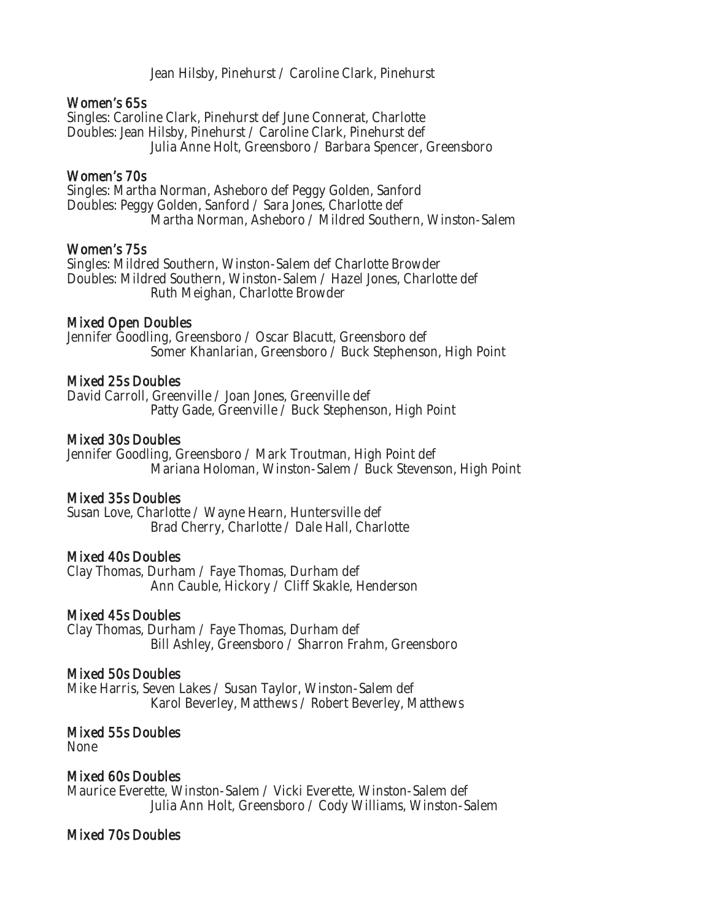Jean Hilsby, Pinehurst / Caroline Clark, Pinehurst

### Women's 65s

Singles: Caroline Clark, Pinehurst def June Connerat, Charlotte
Doubles: Jean Hilsby, Pinehurst / Caroline Clark, Pinehurst def
Julia Anne Holt, Greensboro / Barbara Spencer, Greensboro

### Women's 70s

Singles: Martha Norman, Asheboro def Peggy Golden, Sanford
Doubles: Peggy Golden, Sanford / Sara Jones, Charlotte def
Martha Norman, Asheboro / Mildred Southern, Winston-Salem

### Women's 75s

Singles: Mildred Southern, Winston-Salem def Charlotte Browder
Doubles: Mildred Southern, Winston-Salem / Hazel Jones, Charlotte def
Ruth Meighan, Charlotte Browder

### Mixed Open Doubles

Jennifer Goodling, Greensboro / Oscar Blacutt, Greensboro def
Somer Khanlarian, Greensboro / Buck Stephenson, High Point

### Mixed 25s Doubles

David Carroll, Greenville / Joan Jones, Greenville def
Patty Gade, Greenville / Buck Stephenson, High Point

### Mixed 30s Doubles

Jennifer Goodling, Greensboro / Mark Troutman, High Point def
Mariana Holoman, Winston-Salem / Buck Stevenson, High Point

### Mixed 35s Doubles

Susan Love, Charlotte / Wayne Hearn, Huntersville def
Brad Cherry, Charlotte / Dale Hall, Charlotte

### Mixed 40s Doubles

Clay Thomas, Durham / Faye Thomas, Durham def
Ann Cauble, Hickory / Cliff Skakle, Henderson

### Mixed 45s Doubles

Clay Thomas, Durham / Faye Thomas, Durham def
Bill Ashley, Greensboro / Sharron Frahm, Greensboro

### Mixed 50s Doubles

Mike Harris, Seven Lakes / Susan Taylor, Winston-Salem def
Karol Beverley, Matthews / Robert Beverley, Matthews

### Mixed 55s Doubles

None

### Mixed 60s Doubles

Maurice Everette, Winston-Salem / Vicki Everette, Winston-Salem def
Julia Ann Holt, Greensboro / Cody Williams, Winston-Salem

### Mixed 70s Doubles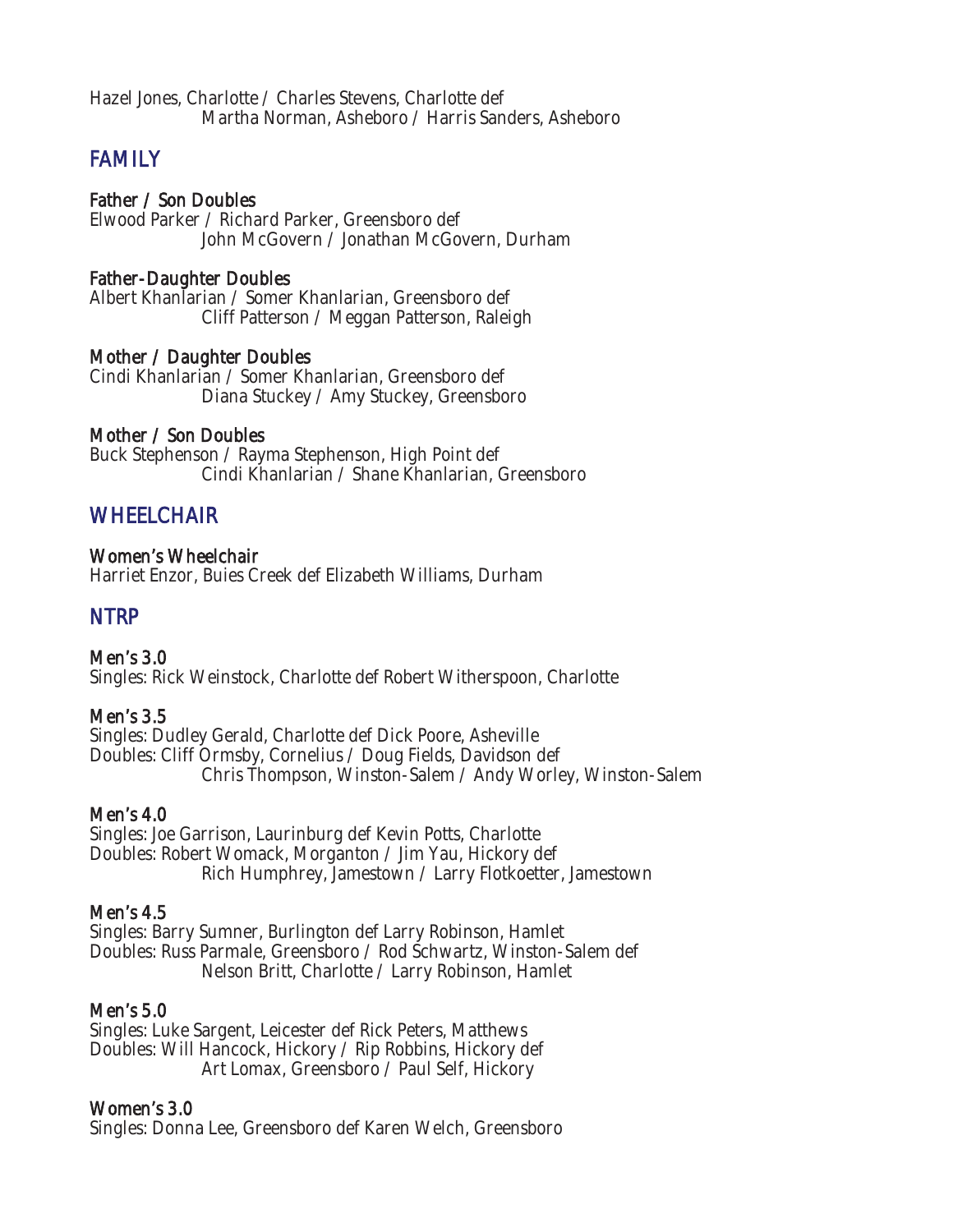Hazel Jones, Charlotte / Charles Stevens, Charlotte def
Martha Norman, Asheboro / Harris Sanders, Asheboro

## FAMILY

### Father / Son Doubles

Elwood Parker / Richard Parker, Greensboro def
John McGovern / Jonathan McGovern, Durham

### Father-Daughter Doubles

Albert Khanlarian / Somer Khanlarian, Greensboro def
Cliff Patterson / Meggan Patterson, Raleigh

### Mother / Daughter Doubles

Cindi Khanlarian / Somer Khanlarian, Greensboro def
Diana Stuckey / Amy Stuckey, Greensboro

### Mother / Son Doubles

Buck Stephenson / Rayma Stephenson, High Point def
Cindi Khanlarian / Shane Khanlarian, Greensboro

## WHEELCHAIR

### Women's Wheelchair

Harriet Enzor, Buies Creek def Elizabeth Williams, Durham

## NTRP

### Men's 3.0

Singles: Rick Weinstock, Charlotte def Robert Witherspoon, Charlotte

### Men's 3.5

Singles: Dudley Gerald, Charlotte def Dick Poore, Asheville
Doubles: Cliff Ormsby, Cornelius / Doug Fields, Davidson def
Chris Thompson, Winston-Salem / Andy Worley, Winston-Salem

### Men's 4.0

Singles: Joe Garrison, Laurinburg def Kevin Potts, Charlotte
Doubles: Robert Womack, Morganton / Jim Yau, Hickory def
Rich Humphrey, Jamestown / Larry Flotkoetter, Jamestown

### Men's 4.5

Singles: Barry Sumner, Burlington def Larry Robinson, Hamlet
Doubles: Russ Parmale, Greensboro / Rod Schwartz, Winston-Salem def
Nelson Britt, Charlotte / Larry Robinson, Hamlet

### Men's 5.0

Singles: Luke Sargent, Leicester def Rick Peters, Matthews
Doubles: Will Hancock, Hickory / Rip Robbins, Hickory def
Art Lomax, Greensboro / Paul Self, Hickory

### Women's 3.0

Singles: Donna Lee, Greensboro def Karen Welch, Greensboro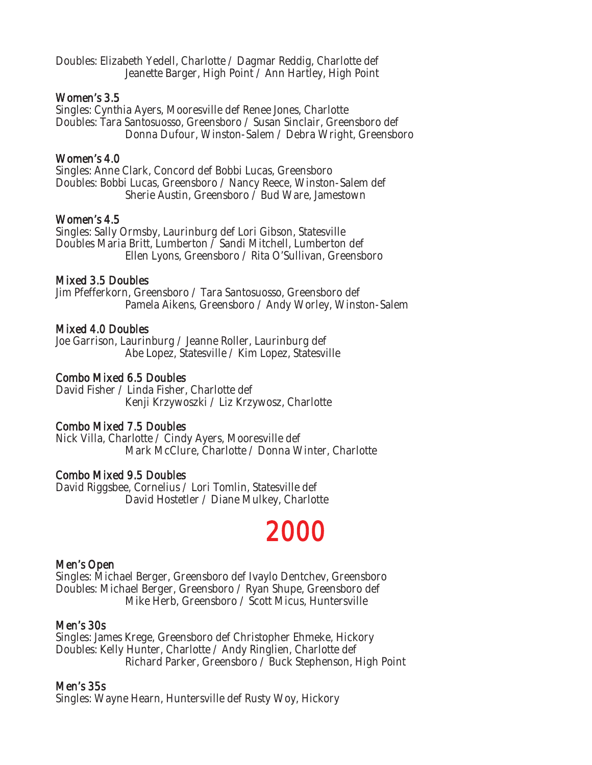Doubles: Elizabeth Yedell, Charlotte / Dagmar Reddig, Charlotte def
Jeanette Barger, High Point / Ann Hartley, High Point

### Women's 3.5

Singles: Cynthia Ayers, Mooresville def Renee Jones, Charlotte
Doubles: Tara Santosuosso, Greensboro / Susan Sinclair, Greensboro def
Donna Dufour, Winston-Salem / Debra Wright, Greensboro

### Women's 4.0

Singles: Anne Clark, Concord def Bobbi Lucas, Greensboro
Doubles: Bobbi Lucas, Greensboro / Nancy Reece, Winston-Salem def
Sherie Austin, Greensboro / Bud Ware, Jamestown

### Women's 4.5

Singles: Sally Ormsby, Laurinburg def Lori Gibson, Statesville
Doubles Maria Britt, Lumberton / Sandi Mitchell, Lumberton def
Ellen Lyons, Greensboro / Rita O'Sullivan, Greensboro

### Mixed 3.5 Doubles

Jim Pfefferkorn, Greensboro / Tara Santosuosso, Greensboro def
Pamela Aikens, Greensboro / Andy Worley, Winston-Salem

### Mixed 4.0 Doubles

Joe Garrison, Laurinburg / Jeanne Roller, Laurinburg def
Abe Lopez, Statesville / Kim Lopez, Statesville

### Combo Mixed 6.5 Doubles

David Fisher / Linda Fisher, Charlotte def
Kenji Krzywoszki / Liz Krzywosz, Charlotte

### Combo Mixed 7.5 Doubles

Nick Villa, Charlotte / Cindy Ayers, Mooresville def
Mark McClure, Charlotte / Donna Winter, Charlotte

### Combo Mixed 9.5 Doubles

David Riggsbee, Cornelius / Lori Tomlin, Statesville def
David Hostetler / Diane Mulkey, Charlotte

## 2000

### Men's Open

Singles: Michael Berger, Greensboro def Ivaylo Dentchev, Greensboro
Doubles: Michael Berger, Greensboro / Ryan Shupe, Greensboro def
Mike Herb, Greensboro / Scott Micus, Huntersville

### Men's 30s

Singles: James Krege, Greensboro def Christopher Ehmeke, Hickory
Doubles: Kelly Hunter, Charlotte / Andy Ringlien, Charlotte def
Richard Parker, Greensboro / Buck Stephenson, High Point

### Men's 35s

Singles: Wayne Hearn, Huntersville def Rusty Woy, Hickory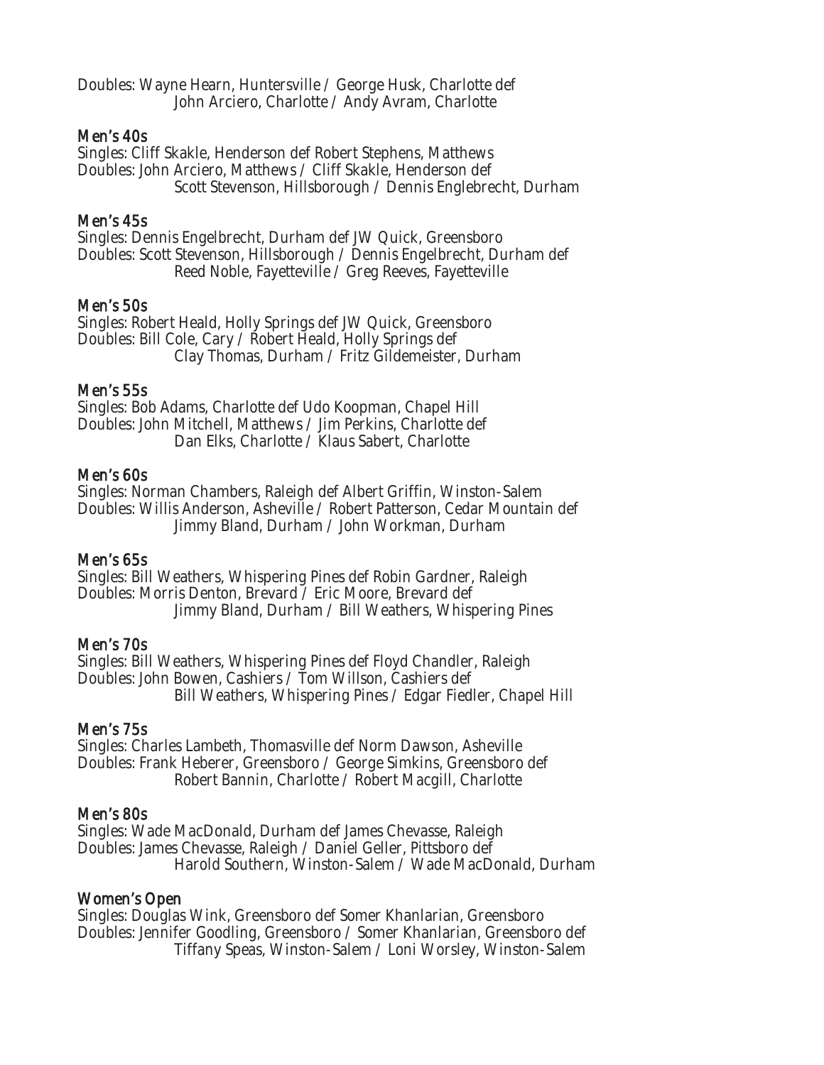Doubles: Wayne Hearn, Huntersville / George Husk, Charlotte def
John Arciero, Charlotte / Andy Avram, Charlotte

### Men's 40s

Singles: Cliff Skakle, Henderson def Robert Stephens, Matthews
Doubles: John Arciero, Matthews / Cliff Skakle, Henderson def
Scott Stevenson, Hillsborough / Dennis Englebrecht, Durham

### Men's 45s

Singles: Dennis Engelbrecht, Durham def JW Quick, Greensboro
Doubles: Scott Stevenson, Hillsborough / Dennis Engelbrecht, Durham def
Reed Noble, Fayetteville / Greg Reeves, Fayetteville

### Men's 50s

Singles: Robert Heald, Holly Springs def JW Quick, Greensboro
Doubles: Bill Cole, Cary / Robert Heald, Holly Springs def
Clay Thomas, Durham / Fritz Gildemeister, Durham

### Men's 55s

Singles: Bob Adams, Charlotte def Udo Koopman, Chapel Hill
Doubles: John Mitchell, Matthews / Jim Perkins, Charlotte def
Dan Elks, Charlotte / Klaus Sabert, Charlotte

### Men's 60s

Singles: Norman Chambers, Raleigh def Albert Griffin, Winston-Salem
Doubles: Willis Anderson, Asheville / Robert Patterson, Cedar Mountain def
Jimmy Bland, Durham / John Workman, Durham

### Men's 65s

Singles: Bill Weathers, Whispering Pines def Robin Gardner, Raleigh
Doubles: Morris Denton, Brevard / Eric Moore, Brevard def
Jimmy Bland, Durham / Bill Weathers, Whispering Pines

### Men's 70s

Singles: Bill Weathers, Whispering Pines def Floyd Chandler, Raleigh
Doubles: John Bowen, Cashiers / Tom Willson, Cashiers def
Bill Weathers, Whispering Pines / Edgar Fiedler, Chapel Hill

### Men's 75s

Singles: Charles Lambeth, Thomasville def Norm Dawson, Asheville
Doubles: Frank Heberer, Greensboro / George Simkins, Greensboro def
Robert Bannin, Charlotte / Robert Macgill, Charlotte

### Men's 80s

Singles: Wade MacDonald, Durham def James Chevasse, Raleigh
Doubles: James Chevasse, Raleigh / Daniel Geller, Pittsboro def
Harold Southern, Winston-Salem / Wade MacDonald, Durham

### Women's Open

Singles: Douglas Wink, Greensboro def Somer Khanlarian, Greensboro
Doubles: Jennifer Goodling, Greensboro / Somer Khanlarian, Greensboro def
Tiffany Speas, Winston-Salem / Loni Worsley, Winston-Salem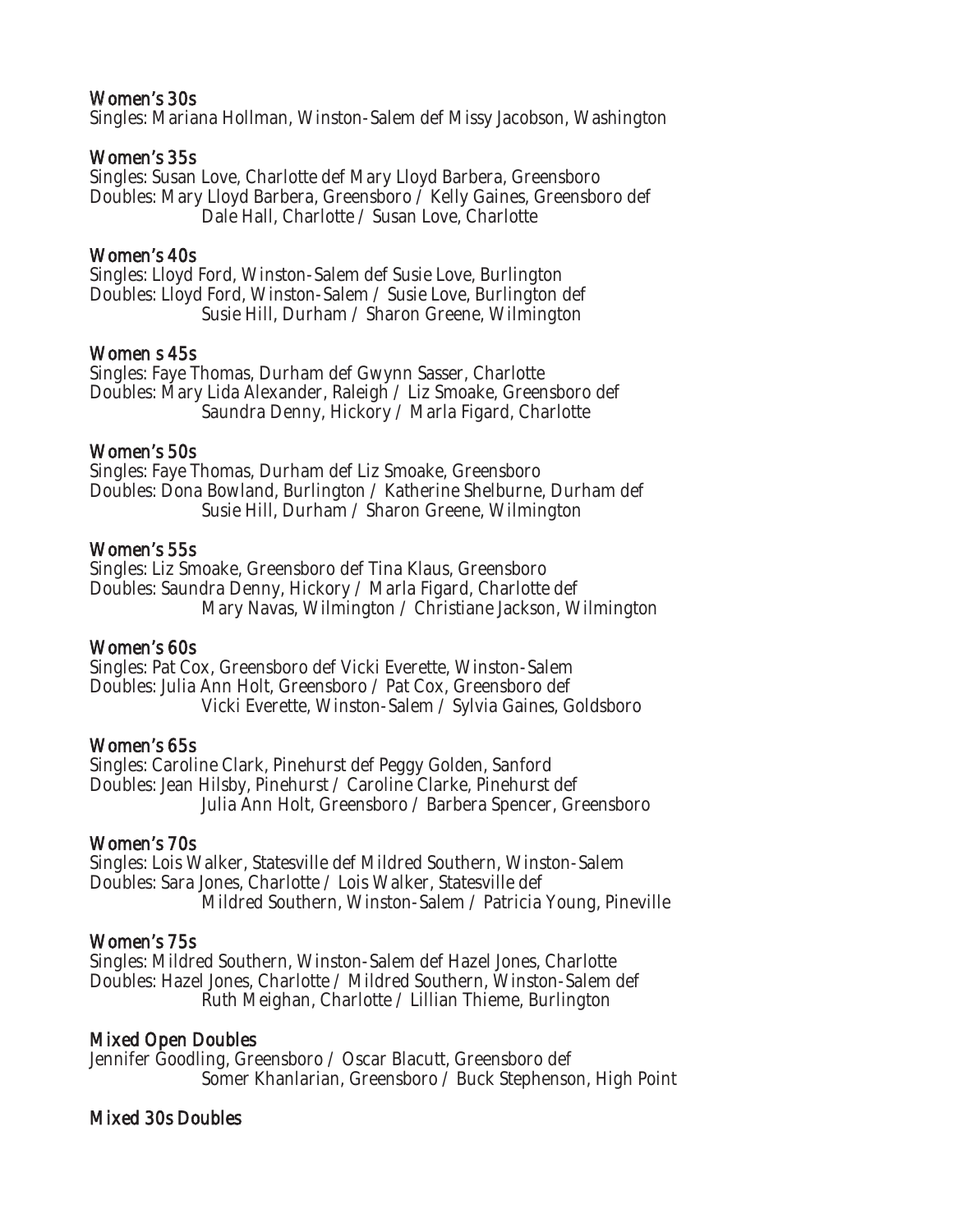### Women's 30s

Singles: Mariana Hollman, Winston-Salem def Missy Jacobson, Washington

### Women's 35s

Singles: Susan Love, Charlotte def Mary Lloyd Barbera, Greensboro
Doubles: Mary Lloyd Barbera, Greensboro / Kelly Gaines, Greensboro def
Dale Hall, Charlotte / Susan Love, Charlotte

### Women's 40s

Singles: Lloyd Ford, Winston-Salem def Susie Love, Burlington
Doubles: Lloyd Ford, Winston-Salem / Susie Love, Burlington def
Susie Hill, Durham / Sharon Greene, Wilmington

### Women s 45s

Singles: Faye Thomas, Durham def Gwynn Sasser, Charlotte
Doubles: Mary Lida Alexander, Raleigh / Liz Smoake, Greensboro def
Saundra Denny, Hickory / Marla Figard, Charlotte

### Women's 50s

Singles: Faye Thomas, Durham def Liz Smoake, Greensboro
Doubles: Dona Bowland, Burlington / Katherine Shelburne, Durham def
Susie Hill, Durham / Sharon Greene, Wilmington

### Women's 55s

Singles: Liz Smoake, Greensboro def Tina Klaus, Greensboro
Doubles: Saundra Denny, Hickory / Marla Figard, Charlotte def
Mary Navas, Wilmington / Christiane Jackson, Wilmington

### Women's 60s

Singles: Pat Cox, Greensboro def Vicki Everette, Winston-Salem
Doubles: Julia Ann Holt, Greensboro / Pat Cox, Greensboro def
Vicki Everette, Winston-Salem / Sylvia Gaines, Goldsboro

### Women's 65s

Singles: Caroline Clark, Pinehurst def Peggy Golden, Sanford
Doubles: Jean Hilsby, Pinehurst / Caroline Clarke, Pinehurst def
Julia Ann Holt, Greensboro / Barbera Spencer, Greensboro

### Women's 70s

Singles: Lois Walker, Statesville def Mildred Southern, Winston-Salem
Doubles: Sara Jones, Charlotte / Lois Walker, Statesville def
Mildred Southern, Winston-Salem / Patricia Young, Pineville

### Women's 75s

Singles: Mildred Southern, Winston-Salem def Hazel Jones, Charlotte
Doubles: Hazel Jones, Charlotte / Mildred Southern, Winston-Salem def
Ruth Meighan, Charlotte / Lillian Thieme, Burlington

### Mixed Open Doubles

Jennifer Goodling, Greensboro / Oscar Blacutt, Greensboro def
Somer Khanlarian, Greensboro / Buck Stephenson, High Point

### Mixed 30s Doubles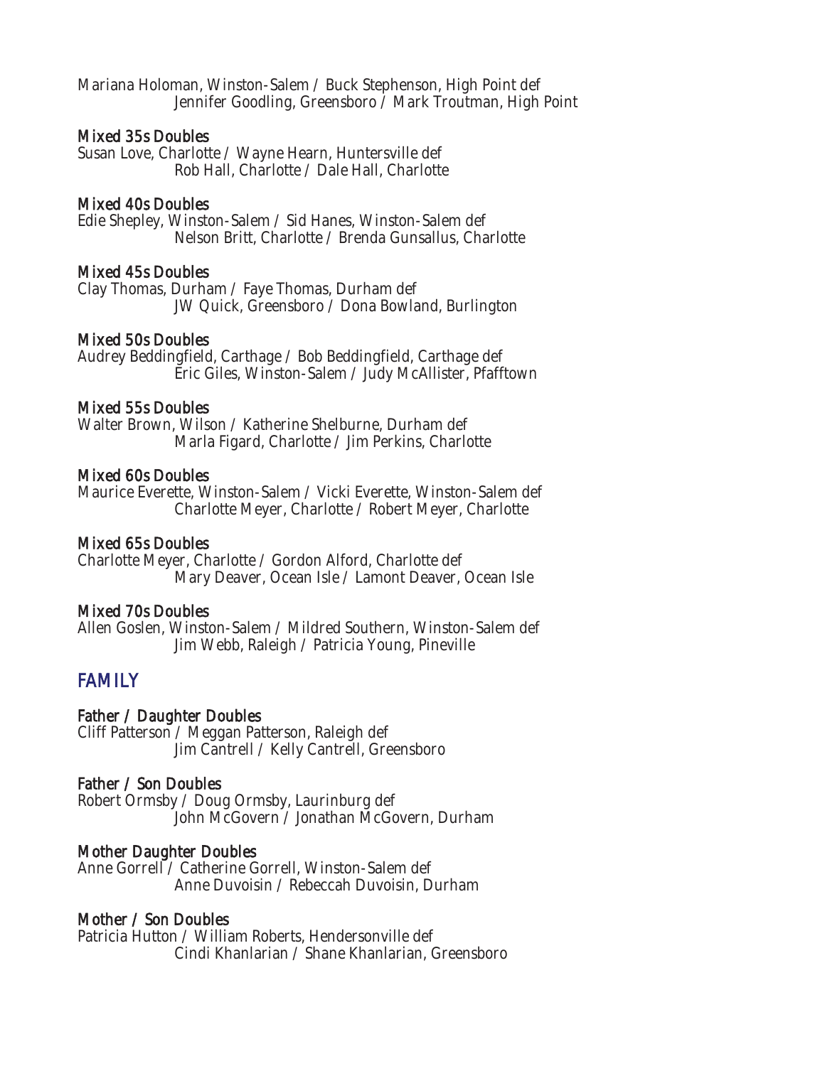Mariana Holoman, Winston-Salem / Buck Stephenson, High Point def
Jennifer Goodling, Greensboro / Mark Troutman, High Point

### Mixed 35s Doubles

Susan Love, Charlotte / Wayne Hearn, Huntersville def
Rob Hall, Charlotte / Dale Hall, Charlotte

### Mixed 40s Doubles

Edie Shepley, Winston-Salem / Sid Hanes, Winston-Salem def
Nelson Britt, Charlotte / Brenda Gunsallus, Charlotte

### Mixed 45s Doubles

Clay Thomas, Durham / Faye Thomas, Durham def
JW Quick, Greensboro / Dona Bowland, Burlington

### Mixed 50s Doubles

Audrey Beddingfield, Carthage / Bob Beddingfield, Carthage def
Eric Giles, Winston-Salem / Judy McAllister, Pfafftown

### Mixed 55s Doubles

Walter Brown, Wilson / Katherine Shelburne, Durham def
Marla Figard, Charlotte / Jim Perkins, Charlotte

### Mixed 60s Doubles

Maurice Everette, Winston-Salem / Vicki Everette, Winston-Salem def
Charlotte Meyer, Charlotte / Robert Meyer, Charlotte

### Mixed 65s Doubles

Charlotte Meyer, Charlotte / Gordon Alford, Charlotte def
Mary Deaver, Ocean Isle / Lamont Deaver, Ocean Isle

### Mixed 70s Doubles

Allen Goslen, Winston-Salem / Mildred Southern, Winston-Salem def
Jim Webb, Raleigh / Patricia Young, Pineville

## FAMILY

### Father / Daughter Doubles

Cliff Patterson / Meggan Patterson, Raleigh def
Jim Cantrell / Kelly Cantrell, Greensboro

### Father / Son Doubles

Robert Ormsby / Doug Ormsby, Laurinburg def
John McGovern / Jonathan McGovern, Durham

### Mother Daughter Doubles

Anne Gorrell / Catherine Gorrell, Winston-Salem def
Anne Duvoisin / Rebeccah Duvoisin, Durham

### Mother / Son Doubles

Patricia Hutton / William Roberts, Hendersonville def
Cindi Khanlarian / Shane Khanlarian, Greensboro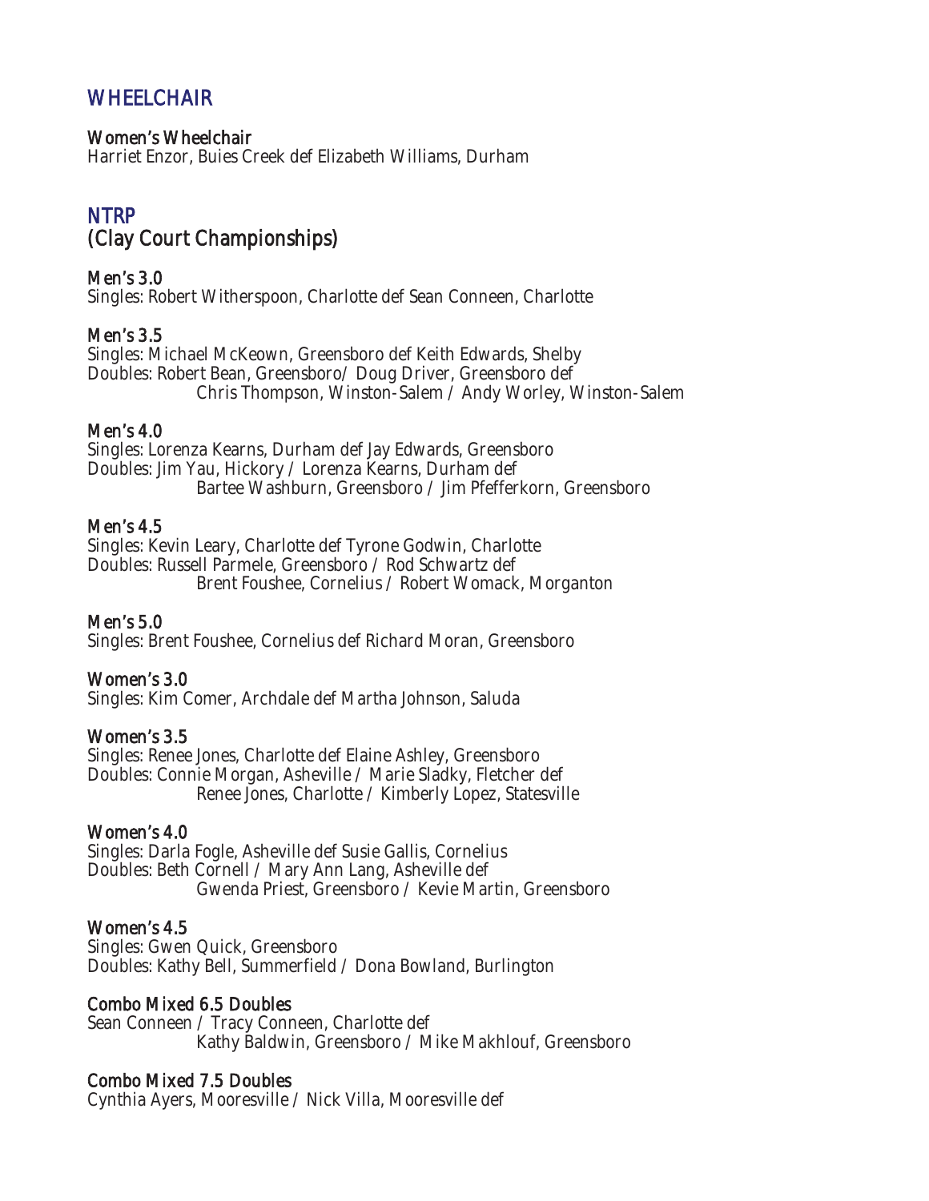## WHEELCHAIR

### Women's Wheelchair

Harriet Enzor, Buies Creek def Elizabeth Williams, Durham

## NTRP
## (Clay Court Championships)

### Men's 3.0

Singles: Robert Witherspoon, Charlotte def Sean Conneen, Charlotte

### Men's 3.5

Singles: Michael McKeown, Greensboro def Keith Edwards, Shelby
Doubles: Robert Bean, Greensboro/ Doug Driver, Greensboro def
Chris Thompson, Winston-Salem / Andy Worley, Winston-Salem

### Men's 4.0

Singles: Lorenza Kearns, Durham def Jay Edwards, Greensboro
Doubles: Jim Yau, Hickory / Lorenza Kearns, Durham def
Bartee Washburn, Greensboro / Jim Pfefferkorn, Greensboro

### Men's 4.5

Singles: Kevin Leary, Charlotte def Tyrone Godwin, Charlotte
Doubles: Russell Parmele, Greensboro / Rod Schwartz def
Brent Foushee, Cornelius / Robert Womack, Morganton

### Men's 5.0

Singles: Brent Foushee, Cornelius def Richard Moran, Greensboro

### Women's 3.0

Singles: Kim Comer, Archdale def Martha Johnson, Saluda

### Women's 3.5

Singles: Renee Jones, Charlotte def Elaine Ashley, Greensboro
Doubles: Connie Morgan, Asheville / Marie Sladky, Fletcher def
Renee Jones, Charlotte / Kimberly Lopez, Statesville

### Women's 4.0

Singles: Darla Fogle, Asheville def Susie Gallis, Cornelius
Doubles: Beth Cornell / Mary Ann Lang, Asheville def
Gwenda Priest, Greensboro / Kevie Martin, Greensboro

### Women's 4.5

Singles: Gwen Quick, Greensboro
Doubles: Kathy Bell, Summerfield / Dona Bowland, Burlington

### Combo Mixed 6.5 Doubles

Sean Conneen / Tracy Conneen, Charlotte def
Kathy Baldwin, Greensboro / Mike Makhlouf, Greensboro

### Combo Mixed 7.5 Doubles

Cynthia Ayers, Mooresville / Nick Villa, Mooresville def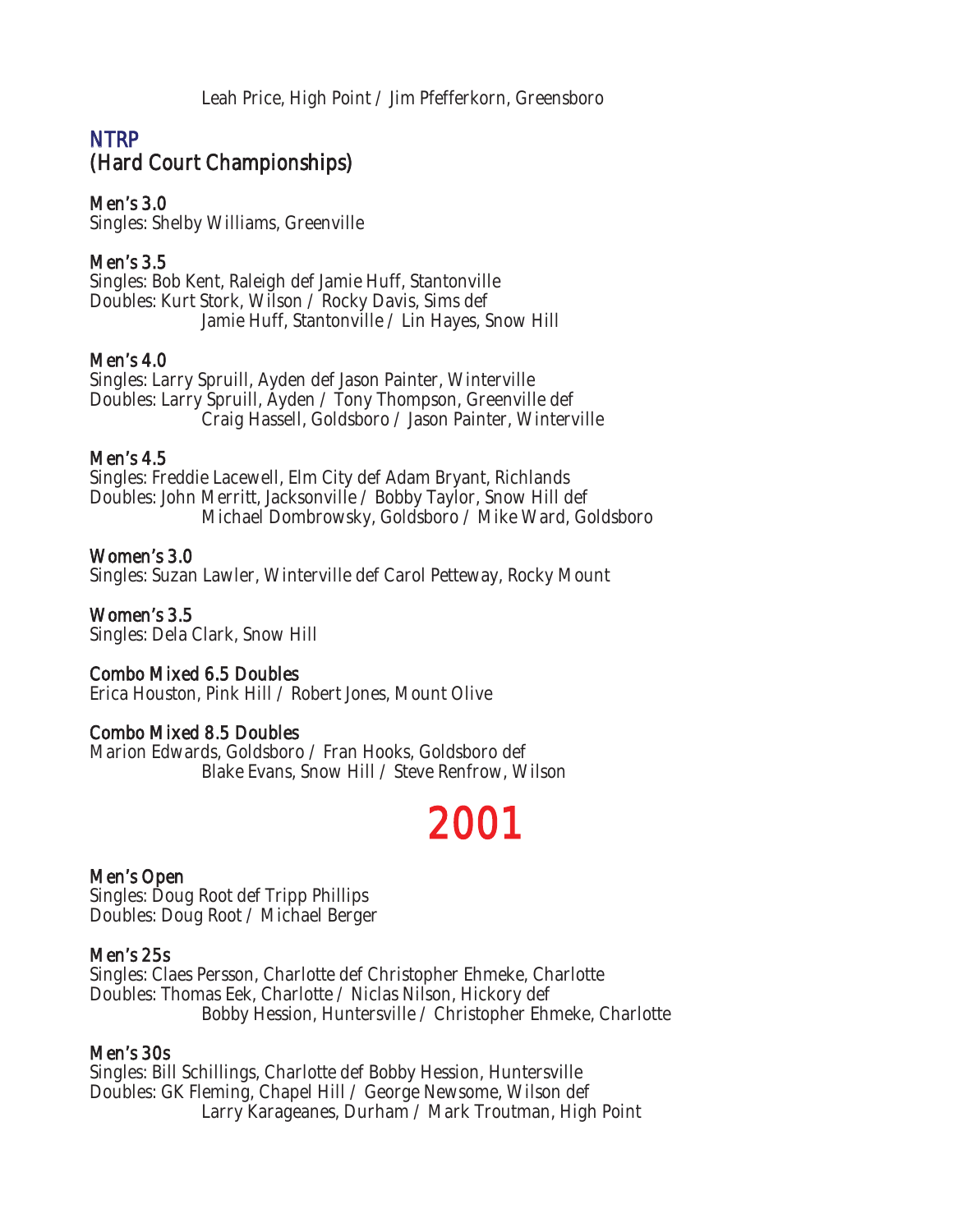Leah Price, High Point / Jim Pfefferkorn, Greensboro

## NTRP
## (Hard Court Championships)

**Men's 3.0**
Singles: Shelby Williams, Greenville

**Men's 3.5**
Singles: Bob Kent, Raleigh def Jamie Huff, Stantonville
Doubles: Kurt Stork, Wilson / Rocky Davis, Sims def
Jamie Huff, Stantonville / Lin Hayes, Snow Hill

**Men's 4.0**
Singles: Larry Spruill, Ayden def Jason Painter, Winterville
Doubles: Larry Spruill, Ayden / Tony Thompson, Greenville def
Craig Hassell, Goldsboro / Jason Painter, Winterville

**Men's 4.5**
Singles: Freddie Lacewell, Elm City def Adam Bryant, Richlands
Doubles: John Merritt, Jacksonville / Bobby Taylor, Snow Hill def
Michael Dombrowsky, Goldsboro / Mike Ward, Goldsboro

**Women's 3.0**
Singles: Suzan Lawler, Winterville def Carol Petteway, Rocky Mount

**Women's 3.5**
Singles: Dela Clark, Snow Hill

**Combo Mixed 6.5 Doubles**
Erica Houston, Pink Hill / Robert Jones, Mount Olive

**Combo Mixed 8.5 Doubles**
Marion Edwards, Goldsboro / Fran Hooks, Goldsboro def
Blake Evans, Snow Hill / Steve Renfrow, Wilson

# 2001

**Men's Open**
Singles: Doug Root def Tripp Phillips
Doubles: Doug Root / Michael Berger

**Men's 25s**
Singles: Claes Persson, Charlotte def Christopher Ehmeke, Charlotte
Doubles: Thomas Eek, Charlotte / Niclas Nilson, Hickory def
Bobby Hession, Huntersville / Christopher Ehmeke, Charlotte

**Men's 30s**
Singles: Bill Schillings, Charlotte def Bobby Hession, Huntersville
Doubles: GK Fleming, Chapel Hill / George Newsome, Wilson def
Larry Karageanes, Durham / Mark Troutman, High Point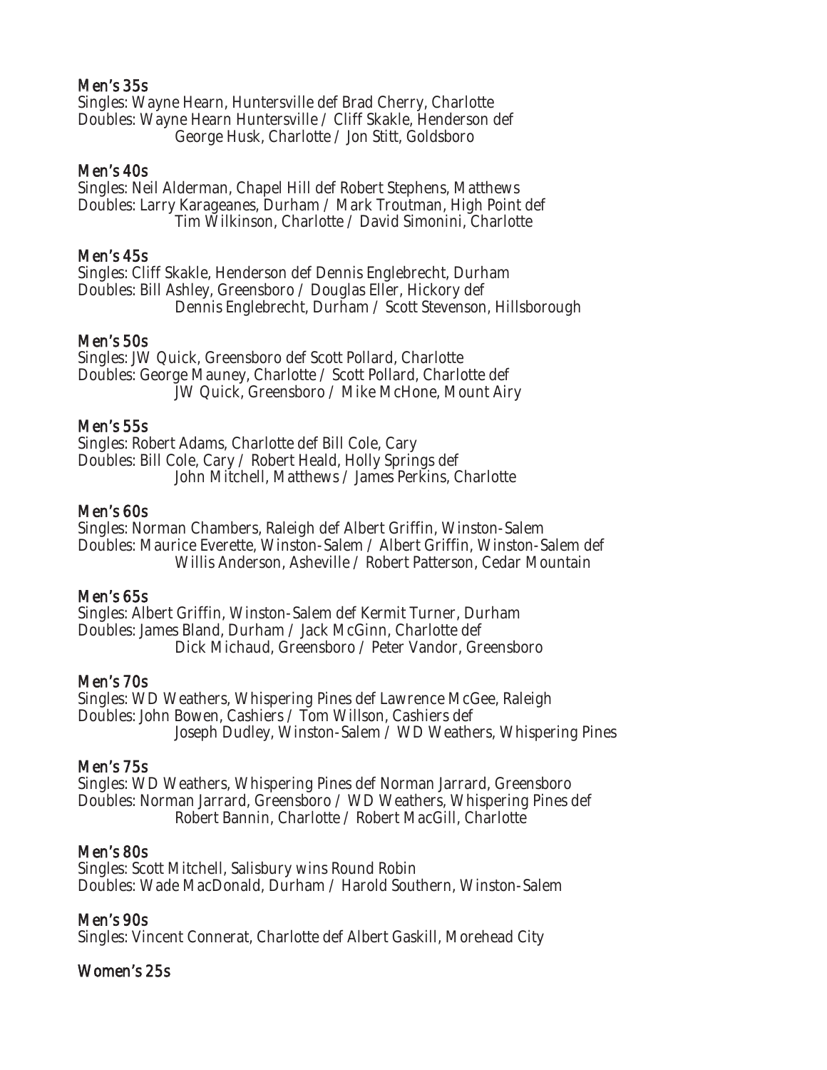### Men's 35s

Singles: Wayne Hearn, Huntersville def Brad Cherry, Charlotte
Doubles: Wayne Hearn Huntersville / Cliff Skakle, Henderson def
George Husk, Charlotte / Jon Stitt, Goldsboro

### Men's 40s

Singles: Neil Alderman, Chapel Hill def Robert Stephens, Matthews
Doubles: Larry Karageanes, Durham / Mark Troutman, High Point def
Tim Wilkinson, Charlotte / David Simonini, Charlotte

### Men's 45s

Singles: Cliff Skakle, Henderson def Dennis Englebrecht, Durham
Doubles: Bill Ashley, Greensboro / Douglas Eller, Hickory def
Dennis Englebrecht, Durham / Scott Stevenson, Hillsborough

### Men's 50s

Singles: JW Quick, Greensboro def Scott Pollard, Charlotte
Doubles: George Mauney, Charlotte / Scott Pollard, Charlotte def
JW Quick, Greensboro / Mike McHone, Mount Airy

### Men's 55s

Singles: Robert Adams, Charlotte def Bill Cole, Cary
Doubles: Bill Cole, Cary / Robert Heald, Holly Springs def
John Mitchell, Matthews / James Perkins, Charlotte

### Men's 60s

Singles: Norman Chambers, Raleigh def Albert Griffin, Winston-Salem
Doubles: Maurice Everette, Winston-Salem / Albert Griffin, Winston-Salem def
Willis Anderson, Asheville / Robert Patterson, Cedar Mountain

### Men's 65s

Singles: Albert Griffin, Winston-Salem def Kermit Turner, Durham
Doubles: James Bland, Durham / Jack McGinn, Charlotte def
Dick Michaud, Greensboro / Peter Vandor, Greensboro

### Men's 70s

Singles: WD Weathers, Whispering Pines def Lawrence McGee, Raleigh
Doubles: John Bowen, Cashiers / Tom Willson, Cashiers def
Joseph Dudley, Winston-Salem / WD Weathers, Whispering Pines

### Men's 75s

Singles: WD Weathers, Whispering Pines def Norman Jarrard, Greensboro
Doubles: Norman Jarrard, Greensboro / WD Weathers, Whispering Pines def
Robert Bannin, Charlotte / Robert MacGill, Charlotte

### Men's 80s

Singles: Scott Mitchell, Salisbury wins Round Robin
Doubles: Wade MacDonald, Durham / Harold Southern, Winston-Salem

### Men's 90s

Singles: Vincent Connerat, Charlotte def Albert Gaskill, Morehead City

### Women's 25s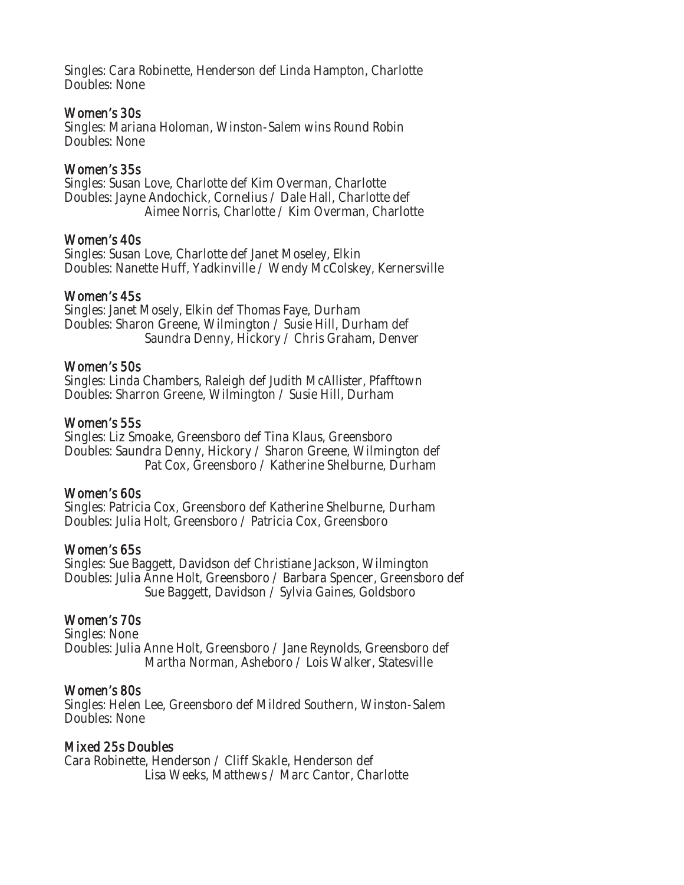Singles: Cara Robinette, Henderson def Linda Hampton, Charlotte
Doubles: None

### Women's 30s

Singles: Mariana Holoman, Winston-Salem wins Round Robin
Doubles: None

### Women's 35s

Singles: Susan Love, Charlotte def Kim Overman, Charlotte
Doubles: Jayne Andochick, Cornelius / Dale Hall, Charlotte def
Aimee Norris, Charlotte / Kim Overman, Charlotte

### Women's 40s

Singles: Susan Love, Charlotte def Janet Moseley, Elkin
Doubles: Nanette Huff, Yadkinville / Wendy McColskey, Kernersville

### Women's 45s

Singles: Janet Mosely, Elkin def Thomas Faye, Durham
Doubles: Sharon Greene, Wilmington / Susie Hill, Durham def
Saundra Denny, Hickory / Chris Graham, Denver

### Women's 50s

Singles: Linda Chambers, Raleigh def Judith McAllister, Pfafftown
Doubles: Sharron Greene, Wilmington / Susie Hill, Durham

### Women's 55s

Singles: Liz Smoake, Greensboro def Tina Klaus, Greensboro
Doubles: Saundra Denny, Hickory / Sharon Greene, Wilmington def
Pat Cox, Greensboro / Katherine Shelburne, Durham

### Women's 60s

Singles: Patricia Cox, Greensboro def Katherine Shelburne, Durham
Doubles: Julia Holt, Greensboro / Patricia Cox, Greensboro

### Women's 65s

Singles: Sue Baggett, Davidson def Christiane Jackson, Wilmington
Doubles: Julia Anne Holt, Greensboro / Barbara Spencer, Greensboro def
Sue Baggett, Davidson / Sylvia Gaines, Goldsboro

### Women's 70s

Singles: None
Doubles: Julia Anne Holt, Greensboro / Jane Reynolds, Greensboro def
Martha Norman, Asheboro / Lois Walker, Statesville

### Women's 80s

Singles: Helen Lee, Greensboro def Mildred Southern, Winston-Salem
Doubles: None

### Mixed 25s Doubles

Cara Robinette, Henderson / Cliff Skakle, Henderson def
Lisa Weeks, Matthews / Marc Cantor, Charlotte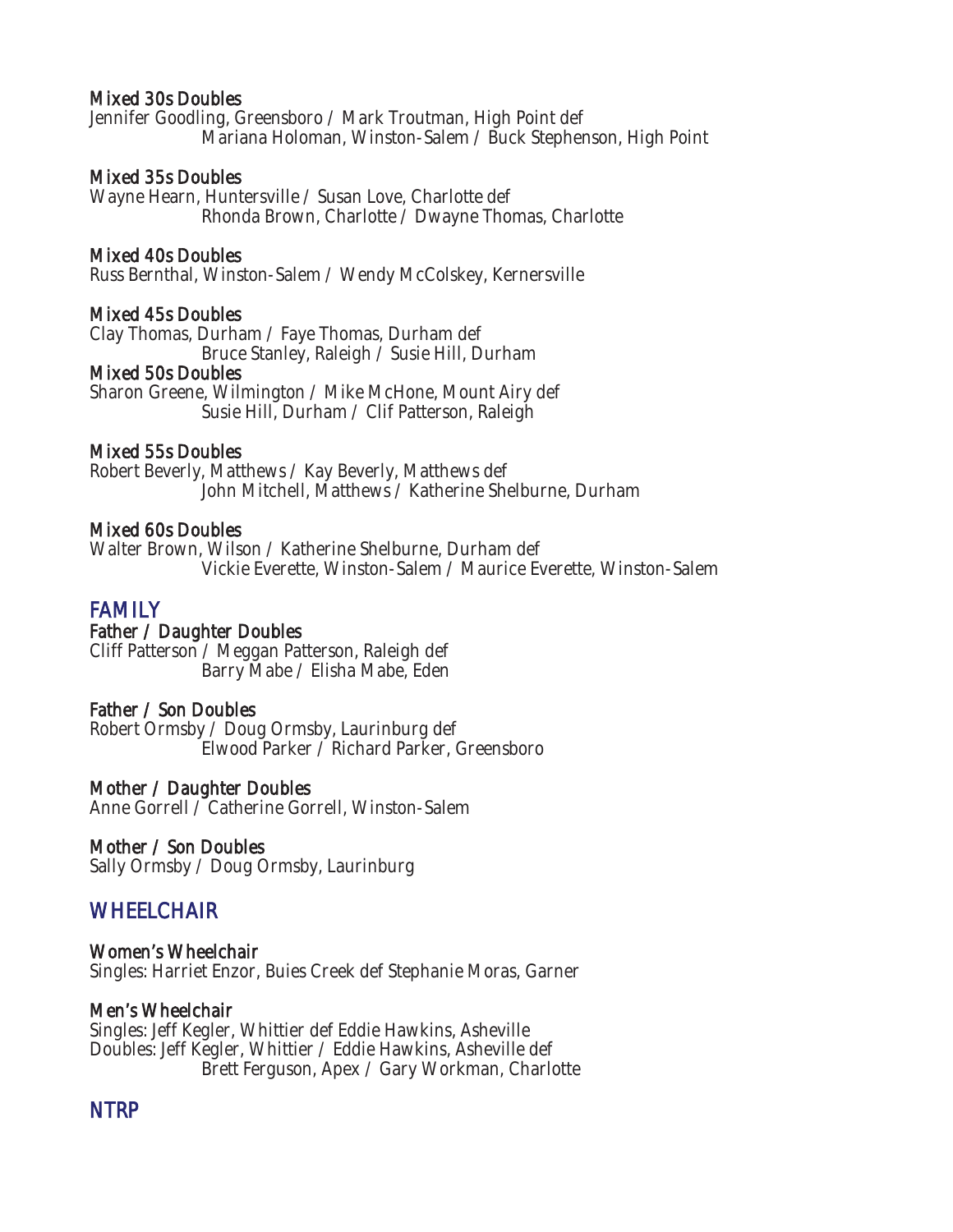### Mixed 30s Doubles

Jennifer Goodling, Greensboro / Mark Troutman, High Point def
Mariana Holoman, Winston-Salem / Buck Stephenson, High Point

### Mixed 35s Doubles

Wayne Hearn, Huntersville / Susan Love, Charlotte def
Rhonda Brown, Charlotte / Dwayne Thomas, Charlotte

### Mixed 40s Doubles

Russ Bernthal, Winston-Salem / Wendy McColskey, Kernersville

### Mixed 45s Doubles

Clay Thomas, Durham / Faye Thomas, Durham def
Bruce Stanley, Raleigh / Susie Hill, Durham

### Mixed 50s Doubles

Sharon Greene, Wilmington / Mike McHone, Mount Airy def
Susie Hill, Durham / Clif Patterson, Raleigh

### Mixed 55s Doubles

Robert Beverly, Matthews / Kay Beverly, Matthews def
John Mitchell, Matthews / Katherine Shelburne, Durham

### Mixed 60s Doubles

Walter Brown, Wilson / Katherine Shelburne, Durham def
Vickie Everette, Winston-Salem / Maurice Everette, Winston-Salem

## FAMILY

### Father / Daughter Doubles

Cliff Patterson / Meggan Patterson, Raleigh def
Barry Mabe / Elisha Mabe, Eden

### Father / Son Doubles

Robert Ormsby / Doug Ormsby, Laurinburg def
Elwood Parker / Richard Parker, Greensboro

### Mother / Daughter Doubles

Anne Gorrell / Catherine Gorrell, Winston-Salem

### Mother / Son Doubles

Sally Ormsby / Doug Ormsby, Laurinburg

## WHEELCHAIR

### Women's Wheelchair

Singles: Harriet Enzor, Buies Creek def Stephanie Moras, Garner

### Men's Wheelchair

Singles: Jeff Kegler, Whittier def Eddie Hawkins, Asheville
Doubles: Jeff Kegler, Whittier / Eddie Hawkins, Asheville def
Brett Ferguson, Apex / Gary Workman, Charlotte

## NTRP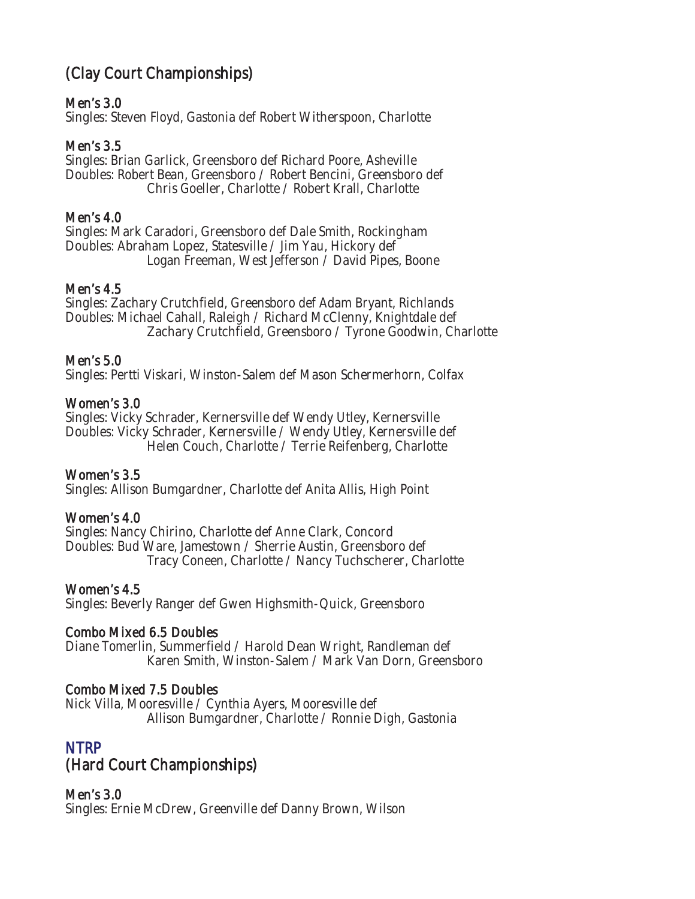## (Clay Court Championships)

### Men's 3.0

Singles: Steven Floyd, Gastonia def Robert Witherspoon, Charlotte

### Men's 3.5

Singles: Brian Garlick, Greensboro def Richard Poore, Asheville
Doubles: Robert Bean, Greensboro / Robert Bencini, Greensboro def
Chris Goeller, Charlotte / Robert Krall, Charlotte

### Men's 4.0

Singles: Mark Caradori, Greensboro def Dale Smith, Rockingham
Doubles: Abraham Lopez, Statesville / Jim Yau, Hickory def
Logan Freeman, West Jefferson / David Pipes, Boone

### Men's 4.5

Singles: Zachary Crutchfield, Greensboro def Adam Bryant, Richlands
Doubles: Michael Cahall, Raleigh / Richard McClenny, Knightdale def
Zachary Crutchfield, Greensboro / Tyrone Goodwin, Charlotte

### Men's 5.0

Singles: Pertti Viskari, Winston-Salem def Mason Schermerhorn, Colfax

### Women's 3.0

Singles: Vicky Schrader, Kernersville def Wendy Utley, Kernersville
Doubles: Vicky Schrader, Kernersville / Wendy Utley, Kernersville def
Helen Couch, Charlotte / Terrie Reifenberg, Charlotte

### Women's 3.5

Singles: Allison Bumgardner, Charlotte def Anita Allis, High Point

### Women's 4.0

Singles: Nancy Chirino, Charlotte def Anne Clark, Concord
Doubles: Bud Ware, Jamestown / Sherrie Austin, Greensboro def
Tracy Coneen, Charlotte / Nancy Tuchscherer, Charlotte

### Women's 4.5

Singles: Beverly Ranger def Gwen Highsmith-Quick, Greensboro

### Combo Mixed 6.5 Doubles

Diane Tomerlin, Summerfield / Harold Dean Wright, Randleman def
Karen Smith, Winston-Salem / Mark Van Dorn, Greensboro

### Combo Mixed 7.5 Doubles

Nick Villa, Mooresville / Cynthia Ayers, Mooresville def
Allison Bumgardner, Charlotte / Ronnie Digh, Gastonia

## NTRP
## (Hard Court Championships)

### Men's 3.0

Singles: Ernie McDrew, Greenville def Danny Brown, Wilson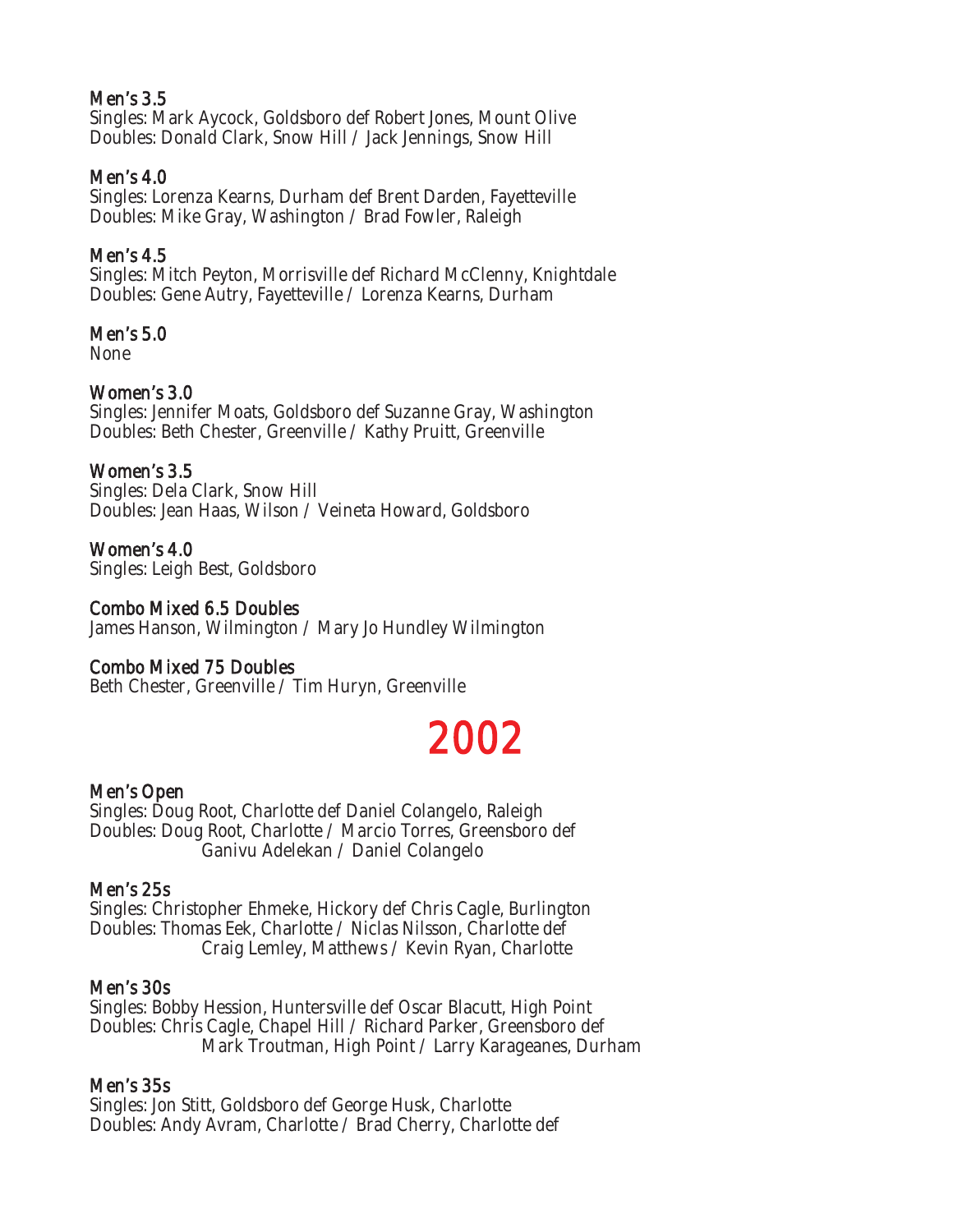### Men's 3.5
Singles: Mark Aycock, Goldsboro def Robert Jones, Mount Olive
Doubles: Donald Clark, Snow Hill / Jack Jennings, Snow Hill

### Men's 4.0
Singles: Lorenza Kearns, Durham def Brent Darden, Fayetteville
Doubles: Mike Gray, Washington / Brad Fowler, Raleigh

### Men's 4.5
Singles: Mitch Peyton, Morrisville def Richard McClenny, Knightdale
Doubles: Gene Autry, Fayetteville / Lorenza Kearns, Durham

### Men's 5.0
None

### Women's 3.0
Singles: Jennifer Moats, Goldsboro def Suzanne Gray, Washington
Doubles: Beth Chester, Greenville / Kathy Pruitt, Greenville

### Women's 3.5
Singles: Dela Clark, Snow Hill
Doubles: Jean Haas, Wilson / Veineta Howard, Goldsboro

### Women's 4.0
Singles: Leigh Best, Goldsboro

### Combo Mixed 6.5 Doubles
James Hanson, Wilmington / Mary Jo Hundley Wilmington

### Combo Mixed 75 Doubles
Beth Chester, Greenville / Tim Huryn, Greenville

# 2002

### Men's Open
Singles: Doug Root, Charlotte def Daniel Colangelo, Raleigh
Doubles: Doug Root, Charlotte / Marcio Torres, Greensboro def
Ganivu Adelekan / Daniel Colangelo

### Men's 25s
Singles: Christopher Ehmeke, Hickory def Chris Cagle, Burlington
Doubles: Thomas Eek, Charlotte / Niclas Nilsson, Charlotte def
Craig Lemley, Matthews / Kevin Ryan, Charlotte

### Men's 30s
Singles: Bobby Hession, Huntersville def Oscar Blacutt, High Point
Doubles: Chris Cagle, Chapel Hill / Richard Parker, Greensboro def
Mark Troutman, High Point / Larry Karageanes, Durham

### Men's 35s
Singles: Jon Stitt, Goldsboro def George Husk, Charlotte
Doubles: Andy Avram, Charlotte / Brad Cherry, Charlotte def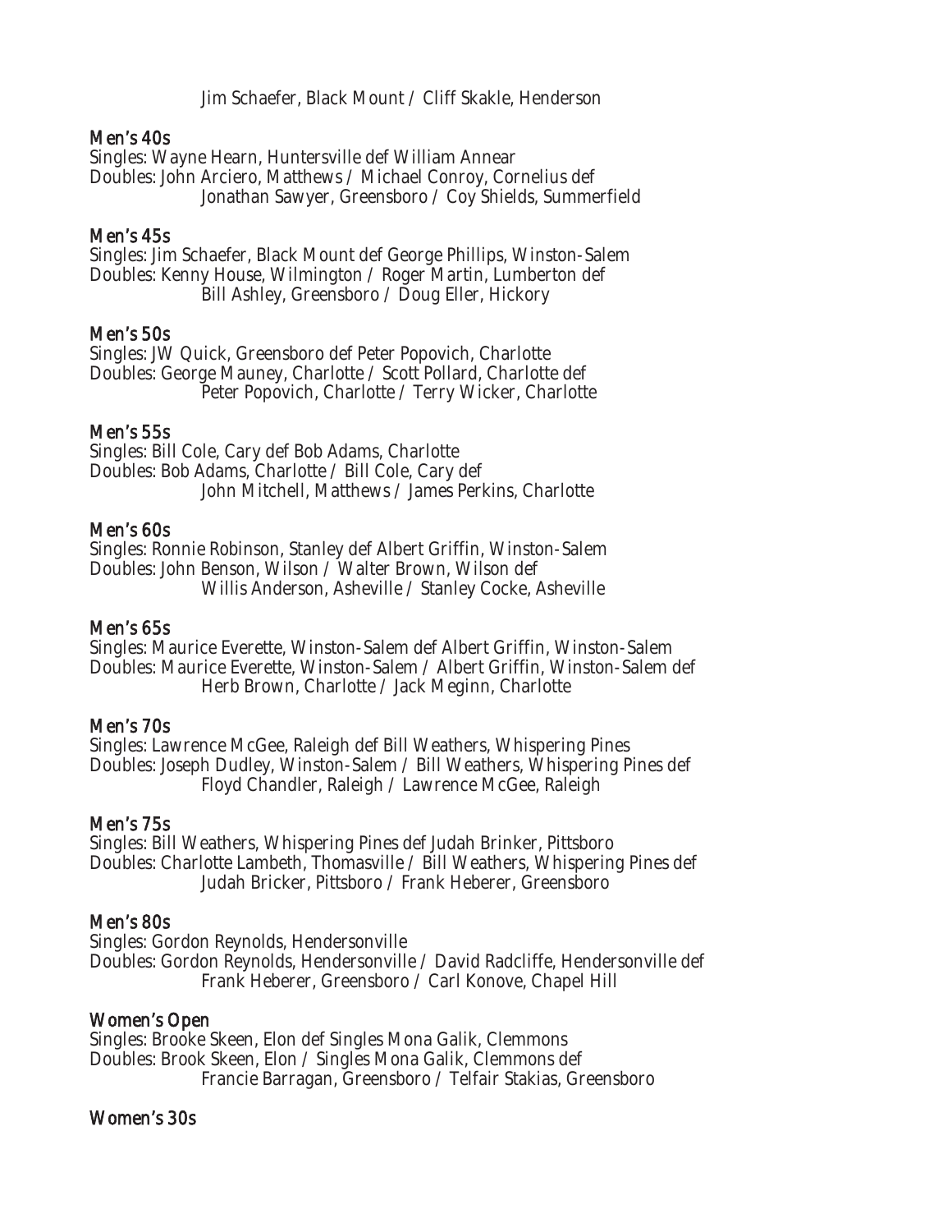Jim Schaefer, Black Mount / Cliff Skakle, Henderson

### Men's 40s

Singles: Wayne Hearn, Huntersville def William Annear
Doubles: John Arciero, Matthews / Michael Conroy, Cornelius def
Jonathan Sawyer, Greensboro / Coy Shields, Summerfield

### Men's 45s

Singles: Jim Schaefer, Black Mount def George Phillips, Winston-Salem
Doubles: Kenny House, Wilmington / Roger Martin, Lumberton def
Bill Ashley, Greensboro / Doug Eller, Hickory

### Men's 50s

Singles: JW Quick, Greensboro def Peter Popovich, Charlotte
Doubles: George Mauney, Charlotte / Scott Pollard, Charlotte def
Peter Popovich, Charlotte / Terry Wicker, Charlotte

### Men's 55s

Singles: Bill Cole, Cary def Bob Adams, Charlotte
Doubles: Bob Adams, Charlotte / Bill Cole, Cary def
John Mitchell, Matthews / James Perkins, Charlotte

### Men's 60s

Singles: Ronnie Robinson, Stanley def Albert Griffin, Winston-Salem
Doubles: John Benson, Wilson / Walter Brown, Wilson def
Willis Anderson, Asheville / Stanley Cocke, Asheville

### Men's 65s

Singles: Maurice Everette, Winston-Salem def Albert Griffin, Winston-Salem
Doubles: Maurice Everette, Winston-Salem / Albert Griffin, Winston-Salem def
Herb Brown, Charlotte / Jack Meginn, Charlotte

### Men's 70s

Singles: Lawrence McGee, Raleigh def Bill Weathers, Whispering Pines
Doubles: Joseph Dudley, Winston-Salem / Bill Weathers, Whispering Pines def
Floyd Chandler, Raleigh / Lawrence McGee, Raleigh

### Men's 75s

Singles: Bill Weathers, Whispering Pines def Judah Brinker, Pittsboro
Doubles: Charlotte Lambeth, Thomasville / Bill Weathers, Whispering Pines def
Judah Bricker, Pittsboro / Frank Heberer, Greensboro

### Men's 80s

Singles: Gordon Reynolds, Hendersonville
Doubles: Gordon Reynolds, Hendersonville / David Radcliffe, Hendersonville def
Frank Heberer, Greensboro / Carl Konove, Chapel Hill

### Women's Open

Singles: Brooke Skeen, Elon def Singles Mona Galik, Clemmons
Doubles: Brook Skeen, Elon / Singles Mona Galik, Clemmons def
Francie Barragan, Greensboro / Telfair Stakias, Greensboro

### Women's 30s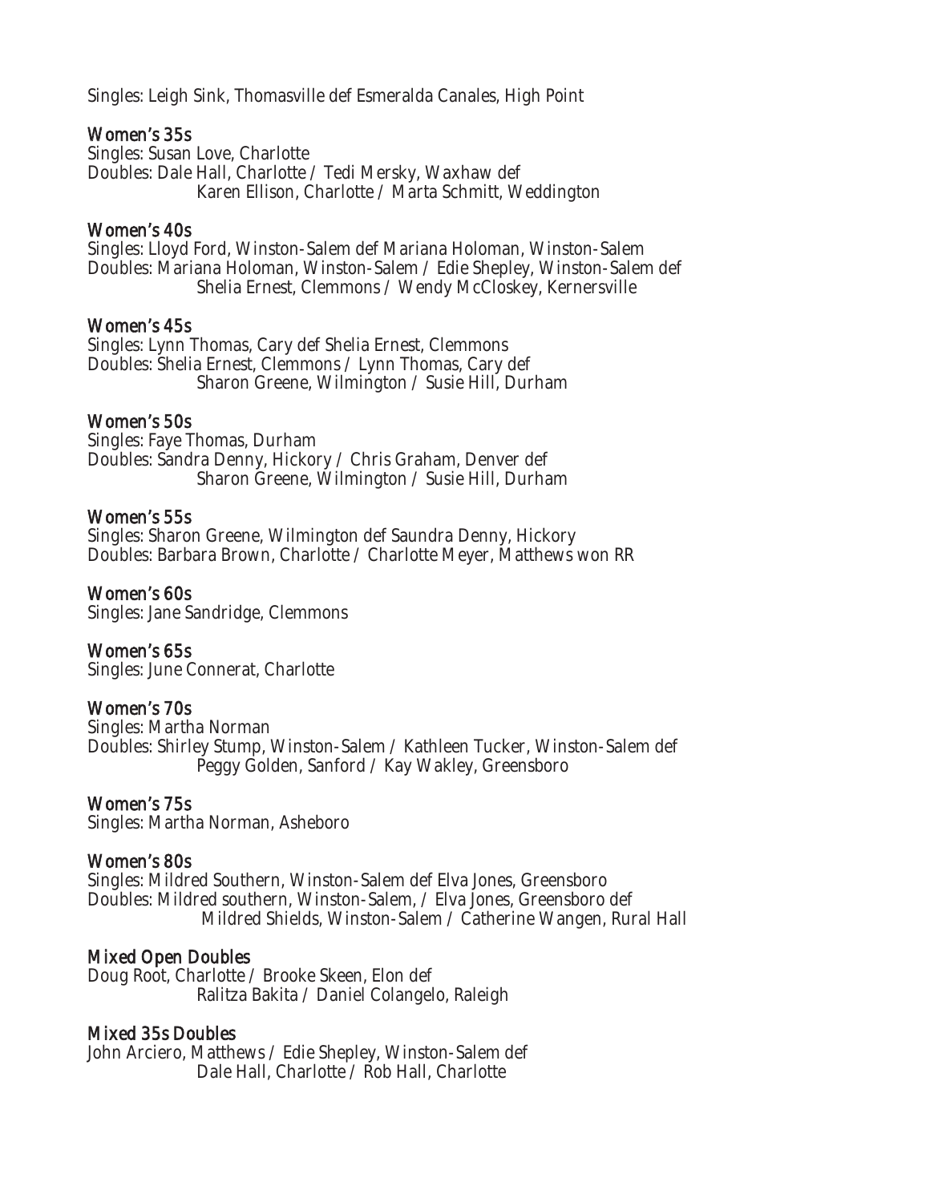Singles: Leigh Sink, Thomasville def Esmeralda Canales, High Point

### Women's 35s

Singles: Susan Love, Charlotte
Doubles: Dale Hall, Charlotte / Tedi Mersky, Waxhaw def
Karen Ellison, Charlotte / Marta Schmitt, Weddington

### Women's 40s

Singles: Lloyd Ford, Winston-Salem def Mariana Holoman, Winston-Salem
Doubles: Mariana Holoman, Winston-Salem / Edie Shepley, Winston-Salem def
Shelia Ernest, Clemmons / Wendy McCloskey, Kernersville

### Women's 45s

Singles: Lynn Thomas, Cary def Shelia Ernest, Clemmons
Doubles: Shelia Ernest, Clemmons / Lynn Thomas, Cary def
Sharon Greene, Wilmington / Susie Hill, Durham

### Women's 50s

Singles: Faye Thomas, Durham
Doubles: Sandra Denny, Hickory / Chris Graham, Denver def
Sharon Greene, Wilmington / Susie Hill, Durham

### Women's 55s

Singles: Sharon Greene, Wilmington def Saundra Denny, Hickory
Doubles: Barbara Brown, Charlotte / Charlotte Meyer, Matthews won RR

### Women's 60s

Singles: Jane Sandridge, Clemmons

### Women's 65s

Singles: June Connerat, Charlotte

### Women's 70s

Singles: Martha Norman
Doubles: Shirley Stump, Winston-Salem / Kathleen Tucker, Winston-Salem def
Peggy Golden, Sanford / Kay Wakley, Greensboro

### Women's 75s

Singles: Martha Norman, Asheboro

### Women's 80s

Singles: Mildred Southern, Winston-Salem def Elva Jones, Greensboro
Doubles: Mildred southern, Winston-Salem, / Elva Jones, Greensboro def
Mildred Shields, Winston-Salem / Catherine Wangen, Rural Hall

### Mixed Open Doubles

Doug Root, Charlotte / Brooke Skeen, Elon def
Ralitza Bakita / Daniel Colangelo, Raleigh

### Mixed 35s Doubles

John Arciero, Matthews / Edie Shepley, Winston-Salem def
Dale Hall, Charlotte / Rob Hall, Charlotte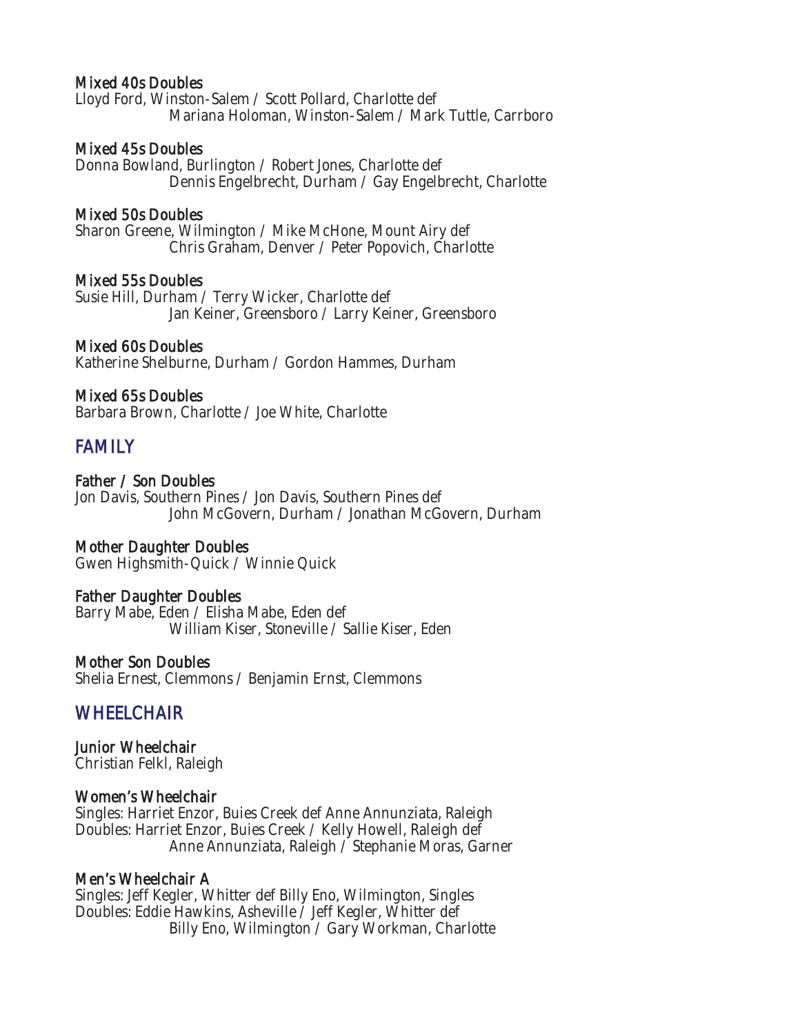### Mixed 40s Doubles

Lloyd Ford, Winston-Salem / Scott Pollard, Charlotte def
Mariana Holoman, Winston-Salem / Mark Tuttle, Carrboro

### Mixed 45s Doubles

Donna Bowland, Burlington / Robert Jones, Charlotte def
Dennis Engelbrecht, Durham / Gay Engelbrecht, Charlotte

### Mixed 50s Doubles

Sharon Greene, Wilmington / Mike McHone, Mount Airy def
Chris Graham, Denver / Peter Popovich, Charlotte

### Mixed 55s Doubles

Susie Hill, Durham / Terry Wicker, Charlotte def
Jan Keiner, Greensboro / Larry Keiner, Greensboro

### Mixed 60s Doubles

Katherine Shelburne, Durham / Gordon Hammes, Durham

### Mixed 65s Doubles

Barbara Brown, Charlotte / Joe White, Charlotte

## FAMILY

### Father / Son Doubles

Jon Davis, Southern Pines / Jon Davis, Southern Pines def
John McGovern, Durham / Jonathan McGovern, Durham

### Mother Daughter Doubles

Gwen Highsmith-Quick / Winnie Quick

### Father Daughter Doubles

Barry Mabe, Eden / Elisha Mabe, Eden def
William Kiser, Stoneville / Sallie Kiser, Eden

### Mother Son Doubles

Shelia Ernest, Clemmons / Benjamin Ernst, Clemmons

## WHEELCHAIR

### Junior Wheelchair

Christian Felkl, Raleigh

### Women's Wheelchair

Singles: Harriet Enzor, Buies Creek def Anne Annunziata, Raleigh
Doubles: Harriet Enzor, Buies Creek / Kelly Howell, Raleigh def
Anne Annunziata, Raleigh / Stephanie Moras, Garner

### Men's Wheelchair A

Singles: Jeff Kegler, Whitter def Billy Eno, Wilmington, Singles
Doubles: Eddie Hawkins, Asheville / Jeff Kegler, Whitter def
Billy Eno, Wilmington / Gary Workman, Charlotte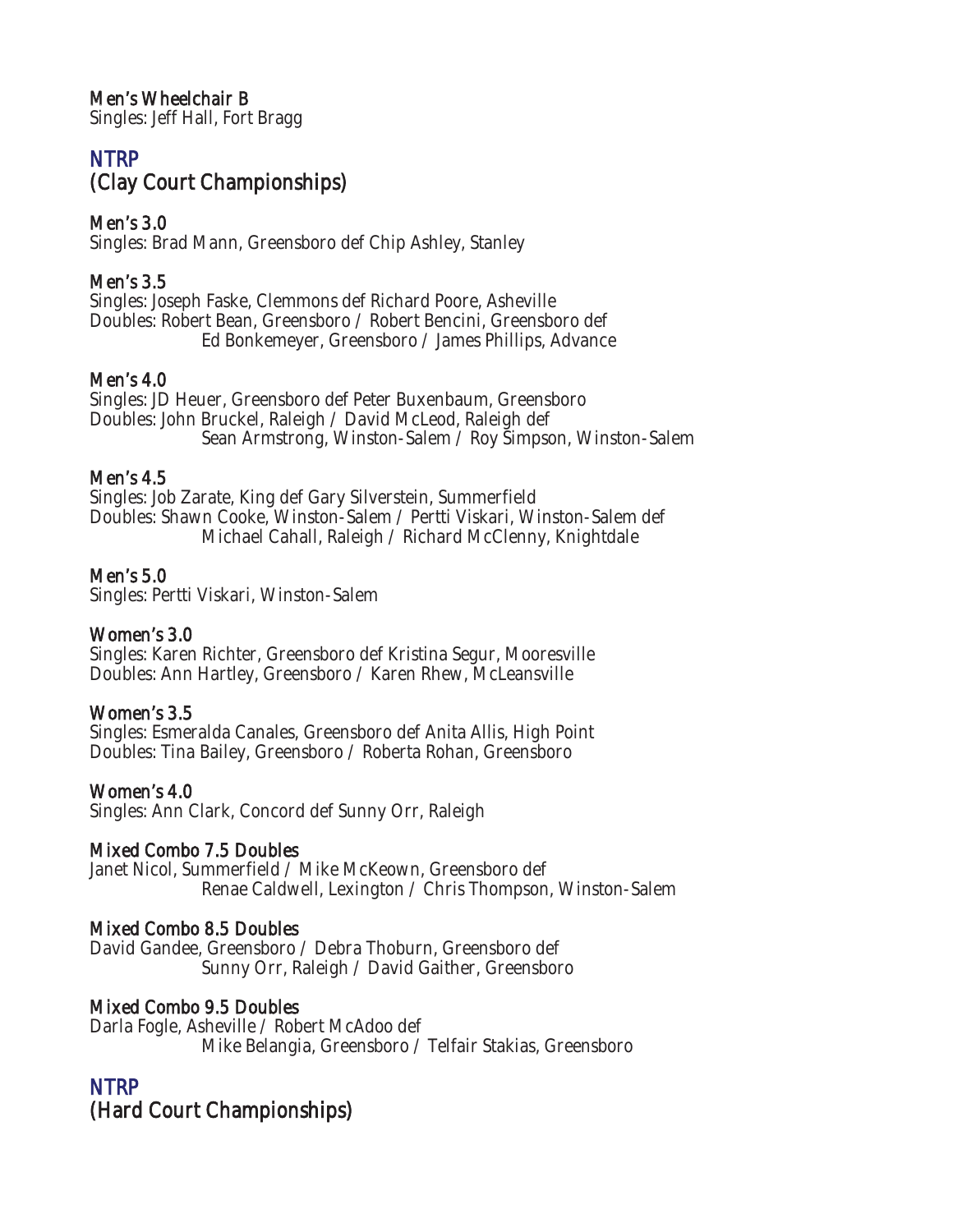**Men's Wheelchair B**
Singles: Jeff Hall, Fort Bragg

## NTRP
## (Clay Court Championships)

**Men's 3.0**
Singles: Brad Mann, Greensboro def Chip Ashley, Stanley

**Men's 3.5**
Singles: Joseph Faske, Clemmons def Richard Poore, Asheville
Doubles: Robert Bean, Greensboro / Robert Bencini, Greensboro def
Ed Bonkemeyer, Greensboro / James Phillips, Advance

**Men's 4.0**
Singles: JD Heuer, Greensboro def Peter Buxenbaum, Greensboro
Doubles: John Bruckel, Raleigh / David McLeod, Raleigh def
Sean Armstrong, Winston-Salem / Roy Simpson, Winston-Salem

**Men's 4.5**
Singles: Job Zarate, King def Gary Silverstein, Summerfield
Doubles: Shawn Cooke, Winston-Salem / Pertti Viskari, Winston-Salem def
Michael Cahall, Raleigh / Richard McClenny, Knightdale

**Men's 5.0**
Singles: Pertti Viskari, Winston-Salem

**Women's 3.0**
Singles: Karen Richter, Greensboro def Kristina Segur, Mooresville
Doubles: Ann Hartley, Greensboro / Karen Rhew, McLeansville

**Women's 3.5**
Singles: Esmeralda Canales, Greensboro def Anita Allis, High Point
Doubles: Tina Bailey, Greensboro / Roberta Rohan, Greensboro

**Women's 4.0**
Singles: Ann Clark, Concord def Sunny Orr, Raleigh

**Mixed Combo 7.5 Doubles**
Janet Nicol, Summerfield / Mike McKeown, Greensboro def
Renae Caldwell, Lexington / Chris Thompson, Winston-Salem

**Mixed Combo 8.5 Doubles**
David Gandee, Greensboro / Debra Thoburn, Greensboro def
Sunny Orr, Raleigh / David Gaither, Greensboro

**Mixed Combo 9.5 Doubles**
Darla Fogle, Asheville / Robert McAdoo def
Mike Belangia, Greensboro / Telfair Stakias, Greensboro

## NTRP
## (Hard Court Championships)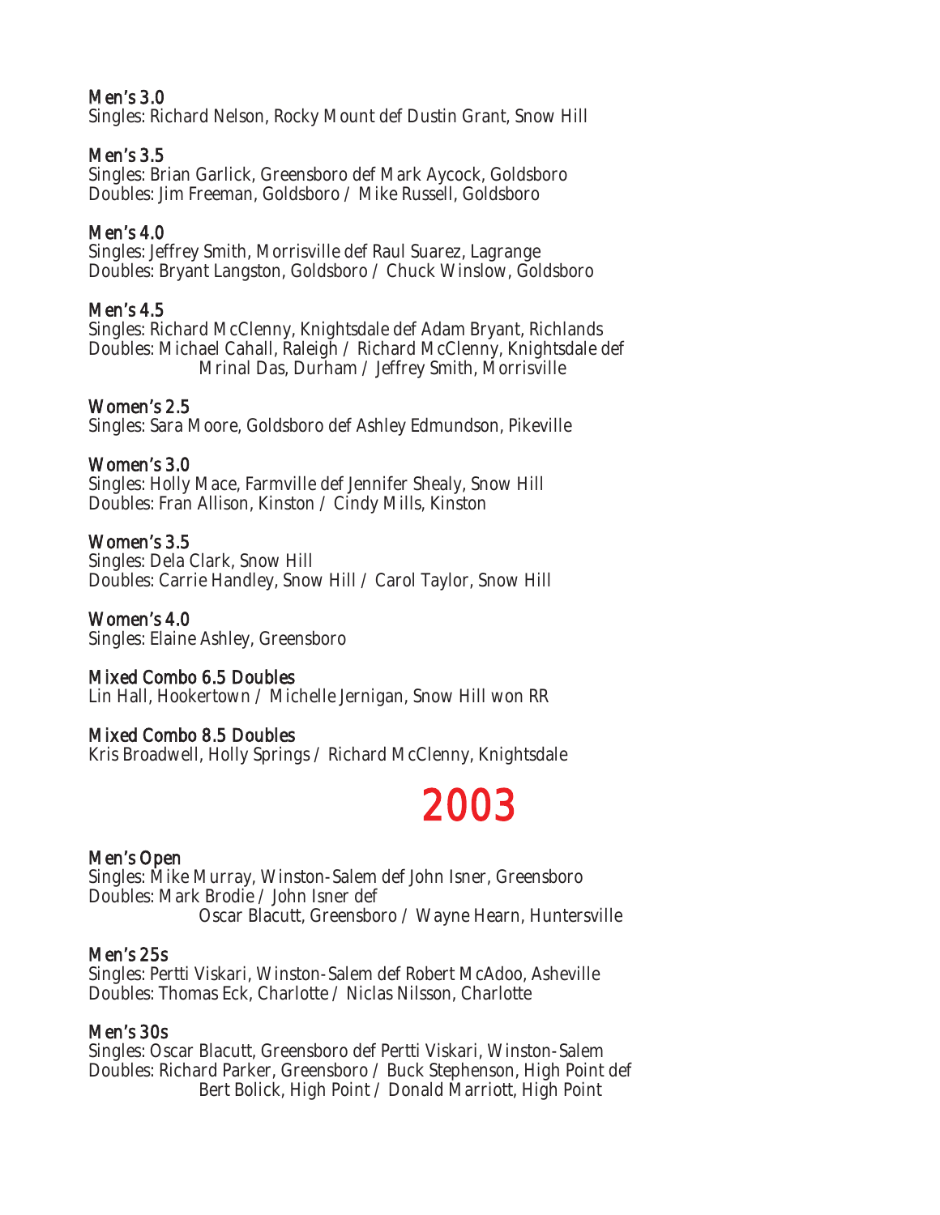### Men's 3.0
Singles: Richard Nelson, Rocky Mount def Dustin Grant, Snow Hill

### Men's 3.5
Singles: Brian Garlick, Greensboro def Mark Aycock, Goldsboro
Doubles: Jim Freeman, Goldsboro / Mike Russell, Goldsboro

### Men's 4.0
Singles: Jeffrey Smith, Morrisville def Raul Suarez, Lagrange
Doubles: Bryant Langston, Goldsboro / Chuck Winslow, Goldsboro

### Men's 4.5
Singles: Richard McClenny, Knightsdale def Adam Bryant, Richlands
Doubles: Michael Cahall, Raleigh / Richard McClenny, Knightsdale def
Mrinal Das, Durham / Jeffrey Smith, Morrisville

### Women's 2.5
Singles: Sara Moore, Goldsboro def Ashley Edmundson, Pikeville

### Women's 3.0
Singles: Holly Mace, Farmville def Jennifer Shealy, Snow Hill
Doubles: Fran Allison, Kinston / Cindy Mills, Kinston

### Women's 3.5
Singles: Dela Clark, Snow Hill
Doubles: Carrie Handley, Snow Hill / Carol Taylor, Snow Hill

### Women's 4.0
Singles: Elaine Ashley, Greensboro

### Mixed Combo 6.5 Doubles
Lin Hall, Hookertown / Michelle Jernigan, Snow Hill won RR

### Mixed Combo 8.5 Doubles
Kris Broadwell, Holly Springs / Richard McClenny, Knightsdale

# 2003

### Men's Open
Singles: Mike Murray, Winston-Salem def John Isner, Greensboro
Doubles: Mark Brodie / John Isner def
Oscar Blacutt, Greensboro / Wayne Hearn, Huntersville

### Men's 25s
Singles: Pertti Viskari, Winston-Salem def Robert McAdoo, Asheville
Doubles: Thomas Eck, Charlotte / Niclas Nilsson, Charlotte

### Men's 30s
Singles: Oscar Blacutt, Greensboro def Pertti Viskari, Winston-Salem
Doubles: Richard Parker, Greensboro / Buck Stephenson, High Point def
Bert Bolick, High Point / Donald Marriott, High Point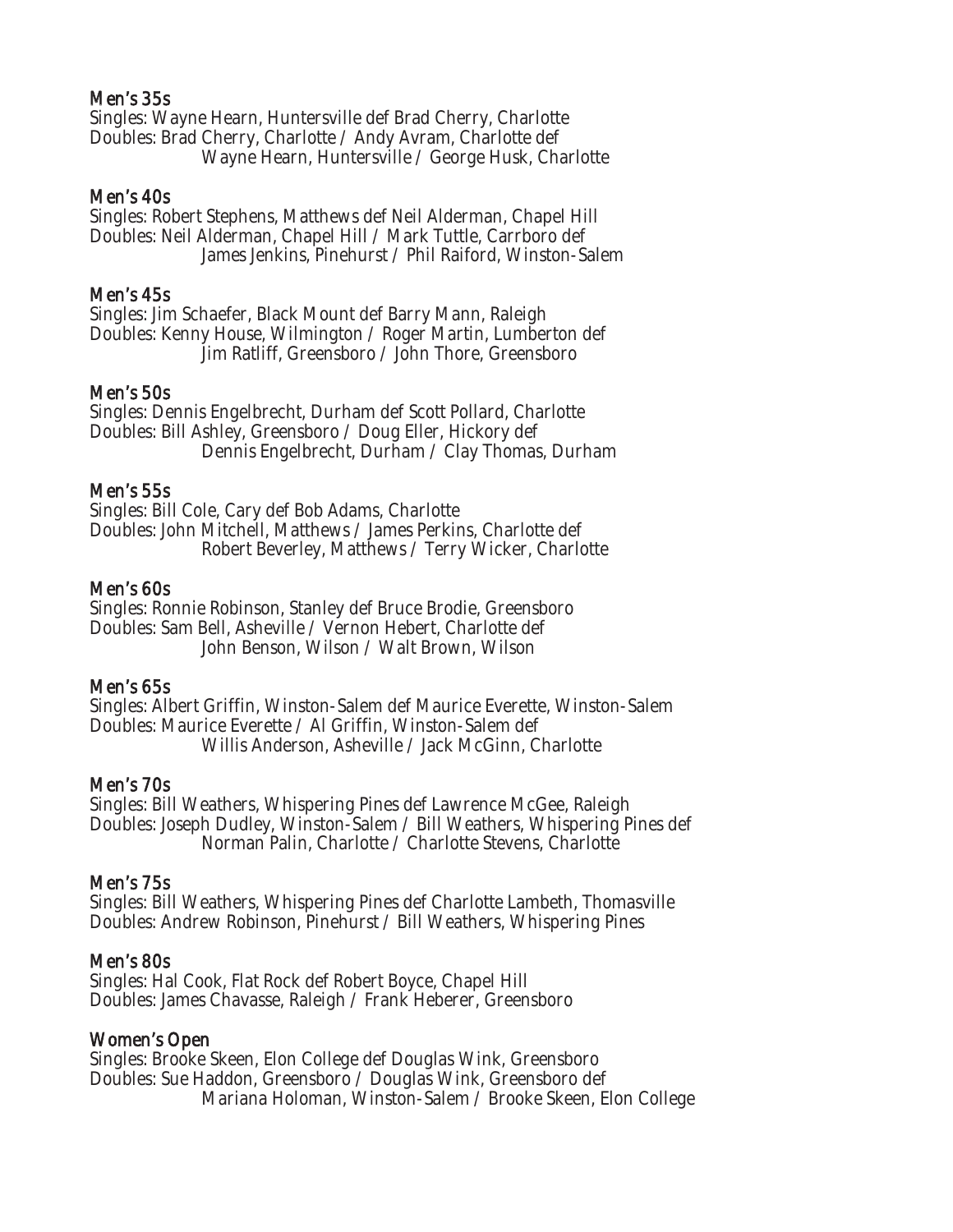### Men's 35s

Singles: Wayne Hearn, Huntersville def Brad Cherry, Charlotte
Doubles: Brad Cherry, Charlotte / Andy Avram, Charlotte def
Wayne Hearn, Huntersville / George Husk, Charlotte

### Men's 40s

Singles: Robert Stephens, Matthews def Neil Alderman, Chapel Hill
Doubles: Neil Alderman, Chapel Hill / Mark Tuttle, Carrboro def
James Jenkins, Pinehurst / Phil Raiford, Winston-Salem

### Men's 45s

Singles: Jim Schaefer, Black Mount def Barry Mann, Raleigh
Doubles: Kenny House, Wilmington / Roger Martin, Lumberton def
Jim Ratliff, Greensboro / John Thore, Greensboro

### Men's 50s

Singles: Dennis Engelbrecht, Durham def Scott Pollard, Charlotte
Doubles: Bill Ashley, Greensboro / Doug Eller, Hickory def
Dennis Engelbrecht, Durham / Clay Thomas, Durham

### Men's 55s

Singles: Bill Cole, Cary def Bob Adams, Charlotte
Doubles: John Mitchell, Matthews / James Perkins, Charlotte def
Robert Beverley, Matthews / Terry Wicker, Charlotte

### Men's 60s

Singles: Ronnie Robinson, Stanley def Bruce Brodie, Greensboro
Doubles: Sam Bell, Asheville / Vernon Hebert, Charlotte def
John Benson, Wilson / Walt Brown, Wilson

### Men's 65s

Singles: Albert Griffin, Winston-Salem def Maurice Everette, Winston-Salem
Doubles: Maurice Everette / Al Griffin, Winston-Salem def
Willis Anderson, Asheville / Jack McGinn, Charlotte

### Men's 70s

Singles: Bill Weathers, Whispering Pines def Lawrence McGee, Raleigh
Doubles: Joseph Dudley, Winston-Salem / Bill Weathers, Whispering Pines def
Norman Palin, Charlotte / Charlotte Stevens, Charlotte

### Men's 75s

Singles: Bill Weathers, Whispering Pines def Charlotte Lambeth, Thomasville
Doubles: Andrew Robinson, Pinehurst / Bill Weathers, Whispering Pines

### Men's 80s

Singles: Hal Cook, Flat Rock def Robert Boyce, Chapel Hill
Doubles: James Chavasse, Raleigh / Frank Heberer, Greensboro

### Women's Open

Singles: Brooke Skeen, Elon College def Douglas Wink, Greensboro
Doubles: Sue Haddon, Greensboro / Douglas Wink, Greensboro def
Mariana Holoman, Winston-Salem / Brooke Skeen, Elon College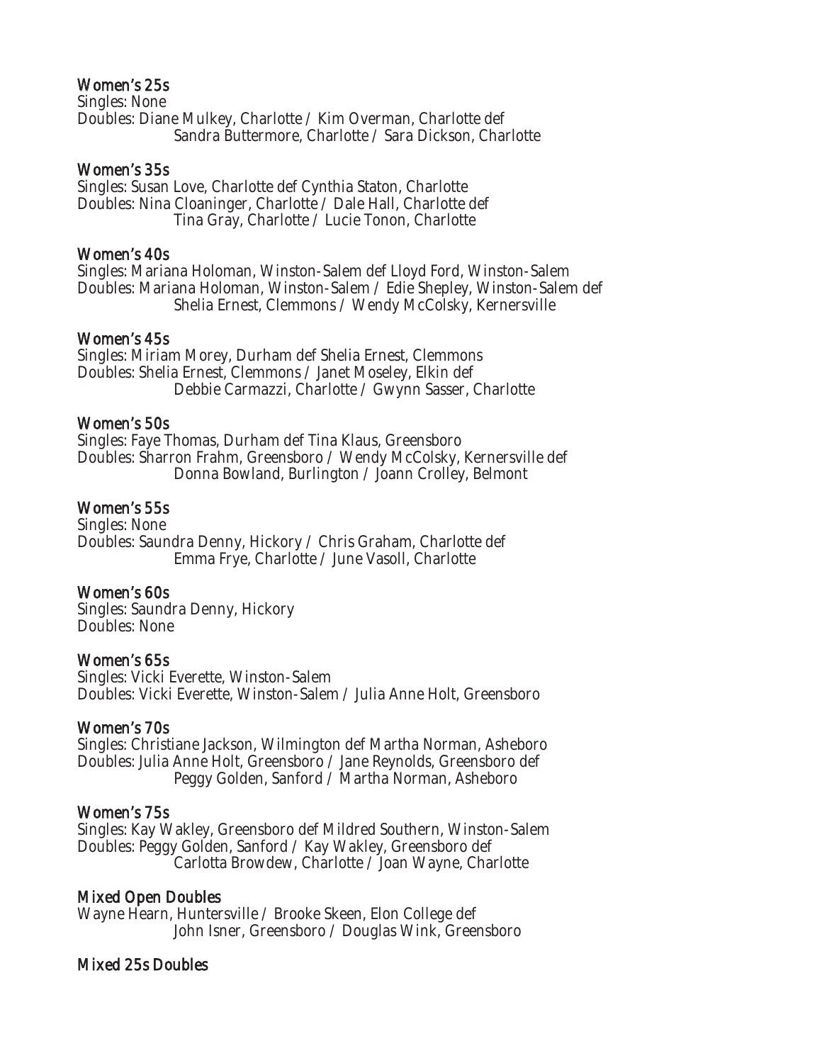### Women's 25s

Singles: None
Doubles: Diane Mulkey, Charlotte / Kim Overman, Charlotte def
Sandra Buttermore, Charlotte / Sara Dickson, Charlotte

### Women's 35s

Singles: Susan Love, Charlotte def Cynthia Staton, Charlotte
Doubles: Nina Cloaninger, Charlotte / Dale Hall, Charlotte def
Tina Gray, Charlotte / Lucie Tonon, Charlotte

### Women's 40s

Singles: Mariana Holoman, Winston-Salem def Lloyd Ford, Winston-Salem
Doubles: Mariana Holoman, Winston-Salem / Edie Shepley, Winston-Salem def
Shelia Ernest, Clemmons / Wendy McColsky, Kernersville

### Women's 45s

Singles: Miriam Morey, Durham def Shelia Ernest, Clemmons
Doubles: Shelia Ernest, Clemmons / Janet Moseley, Elkin def
Debbie Carmazzi, Charlotte / Gwynn Sasser, Charlotte

### Women's 50s

Singles: Faye Thomas, Durham def Tina Klaus, Greensboro
Doubles: Sharron Frahm, Greensboro / Wendy McColsky, Kernersville def
Donna Bowland, Burlington / Joann Crolley, Belmont

### Women's 55s

Singles: None
Doubles: Saundra Denny, Hickory / Chris Graham, Charlotte def
Emma Frye, Charlotte / June Vasoll, Charlotte

### Women's 60s

Singles: Saundra Denny, Hickory
Doubles: None

### Women's 65s

Singles: Vicki Everette, Winston-Salem
Doubles: Vicki Everette, Winston-Salem / Julia Anne Holt, Greensboro

### Women's 70s

Singles: Christiane Jackson, Wilmington def Martha Norman, Asheboro
Doubles: Julia Anne Holt, Greensboro / Jane Reynolds, Greensboro def
Peggy Golden, Sanford / Martha Norman, Asheboro

### Women's 75s

Singles: Kay Wakley, Greensboro def Mildred Southern, Winston-Salem
Doubles: Peggy Golden, Sanford / Kay Wakley, Greensboro def
Carlotta Browdew, Charlotte / Joan Wayne, Charlotte

### Mixed Open Doubles

Wayne Hearn, Huntersville / Brooke Skeen, Elon College def
John Isner, Greensboro / Douglas Wink, Greensboro

### Mixed 25s Doubles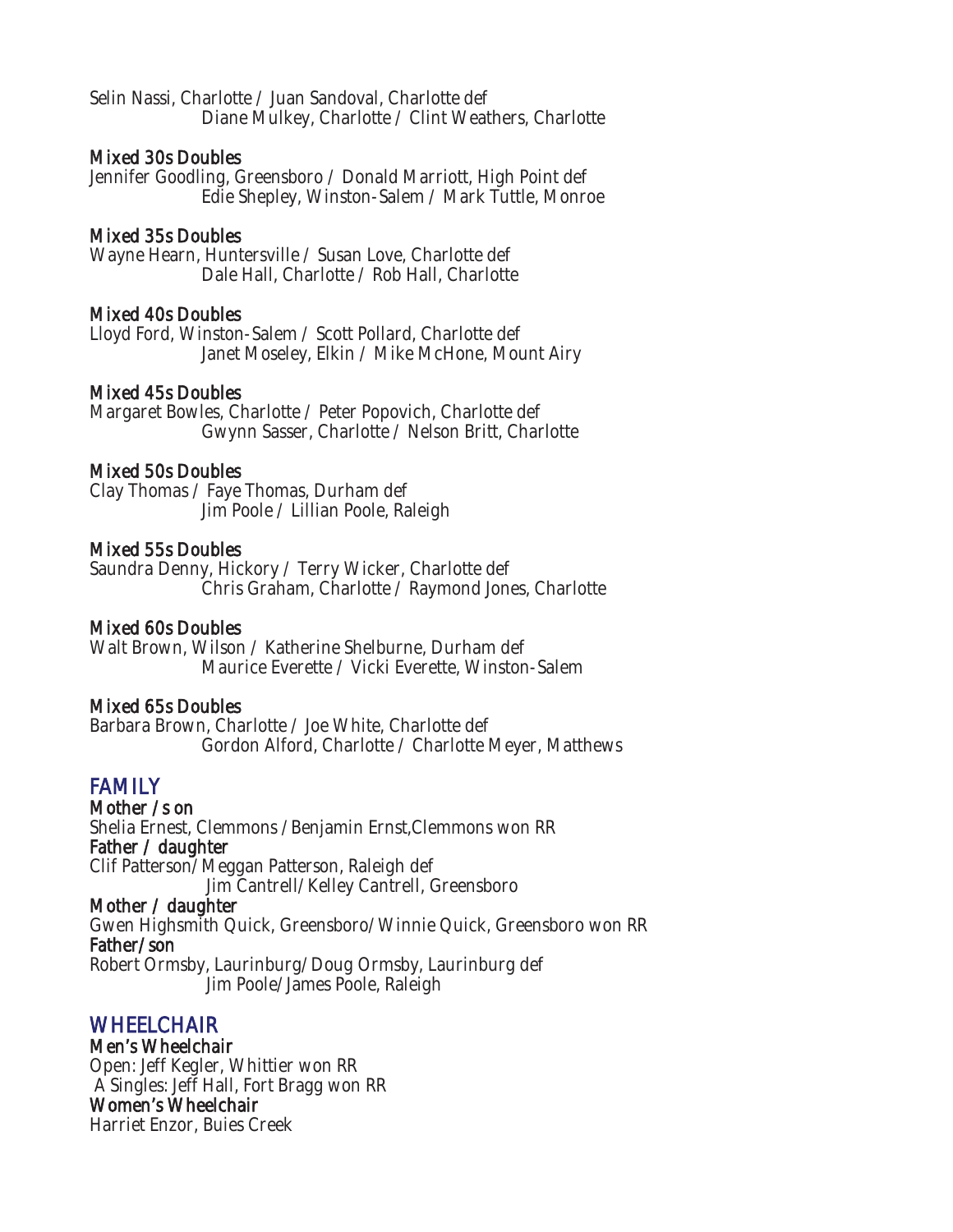Selin Nassi, Charlotte / Juan Sandoval, Charlotte def
Diane Mulkey, Charlotte / Clint Weathers, Charlotte

### Mixed 30s Doubles

Jennifer Goodling, Greensboro / Donald Marriott, High Point def
Edie Shepley, Winston-Salem / Mark Tuttle, Monroe

### Mixed 35s Doubles

Wayne Hearn, Huntersville / Susan Love, Charlotte def
Dale Hall, Charlotte / Rob Hall, Charlotte

### Mixed 40s Doubles

Lloyd Ford, Winston-Salem / Scott Pollard, Charlotte def
Janet Moseley, Elkin / Mike McHone, Mount Airy

### Mixed 45s Doubles

Margaret Bowles, Charlotte / Peter Popovich, Charlotte def
Gwynn Sasser, Charlotte / Nelson Britt, Charlotte

### Mixed 50s Doubles

Clay Thomas / Faye Thomas, Durham def
Jim Poole / Lillian Poole, Raleigh

### Mixed 55s Doubles

Saundra Denny, Hickory / Terry Wicker, Charlotte def
Chris Graham, Charlotte / Raymond Jones, Charlotte

### Mixed 60s Doubles

Walt Brown, Wilson / Katherine Shelburne, Durham def
Maurice Everette / Vicki Everette, Winston-Salem

### Mixed 65s Doubles

Barbara Brown, Charlotte / Joe White, Charlotte def
Gordon Alford, Charlotte / Charlotte Meyer, Matthews

## FAMILY

### Mother / son

Shelia Ernest, Clemmons / Benjamin Ernst,Clemmons won RR

### Father / daughter

Clif Patterson/ Meggan Patterson, Raleigh def
Jim Cantrell/ Kelley Cantrell, Greensboro

### Mother / daughter

Gwen Highsmith Quick, Greensboro/ Winnie Quick, Greensboro won RR

### Father/son

Robert Ormsby, Laurinburg/ Doug Ormsby, Laurinburg def
Jim Poole/ James Poole, Raleigh

## WHEELCHAIR

### Men's Wheelchair

Open: Jeff Kegler, Whittier won RR
A Singles: Jeff Hall, Fort Bragg won RR

### Women's Wheelchair

Harriet Enzor, Buies Creek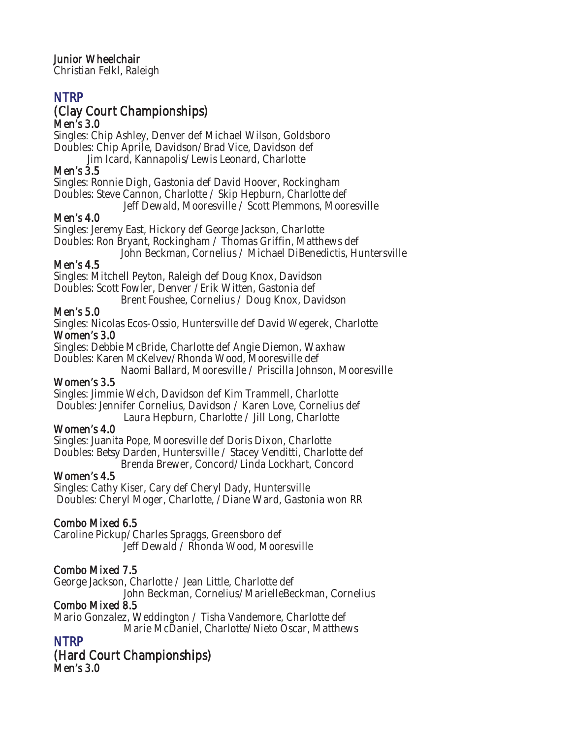### Junior Wheelchair
Christian Felkl, Raleigh

## NTRP
## (Clay Court Championships)

### Men's 3.0
Singles: Chip Ashley, Denver def Michael Wilson, Goldsboro
Doubles: Chip Aprile, Davidson/Brad Vice, Davidson def
Jim Icard, Kannapolis/Lewis Leonard, Charlotte

### Men's 3.5
Singles: Ronnie Digh, Gastonia def David Hoover, Rockingham
Doubles: Steve Cannon, Charlotte / Skip Hepburn, Charlotte def
Jeff Dewald, Mooresville / Scott Plemmons, Mooresville

### Men's 4.0
Singles: Jeremy East, Hickory def George Jackson, Charlotte
Doubles: Ron Bryant, Rockingham / Thomas Griffin, Matthews def
John Beckman, Cornelius / Michael DiBenedictis, Huntersville

### Men's 4.5
Singles: Mitchell Peyton, Raleigh def Doug Knox, Davidson
Doubles: Scott Fowler, Denver /Erik Witten, Gastonia def
Brent Foushee, Cornelius / Doug Knox, Davidson

### Men's 5.0
Singles: Nicolas Ecos-Ossio, Huntersville def David Wegerek, Charlotte

### Women's 3.0
Singles: Debbie McBride, Charlotte def Angie Diemon, Waxhaw
Doubles: Karen McKelvev/Rhonda Wood, Mooresville def
Naomi Ballard, Mooresville / Priscilla Johnson, Mooresville

### Women's 3.5
Singles: Jimmie Welch, Davidson def Kim Trammell, Charlotte
Doubles: Jennifer Cornelius, Davidson / Karen Love, Cornelius def
Laura Hepburn, Charlotte / Jill Long, Charlotte

### Women's 4.0
Singles: Juanita Pope, Mooresville def Doris Dixon, Charlotte
Doubles: Betsy Darden, Huntersville / Stacey Venditti, Charlotte def
Brenda Brewer, Concord/Linda Lockhart, Concord

### Women's 4.5
Singles: Cathy Kiser, Cary def Cheryl Dady, Huntersville
Doubles: Cheryl Moger, Charlotte, /Diane Ward, Gastonia won RR

### Combo Mixed 6.5
Caroline Pickup/Charles Spraggs, Greensboro def
Jeff Dewald / Rhonda Wood, Mooresville

### Combo Mixed 7.5
George Jackson, Charlotte / Jean Little, Charlotte def
John Beckman, Cornelius/MarielleBeckman, Cornelius

### Combo Mixed 8.5
Mario Gonzalez, Weddington / Tisha Vandemore, Charlotte def
Marie McDaniel, Charlotte/Nieto Oscar, Matthews

## NTRP
## (Hard Court Championships)

### Men's 3.0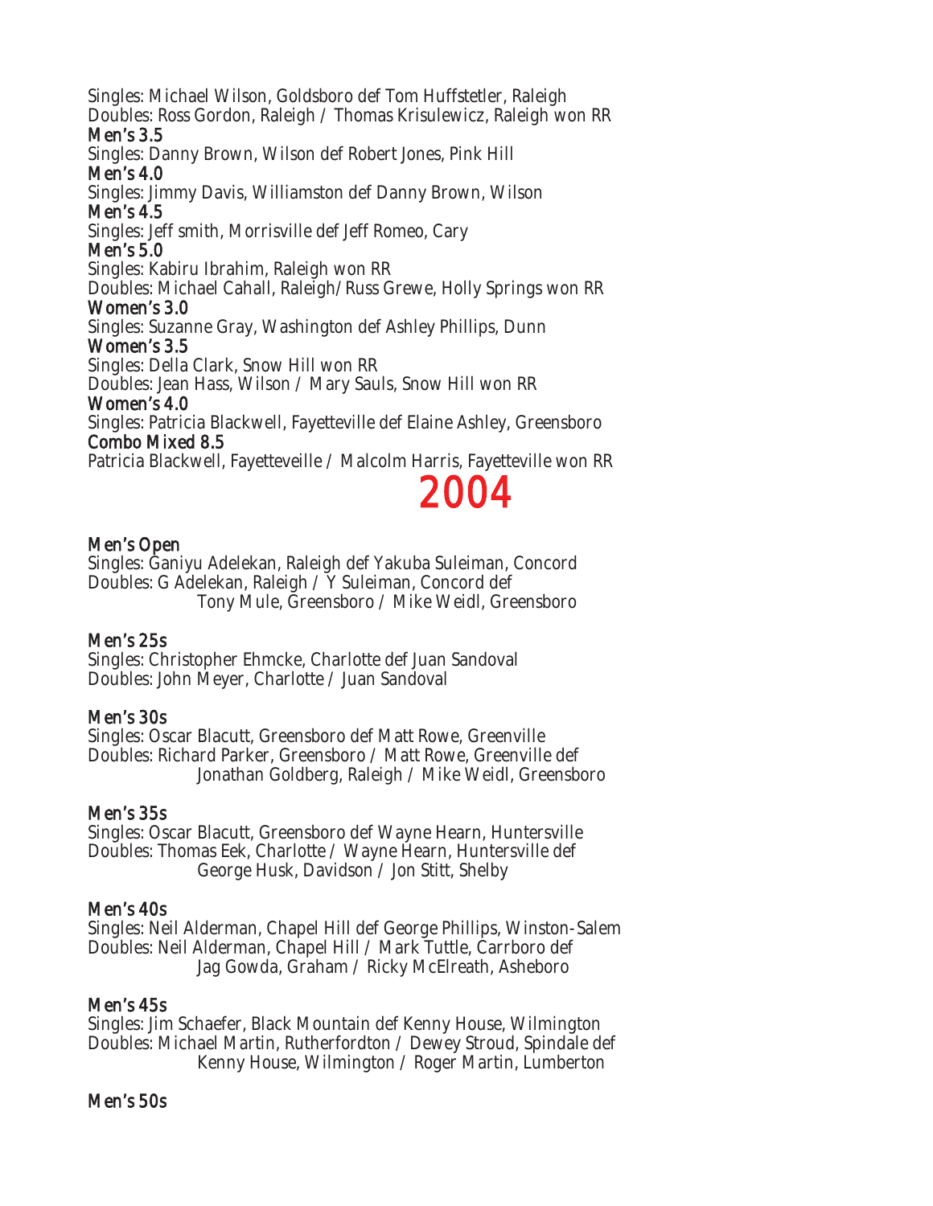Singles: Michael Wilson, Goldsboro def Tom Huffstetler, Raleigh
Doubles: Ross Gordon, Raleigh / Thomas Krisulewicz, Raleigh won RR

### Men's 3.5

Singles: Danny Brown, Wilson def Robert Jones, Pink Hill

### Men's 4.0

Singles: Jimmy Davis, Williamston def Danny Brown, Wilson

### Men's 4.5

Singles: Jeff smith, Morrisville def Jeff Romeo, Cary

### Men's 5.0

Singles: Kabiru Ibrahim, Raleigh won RR
Doubles: Michael Cahall, Raleigh/Russ Grewe, Holly Springs won RR

### Women's 3.0

Singles: Suzanne Gray, Washington def Ashley Phillips, Dunn

### Women's 3.5

Singles: Della Clark, Snow Hill won RR
Doubles: Jean Hass, Wilson / Mary Sauls, Snow Hill won RR

### Women's 4.0

Singles: Patricia Blackwell, Fayetteville def Elaine Ashley, Greensboro

### Combo Mixed 8.5

Patricia Blackwell, Fayetteveille / Malcolm Harris, Fayetteville won RR

# 2004

### Men's Open

Singles: Ganiyu Adelekan, Raleigh def Yakuba Suleiman, Concord
Doubles: G Adelekan, Raleigh / Y Suleiman, Concord def
Tony Mule, Greensboro / Mike Weidl, Greensboro

### Men's 25s

Singles: Christopher Ehmcke, Charlotte def Juan Sandoval
Doubles: John Meyer, Charlotte / Juan Sandoval

### Men's 30s

Singles: Oscar Blacutt, Greensboro def Matt Rowe, Greenville
Doubles: Richard Parker, Greensboro / Matt Rowe, Greenville def
Jonathan Goldberg, Raleigh / Mike Weidl, Greensboro

### Men's 35s

Singles: Oscar Blacutt, Greensboro def Wayne Hearn, Huntersville
Doubles: Thomas Eek, Charlotte / Wayne Hearn, Huntersville def
George Husk, Davidson / Jon Stitt, Shelby

### Men's 40s

Singles: Neil Alderman, Chapel Hill def George Phillips, Winston-Salem
Doubles: Neil Alderman, Chapel Hill / Mark Tuttle, Carrboro def
Jag Gowda, Graham / Ricky McElreath, Asheboro

### Men's 45s

Singles: Jim Schaefer, Black Mountain def Kenny House, Wilmington
Doubles: Michael Martin, Rutherfordton / Dewey Stroud, Spindale def
Kenny House, Wilmington / Roger Martin, Lumberton

### Men's 50s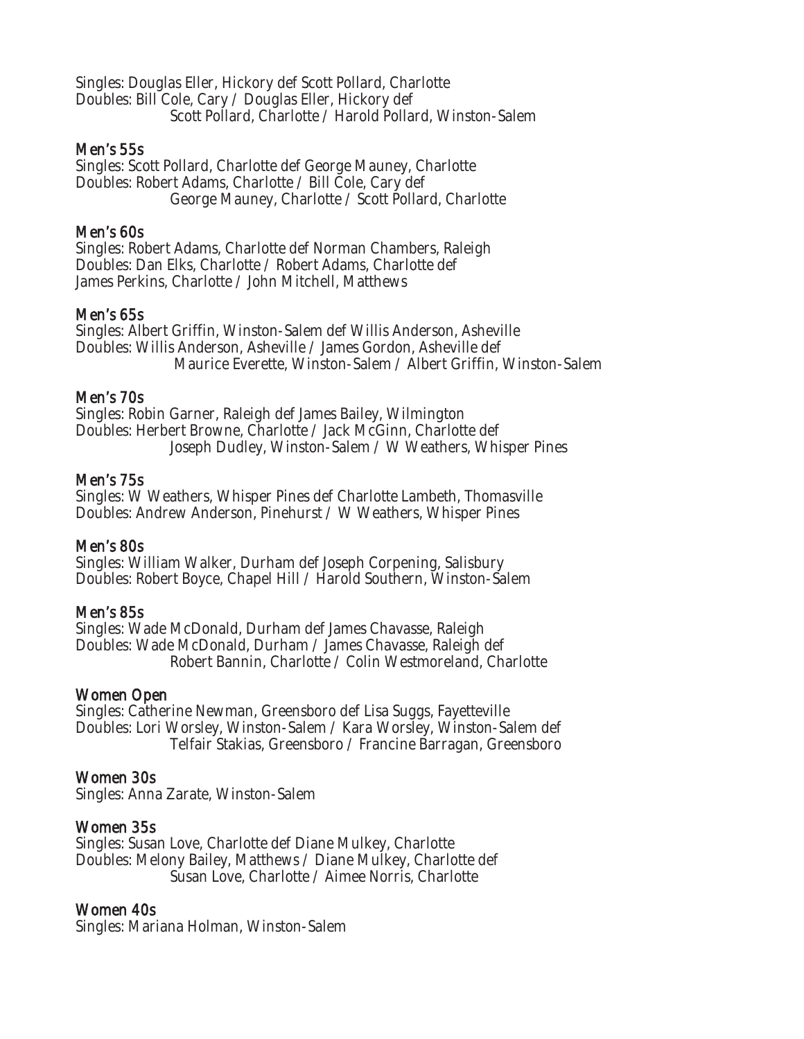Singles: Douglas Eller, Hickory def Scott Pollard, Charlotte
Doubles: Bill Cole, Cary / Douglas Eller, Hickory def
Scott Pollard, Charlotte / Harold Pollard, Winston-Salem

### Men's 55s

Singles: Scott Pollard, Charlotte def George Mauney, Charlotte
Doubles: Robert Adams, Charlotte / Bill Cole, Cary def
George Mauney, Charlotte / Scott Pollard, Charlotte

### Men's 60s

Singles: Robert Adams, Charlotte def Norman Chambers, Raleigh
Doubles: Dan Elks, Charlotte / Robert Adams, Charlotte def
James Perkins, Charlotte / John Mitchell, Matthews

### Men's 65s

Singles: Albert Griffin, Winston-Salem def Willis Anderson, Asheville
Doubles: Willis Anderson, Asheville / James Gordon, Asheville def
Maurice Everette, Winston-Salem / Albert Griffin, Winston-Salem

### Men's 70s

Singles: Robin Garner, Raleigh def James Bailey, Wilmington
Doubles: Herbert Browne, Charlotte / Jack McGinn, Charlotte def
Joseph Dudley, Winston-Salem / W Weathers, Whisper Pines

### Men's 75s

Singles: W Weathers, Whisper Pines def Charlotte Lambeth, Thomasville
Doubles: Andrew Anderson, Pinehurst / W Weathers, Whisper Pines

### Men's 80s

Singles: William Walker, Durham def Joseph Corpening, Salisbury
Doubles: Robert Boyce, Chapel Hill / Harold Southern, Winston-Salem

### Men's 85s

Singles: Wade McDonald, Durham def James Chavasse, Raleigh
Doubles: Wade McDonald, Durham / James Chavasse, Raleigh def
Robert Bannin, Charlotte / Colin Westmoreland, Charlotte

### Women Open

Singles: Catherine Newman, Greensboro def Lisa Suggs, Fayetteville
Doubles: Lori Worsley, Winston-Salem / Kara Worsley, Winston-Salem def
Telfair Stakias, Greensboro / Francine Barragan, Greensboro

### Women 30s

Singles: Anna Zarate, Winston-Salem

### Women 35s

Singles: Susan Love, Charlotte def Diane Mulkey, Charlotte
Doubles: Melony Bailey, Matthews / Diane Mulkey, Charlotte def
Susan Love, Charlotte / Aimee Norris, Charlotte

### Women 40s

Singles: Mariana Holman, Winston-Salem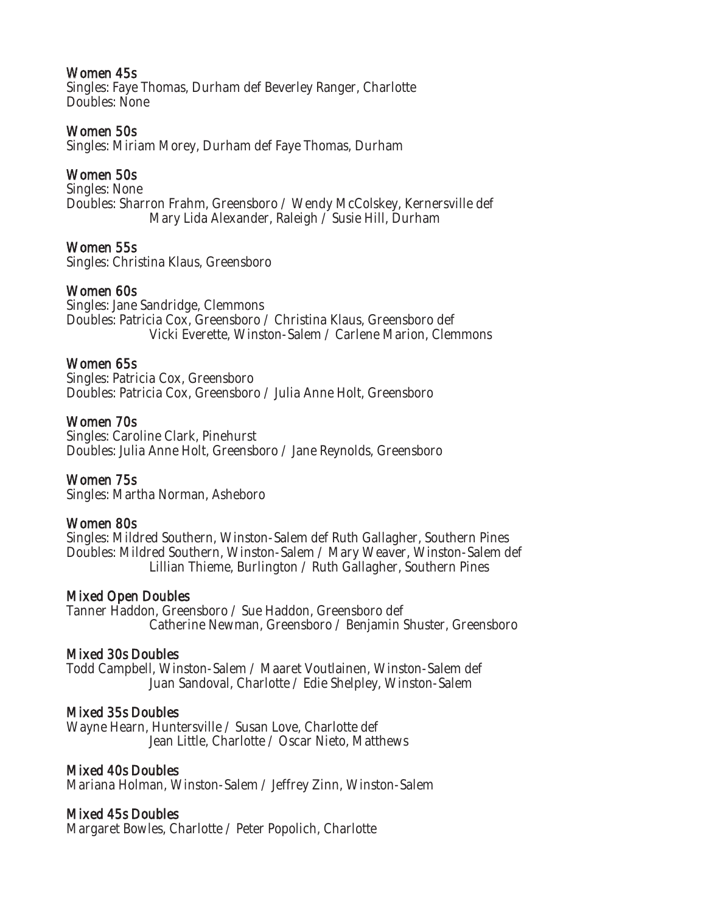### Women 45s

Singles: Faye Thomas, Durham def Beverley Ranger, Charlotte
Doubles: None

### Women 50s

Singles: Miriam Morey, Durham def Faye Thomas, Durham

### Women 50s

Singles: None
Doubles: Sharron Frahm, Greensboro / Wendy McColskey, Kernersville def
Mary Lida Alexander, Raleigh / Susie Hill, Durham

### Women 55s

Singles: Christina Klaus, Greensboro

### Women 60s

Singles: Jane Sandridge, Clemmons
Doubles: Patricia Cox, Greensboro / Christina Klaus, Greensboro def
Vicki Everette, Winston-Salem / Carlene Marion, Clemmons

### Women 65s

Singles: Patricia Cox, Greensboro
Doubles: Patricia Cox, Greensboro / Julia Anne Holt, Greensboro

### Women 70s

Singles: Caroline Clark, Pinehurst
Doubles: Julia Anne Holt, Greensboro / Jane Reynolds, Greensboro

### Women 75s

Singles: Martha Norman, Asheboro

### Women 80s

Singles: Mildred Southern, Winston-Salem def Ruth Gallagher, Southern Pines
Doubles: Mildred Southern, Winston-Salem / Mary Weaver, Winston-Salem def
Lillian Thieme, Burlington / Ruth Gallagher, Southern Pines

### Mixed Open Doubles

Tanner Haddon, Greensboro / Sue Haddon, Greensboro def
Catherine Newman, Greensboro / Benjamin Shuster, Greensboro

### Mixed 30s Doubles

Todd Campbell, Winston-Salem / Maaret Voutlainen, Winston-Salem def
Juan Sandoval, Charlotte / Edie Shelpley, Winston-Salem

### Mixed 35s Doubles

Wayne Hearn, Huntersville / Susan Love, Charlotte def
Jean Little, Charlotte / Oscar Nieto, Matthews

### Mixed 40s Doubles

Mariana Holman, Winston-Salem / Jeffrey Zinn, Winston-Salem

### Mixed 45s Doubles

Margaret Bowles, Charlotte / Peter Popolich, Charlotte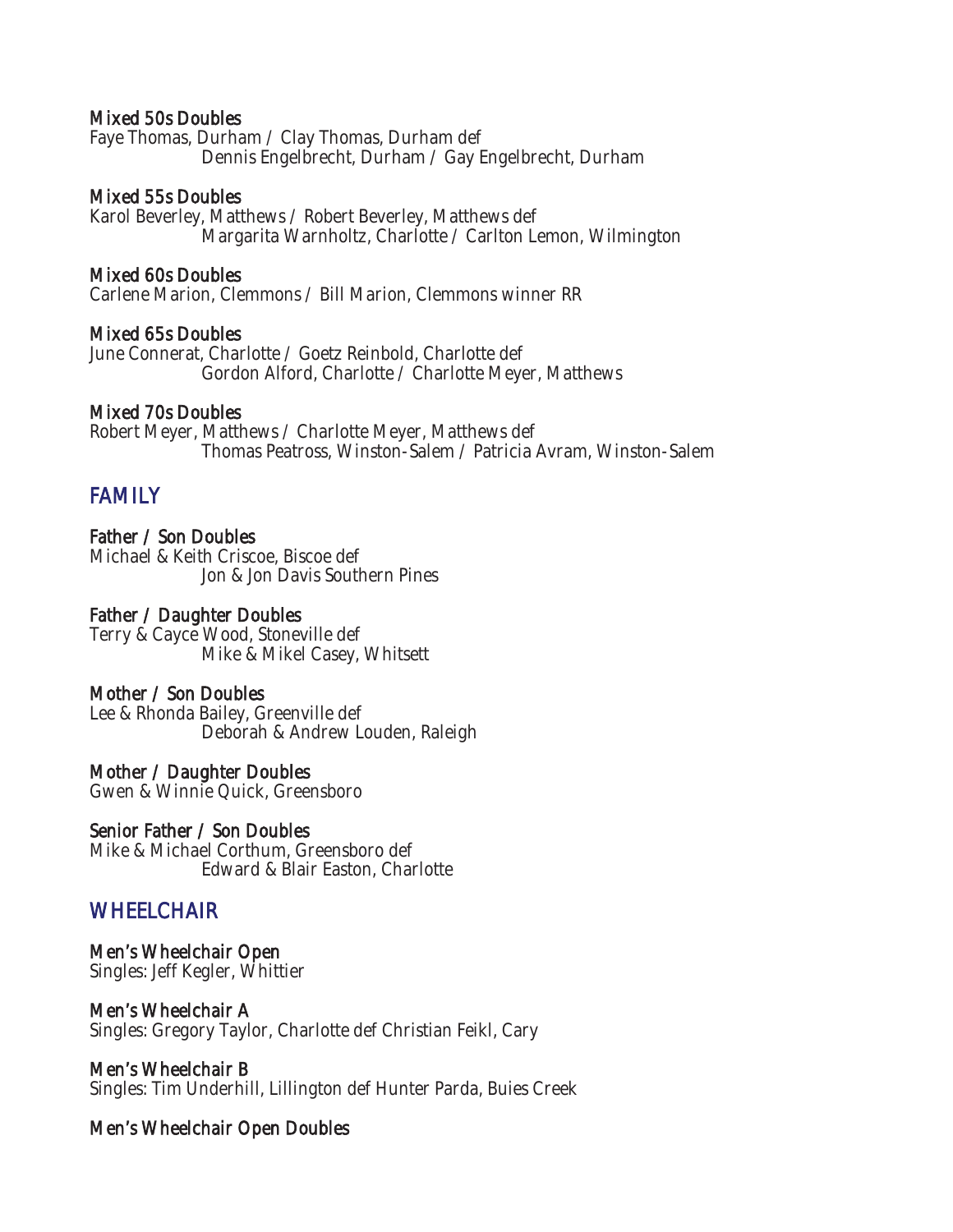### Mixed 50s Doubles

Faye Thomas, Durham / Clay Thomas, Durham def
Dennis Engelbrecht, Durham / Gay Engelbrecht, Durham

### Mixed 55s Doubles

Karol Beverley, Matthews / Robert Beverley, Matthews def
Margarita Warnholtz, Charlotte / Carlton Lemon, Wilmington

### Mixed 60s Doubles

Carlene Marion, Clemmons / Bill Marion, Clemmons winner RR

### Mixed 65s Doubles

June Connerat, Charlotte / Goetz Reinbold, Charlotte def
Gordon Alford, Charlotte / Charlotte Meyer, Matthews

### Mixed 70s Doubles

Robert Meyer, Matthews / Charlotte Meyer, Matthews def
Thomas Peatross, Winston-Salem / Patricia Avram, Winston-Salem

## FAMILY

### Father / Son Doubles

Michael & Keith Criscoe, Biscoe def
Jon & Jon Davis Southern Pines

### Father / Daughter Doubles

Terry & Cayce Wood, Stoneville def
Mike & Mikel Casey, Whitsett

### Mother / Son Doubles

Lee & Rhonda Bailey, Greenville def
Deborah & Andrew Louden, Raleigh

### Mother / Daughter Doubles

Gwen & Winnie Quick, Greensboro

### Senior Father / Son Doubles

Mike & Michael Corthum, Greensboro def
Edward & Blair Easton, Charlotte

## WHEELCHAIR

### Men's Wheelchair Open

Singles: Jeff Kegler, Whittier

### Men's Wheelchair A

Singles: Gregory Taylor, Charlotte def Christian Feikl, Cary

### Men's Wheelchair B

Singles: Tim Underhill, Lillington def Hunter Parda, Buies Creek

### Men's Wheelchair Open Doubles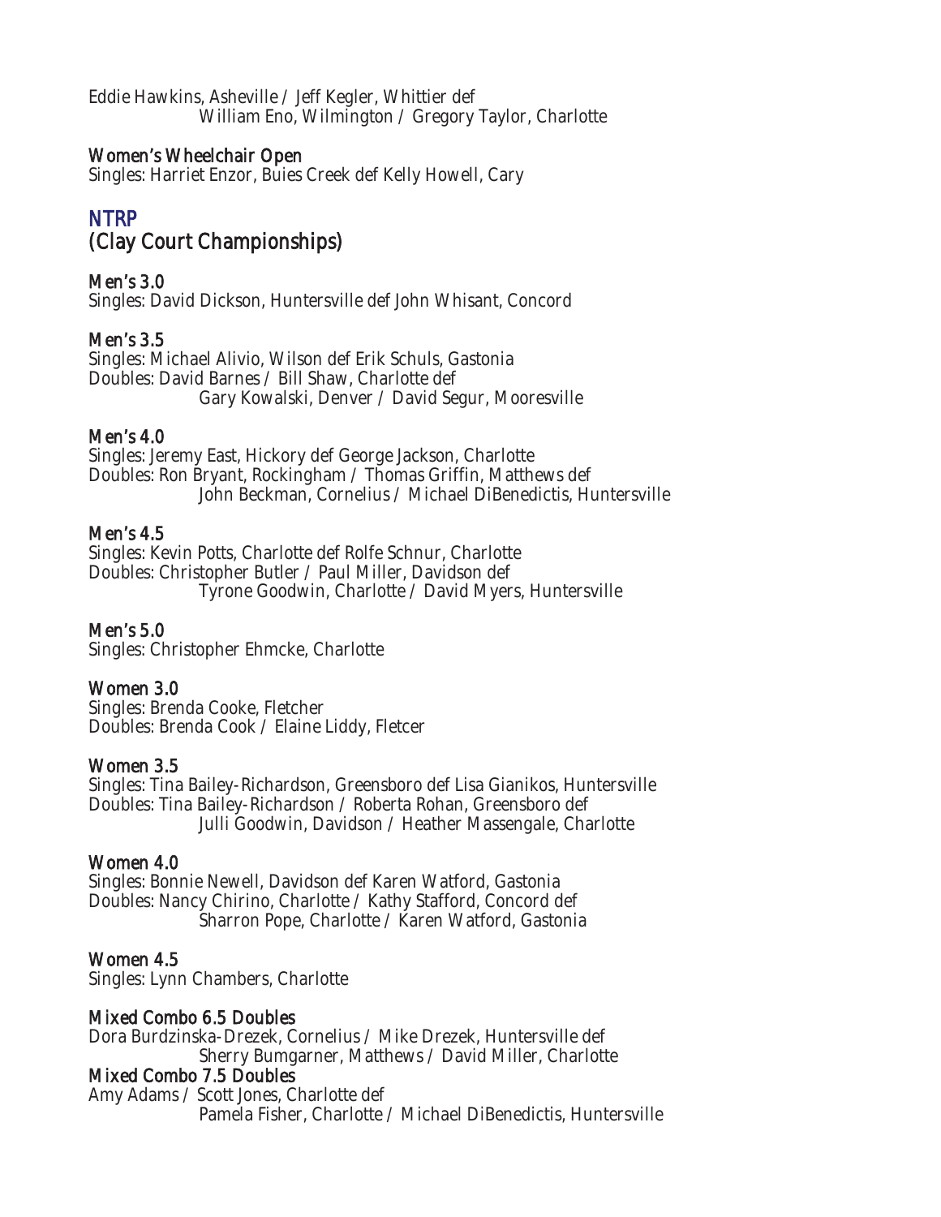Eddie Hawkins, Asheville / Jeff Kegler, Whittier def
William Eno, Wilmington / Gregory Taylor, Charlotte

### Women's Wheelchair Open

Singles: Harriet Enzor, Buies Creek def Kelly Howell, Cary

## NTRP
## (Clay Court Championships)

### Men's 3.0

Singles: David Dickson, Huntersville def John Whisant, Concord

### Men's 3.5

Singles: Michael Alivio, Wilson def Erik Schuls, Gastonia
Doubles: David Barnes / Bill Shaw, Charlotte def
Gary Kowalski, Denver / David Segur, Mooresville

### Men's 4.0

Singles: Jeremy East, Hickory def George Jackson, Charlotte
Doubles: Ron Bryant, Rockingham / Thomas Griffin, Matthews def
John Beckman, Cornelius / Michael DiBenedictis, Huntersville

### Men's 4.5

Singles: Kevin Potts, Charlotte def Rolfe Schnur, Charlotte
Doubles: Christopher Butler / Paul Miller, Davidson def
Tyrone Goodwin, Charlotte / David Myers, Huntersville

### Men's 5.0

Singles: Christopher Ehmcke, Charlotte

### Women 3.0

Singles: Brenda Cooke, Fletcher
Doubles: Brenda Cook / Elaine Liddy, Fletcer

### Women 3.5

Singles: Tina Bailey-Richardson, Greensboro def Lisa Gianikos, Huntersville
Doubles: Tina Bailey-Richardson / Roberta Rohan, Greensboro def
Julli Goodwin, Davidson / Heather Massengale, Charlotte

### Women 4.0

Singles: Bonnie Newell, Davidson def Karen Watford, Gastonia
Doubles: Nancy Chirino, Charlotte / Kathy Stafford, Concord def
Sharron Pope, Charlotte / Karen Watford, Gastonia

### Women 4.5

Singles: Lynn Chambers, Charlotte

### Mixed Combo 6.5 Doubles

Dora Burdzinska-Drezek, Cornelius / Mike Drezek, Huntersville def
Sherry Bumgarner, Matthews / David Miller, Charlotte

### Mixed Combo 7.5 Doubles

Amy Adams / Scott Jones, Charlotte def
Pamela Fisher, Charlotte / Michael DiBenedictis, Huntersville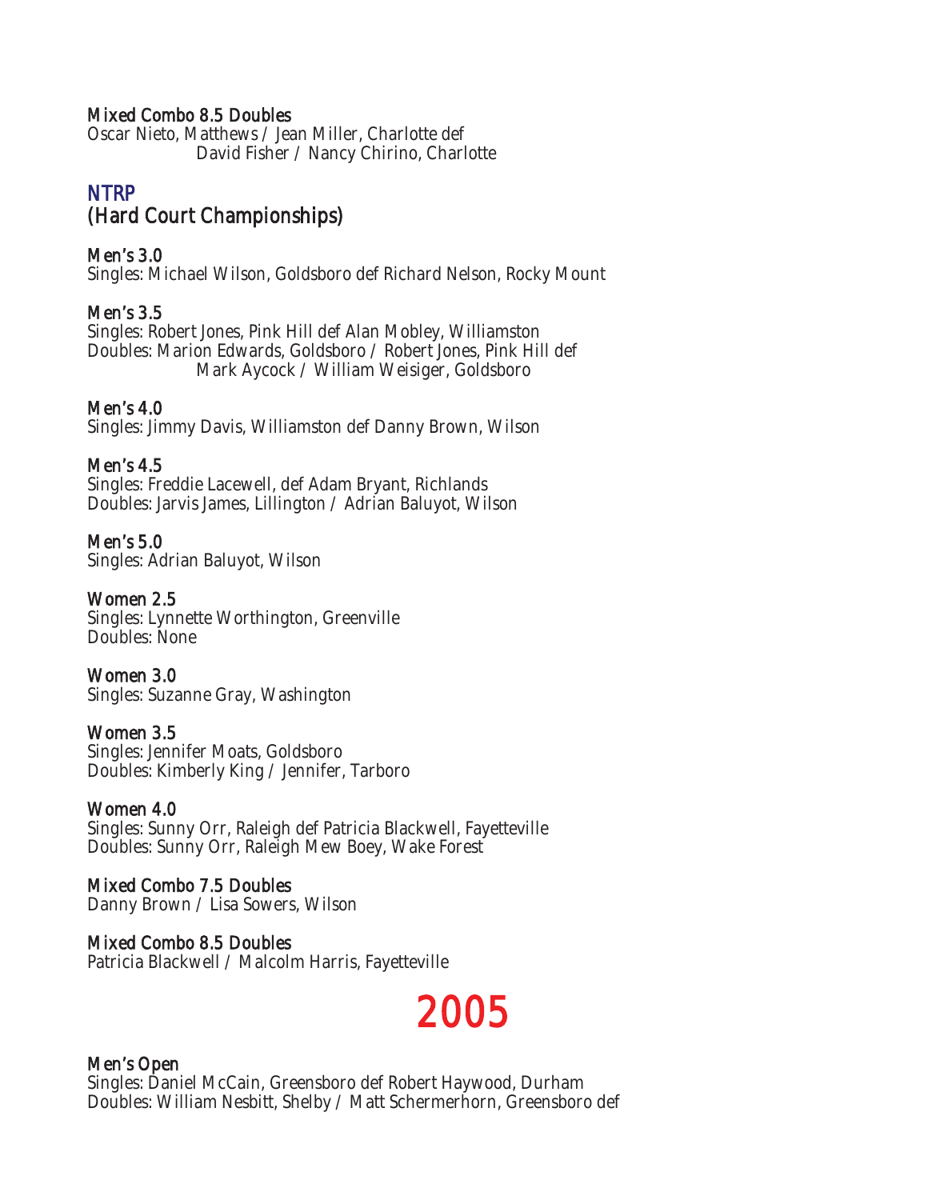**Mixed Combo 8.5 Doubles**
Oscar Nieto, Matthews / Jean Miller, Charlotte def
David Fisher / Nancy Chirino, Charlotte

## NTRP
## (Hard Court Championships)

**Men's 3.0**
Singles: Michael Wilson, Goldsboro def Richard Nelson, Rocky Mount

**Men's 3.5**
Singles: Robert Jones, Pink Hill def Alan Mobley, Williamston
Doubles: Marion Edwards, Goldsboro / Robert Jones, Pink Hill def
Mark Aycock / William Weisiger, Goldsboro

**Men's 4.0**
Singles: Jimmy Davis, Williamston def Danny Brown, Wilson

**Men's 4.5**
Singles: Freddie Lacewell, def Adam Bryant, Richlands
Doubles: Jarvis James, Lillington / Adrian Baluyot, Wilson

**Men's 5.0**
Singles: Adrian Baluyot, Wilson

**Women 2.5**
Singles: Lynnette Worthington, Greenville
Doubles: None

**Women 3.0**
Singles: Suzanne Gray, Washington

**Women 3.5**
Singles: Jennifer Moats, Goldsboro
Doubles: Kimberly King / Jennifer, Tarboro

**Women 4.0**
Singles: Sunny Orr, Raleigh def Patricia Blackwell, Fayetteville
Doubles: Sunny Orr, Raleigh Mew Boey, Wake Forest

**Mixed Combo 7.5 Doubles**
Danny Brown / Lisa Sowers, Wilson

**Mixed Combo 8.5 Doubles**
Patricia Blackwell / Malcolm Harris, Fayetteville

# 2005

**Men's Open**
Singles: Daniel McCain, Greensboro def Robert Haywood, Durham
Doubles: William Nesbitt, Shelby / Matt Schermerhorn, Greensboro def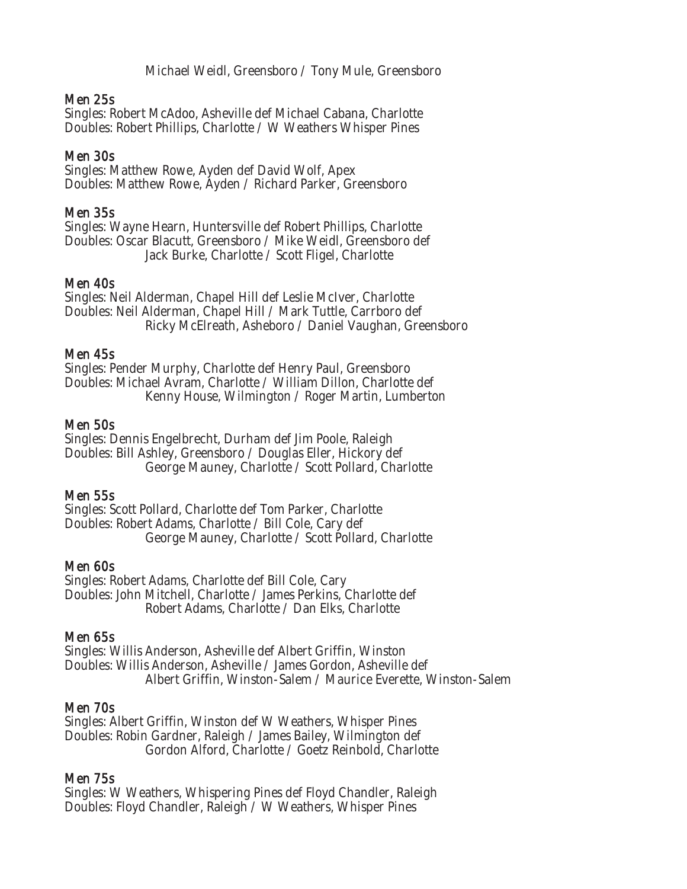Michael Weidl, Greensboro / Tony Mule, Greensboro

### Men 25s

Singles: Robert McAdoo, Asheville def Michael Cabana, Charlotte
Doubles: Robert Phillips, Charlotte / W Weathers Whisper Pines

### Men 30s

Singles: Matthew Rowe, Ayden def David Wolf, Apex
Doubles: Matthew Rowe, Ayden / Richard Parker, Greensboro

### Men 35s

Singles: Wayne Hearn, Huntersville def Robert Phillips, Charlotte
Doubles: Oscar Blacutt, Greensboro / Mike Weidl, Greensboro def
Jack Burke, Charlotte / Scott Fligel, Charlotte

### Men 40s

Singles: Neil Alderman, Chapel Hill def Leslie McIver, Charlotte
Doubles: Neil Alderman, Chapel Hill / Mark Tuttle, Carrboro def
Ricky McElreath, Asheboro / Daniel Vaughan, Greensboro

### Men 45s

Singles: Pender Murphy, Charlotte def Henry Paul, Greensboro
Doubles: Michael Avram, Charlotte / William Dillon, Charlotte def
Kenny House, Wilmington / Roger Martin, Lumberton

### Men 50s

Singles: Dennis Engelbrecht, Durham def Jim Poole, Raleigh
Doubles: Bill Ashley, Greensboro / Douglas Eller, Hickory def
George Mauney, Charlotte / Scott Pollard, Charlotte

### Men 55s

Singles: Scott Pollard, Charlotte def Tom Parker, Charlotte
Doubles: Robert Adams, Charlotte / Bill Cole, Cary def
George Mauney, Charlotte / Scott Pollard, Charlotte

### Men 60s

Singles: Robert Adams, Charlotte def Bill Cole, Cary
Doubles: John Mitchell, Charlotte / James Perkins, Charlotte def
Robert Adams, Charlotte / Dan Elks, Charlotte

### Men 65s

Singles: Willis Anderson, Asheville def Albert Griffin, Winston
Doubles: Willis Anderson, Asheville / James Gordon, Asheville def
Albert Griffin, Winston-Salem / Maurice Everette, Winston-Salem

### Men 70s

Singles: Albert Griffin, Winston def W Weathers, Whisper Pines
Doubles: Robin Gardner, Raleigh / James Bailey, Wilmington def
Gordon Alford, Charlotte / Goetz Reinbold, Charlotte

### Men 75s

Singles: W Weathers, Whispering Pines def Floyd Chandler, Raleigh
Doubles: Floyd Chandler, Raleigh / W Weathers, Whisper Pines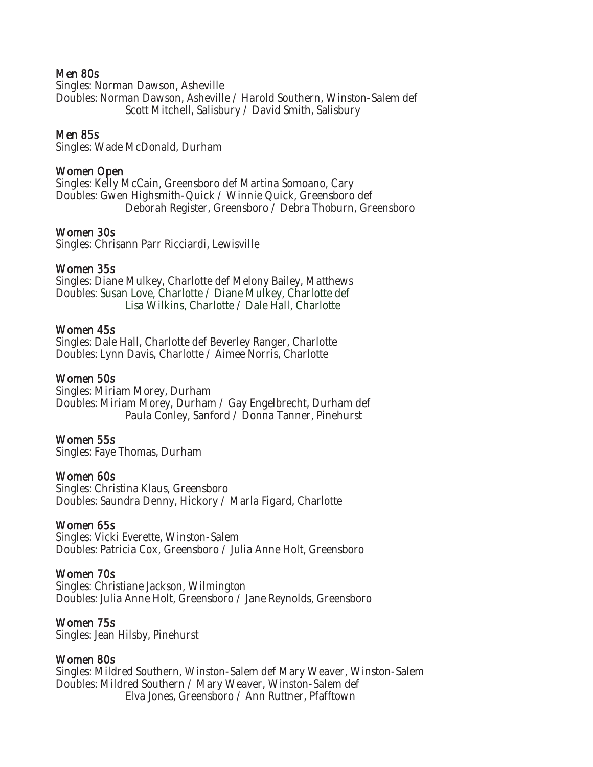### Men 80s

Singles: Norman Dawson, Asheville
Doubles: Norman Dawson, Asheville / Harold Southern, Winston-Salem def
Scott Mitchell, Salisbury / David Smith, Salisbury

### Men 85s

Singles: Wade McDonald, Durham

### Women Open

Singles: Kelly McCain, Greensboro def Martina Somoano, Cary
Doubles: Gwen Highsmith-Quick / Winnie Quick, Greensboro def
Deborah Register, Greensboro / Debra Thoburn, Greensboro

### Women 30s

Singles: Chrisann Parr Ricciardi, Lewisville

### Women 35s

Singles: Diane Mulkey, Charlotte def Melony Bailey, Matthews
Doubles: Susan Love, Charlotte / Diane Mulkey, Charlotte def
Lisa Wilkins, Charlotte / Dale Hall, Charlotte

### Women 45s

Singles: Dale Hall, Charlotte def Beverley Ranger, Charlotte
Doubles: Lynn Davis, Charlotte / Aimee Norris, Charlotte

### Women 50s

Singles: Miriam Morey, Durham
Doubles: Miriam Morey, Durham / Gay Engelbrecht, Durham def
Paula Conley, Sanford / Donna Tanner, Pinehurst

### Women 55s

Singles: Faye Thomas, Durham

### Women 60s

Singles: Christina Klaus, Greensboro
Doubles: Saundra Denny, Hickory / Marla Figard, Charlotte

### Women 65s

Singles: Vicki Everette, Winston-Salem
Doubles: Patricia Cox, Greensboro / Julia Anne Holt, Greensboro

### Women 70s

Singles: Christiane Jackson, Wilmington
Doubles: Julia Anne Holt, Greensboro / Jane Reynolds, Greensboro

### Women 75s

Singles: Jean Hilsby, Pinehurst

### Women 80s

Singles: Mildred Southern, Winston-Salem def Mary Weaver, Winston-Salem
Doubles: Mildred Southern / Mary Weaver, Winston-Salem def
Elva Jones, Greensboro / Ann Ruttner, Pfafftown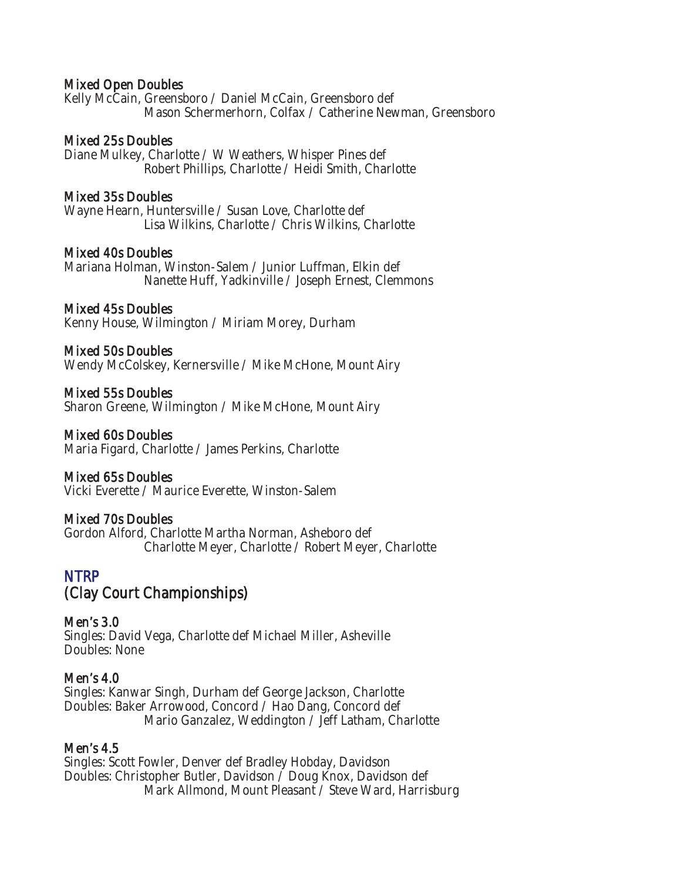### Mixed Open Doubles
Kelly McCain, Greensboro / Daniel McCain, Greensboro def
Mason Schermerhorn, Colfax / Catherine Newman, Greensboro

### Mixed 25s Doubles
Diane Mulkey, Charlotte / W Weathers, Whisper Pines def
Robert Phillips, Charlotte / Heidi Smith, Charlotte

### Mixed 35s Doubles
Wayne Hearn, Huntersville / Susan Love, Charlotte def
Lisa Wilkins, Charlotte / Chris Wilkins, Charlotte

### Mixed 40s Doubles
Mariana Holman, Winston-Salem / Junior Luffman, Elkin def
Nanette Huff, Yadkinville / Joseph Ernest, Clemmons

### Mixed 45s Doubles
Kenny House, Wilmington / Miriam Morey, Durham

### Mixed 50s Doubles
Wendy McColskey, Kernersville / Mike McHone, Mount Airy

### Mixed 55s Doubles
Sharon Greene, Wilmington / Mike McHone, Mount Airy

### Mixed 60s Doubles
Maria Figard, Charlotte / James Perkins, Charlotte

### Mixed 65s Doubles
Vicki Everette / Maurice Everette, Winston-Salem

### Mixed 70s Doubles
Gordon Alford, Charlotte Martha Norman, Asheboro def
Charlotte Meyer, Charlotte / Robert Meyer, Charlotte

## NTRP
## (Clay Court Championships)

### Men's 3.0
Singles: David Vega, Charlotte def Michael Miller, Asheville
Doubles: None

### Men's 4.0
Singles: Kanwar Singh, Durham def George Jackson, Charlotte
Doubles: Baker Arrowood, Concord / Hao Dang, Concord def
Mario Ganzalez, Weddington / Jeff Latham, Charlotte

### Men's 4.5
Singles: Scott Fowler, Denver def Bradley Hobday, Davidson
Doubles: Christopher Butler, Davidson / Doug Knox, Davidson def
Mark Allmond, Mount Pleasant / Steve Ward, Harrisburg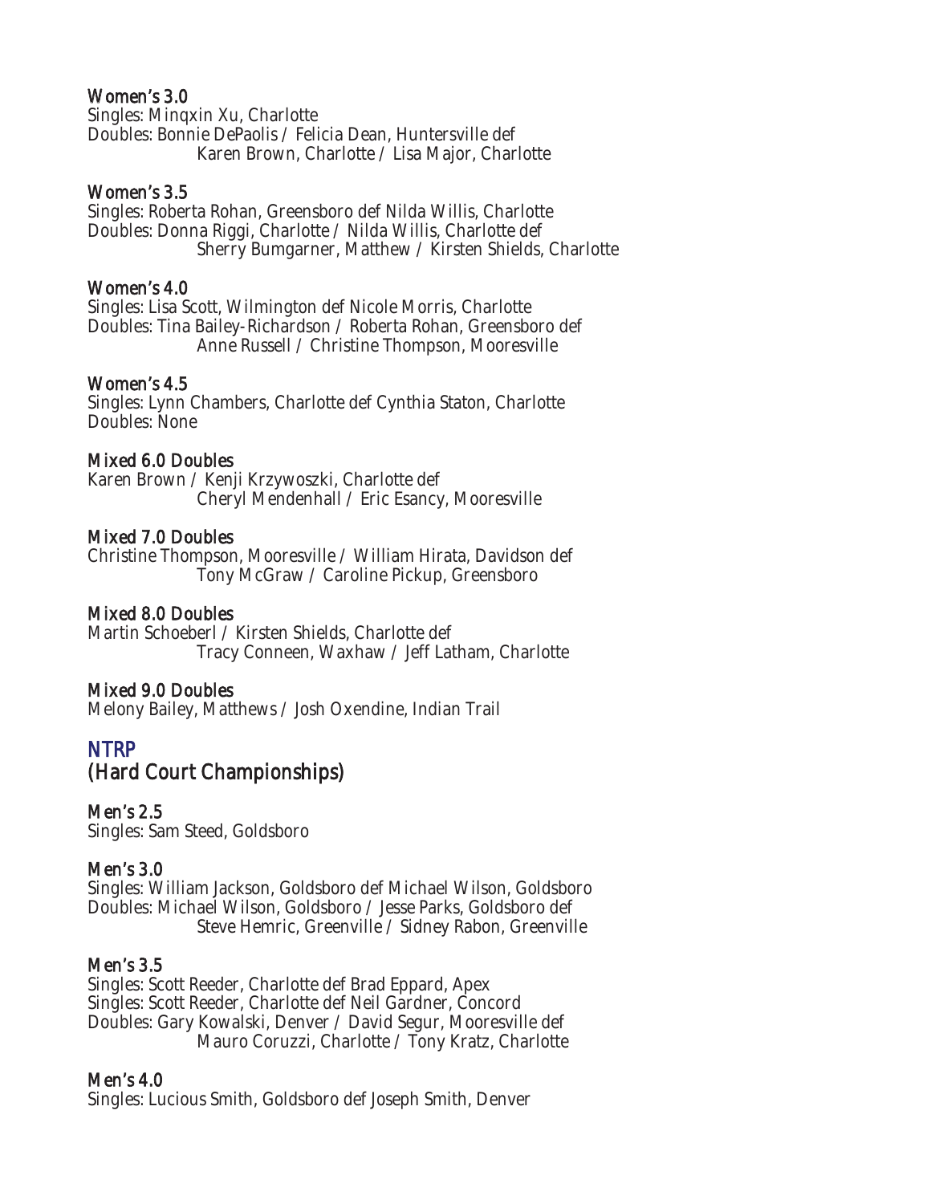### Women's 3.0

Singles: Minqxin Xu, Charlotte
Doubles: Bonnie DePaolis / Felicia Dean, Huntersville def
Karen Brown, Charlotte / Lisa Major, Charlotte

### Women's 3.5

Singles: Roberta Rohan, Greensboro def Nilda Willis, Charlotte
Doubles: Donna Riggi, Charlotte / Nilda Willis, Charlotte def
Sherry Bumgarner, Matthew / Kirsten Shields, Charlotte

### Women's 4.0

Singles: Lisa Scott, Wilmington def Nicole Morris, Charlotte
Doubles: Tina Bailey-Richardson / Roberta Rohan, Greensboro def
Anne Russell / Christine Thompson, Mooresville

### Women's 4.5

Singles: Lynn Chambers, Charlotte def Cynthia Staton, Charlotte
Doubles: None

### Mixed 6.0 Doubles

Karen Brown / Kenji Krzywoszki, Charlotte def
Cheryl Mendenhall / Eric Esancy, Mooresville

### Mixed 7.0 Doubles

Christine Thompson, Mooresville / William Hirata, Davidson def
Tony McGraw / Caroline Pickup, Greensboro

### Mixed 8.0 Doubles

Martin Schoeberl / Kirsten Shields, Charlotte def
Tracy Conneen, Waxhaw / Jeff Latham, Charlotte

### Mixed 9.0 Doubles

Melony Bailey, Matthews / Josh Oxendine, Indian Trail

## NTRP
## (Hard Court Championships)

### Men's 2.5

Singles: Sam Steed, Goldsboro

### Men's 3.0

Singles: William Jackson, Goldsboro def Michael Wilson, Goldsboro
Doubles: Michael Wilson, Goldsboro / Jesse Parks, Goldsboro def
Steve Hemric, Greenville / Sidney Rabon, Greenville

### Men's 3.5

Singles: Scott Reeder, Charlotte def Brad Eppard, Apex
Singles: Scott Reeder, Charlotte def Neil Gardner, Concord
Doubles: Gary Kowalski, Denver / David Segur, Mooresville def
Mauro Coruzzi, Charlotte / Tony Kratz, Charlotte

### Men's 4.0

Singles: Lucious Smith, Goldsboro def Joseph Smith, Denver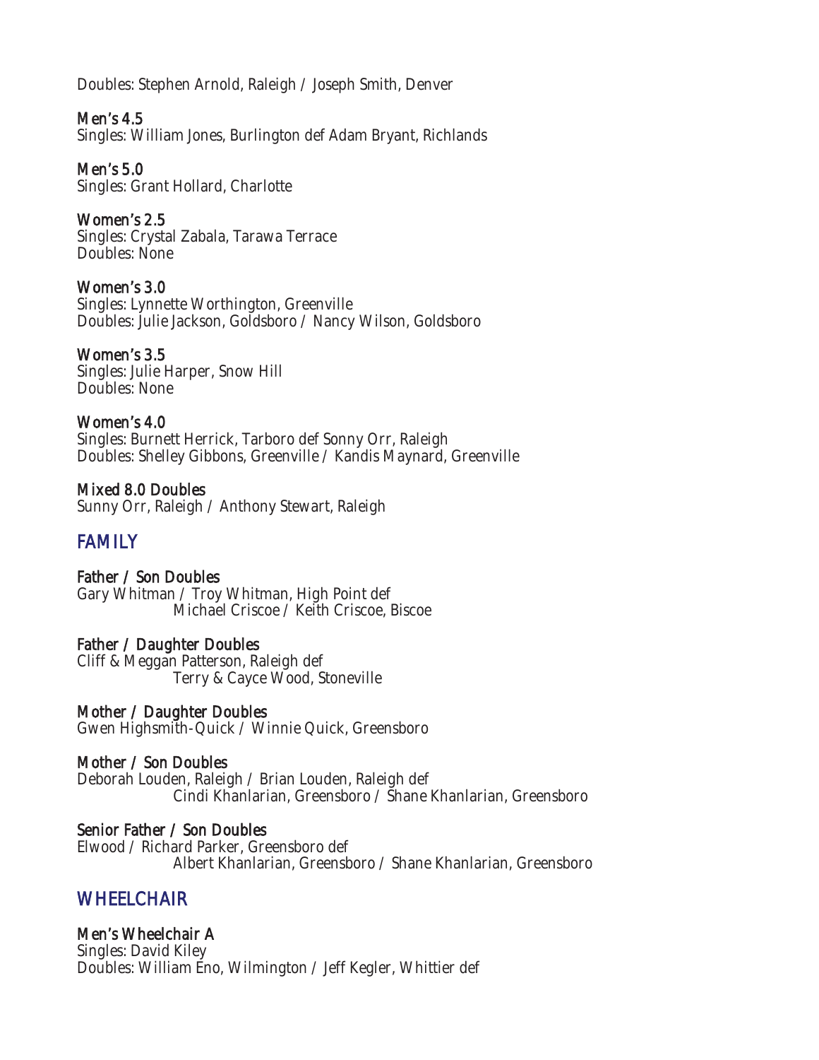Doubles: Stephen Arnold, Raleigh / Joseph Smith, Denver

### Men's 4.5
Singles: William Jones, Burlington def Adam Bryant, Richlands

### Men's 5.0
Singles: Grant Hollard, Charlotte

### Women's 2.5
Singles: Crystal Zabala, Tarawa Terrace
Doubles: None

### Women's 3.0
Singles: Lynnette Worthington, Greenville
Doubles: Julie Jackson, Goldsboro / Nancy Wilson, Goldsboro

### Women's 3.5
Singles: Julie Harper, Snow Hill
Doubles: None

### Women's 4.0
Singles: Burnett Herrick, Tarboro def Sonny Orr, Raleigh
Doubles: Shelley Gibbons, Greenville / Kandis Maynard, Greenville

### Mixed 8.0 Doubles
Sunny Orr, Raleigh / Anthony Stewart, Raleigh

## FAMILY

### Father / Son Doubles
Gary Whitman / Troy Whitman, High Point def
Michael Criscoe / Keith Criscoe, Biscoe

### Father / Daughter Doubles
Cliff & Meggan Patterson, Raleigh def
Terry & Cayce Wood, Stoneville

### Mother / Daughter Doubles
Gwen Highsmith-Quick / Winnie Quick, Greensboro

### Mother / Son Doubles
Deborah Louden, Raleigh / Brian Louden, Raleigh def
Cindi Khanlarian, Greensboro / Shane Khanlarian, Greensboro

### Senior Father / Son Doubles
Elwood / Richard Parker, Greensboro def
Albert Khanlarian, Greensboro / Shane Khanlarian, Greensboro

## WHEELCHAIR

### Men's Wheelchair A
Singles: David Kiley
Doubles: William Eno, Wilmington / Jeff Kegler, Whittier def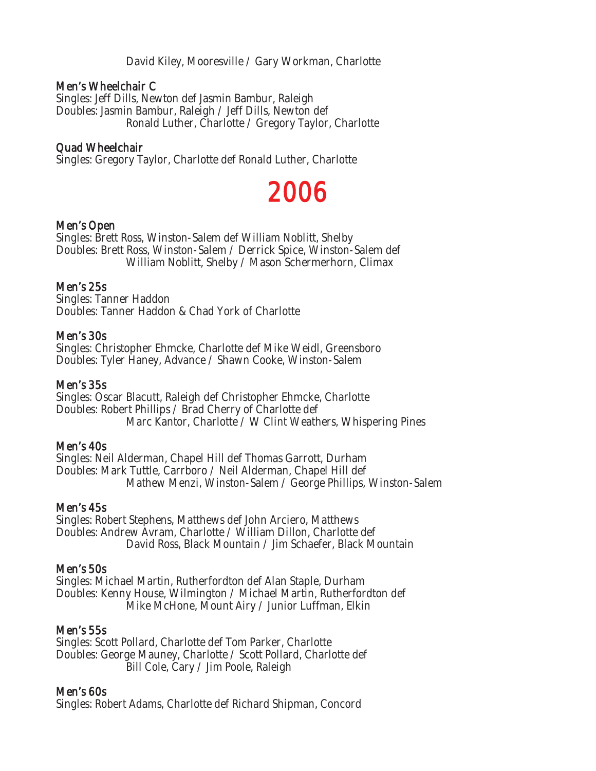David Kiley, Mooresville / Gary Workman, Charlotte

### Men's Wheelchair C

Singles: Jeff Dills, Newton def Jasmin Bambur, Raleigh
Doubles: Jasmin Bambur, Raleigh / Jeff Dills, Newton def
Ronald Luther, Charlotte / Gregory Taylor, Charlotte

### Quad Wheelchair

Singles: Gregory Taylor, Charlotte def Ronald Luther, Charlotte

# 2006

### Men's Open

Singles: Brett Ross, Winston-Salem def William Noblitt, Shelby
Doubles: Brett Ross, Winston-Salem / Derrick Spice, Winston-Salem def
William Noblitt, Shelby / Mason Schermerhorn, Climax

### Men's 25s

Singles: Tanner Haddon
Doubles: Tanner Haddon & Chad York of Charlotte

### Men's 30s

Singles: Christopher Ehmcke, Charlotte def Mike Weidl, Greensboro
Doubles: Tyler Haney, Advance / Shawn Cooke, Winston-Salem

### Men's 35s

Singles: Oscar Blacutt, Raleigh def Christopher Ehmcke, Charlotte
Doubles: Robert Phillips / Brad Cherry of Charlotte def
Marc Kantor, Charlotte / W Clint Weathers, Whispering Pines

### Men's 40s

Singles: Neil Alderman, Chapel Hill def Thomas Garrott, Durham
Doubles: Mark Tuttle, Carrboro / Neil Alderman, Chapel Hill def
Mathew Menzi, Winston-Salem / George Phillips, Winston-Salem

### Men's 45s

Singles: Robert Stephens, Matthews def John Arciero, Matthews
Doubles: Andrew Avram, Charlotte / William Dillon, Charlotte def
David Ross, Black Mountain / Jim Schaefer, Black Mountain

### Men's 50s

Singles: Michael Martin, Rutherfordton def Alan Staple, Durham
Doubles: Kenny House, Wilmington / Michael Martin, Rutherfordton def
Mike McHone, Mount Airy / Junior Luffman, Elkin

### Men's 55s

Singles: Scott Pollard, Charlotte def Tom Parker, Charlotte
Doubles: George Mauney, Charlotte / Scott Pollard, Charlotte def
Bill Cole, Cary / Jim Poole, Raleigh

### Men's 60s

Singles: Robert Adams, Charlotte def Richard Shipman, Concord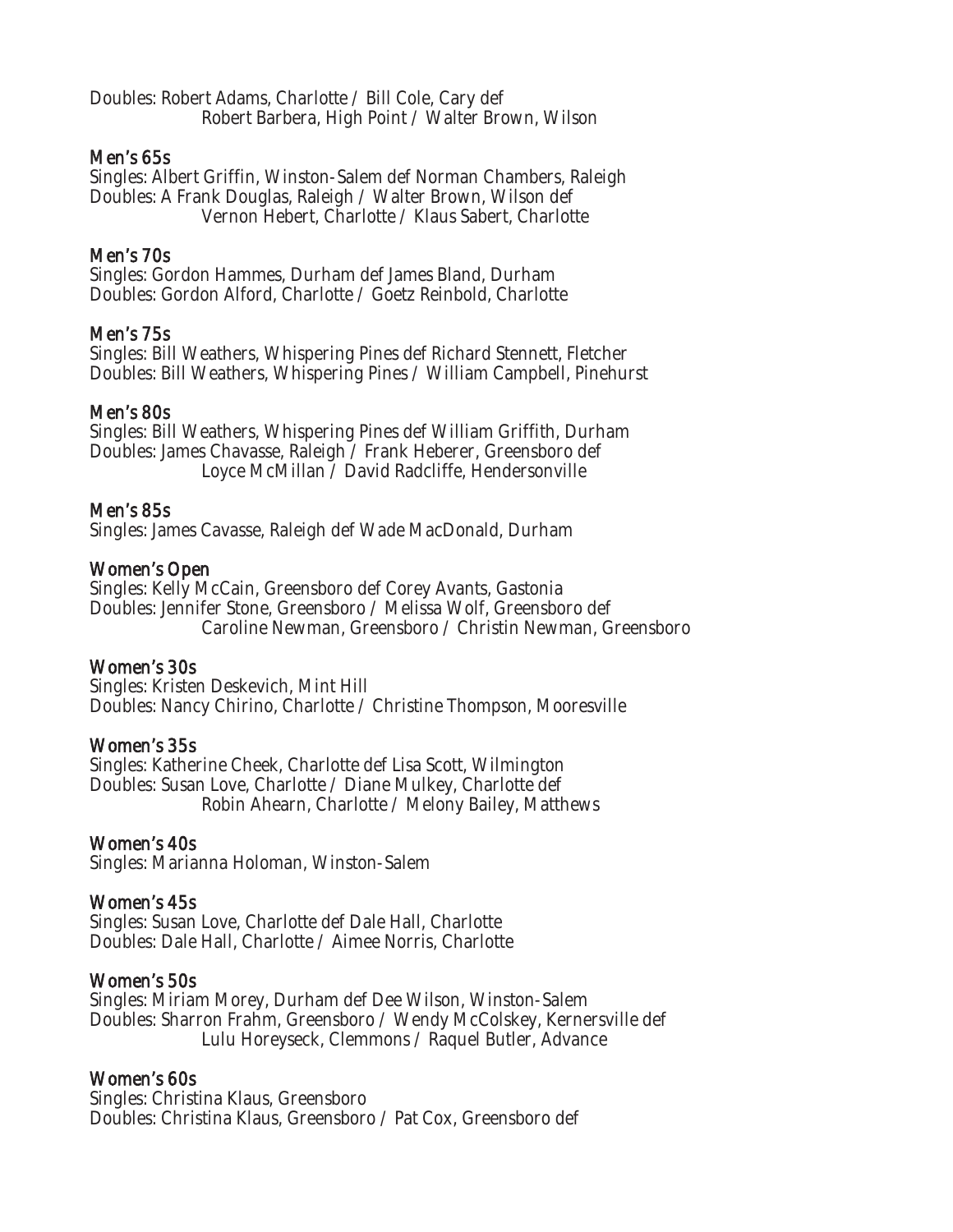Doubles: Robert Adams, Charlotte / Bill Cole, Cary def
Robert Barbera, High Point / Walter Brown, Wilson

### Men's 65s

Singles: Albert Griffin, Winston-Salem def Norman Chambers, Raleigh
Doubles: A Frank Douglas, Raleigh / Walter Brown, Wilson def
Vernon Hebert, Charlotte / Klaus Sabert, Charlotte

### Men's 70s

Singles: Gordon Hammes, Durham def James Bland, Durham
Doubles: Gordon Alford, Charlotte / Goetz Reinbold, Charlotte

### Men's 75s

Singles: Bill Weathers, Whispering Pines def Richard Stennett, Fletcher
Doubles: Bill Weathers, Whispering Pines / William Campbell, Pinehurst

### Men's 80s

Singles: Bill Weathers, Whispering Pines def William Griffith, Durham
Doubles: James Chavasse, Raleigh / Frank Heberer, Greensboro def
Loyce McMillan / David Radcliffe, Hendersonville

### Men's 85s

Singles: James Cavasse, Raleigh def Wade MacDonald, Durham

### Women's Open

Singles: Kelly McCain, Greensboro def Corey Avants, Gastonia
Doubles: Jennifer Stone, Greensboro / Melissa Wolf, Greensboro def
Caroline Newman, Greensboro / Christin Newman, Greensboro

### Women's 30s

Singles: Kristen Deskevich, Mint Hill
Doubles: Nancy Chirino, Charlotte / Christine Thompson, Mooresville

### Women's 35s

Singles: Katherine Cheek, Charlotte def Lisa Scott, Wilmington
Doubles: Susan Love, Charlotte / Diane Mulkey, Charlotte def
Robin Ahearn, Charlotte / Melony Bailey, Matthews

### Women's 40s

Singles: Marianna Holoman, Winston-Salem

### Women's 45s

Singles: Susan Love, Charlotte def Dale Hall, Charlotte
Doubles: Dale Hall, Charlotte / Aimee Norris, Charlotte

### Women's 50s

Singles: Miriam Morey, Durham def Dee Wilson, Winston-Salem
Doubles: Sharron Frahm, Greensboro / Wendy McColskey, Kernersville def
Lulu Horeyseck, Clemmons / Raquel Butler, Advance

### Women's 60s

Singles: Christina Klaus, Greensboro
Doubles: Christina Klaus, Greensboro / Pat Cox, Greensboro def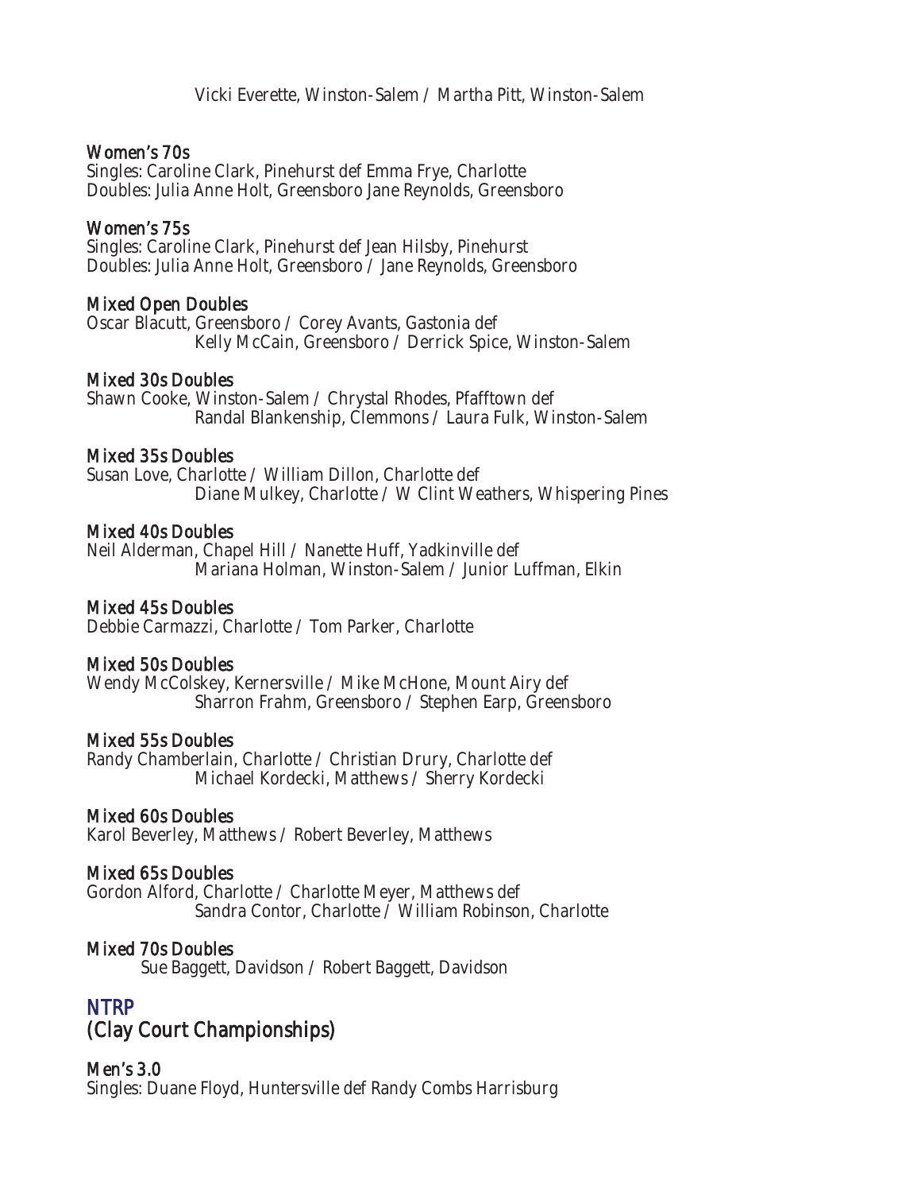Vicki Everette, Winston-Salem / Martha Pitt, Winston-Salem

### Women's 70s

Singles: Caroline Clark, Pinehurst def Emma Frye, Charlotte
Doubles: Julia Anne Holt, Greensboro Jane Reynolds, Greensboro

### Women's 75s

Singles: Caroline Clark, Pinehurst def Jean Hilsby, Pinehurst
Doubles: Julia Anne Holt, Greensboro / Jane Reynolds, Greensboro

### Mixed Open Doubles

Oscar Blacutt, Greensboro / Corey Avants, Gastonia def
Kelly McCain, Greensboro / Derrick Spice, Winston-Salem

### Mixed 30s Doubles

Shawn Cooke, Winston-Salem / Chrystal Rhodes, Pfafftown def
Randal Blankenship, Clemmons / Laura Fulk, Winston-Salem

### Mixed 35s Doubles

Susan Love, Charlotte / William Dillon, Charlotte def
Diane Mulkey, Charlotte / W Clint Weathers, Whispering Pines

### Mixed 40s Doubles

Neil Alderman, Chapel Hill / Nanette Huff, Yadkinville def
Mariana Holman, Winston-Salem / Junior Luffman, Elkin

### Mixed 45s Doubles

Debbie Carmazzi, Charlotte / Tom Parker, Charlotte

### Mixed 50s Doubles

Wendy McColskey, Kernersville / Mike McHone, Mount Airy def
Sharron Frahm, Greensboro / Stephen Earp, Greensboro

### Mixed 55s Doubles

Randy Chamberlain, Charlotte / Christian Drury, Charlotte def
Michael Kordecki, Matthews / Sherry Kordecki

### Mixed 60s Doubles

Karol Beverley, Matthews / Robert Beverley, Matthews

### Mixed 65s Doubles

Gordon Alford, Charlotte / Charlotte Meyer, Matthews def
Sandra Contor, Charlotte / William Robinson, Charlotte

### Mixed 70s Doubles

Sue Baggett, Davidson / Robert Baggett, Davidson

## NTRP
## (Clay Court Championships)

### Men's 3.0

Singles: Duane Floyd, Huntersville def Randy Combs Harrisburg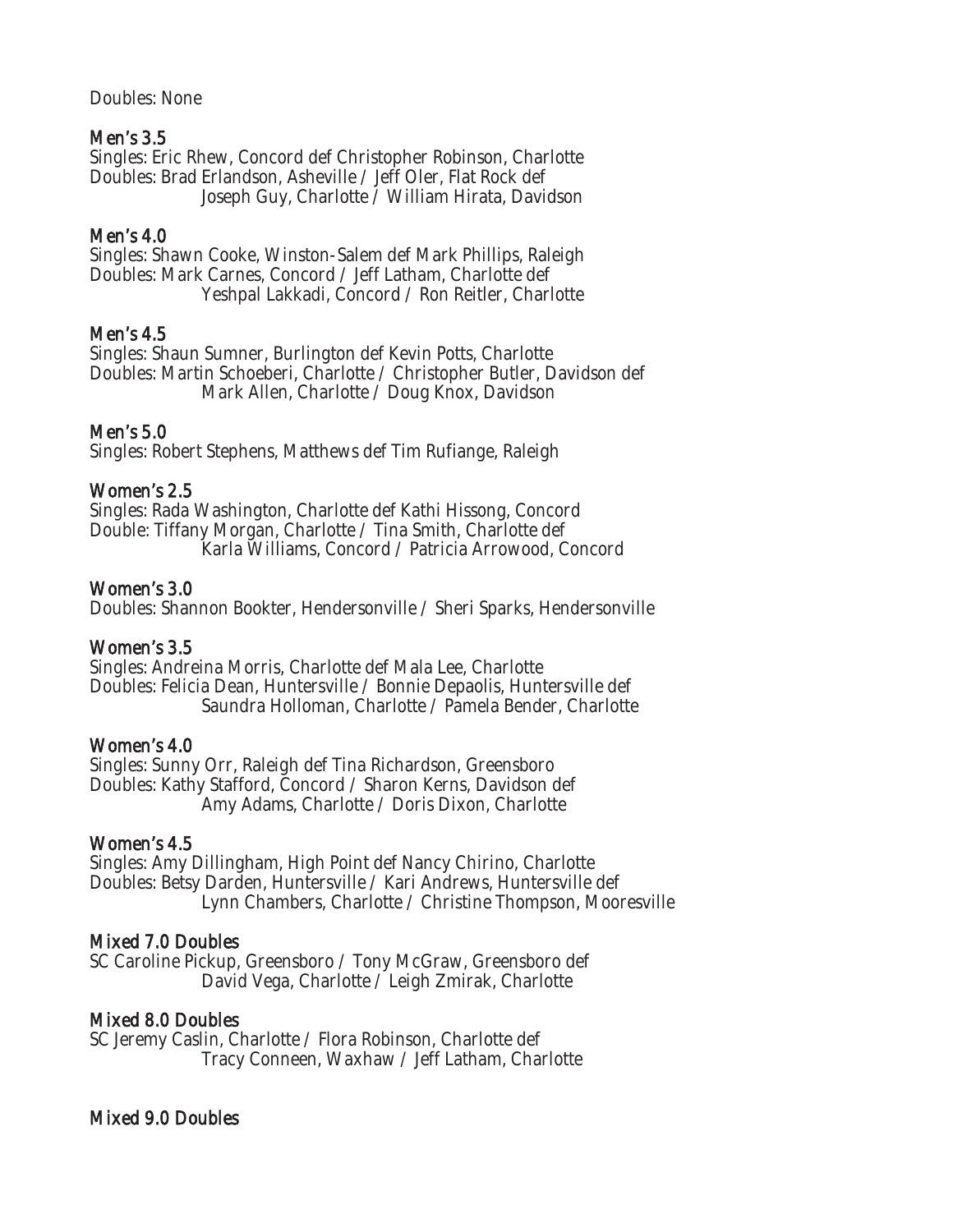Doubles: None

### Men's 3.5

Singles: Eric Rhew, Concord def Christopher Robinson, Charlotte
Doubles: Brad Erlandson, Asheville / Jeff Oler, Flat Rock def
Joseph Guy, Charlotte / William Hirata, Davidson

### Men's 4.0

Singles: Shawn Cooke, Winston-Salem def Mark Phillips, Raleigh
Doubles: Mark Carnes, Concord / Jeff Latham, Charlotte def
Yeshpal Lakkadi, Concord / Ron Reitler, Charlotte

### Men's 4.5

Singles: Shaun Sumner, Burlington def Kevin Potts, Charlotte
Doubles: Martin Schoeberi, Charlotte / Christopher Butler, Davidson def
Mark Allen, Charlotte / Doug Knox, Davidson

### Men's 5.0

Singles: Robert Stephens, Matthews def Tim Rufiange, Raleigh

### Women's 2.5

Singles: Rada Washington, Charlotte def Kathi Hissong, Concord
Double: Tiffany Morgan, Charlotte / Tina Smith, Charlotte def
Karla Williams, Concord / Patricia Arrowood, Concord

### Women's 3.0

Doubles: Shannon Bookter, Hendersonville / Sheri Sparks, Hendersonville

### Women's 3.5

Singles: Andreina Morris, Charlotte def Mala Lee, Charlotte
Doubles: Felicia Dean, Huntersville / Bonnie Depaolis, Huntersville def
Saundra Holloman, Charlotte / Pamela Bender, Charlotte

### Women's 4.0

Singles: Sunny Orr, Raleigh def Tina Richardson, Greensboro
Doubles: Kathy Stafford, Concord / Sharon Kerns, Davidson def
Amy Adams, Charlotte / Doris Dixon, Charlotte

### Women's 4.5

Singles: Amy Dillingham, High Point def Nancy Chirino, Charlotte
Doubles: Betsy Darden, Huntersville / Kari Andrews, Huntersville def
Lynn Chambers, Charlotte / Christine Thompson, Mooresville

### Mixed 7.0 Doubles

SC Caroline Pickup, Greensboro / Tony McGraw, Greensboro def
David Vega, Charlotte / Leigh Zmirak, Charlotte

### Mixed 8.0 Doubles

SC Jeremy Caslin, Charlotte / Flora Robinson, Charlotte def
Tracy Conneen, Waxhaw / Jeff Latham, Charlotte

### Mixed 9.0 Doubles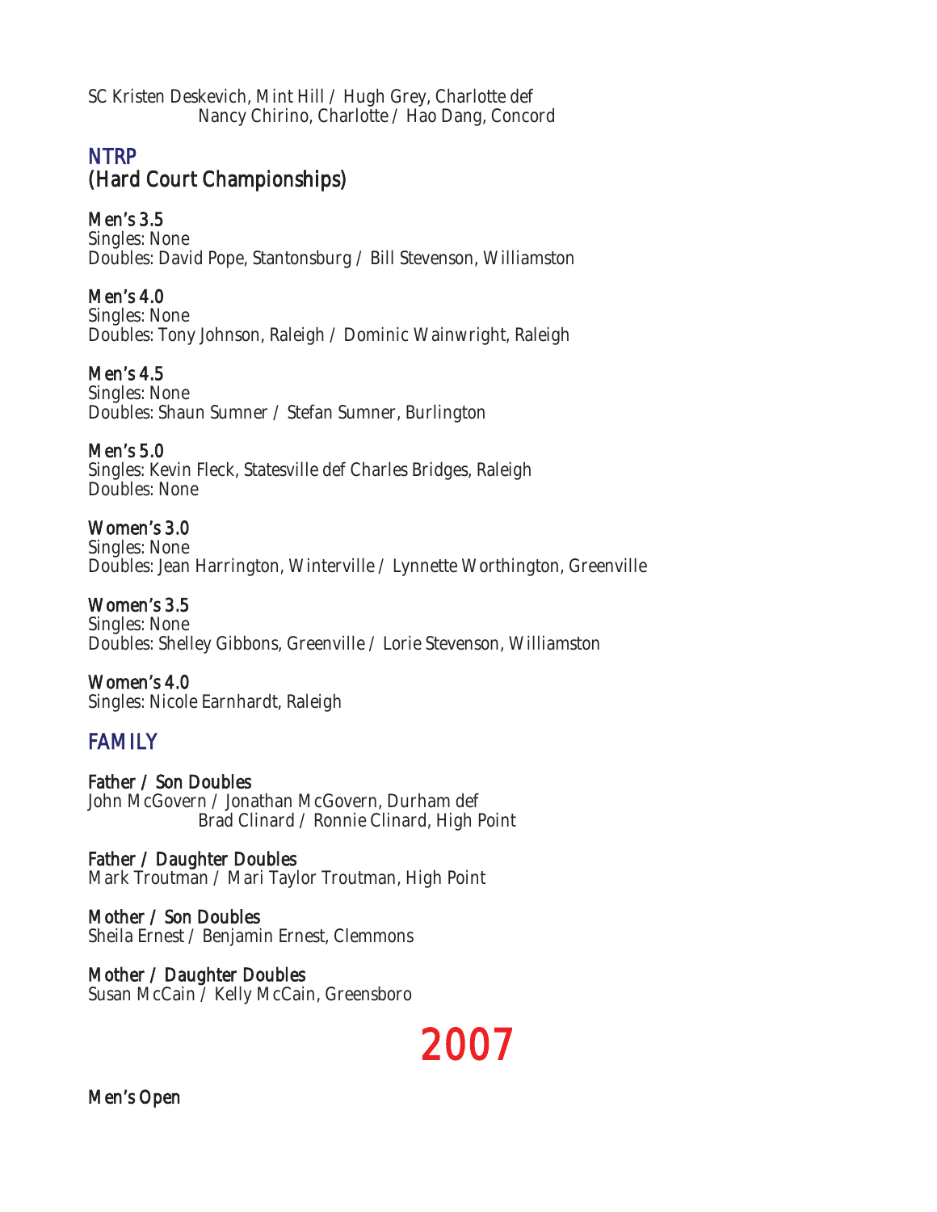SC Kristen Deskevich, Mint Hill / Hugh Grey, Charlotte def
Nancy Chirino, Charlotte / Hao Dang, Concord

## NTRP
## (Hard Court Championships)

**Men's 3.5**
Singles: None
Doubles: David Pope, Stantonsburg / Bill Stevenson, Williamston

**Men's 4.0**
Singles: None
Doubles: Tony Johnson, Raleigh / Dominic Wainwright, Raleigh

**Men's 4.5**
Singles: None
Doubles: Shaun Sumner / Stefan Sumner, Burlington

**Men's 5.0**
Singles: Kevin Fleck, Statesville def Charles Bridges, Raleigh
Doubles: None

**Women's 3.0**
Singles: None
Doubles: Jean Harrington, Winterville / Lynnette Worthington, Greenville

**Women's 3.5**
Singles: None
Doubles: Shelley Gibbons, Greenville / Lorie Stevenson, Williamston

**Women's 4.0**
Singles: Nicole Earnhardt, Raleigh

## FAMILY

**Father / Son Doubles**
John McGovern / Jonathan McGovern, Durham def
Brad Clinard / Ronnie Clinard, High Point

**Father / Daughter Doubles**
Mark Troutman / Mari Taylor Troutman, High Point

**Mother / Son Doubles**
Sheila Ernest / Benjamin Ernest, Clemmons

**Mother / Daughter Doubles**
Susan McCain / Kelly McCain, Greensboro

# 2007

**Men's Open**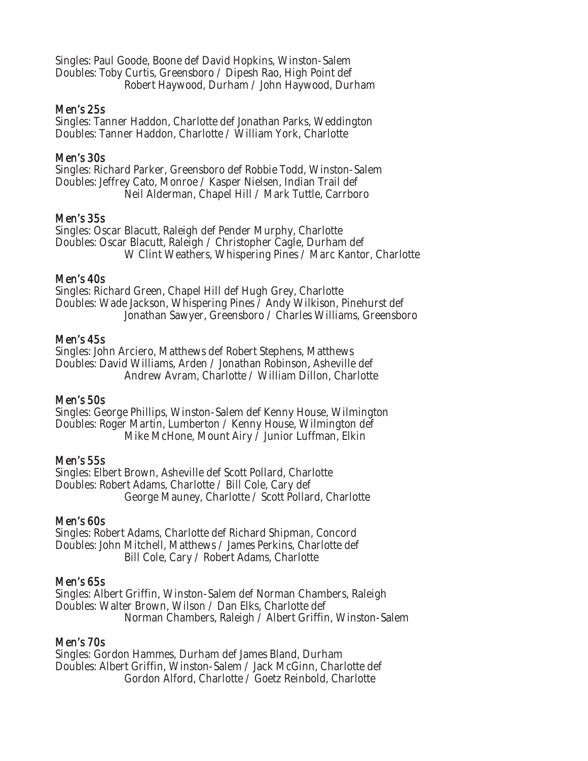Singles: Paul Goode, Boone def David Hopkins, Winston-Salem
Doubles: Toby Curtis, Greensboro / Dipesh Rao, High Point def
Robert Haywood, Durham / John Haywood, Durham

### Men's 25s

Singles: Tanner Haddon, Charlotte def Jonathan Parks, Weddington
Doubles: Tanner Haddon, Charlotte / William York, Charlotte

### Men's 30s

Singles: Richard Parker, Greensboro def Robbie Todd, Winston-Salem
Doubles: Jeffrey Cato, Monroe / Kasper Nielsen, Indian Trail def
Neil Alderman, Chapel Hill / Mark Tuttle, Carrboro

### Men's 35s

Singles: Oscar Blacutt, Raleigh def Pender Murphy, Charlotte
Doubles: Oscar Blacutt, Raleigh / Christopher Cagle, Durham def
W Clint Weathers, Whispering Pines / Marc Kantor, Charlotte

### Men's 40s

Singles: Richard Green, Chapel Hill def Hugh Grey, Charlotte
Doubles: Wade Jackson, Whispering Pines / Andy Wilkison, Pinehurst def
Jonathan Sawyer, Greensboro / Charles Williams, Greensboro

### Men's 45s

Singles: John Arciero, Matthews def Robert Stephens, Matthews
Doubles: David Williams, Arden / Jonathan Robinson, Asheville def
Andrew Avram, Charlotte / William Dillon, Charlotte

### Men's 50s

Singles: George Phillips, Winston-Salem def Kenny House, Wilmington
Doubles: Roger Martin, Lumberton / Kenny House, Wilmington def
Mike McHone, Mount Airy / Junior Luffman, Elkin

### Men's 55s

Singles: Elbert Brown, Asheville def Scott Pollard, Charlotte
Doubles: Robert Adams, Charlotte / Bill Cole, Cary def
George Mauney, Charlotte / Scott Pollard, Charlotte

### Men's 60s

Singles: Robert Adams, Charlotte def Richard Shipman, Concord
Doubles: John Mitchell, Matthews / James Perkins, Charlotte def
Bill Cole, Cary / Robert Adams, Charlotte

### Men's 65s

Singles: Albert Griffin, Winston-Salem def Norman Chambers, Raleigh
Doubles: Walter Brown, Wilson / Dan Elks, Charlotte def
Norman Chambers, Raleigh / Albert Griffin, Winston-Salem

### Men's 70s

Singles: Gordon Hammes, Durham def James Bland, Durham
Doubles: Albert Griffin, Winston-Salem / Jack McGinn, Charlotte def
Gordon Alford, Charlotte / Goetz Reinbold, Charlotte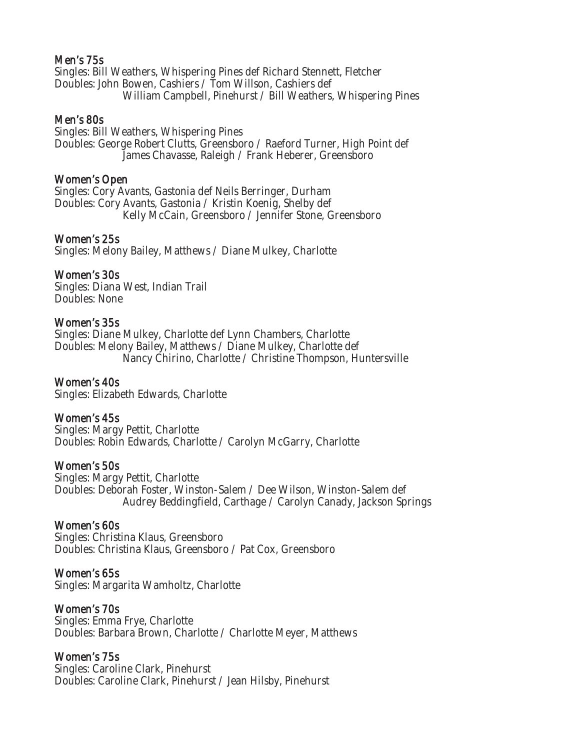### Men's 75s

Singles: Bill Weathers, Whispering Pines def Richard Stennett, Fletcher
Doubles: John Bowen, Cashiers / Tom Willson, Cashiers def
William Campbell, Pinehurst / Bill Weathers, Whispering Pines

### Men's 80s

Singles: Bill Weathers, Whispering Pines
Doubles: George Robert Clutts, Greensboro / Raeford Turner, High Point def
James Chavasse, Raleigh / Frank Heberer, Greensboro

### Women's Open

Singles: Cory Avants, Gastonia def Neils Berringer, Durham
Doubles: Cory Avants, Gastonia / Kristin Koenig, Shelby def
Kelly McCain, Greensboro / Jennifer Stone, Greensboro

### Women's 25s

Singles: Melony Bailey, Matthews / Diane Mulkey, Charlotte

### Women's 30s

Singles: Diana West, Indian Trail
Doubles: None

### Women's 35s

Singles: Diane Mulkey, Charlotte def Lynn Chambers, Charlotte
Doubles: Melony Bailey, Matthews / Diane Mulkey, Charlotte def
Nancy Chirino, Charlotte / Christine Thompson, Huntersville

### Women's 40s

Singles: Elizabeth Edwards, Charlotte

### Women's 45s

Singles: Margy Pettit, Charlotte
Doubles: Robin Edwards, Charlotte / Carolyn McGarry, Charlotte

### Women's 50s

Singles: Margy Pettit, Charlotte
Doubles: Deborah Foster, Winston-Salem / Dee Wilson, Winston-Salem def
Audrey Beddingfield, Carthage / Carolyn Canady, Jackson Springs

### Women's 60s

Singles: Christina Klaus, Greensboro
Doubles: Christina Klaus, Greensboro / Pat Cox, Greensboro

### Women's 65s

Singles: Margarita Wamholtz, Charlotte

### Women's 70s

Singles: Emma Frye, Charlotte
Doubles: Barbara Brown, Charlotte / Charlotte Meyer, Matthews

### Women's 75s

Singles: Caroline Clark, Pinehurst
Doubles: Caroline Clark, Pinehurst / Jean Hilsby, Pinehurst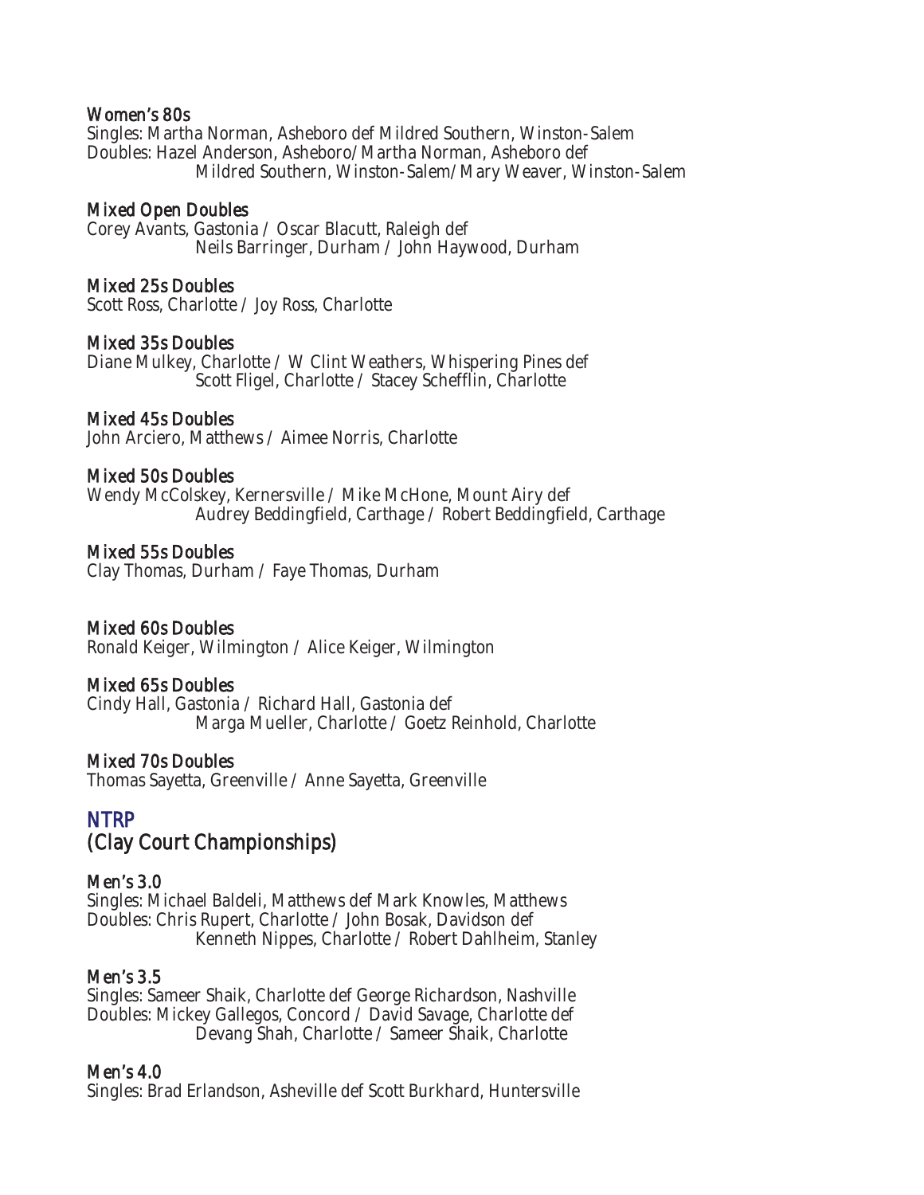### Women's 80s

Singles: Martha Norman, Asheboro def Mildred Southern, Winston-Salem
Doubles: Hazel Anderson, Asheboro/Martha Norman, Asheboro def
Mildred Southern, Winston-Salem/Mary Weaver, Winston-Salem

### Mixed Open Doubles

Corey Avants, Gastonia / Oscar Blacutt, Raleigh def
Neils Barringer, Durham / John Haywood, Durham

### Mixed 25s Doubles

Scott Ross, Charlotte / Joy Ross, Charlotte

### Mixed 35s Doubles

Diane Mulkey, Charlotte / W Clint Weathers, Whispering Pines def
Scott Fligel, Charlotte / Stacey Schefflin, Charlotte

### Mixed 45s Doubles

John Arciero, Matthews / Aimee Norris, Charlotte

### Mixed 50s Doubles

Wendy McColskey, Kernersville / Mike McHone, Mount Airy def
Audrey Beddingfield, Carthage / Robert Beddingfield, Carthage

### Mixed 55s Doubles

Clay Thomas, Durham / Faye Thomas, Durham

### Mixed 60s Doubles

Ronald Keiger, Wilmington / Alice Keiger, Wilmington

### Mixed 65s Doubles

Cindy Hall, Gastonia / Richard Hall, Gastonia def
Marga Mueller, Charlotte / Goetz Reinhold, Charlotte

### Mixed 70s Doubles

Thomas Sayetta, Greenville / Anne Sayetta, Greenville

## NTRP
## (Clay Court Championships)

### Men's 3.0

Singles: Michael Baldeli, Matthews def Mark Knowles, Matthews
Doubles: Chris Rupert, Charlotte / John Bosak, Davidson def
Kenneth Nippes, Charlotte / Robert Dahlheim, Stanley

### Men's 3.5

Singles: Sameer Shaik, Charlotte def George Richardson, Nashville
Doubles: Mickey Gallegos, Concord / David Savage, Charlotte def
Devang Shah, Charlotte / Sameer Shaik, Charlotte

### Men's 4.0

Singles: Brad Erlandson, Asheville def Scott Burkhard, Huntersville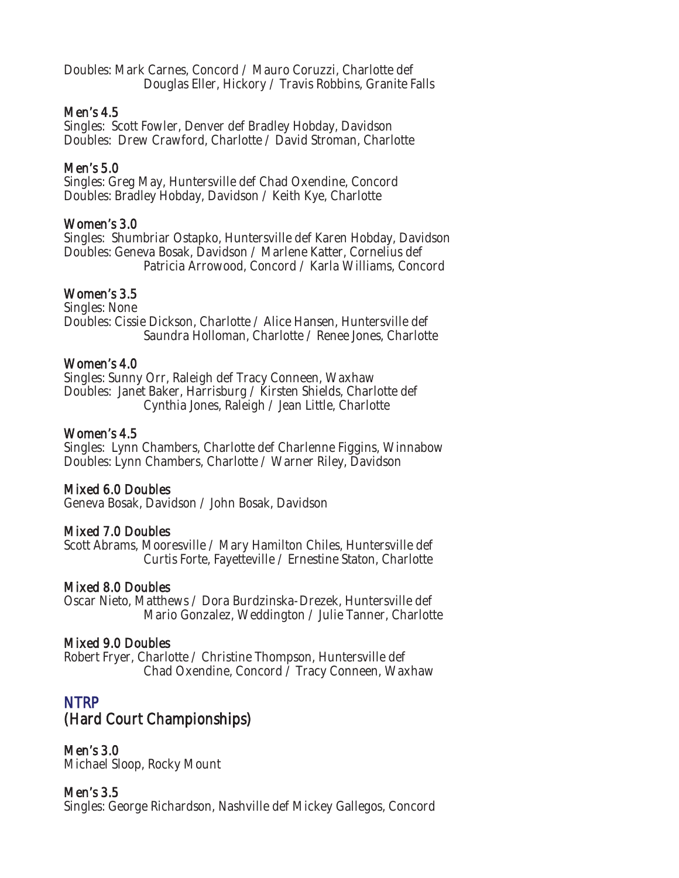Doubles: Mark Carnes, Concord / Mauro Coruzzi, Charlotte def
Douglas Eller, Hickory / Travis Robbins, Granite Falls

### Men's 4.5

Singles: Scott Fowler, Denver def Bradley Hobday, Davidson
Doubles: Drew Crawford, Charlotte / David Stroman, Charlotte

### Men's 5.0

Singles: Greg May, Huntersville def Chad Oxendine, Concord
Doubles: Bradley Hobday, Davidson / Keith Kye, Charlotte

### Women's 3.0

Singles: Shumbriar Ostapko, Huntersville def Karen Hobday, Davidson
Doubles: Geneva Bosak, Davidson / Marlene Katter, Cornelius def
Patricia Arrowood, Concord / Karla Williams, Concord

### Women's 3.5

Singles: None
Doubles: Cissie Dickson, Charlotte / Alice Hansen, Huntersville def
Saundra Holloman, Charlotte / Renee Jones, Charlotte

### Women's 4.0

Singles: Sunny Orr, Raleigh def Tracy Conneen, Waxhaw
Doubles: Janet Baker, Harrisburg / Kirsten Shields, Charlotte def
Cynthia Jones, Raleigh / Jean Little, Charlotte

### Women's 4.5

Singles: Lynn Chambers, Charlotte def Charlenne Figgins, Winnabow
Doubles: Lynn Chambers, Charlotte / Warner Riley, Davidson

### Mixed 6.0 Doubles

Geneva Bosak, Davidson / John Bosak, Davidson

### Mixed 7.0 Doubles

Scott Abrams, Mooresville / Mary Hamilton Chiles, Huntersville def
Curtis Forte, Fayetteville / Ernestine Staton, Charlotte

### Mixed 8.0 Doubles

Oscar Nieto, Matthews / Dora Burdzinska-Drezek, Huntersville def
Mario Gonzalez, Weddington / Julie Tanner, Charlotte

### Mixed 9.0 Doubles

Robert Fryer, Charlotte / Christine Thompson, Huntersville def
Chad Oxendine, Concord / Tracy Conneen, Waxhaw

## NTRP
## (Hard Court Championships)

### Men's 3.0

Michael Sloop, Rocky Mount

### Men's 3.5

Singles: George Richardson, Nashville def Mickey Gallegos, Concord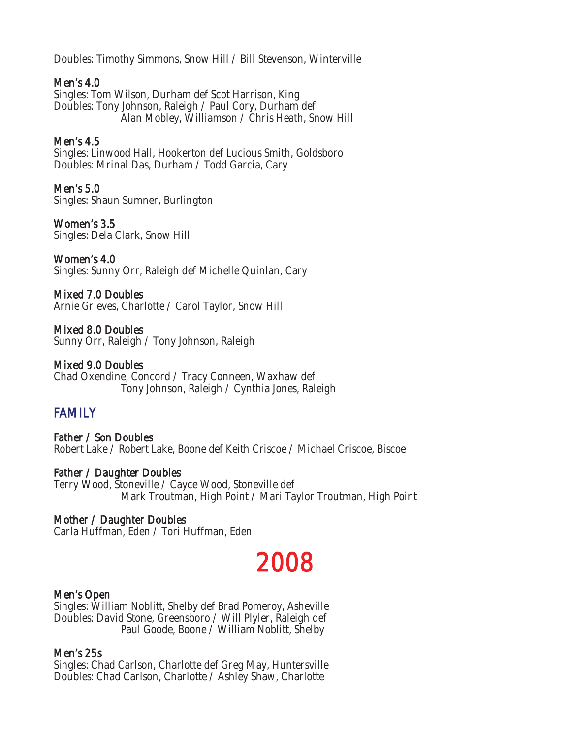Doubles: Timothy Simmons, Snow Hill / Bill Stevenson, Winterville

**Men's 4.0**
Singles: Tom Wilson, Durham def Scot Harrison, King
Doubles: Tony Johnson, Raleigh / Paul Cory, Durham def
Alan Mobley, Williamson / Chris Heath, Snow Hill

**Men's 4.5**
Singles: Linwood Hall, Hookerton def Lucious Smith, Goldsboro
Doubles: Mrinal Das, Durham / Todd Garcia, Cary

**Men's 5.0**
Singles: Shaun Sumner, Burlington

**Women's 3.5**
Singles: Dela Clark, Snow Hill

**Women's 4.0**
Singles: Sunny Orr, Raleigh def Michelle Quinlan, Cary

**Mixed 7.0 Doubles**
Arnie Grieves, Charlotte / Carol Taylor, Snow Hill

**Mixed 8.0 Doubles**
Sunny Orr, Raleigh / Tony Johnson, Raleigh

**Mixed 9.0 Doubles**
Chad Oxendine, Concord / Tracy Conneen, Waxhaw def
Tony Johnson, Raleigh / Cynthia Jones, Raleigh

## FAMILY

**Father / Son Doubles**
Robert Lake / Robert Lake, Boone def Keith Criscoe / Michael Criscoe, Biscoe

**Father / Daughter Doubles**
Terry Wood, Stoneville / Cayce Wood, Stoneville def
Mark Troutman, High Point / Mari Taylor Troutman, High Point

**Mother / Daughter Doubles**
Carla Huffman, Eden / Tori Huffman, Eden

# 2008

**Men's Open**
Singles: William Noblitt, Shelby def Brad Pomeroy, Asheville
Doubles: David Stone, Greensboro / Will Plyler, Raleigh def
Paul Goode, Boone / William Noblitt, Shelby

**Men's 25s**
Singles: Chad Carlson, Charlotte def Greg May, Huntersville
Doubles: Chad Carlson, Charlotte / Ashley Shaw, Charlotte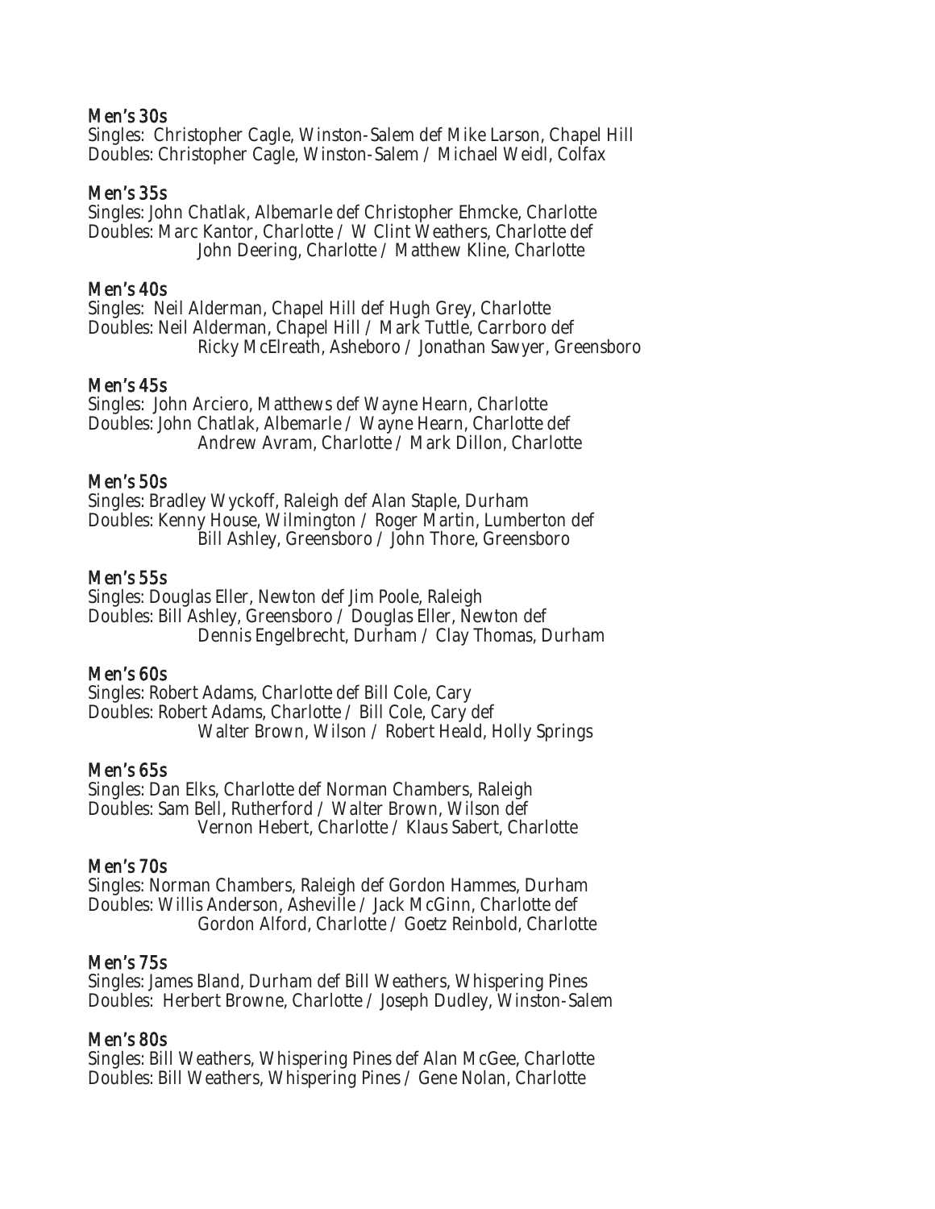### Men's 30s

Singles: Christopher Cagle, Winston-Salem def Mike Larson, Chapel Hill
Doubles: Christopher Cagle, Winston-Salem / Michael Weidl, Colfax

### Men's 35s

Singles: John Chatlak, Albemarle def Christopher Ehmcke, Charlotte
Doubles: Marc Kantor, Charlotte / W Clint Weathers, Charlotte def
John Deering, Charlotte / Matthew Kline, Charlotte

### Men's 40s

Singles: Neil Alderman, Chapel Hill def Hugh Grey, Charlotte
Doubles: Neil Alderman, Chapel Hill / Mark Tuttle, Carrboro def
Ricky McElreath, Asheboro / Jonathan Sawyer, Greensboro

### Men's 45s

Singles: John Arciero, Matthews def Wayne Hearn, Charlotte
Doubles: John Chatlak, Albemarle / Wayne Hearn, Charlotte def
Andrew Avram, Charlotte / Mark Dillon, Charlotte

### Men's 50s

Singles: Bradley Wyckoff, Raleigh def Alan Staple, Durham
Doubles: Kenny House, Wilmington / Roger Martin, Lumberton def
Bill Ashley, Greensboro / John Thore, Greensboro

### Men's 55s

Singles: Douglas Eller, Newton def Jim Poole, Raleigh
Doubles: Bill Ashley, Greensboro / Douglas Eller, Newton def
Dennis Engelbrecht, Durham / Clay Thomas, Durham

### Men's 60s

Singles: Robert Adams, Charlotte def Bill Cole, Cary
Doubles: Robert Adams, Charlotte / Bill Cole, Cary def
Walter Brown, Wilson / Robert Heald, Holly Springs

### Men's 65s

Singles: Dan Elks, Charlotte def Norman Chambers, Raleigh
Doubles: Sam Bell, Rutherford / Walter Brown, Wilson def
Vernon Hebert, Charlotte / Klaus Sabert, Charlotte

### Men's 70s

Singles: Norman Chambers, Raleigh def Gordon Hammes, Durham
Doubles: Willis Anderson, Asheville / Jack McGinn, Charlotte def
Gordon Alford, Charlotte / Goetz Reinbold, Charlotte

### Men's 75s

Singles: James Bland, Durham def Bill Weathers, Whispering Pines
Doubles: Herbert Browne, Charlotte / Joseph Dudley, Winston-Salem

### Men's 80s

Singles: Bill Weathers, Whispering Pines def Alan McGee, Charlotte
Doubles: Bill Weathers, Whispering Pines / Gene Nolan, Charlotte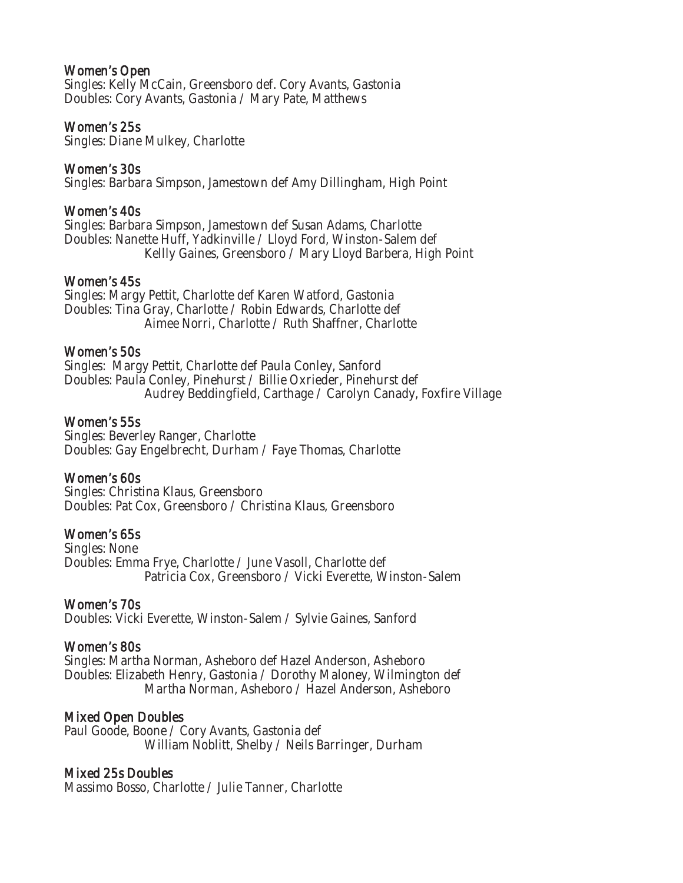### Women's Open

Singles: Kelly McCain, Greensboro def. Cory Avants, Gastonia
Doubles: Cory Avants, Gastonia / Mary Pate, Matthews

### Women's 25s

Singles: Diane Mulkey, Charlotte

### Women's 30s

Singles: Barbara Simpson, Jamestown def Amy Dillingham, High Point

### Women's 40s

Singles: Barbara Simpson, Jamestown def Susan Adams, Charlotte
Doubles: Nanette Huff, Yadkinville / Lloyd Ford, Winston-Salem def
Kellly Gaines, Greensboro / Mary Lloyd Barbera, High Point

### Women's 45s

Singles: Margy Pettit, Charlotte def Karen Watford, Gastonia
Doubles: Tina Gray, Charlotte / Robin Edwards, Charlotte def
Aimee Norri, Charlotte / Ruth Shaffner, Charlotte

### Women's 50s

Singles: Margy Pettit, Charlotte def Paula Conley, Sanford
Doubles: Paula Conley, Pinehurst / Billie Oxrieder, Pinehurst def
Audrey Beddingfield, Carthage / Carolyn Canady, Foxfire Village

### Women's 55s

Singles: Beverley Ranger, Charlotte
Doubles: Gay Engelbrecht, Durham / Faye Thomas, Charlotte

### Women's 60s

Singles: Christina Klaus, Greensboro
Doubles: Pat Cox, Greensboro / Christina Klaus, Greensboro

### Women's 65s

Singles: None
Doubles: Emma Frye, Charlotte / June Vasoll, Charlotte def
Patricia Cox, Greensboro / Vicki Everette, Winston-Salem

### Women's 70s

Doubles: Vicki Everette, Winston-Salem / Sylvie Gaines, Sanford

### Women's 80s

Singles: Martha Norman, Asheboro def Hazel Anderson, Asheboro
Doubles: Elizabeth Henry, Gastonia / Dorothy Maloney, Wilmington def
Martha Norman, Asheboro / Hazel Anderson, Asheboro

### Mixed Open Doubles

Paul Goode, Boone / Cory Avants, Gastonia def
William Noblitt, Shelby / Neils Barringer, Durham

### Mixed 25s Doubles

Massimo Bosso, Charlotte / Julie Tanner, Charlotte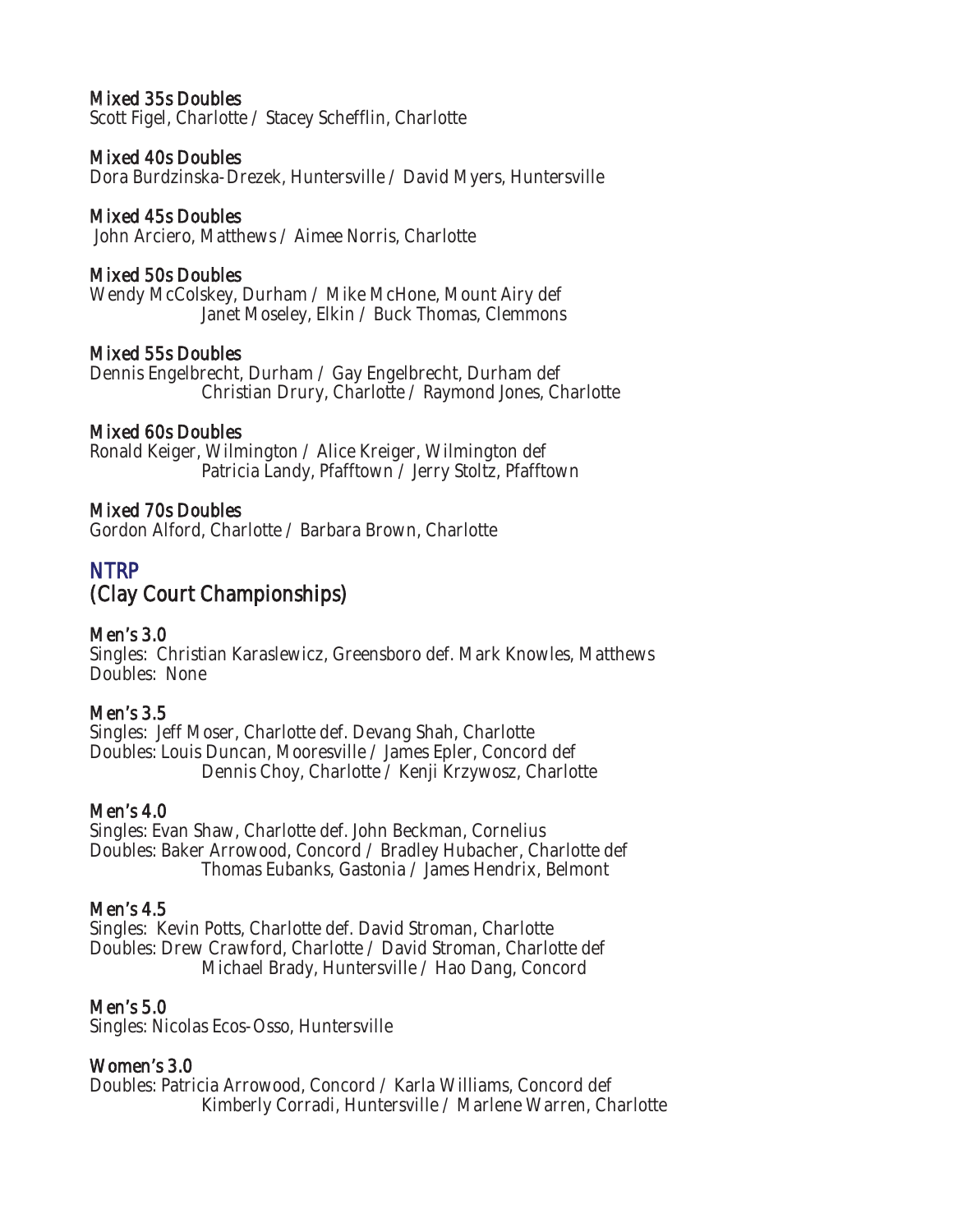**Mixed 35s Doubles**
Scott Figel, Charlotte / Stacey Schefflin, Charlotte

**Mixed 40s Doubles**
Dora Burdzinska-Drezek, Huntersville / David Myers, Huntersville

**Mixed 45s Doubles**
John Arciero, Matthews / Aimee Norris, Charlotte

**Mixed 50s Doubles**
Wendy McColskey, Durham / Mike McHone, Mount Airy def
Janet Moseley, Elkin / Buck Thomas, Clemmons

**Mixed 55s Doubles**
Dennis Engelbrecht, Durham / Gay Engelbrecht, Durham def
Christian Drury, Charlotte / Raymond Jones, Charlotte

**Mixed 60s Doubles**
Ronald Keiger, Wilmington / Alice Kreiger, Wilmington def
Patricia Landy, Pfafftown / Jerry Stoltz, Pfafftown

**Mixed 70s Doubles**
Gordon Alford, Charlotte / Barbara Brown, Charlotte

## NTRP
## (Clay Court Championships)

**Men's 3.0**
Singles: Christian Karaslewicz, Greensboro def. Mark Knowles, Matthews
Doubles: None

**Men's 3.5**
Singles: Jeff Moser, Charlotte def. Devang Shah, Charlotte
Doubles: Louis Duncan, Mooresville / James Epler, Concord def
Dennis Choy, Charlotte / Kenji Krzywosz, Charlotte

**Men's 4.0**
Singles: Evan Shaw, Charlotte def. John Beckman, Cornelius
Doubles: Baker Arrowood, Concord / Bradley Hubacher, Charlotte def
Thomas Eubanks, Gastonia / James Hendrix, Belmont

**Men's 4.5**
Singles: Kevin Potts, Charlotte def. David Stroman, Charlotte
Doubles: Drew Crawford, Charlotte / David Stroman, Charlotte def
Michael Brady, Huntersville / Hao Dang, Concord

**Men's 5.0**
Singles: Nicolas Ecos-Osso, Huntersville

**Women's 3.0**
Doubles: Patricia Arrowood, Concord / Karla Williams, Concord def
Kimberly Corradi, Huntersville / Marlene Warren, Charlotte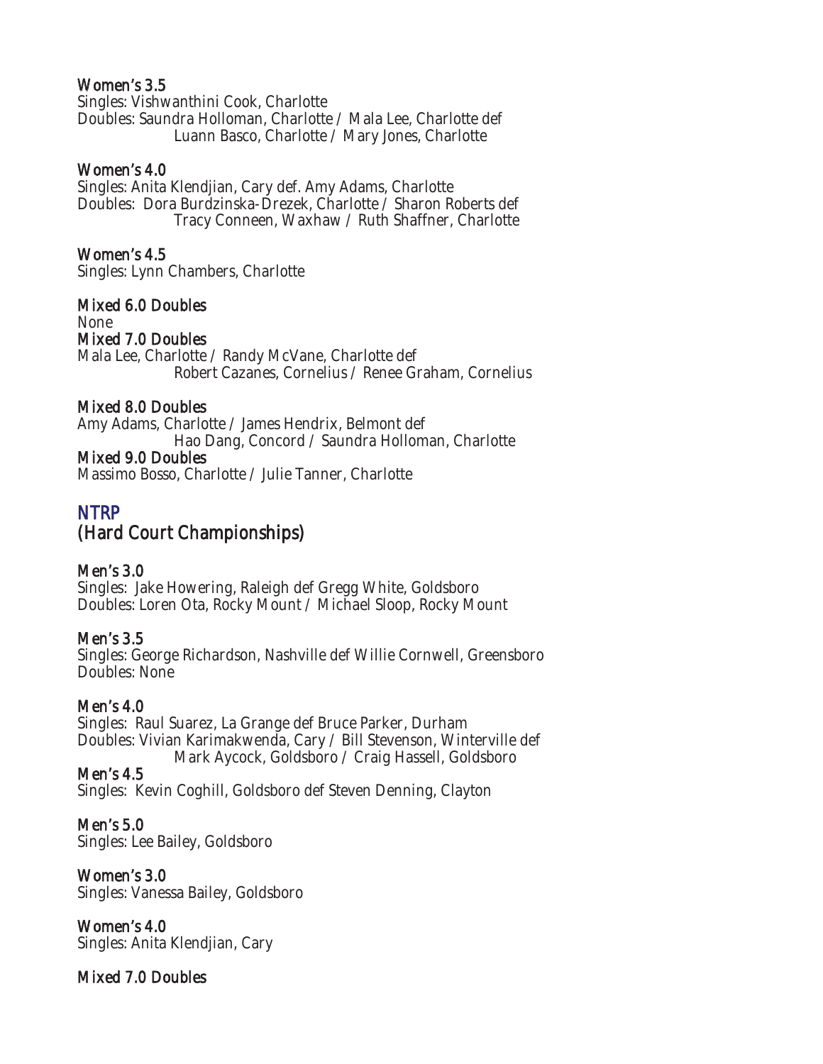### Women's 3.5

Singles: Vishwanthini Cook, Charlotte
Doubles: Saundra Holloman, Charlotte / Mala Lee, Charlotte def
Luann Basco, Charlotte / Mary Jones, Charlotte

### Women's 4.0

Singles: Anita Klendjian, Cary def. Amy Adams, Charlotte
Doubles: Dora Burdzinska-Drezek, Charlotte / Sharon Roberts def
Tracy Conneen, Waxhaw / Ruth Shaffner, Charlotte

### Women's 4.5

Singles: Lynn Chambers, Charlotte

### Mixed 6.0 Doubles

None

### Mixed 7.0 Doubles

Mala Lee, Charlotte / Randy McVane, Charlotte def
Robert Cazanes, Cornelius / Renee Graham, Cornelius

### Mixed 8.0 Doubles

Amy Adams, Charlotte / James Hendrix, Belmont def
Hao Dang, Concord / Saundra Holloman, Charlotte

### Mixed 9.0 Doubles

Massimo Bosso, Charlotte / Julie Tanner, Charlotte

## NTRP
## (Hard Court Championships)

### Men's 3.0

Singles: Jake Howering, Raleigh def Gregg White, Goldsboro
Doubles: Loren Ota, Rocky Mount / Michael Sloop, Rocky Mount

### Men's 3.5

Singles: George Richardson, Nashville def Willie Cornwell, Greensboro
Doubles: None

### Men's 4.0

Singles: Raul Suarez, La Grange def Bruce Parker, Durham
Doubles: Vivian Karimakwenda, Cary / Bill Stevenson, Winterville def
Mark Aycock, Goldsboro / Craig Hassell, Goldsboro

### Men's 4.5

Singles: Kevin Coghill, Goldsboro def Steven Denning, Clayton

### Men's 5.0

Singles: Lee Bailey, Goldsboro

### Women's 3.0

Singles: Vanessa Bailey, Goldsboro

### Women's 4.0

Singles: Anita Klendjian, Cary

### Mixed 7.0 Doubles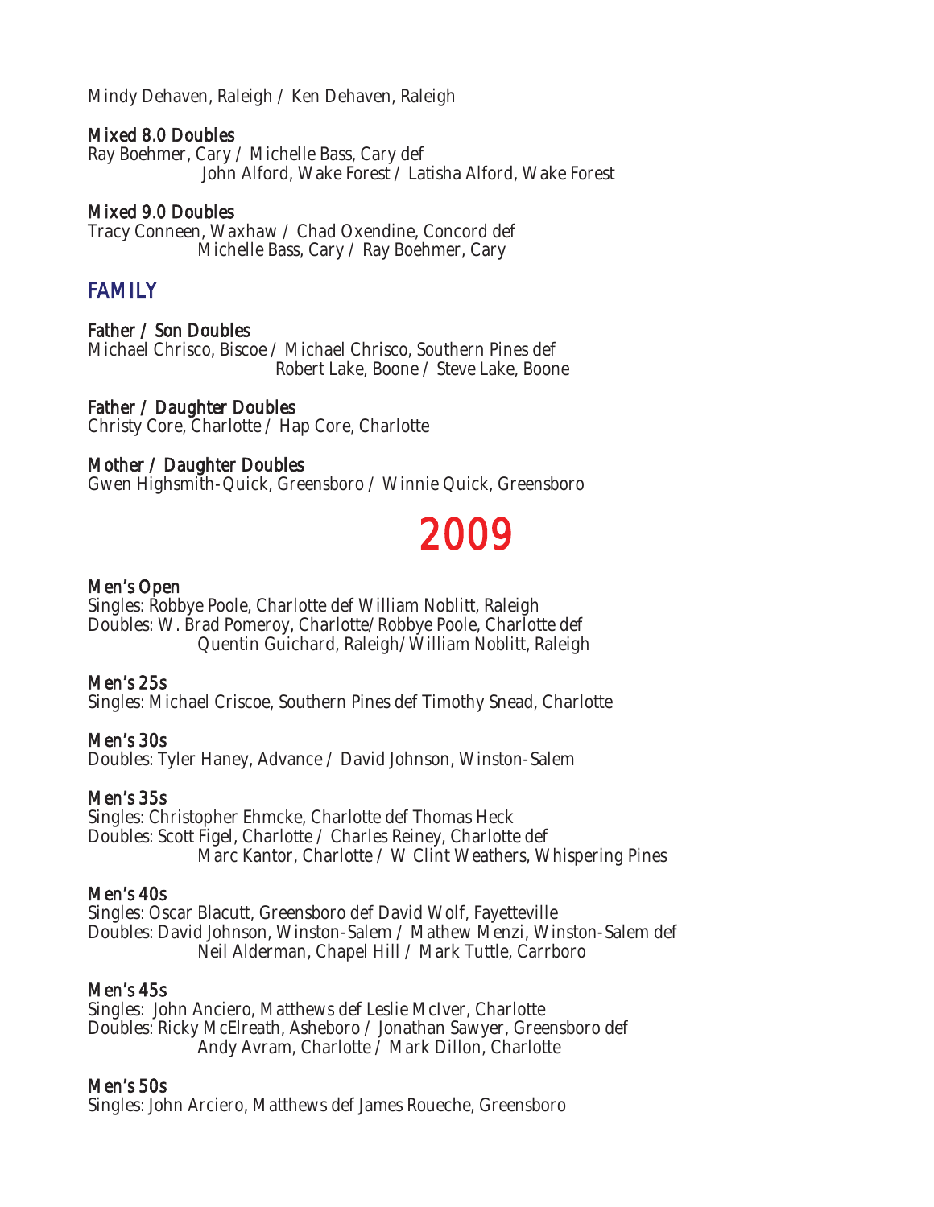Mindy Dehaven, Raleigh / Ken Dehaven, Raleigh

**Mixed 8.0 Doubles**
Ray Boehmer, Cary / Michelle Bass, Cary def
John Alford, Wake Forest / Latisha Alford, Wake Forest

**Mixed 9.0 Doubles**
Tracy Conneen, Waxhaw / Chad Oxendine, Concord def
Michelle Bass, Cary / Ray Boehmer, Cary

## FAMILY

**Father / Son Doubles**
Michael Chrisco, Biscoe / Michael Chrisco, Southern Pines def
Robert Lake, Boone / Steve Lake, Boone

**Father / Daughter Doubles**
Christy Core, Charlotte / Hap Core, Charlotte

**Mother / Daughter Doubles**
Gwen Highsmith-Quick, Greensboro / Winnie Quick, Greensboro

# 2009

**Men's Open**
Singles: Robbye Poole, Charlotte def William Noblitt, Raleigh
Doubles: W. Brad Pomeroy, Charlotte/Robbye Poole, Charlotte def
Quentin Guichard, Raleigh/William Noblitt, Raleigh

**Men's 25s**
Singles: Michael Criscoe, Southern Pines def Timothy Snead, Charlotte

**Men's 30s**
Doubles: Tyler Haney, Advance / David Johnson, Winston-Salem

**Men's 35s**
Singles: Christopher Ehmcke, Charlotte def Thomas Heck
Doubles: Scott Figel, Charlotte / Charles Reiney, Charlotte def
Marc Kantor, Charlotte / W Clint Weathers, Whispering Pines

**Men's 40s**
Singles: Oscar Blacutt, Greensboro def David Wolf, Fayetteville
Doubles: David Johnson, Winston-Salem / Mathew Menzi, Winston-Salem def
Neil Alderman, Chapel Hill / Mark Tuttle, Carrboro

**Men's 45s**
Singles: John Anciero, Matthews def Leslie McIver, Charlotte
Doubles: Ricky McElreath, Asheboro / Jonathan Sawyer, Greensboro def
Andy Avram, Charlotte / Mark Dillon, Charlotte

**Men's 50s**
Singles: John Arciero, Matthews def James Roueche, Greensboro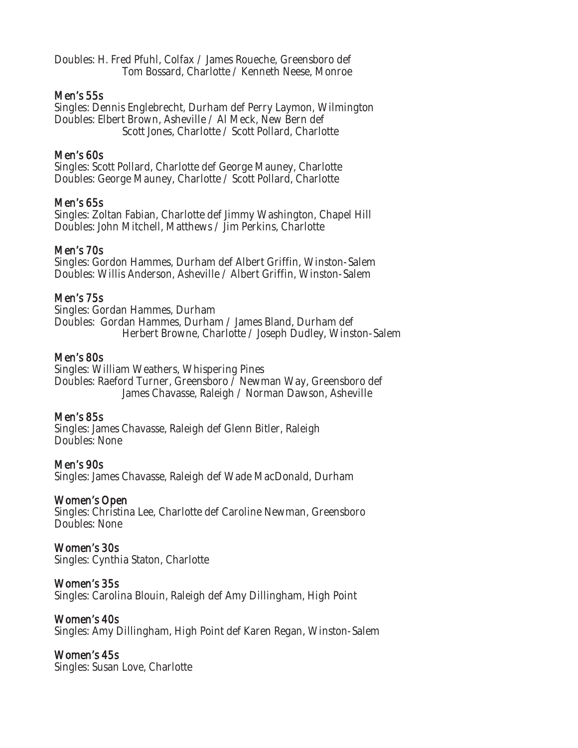Doubles: H. Fred Pfuhl, Colfax / James Roueche, Greensboro def
Tom Bossard, Charlotte / Kenneth Neese, Monroe

### Men's 55s

Singles: Dennis Englebrecht, Durham def Perry Laymon, Wilmington
Doubles: Elbert Brown, Asheville / Al Meck, New Bern def
Scott Jones, Charlotte / Scott Pollard, Charlotte

### Men's 60s

Singles: Scott Pollard, Charlotte def George Mauney, Charlotte
Doubles: George Mauney, Charlotte / Scott Pollard, Charlotte

### Men's 65s

Singles: Zoltan Fabian, Charlotte def Jimmy Washington, Chapel Hill
Doubles: John Mitchell, Matthews / Jim Perkins, Charlotte

### Men's 70s

Singles: Gordon Hammes, Durham def Albert Griffin, Winston-Salem
Doubles: Willis Anderson, Asheville / Albert Griffin, Winston-Salem

### Men's 75s

Singles: Gordan Hammes, Durham
Doubles: Gordan Hammes, Durham / James Bland, Durham def
Herbert Browne, Charlotte / Joseph Dudley, Winston-Salem

### Men's 80s

Singles: William Weathers, Whispering Pines
Doubles: Raeford Turner, Greensboro / Newman Way, Greensboro def
James Chavasse, Raleigh / Norman Dawson, Asheville

### Men's 85s

Singles: James Chavasse, Raleigh def Glenn Bitler, Raleigh
Doubles: None

### Men's 90s

Singles: James Chavasse, Raleigh def Wade MacDonald, Durham

### Women's Open

Singles: Christina Lee, Charlotte def Caroline Newman, Greensboro
Doubles: None

### Women's 30s

Singles: Cynthia Staton, Charlotte

### Women's 35s

Singles: Carolina Blouin, Raleigh def Amy Dillingham, High Point

### Women's 40s

Singles: Amy Dillingham, High Point def Karen Regan, Winston-Salem

### Women's 45s

Singles: Susan Love, Charlotte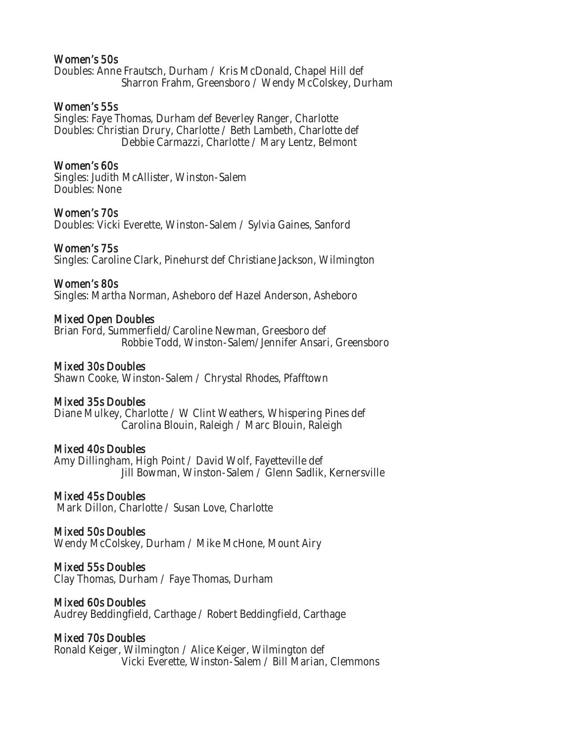### Women's 50s

Doubles: Anne Frautsch, Durham / Kris McDonald, Chapel Hill def
Sharron Frahm, Greensboro / Wendy McColskey, Durham

### Women's 55s

Singles: Faye Thomas, Durham def Beverley Ranger, Charlotte
Doubles: Christian Drury, Charlotte / Beth Lambeth, Charlotte def
Debbie Carmazzi, Charlotte / Mary Lentz, Belmont

### Women's 60s

Singles: Judith McAllister, Winston-Salem
Doubles: None

### Women's 70s

Doubles: Vicki Everette, Winston-Salem / Sylvia Gaines, Sanford

### Women's 75s

Singles: Caroline Clark, Pinehurst def Christiane Jackson, Wilmington

### Women's 80s

Singles: Martha Norman, Asheboro def Hazel Anderson, Asheboro

### Mixed Open Doubles

Brian Ford, Summerfield/Caroline Newman, Greesboro def
Robbie Todd, Winston-Salem/Jennifer Ansari, Greensboro

### Mixed 30s Doubles

Shawn Cooke, Winston-Salem / Chrystal Rhodes, Pfafftown

### Mixed 35s Doubles

Diane Mulkey, Charlotte / W Clint Weathers, Whispering Pines def
Carolina Blouin, Raleigh / Marc Blouin, Raleigh

### Mixed 40s Doubles

Amy Dillingham, High Point / David Wolf, Fayetteville def
Jill Bowman, Winston-Salem / Glenn Sadlik, Kernersville

### Mixed 45s Doubles

Mark Dillon, Charlotte / Susan Love, Charlotte

### Mixed 50s Doubles

Wendy McColskey, Durham / Mike McHone, Mount Airy

### Mixed 55s Doubles

Clay Thomas, Durham / Faye Thomas, Durham

### Mixed 60s Doubles

Audrey Beddingfield, Carthage / Robert Beddingfield, Carthage

### Mixed 70s Doubles

Ronald Keiger, Wilmington / Alice Keiger, Wilmington def
Vicki Everette, Winston-Salem / Bill Marian, Clemmons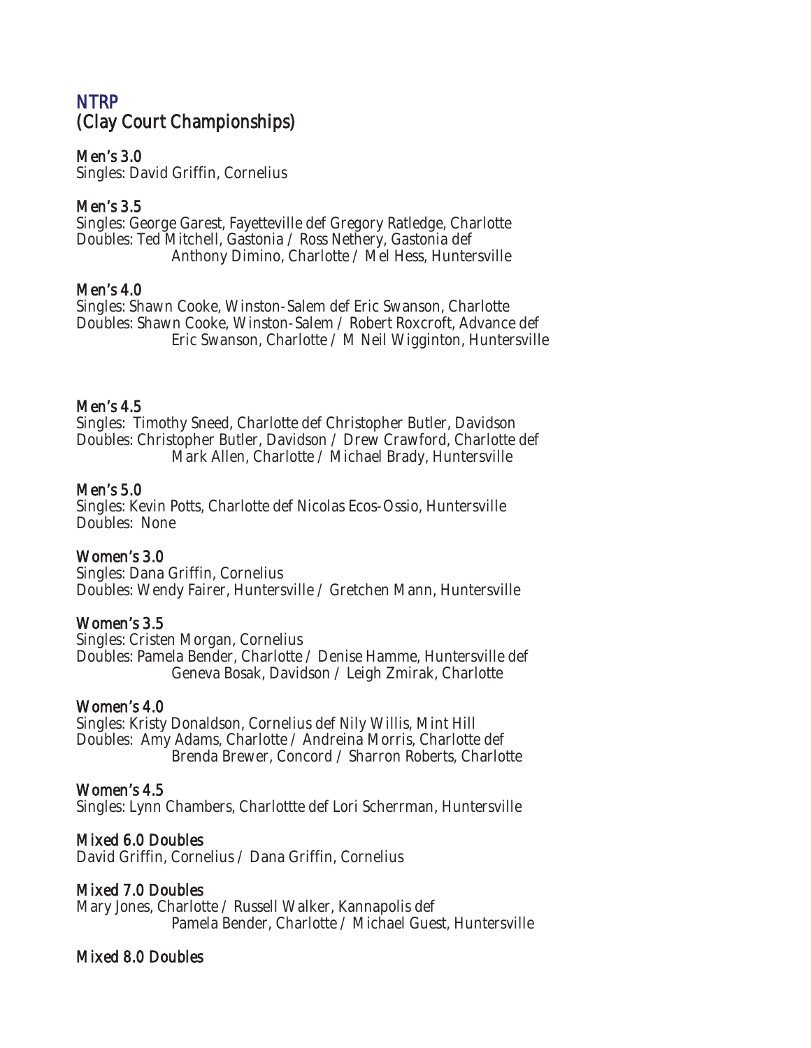## NTRP
## (Clay Court Championships)

**Men's 3.0**
Singles: David Griffin, Cornelius

**Men's 3.5**
Singles: George Garest, Fayetteville def Gregory Ratledge, Charlotte
Doubles: Ted Mitchell, Gastonia / Ross Nethery, Gastonia def
Anthony Dimino, Charlotte / Mel Hess, Huntersville

**Men's 4.0**
Singles: Shawn Cooke, Winston-Salem def Eric Swanson, Charlotte
Doubles: Shawn Cooke, Winston-Salem / Robert Roxcroft, Advance def
Eric Swanson, Charlotte / M Neil Wigginton, Huntersville

**Men's 4.5**
Singles: Timothy Sneed, Charlotte def Christopher Butler, Davidson
Doubles: Christopher Butler, Davidson / Drew Crawford, Charlotte def
Mark Allen, Charlotte / Michael Brady, Huntersville

**Men's 5.0**
Singles: Kevin Potts, Charlotte def Nicolas Ecos-Ossio, Huntersville
Doubles: None

**Women's 3.0**
Singles: Dana Griffin, Cornelius
Doubles: Wendy Fairer, Huntersville / Gretchen Mann, Huntersville

**Women's 3.5**
Singles: Cristen Morgan, Cornelius
Doubles: Pamela Bender, Charlotte / Denise Hamme, Huntersville def
Geneva Bosak, Davidson / Leigh Zmirak, Charlotte

**Women's 4.0**
Singles: Kristy Donaldson, Cornelius def Nily Willis, Mint Hill
Doubles: Amy Adams, Charlotte / Andreina Morris, Charlotte def
Brenda Brewer, Concord / Sharron Roberts, Charlotte

**Women's 4.5**
Singles: Lynn Chambers, Charlottte def Lori Scherrman, Huntersville

**Mixed 6.0 Doubles**
David Griffin, Cornelius / Dana Griffin, Cornelius

**Mixed 7.0 Doubles**
Mary Jones, Charlotte / Russell Walker, Kannapolis def
Pamela Bender, Charlotte / Michael Guest, Huntersville

**Mixed 8.0 Doubles**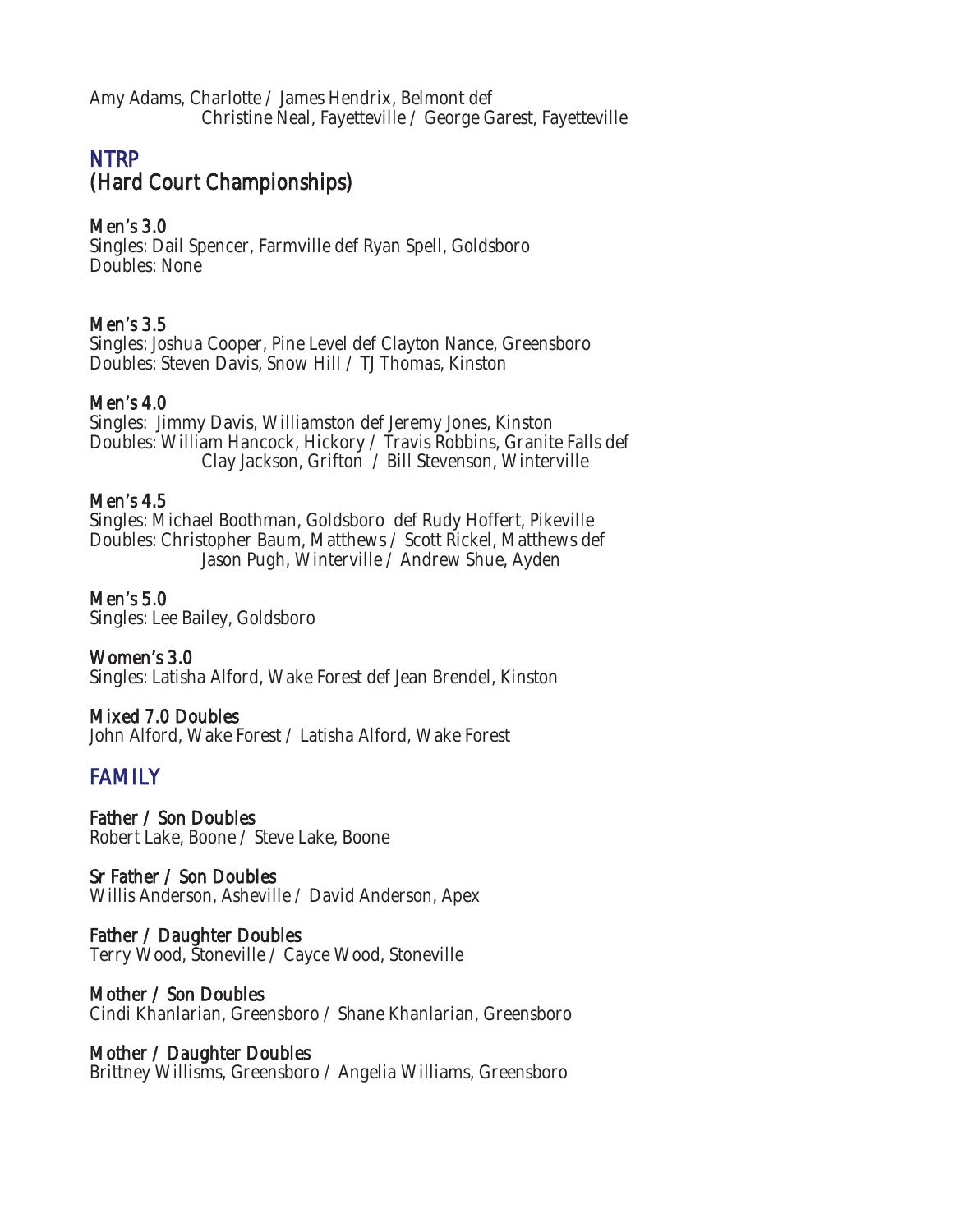Amy Adams, Charlotte / James Hendrix, Belmont def
Christine Neal, Fayetteville / George Garest, Fayetteville

## NTRP
## (Hard Court Championships)

### Men's 3.0
Singles: Dail Spencer, Farmville def Ryan Spell, Goldsboro
Doubles: None

### Men's 3.5
Singles: Joshua Cooper, Pine Level def Clayton Nance, Greensboro
Doubles: Steven Davis, Snow Hill / TJ Thomas, Kinston

### Men's 4.0
Singles: Jimmy Davis, Williamston def Jeremy Jones, Kinston
Doubles: William Hancock, Hickory / Travis Robbins, Granite Falls def
Clay Jackson, Grifton / Bill Stevenson, Winterville

### Men's 4.5
Singles: Michael Boothman, Goldsboro def Rudy Hoffert, Pikeville
Doubles: Christopher Baum, Matthews / Scott Rickel, Matthews def
Jason Pugh, Winterville / Andrew Shue, Ayden

### Men's 5.0
Singles: Lee Bailey, Goldsboro

### Women's 3.0
Singles: Latisha Alford, Wake Forest def Jean Brendel, Kinston

### Mixed 7.0 Doubles
John Alford, Wake Forest / Latisha Alford, Wake Forest

## FAMILY

### Father / Son Doubles
Robert Lake, Boone / Steve Lake, Boone

### Sr Father / Son Doubles
Willis Anderson, Asheville / David Anderson, Apex

### Father / Daughter Doubles
Terry Wood, Stoneville / Cayce Wood, Stoneville

### Mother / Son Doubles
Cindi Khanlarian, Greensboro / Shane Khanlarian, Greensboro

### Mother / Daughter Doubles
Brittney Willisms, Greensboro / Angelia Williams, Greensboro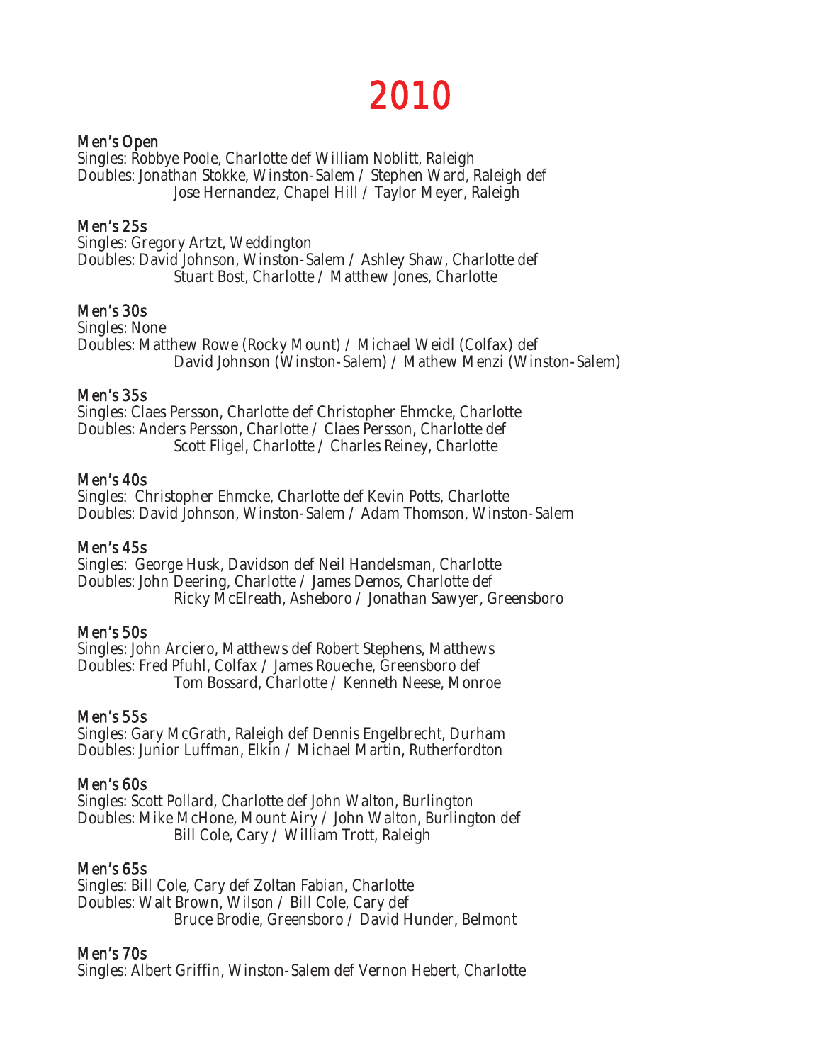# 2010

## Men's Open

Singles: Robbye Poole, Charlotte def William Noblitt, Raleigh
Doubles: Jonathan Stokke, Winston-Salem / Stephen Ward, Raleigh def
Jose Hernandez, Chapel Hill / Taylor Meyer, Raleigh

## Men's 25s

Singles: Gregory Artzt, Weddington
Doubles: David Johnson, Winston-Salem / Ashley Shaw, Charlotte def
Stuart Bost, Charlotte / Matthew Jones, Charlotte

## Men's 30s

Singles: None
Doubles: Matthew Rowe (Rocky Mount) / Michael Weidl (Colfax) def
David Johnson (Winston-Salem) / Mathew Menzi (Winston-Salem)

## Men's 35s

Singles: Claes Persson, Charlotte def Christopher Ehmcke, Charlotte
Doubles: Anders Persson, Charlotte / Claes Persson, Charlotte def
Scott Fligel, Charlotte / Charles Reiney, Charlotte

## Men's 40s

Singles: Christopher Ehmcke, Charlotte def Kevin Potts, Charlotte
Doubles: David Johnson, Winston-Salem / Adam Thomson, Winston-Salem

## Men's 45s

Singles: George Husk, Davidson def Neil Handelsman, Charlotte
Doubles: John Deering, Charlotte / James Demos, Charlotte def
Ricky McElreath, Asheboro / Jonathan Sawyer, Greensboro

## Men's 50s

Singles: John Arciero, Matthews def Robert Stephens, Matthews
Doubles: Fred Pfuhl, Colfax / James Roueche, Greensboro def
Tom Bossard, Charlotte / Kenneth Neese, Monroe

## Men's 55s

Singles: Gary McGrath, Raleigh def Dennis Engelbrecht, Durham
Doubles: Junior Luffman, Elkin / Michael Martin, Rutherfordton

## Men's 60s

Singles: Scott Pollard, Charlotte def John Walton, Burlington
Doubles: Mike McHone, Mount Airy / John Walton, Burlington def
Bill Cole, Cary / William Trott, Raleigh

## Men's 65s

Singles: Bill Cole, Cary def Zoltan Fabian, Charlotte
Doubles: Walt Brown, Wilson / Bill Cole, Cary def
Bruce Brodie, Greensboro / David Hunder, Belmont

## Men's 70s

Singles: Albert Griffin, Winston-Salem def Vernon Hebert, Charlotte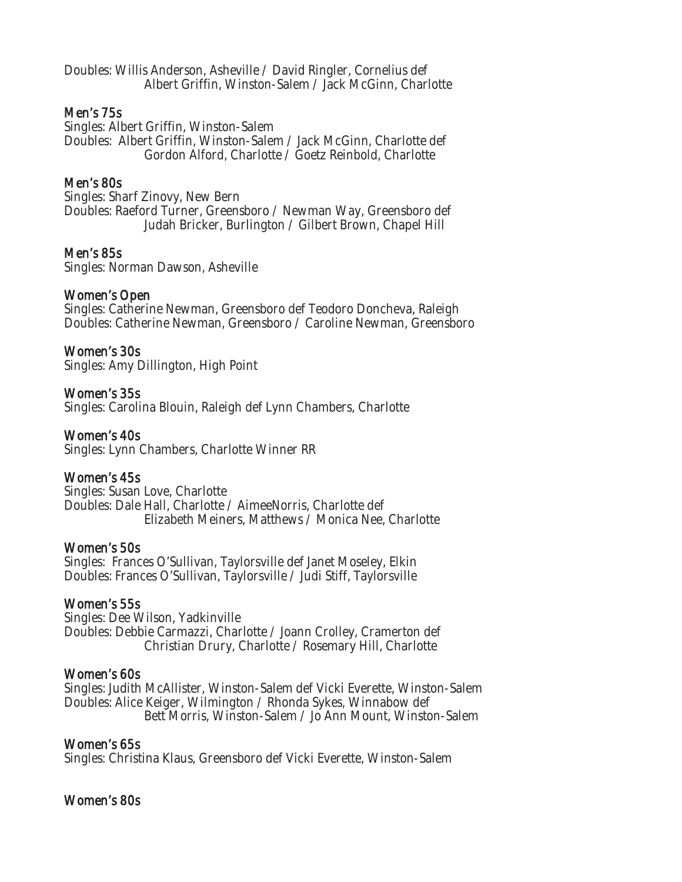Doubles: Willis Anderson, Asheville / David Ringler, Cornelius def
Albert Griffin, Winston-Salem / Jack McGinn, Charlotte

### Men's 75s

Singles: Albert Griffin, Winston-Salem
Doubles: Albert Griffin, Winston-Salem / Jack McGinn, Charlotte def
Gordon Alford, Charlotte / Goetz Reinbold, Charlotte

### Men's 80s

Singles: Sharf Zinovy, New Bern
Doubles: Raeford Turner, Greensboro / Newman Way, Greensboro def
Judah Bricker, Burlington / Gilbert Brown, Chapel Hill

### Men's 85s

Singles: Norman Dawson, Asheville

### Women's Open

Singles: Catherine Newman, Greensboro def Teodoro Doncheva, Raleigh
Doubles: Catherine Newman, Greensboro / Caroline Newman, Greensboro

### Women's 30s

Singles: Amy Dillington, High Point

### Women's 35s

Singles: Carolina Blouin, Raleigh def Lynn Chambers, Charlotte

### Women's 40s

Singles: Lynn Chambers, Charlotte Winner RR

### Women's 45s

Singles: Susan Love, Charlotte
Doubles: Dale Hall, Charlotte / AimeeNorris, Charlotte def
Elizabeth Meiners, Matthews / Monica Nee, Charlotte

### Women's 50s

Singles: Frances O'Sullivan, Taylorsville def Janet Moseley, Elkin
Doubles: Frances O'Sullivan, Taylorsville / Judi Stiff, Taylorsville

### Women's 55s

Singles: Dee Wilson, Yadkinville
Doubles: Debbie Carmazzi, Charlotte / Joann Crolley, Cramerton def
Christian Drury, Charlotte / Rosemary Hill, Charlotte

### Women's 60s

Singles: Judith McAllister, Winston-Salem def Vicki Everette, Winston-Salem
Doubles: Alice Keiger, Wilmington / Rhonda Sykes, Winnabow def
Bett Morris, Winston-Salem / Jo Ann Mount, Winston-Salem

### Women's 65s

Singles: Christina Klaus, Greensboro def Vicki Everette, Winston-Salem

### Women's 80s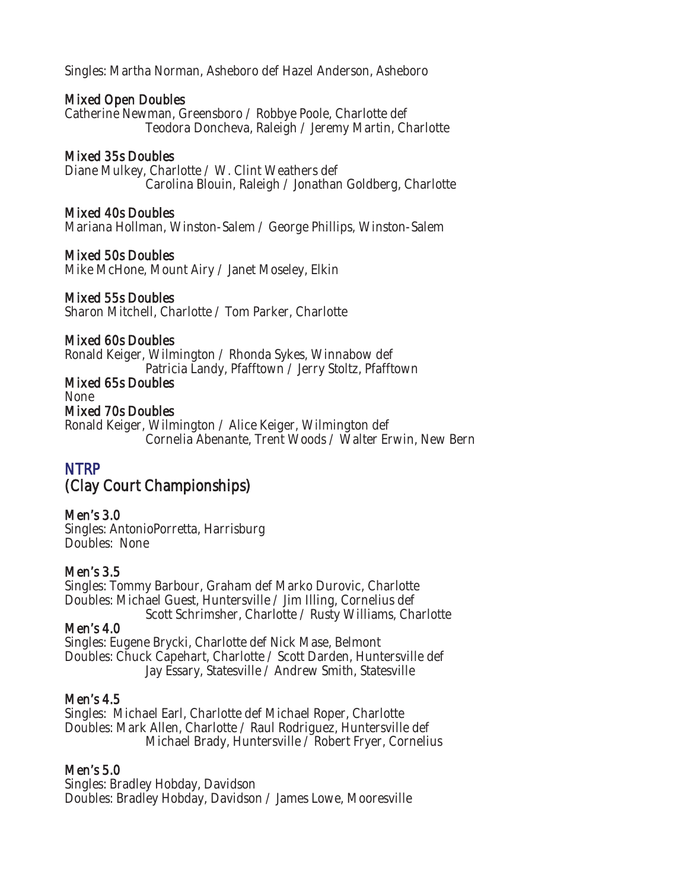Singles: Martha Norman, Asheboro def Hazel Anderson, Asheboro

### Mixed Open Doubles

Catherine Newman, Greensboro / Robbye Poole, Charlotte def
Teodora Doncheva, Raleigh / Jeremy Martin, Charlotte

### Mixed 35s Doubles

Diane Mulkey, Charlotte / W. Clint Weathers def
Carolina Blouin, Raleigh / Jonathan Goldberg, Charlotte

### Mixed 40s Doubles

Mariana Hollman, Winston-Salem / George Phillips, Winston-Salem

### Mixed 50s Doubles

Mike McHone, Mount Airy / Janet Moseley, Elkin

### Mixed 55s Doubles

Sharon Mitchell, Charlotte / Tom Parker, Charlotte

### Mixed 60s Doubles

Ronald Keiger, Wilmington / Rhonda Sykes, Winnabow def
Patricia Landy, Pfafftown / Jerry Stoltz, Pfafftown

### Mixed 65s Doubles

None

### Mixed 70s Doubles

Ronald Keiger, Wilmington / Alice Keiger, Wilmington def
Cornelia Abenante, Trent Woods / Walter Erwin, New Bern

## NTRP
## (Clay Court Championships)

### Men's 3.0

Singles: AntonioPorretta, Harrisburg
Doubles: None

### Men's 3.5

Singles: Tommy Barbour, Graham def Marko Durovic, Charlotte
Doubles: Michael Guest, Huntersville / Jim Illing, Cornelius def
Scott Schrimsher, Charlotte / Rusty Williams, Charlotte

### Men's 4.0

Singles: Eugene Brycki, Charlotte def Nick Mase, Belmont
Doubles: Chuck Capehart, Charlotte / Scott Darden, Huntersville def
Jay Essary, Statesville / Andrew Smith, Statesville

### Men's 4.5

Singles: Michael Earl, Charlotte def Michael Roper, Charlotte
Doubles: Mark Allen, Charlotte / Raul Rodriguez, Huntersville def
Michael Brady, Huntersville / Robert Fryer, Cornelius

### Men's 5.0

Singles: Bradley Hobday, Davidson
Doubles: Bradley Hobday, Davidson / James Lowe, Mooresville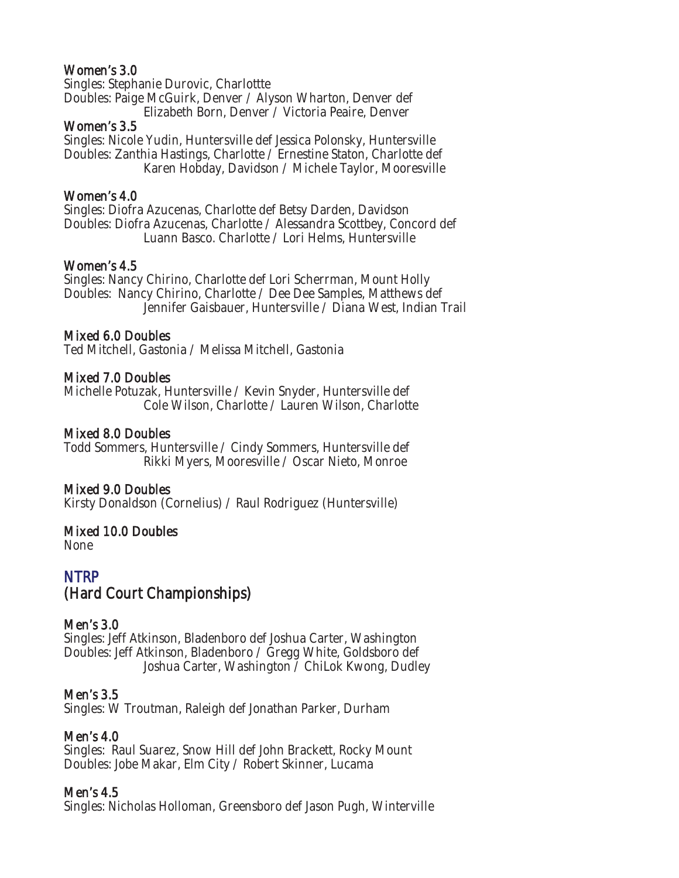### Women's 3.0

Singles: Stephanie Durovic, Charlottte
Doubles: Paige McGuirk, Denver / Alyson Wharton, Denver def
Elizabeth Born, Denver / Victoria Peaire, Denver

### Women's 3.5

Singles: Nicole Yudin, Huntersville def Jessica Polonsky, Huntersville
Doubles: Zanthia Hastings, Charlotte / Ernestine Staton, Charlotte def
Karen Hobday, Davidson / Michele Taylor, Mooresville

### Women's 4.0

Singles: Diofra Azucenas, Charlotte def Betsy Darden, Davidson
Doubles: Diofra Azucenas, Charlotte / Alessandra Scottbey, Concord def
Luann Basco. Charlotte / Lori Helms, Huntersville

### Women's 4.5

Singles: Nancy Chirino, Charlotte def Lori Scherrman, Mount Holly
Doubles: Nancy Chirino, Charlotte / Dee Dee Samples, Matthews def
Jennifer Gaisbauer, Huntersville / Diana West, Indian Trail

### Mixed 6.0 Doubles

Ted Mitchell, Gastonia / Melissa Mitchell, Gastonia

### Mixed 7.0 Doubles

Michelle Potuzak, Huntersville / Kevin Snyder, Huntersville def
Cole Wilson, Charlotte / Lauren Wilson, Charlotte

### Mixed 8.0 Doubles

Todd Sommers, Huntersville / Cindy Sommers, Huntersville def
Rikki Myers, Mooresville / Oscar Nieto, Monroe

### Mixed 9.0 Doubles

Kirsty Donaldson (Cornelius) / Raul Rodriguez (Huntersville)

### Mixed 10.0 Doubles

None

## NTRP
## (Hard Court Championships)

### Men's 3.0

Singles: Jeff Atkinson, Bladenboro def Joshua Carter, Washington
Doubles: Jeff Atkinson, Bladenboro / Gregg White, Goldsboro def
Joshua Carter, Washington / ChiLok Kwong, Dudley

### Men's 3.5

Singles: W Troutman, Raleigh def Jonathan Parker, Durham

### Men's 4.0

Singles: Raul Suarez, Snow Hill def John Brackett, Rocky Mount
Doubles: Jobe Makar, Elm City / Robert Skinner, Lucama

### Men's 4.5

Singles: Nicholas Holloman, Greensboro def Jason Pugh, Winterville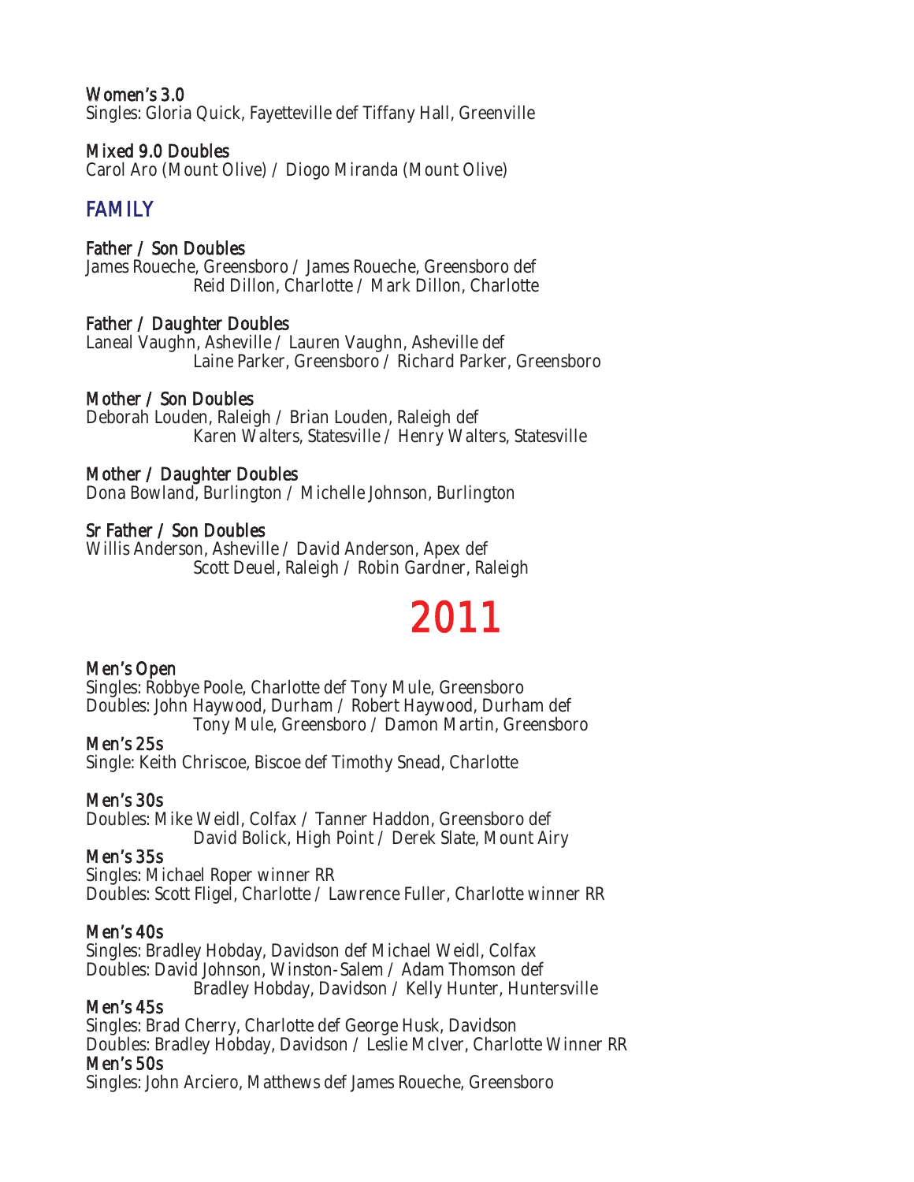### Women's 3.0

Singles: Gloria Quick, Fayetteville def Tiffany Hall, Greenville

### Mixed 9.0 Doubles

Carol Aro (Mount Olive) / Diogo Miranda (Mount Olive)

## FAMILY

### Father / Son Doubles

James Roueche, Greensboro / James Roueche, Greensboro def
Reid Dillon, Charlotte / Mark Dillon, Charlotte

### Father / Daughter Doubles

Laneal Vaughn, Asheville / Lauren Vaughn, Asheville def
Laine Parker, Greensboro / Richard Parker, Greensboro

### Mother / Son Doubles

Deborah Louden, Raleigh / Brian Louden, Raleigh def
Karen Walters, Statesville / Henry Walters, Statesville

### Mother / Daughter Doubles

Dona Bowland, Burlington / Michelle Johnson, Burlington

### Sr Father / Son Doubles

Willis Anderson, Asheville / David Anderson, Apex def
Scott Deuel, Raleigh / Robin Gardner, Raleigh

# 2011

### Men's Open

Singles: Robbye Poole, Charlotte def Tony Mule, Greensboro
Doubles: John Haywood, Durham / Robert Haywood, Durham def
Tony Mule, Greensboro / Damon Martin, Greensboro

### Men's 25s

Single: Keith Chriscoe, Biscoe def Timothy Snead, Charlotte

### Men's 30s

Doubles: Mike Weidl, Colfax / Tanner Haddon, Greensboro def
David Bolick, High Point / Derek Slate, Mount Airy

### Men's 35s

Singles: Michael Roper winner RR
Doubles: Scott Fligel, Charlotte / Lawrence Fuller, Charlotte winner RR

### Men's 40s

Singles: Bradley Hobday, Davidson def Michael Weidl, Colfax
Doubles: David Johnson, Winston-Salem / Adam Thomson def
Bradley Hobday, Davidson / Kelly Hunter, Huntersville

### Men's 45s

Singles: Brad Cherry, Charlotte def George Husk, Davidson
Doubles: Bradley Hobday, Davidson / Leslie McIver, Charlotte Winner RR

### Men's 50s

Singles: John Arciero, Matthews def James Roueche, Greensboro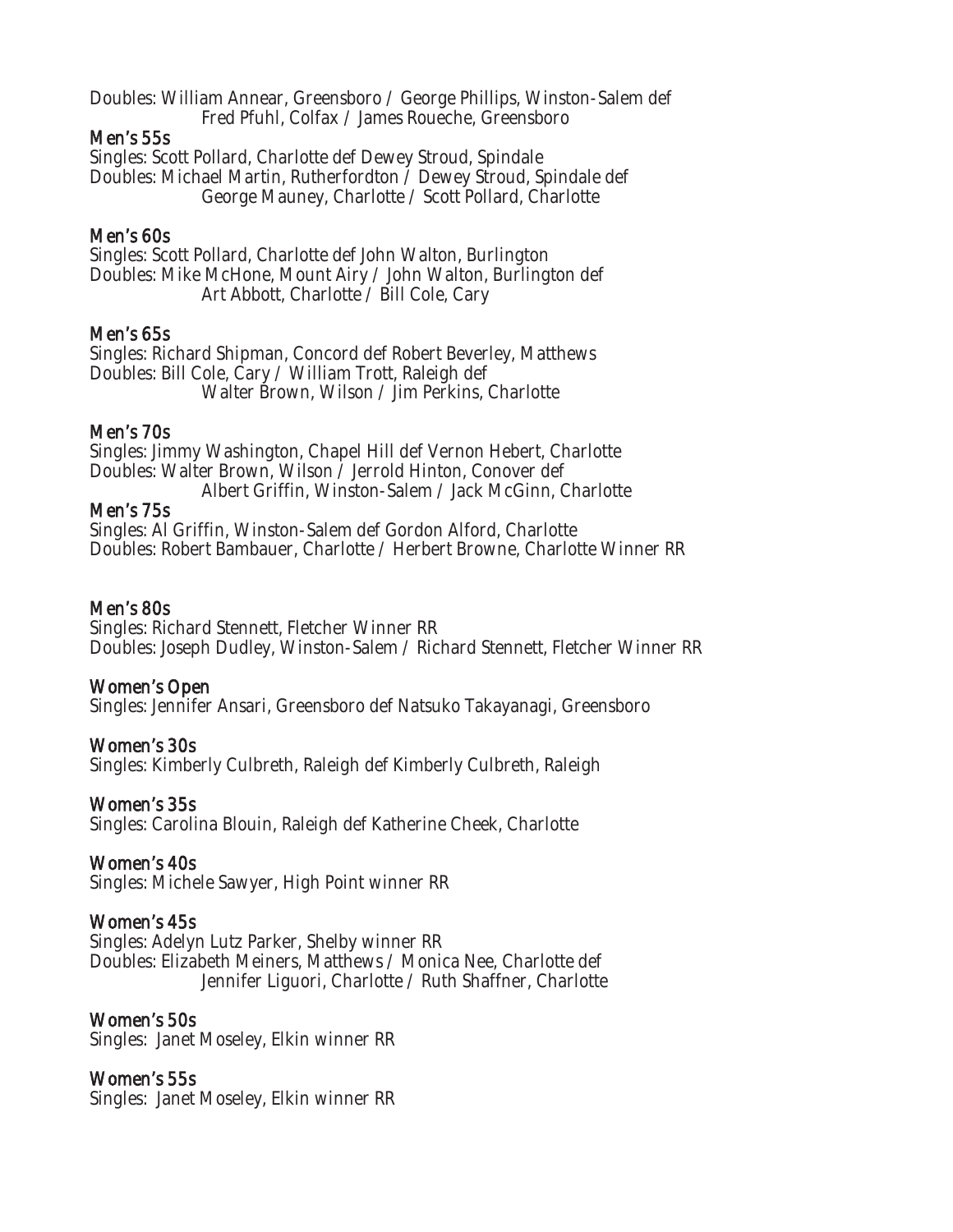Doubles: William Annear, Greensboro / George Phillips, Winston-Salem def
Fred Pfuhl, Colfax / James Roueche, Greensboro

### Men's 55s

Singles: Scott Pollard, Charlotte def Dewey Stroud, Spindale
Doubles: Michael Martin, Rutherfordton / Dewey Stroud, Spindale def
George Mauney, Charlotte / Scott Pollard, Charlotte

### Men's 60s

Singles: Scott Pollard, Charlotte def John Walton, Burlington
Doubles: Mike McHone, Mount Airy / John Walton, Burlington def
Art Abbott, Charlotte / Bill Cole, Cary

### Men's 65s

Singles: Richard Shipman, Concord def Robert Beverley, Matthews
Doubles: Bill Cole, Cary / William Trott, Raleigh def
Walter Brown, Wilson / Jim Perkins, Charlotte

### Men's 70s

Singles: Jimmy Washington, Chapel Hill def Vernon Hebert, Charlotte
Doubles: Walter Brown, Wilson / Jerrold Hinton, Conover def
Albert Griffin, Winston-Salem / Jack McGinn, Charlotte

### Men's 75s

Singles: Al Griffin, Winston-Salem def Gordon Alford, Charlotte
Doubles: Robert Bambauer, Charlotte / Herbert Browne, Charlotte Winner RR

### Men's 80s

Singles: Richard Stennett, Fletcher Winner RR
Doubles: Joseph Dudley, Winston-Salem / Richard Stennett, Fletcher Winner RR

### Women's Open

Singles: Jennifer Ansari, Greensboro def Natsuko Takayanagi, Greensboro

### Women's 30s

Singles: Kimberly Culbreth, Raleigh def Kimberly Culbreth, Raleigh

### Women's 35s

Singles: Carolina Blouin, Raleigh def Katherine Cheek, Charlotte

### Women's 40s

Singles: Michele Sawyer, High Point winner RR

### Women's 45s

Singles: Adelyn Lutz Parker, Shelby winner RR
Doubles: Elizabeth Meiners, Matthews / Monica Nee, Charlotte def
Jennifer Liguori, Charlotte / Ruth Shaffner, Charlotte

### Women's 50s

Singles: Janet Moseley, Elkin winner RR

### Women's 55s

Singles: Janet Moseley, Elkin winner RR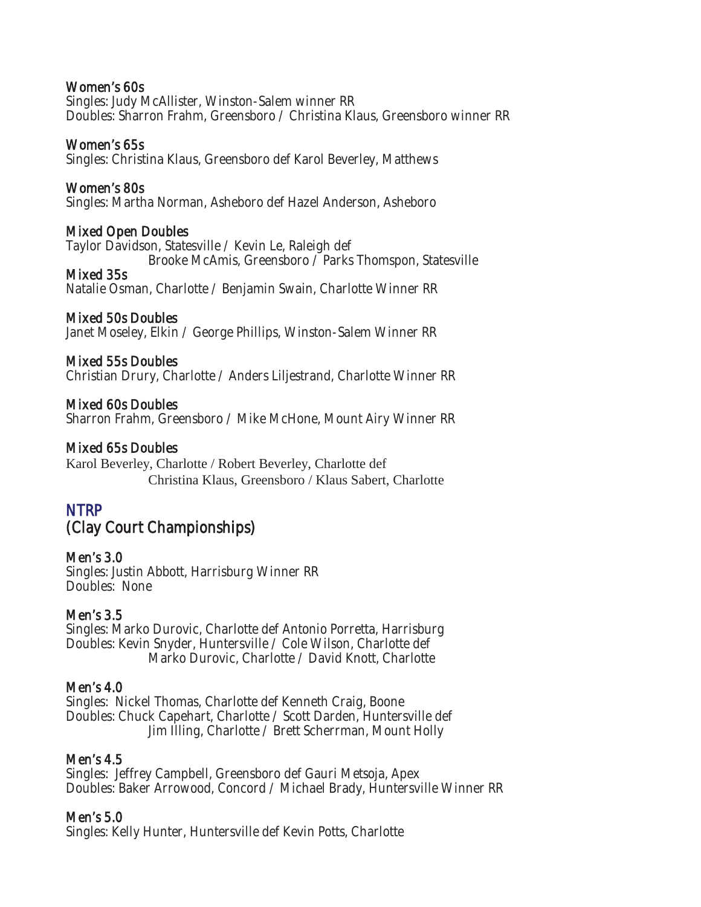### Women's 60s

Singles: Judy McAllister, Winston-Salem winner RR
Doubles: Sharron Frahm, Greensboro / Christina Klaus, Greensboro winner RR

### Women's 65s

Singles: Christina Klaus, Greensboro def Karol Beverley, Matthews

### Women's 80s

Singles: Martha Norman, Asheboro def Hazel Anderson, Asheboro

### Mixed Open Doubles

Taylor Davidson, Statesville / Kevin Le, Raleigh def
Brooke McAmis, Greensboro / Parks Thomspon, Statesville

### Mixed 35s

Natalie Osman, Charlotte / Benjamin Swain, Charlotte Winner RR

### Mixed 50s Doubles

Janet Moseley, Elkin / George Phillips, Winston-Salem Winner RR

### Mixed 55s Doubles

Christian Drury, Charlotte / Anders Liljestrand, Charlotte Winner RR

### Mixed 60s Doubles

Sharron Frahm, Greensboro / Mike McHone, Mount Airy Winner RR

### Mixed 65s Doubles

Karol Beverley, Charlotte / Robert Beverley, Charlotte def
Christina Klaus, Greensboro / Klaus Sabert, Charlotte

## NTRP
## (Clay Court Championships)

### Men's 3.0

Singles: Justin Abbott, Harrisburg Winner RR
Doubles: None

### Men's 3.5

Singles: Marko Durovic, Charlotte def Antonio Porretta, Harrisburg
Doubles: Kevin Snyder, Huntersville / Cole Wilson, Charlotte def
Marko Durovic, Charlotte / David Knott, Charlotte

### Men's 4.0

Singles: Nickel Thomas, Charlotte def Kenneth Craig, Boone
Doubles: Chuck Capehart, Charlotte / Scott Darden, Huntersville def
Jim Illing, Charlotte / Brett Scherrman, Mount Holly

### Men's 4.5

Singles: Jeffrey Campbell, Greensboro def Gauri Metsoja, Apex
Doubles: Baker Arrowood, Concord / Michael Brady, Huntersville Winner RR

### Men's 5.0

Singles: Kelly Hunter, Huntersville def Kevin Potts, Charlotte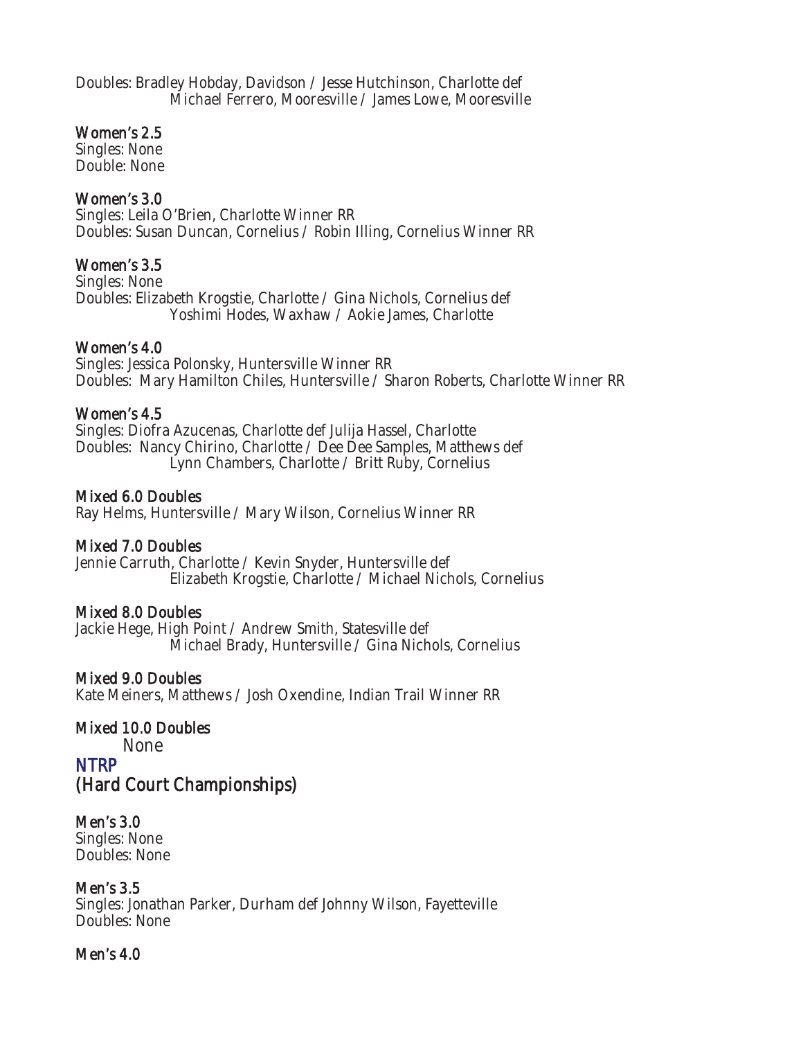Doubles: Bradley Hobday, Davidson / Jesse Hutchinson, Charlotte def
Michael Ferrero, Mooresville / James Lowe, Mooresville

### Women's 2.5

Singles: None
Double: None

### Women's 3.0

Singles: Leila O'Brien, Charlotte Winner RR
Doubles: Susan Duncan, Cornelius / Robin Illing, Cornelius Winner RR

### Women's 3.5

Singles: None
Doubles: Elizabeth Krogstie, Charlotte / Gina Nichols, Cornelius def
Yoshimi Hodes, Waxhaw / Aokie James, Charlotte

### Women's 4.0

Singles: Jessica Polonsky, Huntersville Winner RR
Doubles: Mary Hamilton Chiles, Huntersville / Sharon Roberts, Charlotte Winner RR

### Women's 4.5

Singles: Diofra Azucenas, Charlotte def Julija Hassel, Charlotte
Doubles: Nancy Chirino, Charlotte / Dee Dee Samples, Matthews def
Lynn Chambers, Charlotte / Britt Ruby, Cornelius

### Mixed 6.0 Doubles

Ray Helms, Huntersville / Mary Wilson, Cornelius Winner RR

### Mixed 7.0 Doubles

Jennie Carruth, Charlotte / Kevin Snyder, Huntersville def
Elizabeth Krogstie, Charlotte / Michael Nichols, Cornelius

### Mixed 8.0 Doubles

Jackie Hege, High Point / Andrew Smith, Statesville def
Michael Brady, Huntersville / Gina Nichols, Cornelius

### Mixed 9.0 Doubles

Kate Meiners, Matthews / Josh Oxendine, Indian Trail Winner RR

### Mixed 10.0 Doubles

None

## NTRP
## (Hard Court Championships)

### Men's 3.0

Singles: None
Doubles: None

### Men's 3.5

Singles: Jonathan Parker, Durham def Johnny Wilson, Fayetteville
Doubles: None

### Men's 4.0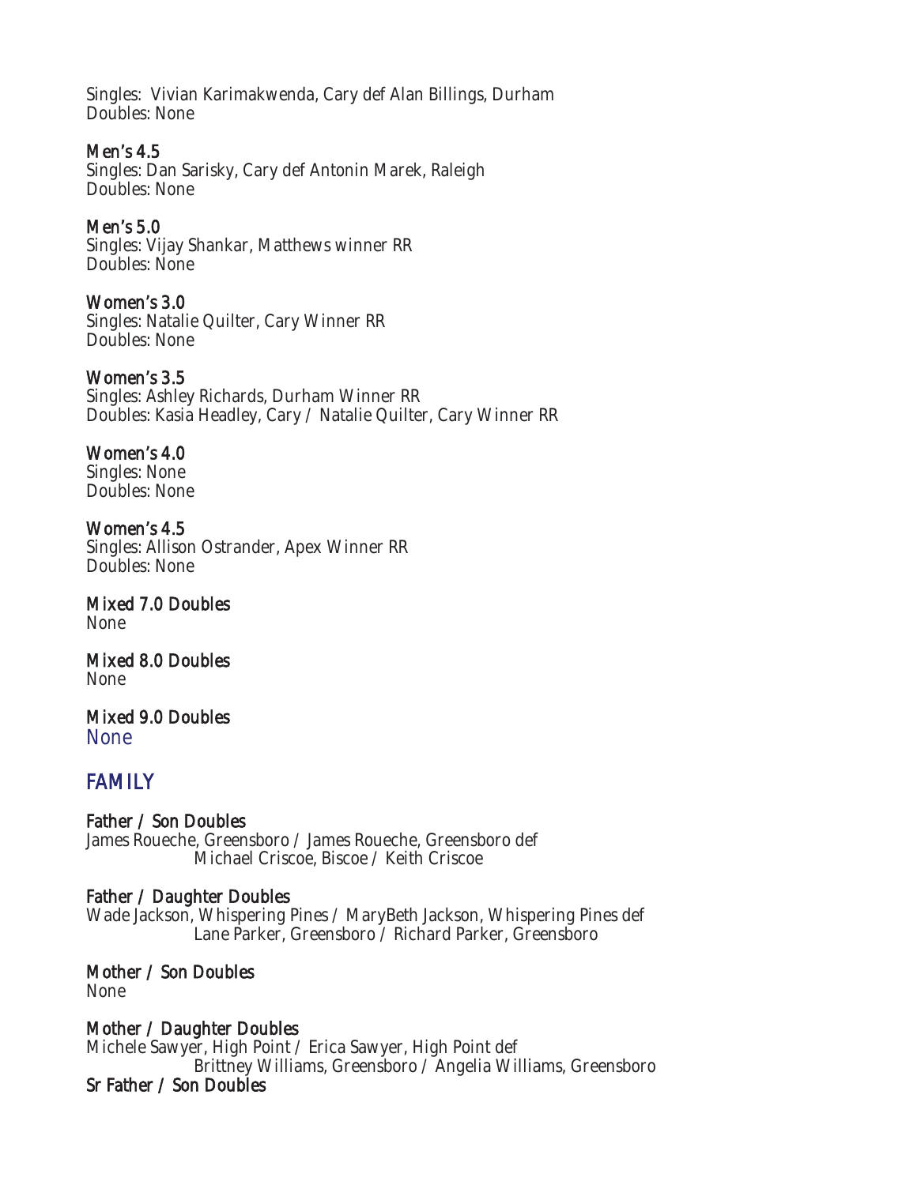Singles: Vivian Karimakwenda, Cary def Alan Billings, Durham
Doubles: None

### Men's 4.5
Singles: Dan Sarisky, Cary def Antonin Marek, Raleigh
Doubles: None

### Men's 5.0
Singles: Vijay Shankar, Matthews winner RR
Doubles: None

### Women's 3.0
Singles: Natalie Quilter, Cary Winner RR
Doubles: None

### Women's 3.5
Singles: Ashley Richards, Durham Winner RR
Doubles: Kasia Headley, Cary / Natalie Quilter, Cary Winner RR

### Women's 4.0
Singles: None
Doubles: None

### Women's 4.5
Singles: Allison Ostrander, Apex Winner RR
Doubles: None

### Mixed 7.0 Doubles
None

### Mixed 8.0 Doubles
None

### Mixed 9.0 Doubles
None

## FAMILY

### Father / Son Doubles
James Roueche, Greensboro / James Roueche, Greensboro def
Michael Criscoe, Biscoe / Keith Criscoe

### Father / Daughter Doubles
Wade Jackson, Whispering Pines / MaryBeth Jackson, Whispering Pines def
Lane Parker, Greensboro / Richard Parker, Greensboro

### Mother / Son Doubles
None

### Mother / Daughter Doubles
Michele Sawyer, High Point / Erica Sawyer, High Point def
Brittney Williams, Greensboro / Angelia Williams, Greensboro

### Sr Father / Son Doubles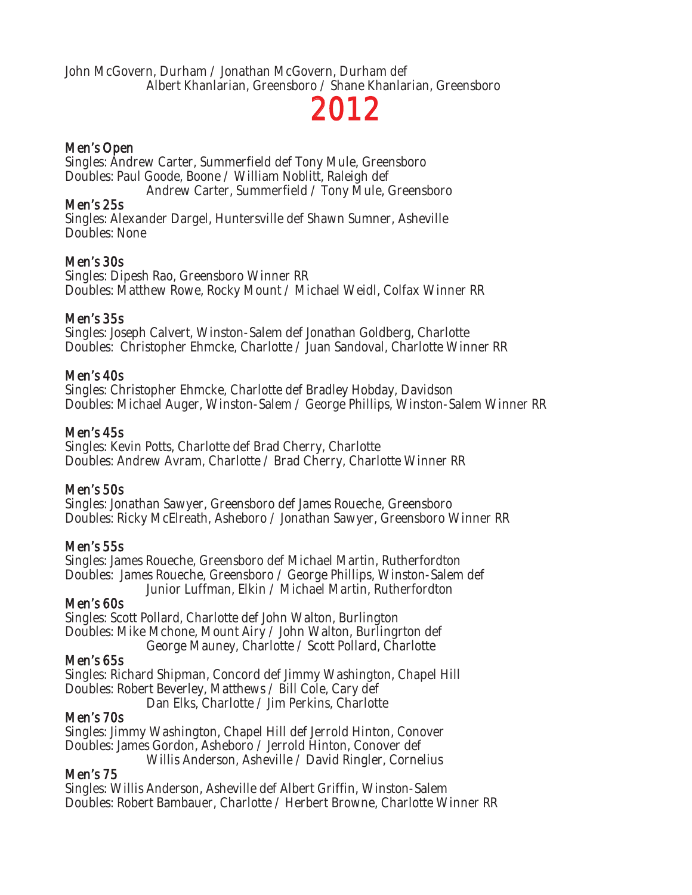John McGovern, Durham / Jonathan McGovern, Durham def
Albert Khanlarian, Greensboro / Shane Khanlarian, Greensboro

# 2012

### Men's Open

Singles: Andrew Carter, Summerfield def Tony Mule, Greensboro
Doubles: Paul Goode, Boone / William Noblitt, Raleigh def
Andrew Carter, Summerfield / Tony Mule, Greensboro

### Men's 25s

Singles: Alexander Dargel, Huntersville def Shawn Sumner, Asheville
Doubles: None

### Men's 30s

Singles: Dipesh Rao, Greensboro Winner RR
Doubles: Matthew Rowe, Rocky Mount / Michael Weidl, Colfax Winner RR

### Men's 35s

Singles: Joseph Calvert, Winston-Salem def Jonathan Goldberg, Charlotte
Doubles: Christopher Ehmcke, Charlotte / Juan Sandoval, Charlotte Winner RR

### Men's 40s

Singles: Christopher Ehmcke, Charlotte def Bradley Hobday, Davidson
Doubles: Michael Auger, Winston-Salem / George Phillips, Winston-Salem Winner RR

### Men's 45s

Singles: Kevin Potts, Charlotte def Brad Cherry, Charlotte
Doubles: Andrew Avram, Charlotte / Brad Cherry, Charlotte Winner RR

### Men's 50s

Singles: Jonathan Sawyer, Greensboro def James Roueche, Greensboro
Doubles: Ricky McElreath, Asheboro / Jonathan Sawyer, Greensboro Winner RR

### Men's 55s

Singles: James Roueche, Greensboro def Michael Martin, Rutherfordton
Doubles: James Roueche, Greensboro / George Phillips, Winston-Salem def
Junior Luffman, Elkin / Michael Martin, Rutherfordton

### Men's 60s

Singles: Scott Pollard, Charlotte def John Walton, Burlington
Doubles: Mike Mchone, Mount Airy / John Walton, Burlingrton def
George Mauney, Charlotte / Scott Pollard, Charlotte

### Men's 65s

Singles: Richard Shipman, Concord def Jimmy Washington, Chapel Hill
Doubles: Robert Beverley, Matthews / Bill Cole, Cary def
Dan Elks, Charlotte / Jim Perkins, Charlotte

### Men's 70s

Singles: Jimmy Washington, Chapel Hill def Jerrold Hinton, Conover
Doubles: James Gordon, Asheboro / Jerrold Hinton, Conover def
Willis Anderson, Asheville / David Ringler, Cornelius

### Men's 75

Singles: Willis Anderson, Asheville def Albert Griffin, Winston-Salem
Doubles: Robert Bambauer, Charlotte / Herbert Browne, Charlotte Winner RR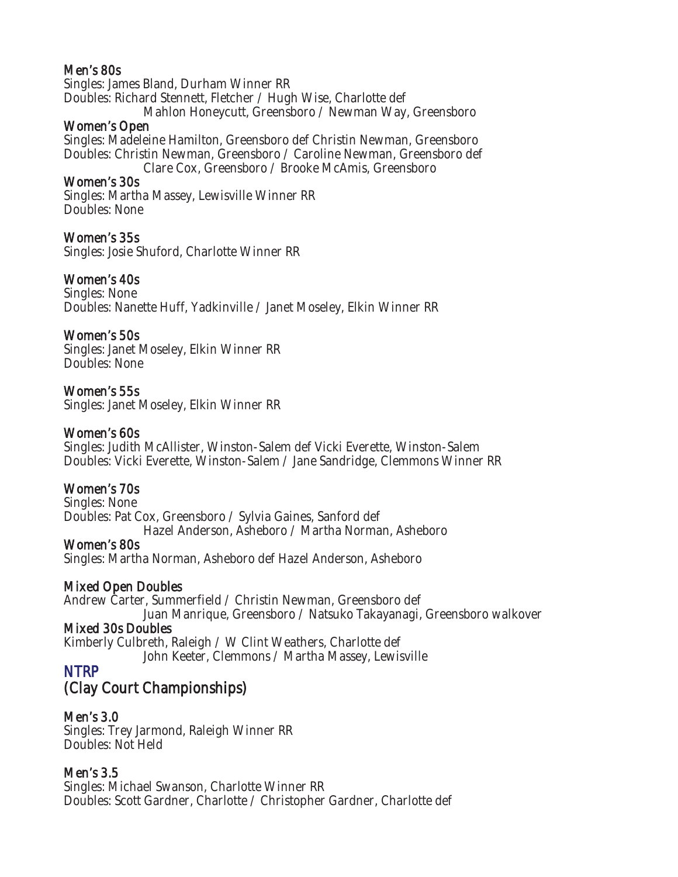### Men's 80s

Singles: James Bland, Durham Winner RR
Doubles: Richard Stennett, Fletcher / Hugh Wise, Charlotte def
Mahlon Honeycutt, Greensboro / Newman Way, Greensboro

### Women's Open

Singles: Madeleine Hamilton, Greensboro def Christin Newman, Greensboro
Doubles: Christin Newman, Greensboro / Caroline Newman, Greensboro def
Clare Cox, Greensboro / Brooke McAmis, Greensboro

### Women's 30s

Singles: Martha Massey, Lewisville Winner RR
Doubles: None

### Women's 35s

Singles: Josie Shuford, Charlotte Winner RR

### Women's 40s

Singles: None
Doubles: Nanette Huff, Yadkinville / Janet Moseley, Elkin Winner RR

### Women's 50s

Singles: Janet Moseley, Elkin Winner RR
Doubles: None

### Women's 55s

Singles: Janet Moseley, Elkin Winner RR

### Women's 60s

Singles: Judith McAllister, Winston-Salem def Vicki Everette, Winston-Salem
Doubles: Vicki Everette, Winston-Salem / Jane Sandridge, Clemmons Winner RR

### Women's 70s

Singles: None
Doubles: Pat Cox, Greensboro / Sylvia Gaines, Sanford def
Hazel Anderson, Asheboro / Martha Norman, Asheboro

### Women's 80s

Singles: Martha Norman, Asheboro def Hazel Anderson, Asheboro

### Mixed Open Doubles

Andrew Carter, Summerfield / Christin Newman, Greensboro def
Juan Manrique, Greensboro / Natsuko Takayanagi, Greensboro walkover

### Mixed 30s Doubles

Kimberly Culbreth, Raleigh / W Clint Weathers, Charlotte def
John Keeter, Clemmons / Martha Massey, Lewisville

## NTRP
## (Clay Court Championships)

### Men's 3.0

Singles: Trey Jarmond, Raleigh Winner RR
Doubles: Not Held

### Men's 3.5

Singles: Michael Swanson, Charlotte Winner RR
Doubles: Scott Gardner, Charlotte / Christopher Gardner, Charlotte def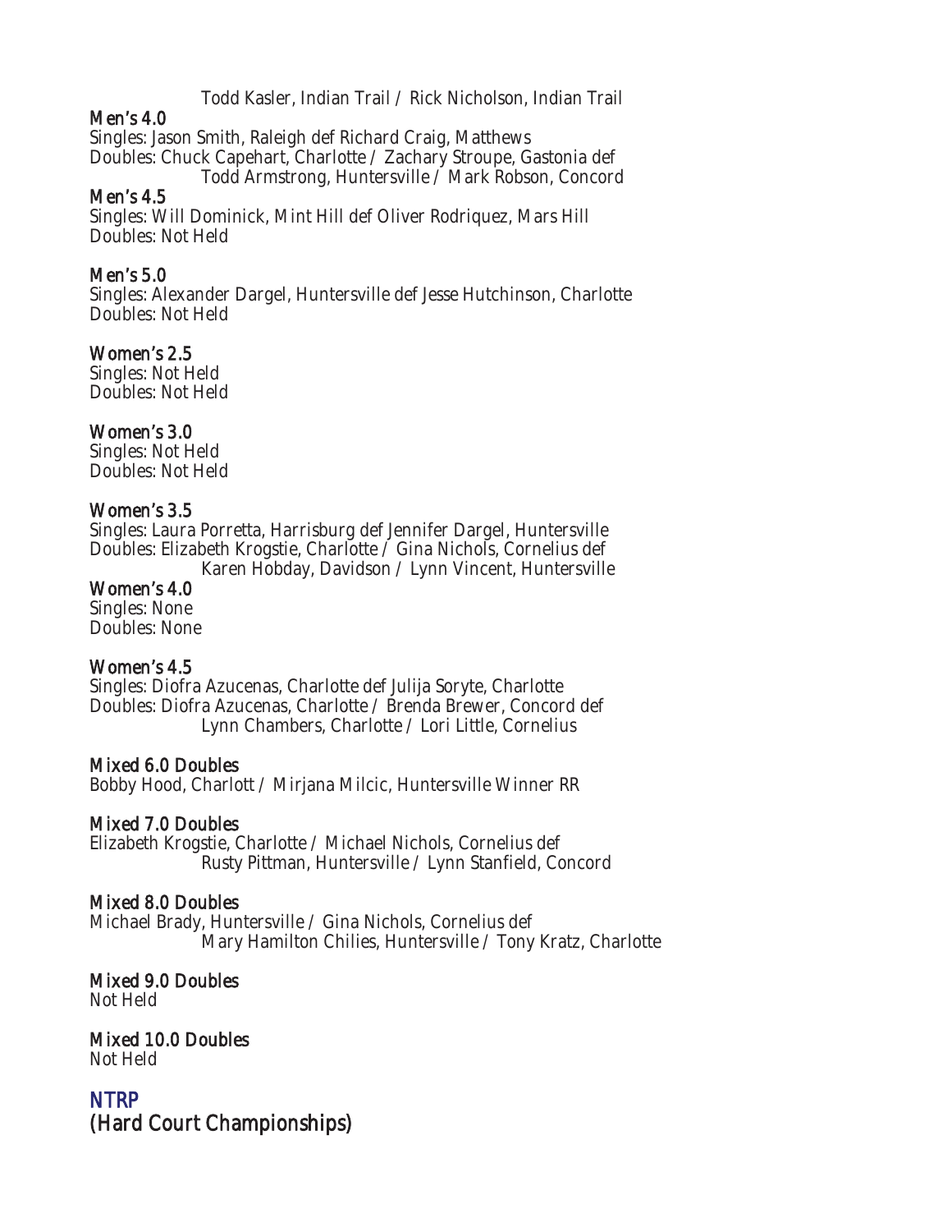Todd Kasler, Indian Trail / Rick Nicholson, Indian Trail

### Men's 4.0

Singles: Jason Smith, Raleigh def Richard Craig, Matthews
Doubles: Chuck Capehart, Charlotte / Zachary Stroupe, Gastonia def
Todd Armstrong, Huntersville / Mark Robson, Concord

### Men's 4.5

Singles: Will Dominick, Mint Hill def Oliver Rodriquez, Mars Hill
Doubles: Not Held

### Men's 5.0

Singles: Alexander Dargel, Huntersville def Jesse Hutchinson, Charlotte
Doubles: Not Held

### Women's 2.5

Singles: Not Held
Doubles: Not Held

### Women's 3.0

Singles: Not Held
Doubles: Not Held

### Women's 3.5

Singles: Laura Porretta, Harrisburg def Jennifer Dargel, Huntersville
Doubles: Elizabeth Krogstie, Charlotte / Gina Nichols, Cornelius def
Karen Hobday, Davidson / Lynn Vincent, Huntersville

### Women's 4.0

Singles: None
Doubles: None

### Women's 4.5

Singles: Diofra Azucenas, Charlotte def Julija Soryte, Charlotte
Doubles: Diofra Azucenas, Charlotte / Brenda Brewer, Concord def
Lynn Chambers, Charlotte / Lori Little, Cornelius

### Mixed 6.0 Doubles

Bobby Hood, Charlott / Mirjana Milcic, Huntersville Winner RR

### Mixed 7.0 Doubles

Elizabeth Krogstie, Charlotte / Michael Nichols, Cornelius def
Rusty Pittman, Huntersville / Lynn Stanfield, Concord

### Mixed 8.0 Doubles

Michael Brady, Huntersville / Gina Nichols, Cornelius def
Mary Hamilton Chilies, Huntersville / Tony Kratz, Charlotte

### Mixed 9.0 Doubles

Not Held

### Mixed 10.0 Doubles

Not Held

## NTRP
## (Hard Court Championships)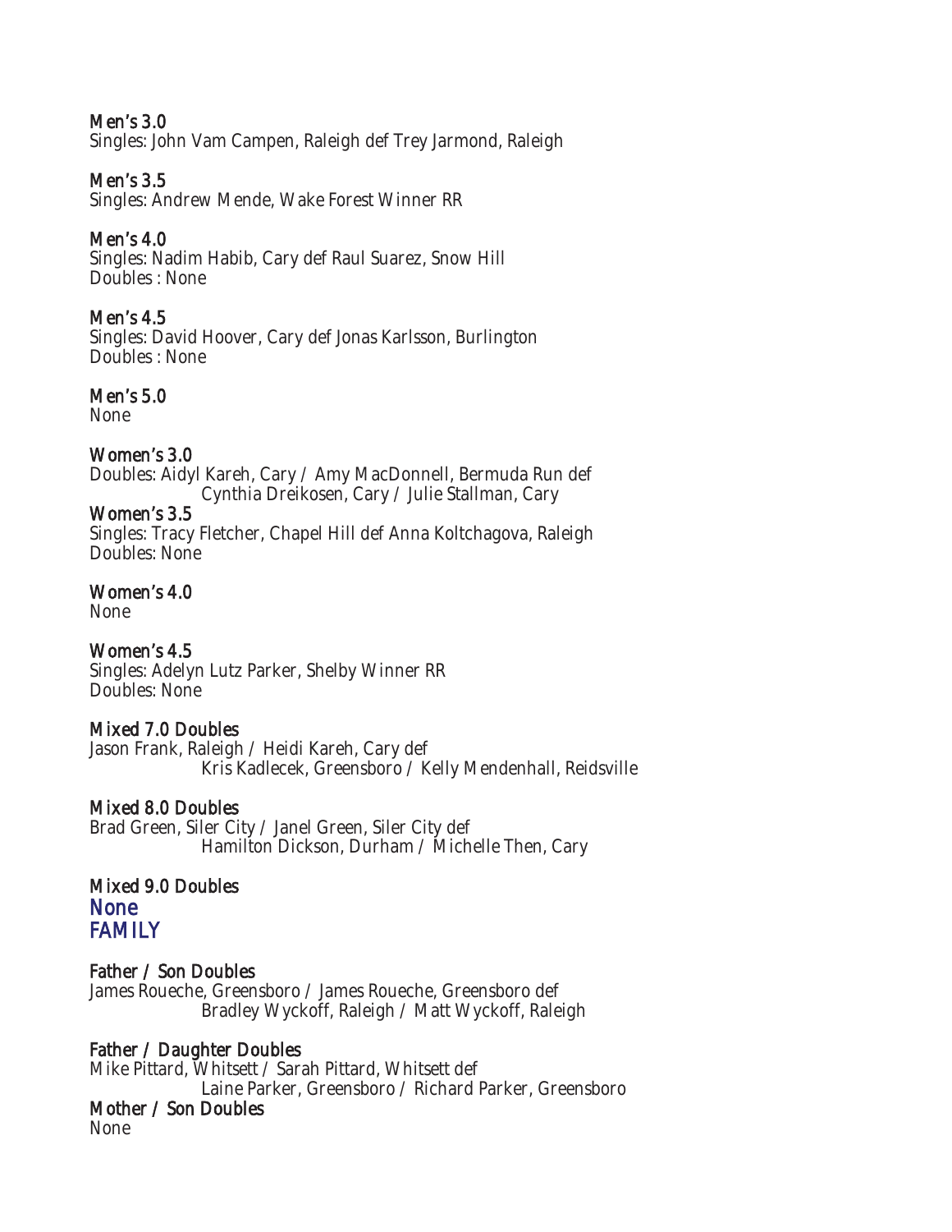### Men's 3.0

Singles: John Vam Campen, Raleigh def Trey Jarmond, Raleigh

### Men's 3.5

Singles: Andrew Mende, Wake Forest Winner RR

### Men's 4.0

Singles: Nadim Habib, Cary def Raul Suarez, Snow Hill
Doubles : None

### Men's 4.5

Singles: David Hoover, Cary def Jonas Karlsson, Burlington
Doubles : None

### Men's 5.0

None

### Women's 3.0

Doubles: Aidyl Kareh, Cary / Amy MacDonnell, Bermuda Run def
Cynthia Dreikosen, Cary / Julie Stallman, Cary

### Women's 3.5

Singles: Tracy Fletcher, Chapel Hill def Anna Koltchagova, Raleigh
Doubles: None

### Women's 4.0

None

### Women's 4.5

Singles: Adelyn Lutz Parker, Shelby Winner RR
Doubles: None

### Mixed 7.0 Doubles

Jason Frank, Raleigh / Heidi Kareh, Cary def
Kris Kadlecek, Greensboro / Kelly Mendenhall, Reidsville

### Mixed 8.0 Doubles

Brad Green, Siler City / Janel Green, Siler City def
Hamilton Dickson, Durham / Michelle Then, Cary

### Mixed 9.0 Doubles

None

## FAMILY

### Father / Son Doubles

James Roueche, Greensboro / James Roueche, Greensboro def
Bradley Wyckoff, Raleigh / Matt Wyckoff, Raleigh

### Father / Daughter Doubles

Mike Pittard, Whitsett / Sarah Pittard, Whitsett def
Laine Parker, Greensboro / Richard Parker, Greensboro

### Mother / Son Doubles

None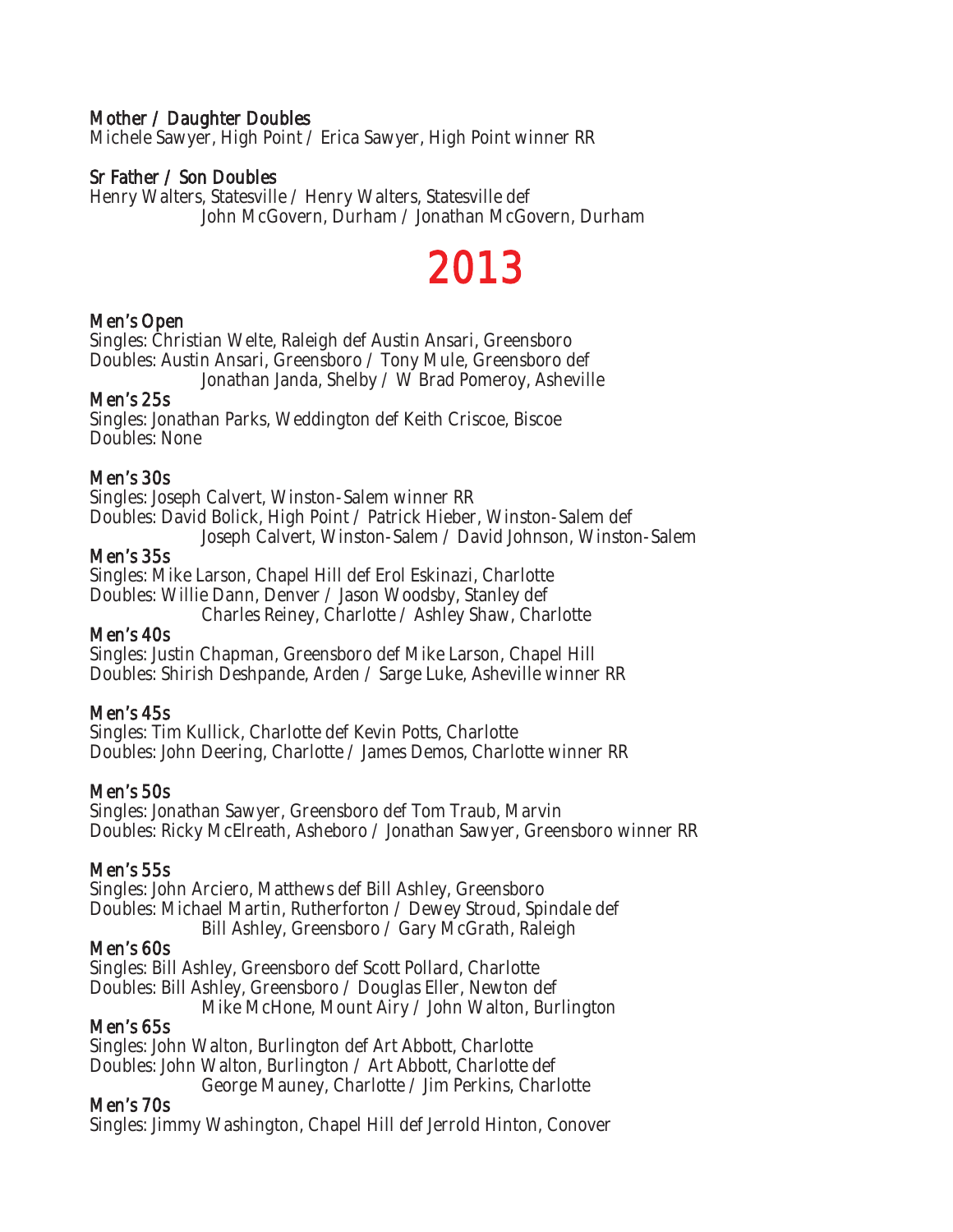### Mother / Daughter Doubles

Michele Sawyer, High Point / Erica Sawyer, High Point winner RR

### Sr Father / Son Doubles

Henry Walters, Statesville / Henry Walters, Statesville def
John McGovern, Durham / Jonathan McGovern, Durham

# 2013

### Men's Open

Singles: Christian Welte, Raleigh def Austin Ansari, Greensboro
Doubles: Austin Ansari, Greensboro / Tony Mule, Greensboro def
Jonathan Janda, Shelby / W Brad Pomeroy, Asheville

### Men's 25s

Singles: Jonathan Parks, Weddington def Keith Criscoe, Biscoe
Doubles: None

### Men's 30s

Singles: Joseph Calvert, Winston-Salem winner RR
Doubles: David Bolick, High Point / Patrick Hieber, Winston-Salem def
Joseph Calvert, Winston-Salem / David Johnson, Winston-Salem

### Men's 35s

Singles: Mike Larson, Chapel Hill def Erol Eskinazi, Charlotte
Doubles: Willie Dann, Denver / Jason Woodsby, Stanley def
Charles Reiney, Charlotte / Ashley Shaw, Charlotte

### Men's 40s

Singles: Justin Chapman, Greensboro def Mike Larson, Chapel Hill
Doubles: Shirish Deshpande, Arden / Sarge Luke, Asheville winner RR

### Men's 45s

Singles: Tim Kullick, Charlotte def Kevin Potts, Charlotte
Doubles: John Deering, Charlotte / James Demos, Charlotte winner RR

### Men's 50s

Singles: Jonathan Sawyer, Greensboro def Tom Traub, Marvin
Doubles: Ricky McElreath, Asheboro / Jonathan Sawyer, Greensboro winner RR

### Men's 55s

Singles: John Arciero, Matthews def Bill Ashley, Greensboro
Doubles: Michael Martin, Rutherforton / Dewey Stroud, Spindale def
Bill Ashley, Greensboro / Gary McGrath, Raleigh

### Men's 60s

Singles: Bill Ashley, Greensboro def Scott Pollard, Charlotte
Doubles: Bill Ashley, Greensboro / Douglas Eller, Newton def
Mike McHone, Mount Airy / John Walton, Burlington

### Men's 65s

Singles: John Walton, Burlington def Art Abbott, Charlotte
Doubles: John Walton, Burlington / Art Abbott, Charlotte def
George Mauney, Charlotte / Jim Perkins, Charlotte

### Men's 70s

Singles: Jimmy Washington, Chapel Hill def Jerrold Hinton, Conover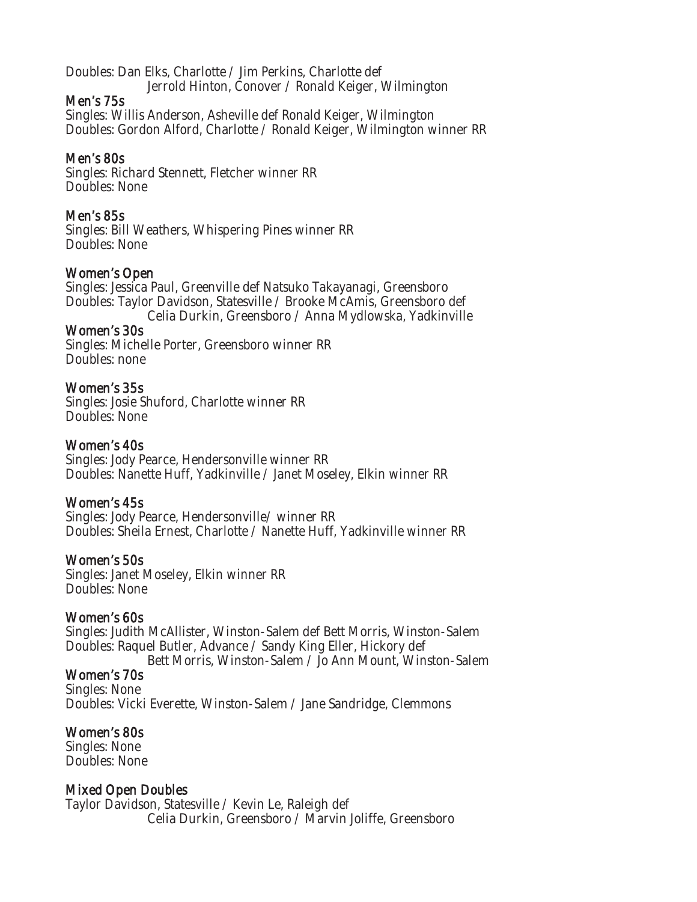Doubles: Dan Elks, Charlotte / Jim Perkins, Charlotte def
Jerrold Hinton, Conover / Ronald Keiger, Wilmington

### Men's 75s

Singles: Willis Anderson, Asheville def Ronald Keiger, Wilmington
Doubles: Gordon Alford, Charlotte / Ronald Keiger, Wilmington winner RR

### Men's 80s

Singles: Richard Stennett, Fletcher winner RR
Doubles: None

### Men's 85s

Singles: Bill Weathers, Whispering Pines winner RR
Doubles: None

### Women's Open

Singles: Jessica Paul, Greenville def Natsuko Takayanagi, Greensboro
Doubles: Taylor Davidson, Statesville / Brooke McAmis, Greensboro def
Celia Durkin, Greensboro / Anna Mydlowska, Yadkinville

### Women's 30s

Singles: Michelle Porter, Greensboro winner RR
Doubles: none

### Women's 35s

Singles: Josie Shuford, Charlotte winner RR
Doubles: None

### Women's 40s

Singles: Jody Pearce, Hendersonville winner RR
Doubles: Nanette Huff, Yadkinville / Janet Moseley, Elkin winner RR

### Women's 45s

Singles: Jody Pearce, Hendersonville/ winner RR
Doubles: Sheila Ernest, Charlotte / Nanette Huff, Yadkinville winner RR

### Women's 50s

Singles: Janet Moseley, Elkin winner RR
Doubles: None

### Women's 60s

Singles: Judith McAllister, Winston-Salem def Bett Morris, Winston-Salem
Doubles: Raquel Butler, Advance / Sandy King Eller, Hickory def
Bett Morris, Winston-Salem / Jo Ann Mount, Winston-Salem

### Women's 70s

Singles: None
Doubles: Vicki Everette, Winston-Salem / Jane Sandridge, Clemmons

### Women's 80s

Singles: None
Doubles: None

### Mixed Open Doubles

Taylor Davidson, Statesville / Kevin Le, Raleigh def
Celia Durkin, Greensboro / Marvin Joliffe, Greensboro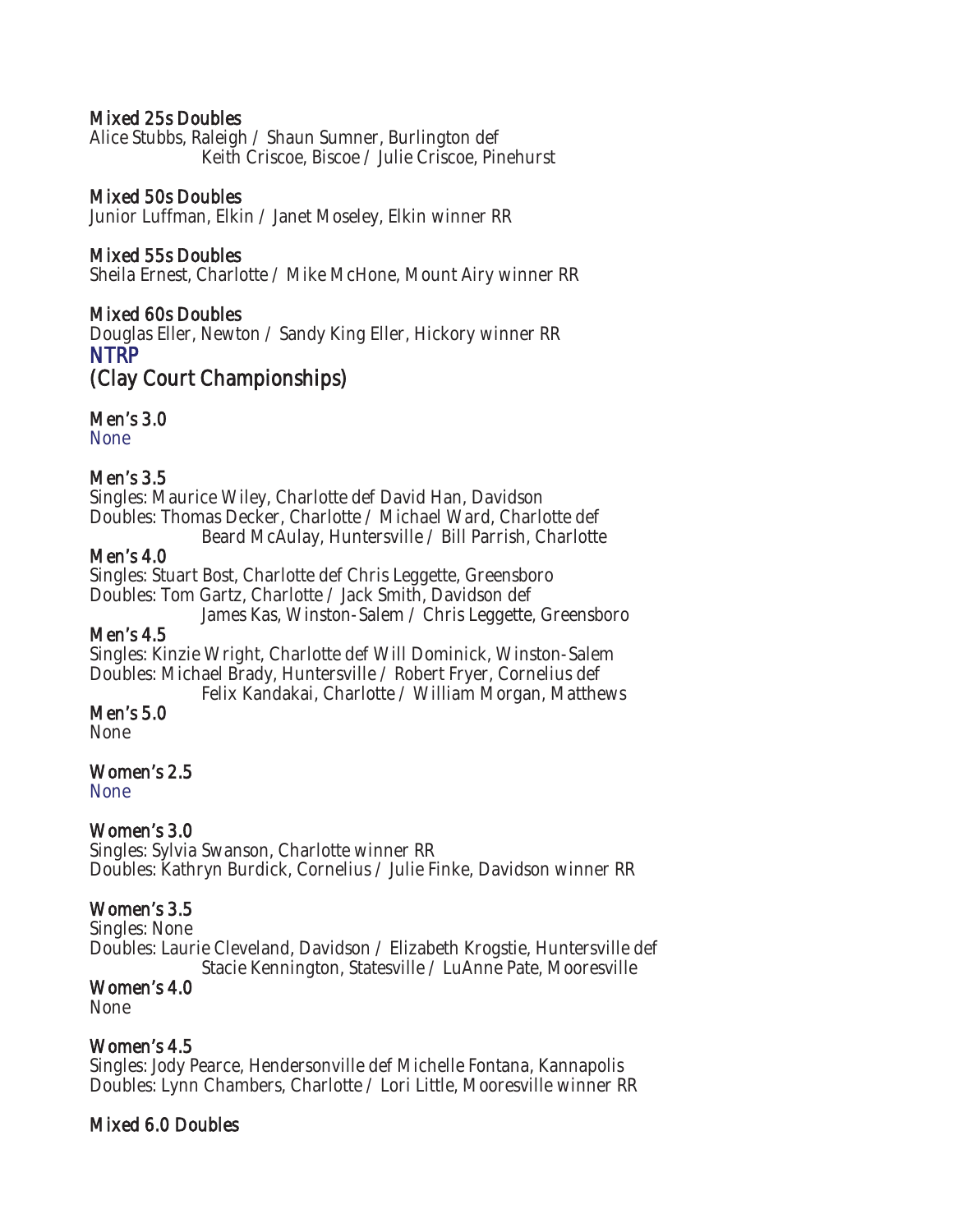### Mixed 25s Doubles

Alice Stubbs, Raleigh / Shaun Sumner, Burlington def
Keith Criscoe, Biscoe / Julie Criscoe, Pinehurst

### Mixed 50s Doubles

Junior Luffman, Elkin / Janet Moseley, Elkin winner RR

### Mixed 55s Doubles

Sheila Ernest, Charlotte / Mike McHone, Mount Airy winner RR

### Mixed 60s Doubles

Douglas Eller, Newton / Sandy King Eller, Hickory winner RR

## NTRP
## (Clay Court Championships)

### Men's 3.0

None

### Men's 3.5

Singles: Maurice Wiley, Charlotte def David Han, Davidson
Doubles: Thomas Decker, Charlotte / Michael Ward, Charlotte def
Beard McAulay, Huntersville / Bill Parrish, Charlotte

### Men's 4.0

Singles: Stuart Bost, Charlotte def Chris Leggette, Greensboro
Doubles: Tom Gartz, Charlotte / Jack Smith, Davidson def
James Kas, Winston-Salem / Chris Leggette, Greensboro

### Men's 4.5

Singles: Kinzie Wright, Charlotte def Will Dominick, Winston-Salem
Doubles: Michael Brady, Huntersville / Robert Fryer, Cornelius def
Felix Kandakai, Charlotte / William Morgan, Matthews

### Men's 5.0

None

### Women's 2.5

None

### Women's 3.0

Singles: Sylvia Swanson, Charlotte winner RR
Doubles: Kathryn Burdick, Cornelius / Julie Finke, Davidson winner RR

### Women's 3.5

Singles: None
Doubles: Laurie Cleveland, Davidson / Elizabeth Krogstie, Huntersville def
Stacie Kennington, Statesville / LuAnne Pate, Mooresville

### Women's 4.0

None

### Women's 4.5

Singles: Jody Pearce, Hendersonville def Michelle Fontana, Kannapolis
Doubles: Lynn Chambers, Charlotte / Lori Little, Mooresville winner RR

### Mixed 6.0 Doubles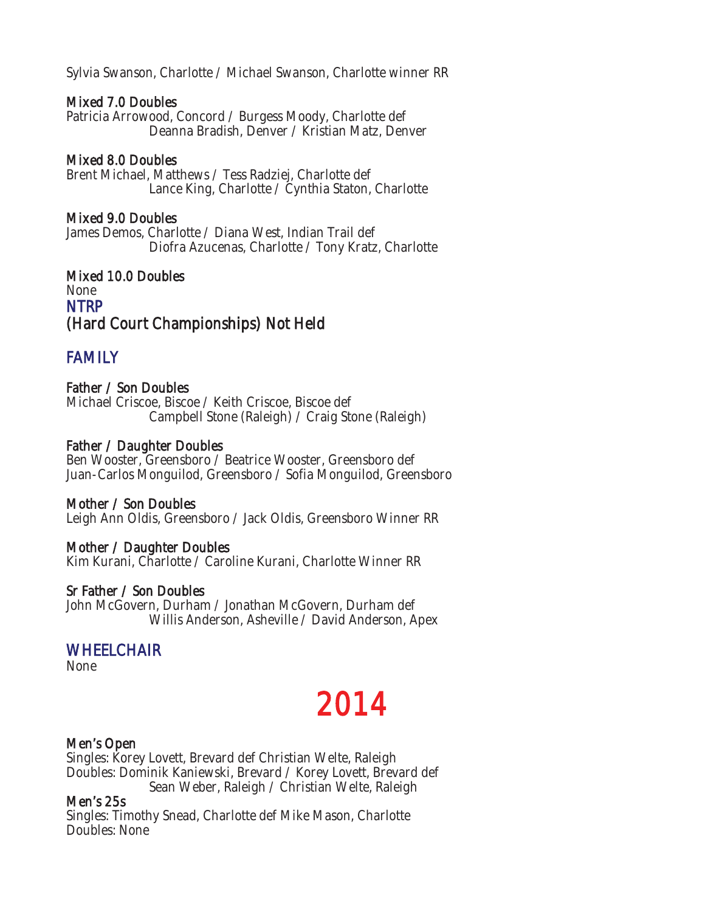Sylvia Swanson, Charlotte / Michael Swanson, Charlotte winner RR

**Mixed 7.0 Doubles**
Patricia Arrowood, Concord / Burgess Moody, Charlotte def
Deanna Bradish, Denver / Kristian Matz, Denver

**Mixed 8.0 Doubles**
Brent Michael, Matthews / Tess Radziej, Charlotte def
Lance King, Charlotte / Cynthia Staton, Charlotte

**Mixed 9.0 Doubles**
James Demos, Charlotte / Diana West, Indian Trail def
Diofra Azucenas, Charlotte / Tony Kratz, Charlotte

**Mixed 10.0 Doubles**
None

## NTRP
## (Hard Court Championships) Not Held

## FAMILY

**Father / Son Doubles**
Michael Criscoe, Biscoe / Keith Criscoe, Biscoe def
Campbell Stone (Raleigh) / Craig Stone (Raleigh)

**Father / Daughter Doubles**
Ben Wooster, Greensboro / Beatrice Wooster, Greensboro def
Juan-Carlos Monguilod, Greensboro / Sofia Monguilod, Greensboro

**Mother / Son Doubles**
Leigh Ann Oldis, Greensboro / Jack Oldis, Greensboro Winner RR

**Mother / Daughter Doubles**
Kim Kurani, Charlotte / Caroline Kurani, Charlotte Winner RR

**Sr Father / Son Doubles**
John McGovern, Durham / Jonathan McGovern, Durham def
Willis Anderson, Asheville / David Anderson, Apex

## WHEELCHAIR
None

# 2014

**Men's Open**
Singles: Korey Lovett, Brevard def Christian Welte, Raleigh
Doubles: Dominik Kaniewski, Brevard / Korey Lovett, Brevard def
Sean Weber, Raleigh / Christian Welte, Raleigh

**Men's 25s**
Singles: Timothy Snead, Charlotte def Mike Mason, Charlotte
Doubles: None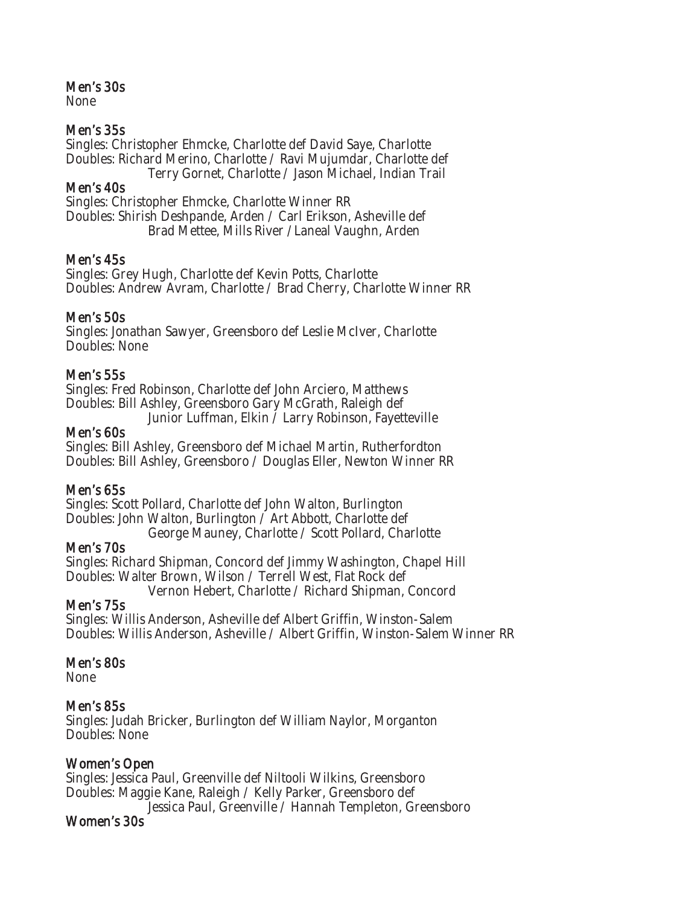### Men's 30s

None

### Men's 35s

Singles: Christopher Ehmcke, Charlotte def David Saye, Charlotte
Doubles: Richard Merino, Charlotte / Ravi Mujumdar, Charlotte def
Terry Gornet, Charlotte / Jason Michael, Indian Trail

### Men's 40s

Singles: Christopher Ehmcke, Charlotte Winner RR
Doubles: Shirish Deshpande, Arden / Carl Erikson, Asheville def
Brad Mettee, Mills River / Laneal Vaughn, Arden

### Men's 45s

Singles: Grey Hugh, Charlotte def Kevin Potts, Charlotte
Doubles: Andrew Avram, Charlotte / Brad Cherry, Charlotte Winner RR

### Men's 50s

Singles: Jonathan Sawyer, Greensboro def Leslie McIver, Charlotte
Doubles: None

### Men's 55s

Singles: Fred Robinson, Charlotte def John Arciero, Matthews
Doubles: Bill Ashley, Greensboro Gary McGrath, Raleigh def
Junior Luffman, Elkin / Larry Robinson, Fayetteville

### Men's 60s

Singles: Bill Ashley, Greensboro def Michael Martin, Rutherfordton
Doubles: Bill Ashley, Greensboro / Douglas Eller, Newton Winner RR

### Men's 65s

Singles: Scott Pollard, Charlotte def John Walton, Burlington
Doubles: John Walton, Burlington / Art Abbott, Charlotte def
George Mauney, Charlotte / Scott Pollard, Charlotte

### Men's 70s

Singles: Richard Shipman, Concord def Jimmy Washington, Chapel Hill
Doubles: Walter Brown, Wilson / Terrell West, Flat Rock def
Vernon Hebert, Charlotte / Richard Shipman, Concord

### Men's 75s

Singles: Willis Anderson, Asheville def Albert Griffin, Winston-Salem
Doubles: Willis Anderson, Asheville / Albert Griffin, Winston-Salem Winner RR

### Men's 80s

None

### Men's 85s

Singles: Judah Bricker, Burlington def William Naylor, Morganton
Doubles: None

### Women's Open

Singles: Jessica Paul, Greenville def Niltooli Wilkins, Greensboro
Doubles: Maggie Kane, Raleigh / Kelly Parker, Greensboro def
Jessica Paul, Greenville / Hannah Templeton, Greensboro

### Women's 30s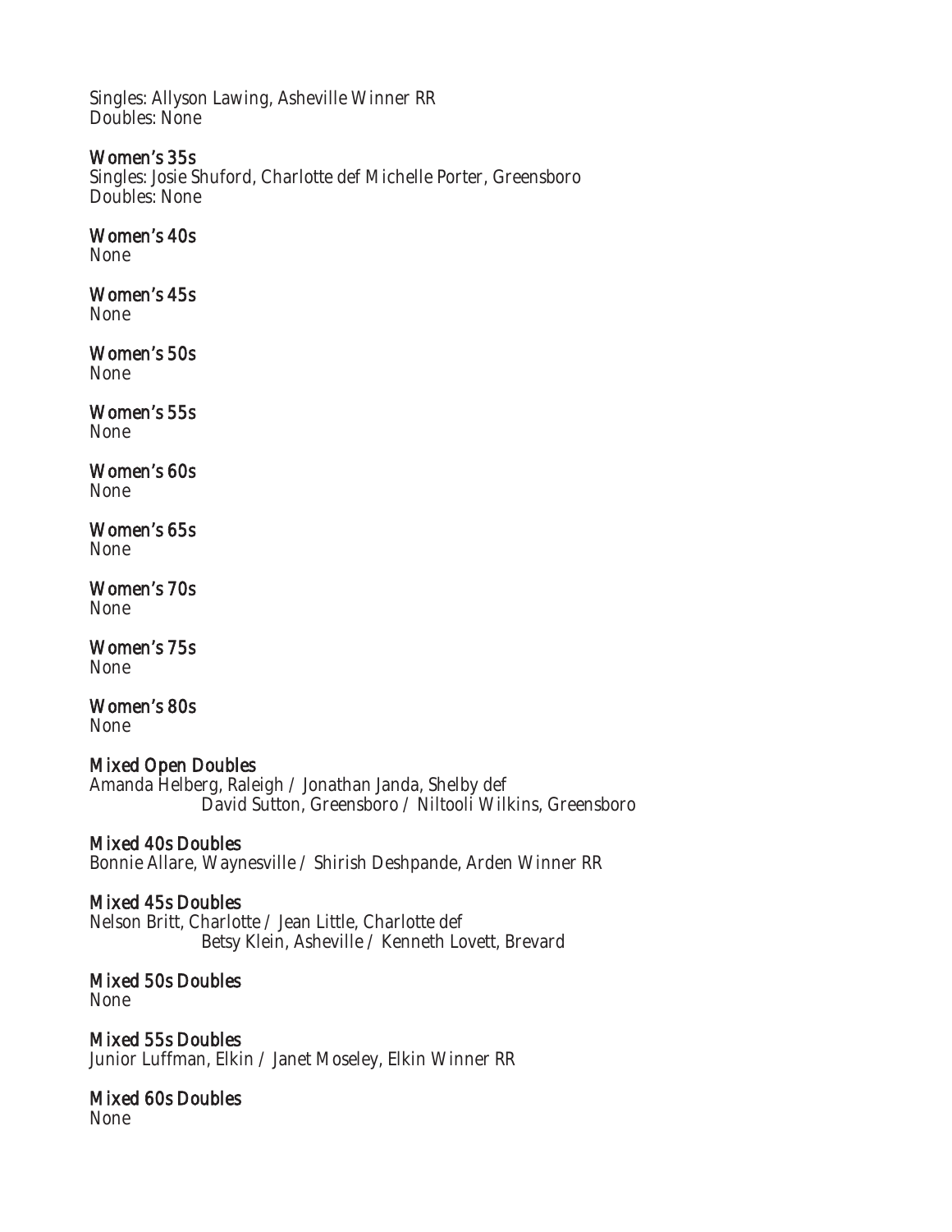Singles: Allyson Lawing, Asheville Winner RR
Doubles: None

### Women's 35s

Singles: Josie Shuford, Charlotte def Michelle Porter, Greensboro
Doubles: None

### Women's 40s

None

### Women's 45s

None

### Women's 50s

None

### Women's 55s

None

### Women's 60s

None

### Women's 65s

None

### Women's 70s

None

### Women's 75s

None

### Women's 80s

None

### Mixed Open Doubles

Amanda Helberg, Raleigh / Jonathan Janda, Shelby def
David Sutton, Greensboro / Niltooli Wilkins, Greensboro

### Mixed 40s Doubles

Bonnie Allare, Waynesville / Shirish Deshpande, Arden Winner RR

### Mixed 45s Doubles

Nelson Britt, Charlotte / Jean Little, Charlotte def
Betsy Klein, Asheville / Kenneth Lovett, Brevard

### Mixed 50s Doubles

None

### Mixed 55s Doubles

Junior Luffman, Elkin / Janet Moseley, Elkin Winner RR

### Mixed 60s Doubles

None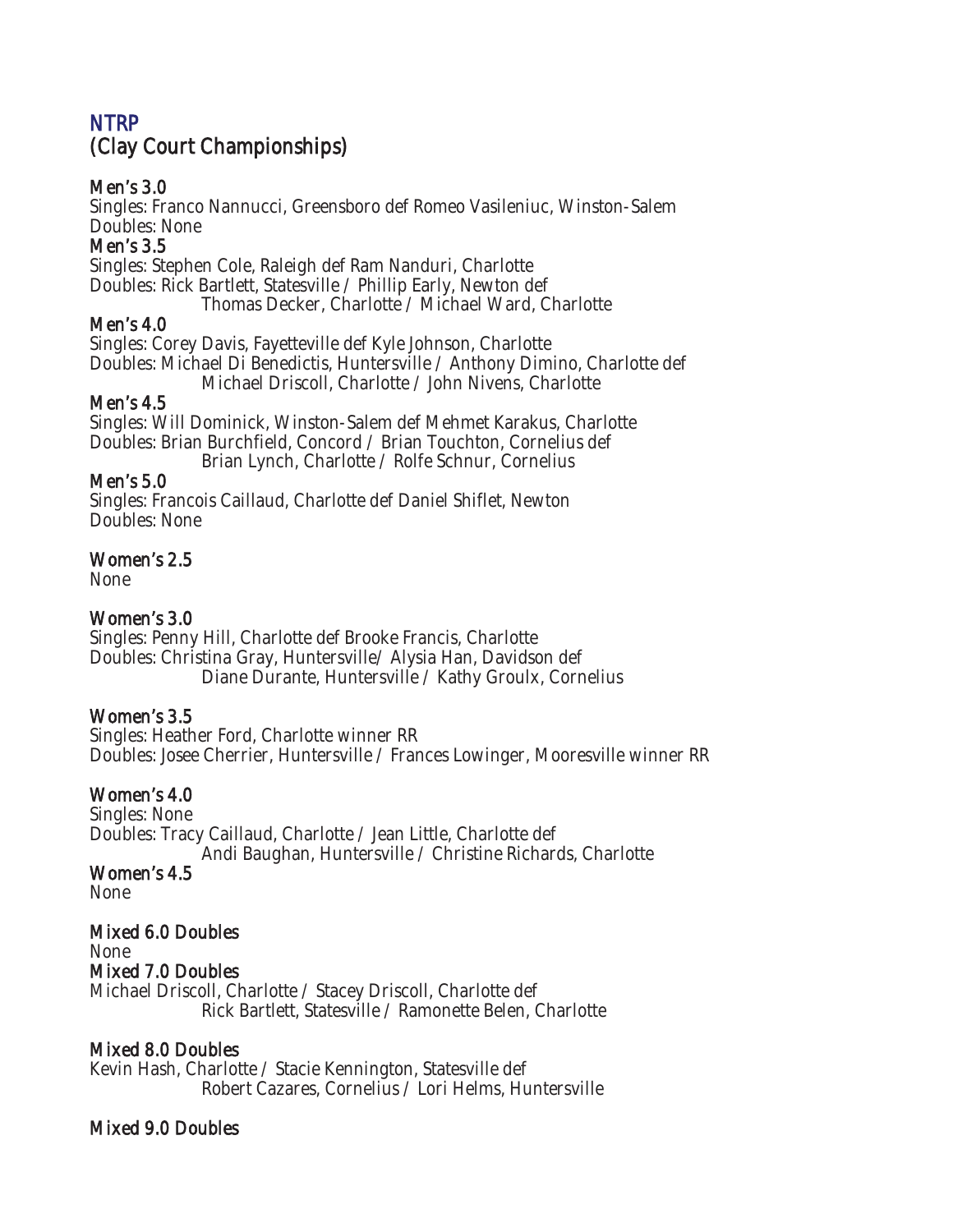## NTRP
## (Clay Court Championships)

### Men's 3.0

Singles: Franco Nannucci, Greensboro def Romeo Vasileniuc, Winston-Salem
Doubles: None

### Men's 3.5

Singles: Stephen Cole, Raleigh def Ram Nanduri, Charlotte
Doubles: Rick Bartlett, Statesville / Phillip Early, Newton def
Thomas Decker, Charlotte / Michael Ward, Charlotte

### Men's 4.0

Singles: Corey Davis, Fayetteville def Kyle Johnson, Charlotte
Doubles: Michael Di Benedictis, Huntersville / Anthony Dimino, Charlotte def
Michael Driscoll, Charlotte / John Nivens, Charlotte

### Men's 4.5

Singles: Will Dominick, Winston-Salem def Mehmet Karakus, Charlotte
Doubles: Brian Burchfield, Concord / Brian Touchton, Cornelius def
Brian Lynch, Charlotte / Rolfe Schnur, Cornelius

### Men's 5.0

Singles: Francois Caillaud, Charlotte def Daniel Shiflet, Newton
Doubles: None

### Women's 2.5

None

### Women's 3.0

Singles: Penny Hill, Charlotte def Brooke Francis, Charlotte
Doubles: Christina Gray, Huntersville/ Alysia Han, Davidson def
Diane Durante, Huntersville / Kathy Groulx, Cornelius

### Women's 3.5

Singles: Heather Ford, Charlotte winner RR
Doubles: Josee Cherrier, Huntersville / Frances Lowinger, Mooresville winner RR

### Women's 4.0

Singles: None
Doubles: Tracy Caillaud, Charlotte / Jean Little, Charlotte def
Andi Baughan, Huntersville / Christine Richards, Charlotte

### Women's 4.5

None

### Mixed 6.0 Doubles

None

### Mixed 7.0 Doubles

Michael Driscoll, Charlotte / Stacey Driscoll, Charlotte def
Rick Bartlett, Statesville / Ramonette Belen, Charlotte

### Mixed 8.0 Doubles

Kevin Hash, Charlotte / Stacie Kennington, Statesville def
Robert Cazares, Cornelius / Lori Helms, Huntersville

### Mixed 9.0 Doubles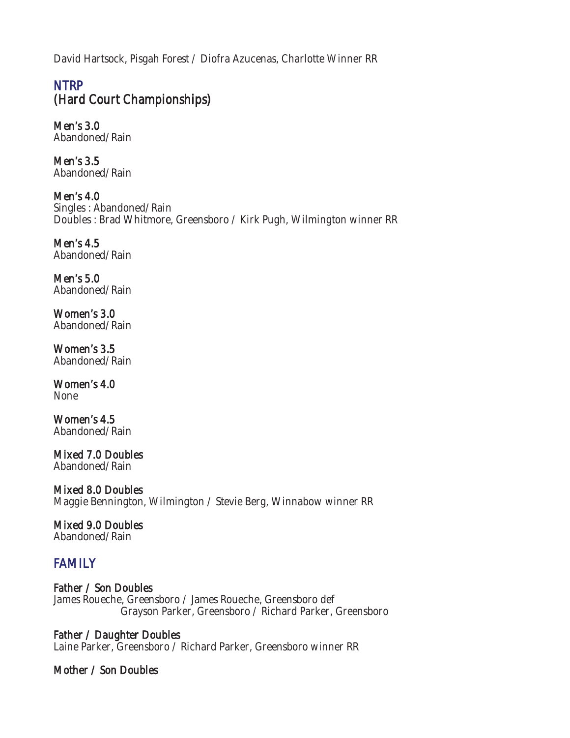David Hartsock, Pisgah Forest / Diofra Azucenas, Charlotte Winner RR

## NTRP
## (Hard Court Championships)

**Men's 3.0**
Abandoned/Rain

**Men's 3.5**
Abandoned/Rain

**Men's 4.0**
Singles : Abandoned/Rain
Doubles : Brad Whitmore, Greensboro / Kirk Pugh, Wilmington winner RR

**Men's 4.5**
Abandoned/Rain

**Men's 5.0**
Abandoned/Rain

**Women's 3.0**
Abandoned/Rain

**Women's 3.5**
Abandoned/Rain

**Women's 4.0**
None

**Women's 4.5**
Abandoned/Rain

**Mixed 7.0 Doubles**
Abandoned/Rain

**Mixed 8.0 Doubles**
Maggie Bennington, Wilmington / Stevie Berg, Winnabow winner RR

**Mixed 9.0 Doubles**
Abandoned/Rain

## FAMILY

**Father / Son Doubles**
James Roueche, Greensboro / James Roueche, Greensboro def
Grayson Parker, Greensboro / Richard Parker, Greensboro

**Father / Daughter Doubles**
Laine Parker, Greensboro / Richard Parker, Greensboro winner RR

**Mother / Son Doubles**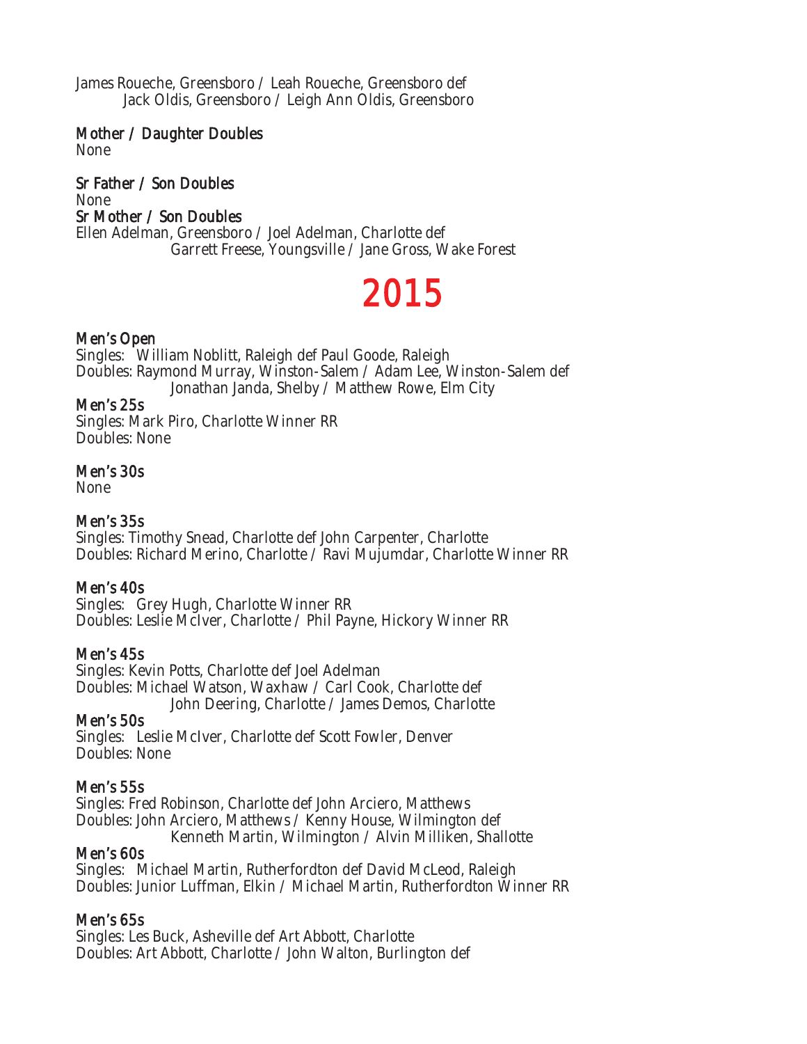James Roueche, Greensboro / Leah Roueche, Greensboro def
Jack Oldis, Greensboro / Leigh Ann Oldis, Greensboro

### Mother / Daughter Doubles
None

### Sr Father / Son Doubles
None

### Sr Mother / Son Doubles
Ellen Adelman, Greensboro / Joel Adelman, Charlotte def
Garrett Freese, Youngsville / Jane Gross, Wake Forest

# 2015

### Men's Open
Singles: William Noblitt, Raleigh def Paul Goode, Raleigh
Doubles: Raymond Murray, Winston-Salem / Adam Lee, Winston-Salem def
Jonathan Janda, Shelby / Matthew Rowe, Elm City

### Men's 25s
Singles: Mark Piro, Charlotte Winner RR
Doubles: None

### Men's 30s
None

### Men's 35s
Singles: Timothy Snead, Charlotte def John Carpenter, Charlotte
Doubles: Richard Merino, Charlotte / Ravi Mujumdar, Charlotte Winner RR

### Men's 40s
Singles: Grey Hugh, Charlotte Winner RR
Doubles: Leslie McIver, Charlotte / Phil Payne, Hickory Winner RR

### Men's 45s
Singles: Kevin Potts, Charlotte def Joel Adelman
Doubles: Michael Watson, Waxhaw / Carl Cook, Charlotte def
John Deering, Charlotte / James Demos, Charlotte

### Men's 50s
Singles: Leslie McIver, Charlotte def Scott Fowler, Denver
Doubles: None

### Men's 55s
Singles: Fred Robinson, Charlotte def John Arciero, Matthews
Doubles: John Arciero, Matthews / Kenny House, Wilmington def
Kenneth Martin, Wilmington / Alvin Milliken, Shallotte

### Men's 60s
Singles: Michael Martin, Rutherfordton def David McLeod, Raleigh
Doubles: Junior Luffman, Elkin / Michael Martin, Rutherfordton Winner RR

### Men's 65s
Singles: Les Buck, Asheville def Art Abbott, Charlotte
Doubles: Art Abbott, Charlotte / John Walton, Burlington def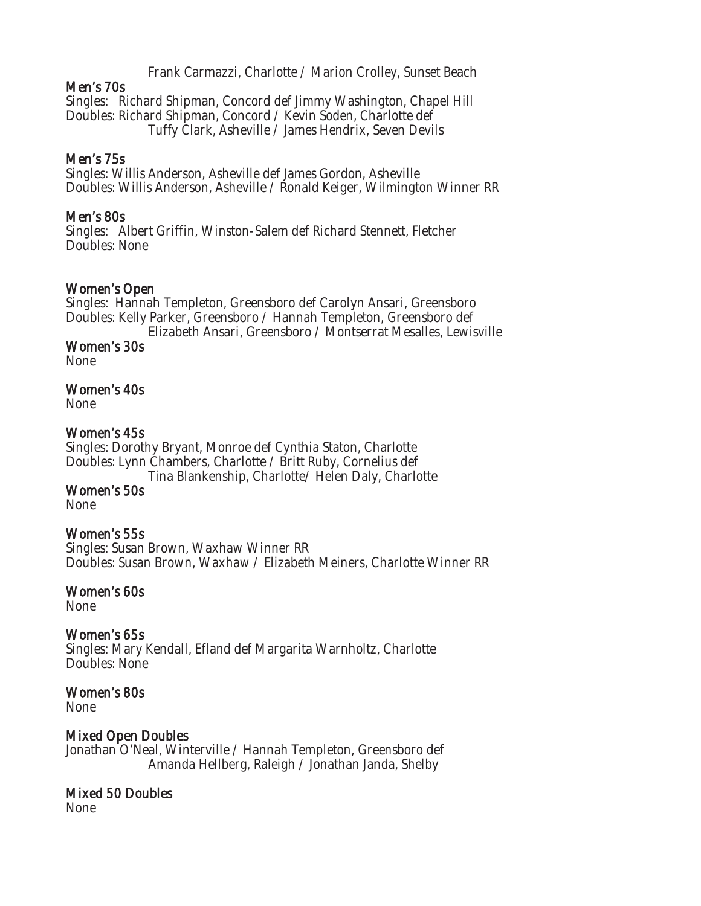Frank Carmazzi, Charlotte / Marion Crolley, Sunset Beach

### Men's 70s

Singles: Richard Shipman, Concord def Jimmy Washington, Chapel Hill
Doubles: Richard Shipman, Concord / Kevin Soden, Charlotte def
Tuffy Clark, Asheville / James Hendrix, Seven Devils

### Men's 75s

Singles: Willis Anderson, Asheville def James Gordon, Asheville
Doubles: Willis Anderson, Asheville / Ronald Keiger, Wilmington Winner RR

### Men's 80s

Singles: Albert Griffin, Winston-Salem def Richard Stennett, Fletcher
Doubles: None

### Women's Open

Singles: Hannah Templeton, Greensboro def Carolyn Ansari, Greensboro
Doubles: Kelly Parker, Greensboro / Hannah Templeton, Greensboro def
Elizabeth Ansari, Greensboro / Montserrat Mesalles, Lewisville

### Women's 30s

None

### Women's 40s

None

### Women's 45s

Singles: Dorothy Bryant, Monroe def Cynthia Staton, Charlotte
Doubles: Lynn Chambers, Charlotte / Britt Ruby, Cornelius def
Tina Blankenship, Charlotte/ Helen Daly, Charlotte

### Women's 50s

None

### Women's 55s

Singles: Susan Brown, Waxhaw Winner RR
Doubles: Susan Brown, Waxhaw / Elizabeth Meiners, Charlotte Winner RR

### Women's 60s

None

### Women's 65s

Singles: Mary Kendall, Efland def Margarita Warnholtz, Charlotte
Doubles: None

### Women's 80s

None

### Mixed Open Doubles

Jonathan O'Neal, Winterville / Hannah Templeton, Greensboro def
Amanda Hellberg, Raleigh / Jonathan Janda, Shelby

### Mixed 50 Doubles

None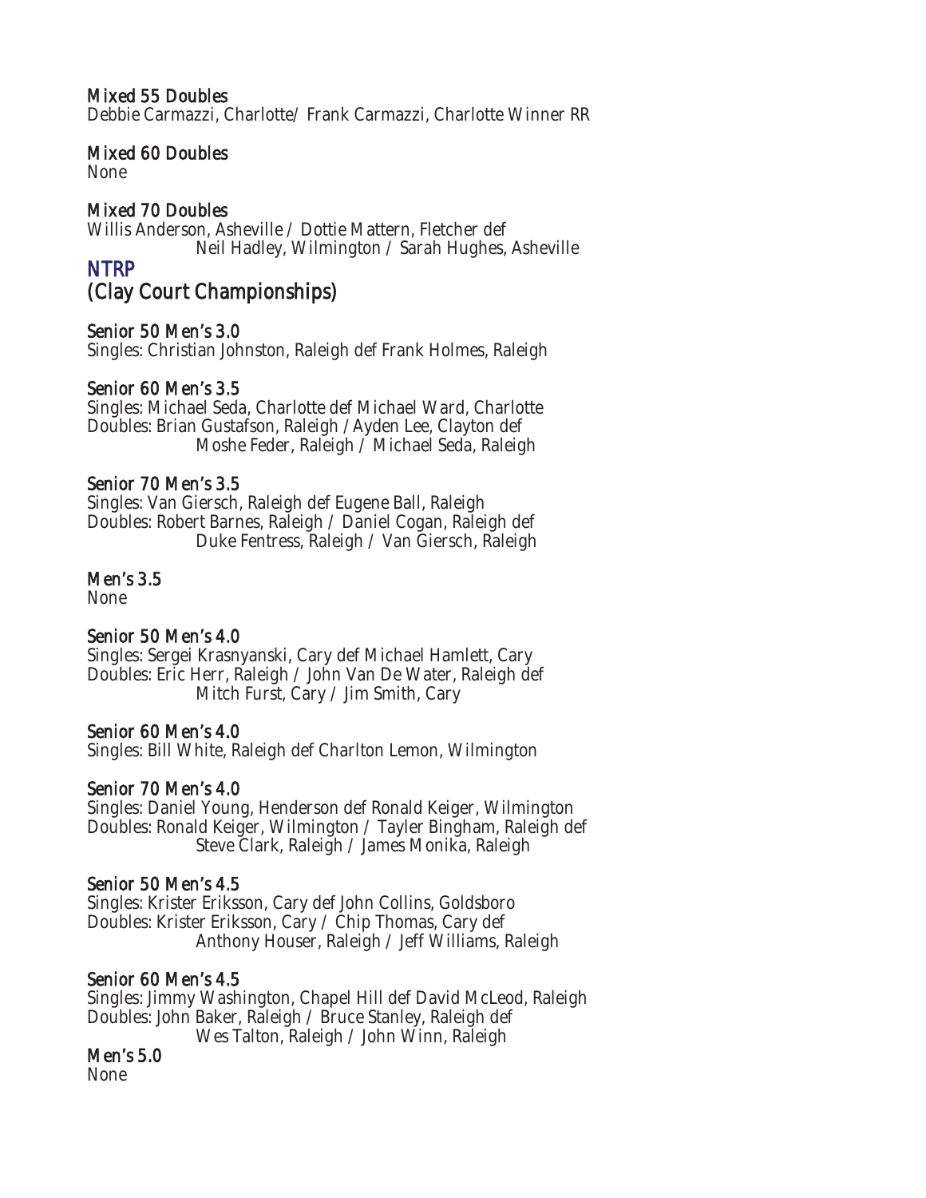### Mixed 55 Doubles
Debbie Carmazzi, Charlotte/ Frank Carmazzi, Charlotte Winner RR

### Mixed 60 Doubles
None

### Mixed 70 Doubles
Willis Anderson, Asheville / Dottie Mattern, Fletcher def
Neil Hadley, Wilmington / Sarah Hughes, Asheville

## NTRP
## (Clay Court Championships)

### Senior 50 Men's 3.0
Singles: Christian Johnston, Raleigh def Frank Holmes, Raleigh

### Senior 60 Men's 3.5
Singles: Michael Seda, Charlotte def Michael Ward, Charlotte
Doubles: Brian Gustafson, Raleigh / Ayden Lee, Clayton def
Moshe Feder, Raleigh / Michael Seda, Raleigh

### Senior 70 Men's 3.5
Singles: Van Giersch, Raleigh def Eugene Ball, Raleigh
Doubles: Robert Barnes, Raleigh / Daniel Cogan, Raleigh def
Duke Fentress, Raleigh / Van Giersch, Raleigh

### Men's 3.5
None

### Senior 50 Men's 4.0
Singles: Sergei Krasnyanski, Cary def Michael Hamlett, Cary
Doubles: Eric Herr, Raleigh / John Van De Water, Raleigh def
Mitch Furst, Cary / Jim Smith, Cary

### Senior 60 Men's 4.0
Singles: Bill White, Raleigh def Charlton Lemon, Wilmington

### Senior 70 Men's 4.0
Singles: Daniel Young, Henderson def Ronald Keiger, Wilmington
Doubles: Ronald Keiger, Wilmington / Tayler Bingham, Raleigh def
Steve Clark, Raleigh / James Monika, Raleigh

### Senior 50 Men's 4.5
Singles: Krister Eriksson, Cary def John Collins, Goldsboro
Doubles: Krister Eriksson, Cary / Chip Thomas, Cary def
Anthony Houser, Raleigh / Jeff Williams, Raleigh

### Senior 60 Men's 4.5
Singles: Jimmy Washington, Chapel Hill def David McLeod, Raleigh
Doubles: John Baker, Raleigh / Bruce Stanley, Raleigh def
Wes Talton, Raleigh / John Winn, Raleigh

### Men's 5.0
None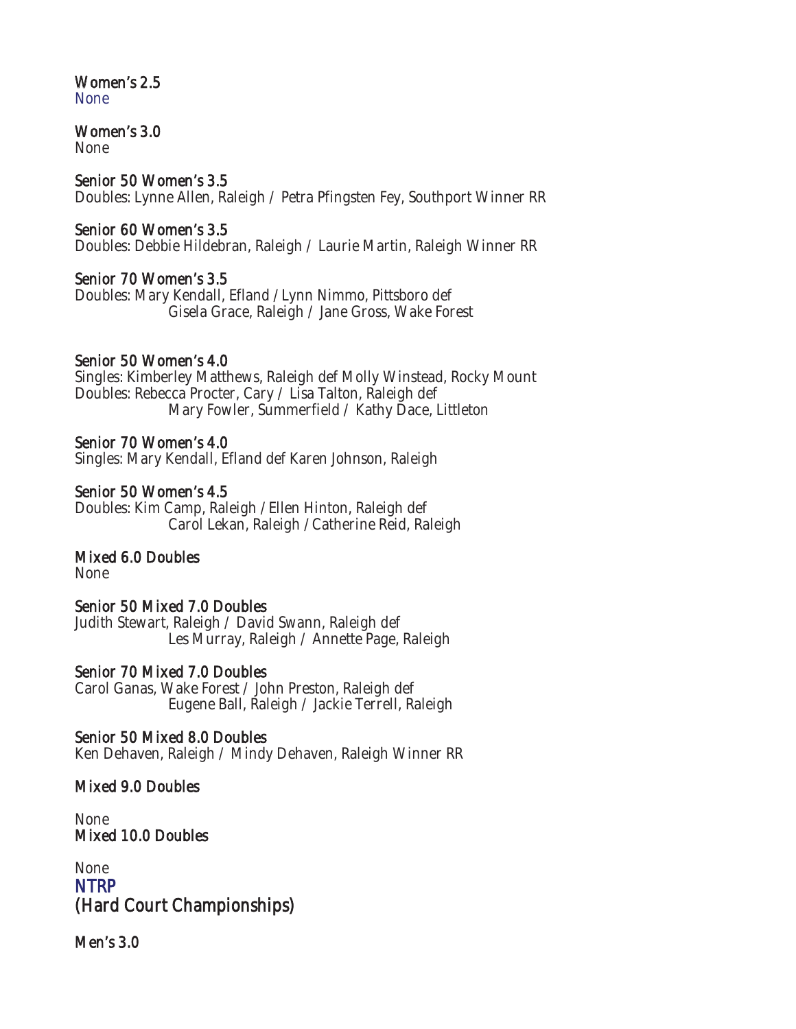**Women's 2.5**
None

**Women's 3.0**
None

**Senior 50 Women's 3.5**
Doubles: Lynne Allen, Raleigh / Petra Pfingsten Fey, Southport Winner RR

**Senior 60 Women's 3.5**
Doubles: Debbie Hildebran, Raleigh / Laurie Martin, Raleigh Winner RR

**Senior 70 Women's 3.5**
Doubles: Mary Kendall, Efland / Lynn Nimmo, Pittsboro def
Gisela Grace, Raleigh / Jane Gross, Wake Forest

**Senior 50 Women's 4.0**
Singles: Kimberley Matthews, Raleigh def Molly Winstead, Rocky Mount
Doubles: Rebecca Procter, Cary / Lisa Talton, Raleigh def
Mary Fowler, Summerfield / Kathy Dace, Littleton

**Senior 70 Women's 4.0**
Singles: Mary Kendall, Efland def Karen Johnson, Raleigh

**Senior 50 Women's 4.5**
Doubles: Kim Camp, Raleigh / Ellen Hinton, Raleigh def
Carol Lekan, Raleigh / Catherine Reid, Raleigh

**Mixed 6.0 Doubles**
None

**Senior 50 Mixed 7.0 Doubles**
Judith Stewart, Raleigh / David Swann, Raleigh def
Les Murray, Raleigh / Annette Page, Raleigh

**Senior 70 Mixed 7.0 Doubles**
Carol Ganas, Wake Forest / John Preston, Raleigh def
Eugene Ball, Raleigh / Jackie Terrell, Raleigh

**Senior 50 Mixed 8.0 Doubles**
Ken Dehaven, Raleigh / Mindy Dehaven, Raleigh Winner RR

**Mixed 9.0 Doubles**

None

**Mixed 10.0 Doubles**

None

## NTRP
## (Hard Court Championships)

**Men's 3.0**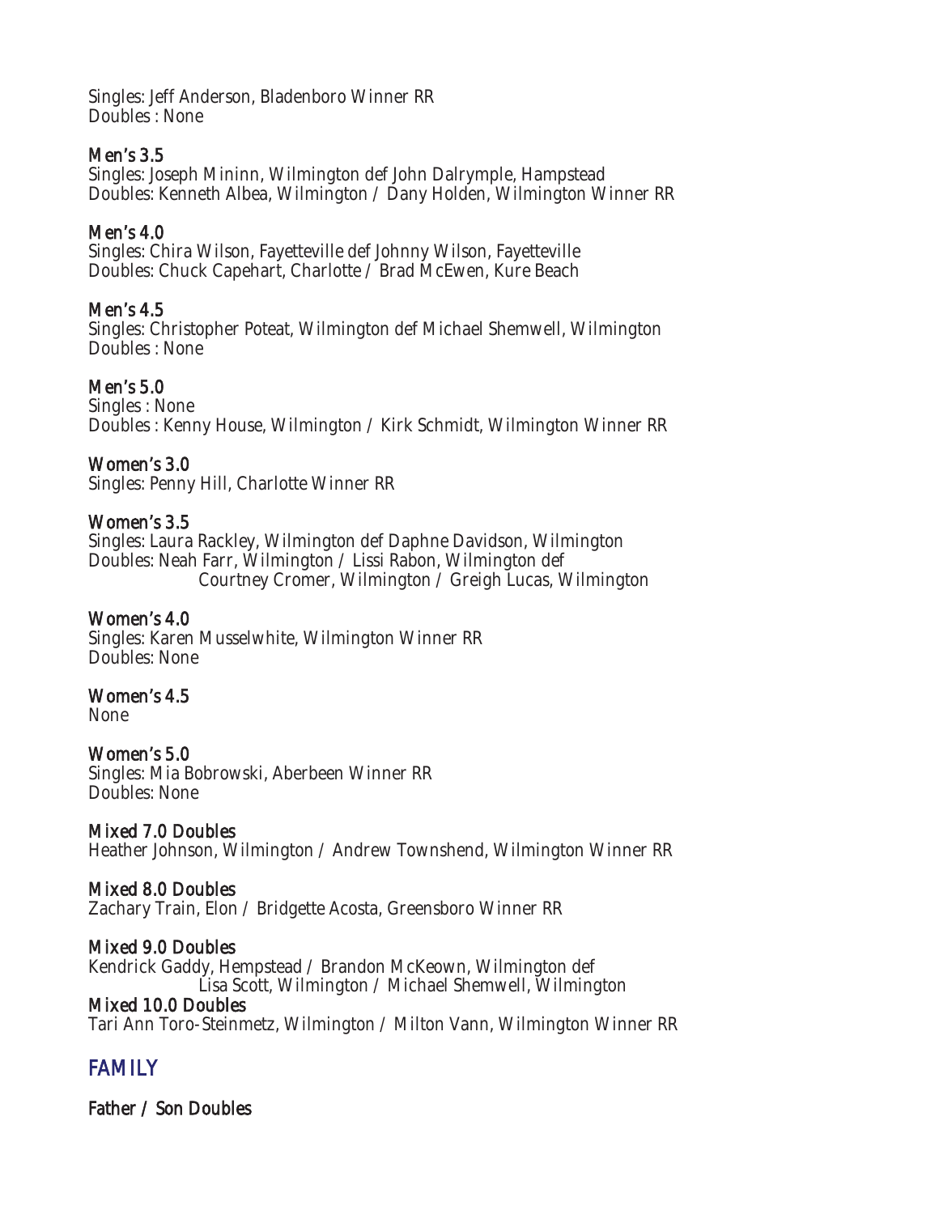Singles: Jeff Anderson, Bladenboro Winner RR
Doubles : None

### Men's 3.5

Singles: Joseph Mininn, Wilmington def John Dalrymple, Hampstead
Doubles: Kenneth Albea, Wilmington / Dany Holden, Wilmington Winner RR

### Men's 4.0

Singles: Chira Wilson, Fayetteville def Johnny Wilson, Fayetteville
Doubles: Chuck Capehart, Charlotte / Brad McEwen, Kure Beach

### Men's 4.5

Singles: Christopher Poteat, Wilmington def Michael Shemwell, Wilmington
Doubles : None

### Men's 5.0

Singles : None
Doubles : Kenny House, Wilmington / Kirk Schmidt, Wilmington Winner RR

### Women's 3.0

Singles: Penny Hill, Charlotte Winner RR

### Women's 3.5

Singles: Laura Rackley, Wilmington def Daphne Davidson, Wilmington
Doubles: Neah Farr, Wilmington / Lissi Rabon, Wilmington def
Courtney Cromer, Wilmington / Greigh Lucas, Wilmington

### Women's 4.0

Singles: Karen Musselwhite, Wilmington Winner RR
Doubles: None

### Women's 4.5

None

### Women's 5.0

Singles: Mia Bobrowski, Aberbeen Winner RR
Doubles: None

### Mixed 7.0 Doubles

Heather Johnson, Wilmington / Andrew Townshend, Wilmington Winner RR

### Mixed 8.0 Doubles

Zachary Train, Elon / Bridgette Acosta, Greensboro Winner RR

### Mixed 9.0 Doubles

Kendrick Gaddy, Hempstead / Brandon McKeown, Wilmington def
Lisa Scott, Wilmington / Michael Shemwell, Wilmington

### Mixed 10.0 Doubles

Tari Ann Toro-Steinmetz, Wilmington / Milton Vann, Wilmington Winner RR

## FAMILY

### Father / Son Doubles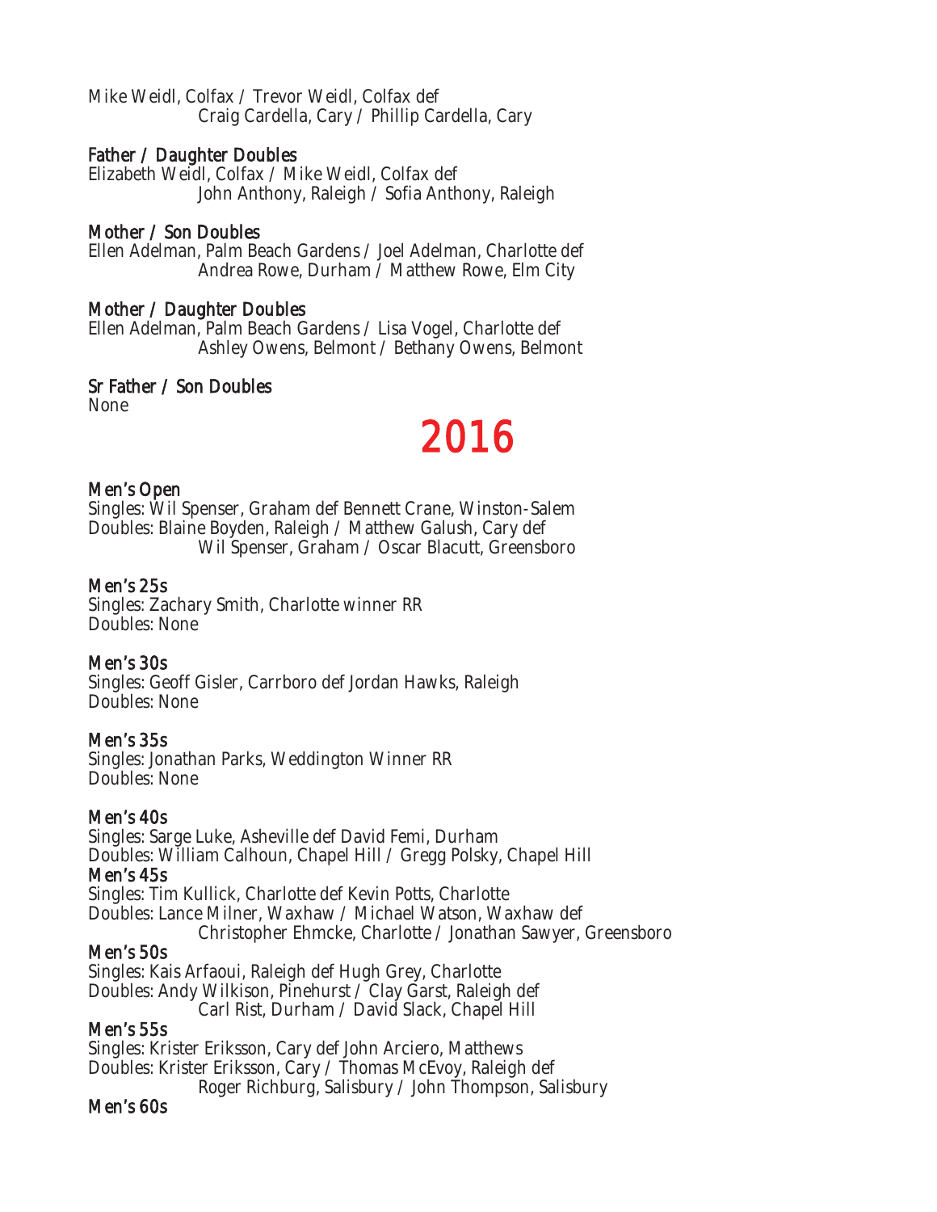Mike Weidl, Colfax / Trevor Weidl, Colfax def
Craig Cardella, Cary / Phillip Cardella, Cary

### Father / Daughter Doubles
Elizabeth Weidl, Colfax / Mike Weidl, Colfax def
John Anthony, Raleigh / Sofia Anthony, Raleigh

### Mother / Son Doubles
Ellen Adelman, Palm Beach Gardens / Joel Adelman, Charlotte def
Andrea Rowe, Durham / Matthew Rowe, Elm City

### Mother / Daughter Doubles
Ellen Adelman, Palm Beach Gardens / Lisa Vogel, Charlotte def
Ashley Owens, Belmont / Bethany Owens, Belmont

### Sr Father / Son Doubles
None

# 2016

### Men's Open
Singles: Wil Spenser, Graham def Bennett Crane, Winston-Salem
Doubles: Blaine Boyden, Raleigh / Matthew Galush, Cary def
Wil Spenser, Graham / Oscar Blacutt, Greensboro

### Men's 25s
Singles: Zachary Smith, Charlotte winner RR
Doubles: None

### Men's 30s
Singles: Geoff Gisler, Carrboro def Jordan Hawks, Raleigh
Doubles: None

### Men's 35s
Singles: Jonathan Parks, Weddington Winner RR
Doubles: None

### Men's 40s
Singles: Sarge Luke, Asheville def David Femi, Durham
Doubles: William Calhoun, Chapel Hill / Gregg Polsky, Chapel Hill

### Men's 45s
Singles: Tim Kullick, Charlotte def Kevin Potts, Charlotte
Doubles: Lance Milner, Waxhaw / Michael Watson, Waxhaw def
Christopher Ehmcke, Charlotte / Jonathan Sawyer, Greensboro

### Men's 50s
Singles: Kais Arfaoui, Raleigh def Hugh Grey, Charlotte
Doubles: Andy Wilkison, Pinehurst / Clay Garst, Raleigh def
Carl Rist, Durham / David Slack, Chapel Hill

### Men's 55s
Singles: Krister Eriksson, Cary def John Arciero, Matthews
Doubles: Krister Eriksson, Cary / Thomas McEvoy, Raleigh def
Roger Richburg, Salisbury / John Thompson, Salisbury

### Men's 60s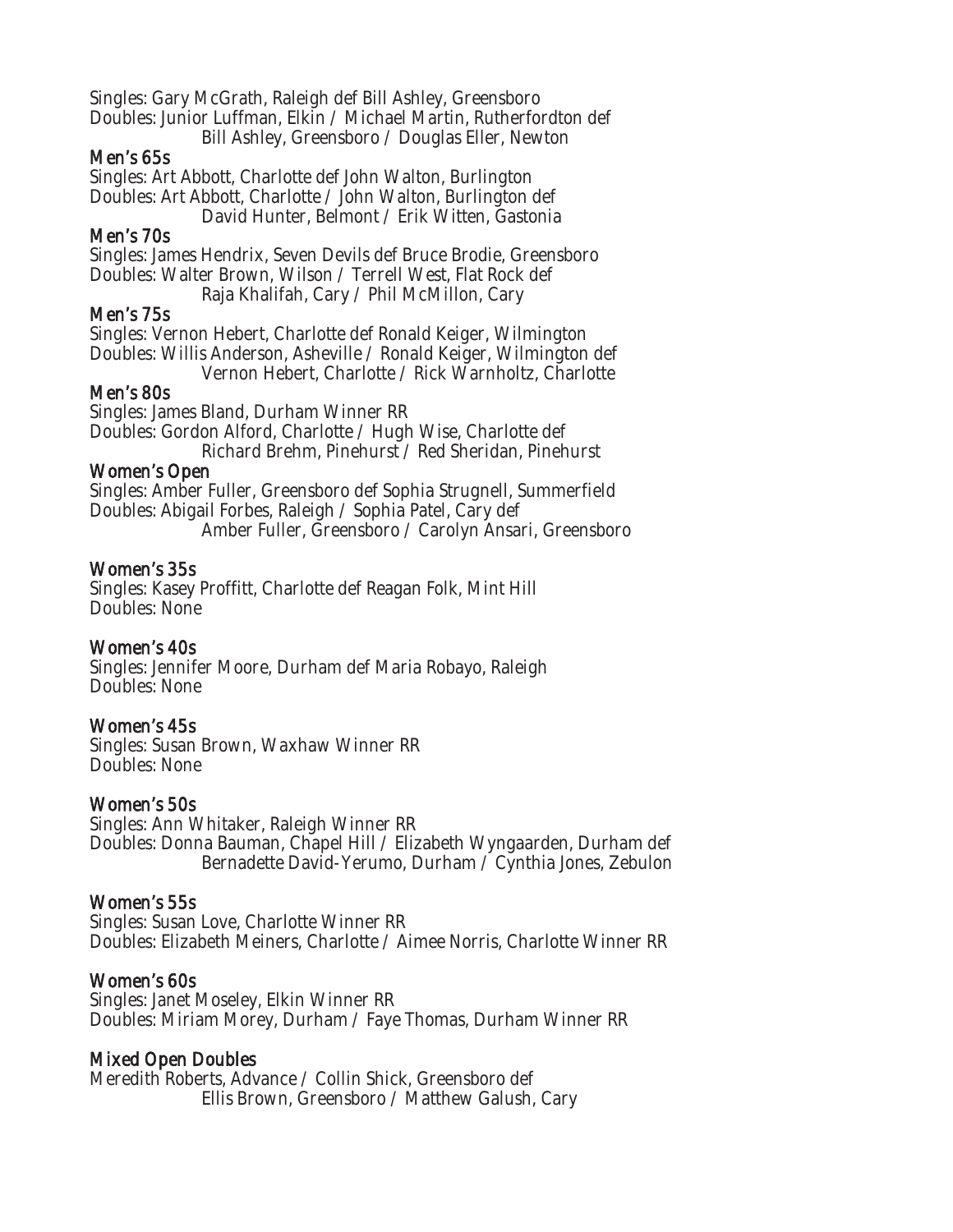Singles: Gary McGrath, Raleigh def Bill Ashley, Greensboro
Doubles: Junior Luffman, Elkin / Michael Martin, Rutherfordton def
Bill Ashley, Greensboro / Douglas Eller, Newton

### Men's 65s

Singles: Art Abbott, Charlotte def John Walton, Burlington
Doubles: Art Abbott, Charlotte / John Walton, Burlington def
David Hunter, Belmont / Erik Witten, Gastonia

### Men's 70s

Singles: James Hendrix, Seven Devils def Bruce Brodie, Greensboro
Doubles: Walter Brown, Wilson / Terrell West, Flat Rock def
Raja Khalifah, Cary / Phil McMillon, Cary

### Men's 75s

Singles: Vernon Hebert, Charlotte def Ronald Keiger, Wilmington
Doubles: Willis Anderson, Asheville / Ronald Keiger, Wilmington def
Vernon Hebert, Charlotte / Rick Warnholtz, Charlotte

### Men's 80s

Singles: James Bland, Durham Winner RR
Doubles: Gordon Alford, Charlotte / Hugh Wise, Charlotte def
Richard Brehm, Pinehurst / Red Sheridan, Pinehurst

### Women's Open

Singles: Amber Fuller, Greensboro def Sophia Strugnell, Summerfield
Doubles: Abigail Forbes, Raleigh / Sophia Patel, Cary def
Amber Fuller, Greensboro / Carolyn Ansari, Greensboro

### Women's 35s

Singles: Kasey Proffitt, Charlotte def Reagan Folk, Mint Hill
Doubles: None

### Women's 40s

Singles: Jennifer Moore, Durham def Maria Robayo, Raleigh
Doubles: None

### Women's 45s

Singles: Susan Brown, Waxhaw Winner RR
Doubles: None

### Women's 50s

Singles: Ann Whitaker, Raleigh Winner RR
Doubles: Donna Bauman, Chapel Hill / Elizabeth Wyngaarden, Durham def
Bernadette David-Yerumo, Durham / Cynthia Jones, Zebulon

### Women's 55s

Singles: Susan Love, Charlotte Winner RR
Doubles: Elizabeth Meiners, Charlotte / Aimee Norris, Charlotte Winner RR

### Women's 60s

Singles: Janet Moseley, Elkin Winner RR
Doubles: Miriam Morey, Durham / Faye Thomas, Durham Winner RR

### Mixed Open Doubles

Meredith Roberts, Advance / Collin Shick, Greensboro def
Ellis Brown, Greensboro / Matthew Galush, Cary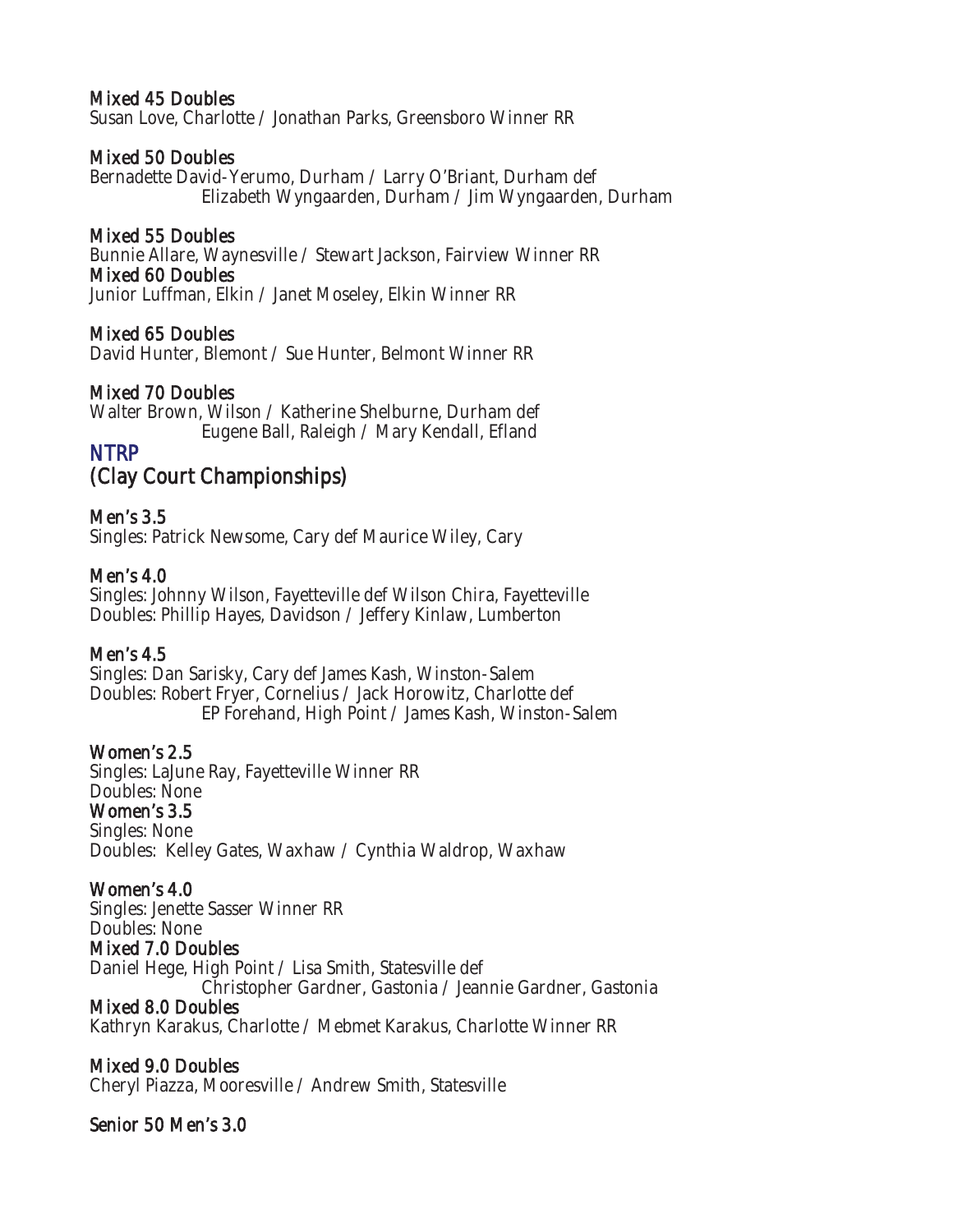### Mixed 45 Doubles
Susan Love, Charlotte / Jonathan Parks, Greensboro Winner RR

### Mixed 50 Doubles
Bernadette David-Yerumo, Durham / Larry O'Briant, Durham def
Elizabeth Wyngaarden, Durham / Jim Wyngaarden, Durham

### Mixed 55 Doubles
Bunnie Allare, Waynesville / Stewart Jackson, Fairview Winner RR

### Mixed 60 Doubles
Junior Luffman, Elkin / Janet Moseley, Elkin Winner RR

### Mixed 65 Doubles
David Hunter, Blemont / Sue Hunter, Belmont Winner RR

### Mixed 70 Doubles
Walter Brown, Wilson / Katherine Shelburne, Durham def
Eugene Ball, Raleigh / Mary Kendall, Efland

## NTRP
## (Clay Court Championships)

### Men's 3.5
Singles: Patrick Newsome, Cary def Maurice Wiley, Cary

### Men's 4.0
Singles: Johnny Wilson, Fayetteville def Wilson Chira, Fayetteville
Doubles: Phillip Hayes, Davidson / Jeffery Kinlaw, Lumberton

### Men's 4.5
Singles: Dan Sarisky, Cary def James Kash, Winston-Salem
Doubles: Robert Fryer, Cornelius / Jack Horowitz, Charlotte def
EP Forehand, High Point / James Kash, Winston-Salem

### Women's 2.5
Singles: LaJune Ray, Fayetteville Winner RR
Doubles: None

### Women's 3.5
Singles: None
Doubles: Kelley Gates, Waxhaw / Cynthia Waldrop, Waxhaw

### Women's 4.0
Singles: Jenette Sasser Winner RR
Doubles: None

### Mixed 7.0 Doubles
Daniel Hege, High Point / Lisa Smith, Statesville def
Christopher Gardner, Gastonia / Jeannie Gardner, Gastonia

### Mixed 8.0 Doubles
Kathryn Karakus, Charlotte / Mebmet Karakus, Charlotte Winner RR

### Mixed 9.0 Doubles
Cheryl Piazza, Mooresville / Andrew Smith, Statesville

### Senior 50 Men's 3.0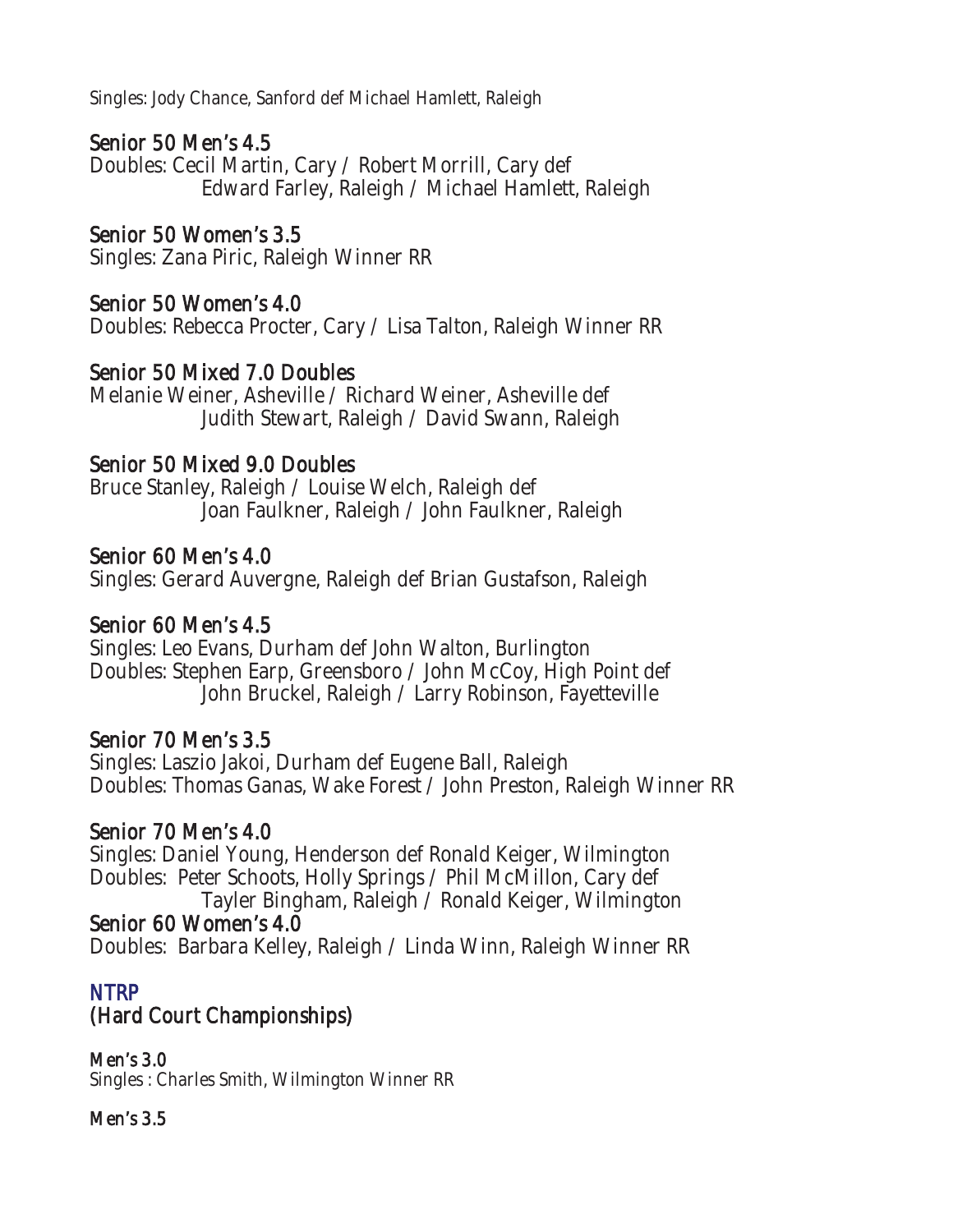Singles: Jody Chance, Sanford def Michael Hamlett, Raleigh

### Senior 50 Men's 4.5

Doubles: Cecil Martin, Cary / Robert Morrill, Cary def
Edward Farley, Raleigh / Michael Hamlett, Raleigh

### Senior 50 Women's 3.5

Singles: Zana Piric, Raleigh Winner RR

### Senior 50 Women's 4.0

Doubles: Rebecca Procter, Cary / Lisa Talton, Raleigh Winner RR

### Senior 50 Mixed 7.0 Doubles

Melanie Weiner, Asheville / Richard Weiner, Asheville def
Judith Stewart, Raleigh / David Swann, Raleigh

### Senior 50 Mixed 9.0 Doubles

Bruce Stanley, Raleigh / Louise Welch, Raleigh def
Joan Faulkner, Raleigh / John Faulkner, Raleigh

### Senior 60 Men's 4.0

Singles: Gerard Auvergne, Raleigh def Brian Gustafson, Raleigh

### Senior 60 Men's 4.5

Singles: Leo Evans, Durham def John Walton, Burlington
Doubles: Stephen Earp, Greensboro / John McCoy, High Point def
John Bruckel, Raleigh / Larry Robinson, Fayetteville

### Senior 70 Men's 3.5

Singles: Laszio Jakoi, Durham def Eugene Ball, Raleigh
Doubles: Thomas Ganas, Wake Forest / John Preston, Raleigh Winner RR

### Senior 70 Men's 4.0

Singles: Daniel Young, Henderson def Ronald Keiger, Wilmington
Doubles: Peter Schoots, Holly Springs / Phil McMillon, Cary def
Tayler Bingham, Raleigh / Ronald Keiger, Wilmington

### Senior 60 Women's 4.0

Doubles: Barbara Kelley, Raleigh / Linda Winn, Raleigh Winner RR

## NTRP
## (Hard Court Championships)

#### Men's 3.0

Singles : Charles Smith, Wilmington Winner RR

#### Men's 3.5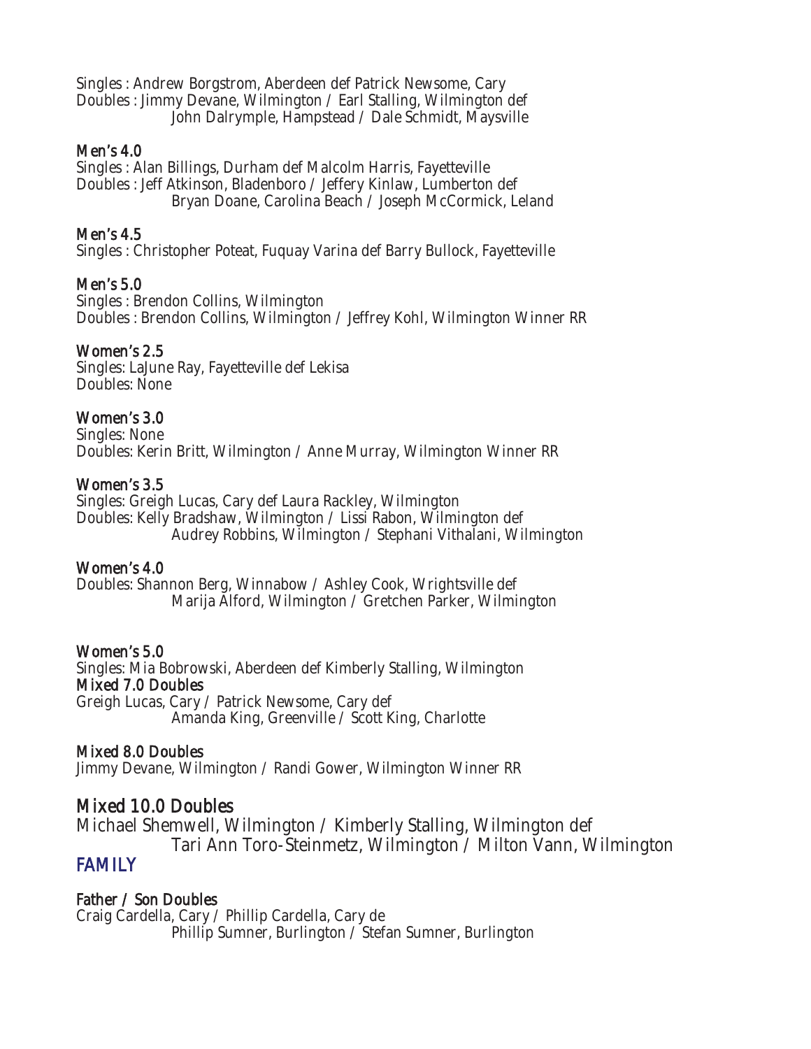Singles : Andrew Borgstrom, Aberdeen def Patrick Newsome, Cary
Doubles : Jimmy Devane, Wilmington / Earl Stalling, Wilmington def
John Dalrymple, Hampstead / Dale Schmidt, Maysville

### Men's 4.0

Singles : Alan Billings, Durham def Malcolm Harris, Fayetteville
Doubles : Jeff Atkinson, Bladenboro / Jeffery Kinlaw, Lumberton def
Bryan Doane, Carolina Beach / Joseph McCormick, Leland

### Men's 4.5

Singles : Christopher Poteat, Fuquay Varina def Barry Bullock, Fayetteville

### Men's 5.0

Singles : Brendon Collins, Wilmington
Doubles : Brendon Collins, Wilmington / Jeffrey Kohl, Wilmington Winner RR

### Women's 2.5

Singles: LaJune Ray, Fayetteville def Lekisa
Doubles: None

### Women's 3.0

Singles: None
Doubles: Kerin Britt, Wilmington / Anne Murray, Wilmington Winner RR

### Women's 3.5

Singles: Greigh Lucas, Cary def Laura Rackley, Wilmington
Doubles: Kelly Bradshaw, Wilmington / Lissi Rabon, Wilmington def
Audrey Robbins, Wilmington / Stephani Vithalani, Wilmington

### Women's 4.0

Doubles: Shannon Berg, Winnabow / Ashley Cook, Wrightsville def
Marija Alford, Wilmington / Gretchen Parker, Wilmington

### Women's 5.0

Singles: Mia Bobrowski, Aberdeen def Kimberly Stalling, Wilmington

### Mixed 7.0 Doubles

Greigh Lucas, Cary / Patrick Newsome, Cary def
Amanda King, Greenville / Scott King, Charlotte

### Mixed 8.0 Doubles

Jimmy Devane, Wilmington / Randi Gower, Wilmington Winner RR

### Mixed 10.0 Doubles

Michael Shemwell, Wilmington / Kimberly Stalling, Wilmington def
Tari Ann Toro-Steinmetz, Wilmington / Milton Vann, Wilmington

## FAMILY

### Father / Son Doubles

Craig Cardella, Cary / Phillip Cardella, Cary de
Phillip Sumner, Burlington / Stefan Sumner, Burlington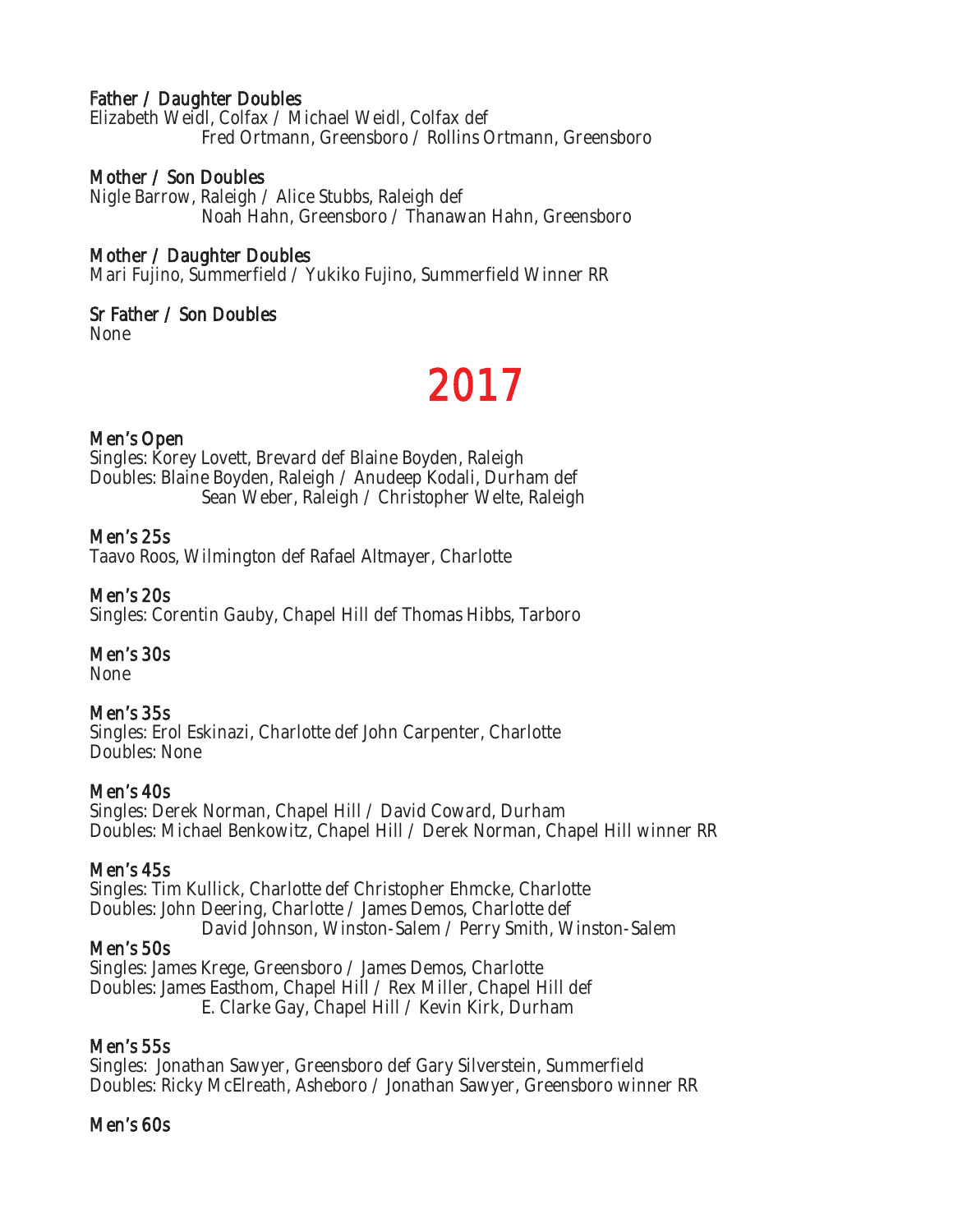**Father / Daughter Doubles**
Elizabeth Weidl, Colfax / Michael Weidl, Colfax def
Fred Ortmann, Greensboro / Rollins Ortmann, Greensboro

**Mother / Son Doubles**
Nigle Barrow, Raleigh / Alice Stubbs, Raleigh def
Noah Hahn, Greensboro / Thanawan Hahn, Greensboro

**Mother / Daughter Doubles**
Mari Fujino, Summerfield / Yukiko Fujino, Summerfield Winner RR

**Sr Father / Son Doubles**
None

# 2017

**Men's Open**
Singles: Korey Lovett, Brevard def Blaine Boyden, Raleigh
Doubles: Blaine Boyden, Raleigh / Anudeep Kodali, Durham def
Sean Weber, Raleigh / Christopher Welte, Raleigh

**Men's 25s**
Taavo Roos, Wilmington def Rafael Altmayer, Charlotte

**Men's 20s**
Singles: Corentin Gauby, Chapel Hill def Thomas Hibbs, Tarboro

**Men's 30s**
None

**Men's 35s**
Singles: Erol Eskinazi, Charlotte def John Carpenter, Charlotte
Doubles: None

**Men's 40s**
Singles: Derek Norman, Chapel Hill / David Coward, Durham
Doubles: Michael Benkowitz, Chapel Hill / Derek Norman, Chapel Hill winner RR

**Men's 45s**
Singles: Tim Kullick, Charlotte def Christopher Ehmcke, Charlotte
Doubles: John Deering, Charlotte / James Demos, Charlotte def
David Johnson, Winston-Salem / Perry Smith, Winston-Salem

**Men's 50s**
Singles: James Krege, Greensboro / James Demos, Charlotte
Doubles: James Easthom, Chapel Hill / Rex Miller, Chapel Hill def
E. Clarke Gay, Chapel Hill / Kevin Kirk, Durham

**Men's 55s**
Singles: Jonathan Sawyer, Greensboro def Gary Silverstein, Summerfield
Doubles: Ricky McElreath, Asheboro / Jonathan Sawyer, Greensboro winner RR

**Men's 60s**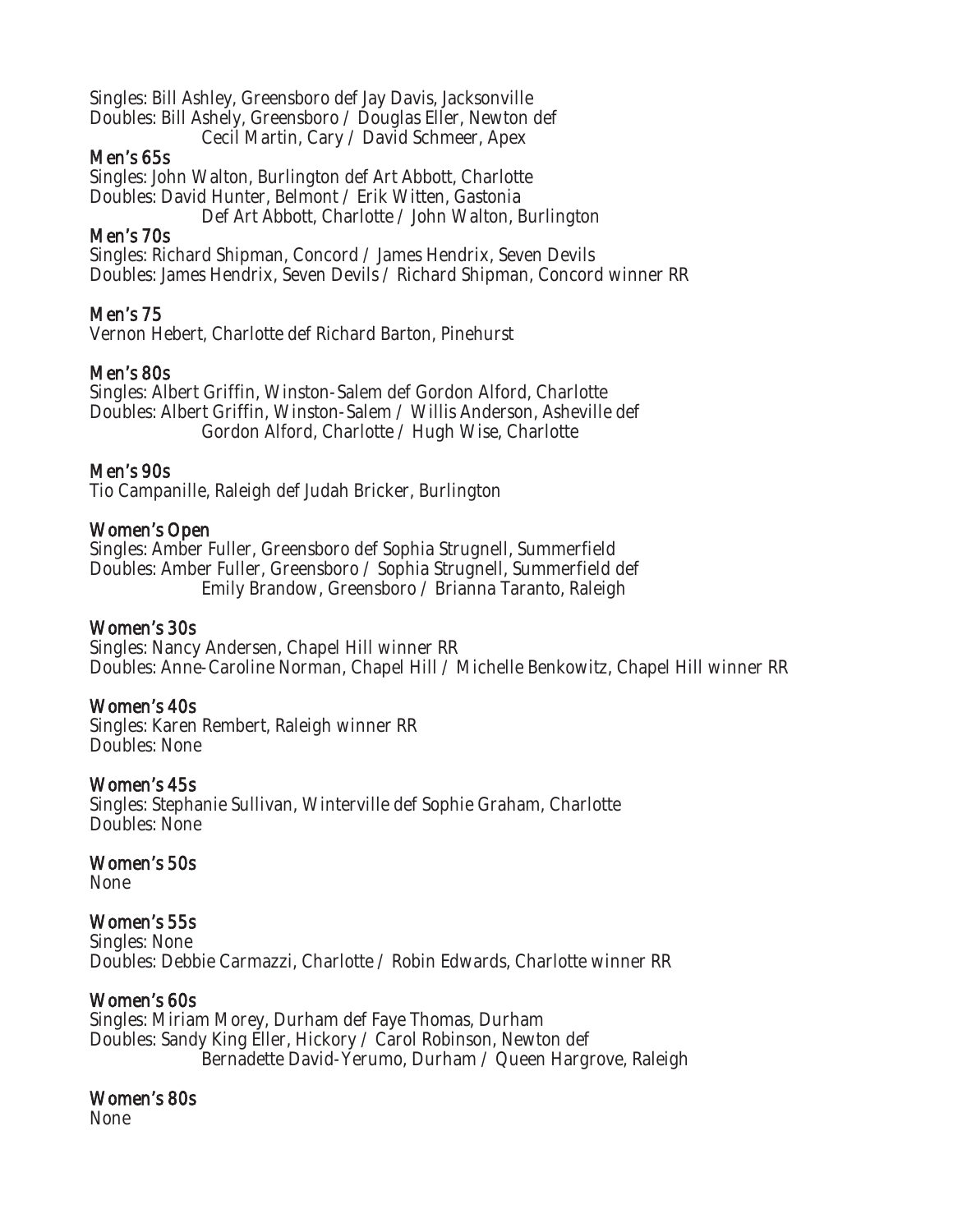Singles: Bill Ashley, Greensboro def Jay Davis, Jacksonville
Doubles: Bill Ashely, Greensboro / Douglas Eller, Newton def
Cecil Martin, Cary / David Schmeer, Apex

### Men's 65s

Singles: John Walton, Burlington def Art Abbott, Charlotte
Doubles: David Hunter, Belmont / Erik Witten, Gastonia
Def Art Abbott, Charlotte / John Walton, Burlington

### Men's 70s

Singles: Richard Shipman, Concord / James Hendrix, Seven Devils
Doubles: James Hendrix, Seven Devils / Richard Shipman, Concord winner RR

### Men's 75

Vernon Hebert, Charlotte def Richard Barton, Pinehurst

### Men's 80s

Singles: Albert Griffin, Winston-Salem def Gordon Alford, Charlotte
Doubles: Albert Griffin, Winston-Salem / Willis Anderson, Asheville def
Gordon Alford, Charlotte / Hugh Wise, Charlotte

### Men's 90s

Tio Campanille, Raleigh def Judah Bricker, Burlington

### Women's Open

Singles: Amber Fuller, Greensboro def Sophia Strugnell, Summerfield
Doubles: Amber Fuller, Greensboro / Sophia Strugnell, Summerfield def
Emily Brandow, Greensboro / Brianna Taranto, Raleigh

### Women's 30s

Singles: Nancy Andersen, Chapel Hill winner RR
Doubles: Anne-Caroline Norman, Chapel Hill / Michelle Benkowitz, Chapel Hill winner RR

### Women's 40s

Singles: Karen Rembert, Raleigh winner RR
Doubles: None

### Women's 45s

Singles: Stephanie Sullivan, Winterville def Sophie Graham, Charlotte
Doubles: None

### Women's 50s

None

### Women's 55s

Singles: None
Doubles: Debbie Carmazzi, Charlotte / Robin Edwards, Charlotte winner RR

### Women's 60s

Singles: Miriam Morey, Durham def Faye Thomas, Durham
Doubles: Sandy King Eller, Hickory / Carol Robinson, Newton def
Bernadette David-Yerumo, Durham / Queen Hargrove, Raleigh

### Women's 80s

None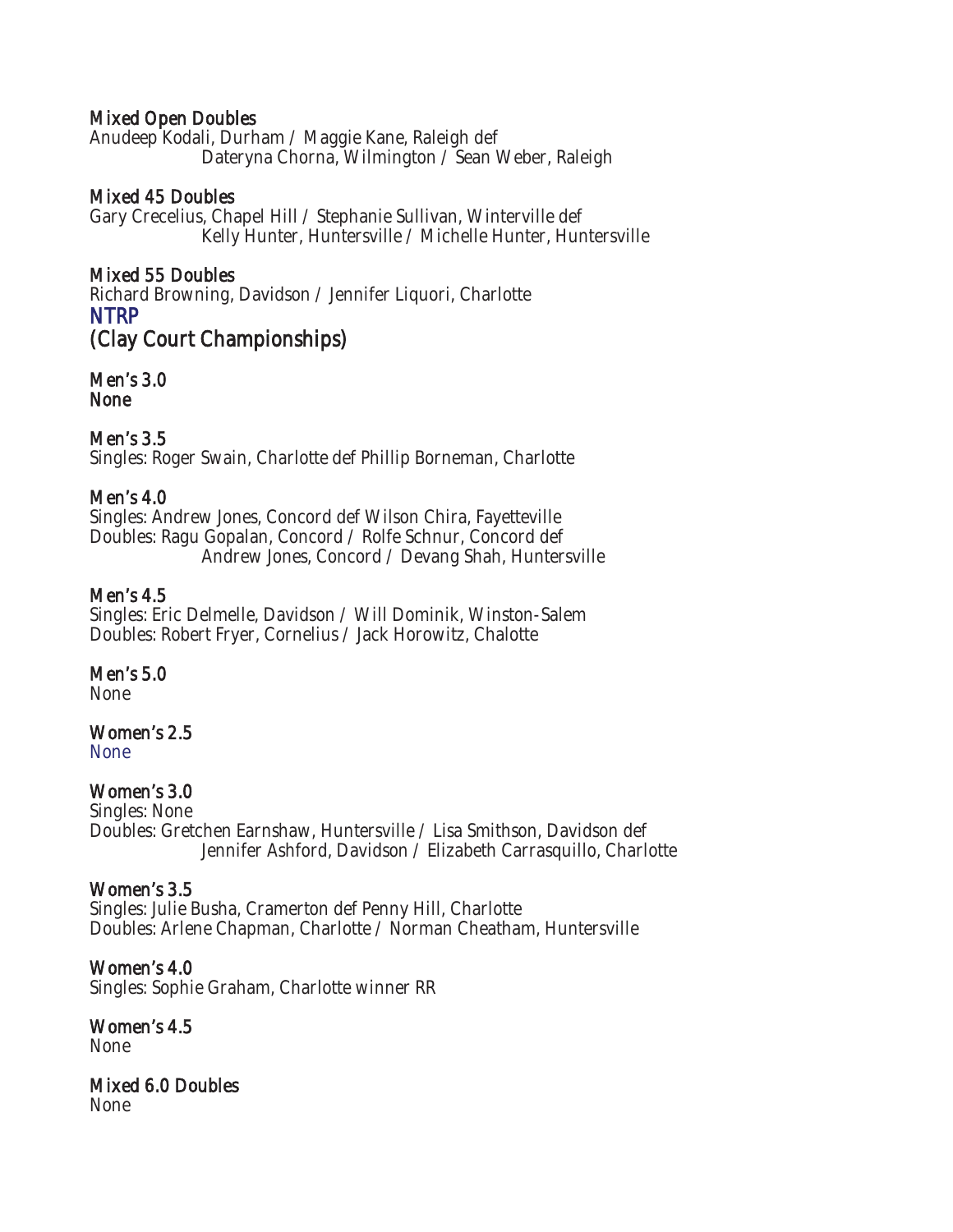### Mixed Open Doubles
Anudeep Kodali, Durham / Maggie Kane, Raleigh def
Dateryna Chorna, Wilmington / Sean Weber, Raleigh

### Mixed 45 Doubles
Gary Crecelius, Chapel Hill / Stephanie Sullivan, Winterville def
Kelly Hunter, Huntersville / Michelle Hunter, Huntersville

### Mixed 55 Doubles
Richard Browning, Davidson / Jennifer Liquori, Charlotte

## NTRP
## (Clay Court Championships)

### Men's 3.0
None

### Men's 3.5
Singles: Roger Swain, Charlotte def Phillip Borneman, Charlotte

### Men's 4.0
Singles: Andrew Jones, Concord def Wilson Chira, Fayetteville
Doubles: Ragu Gopalan, Concord / Rolfe Schnur, Concord def
Andrew Jones, Concord / Devang Shah, Huntersville

### Men's 4.5
Singles: Eric Delmelle, Davidson / Will Dominik, Winston-Salem
Doubles: Robert Fryer, Cornelius / Jack Horowitz, Chalotte

### Men's 5.0
None

### Women's 2.5
None

### Women's 3.0
Singles: None
Doubles: Gretchen Earnshaw, Huntersville / Lisa Smithson, Davidson def
Jennifer Ashford, Davidson / Elizabeth Carrasquillo, Charlotte

### Women's 3.5
Singles: Julie Busha, Cramerton def Penny Hill, Charlotte
Doubles: Arlene Chapman, Charlotte / Norman Cheatham, Huntersville

### Women's 4.0
Singles: Sophie Graham, Charlotte winner RR

### Women's 4.5
None

### Mixed 6.0 Doubles
None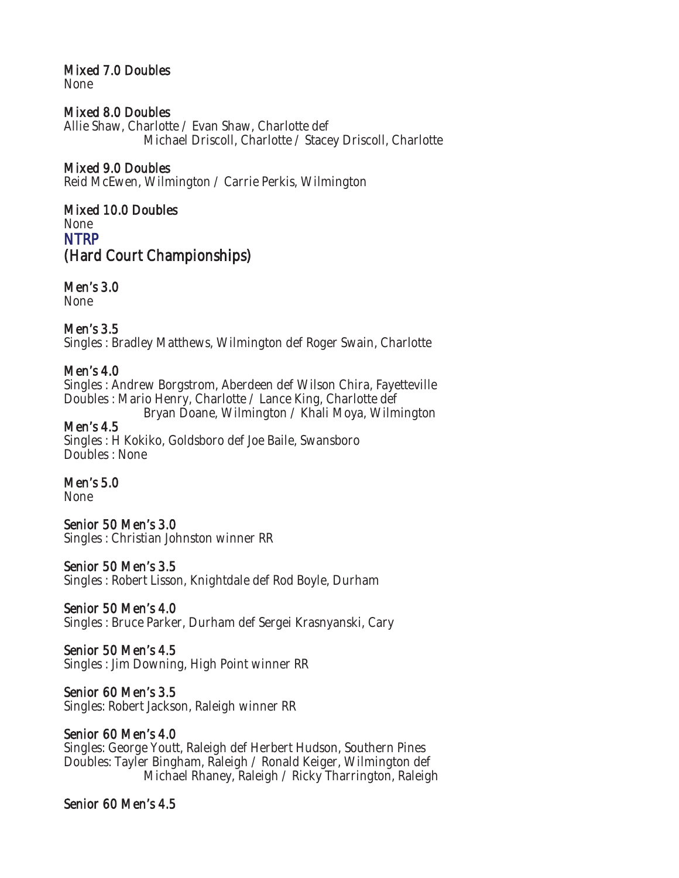**Mixed 7.0 Doubles**
None

**Mixed 8.0 Doubles**
Allie Shaw, Charlotte / Evan Shaw, Charlotte def
Michael Driscoll, Charlotte / Stacey Driscoll, Charlotte

**Mixed 9.0 Doubles**
Reid McEwen, Wilmington / Carrie Perkis, Wilmington

**Mixed 10.0 Doubles**
None

## NTRP
## (Hard Court Championships)

**Men's 3.0**
None

**Men's 3.5**
Singles : Bradley Matthews, Wilmington def Roger Swain, Charlotte

**Men's 4.0**
Singles : Andrew Borgstrom, Aberdeen def Wilson Chira, Fayetteville
Doubles : Mario Henry, Charlotte / Lance King, Charlotte def
Bryan Doane, Wilmington / Khali Moya, Wilmington

**Men's 4.5**
Singles : H Kokiko, Goldsboro def Joe Baile, Swansboro
Doubles : None

**Men's 5.0**
None

**Senior 50 Men's 3.0**
Singles : Christian Johnston winner RR

**Senior 50 Men's 3.5**
Singles : Robert Lisson, Knightdale def Rod Boyle, Durham

**Senior 50 Men's 4.0**
Singles : Bruce Parker, Durham def Sergei Krasnyanski, Cary

**Senior 50 Men's 4.5**
Singles : Jim Downing, High Point winner RR

**Senior 60 Men's 3.5**
Singles: Robert Jackson, Raleigh winner RR

**Senior 60 Men's 4.0**
Singles: George Youtt, Raleigh def Herbert Hudson, Southern Pines
Doubles: Tayler Bingham, Raleigh / Ronald Keiger, Wilmington def
Michael Rhaney, Raleigh / Ricky Tharrington, Raleigh

**Senior 60 Men's 4.5**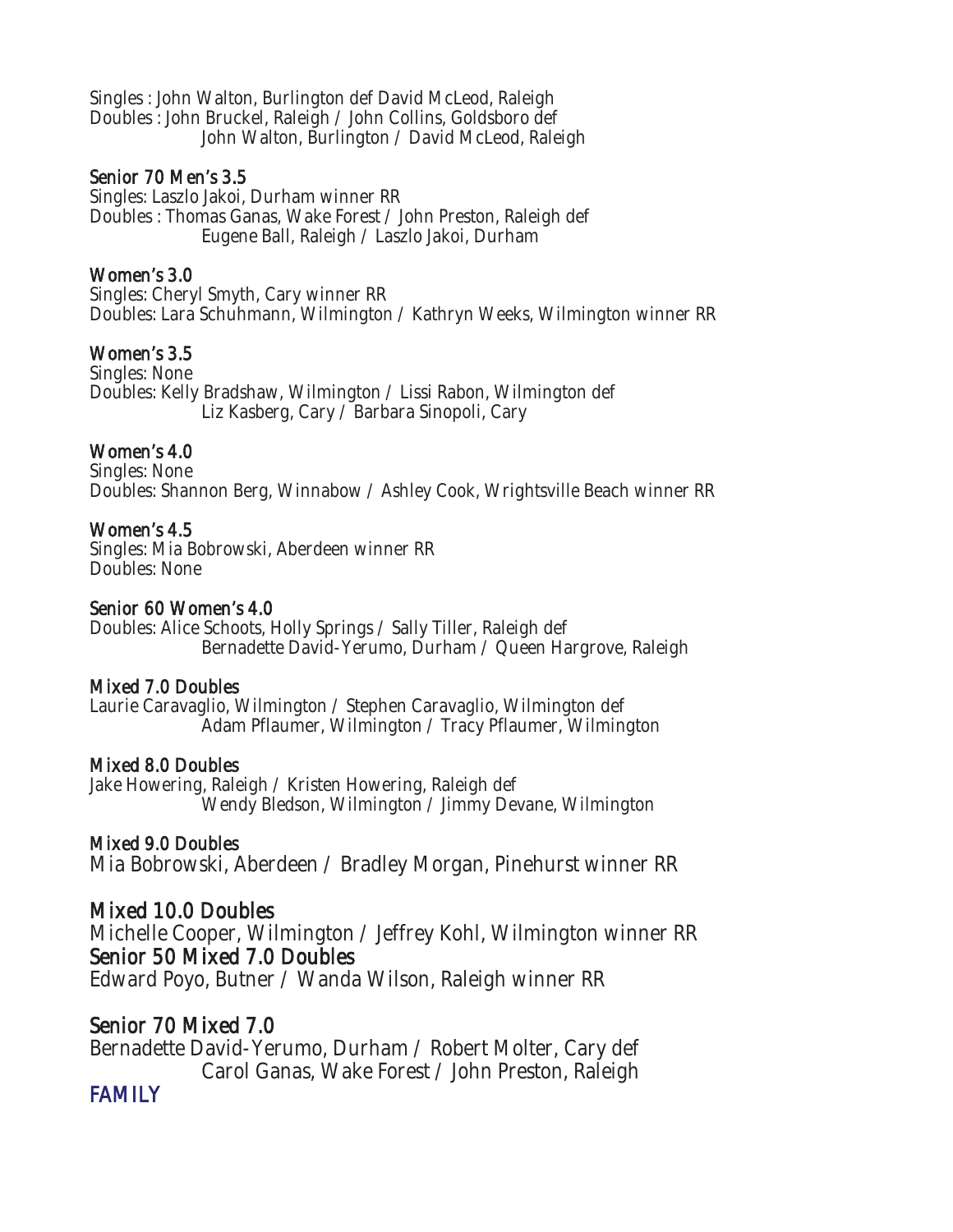Singles : John Walton, Burlington def David McLeod, Raleigh
Doubles : John Bruckel, Raleigh / John Collins, Goldsboro def
John Walton, Burlington / David McLeod, Raleigh

### Senior 70 Men's 3.5

Singles: Laszlo Jakoi, Durham winner RR
Doubles : Thomas Ganas, Wake Forest / John Preston, Raleigh def
Eugene Ball, Raleigh / Laszlo Jakoi, Durham

### Women's 3.0

Singles: Cheryl Smyth, Cary winner RR
Doubles: Lara Schuhmann, Wilmington / Kathryn Weeks, Wilmington winner RR

### Women's 3.5

Singles: None
Doubles: Kelly Bradshaw, Wilmington / Lissi Rabon, Wilmington def
Liz Kasberg, Cary / Barbara Sinopoli, Cary

### Women's 4.0

Singles: None
Doubles: Shannon Berg, Winnabow / Ashley Cook, Wrightsville Beach winner RR

### Women's 4.5

Singles: Mia Bobrowski, Aberdeen winner RR
Doubles: None

### Senior 60 Women's 4.0

Doubles: Alice Schoots, Holly Springs / Sally Tiller, Raleigh def
Bernadette David-Yerumo, Durham / Queen Hargrove, Raleigh

### Mixed 7.0 Doubles

Laurie Caravaglio, Wilmington / Stephen Caravaglio, Wilmington def
Adam Pflaumer, Wilmington / Tracy Pflaumer, Wilmington

### Mixed 8.0 Doubles

Jake Howering, Raleigh / Kristen Howering, Raleigh def
Wendy Bledson, Wilmington / Jimmy Devane, Wilmington

### Mixed 9.0 Doubles

Mia Bobrowski, Aberdeen / Bradley Morgan, Pinehurst winner RR

### Mixed 10.0 Doubles

Michelle Cooper, Wilmington / Jeffrey Kohl, Wilmington winner RR

### Senior 50 Mixed 7.0 Doubles

Edward Poyo, Butner / Wanda Wilson, Raleigh winner RR

### Senior 70 Mixed 7.0

Bernadette David-Yerumo, Durham / Robert Molter, Cary def
Carol Ganas, Wake Forest / John Preston, Raleigh

## FAMILY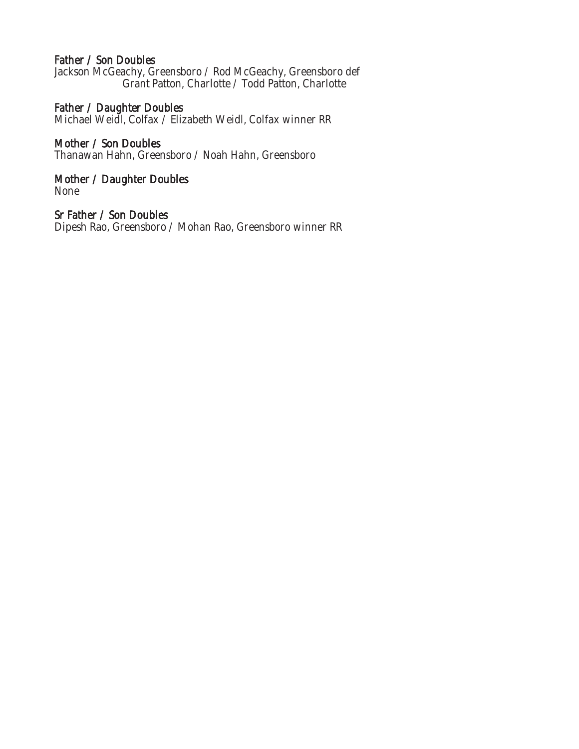### Father / Son Doubles

Jackson McGeachy, Greensboro / Rod McGeachy, Greensboro def
Grant Patton, Charlotte / Todd Patton, Charlotte

### Father / Daughter Doubles

Michael Weidl, Colfax / Elizabeth Weidl, Colfax winner RR

### Mother / Son Doubles

Thanawan Hahn, Greensboro / Noah Hahn, Greensboro

### Mother / Daughter Doubles

None

### Sr Father / Son Doubles

Dipesh Rao, Greensboro / Mohan Rao, Greensboro winner RR